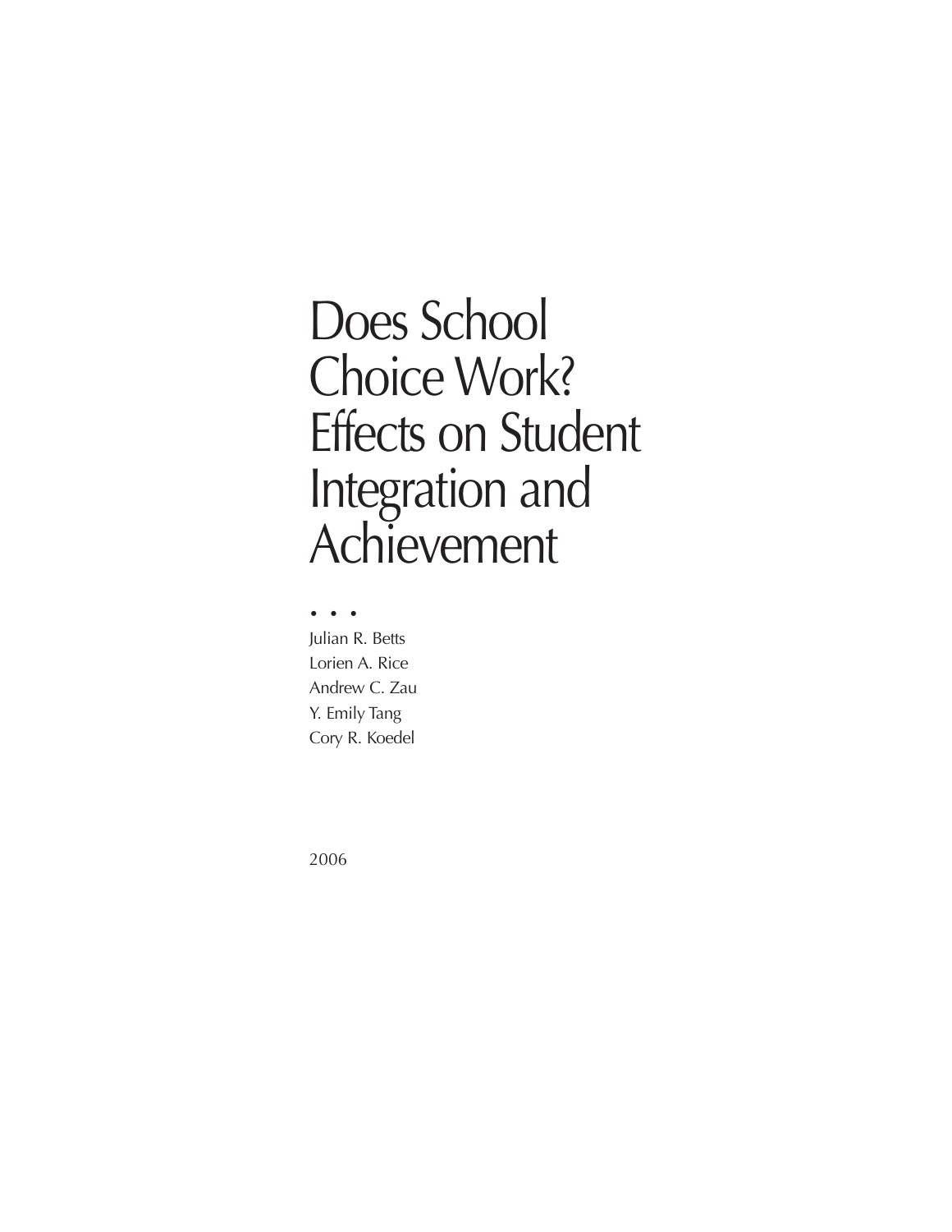# Does School Choice Work? Effects on Student Integration and Achievement

• • •

Julian R. Betts
Lorien A. Rice
Andrew C. Zau
Y. Emily Tang
Cory R. Koedel

2006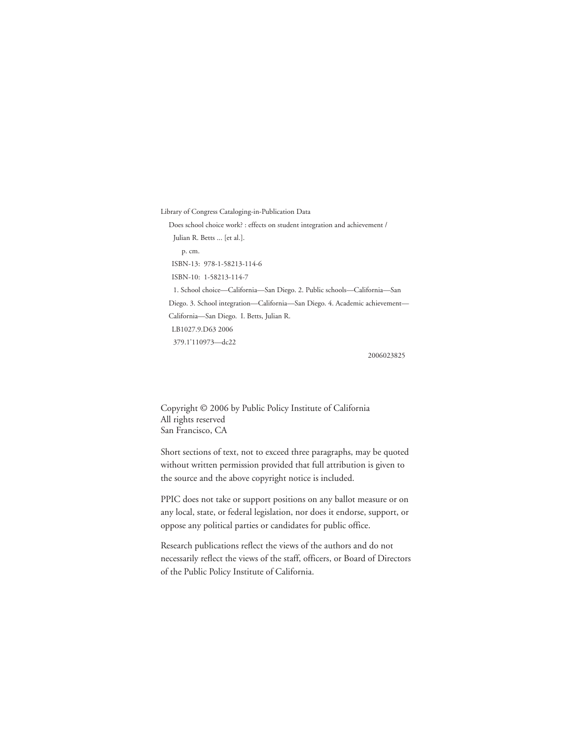Library of Congress Cataloging-in-Publication Data

Does school choice work? : effects on student integration and achievement /
Julian R. Betts ... [et al.].

p. cm.

ISBN-13: 978-1-58213-114-6

ISBN-10: 1-58213-114-7

1. School choice—California—San Diego. 2. Public schools—California—San Diego. 3. School integration—California—San Diego. 4. Academic achievement—California—San Diego. I. Betts, Julian R.

LB1027.9.D63 2006

379.1'110973—dc22

2006023825

Copyright © 2006 by Public Policy Institute of California
All rights reserved
San Francisco, CA

Short sections of text, not to exceed three paragraphs, may be quoted without written permission provided that full attribution is given to the source and the above copyright notice is included.

PPIC does not take or support positions on any ballot measure or on any local, state, or federal legislation, nor does it endorse, support, or oppose any political parties or candidates for public office.

Research publications reflect the views of the authors and do not necessarily reflect the views of the staff, officers, or Board of Directors of the Public Policy Institute of California.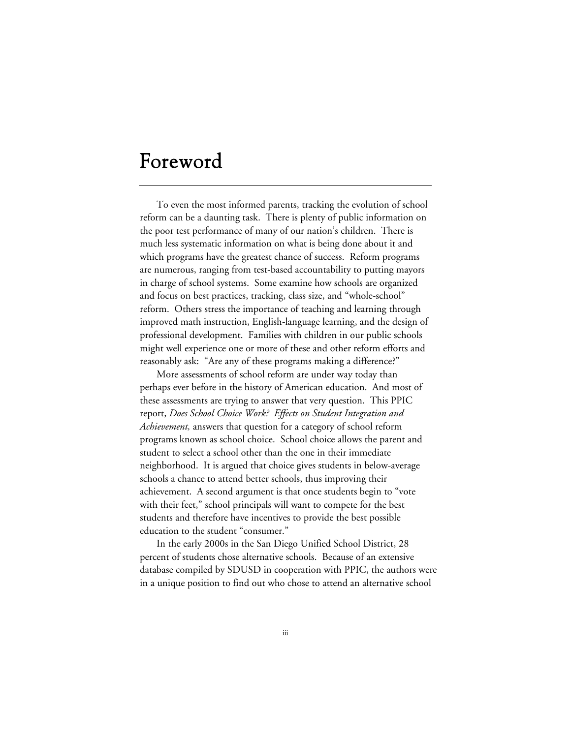# Foreword

To even the most informed parents, tracking the evolution of school reform can be a daunting task. There is plenty of public information on the poor test performance of many of our nation's children. There is much less systematic information on what is being done about it and which programs have the greatest chance of success. Reform programs are numerous, ranging from test-based accountability to putting mayors in charge of school systems. Some examine how schools are organized and focus on best practices, tracking, class size, and "whole-school" reform. Others stress the importance of teaching and learning through improved math instruction, English-language learning, and the design of professional development. Families with children in our public schools might well experience one or more of these and other reform efforts and reasonably ask: "Are any of these programs making a difference?"

More assessments of school reform are under way today than perhaps ever before in the history of American education. And most of these assessments are trying to answer that very question. This PPIC report, *Does School Choice Work? Effects on Student Integration and Achievement,* answers that question for a category of school reform programs known as school choice. School choice allows the parent and student to select a school other than the one in their immediate neighborhood. It is argued that choice gives students in below-average schools a chance to attend better schools, thus improving their achievement. A second argument is that once students begin to "vote with their feet," school principals will want to compete for the best students and therefore have incentives to provide the best possible education to the student "consumer."

In the early 2000s in the San Diego Unified School District, 28 percent of students chose alternative schools. Because of an extensive database compiled by SDUSD in cooperation with PPIC, the authors were in a unique position to find out who chose to attend an alternative school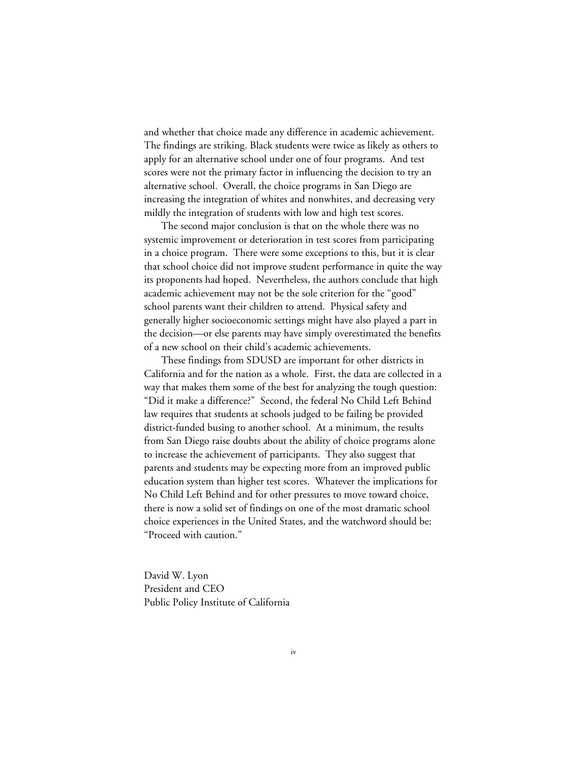and whether that choice made any difference in academic achievement. The findings are striking. Black students were twice as likely as others to apply for an alternative school under one of four programs. And test scores were not the primary factor in influencing the decision to try an alternative school. Overall, the choice programs in San Diego are increasing the integration of whites and nonwhites, and decreasing very mildly the integration of students with low and high test scores.

The second major conclusion is that on the whole there was no systemic improvement or deterioration in test scores from participating in a choice program. There were some exceptions to this, but it is clear that school choice did not improve student performance in quite the way its proponents had hoped. Nevertheless, the authors conclude that high academic achievement may not be the sole criterion for the "good" school parents want their children to attend. Physical safety and generally higher socioeconomic settings might have also played a part in the decision—or else parents may have simply overestimated the benefits of a new school on their child's academic achievements.

These findings from SDUSD are important for other districts in California and for the nation as a whole. First, the data are collected in a way that makes them some of the best for analyzing the tough question: "Did it make a difference?" Second, the federal No Child Left Behind law requires that students at schools judged to be failing be provided district-funded busing to another school. At a minimum, the results from San Diego raise doubts about the ability of choice programs alone to increase the achievement of participants. They also suggest that parents and students may be expecting more from an improved public education system than higher test scores. Whatever the implications for No Child Left Behind and for other pressures to move toward choice, there is now a solid set of findings on one of the most dramatic school choice experiences in the United States, and the watchword should be: "Proceed with caution."

David W. Lyon
President and CEO
Public Policy Institute of California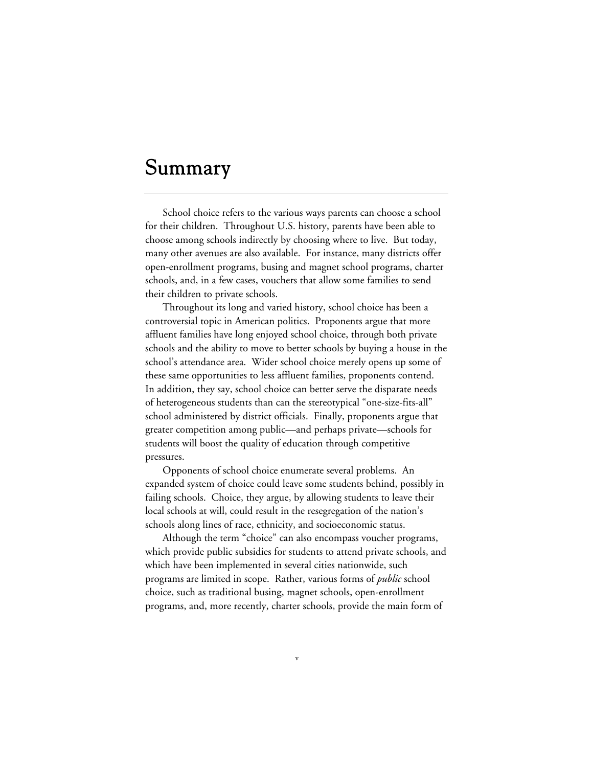# Summary

School choice refers to the various ways parents can choose a school for their children. Throughout U.S. history, parents have been able to choose among schools indirectly by choosing where to live. But today, many other avenues are also available. For instance, many districts offer open-enrollment programs, busing and magnet school programs, charter schools, and, in a few cases, vouchers that allow some families to send their children to private schools.

Throughout its long and varied history, school choice has been a controversial topic in American politics. Proponents argue that more affluent families have long enjoyed school choice, through both private schools and the ability to move to better schools by buying a house in the school's attendance area. Wider school choice merely opens up some of these same opportunities to less affluent families, proponents contend. In addition, they say, school choice can better serve the disparate needs of heterogeneous students than can the stereotypical "one-size-fits-all" school administered by district officials. Finally, proponents argue that greater competition among public—and perhaps private—schools for students will boost the quality of education through competitive pressures.

Opponents of school choice enumerate several problems. An expanded system of choice could leave some students behind, possibly in failing schools. Choice, they argue, by allowing students to leave their local schools at will, could result in the resegregation of the nation's schools along lines of race, ethnicity, and socioeconomic status.

Although the term "choice" can also encompass voucher programs, which provide public subsidies for students to attend private schools, and which have been implemented in several cities nationwide, such programs are limited in scope. Rather, various forms of *public* school choice, such as traditional busing, magnet schools, open-enrollment programs, and, more recently, charter schools, provide the main form of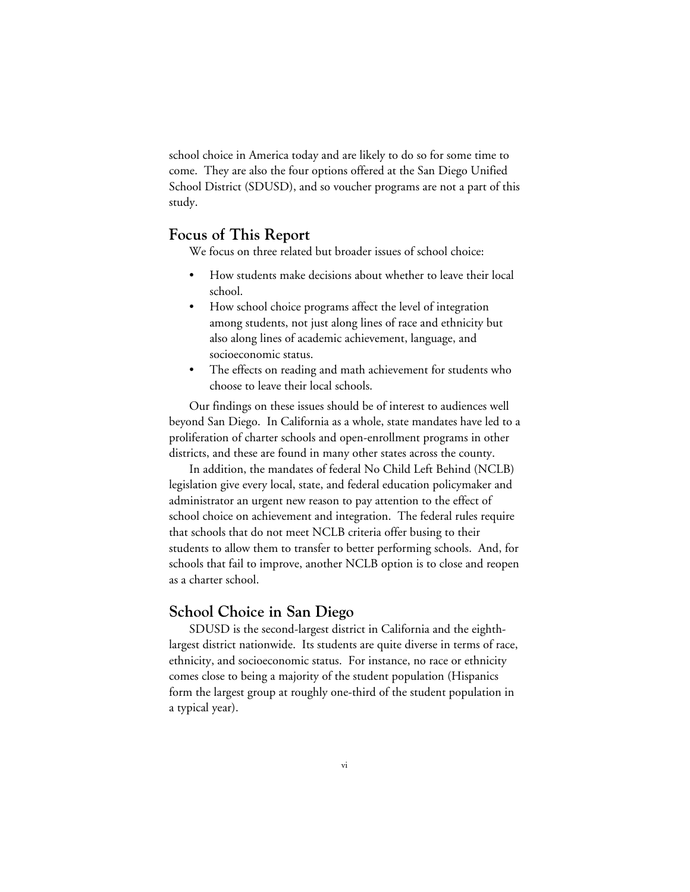school choice in America today and are likely to do so for some time to come. They are also the four options offered at the San Diego Unified School District (SDUSD), and so voucher programs are not a part of this study.

## Focus of This Report

We focus on three related but broader issues of school choice:

- How students make decisions about whether to leave their local school.
- How school choice programs affect the level of integration among students, not just along lines of race and ethnicity but also along lines of academic achievement, language, and socioeconomic status.
- The effects on reading and math achievement for students who choose to leave their local schools.

Our findings on these issues should be of interest to audiences well beyond San Diego. In California as a whole, state mandates have led to a proliferation of charter schools and open-enrollment programs in other districts, and these are found in many other states across the county.

In addition, the mandates of federal No Child Left Behind (NCLB) legislation give every local, state, and federal education policymaker and administrator an urgent new reason to pay attention to the effect of school choice on achievement and integration. The federal rules require that schools that do not meet NCLB criteria offer busing to their students to allow them to transfer to better performing schools. And, for schools that fail to improve, another NCLB option is to close and reopen as a charter school.

## School Choice in San Diego

SDUSD is the second-largest district in California and the eighth-largest district nationwide. Its students are quite diverse in terms of race, ethnicity, and socioeconomic status. For instance, no race or ethnicity comes close to being a majority of the student population (Hispanics form the largest group at roughly one-third of the student population in a typical year).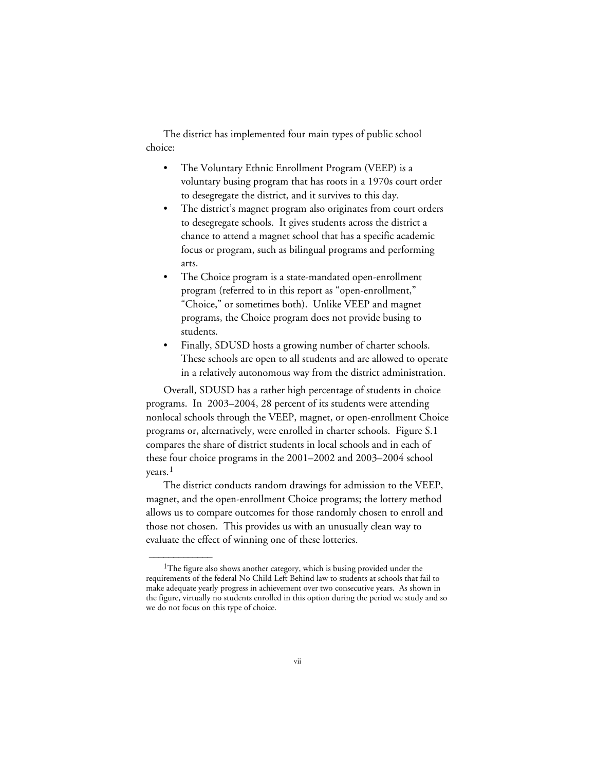The district has implemented four main types of public school choice:

- The Voluntary Ethnic Enrollment Program (VEEP) is a voluntary busing program that has roots in a 1970s court order to desegregate the district, and it survives to this day.
- The district's magnet program also originates from court orders to desegregate schools. It gives students across the district a chance to attend a magnet school that has a specific academic focus or program, such as bilingual programs and performing arts.
- The Choice program is a state-mandated open-enrollment program (referred to in this report as "open-enrollment," "Choice," or sometimes both). Unlike VEEP and magnet programs, the Choice program does not provide busing to students.
- Finally, SDUSD hosts a growing number of charter schools. These schools are open to all students and are allowed to operate in a relatively autonomous way from the district administration.

Overall, SDUSD has a rather high percentage of students in choice programs. In 2003–2004, 28 percent of its students were attending nonlocal schools through the VEEP, magnet, or open-enrollment Choice programs or, alternatively, were enrolled in charter schools. Figure S.1 compares the share of district students in local schools and in each of these four choice programs in the 2001–2002 and 2003–2004 school years.[1]

The district conducts random drawings for admission to the VEEP, magnet, and the open-enrollment Choice programs; the lottery method allows us to compare outcomes for those randomly chosen to enroll and those not chosen. This provides us with an unusually clean way to evaluate the effect of winning one of these lotteries.

---

[1]The figure also shows another category, which is busing provided under the requirements of the federal No Child Left Behind law to students at schools that fail to make adequate yearly progress in achievement over two consecutive years. As shown in the figure, virtually no students enrolled in this option during the period we study and so we do not focus on this type of choice.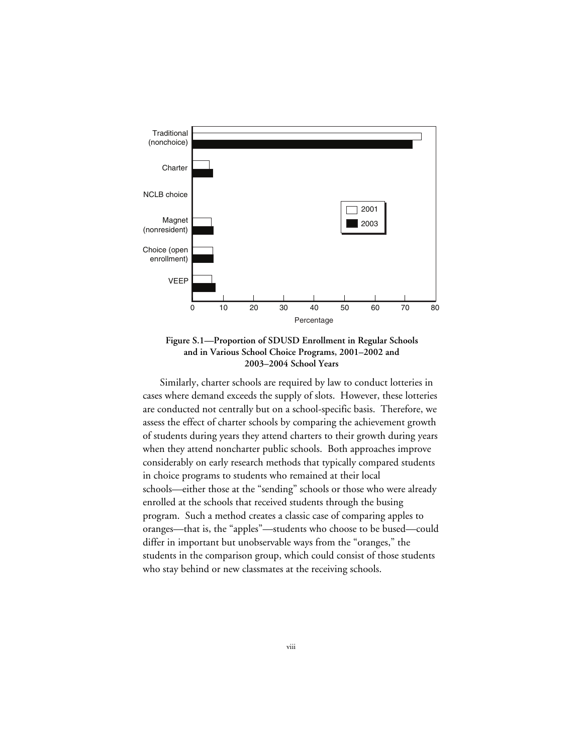**Figure S.1—Proportion of SDUSD Enrollment in Regular Schools and in Various School Choice Programs, 2001–2002 and 2003–2004 School Years**

Similarly, charter schools are required by law to conduct lotteries in cases where demand exceeds the supply of slots. However, these lotteries are conducted not centrally but on a school-specific basis. Therefore, we assess the effect of charter schools by comparing the achievement growth of students during years they attend charters to their growth during years when they attend noncharter public schools. Both approaches improve considerably on early research methods that typically compared students in choice programs to students who remained at their local schools—either those at the "sending" schools or those who were already enrolled at the schools that received students through the busing program. Such a method creates a classic case of comparing apples to oranges—that is, the "apples"—students who choose to be bused—could differ in important but unobservable ways from the "oranges," the students in the comparison group, which could consist of those students who stay behind or new classmates at the receiving schools.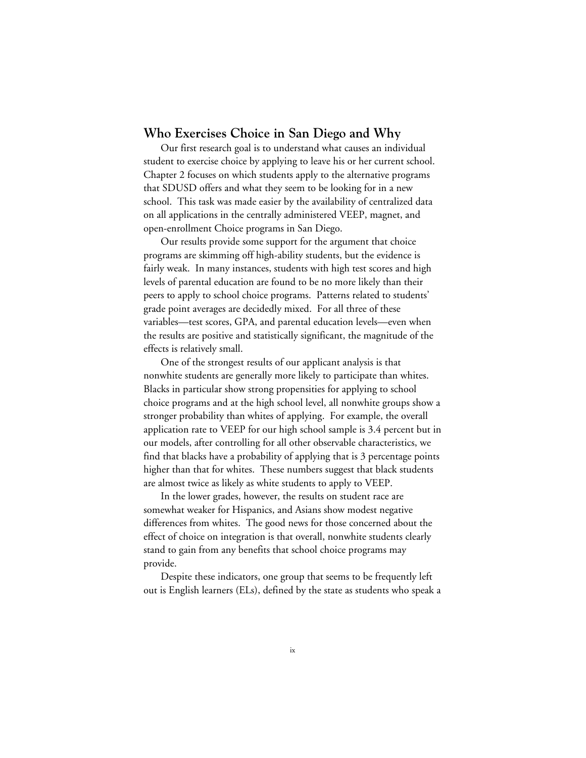## Who Exercises Choice in San Diego and Why

Our first research goal is to understand what causes an individual student to exercise choice by applying to leave his or her current school. Chapter 2 focuses on which students apply to the alternative programs that SDUSD offers and what they seem to be looking for in a new school. This task was made easier by the availability of centralized data on all applications in the centrally administered VEEP, magnet, and open-enrollment Choice programs in San Diego.

Our results provide some support for the argument that choice programs are skimming off high-ability students, but the evidence is fairly weak. In many instances, students with high test scores and high levels of parental education are found to be no more likely than their peers to apply to school choice programs. Patterns related to students' grade point averages are decidedly mixed. For all three of these variables—test scores, GPA, and parental education levels—even when the results are positive and statistically significant, the magnitude of the effects is relatively small.

One of the strongest results of our applicant analysis is that nonwhite students are generally more likely to participate than whites. Blacks in particular show strong propensities for applying to school choice programs and at the high school level, all nonwhite groups show a stronger probability than whites of applying. For example, the overall application rate to VEEP for our high school sample is 3.4 percent but in our models, after controlling for all other observable characteristics, we find that blacks have a probability of applying that is 3 percentage points higher than that for whites. These numbers suggest that black students are almost twice as likely as white students to apply to VEEP.

In the lower grades, however, the results on student race are somewhat weaker for Hispanics, and Asians show modest negative differences from whites. The good news for those concerned about the effect of choice on integration is that overall, nonwhite students clearly stand to gain from any benefits that school choice programs may provide.

Despite these indicators, one group that seems to be frequently left out is English learners (ELs), defined by the state as students who speak a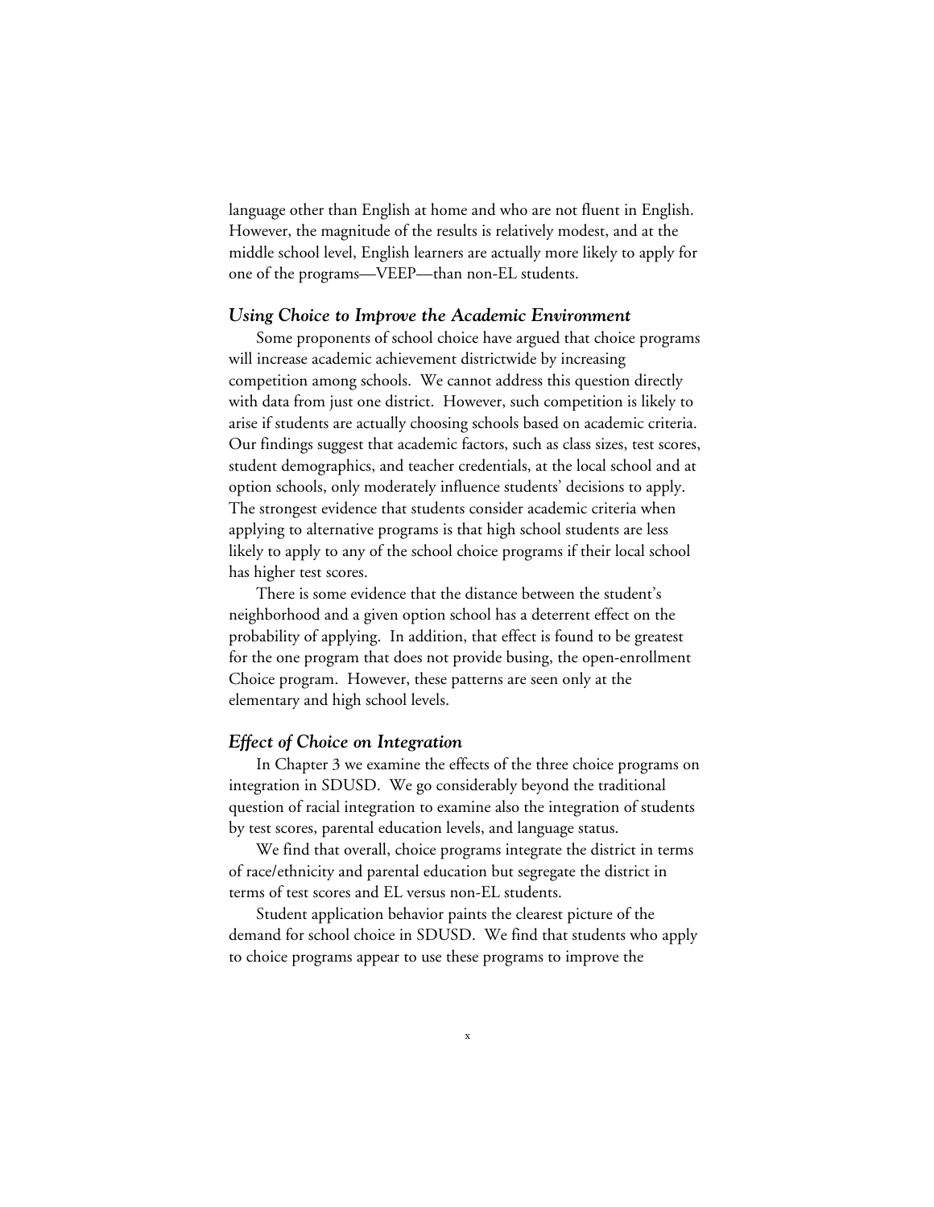language other than English at home and who are not fluent in English. However, the magnitude of the results is relatively modest, and at the middle school level, English learners are actually more likely to apply for one of the programs—VEEP—than non-EL students.

### *Using Choice to Improve the Academic Environment*

Some proponents of school choice have argued that choice programs will increase academic achievement districtwide by increasing competition among schools. We cannot address this question directly with data from just one district. However, such competition is likely to arise if students are actually choosing schools based on academic criteria. Our findings suggest that academic factors, such as class sizes, test scores, student demographics, and teacher credentials, at the local school and at option schools, only moderately influence students' decisions to apply. The strongest evidence that students consider academic criteria when applying to alternative programs is that high school students are less likely to apply to any of the school choice programs if their local school has higher test scores.

There is some evidence that the distance between the student's neighborhood and a given option school has a deterrent effect on the probability of applying. In addition, that effect is found to be greatest for the one program that does not provide busing, the open-enrollment Choice program. However, these patterns are seen only at the elementary and high school levels.

### *Effect of Choice on Integration*

In Chapter 3 we examine the effects of the three choice programs on integration in SDUSD. We go considerably beyond the traditional question of racial integration to examine also the integration of students by test scores, parental education levels, and language status.

We find that overall, choice programs integrate the district in terms of race/ethnicity and parental education but segregate the district in terms of test scores and EL versus non-EL students.

Student application behavior paints the clearest picture of the demand for school choice in SDUSD. We find that students who apply to choice programs appear to use these programs to improve the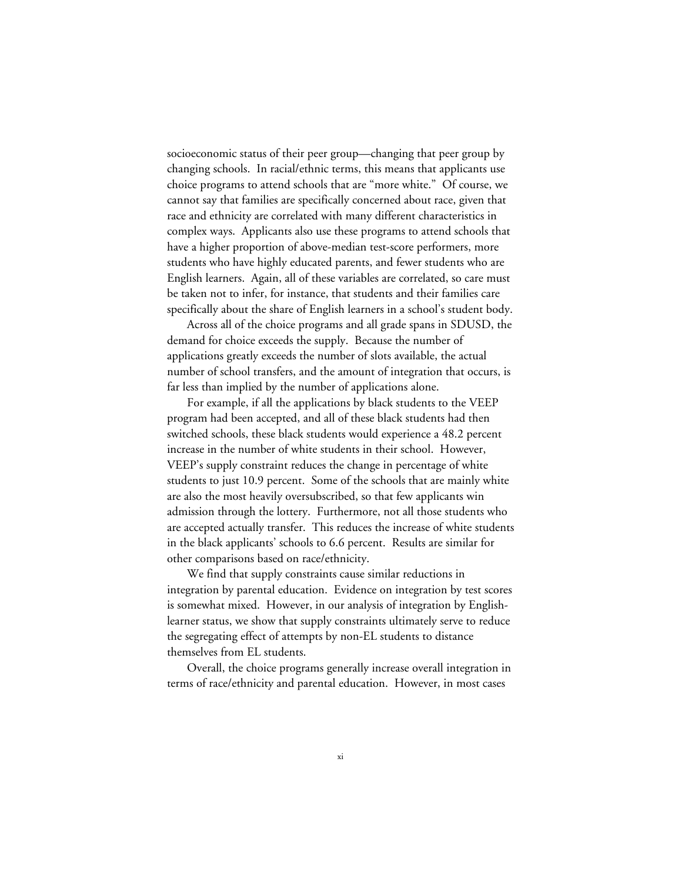socioeconomic status of their peer group—changing that peer group by changing schools. In racial/ethnic terms, this means that applicants use choice programs to attend schools that are "more white." Of course, we cannot say that families are specifically concerned about race, given that race and ethnicity are correlated with many different characteristics in complex ways. Applicants also use these programs to attend schools that have a higher proportion of above-median test-score performers, more students who have highly educated parents, and fewer students who are English learners. Again, all of these variables are correlated, so care must be taken not to infer, for instance, that students and their families care specifically about the share of English learners in a school's student body.

Across all of the choice programs and all grade spans in SDUSD, the demand for choice exceeds the supply. Because the number of applications greatly exceeds the number of slots available, the actual number of school transfers, and the amount of integration that occurs, is far less than implied by the number of applications alone.

For example, if all the applications by black students to the VEEP program had been accepted, and all of these black students had then switched schools, these black students would experience a 48.2 percent increase in the number of white students in their school. However, VEEP's supply constraint reduces the change in percentage of white students to just 10.9 percent. Some of the schools that are mainly white are also the most heavily oversubscribed, so that few applicants win admission through the lottery. Furthermore, not all those students who are accepted actually transfer. This reduces the increase of white students in the black applicants' schools to 6.6 percent. Results are similar for other comparisons based on race/ethnicity.

We find that supply constraints cause similar reductions in integration by parental education. Evidence on integration by test scores is somewhat mixed. However, in our analysis of integration by English-learner status, we show that supply constraints ultimately serve to reduce the segregating effect of attempts by non-EL students to distance themselves from EL students.

Overall, the choice programs generally increase overall integration in terms of race/ethnicity and parental education. However, in most cases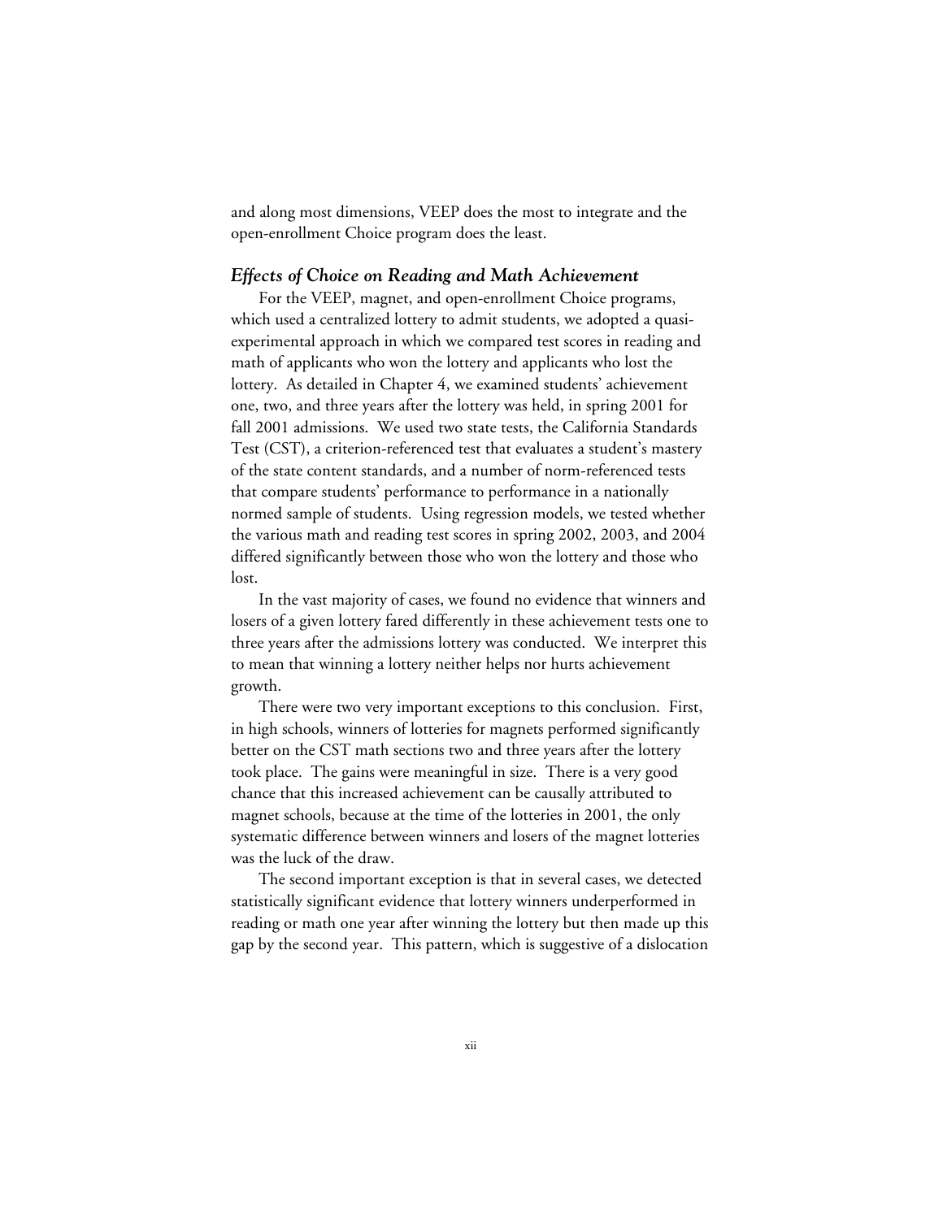and along most dimensions, VEEP does the most to integrate and the open-enrollment Choice program does the least.

### *Effects of Choice on Reading and Math Achievement*

For the VEEP, magnet, and open-enrollment Choice programs, which used a centralized lottery to admit students, we adopted a quasi-experimental approach in which we compared test scores in reading and math of applicants who won the lottery and applicants who lost the lottery. As detailed in Chapter 4, we examined students' achievement one, two, and three years after the lottery was held, in spring 2001 for fall 2001 admissions. We used two state tests, the California Standards Test (CST), a criterion-referenced test that evaluates a student's mastery of the state content standards, and a number of norm-referenced tests that compare students' performance to performance in a nationally normed sample of students. Using regression models, we tested whether the various math and reading test scores in spring 2002, 2003, and 2004 differed significantly between those who won the lottery and those who lost.

In the vast majority of cases, we found no evidence that winners and losers of a given lottery fared differently in these achievement tests one to three years after the admissions lottery was conducted. We interpret this to mean that winning a lottery neither helps nor hurts achievement growth.

There were two very important exceptions to this conclusion. First, in high schools, winners of lotteries for magnets performed significantly better on the CST math sections two and three years after the lottery took place. The gains were meaningful in size. There is a very good chance that this increased achievement can be causally attributed to magnet schools, because at the time of the lotteries in 2001, the only systematic difference between winners and losers of the magnet lotteries was the luck of the draw.

The second important exception is that in several cases, we detected statistically significant evidence that lottery winners underperformed in reading or math one year after winning the lottery but then made up this gap by the second year. This pattern, which is suggestive of a dislocation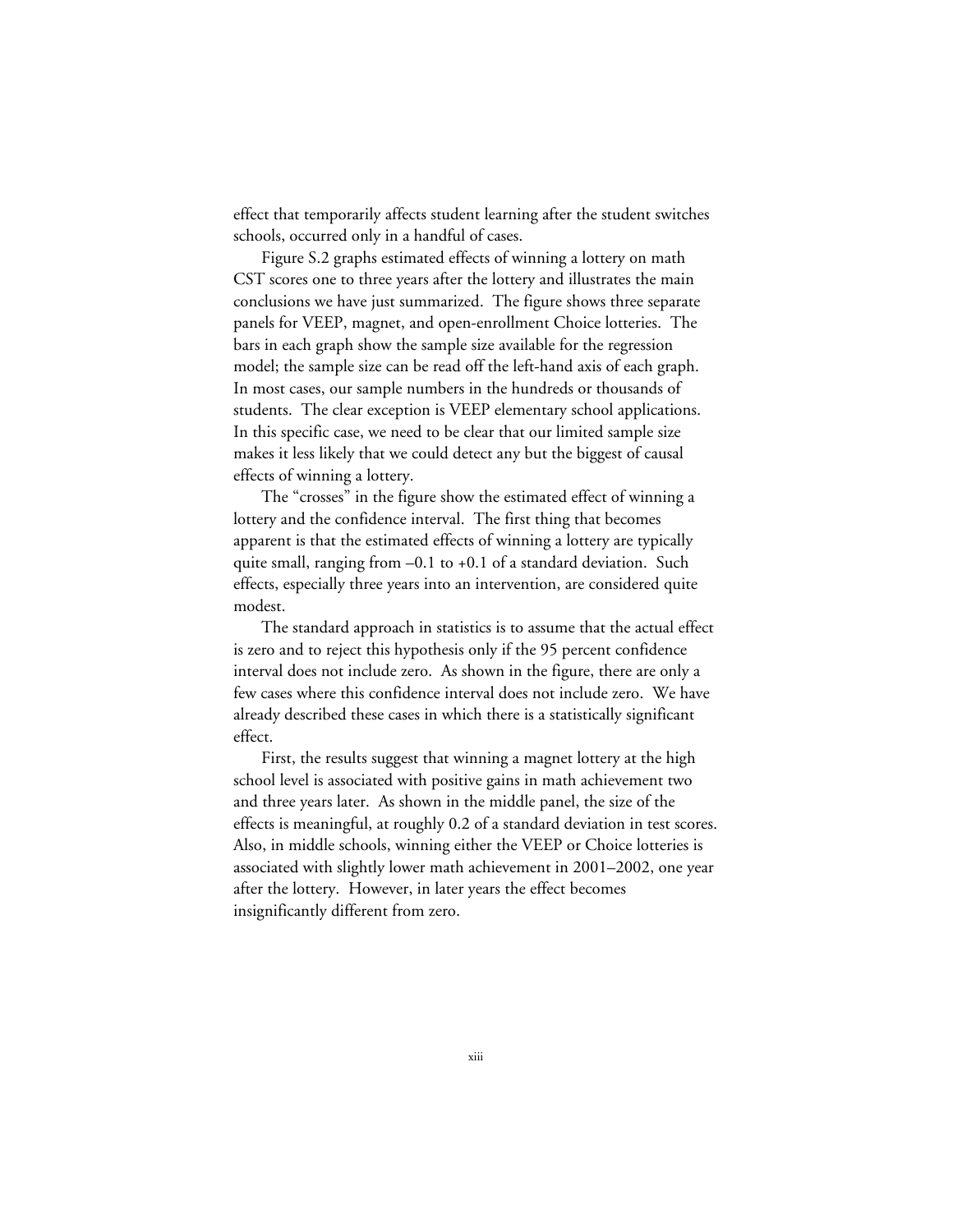effect that temporarily affects student learning after the student switches schools, occurred only in a handful of cases.

Figure S.2 graphs estimated effects of winning a lottery on math CST scores one to three years after the lottery and illustrates the main conclusions we have just summarized. The figure shows three separate panels for VEEP, magnet, and open-enrollment Choice lotteries. The bars in each graph show the sample size available for the regression model; the sample size can be read off the left-hand axis of each graph. In most cases, our sample numbers in the hundreds or thousands of students. The clear exception is VEEP elementary school applications. In this specific case, we need to be clear that our limited sample size makes it less likely that we could detect any but the biggest of causal effects of winning a lottery.

The "crosses" in the figure show the estimated effect of winning a lottery and the confidence interval. The first thing that becomes apparent is that the estimated effects of winning a lottery are typically quite small, ranging from –0.1 to +0.1 of a standard deviation. Such effects, especially three years into an intervention, are considered quite modest.

The standard approach in statistics is to assume that the actual effect is zero and to reject this hypothesis only if the 95 percent confidence interval does not include zero. As shown in the figure, there are only a few cases where this confidence interval does not include zero. We have already described these cases in which there is a statistically significant effect.

First, the results suggest that winning a magnet lottery at the high school level is associated with positive gains in math achievement two and three years later. As shown in the middle panel, the size of the effects is meaningful, at roughly 0.2 of a standard deviation in test scores. Also, in middle schools, winning either the VEEP or Choice lotteries is associated with slightly lower math achievement in 2001–2002, one year after the lottery. However, in later years the effect becomes insignificantly different from zero.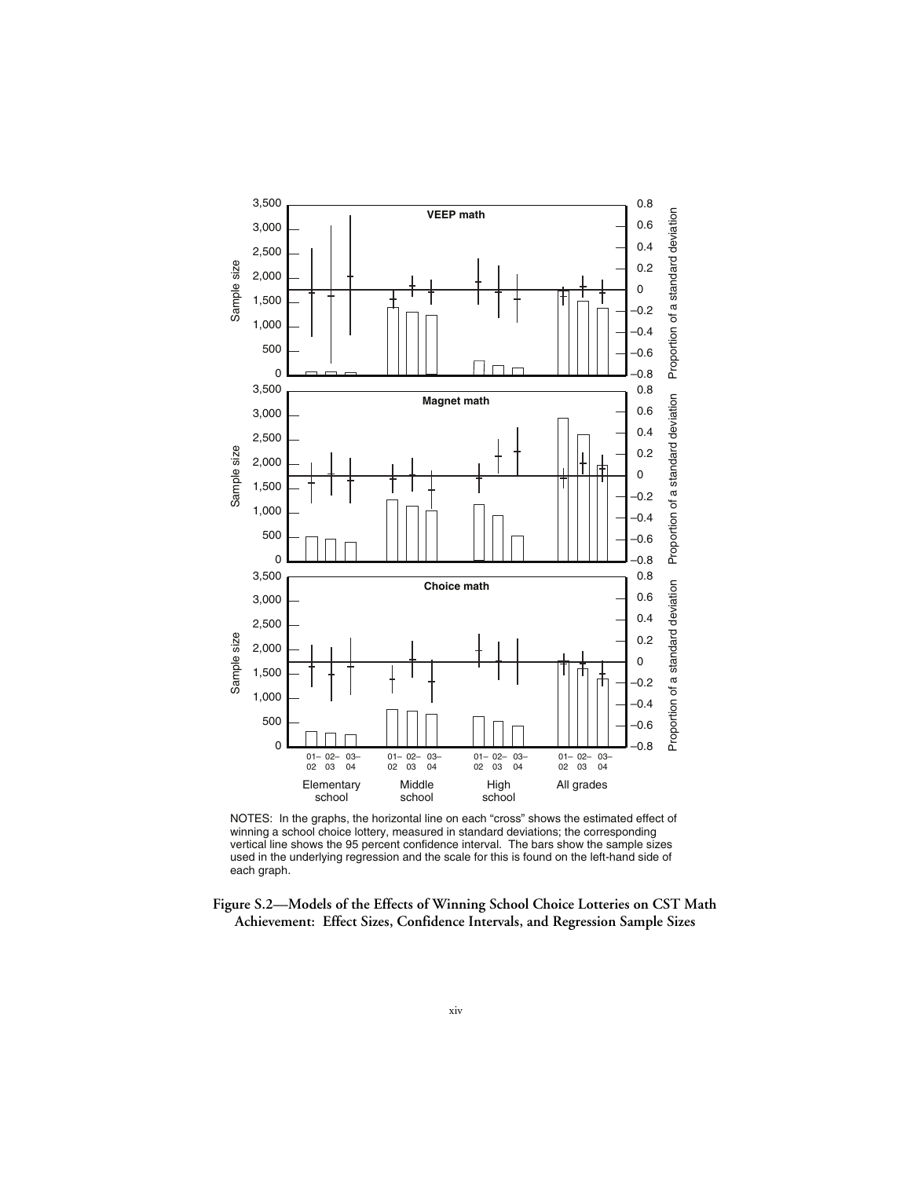NOTES: In the graphs, the horizontal line on each "cross" shows the estimated effect of winning a school choice lottery, measured in standard deviations; the corresponding vertical line shows the 95 percent confidence interval. The bars show the sample sizes used in the underlying regression and the scale for this is found on the left-hand side of each graph.

**Figure S.2—Models of the Effects of Winning School Choice Lotteries on CST Math Achievement: Effect Sizes, Confidence Intervals, and Regression Sample Sizes**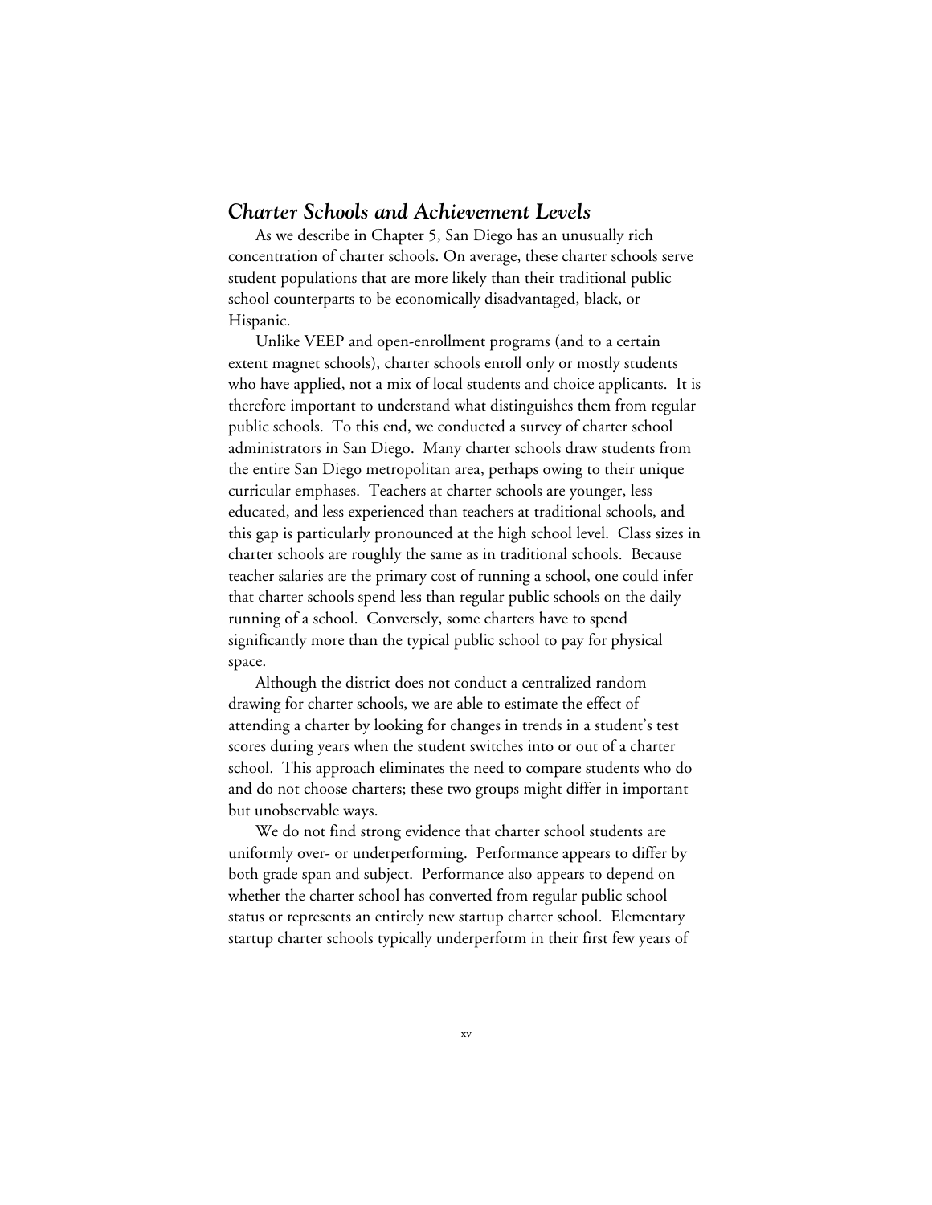## *Charter Schools and Achievement Levels*

As we describe in Chapter 5, San Diego has an unusually rich concentration of charter schools. On average, these charter schools serve student populations that are more likely than their traditional public school counterparts to be economically disadvantaged, black, or Hispanic.

Unlike VEEP and open-enrollment programs (and to a certain extent magnet schools), charter schools enroll only or mostly students who have applied, not a mix of local students and choice applicants. It is therefore important to understand what distinguishes them from regular public schools. To this end, we conducted a survey of charter school administrators in San Diego. Many charter schools draw students from the entire San Diego metropolitan area, perhaps owing to their unique curricular emphases. Teachers at charter schools are younger, less educated, and less experienced than teachers at traditional schools, and this gap is particularly pronounced at the high school level. Class sizes in charter schools are roughly the same as in traditional schools. Because teacher salaries are the primary cost of running a school, one could infer that charter schools spend less than regular public schools on the daily running of a school. Conversely, some charters have to spend significantly more than the typical public school to pay for physical space.

Although the district does not conduct a centralized random drawing for charter schools, we are able to estimate the effect of attending a charter by looking for changes in trends in a student's test scores during years when the student switches into or out of a charter school. This approach eliminates the need to compare students who do and do not choose charters; these two groups might differ in important but unobservable ways.

We do not find strong evidence that charter school students are uniformly over- or underperforming. Performance appears to differ by both grade span and subject. Performance also appears to depend on whether the charter school has converted from regular public school status or represents an entirely new startup charter school. Elementary startup charter schools typically underperform in their first few years of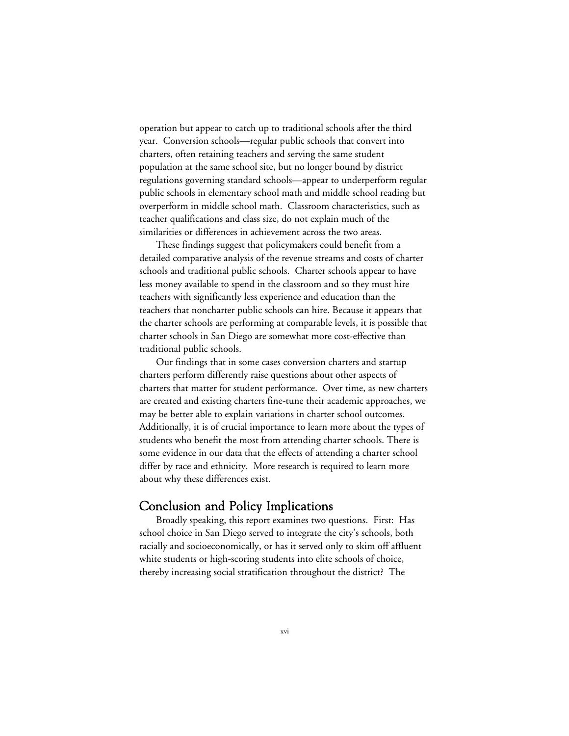operation but appear to catch up to traditional schools after the third year. Conversion schools—regular public schools that convert into charters, often retaining teachers and serving the same student population at the same school site, but no longer bound by district regulations governing standard schools—appear to underperform regular public schools in elementary school math and middle school reading but overperform in middle school math. Classroom characteristics, such as teacher qualifications and class size, do not explain much of the similarities or differences in achievement across the two areas.

These findings suggest that policymakers could benefit from a detailed comparative analysis of the revenue streams and costs of charter schools and traditional public schools. Charter schools appear to have less money available to spend in the classroom and so they must hire teachers with significantly less experience and education than the teachers that noncharter public schools can hire. Because it appears that the charter schools are performing at comparable levels, it is possible that charter schools in San Diego are somewhat more cost-effective than traditional public schools.

Our findings that in some cases conversion charters and startup charters perform differently raise questions about other aspects of charters that matter for student performance. Over time, as new charters are created and existing charters fine-tune their academic approaches, we may be better able to explain variations in charter school outcomes. Additionally, it is of crucial importance to learn more about the types of students who benefit the most from attending charter schools. There is some evidence in our data that the effects of attending a charter school differ by race and ethnicity. More research is required to learn more about why these differences exist.

## Conclusion and Policy Implications

Broadly speaking, this report examines two questions. First: Has school choice in San Diego served to integrate the city's schools, both racially and socioeconomically, or has it served only to skim off affluent white students or high-scoring students into elite schools of choice, thereby increasing social stratification throughout the district? The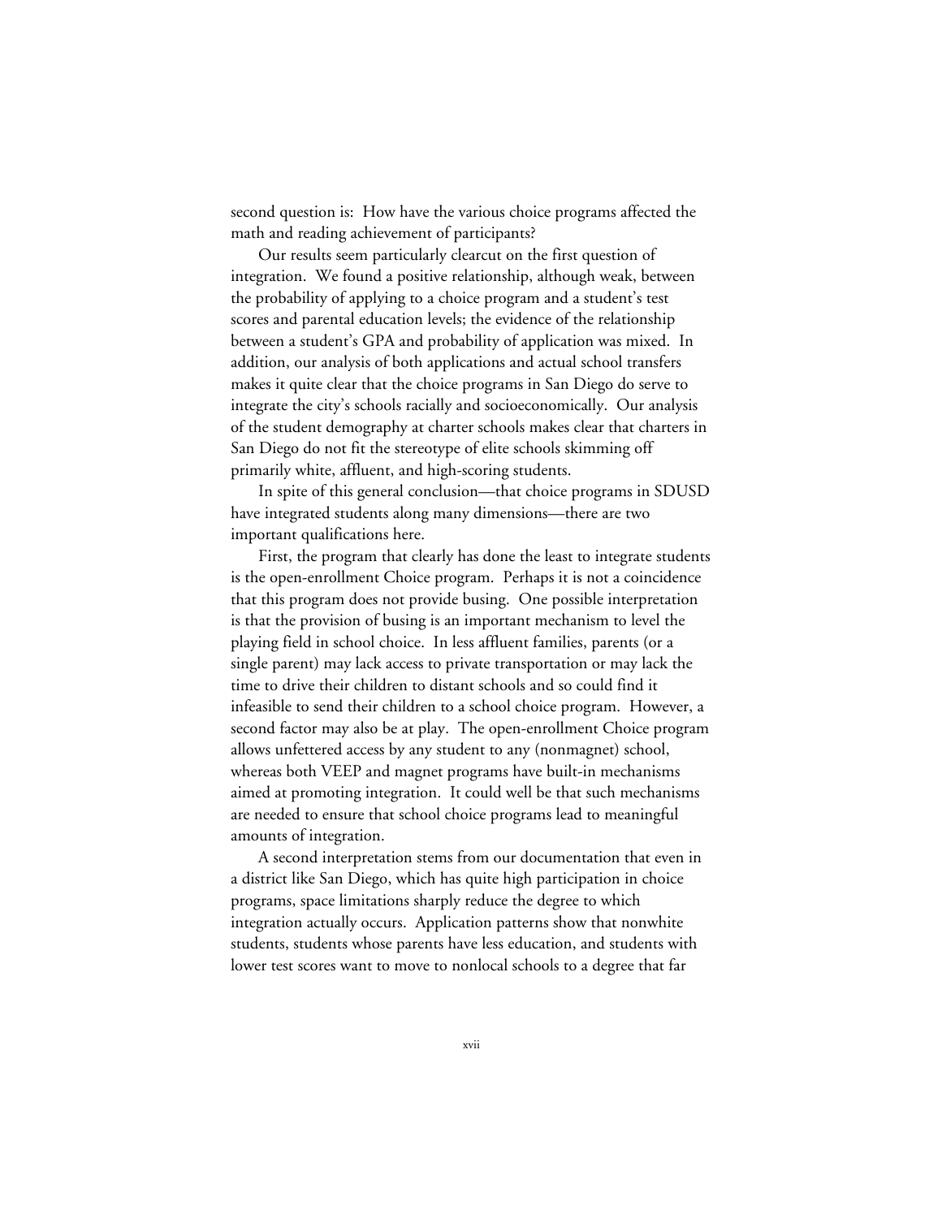second question is: How have the various choice programs affected the math and reading achievement of participants?

Our results seem particularly clearcut on the first question of integration. We found a positive relationship, although weak, between the probability of applying to a choice program and a student's test scores and parental education levels; the evidence of the relationship between a student's GPA and probability of application was mixed. In addition, our analysis of both applications and actual school transfers makes it quite clear that the choice programs in San Diego do serve to integrate the city's schools racially and socioeconomically. Our analysis of the student demography at charter schools makes clear that charters in San Diego do not fit the stereotype of elite schools skimming off primarily white, affluent, and high-scoring students.

In spite of this general conclusion—that choice programs in SDUSD have integrated students along many dimensions—there are two important qualifications here.

First, the program that clearly has done the least to integrate students is the open-enrollment Choice program. Perhaps it is not a coincidence that this program does not provide busing. One possible interpretation is that the provision of busing is an important mechanism to level the playing field in school choice. In less affluent families, parents (or a single parent) may lack access to private transportation or may lack the time to drive their children to distant schools and so could find it infeasible to send their children to a school choice program. However, a second factor may also be at play. The open-enrollment Choice program allows unfettered access by any student to any (nonmagnet) school, whereas both VEEP and magnet programs have built-in mechanisms aimed at promoting integration. It could well be that such mechanisms are needed to ensure that school choice programs lead to meaningful amounts of integration.

A second interpretation stems from our documentation that even in a district like San Diego, which has quite high participation in choice programs, space limitations sharply reduce the degree to which integration actually occurs. Application patterns show that nonwhite students, students whose parents have less education, and students with lower test scores want to move to nonlocal schools to a degree that far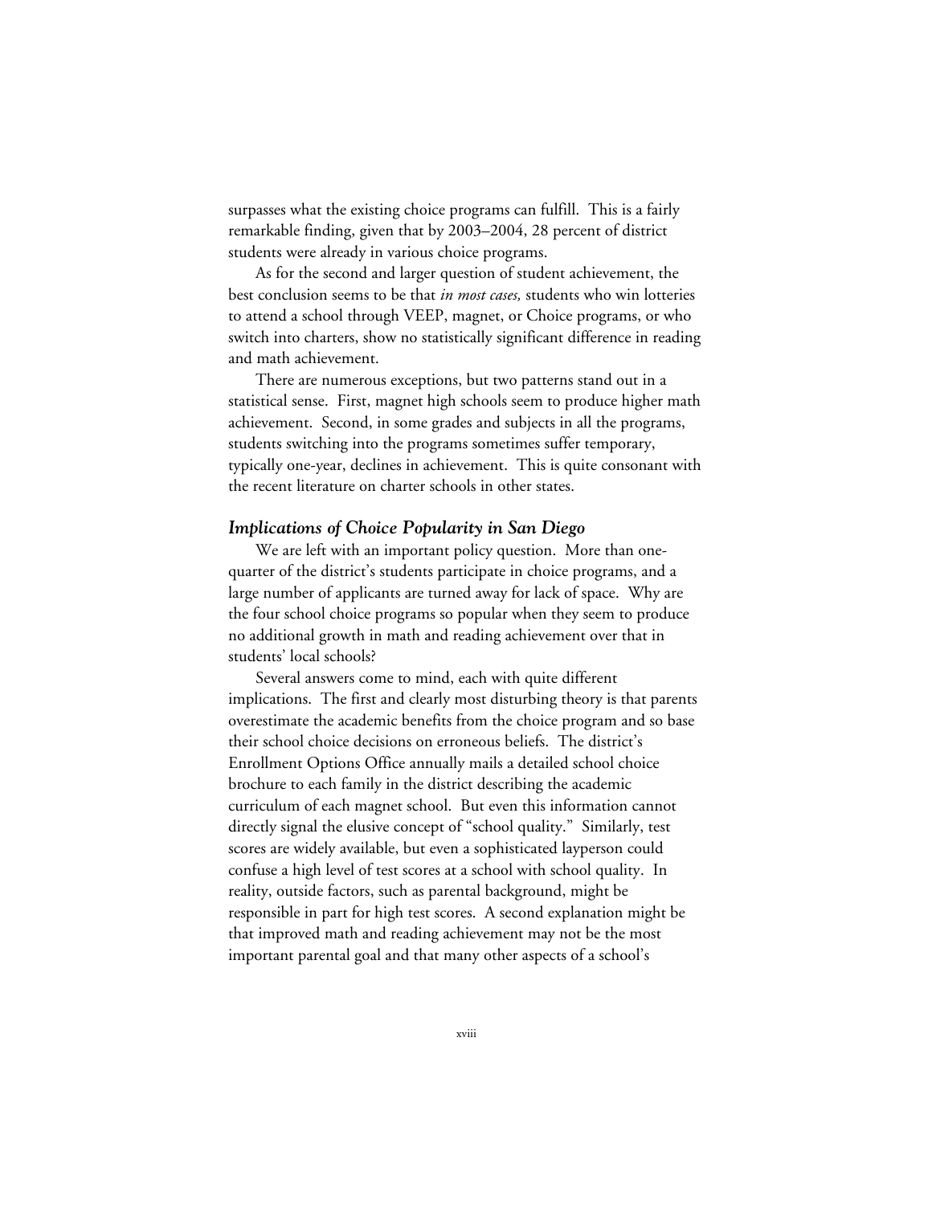surpasses what the existing choice programs can fulfill. This is a fairly remarkable finding, given that by 2003–2004, 28 percent of district students were already in various choice programs.

As for the second and larger question of student achievement, the best conclusion seems to be that *in most cases,* students who win lotteries to attend a school through VEEP, magnet, or Choice programs, or who switch into charters, show no statistically significant difference in reading and math achievement.

There are numerous exceptions, but two patterns stand out in a statistical sense. First, magnet high schools seem to produce higher math achievement. Second, in some grades and subjects in all the programs, students switching into the programs sometimes suffer temporary, typically one-year, declines in achievement. This is quite consonant with the recent literature on charter schools in other states.

### *Implications of Choice Popularity in San Diego*

We are left with an important policy question. More than one-quarter of the district's students participate in choice programs, and a large number of applicants are turned away for lack of space. Why are the four school choice programs so popular when they seem to produce no additional growth in math and reading achievement over that in students' local schools?

Several answers come to mind, each with quite different implications. The first and clearly most disturbing theory is that parents overestimate the academic benefits from the choice program and so base their school choice decisions on erroneous beliefs. The district's Enrollment Options Office annually mails a detailed school choice brochure to each family in the district describing the academic curriculum of each magnet school. But even this information cannot directly signal the elusive concept of "school quality." Similarly, test scores are widely available, but even a sophisticated layperson could confuse a high level of test scores at a school with school quality. In reality, outside factors, such as parental background, might be responsible in part for high test scores. A second explanation might be that improved math and reading achievement may not be the most important parental goal and that many other aspects of a school's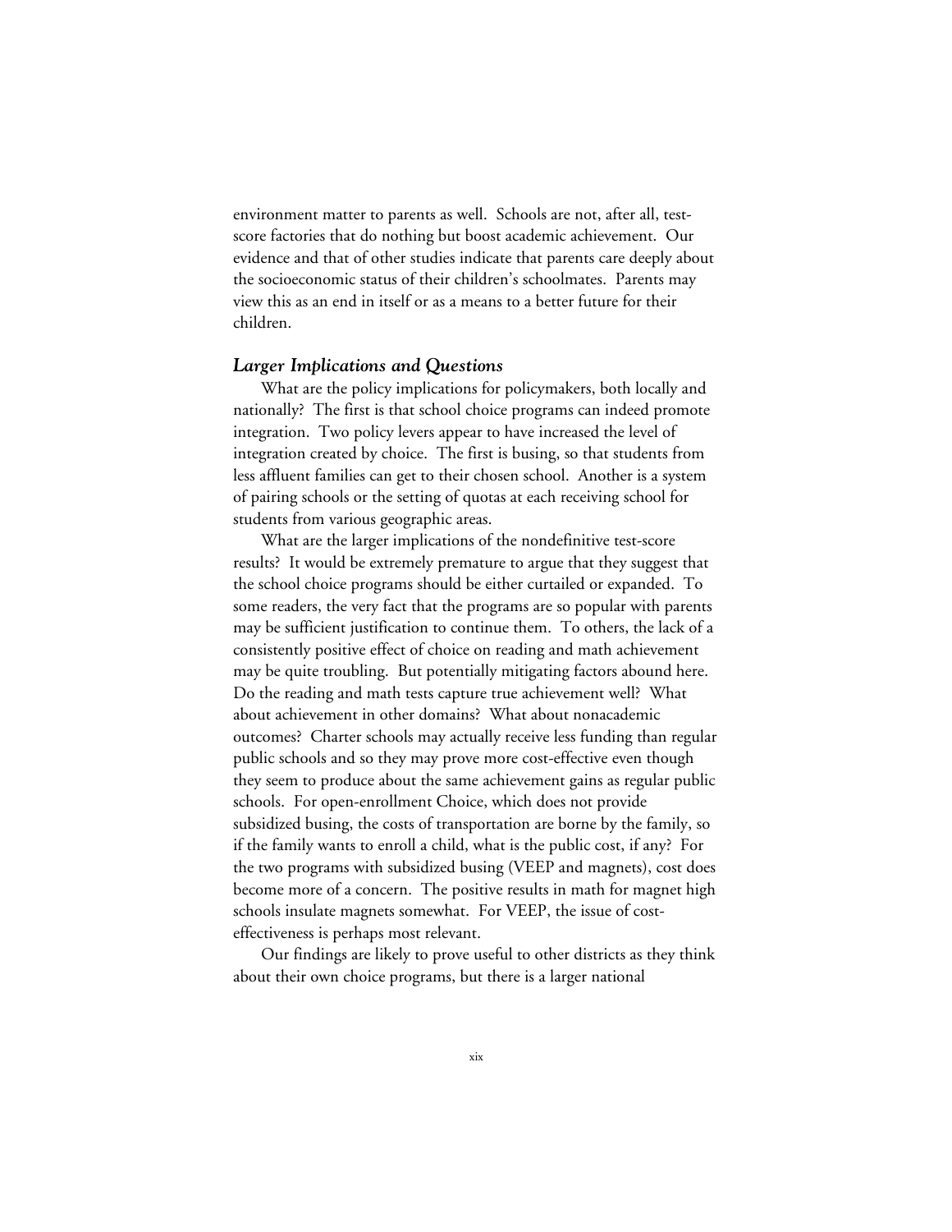environment matter to parents as well. Schools are not, after all, test-score factories that do nothing but boost academic achievement. Our evidence and that of other studies indicate that parents care deeply about the socioeconomic status of their children's schoolmates. Parents may view this as an end in itself or as a means to a better future for their children.

### *Larger Implications and Questions*

What are the policy implications for policymakers, both locally and nationally? The first is that school choice programs can indeed promote integration. Two policy levers appear to have increased the level of integration created by choice. The first is busing, so that students from less affluent families can get to their chosen school. Another is a system of pairing schools or the setting of quotas at each receiving school for students from various geographic areas.

What are the larger implications of the nondefinitive test-score results? It would be extremely premature to argue that they suggest that the school choice programs should be either curtailed or expanded. To some readers, the very fact that the programs are so popular with parents may be sufficient justification to continue them. To others, the lack of a consistently positive effect of choice on reading and math achievement may be quite troubling. But potentially mitigating factors abound here. Do the reading and math tests capture true achievement well? What about achievement in other domains? What about nonacademic outcomes? Charter schools may actually receive less funding than regular public schools and so they may prove more cost-effective even though they seem to produce about the same achievement gains as regular public schools. For open-enrollment Choice, which does not provide subsidized busing, the costs of transportation are borne by the family, so if the family wants to enroll a child, what is the public cost, if any? For the two programs with subsidized busing (VEEP and magnets), cost does become more of a concern. The positive results in math for magnet high schools insulate magnets somewhat. For VEEP, the issue of cost-effectiveness is perhaps most relevant.

Our findings are likely to prove useful to other districts as they think about their own choice programs, but there is a larger national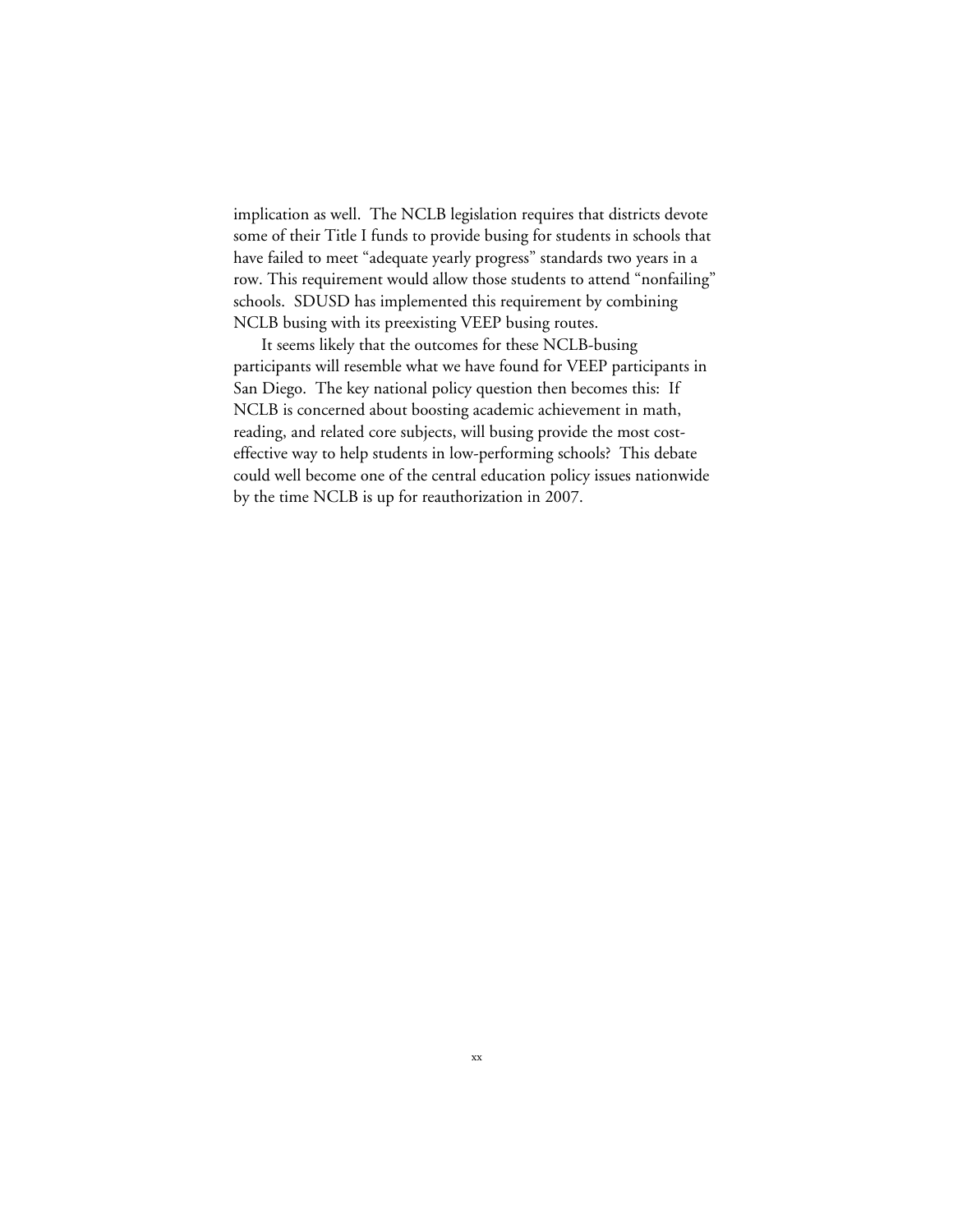implication as well. The NCLB legislation requires that districts devote some of their Title I funds to provide busing for students in schools that have failed to meet "adequate yearly progress" standards two years in a row. This requirement would allow those students to attend "nonfailing" schools. SDUSD has implemented this requirement by combining NCLB busing with its preexisting VEEP busing routes.

It seems likely that the outcomes for these NCLB-busing participants will resemble what we have found for VEEP participants in San Diego. The key national policy question then becomes this: If NCLB is concerned about boosting academic achievement in math, reading, and related core subjects, will busing provide the most cost-effective way to help students in low-performing schools? This debate could well become one of the central education policy issues nationwide by the time NCLB is up for reauthorization in 2007.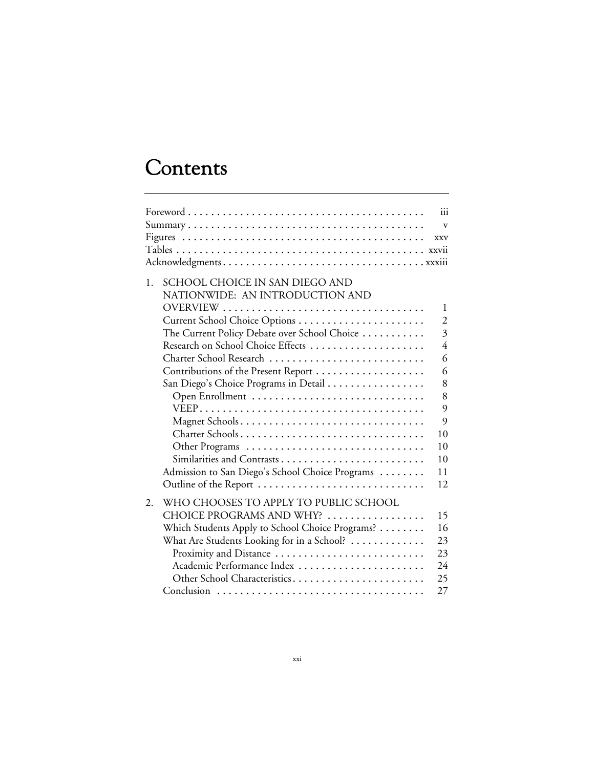# Contents

Foreword . . . . . . . . . . . . . . . . . . . . . . . . . . . . . . . . . . . . . . . . iii
Summary . . . . . . . . . . . . . . . . . . . . . . . . . . . . . . . . . . . . . . . . v
Figures . . . . . . . . . . . . . . . . . . . . . . . . . . . . . . . . . . . . . . . . xxv
Tables . . . . . . . . . . . . . . . . . . . . . . . . . . . . . . . . . . . . . . . . xxvii
Acknowledgments . . . . . . . . . . . . . . . . . . . . . . . . . . . . . . . . . . xxxiii

1. SCHOOL CHOICE IN SAN DIEGO AND NATIONWIDE: AN INTRODUCTION AND OVERVIEW . . . . . . . . . . . . . . . . . . . . 1
   - Current School Choice Options . . . . . . . . . . . . . . . . . . . . . . 2
   - The Current Policy Debate over School Choice . . . . . . . . . . . 3
   - Research on School Choice Effects . . . . . . . . . . . . . . . . . . . . 4
   - Charter School Research . . . . . . . . . . . . . . . . . . . . . . . . . . 6
   - Contributions of the Present Report . . . . . . . . . . . . . . . . . . . 6
   - San Diego's Choice Programs in Detail . . . . . . . . . . . . . . . . . 8
     - Open Enrollment . . . . . . . . . . . . . . . . . . . . . . . . . . . . . 8
     - VEEP . . . . . . . . . . . . . . . . . . . . . . . . . . . . . . . . . . . . . 9
     - Magnet Schools . . . . . . . . . . . . . . . . . . . . . . . . . . . . . . 9
     - Charter Schools . . . . . . . . . . . . . . . . . . . . . . . . . . . . . . 10
     - Other Programs . . . . . . . . . . . . . . . . . . . . . . . . . . . . . . 10
     - Similarities and Contrasts . . . . . . . . . . . . . . . . . . . . . . . . 10
   - Admission to San Diego's School Choice Programs . . . . . . . . 11
   - Outline of the Report . . . . . . . . . . . . . . . . . . . . . . . . . . . . 12

2. WHO CHOOSES TO APPLY TO PUBLIC SCHOOL CHOICE PROGRAMS AND WHY? . . . . . . . . . . . . . . . . . 15
   - Which Students Apply to School Choice Programs? . . . . . . . . 16
   - What Are Students Looking for in a School? . . . . . . . . . . . . . 23
     - Proximity and Distance . . . . . . . . . . . . . . . . . . . . . . . . . 23
     - Academic Performance Index . . . . . . . . . . . . . . . . . . . . . . 24
     - Other School Characteristics . . . . . . . . . . . . . . . . . . . . . . 25
   - Conclusion . . . . . . . . . . . . . . . . . . . . . . . . . . . . . . . . . . . 27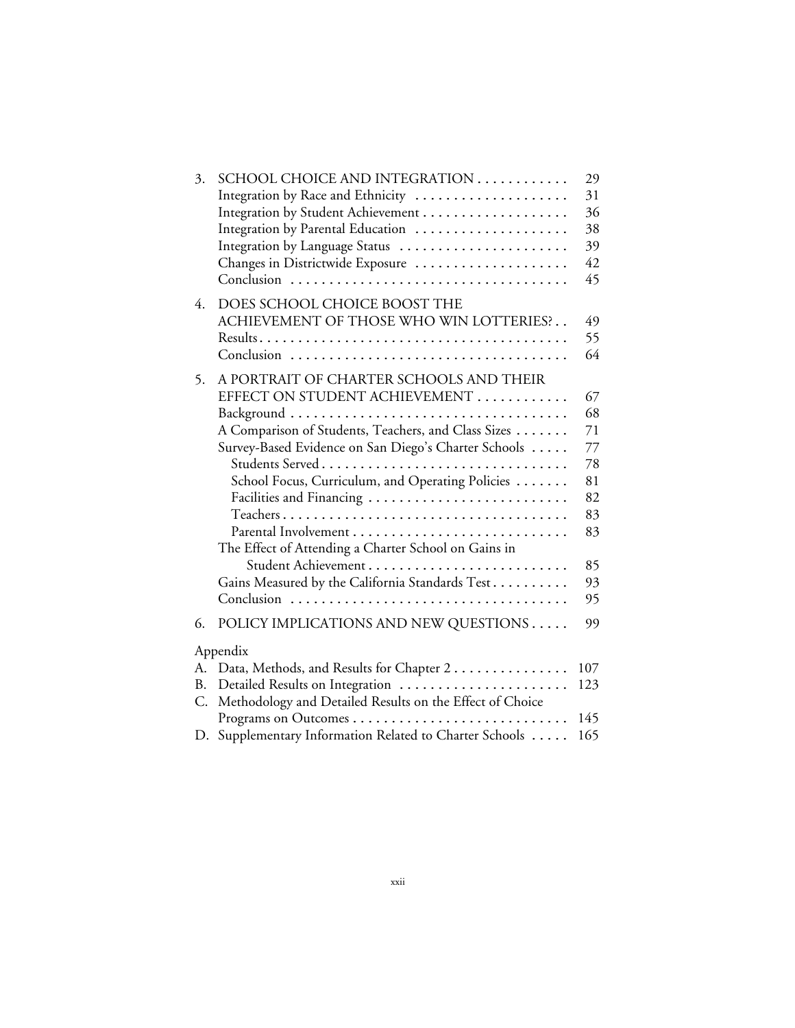3. SCHOOL CHOICE AND INTEGRATION . . . . . . . . . . . . 29
   - Integration by Race and Ethnicity . . . . . . . . . . . . . . . . . . . . 31
   - Integration by Student Achievement . . . . . . . . . . . . . . . . . . . 36
   - Integration by Parental Education . . . . . . . . . . . . . . . . . . . . 38
   - Integration by Language Status . . . . . . . . . . . . . . . . . . . . . . 39
   - Changes in Districtwide Exposure . . . . . . . . . . . . . . . . . . . . 42
   - Conclusion . . . . . . . . . . . . . . . . . . . . . . . . . . . . . . . . . . . . 45

4. DOES SCHOOL CHOICE BOOST THE ACHIEVEMENT OF THOSE WHO WIN LOTTERIES? . . 49
   - Results . . . . . . . . . . . . . . . . . . . . . . . . . . . . . . . . . . . . . . . . 55
   - Conclusion . . . . . . . . . . . . . . . . . . . . . . . . . . . . . . . . . . . . 64

5. A PORTRAIT OF CHARTER SCHOOLS AND THEIR EFFECT ON STUDENT ACHIEVEMENT . . . . . . . . . . . . 67
   - Background . . . . . . . . . . . . . . . . . . . . . . . . . . . . . . . . . . . . 68
   - A Comparison of Students, Teachers, and Class Sizes . . . . . . . 71
   - Survey-Based Evidence on San Diego's Charter Schools . . . . . 77
     - Students Served . . . . . . . . . . . . . . . . . . . . . . . . . . . . . . . . 78
     - School Focus, Curriculum, and Operating Policies . . . . . . . 81
     - Facilities and Financing . . . . . . . . . . . . . . . . . . . . . . . . . . 82
     - Teachers . . . . . . . . . . . . . . . . . . . . . . . . . . . . . . . . . . . . . 83
     - Parental Involvement . . . . . . . . . . . . . . . . . . . . . . . . . . . . 83
   - The Effect of Attending a Charter School on Gains in Student Achievement . . . . . . . . . . . . . . . . . . . . . . . . . . 85
   - Gains Measured by the California Standards Test . . . . . . . . . . 93
   - Conclusion . . . . . . . . . . . . . . . . . . . . . . . . . . . . . . . . . . . . 95

6. POLICY IMPLICATIONS AND NEW QUESTIONS . . . . . 99

Appendix

A. Data, Methods, and Results for Chapter 2 . . . . . . . . . . . . . . . 107

B. Detailed Results on Integration . . . . . . . . . . . . . . . . . . . . . . 123

C. Methodology and Detailed Results on the Effect of Choice Programs on Outcomes . . . . . . . . . . . . . . . . . . . . . . . . . . . . 145

D. Supplementary Information Related to Charter Schools . . . . . 165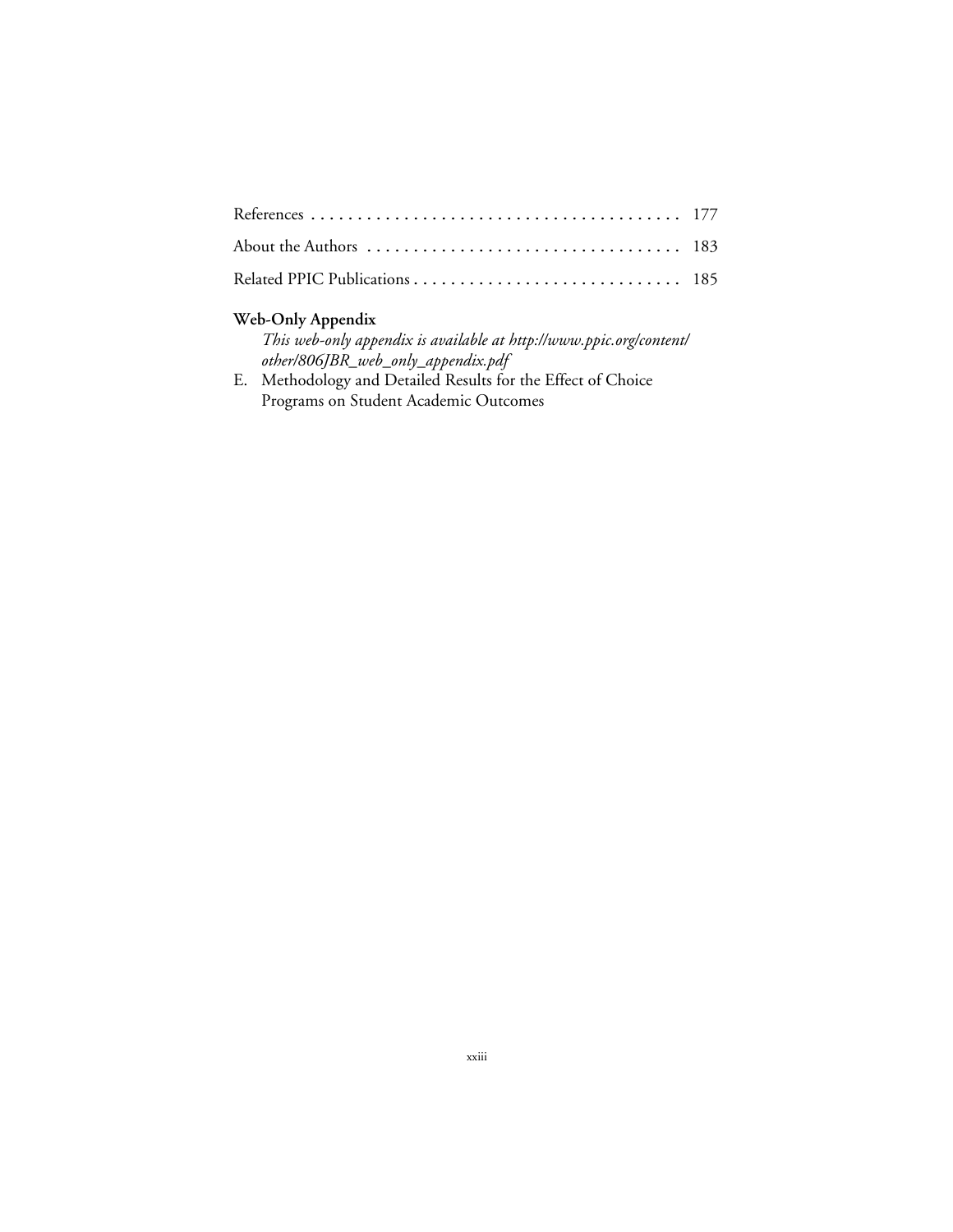References . . . . . . . . . . . . . . . . . . . . . . . . . . . . . . . . . . . . . . . . 177

About the Authors . . . . . . . . . . . . . . . . . . . . . . . . . . . . . . . . . 183

Related PPIC Publications . . . . . . . . . . . . . . . . . . . . . . . . . . . . 185

**Web-Only Appendix**

*This web-only appendix is available at http://www.ppic.org/content/other/806JBR_web_only_appendix.pdf*

E. Methodology and Detailed Results for the Effect of Choice Programs on Student Academic Outcomes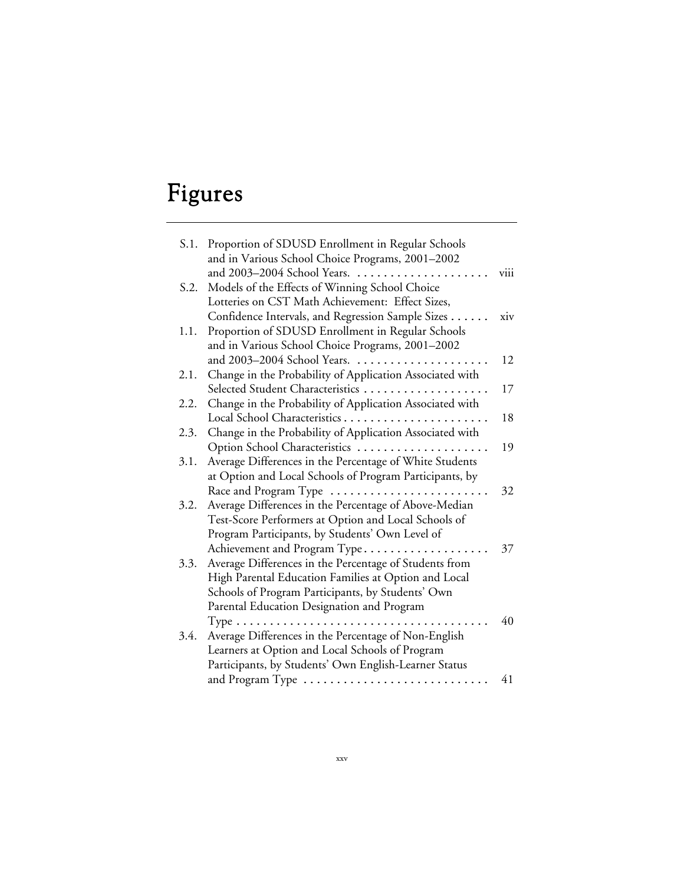# Figures

S.1. Proportion of SDUSD Enrollment in Regular Schools and in Various School Choice Programs, 2001–2002 and 2003–2004 School Years. . . . . . . . . . . . . . . . . . . . viii

S.2. Models of the Effects of Winning School Choice Lotteries on CST Math Achievement: Effect Sizes, Confidence Intervals, and Regression Sample Sizes . . . . . . xiv

1.1. Proportion of SDUSD Enrollment in Regular Schools and in Various School Choice Programs, 2001–2002 and 2003–2004 School Years. . . . . . . . . . . . . . . . . . . . 12

2.1. Change in the Probability of Application Associated with Selected Student Characteristics . . . . . . . . . . . . . . . . . . . 17

2.2. Change in the Probability of Application Associated with Local School Characteristics . . . . . . . . . . . . . . . . . . . . . . 18

2.3. Change in the Probability of Application Associated with Option School Characteristics . . . . . . . . . . . . . . . . . . . . 19

3.1. Average Differences in the Percentage of White Students at Option and Local Schools of Program Participants, by Race and Program Type . . . . . . . . . . . . . . . . . . . . . . . . 32

3.2. Average Differences in the Percentage of Above-Median Test-Score Performers at Option and Local Schools of Program Participants, by Students' Own Level of Achievement and Program Type . . . . . . . . . . . . . . . . . . . 37

3.3. Average Differences in the Percentage of Students from High Parental Education Families at Option and Local Schools of Program Participants, by Students' Own Parental Education Designation and Program Type . . . . . . . . . . . . . . . . . . . . . . . . . . . . . . . . . . . . . . 40

3.4. Average Differences in the Percentage of Non-English Learners at Option and Local Schools of Program Participants, by Students' Own English-Learner Status and Program Type . . . . . . . . . . . . . . . . . . . . . . . . . . . . 41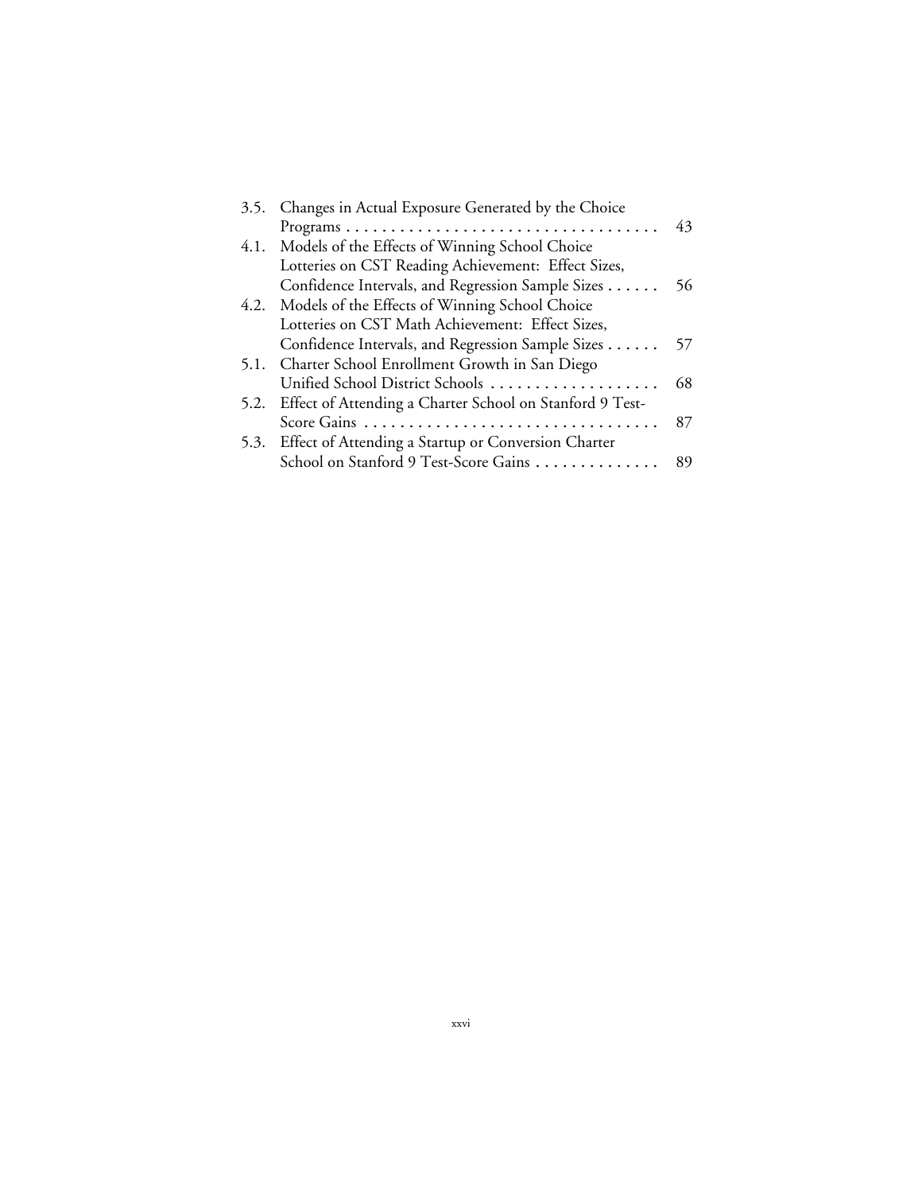3.5. Changes in Actual Exposure Generated by the Choice Programs . . . . . . . . . . . . . . . . . . . . . . . . . . . . . . . . . . . 43
4.1. Models of the Effects of Winning School Choice Lotteries on CST Reading Achievement: Effect Sizes, Confidence Intervals, and Regression Sample Sizes . . . . . . 56
4.2. Models of the Effects of Winning School Choice Lotteries on CST Math Achievement: Effect Sizes, Confidence Intervals, and Regression Sample Sizes . . . . . . 57
5.1. Charter School Enrollment Growth in San Diego Unified School District Schools . . . . . . . . . . . . . . . . . . . 68
5.2. Effect of Attending a Charter School on Stanford 9 Test-Score Gains . . . . . . . . . . . . . . . . . . . . . . . . . . . . . . . . . 87
5.3. Effect of Attending a Startup or Conversion Charter School on Stanford 9 Test-Score Gains . . . . . . . . . . . . . . 89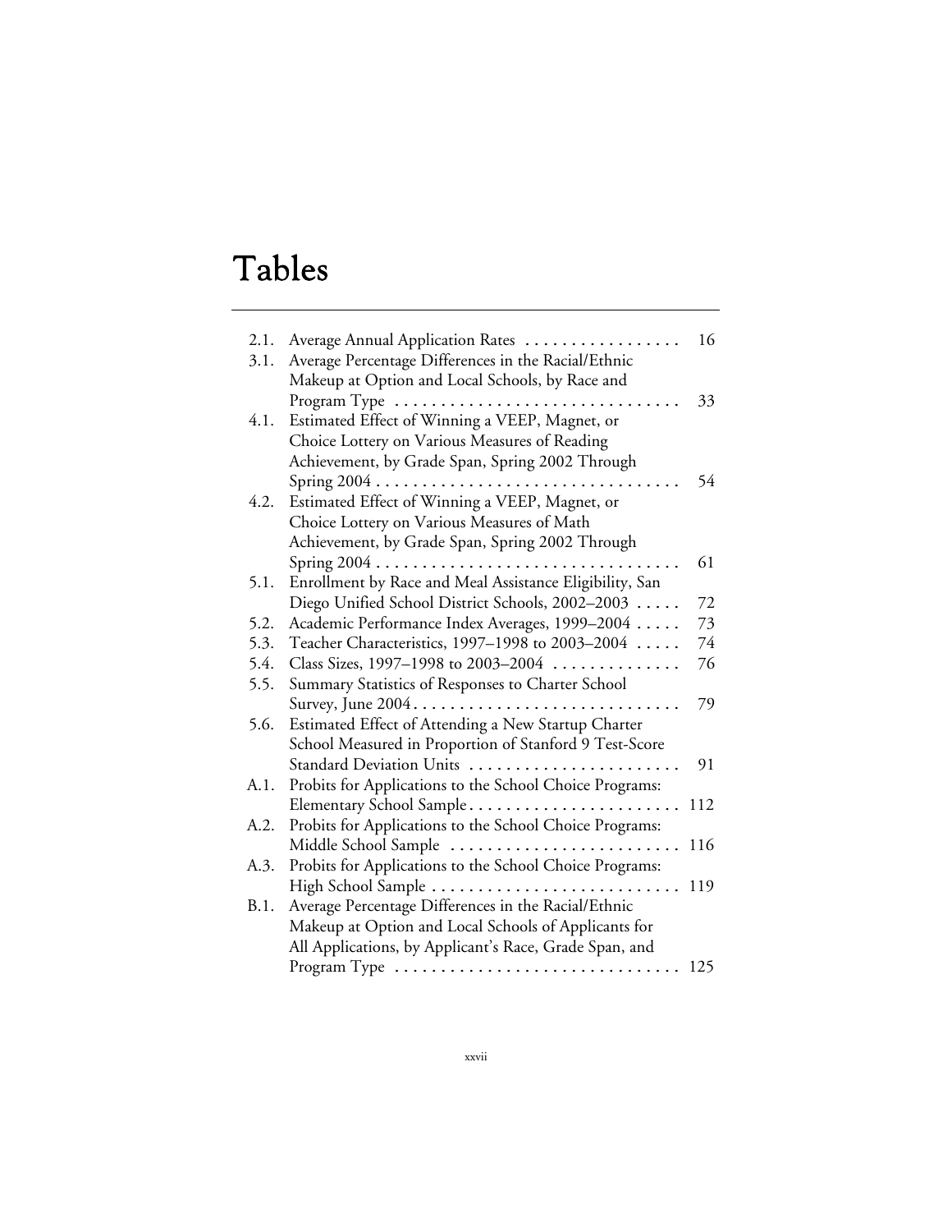# Tables

| | | |
|---|---|---|
| 2.1. | Average Annual Application Rates | 16 |
| 3.1. | Average Percentage Differences in the Racial/Ethnic Makeup at Option and Local Schools, by Race and Program Type | 33 |
| 4.1. | Estimated Effect of Winning a VEEP, Magnet, or Choice Lottery on Various Measures of Reading Achievement, by Grade Span, Spring 2002 Through Spring 2004 | 54 |
| 4.2. | Estimated Effect of Winning a VEEP, Magnet, or Choice Lottery on Various Measures of Math Achievement, by Grade Span, Spring 2002 Through Spring 2004 | 61 |
| 5.1. | Enrollment by Race and Meal Assistance Eligibility, San Diego Unified School District Schools, 2002–2003 | 72 |
| 5.2. | Academic Performance Index Averages, 1999–2004 | 73 |
| 5.3. | Teacher Characteristics, 1997–1998 to 2003–2004 | 74 |
| 5.4. | Class Sizes, 1997–1998 to 2003–2004 | 76 |
| 5.5. | Summary Statistics of Responses to Charter School Survey, June 2004 | 79 |
| 5.6. | Estimated Effect of Attending a New Startup Charter School Measured in Proportion of Stanford 9 Test-Score Standard Deviation Units | 91 |
| A.1. | Probits for Applications to the School Choice Programs: Elementary School Sample | 112 |
| A.2. | Probits for Applications to the School Choice Programs: Middle School Sample | 116 |
| A.3. | Probits for Applications to the School Choice Programs: High School Sample | 119 |
| B.1. | Average Percentage Differences in the Racial/Ethnic Makeup at Option and Local Schools of Applicants for All Applications, by Applicant's Race, Grade Span, and Program Type | 125 |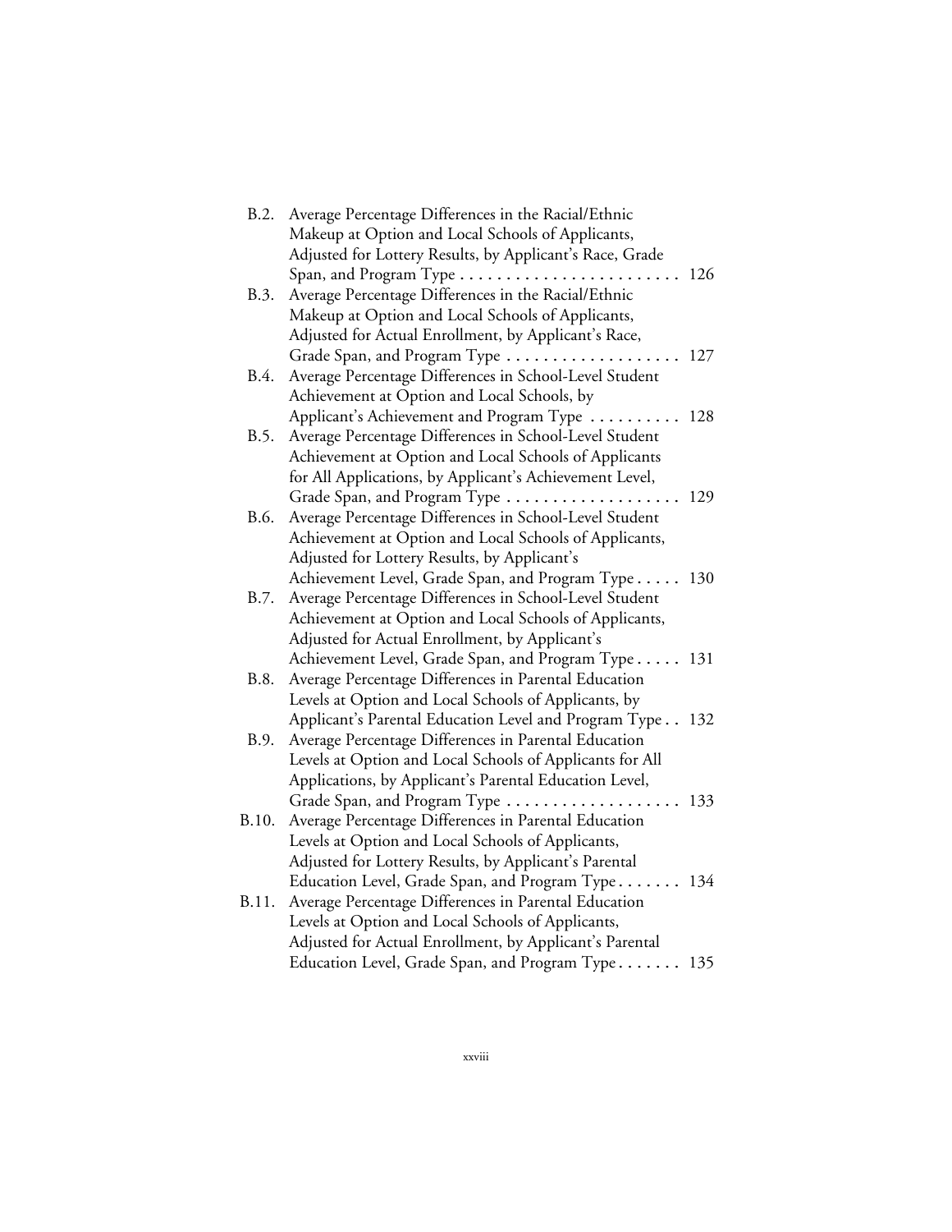B.2. Average Percentage Differences in the Racial/Ethnic Makeup at Option and Local Schools of Applicants, Adjusted for Lottery Results, by Applicant's Race, Grade Span, and Program Type . . . . . . . . . . . . . . . . . . . . . . . . 126

B.3. Average Percentage Differences in the Racial/Ethnic Makeup at Option and Local Schools of Applicants, Adjusted for Actual Enrollment, by Applicant's Race, Grade Span, and Program Type . . . . . . . . . . . . . . . . . . . 127

B.4. Average Percentage Differences in School-Level Student Achievement at Option and Local Schools, by Applicant's Achievement and Program Type . . . . . . . . . . 128

B.5. Average Percentage Differences in School-Level Student Achievement at Option and Local Schools of Applicants for All Applications, by Applicant's Achievement Level, Grade Span, and Program Type . . . . . . . . . . . . . . . . . . . 129

B.6. Average Percentage Differences in School-Level Student Achievement at Option and Local Schools of Applicants, Adjusted for Lottery Results, by Applicant's Achievement Level, Grade Span, and Program Type . . . . . 130

B.7. Average Percentage Differences in School-Level Student Achievement at Option and Local Schools of Applicants, Adjusted for Actual Enrollment, by Applicant's Achievement Level, Grade Span, and Program Type . . . . . 131

B.8. Average Percentage Differences in Parental Education Levels at Option and Local Schools of Applicants, by Applicant's Parental Education Level and Program Type . . 132

B.9. Average Percentage Differences in Parental Education Levels at Option and Local Schools of Applicants for All Applications, by Applicant's Parental Education Level, Grade Span, and Program Type . . . . . . . . . . . . . . . . . . . 133

B.10. Average Percentage Differences in Parental Education Levels at Option and Local Schools of Applicants, Adjusted for Lottery Results, by Applicant's Parental Education Level, Grade Span, and Program Type . . . . . . . 134

B.11. Average Percentage Differences in Parental Education Levels at Option and Local Schools of Applicants, Adjusted for Actual Enrollment, by Applicant's Parental Education Level, Grade Span, and Program Type . . . . . . . 135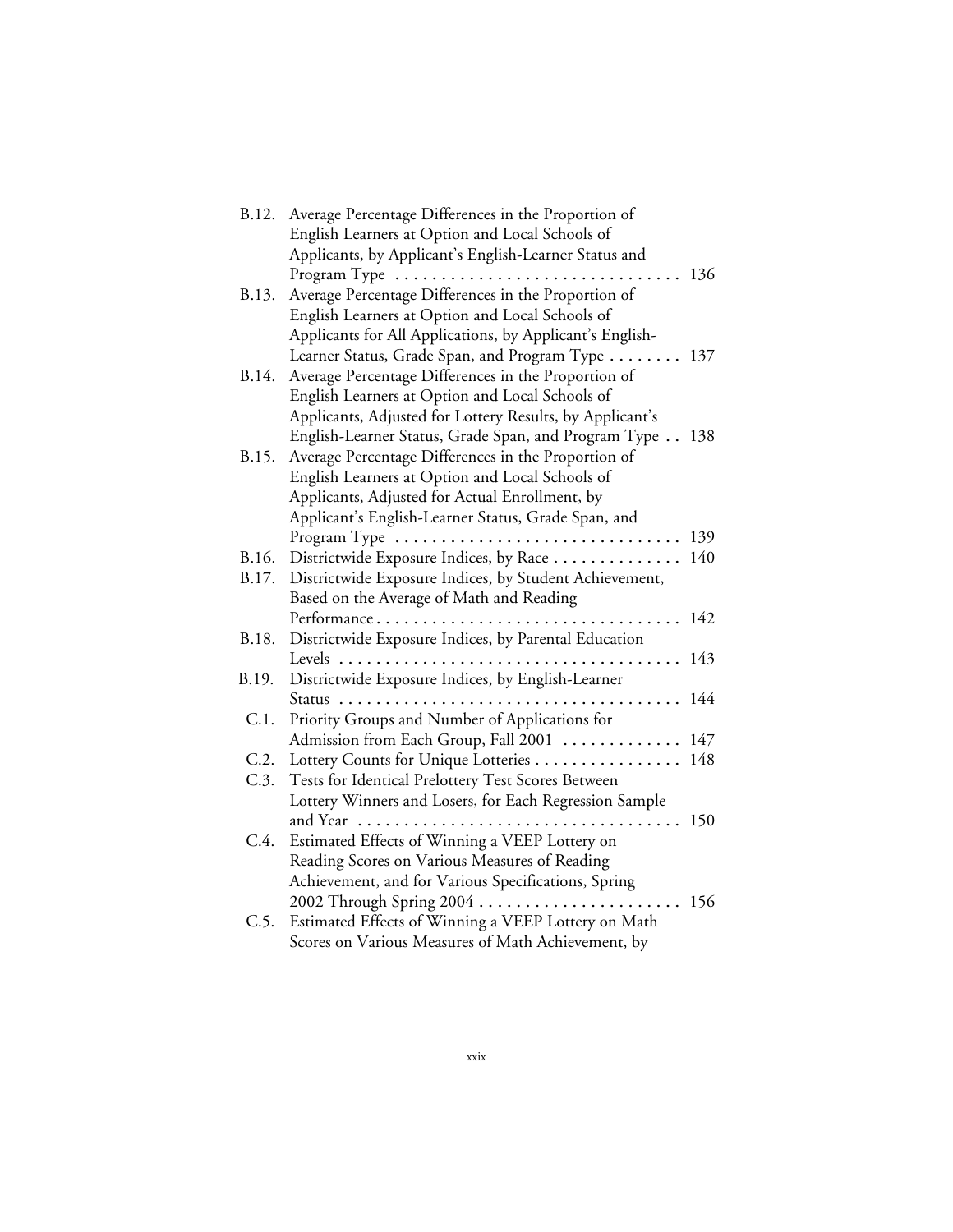B.12. Average Percentage Differences in the Proportion of English Learners at Option and Local Schools of Applicants, by Applicant's English-Learner Status and Program Type . . . . . . . . . . . . . . . . . . . . . . . . . . . . . . . 136

B.13. Average Percentage Differences in the Proportion of English Learners at Option and Local Schools of Applicants for All Applications, by Applicant's English-Learner Status, Grade Span, and Program Type . . . . . . . . 137

B.14. Average Percentage Differences in the Proportion of English Learners at Option and Local Schools of Applicants, Adjusted for Lottery Results, by Applicant's English-Learner Status, Grade Span, and Program Type . . 138

B.15. Average Percentage Differences in the Proportion of English Learners at Option and Local Schools of Applicants, Adjusted for Actual Enrollment, by Applicant's English-Learner Status, Grade Span, and Program Type . . . . . . . . . . . . . . . . . . . . . . . . . . . . . . . 139

B.16. Districtwide Exposure Indices, by Race . . . . . . . . . . . . . . 140

B.17. Districtwide Exposure Indices, by Student Achievement, Based on the Average of Math and Reading Performance . . . . . . . . . . . . . . . . . . . . . . . . . . . . . . . . . 142

B.18. Districtwide Exposure Indices, by Parental Education Levels . . . . . . . . . . . . . . . . . . . . . . . . . . . . . . . . . . . . . 143

B.19. Districtwide Exposure Indices, by English-Learner Status . . . . . . . . . . . . . . . . . . . . . . . . . . . . . . . . . . . . . 144

C.1. Priority Groups and Number of Applications for Admission from Each Group, Fall 2001 . . . . . . . . . . . . . 147

C.2. Lottery Counts for Unique Lotteries . . . . . . . . . . . . . . . . 148

C.3. Tests for Identical Prelottery Test Scores Between Lottery Winners and Losers, for Each Regression Sample and Year . . . . . . . . . . . . . . . . . . . . . . . . . . . . . . . . . . . 150

C.4. Estimated Effects of Winning a VEEP Lottery on Reading Scores on Various Measures of Reading Achievement, and for Various Specifications, Spring 2002 Through Spring 2004 . . . . . . . . . . . . . . . . . . . . . . 156

C.5. Estimated Effects of Winning a VEEP Lottery on Math Scores on Various Measures of Math Achievement, by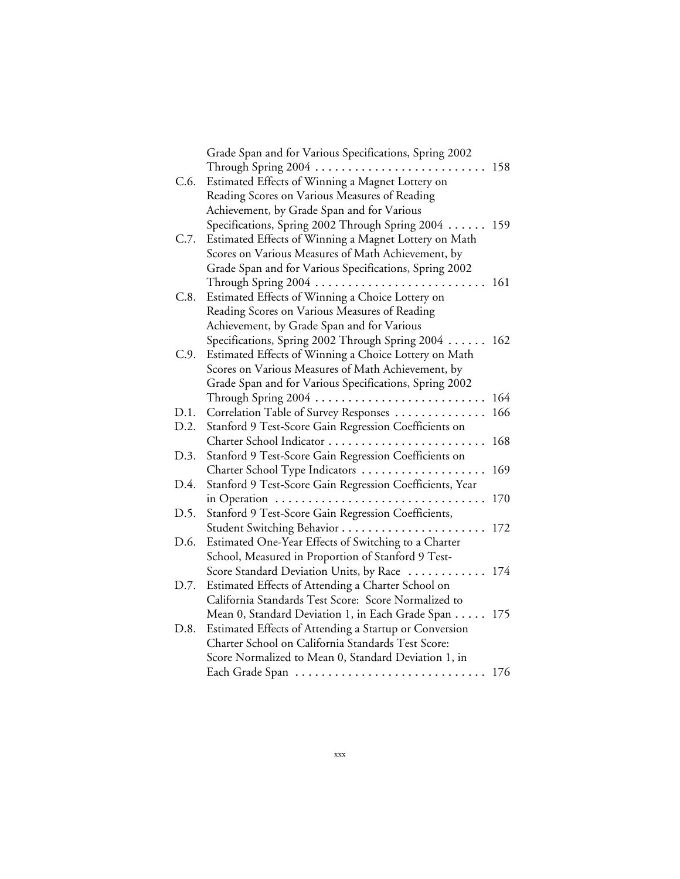Grade Span and for Various Specifications, Spring 2002 Through Spring 2004 . . . . . . . . . . . . . . . . . . . . . . . . . . 158

C.6. Estimated Effects of Winning a Magnet Lottery on Reading Scores on Various Measures of Reading Achievement, by Grade Span and for Various Specifications, Spring 2002 Through Spring 2004 . . . . . . 159

C.7. Estimated Effects of Winning a Magnet Lottery on Math Scores on Various Measures of Math Achievement, by Grade Span and for Various Specifications, Spring 2002 Through Spring 2004 . . . . . . . . . . . . . . . . . . . . . . . . . . 161

C.8. Estimated Effects of Winning a Choice Lottery on Reading Scores on Various Measures of Reading Achievement, by Grade Span and for Various Specifications, Spring 2002 Through Spring 2004 . . . . . . 162

C.9. Estimated Effects of Winning a Choice Lottery on Math Scores on Various Measures of Math Achievement, by Grade Span and for Various Specifications, Spring 2002 Through Spring 2004 . . . . . . . . . . . . . . . . . . . . . . . . . . 164

D.1. Correlation Table of Survey Responses . . . . . . . . . . . . . . 166

D.2. Stanford 9 Test-Score Gain Regression Coefficients on Charter School Indicator . . . . . . . . . . . . . . . . . . . . . . . . 168

D.3. Stanford 9 Test-Score Gain Regression Coefficients on Charter School Type Indicators . . . . . . . . . . . . . . . . . . . 169

D.4. Stanford 9 Test-Score Gain Regression Coefficients, Year in Operation . . . . . . . . . . . . . . . . . . . . . . . . . . . . . . . . 170

D.5. Stanford 9 Test-Score Gain Regression Coefficients, Student Switching Behavior . . . . . . . . . . . . . . . . . . . . . . 172

D.6. Estimated One-Year Effects of Switching to a Charter School, Measured in Proportion of Stanford 9 Test-Score Standard Deviation Units, by Race . . . . . . . . . . . . 174

D.7. Estimated Effects of Attending a Charter School on California Standards Test Score: Score Normalized to Mean 0, Standard Deviation 1, in Each Grade Span . . . . . 175

D.8. Estimated Effects of Attending a Startup or Conversion Charter School on California Standards Test Score: Score Normalized to Mean 0, Standard Deviation 1, in Each Grade Span . . . . . . . . . . . . . . . . . . . . . . . . . . . . . 176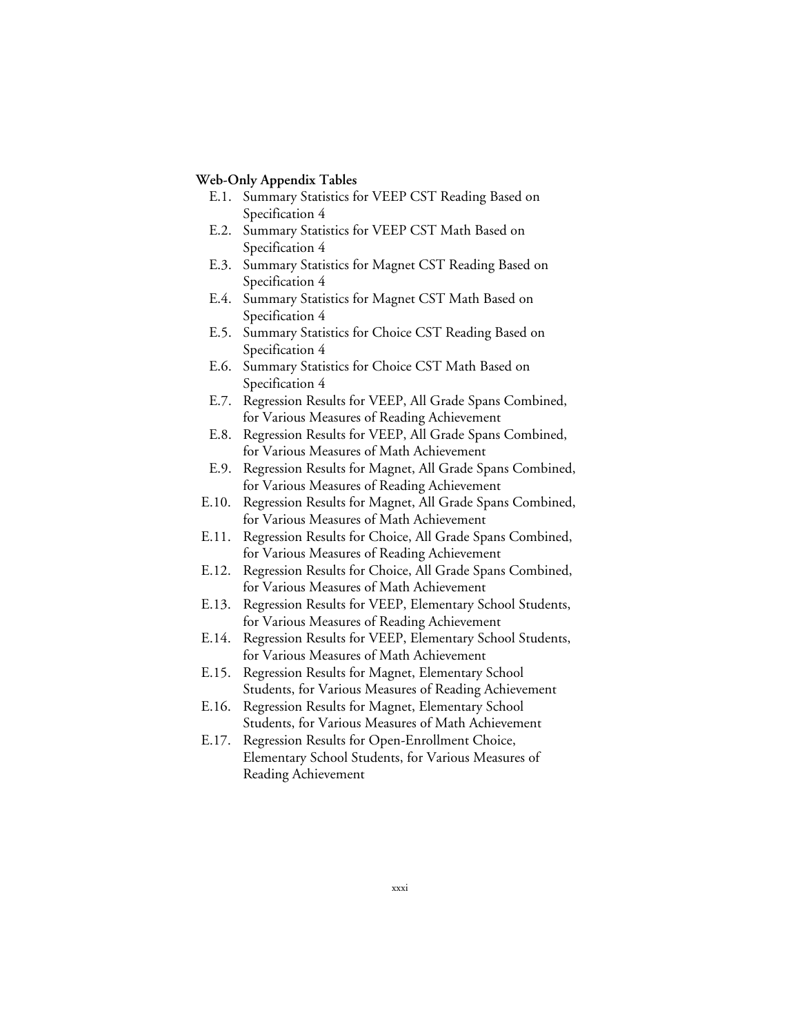**Web-Only Appendix Tables**

- E.1. Summary Statistics for VEEP CST Reading Based on Specification 4
- E.2. Summary Statistics for VEEP CST Math Based on Specification 4
- E.3. Summary Statistics for Magnet CST Reading Based on Specification 4
- E.4. Summary Statistics for Magnet CST Math Based on Specification 4
- E.5. Summary Statistics for Choice CST Reading Based on Specification 4
- E.6. Summary Statistics for Choice CST Math Based on Specification 4
- E.7. Regression Results for VEEP, All Grade Spans Combined, for Various Measures of Reading Achievement
- E.8. Regression Results for VEEP, All Grade Spans Combined, for Various Measures of Math Achievement
- E.9. Regression Results for Magnet, All Grade Spans Combined, for Various Measures of Reading Achievement
- E.10. Regression Results for Magnet, All Grade Spans Combined, for Various Measures of Math Achievement
- E.11. Regression Results for Choice, All Grade Spans Combined, for Various Measures of Reading Achievement
- E.12. Regression Results for Choice, All Grade Spans Combined, for Various Measures of Math Achievement
- E.13. Regression Results for VEEP, Elementary School Students, for Various Measures of Reading Achievement
- E.14. Regression Results for VEEP, Elementary School Students, for Various Measures of Math Achievement
- E.15. Regression Results for Magnet, Elementary School Students, for Various Measures of Reading Achievement
- E.16. Regression Results for Magnet, Elementary School Students, for Various Measures of Math Achievement
- E.17. Regression Results for Open-Enrollment Choice, Elementary School Students, for Various Measures of Reading Achievement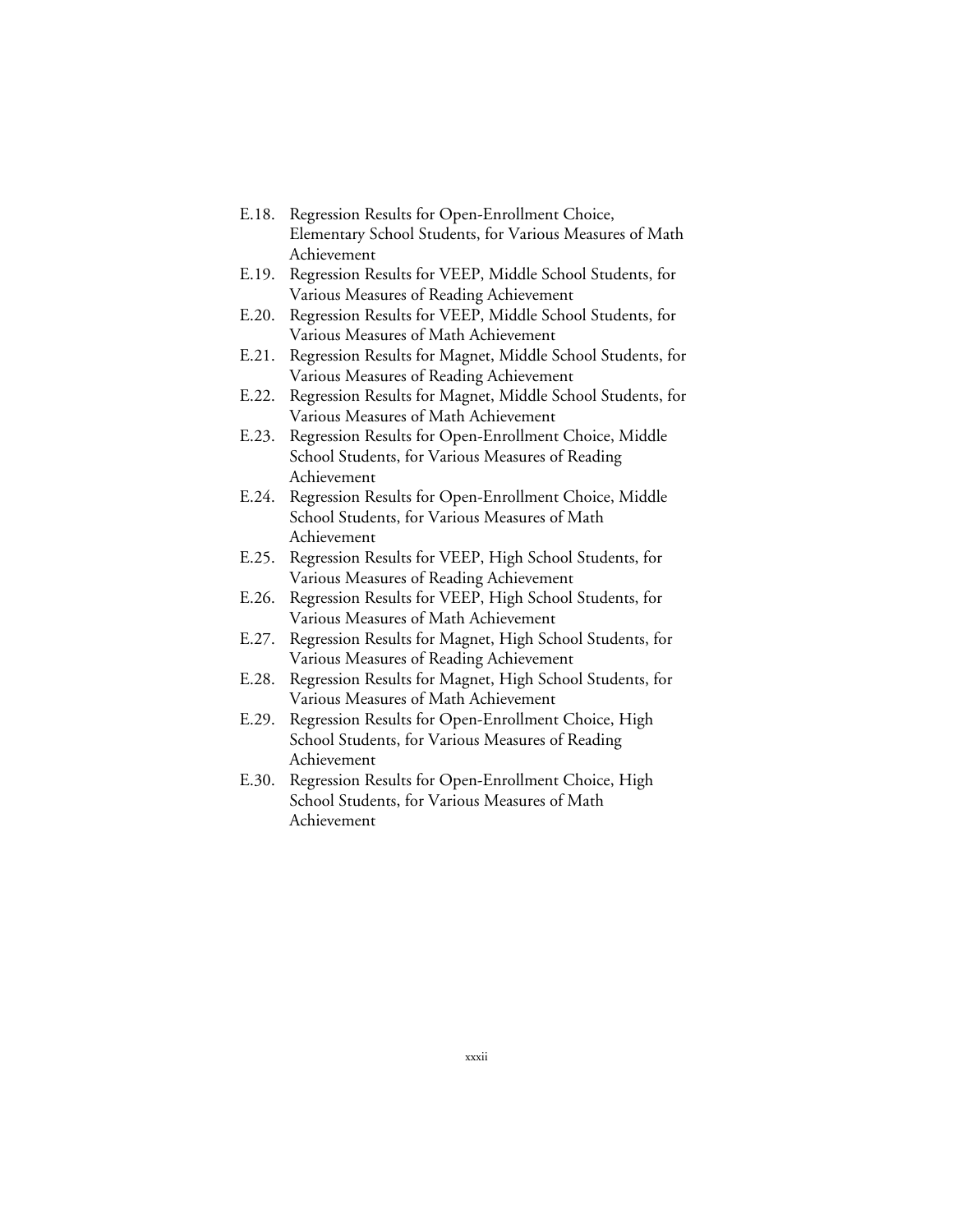E.18. Regression Results for Open-Enrollment Choice, Elementary School Students, for Various Measures of Math Achievement

E.19. Regression Results for VEEP, Middle School Students, for Various Measures of Reading Achievement

E.20. Regression Results for VEEP, Middle School Students, for Various Measures of Math Achievement

E.21. Regression Results for Magnet, Middle School Students, for Various Measures of Reading Achievement

E.22. Regression Results for Magnet, Middle School Students, for Various Measures of Math Achievement

E.23. Regression Results for Open-Enrollment Choice, Middle School Students, for Various Measures of Reading Achievement

E.24. Regression Results for Open-Enrollment Choice, Middle School Students, for Various Measures of Math Achievement

E.25. Regression Results for VEEP, High School Students, for Various Measures of Reading Achievement

E.26. Regression Results for VEEP, High School Students, for Various Measures of Math Achievement

E.27. Regression Results for Magnet, High School Students, for Various Measures of Reading Achievement

E.28. Regression Results for Magnet, High School Students, for Various Measures of Math Achievement

E.29. Regression Results for Open-Enrollment Choice, High School Students, for Various Measures of Reading Achievement

E.30. Regression Results for Open-Enrollment Choice, High School Students, for Various Measures of Math Achievement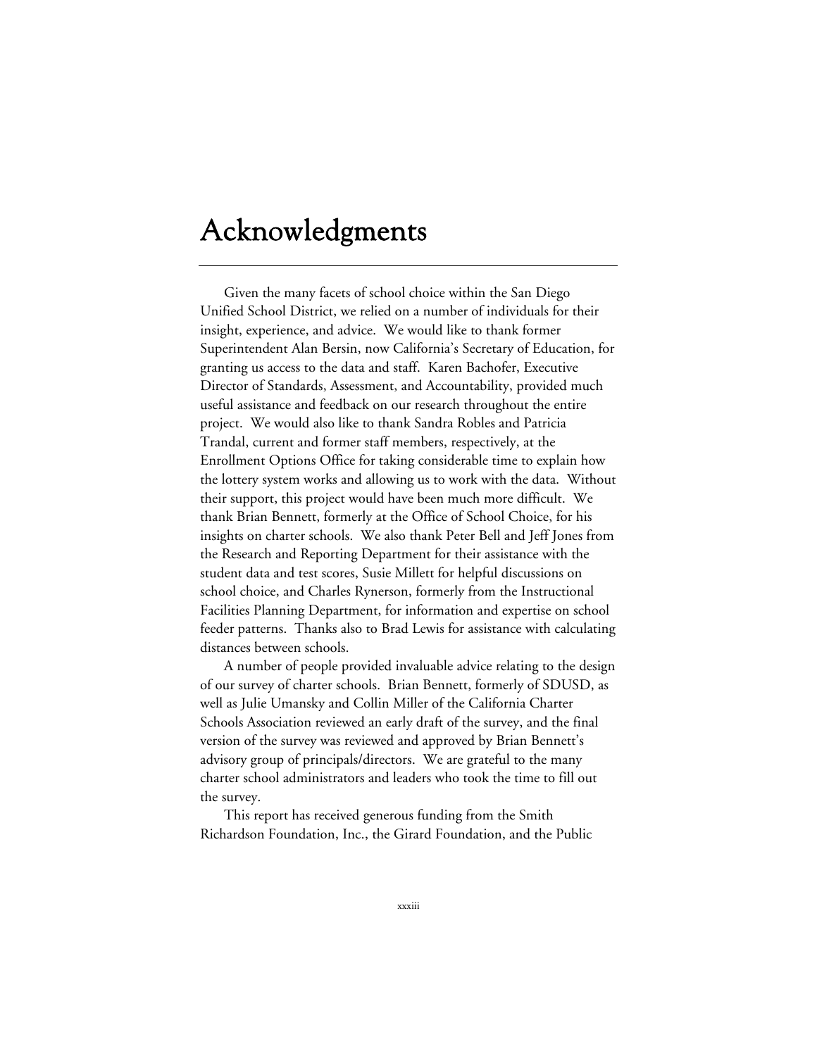# Acknowledgments

Given the many facets of school choice within the San Diego Unified School District, we relied on a number of individuals for their insight, experience, and advice. We would like to thank former Superintendent Alan Bersin, now California's Secretary of Education, for granting us access to the data and staff. Karen Bachofer, Executive Director of Standards, Assessment, and Accountability, provided much useful assistance and feedback on our research throughout the entire project. We would also like to thank Sandra Robles and Patricia Trandal, current and former staff members, respectively, at the Enrollment Options Office for taking considerable time to explain how the lottery system works and allowing us to work with the data. Without their support, this project would have been much more difficult. We thank Brian Bennett, formerly at the Office of School Choice, for his insights on charter schools. We also thank Peter Bell and Jeff Jones from the Research and Reporting Department for their assistance with the student data and test scores, Susie Millett for helpful discussions on school choice, and Charles Rynerson, formerly from the Instructional Facilities Planning Department, for information and expertise on school feeder patterns. Thanks also to Brad Lewis for assistance with calculating distances between schools.

A number of people provided invaluable advice relating to the design of our survey of charter schools. Brian Bennett, formerly of SDUSD, as well as Julie Umansky and Collin Miller of the California Charter Schools Association reviewed an early draft of the survey, and the final version of the survey was reviewed and approved by Brian Bennett's advisory group of principals/directors. We are grateful to the many charter school administrators and leaders who took the time to fill out the survey.

This report has received generous funding from the Smith Richardson Foundation, Inc., the Girard Foundation, and the Public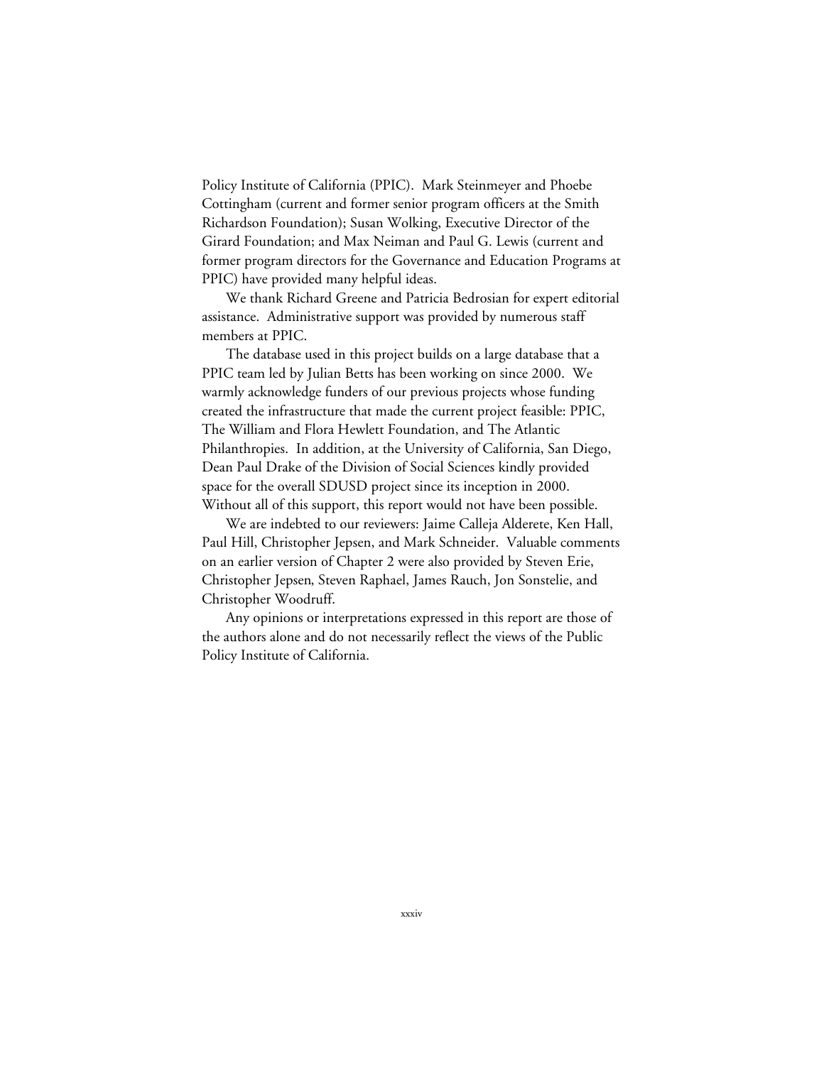Policy Institute of California (PPIC). Mark Steinmeyer and Phoebe Cottingham (current and former senior program officers at the Smith Richardson Foundation); Susan Wolking, Executive Director of the Girard Foundation; and Max Neiman and Paul G. Lewis (current and former program directors for the Governance and Education Programs at PPIC) have provided many helpful ideas.

We thank Richard Greene and Patricia Bedrosian for expert editorial assistance. Administrative support was provided by numerous staff members at PPIC.

The database used in this project builds on a large database that a PPIC team led by Julian Betts has been working on since 2000. We warmly acknowledge funders of our previous projects whose funding created the infrastructure that made the current project feasible: PPIC, The William and Flora Hewlett Foundation, and The Atlantic Philanthropies. In addition, at the University of California, San Diego, Dean Paul Drake of the Division of Social Sciences kindly provided space for the overall SDUSD project since its inception in 2000. Without all of this support, this report would not have been possible.

We are indebted to our reviewers: Jaime Calleja Alderete, Ken Hall, Paul Hill, Christopher Jepsen, and Mark Schneider. Valuable comments on an earlier version of Chapter 2 were also provided by Steven Erie, Christopher Jepsen, Steven Raphael, James Rauch, Jon Sonstelie, and Christopher Woodruff.

Any opinions or interpretations expressed in this report are those of the authors alone and do not necessarily reflect the views of the Public Policy Institute of California.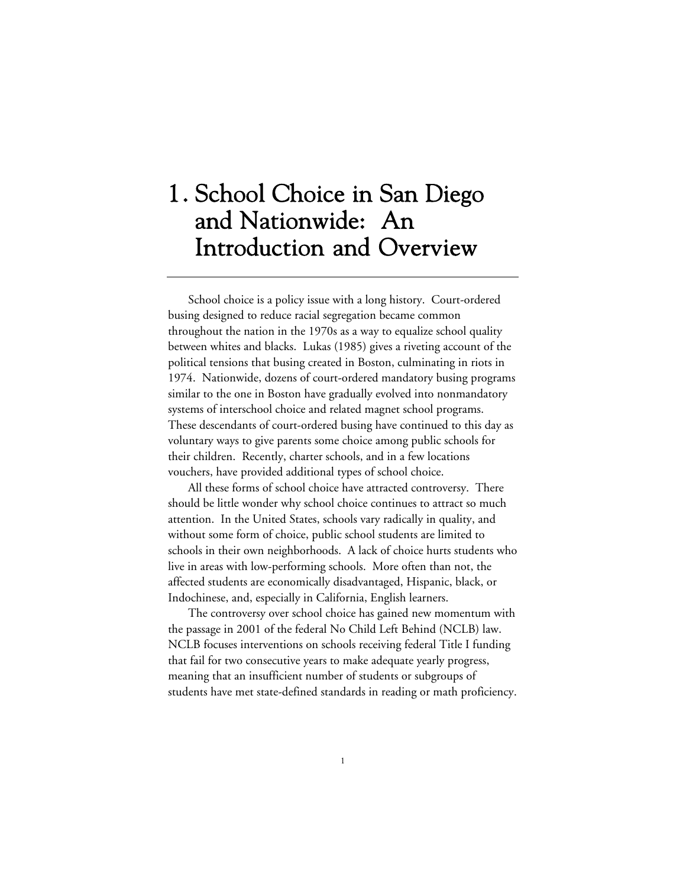# 1. School Choice in San Diego and Nationwide: An Introduction and Overview

School choice is a policy issue with a long history. Court-ordered busing designed to reduce racial segregation became common throughout the nation in the 1970s as a way to equalize school quality between whites and blacks. Lukas (1985) gives a riveting account of the political tensions that busing created in Boston, culminating in riots in 1974. Nationwide, dozens of court-ordered mandatory busing programs similar to the one in Boston have gradually evolved into nonmandatory systems of interschool choice and related magnet school programs. These descendants of court-ordered busing have continued to this day as voluntary ways to give parents some choice among public schools for their children. Recently, charter schools, and in a few locations vouchers, have provided additional types of school choice.

All these forms of school choice have attracted controversy. There should be little wonder why school choice continues to attract so much attention. In the United States, schools vary radically in quality, and without some form of choice, public school students are limited to schools in their own neighborhoods. A lack of choice hurts students who live in areas with low-performing schools. More often than not, the affected students are economically disadvantaged, Hispanic, black, or Indochinese, and, especially in California, English learners.

The controversy over school choice has gained new momentum with the passage in 2001 of the federal No Child Left Behind (NCLB) law. NCLB focuses interventions on schools receiving federal Title I funding that fail for two consecutive years to make adequate yearly progress, meaning that an insufficient number of students or subgroups of students have met state-defined standards in reading or math proficiency.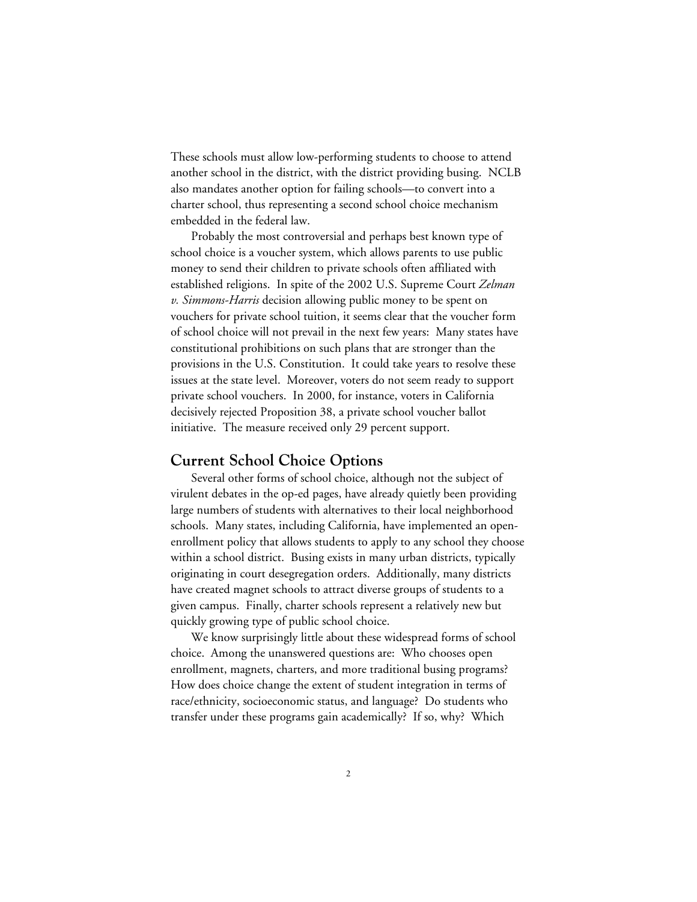These schools must allow low-performing students to choose to attend another school in the district, with the district providing busing. NCLB also mandates another option for failing schools—to convert into a charter school, thus representing a second school choice mechanism embedded in the federal law.

Probably the most controversial and perhaps best known type of school choice is a voucher system, which allows parents to use public money to send their children to private schools often affiliated with established religions. In spite of the 2002 U.S. Supreme Court *Zelman v. Simmons-Harris* decision allowing public money to be spent on vouchers for private school tuition, it seems clear that the voucher form of school choice will not prevail in the next few years: Many states have constitutional prohibitions on such plans that are stronger than the provisions in the U.S. Constitution. It could take years to resolve these issues at the state level. Moreover, voters do not seem ready to support private school vouchers. In 2000, for instance, voters in California decisively rejected Proposition 38, a private school voucher ballot initiative. The measure received only 29 percent support.

## Current School Choice Options

Several other forms of school choice, although not the subject of virulent debates in the op-ed pages, have already quietly been providing large numbers of students with alternatives to their local neighborhood schools. Many states, including California, have implemented an open-enrollment policy that allows students to apply to any school they choose within a school district. Busing exists in many urban districts, typically originating in court desegregation orders. Additionally, many districts have created magnet schools to attract diverse groups of students to a given campus. Finally, charter schools represent a relatively new but quickly growing type of public school choice.

We know surprisingly little about these widespread forms of school choice. Among the unanswered questions are: Who chooses open enrollment, magnets, charters, and more traditional busing programs? How does choice change the extent of student integration in terms of race/ethnicity, socioeconomic status, and language? Do students who transfer under these programs gain academically? If so, why? Which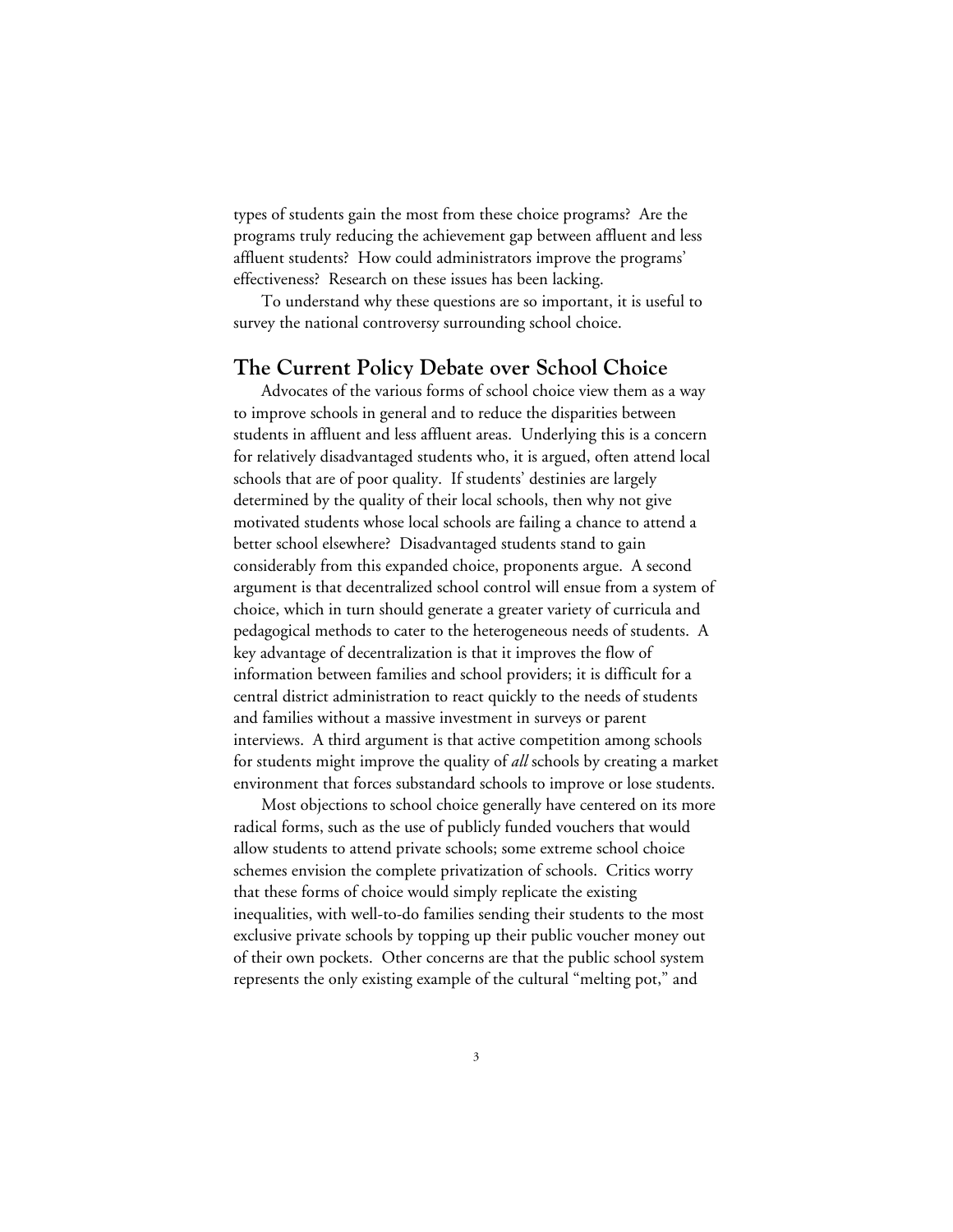types of students gain the most from these choice programs? Are the programs truly reducing the achievement gap between affluent and less affluent students? How could administrators improve the programs' effectiveness? Research on these issues has been lacking.

To understand why these questions are so important, it is useful to survey the national controversy surrounding school choice.

## The Current Policy Debate over School Choice

Advocates of the various forms of school choice view them as a way to improve schools in general and to reduce the disparities between students in affluent and less affluent areas. Underlying this is a concern for relatively disadvantaged students who, it is argued, often attend local schools that are of poor quality. If students' destinies are largely determined by the quality of their local schools, then why not give motivated students whose local schools are failing a chance to attend a better school elsewhere? Disadvantaged students stand to gain considerably from this expanded choice, proponents argue. A second argument is that decentralized school control will ensue from a system of choice, which in turn should generate a greater variety of curricula and pedagogical methods to cater to the heterogeneous needs of students. A key advantage of decentralization is that it improves the flow of information between families and school providers; it is difficult for a central district administration to react quickly to the needs of students and families without a massive investment in surveys or parent interviews. A third argument is that active competition among schools for students might improve the quality of *all* schools by creating a market environment that forces substandard schools to improve or lose students.

Most objections to school choice generally have centered on its more radical forms, such as the use of publicly funded vouchers that would allow students to attend private schools; some extreme school choice schemes envision the complete privatization of schools. Critics worry that these forms of choice would simply replicate the existing inequalities, with well-to-do families sending their students to the most exclusive private schools by topping up their public voucher money out of their own pockets. Other concerns are that the public school system represents the only existing example of the cultural "melting pot," and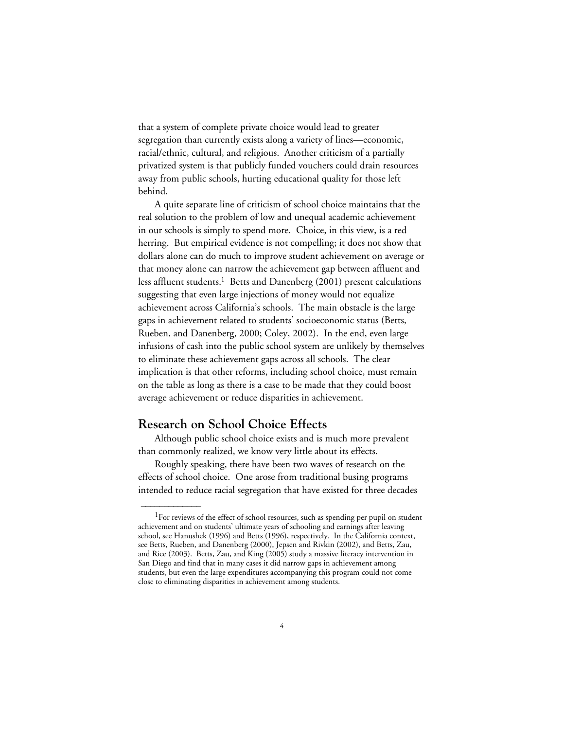that a system of complete private choice would lead to greater segregation than currently exists along a variety of lines—economic, racial/ethnic, cultural, and religious. Another criticism of a partially privatized system is that publicly funded vouchers could drain resources away from public schools, hurting educational quality for those left behind.

A quite separate line of criticism of school choice maintains that the real solution to the problem of low and unequal academic achievement in our schools is simply to spend more. Choice, in this view, is a red herring. But empirical evidence is not compelling; it does not show that dollars alone can do much to improve student achievement on average or that money alone can narrow the achievement gap between affluent and less affluent students.[1] Betts and Danenberg (2001) present calculations suggesting that even large injections of money would not equalize achievement across California's schools. The main obstacle is the large gaps in achievement related to students' socioeconomic status (Betts, Rueben, and Danenberg, 2000; Coley, 2002). In the end, even large infusions of cash into the public school system are unlikely by themselves to eliminate these achievement gaps across all schools. The clear implication is that other reforms, including school choice, must remain on the table as long as there is a case to be made that they could boost average achievement or reduce disparities in achievement.

## Research on School Choice Effects

Although public school choice exists and is much more prevalent than commonly realized, we know very little about its effects.

Roughly speaking, there have been two waves of research on the effects of school choice. One arose from traditional busing programs intended to reduce racial segregation that have existed for three decades

---

[1] For reviews of the effect of school resources, such as spending per pupil on student achievement and on students' ultimate years of schooling and earnings after leaving school, see Hanushek (1996) and Betts (1996), respectively. In the California context, see Betts, Rueben, and Danenberg (2000), Jepsen and Rivkin (2002), and Betts, Zau, and Rice (2003). Betts, Zau, and King (2005) study a massive literacy intervention in San Diego and find that in many cases it did narrow gaps in achievement among students, but even the large expenditures accompanying this program could not come close to eliminating disparities in achievement among students.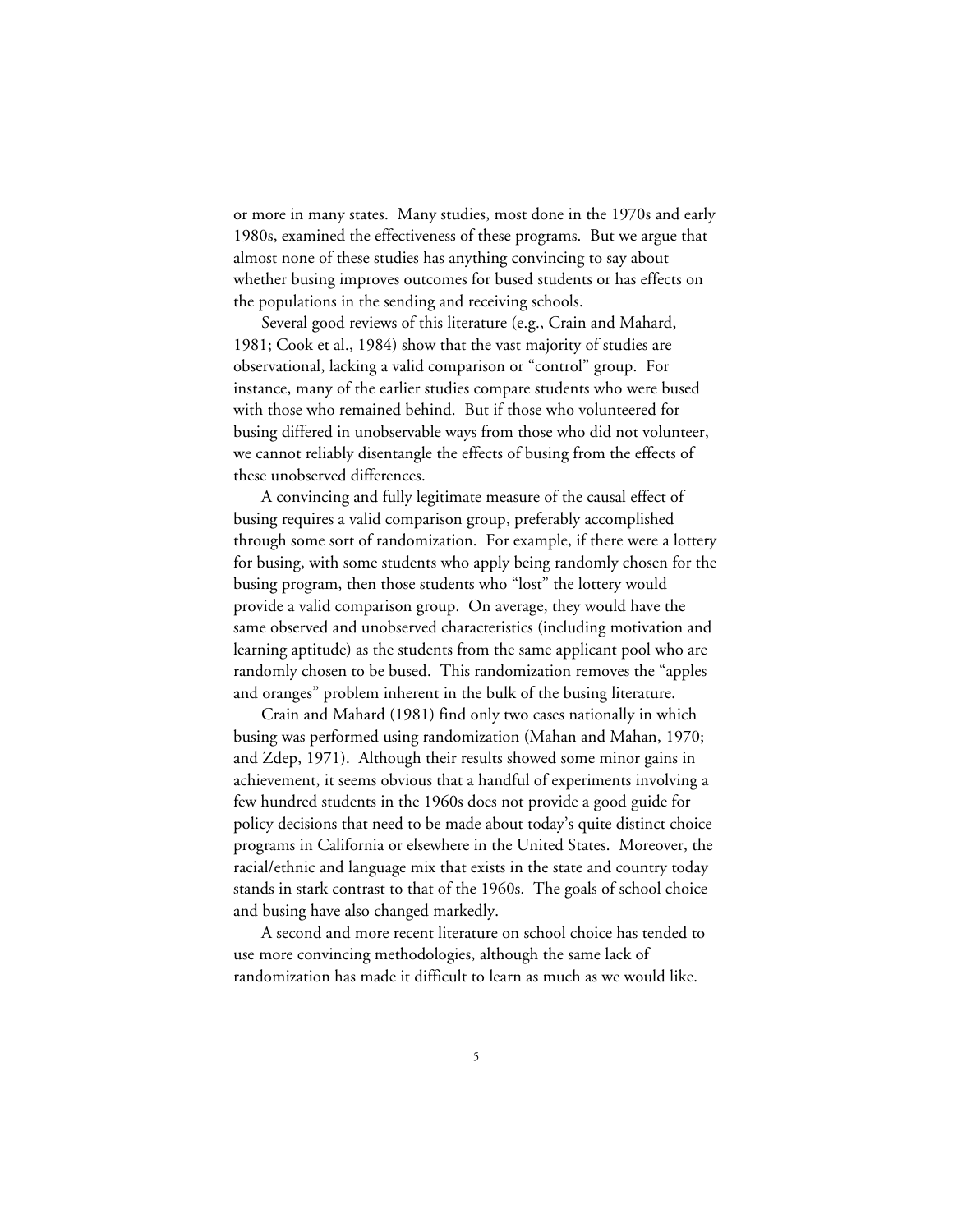or more in many states. Many studies, most done in the 1970s and early 1980s, examined the effectiveness of these programs. But we argue that almost none of these studies has anything convincing to say about whether busing improves outcomes for bused students or has effects on the populations in the sending and receiving schools.

Several good reviews of this literature (e.g., Crain and Mahard, 1981; Cook et al., 1984) show that the vast majority of studies are observational, lacking a valid comparison or "control" group. For instance, many of the earlier studies compare students who were bused with those who remained behind. But if those who volunteered for busing differed in unobservable ways from those who did not volunteer, we cannot reliably disentangle the effects of busing from the effects of these unobserved differences.

A convincing and fully legitimate measure of the causal effect of busing requires a valid comparison group, preferably accomplished through some sort of randomization. For example, if there were a lottery for busing, with some students who apply being randomly chosen for the busing program, then those students who "lost" the lottery would provide a valid comparison group. On average, they would have the same observed and unobserved characteristics (including motivation and learning aptitude) as the students from the same applicant pool who are randomly chosen to be bused. This randomization removes the "apples and oranges" problem inherent in the bulk of the busing literature.

Crain and Mahard (1981) find only two cases nationally in which busing was performed using randomization (Mahan and Mahan, 1970; and Zdep, 1971). Although their results showed some minor gains in achievement, it seems obvious that a handful of experiments involving a few hundred students in the 1960s does not provide a good guide for policy decisions that need to be made about today's quite distinct choice programs in California or elsewhere in the United States. Moreover, the racial/ethnic and language mix that exists in the state and country today stands in stark contrast to that of the 1960s. The goals of school choice and busing have also changed markedly.

A second and more recent literature on school choice has tended to use more convincing methodologies, although the same lack of randomization has made it difficult to learn as much as we would like.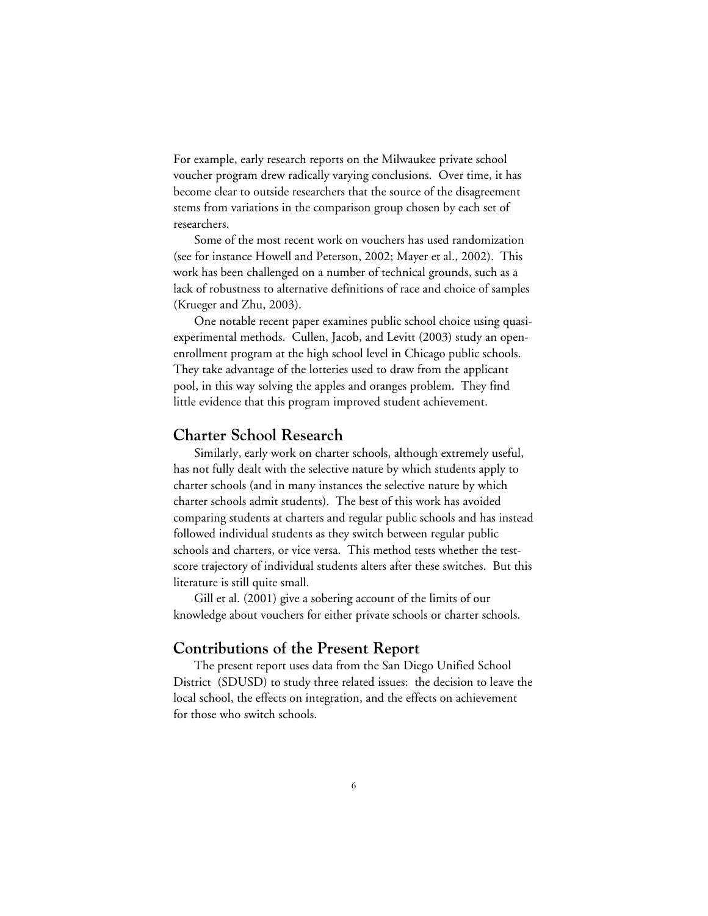For example, early research reports on the Milwaukee private school voucher program drew radically varying conclusions. Over time, it has become clear to outside researchers that the source of the disagreement stems from variations in the comparison group chosen by each set of researchers.

Some of the most recent work on vouchers has used randomization (see for instance Howell and Peterson, 2002; Mayer et al., 2002). This work has been challenged on a number of technical grounds, such as a lack of robustness to alternative definitions of race and choice of samples (Krueger and Zhu, 2003).

One notable recent paper examines public school choice using quasi-experimental methods. Cullen, Jacob, and Levitt (2003) study an open-enrollment program at the high school level in Chicago public schools. They take advantage of the lotteries used to draw from the applicant pool, in this way solving the apples and oranges problem. They find little evidence that this program improved student achievement.

## Charter School Research

Similarly, early work on charter schools, although extremely useful, has not fully dealt with the selective nature by which students apply to charter schools (and in many instances the selective nature by which charter schools admit students). The best of this work has avoided comparing students at charters and regular public schools and has instead followed individual students as they switch between regular public schools and charters, or vice versa. This method tests whether the test-score trajectory of individual students alters after these switches. But this literature is still quite small.

Gill et al. (2001) give a sobering account of the limits of our knowledge about vouchers for either private schools or charter schools.

## Contributions of the Present Report

The present report uses data from the San Diego Unified School District (SDUSD) to study three related issues: the decision to leave the local school, the effects on integration, and the effects on achievement for those who switch schools.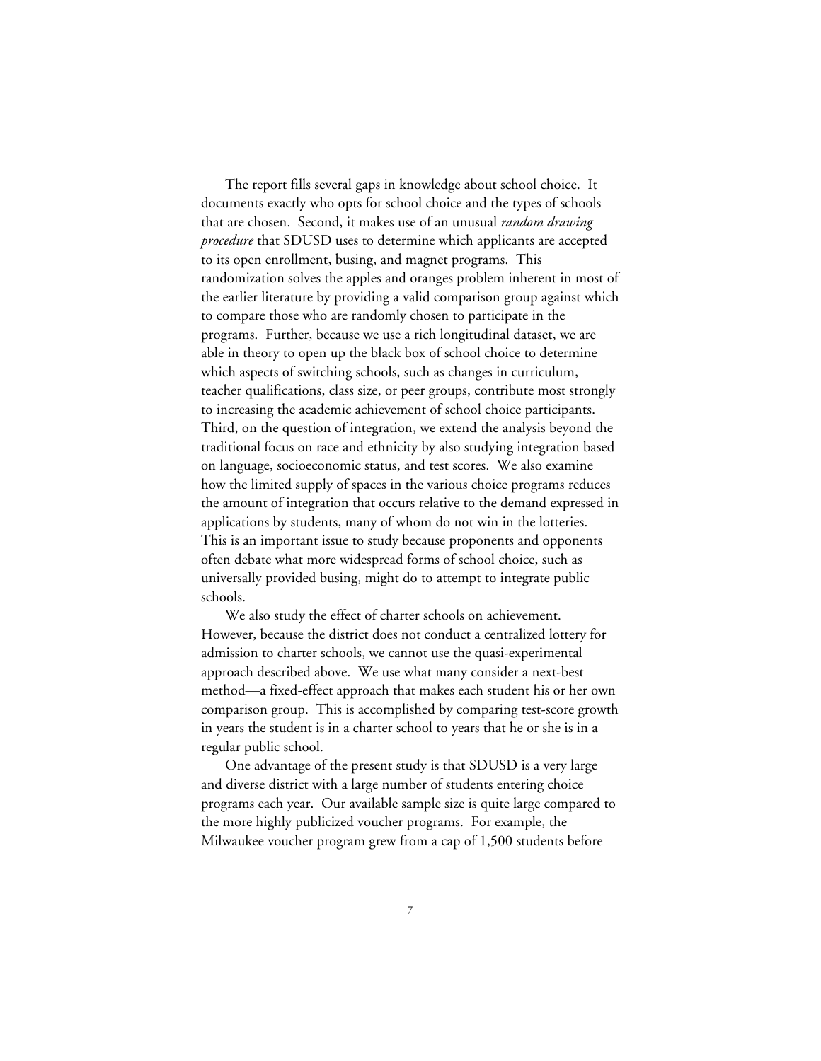The report fills several gaps in knowledge about school choice. It documents exactly who opts for school choice and the types of schools that are chosen. Second, it makes use of an unusual *random drawing procedure* that SDUSD uses to determine which applicants are accepted to its open enrollment, busing, and magnet programs. This randomization solves the apples and oranges problem inherent in most of the earlier literature by providing a valid comparison group against which to compare those who are randomly chosen to participate in the programs. Further, because we use a rich longitudinal dataset, we are able in theory to open up the black box of school choice to determine which aspects of switching schools, such as changes in curriculum, teacher qualifications, class size, or peer groups, contribute most strongly to increasing the academic achievement of school choice participants. Third, on the question of integration, we extend the analysis beyond the traditional focus on race and ethnicity by also studying integration based on language, socioeconomic status, and test scores. We also examine how the limited supply of spaces in the various choice programs reduces the amount of integration that occurs relative to the demand expressed in applications by students, many of whom do not win in the lotteries. This is an important issue to study because proponents and opponents often debate what more widespread forms of school choice, such as universally provided busing, might do to attempt to integrate public schools.

We also study the effect of charter schools on achievement. However, because the district does not conduct a centralized lottery for admission to charter schools, we cannot use the quasi-experimental approach described above. We use what many consider a next-best method—a fixed-effect approach that makes each student his or her own comparison group. This is accomplished by comparing test-score growth in years the student is in a charter school to years that he or she is in a regular public school.

One advantage of the present study is that SDUSD is a very large and diverse district with a large number of students entering choice programs each year. Our available sample size is quite large compared to the more highly publicized voucher programs. For example, the Milwaukee voucher program grew from a cap of 1,500 students before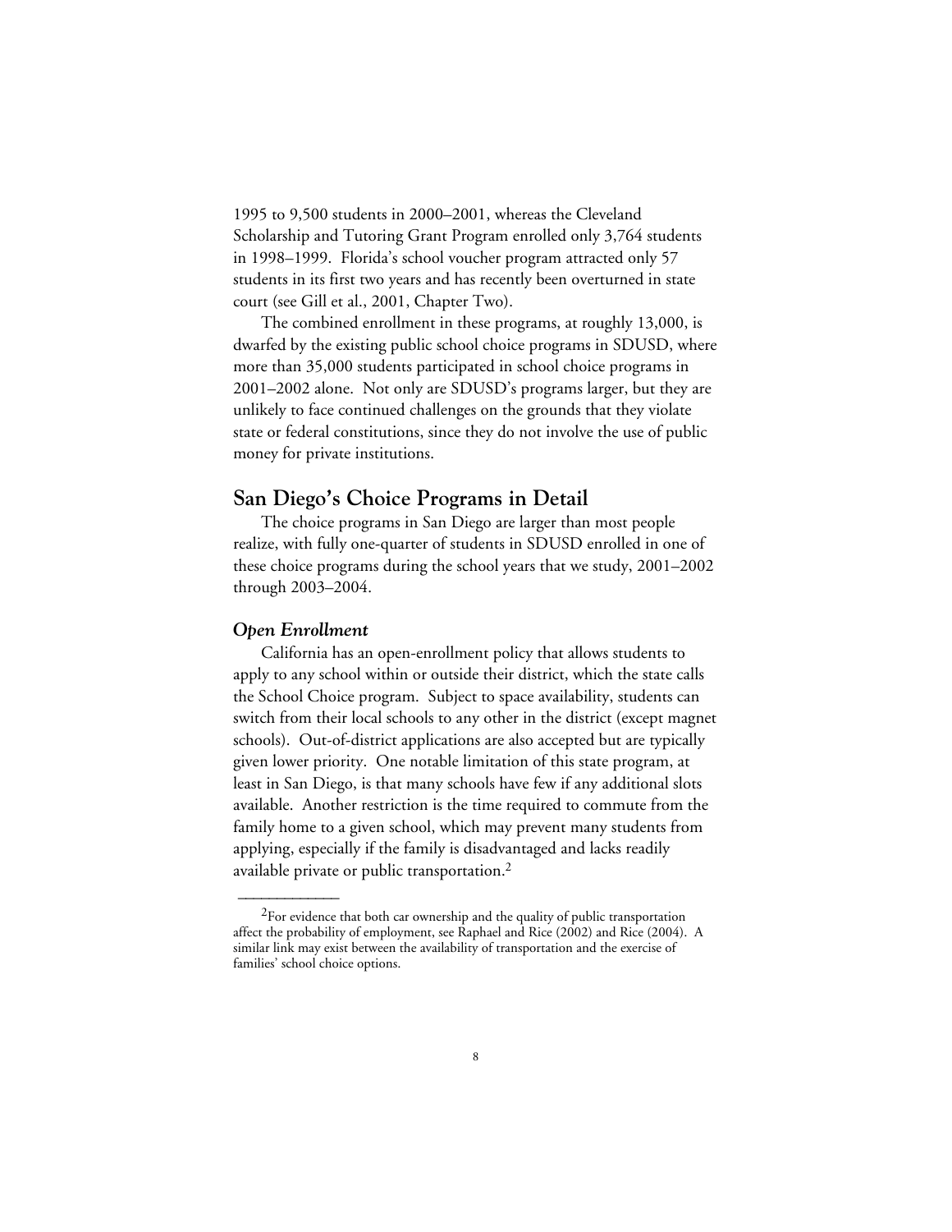1995 to 9,500 students in 2000–2001, whereas the Cleveland Scholarship and Tutoring Grant Program enrolled only 3,764 students in 1998–1999. Florida's school voucher program attracted only 57 students in its first two years and has recently been overturned in state court (see Gill et al., 2001, Chapter Two).

The combined enrollment in these programs, at roughly 13,000, is dwarfed by the existing public school choice programs in SDUSD, where more than 35,000 students participated in school choice programs in 2001–2002 alone. Not only are SDUSD's programs larger, but they are unlikely to face continued challenges on the grounds that they violate state or federal constitutions, since they do not involve the use of public money for private institutions.

## San Diego's Choice Programs in Detail

The choice programs in San Diego are larger than most people realize, with fully one-quarter of students in SDUSD enrolled in one of these choice programs during the school years that we study, 2001–2002 through 2003–2004.

### *Open Enrollment*

California has an open-enrollment policy that allows students to apply to any school within or outside their district, which the state calls the School Choice program. Subject to space availability, students can switch from their local schools to any other in the district (except magnet schools). Out-of-district applications are also accepted but are typically given lower priority. One notable limitation of this state program, at least in San Diego, is that many schools have few if any additional slots available. Another restriction is the time required to commute from the family home to a given school, which may prevent many students from applying, especially if the family is disadvantaged and lacks readily available private or public transportation.[2]

---

[2]For evidence that both car ownership and the quality of public transportation affect the probability of employment, see Raphael and Rice (2002) and Rice (2004). A similar link may exist between the availability of transportation and the exercise of families' school choice options.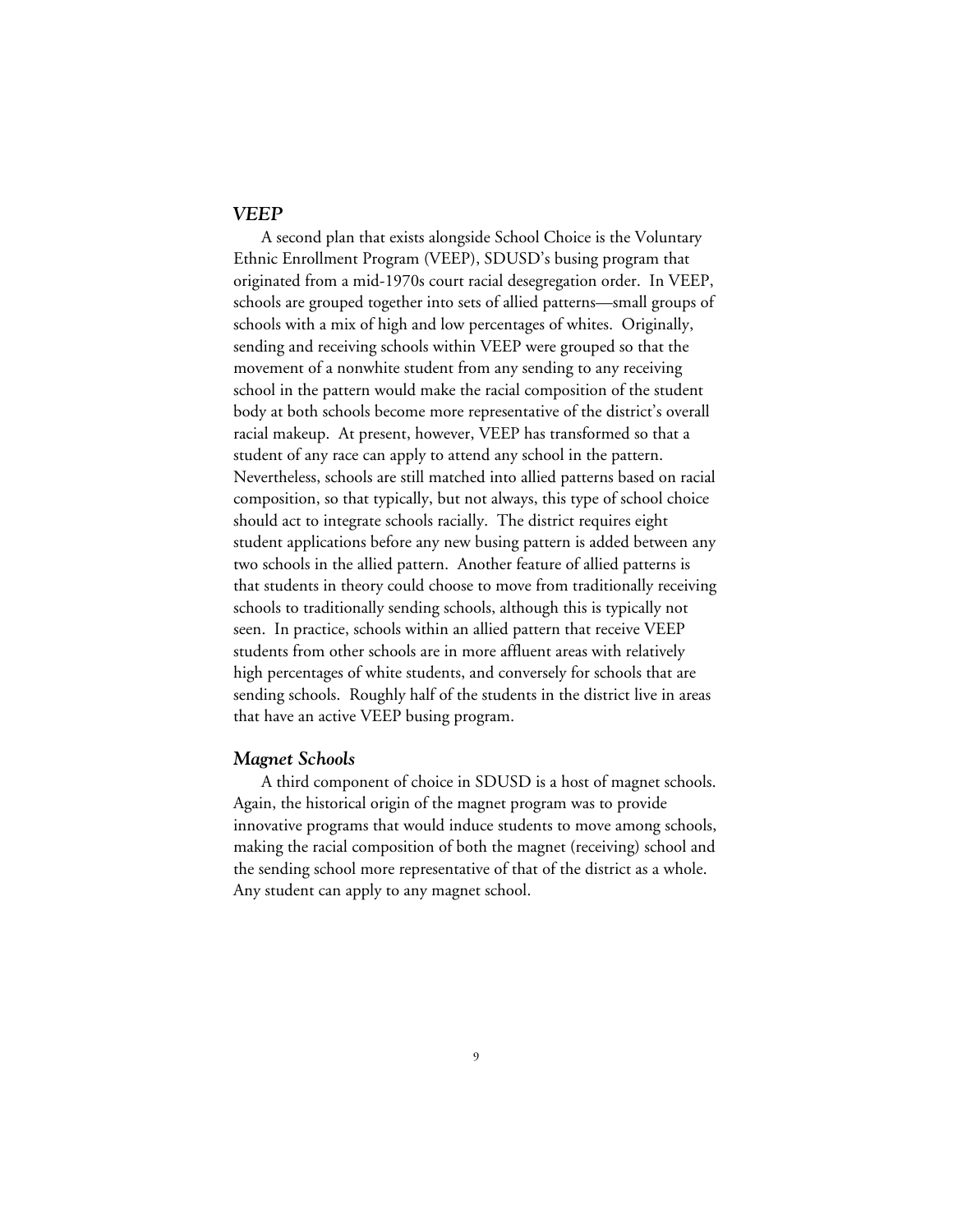### *VEEP*

A second plan that exists alongside School Choice is the Voluntary Ethnic Enrollment Program (VEEP), SDUSD's busing program that originated from a mid-1970s court racial desegregation order. In VEEP, schools are grouped together into sets of allied patterns—small groups of schools with a mix of high and low percentages of whites. Originally, sending and receiving schools within VEEP were grouped so that the movement of a nonwhite student from any sending to any receiving school in the pattern would make the racial composition of the student body at both schools become more representative of the district's overall racial makeup. At present, however, VEEP has transformed so that a student of any race can apply to attend any school in the pattern. Nevertheless, schools are still matched into allied patterns based on racial composition, so that typically, but not always, this type of school choice should act to integrate schools racially. The district requires eight student applications before any new busing pattern is added between any two schools in the allied pattern. Another feature of allied patterns is that students in theory could choose to move from traditionally receiving schools to traditionally sending schools, although this is typically not seen. In practice, schools within an allied pattern that receive VEEP students from other schools are in more affluent areas with relatively high percentages of white students, and conversely for schools that are sending schools. Roughly half of the students in the district live in areas that have an active VEEP busing program.

### *Magnet Schools*

A third component of choice in SDUSD is a host of magnet schools. Again, the historical origin of the magnet program was to provide innovative programs that would induce students to move among schools, making the racial composition of both the magnet (receiving) school and the sending school more representative of that of the district as a whole. Any student can apply to any magnet school.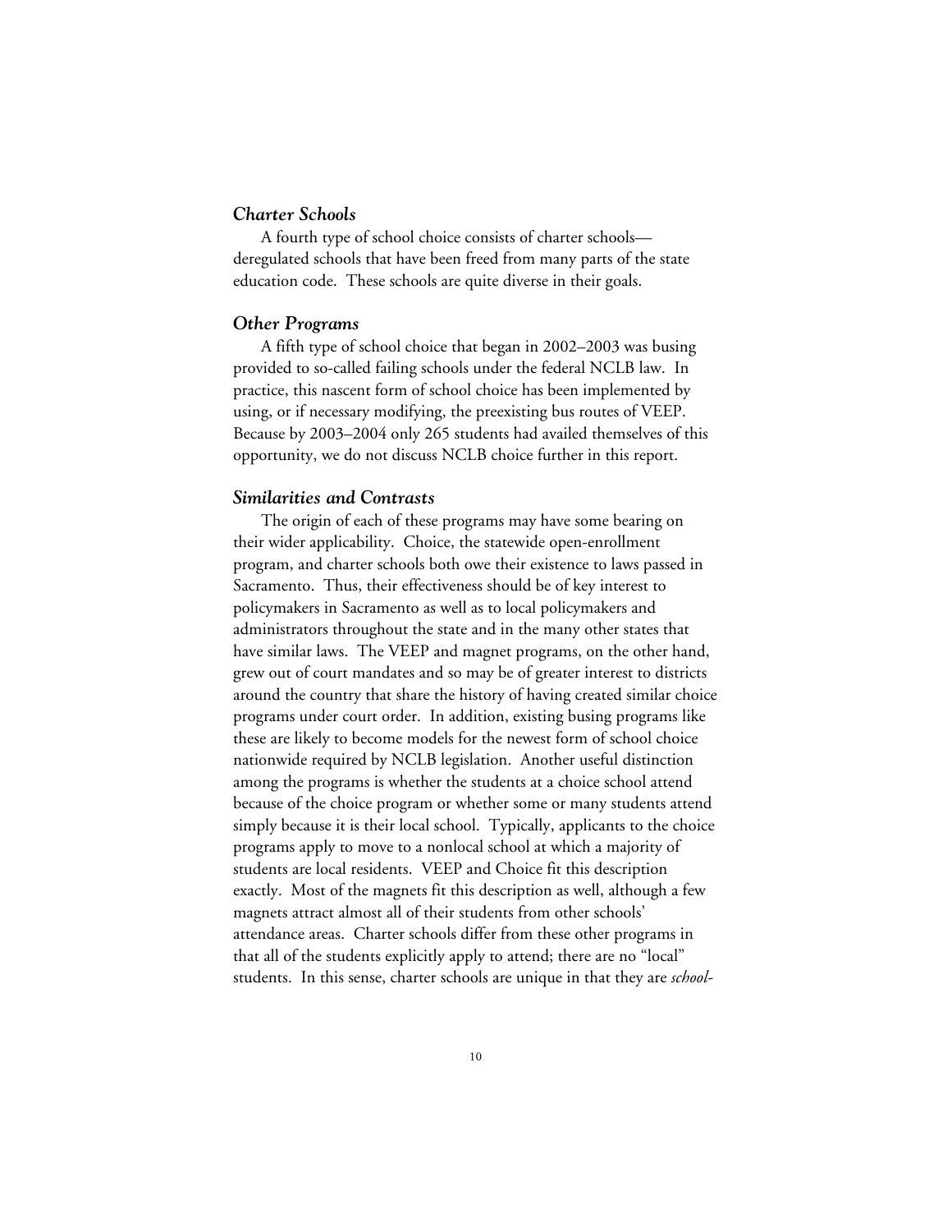### *Charter Schools*

A fourth type of school choice consists of charter schools—deregulated schools that have been freed from many parts of the state education code. These schools are quite diverse in their goals.

### *Other Programs*

A fifth type of school choice that began in 2002–2003 was busing provided to so-called failing schools under the federal NCLB law. In practice, this nascent form of school choice has been implemented by using, or if necessary modifying, the preexisting bus routes of VEEP. Because by 2003–2004 only 265 students had availed themselves of this opportunity, we do not discuss NCLB choice further in this report.

### *Similarities and Contrasts*

The origin of each of these programs may have some bearing on their wider applicability. Choice, the statewide open-enrollment program, and charter schools both owe their existence to laws passed in Sacramento. Thus, their effectiveness should be of key interest to policymakers in Sacramento as well as to local policymakers and administrators throughout the state and in the many other states that have similar laws. The VEEP and magnet programs, on the other hand, grew out of court mandates and so may be of greater interest to districts around the country that share the history of having created similar choice programs under court order. In addition, existing busing programs like these are likely to become models for the newest form of school choice nationwide required by NCLB legislation. Another useful distinction among the programs is whether the students at a choice school attend because of the choice program or whether some or many students attend simply because it is their local school. Typically, applicants to the choice programs apply to move to a nonlocal school at which a majority of students are local residents. VEEP and Choice fit this description exactly. Most of the magnets fit this description as well, although a few magnets attract almost all of their students from other schools' attendance areas. Charter schools differ from these other programs in that all of the students explicitly apply to attend; there are no "local" students. In this sense, charter schools are unique in that they are *school-*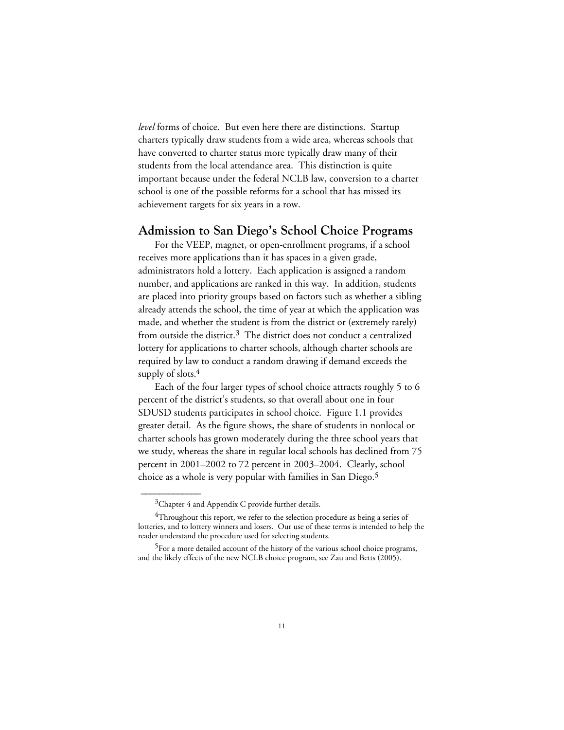*level* forms of choice. But even here there are distinctions. Startup charters typically draw students from a wide area, whereas schools that have converted to charter status more typically draw many of their students from the local attendance area. This distinction is quite important because under the federal NCLB law, conversion to a charter school is one of the possible reforms for a school that has missed its achievement targets for six years in a row.

## Admission to San Diego's School Choice Programs

For the VEEP, magnet, or open-enrollment programs, if a school receives more applications than it has spaces in a given grade, administrators hold a lottery. Each application is assigned a random number, and applications are ranked in this way. In addition, students are placed into priority groups based on factors such as whether a sibling already attends the school, the time of year at which the application was made, and whether the student is from the district or (extremely rarely) from outside the district.[3] The district does not conduct a centralized lottery for applications to charter schools, although charter schools are required by law to conduct a random drawing if demand exceeds the supply of slots.[4]

Each of the four larger types of school choice attracts roughly 5 to 6 percent of the district's students, so that overall about one in four SDUSD students participates in school choice. Figure 1.1 provides greater detail. As the figure shows, the share of students in nonlocal or charter schools has grown moderately during the three school years that we study, whereas the share in regular local schools has declined from 75 percent in 2001–2002 to 72 percent in 2003–2004. Clearly, school choice as a whole is very popular with families in San Diego.[5]

---

[3]Chapter 4 and Appendix C provide further details.

[4]Throughout this report, we refer to the selection procedure as being a series of lotteries, and to lottery winners and losers. Our use of these terms is intended to help the reader understand the procedure used for selecting students.

[5]For a more detailed account of the history of the various school choice programs, and the likely effects of the new NCLB choice program, see Zau and Betts (2005).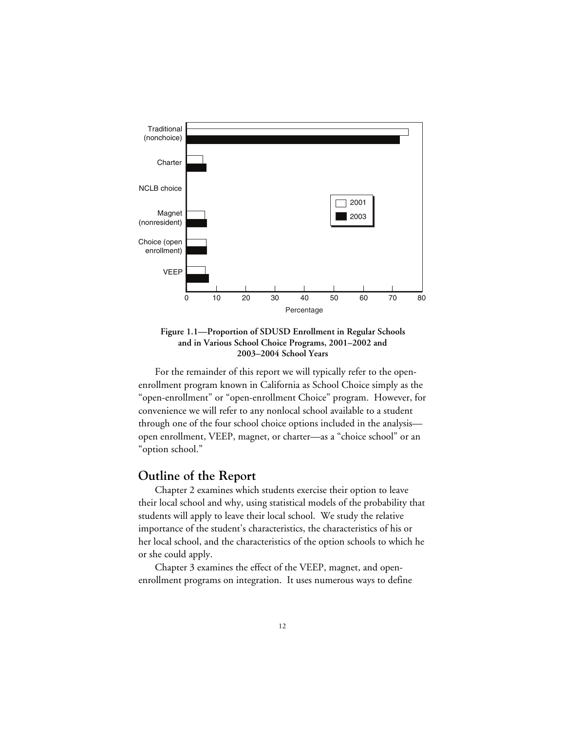**Figure 1.1—Proportion of SDUSD Enrollment in Regular Schools and in Various School Choice Programs, 2001–2002 and 2003–2004 School Years**

For the remainder of this report we will typically refer to the open-enrollment program known in California as School Choice simply as the "open-enrollment" or "open-enrollment Choice" program. However, for convenience we will refer to any nonlocal school available to a student through one of the four school choice options included in the analysis—open enrollment, VEEP, magnet, or charter—as a "choice school" or an "option school."

## Outline of the Report

Chapter 2 examines which students exercise their option to leave their local school and why, using statistical models of the probability that students will apply to leave their local school. We study the relative importance of the student's characteristics, the characteristics of his or her local school, and the characteristics of the option schools to which he or she could apply.

Chapter 3 examines the effect of the VEEP, magnet, and open-enrollment programs on integration. It uses numerous ways to define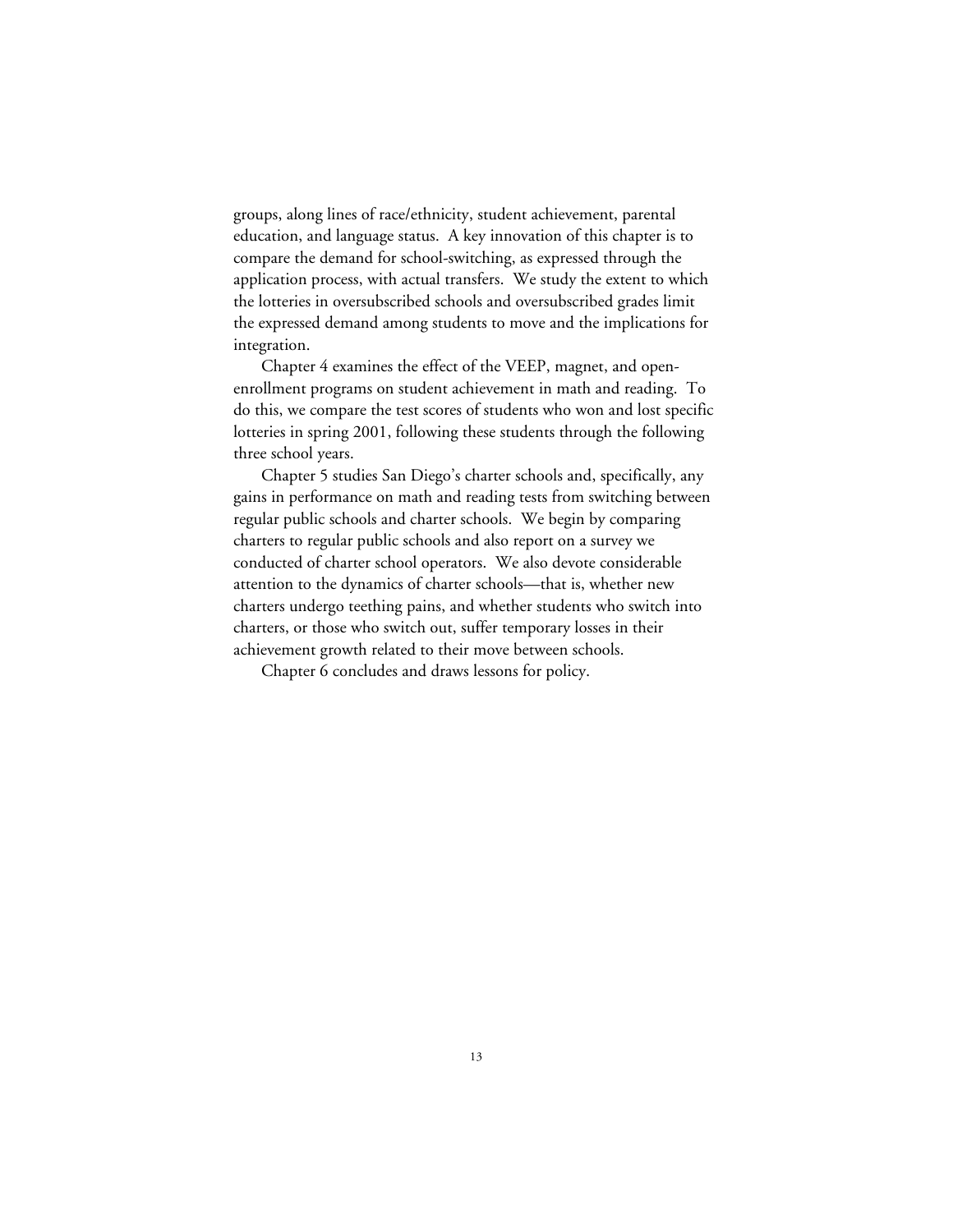groups, along lines of race/ethnicity, student achievement, parental education, and language status. A key innovation of this chapter is to compare the demand for school-switching, as expressed through the application process, with actual transfers. We study the extent to which the lotteries in oversubscribed schools and oversubscribed grades limit the expressed demand among students to move and the implications for integration.

Chapter 4 examines the effect of the VEEP, magnet, and open-enrollment programs on student achievement in math and reading. To do this, we compare the test scores of students who won and lost specific lotteries in spring 2001, following these students through the following three school years.

Chapter 5 studies San Diego's charter schools and, specifically, any gains in performance on math and reading tests from switching between regular public schools and charter schools. We begin by comparing charters to regular public schools and also report on a survey we conducted of charter school operators. We also devote considerable attention to the dynamics of charter schools—that is, whether new charters undergo teething pains, and whether students who switch into charters, or those who switch out, suffer temporary losses in their achievement growth related to their move between schools.

Chapter 6 concludes and draws lessons for policy.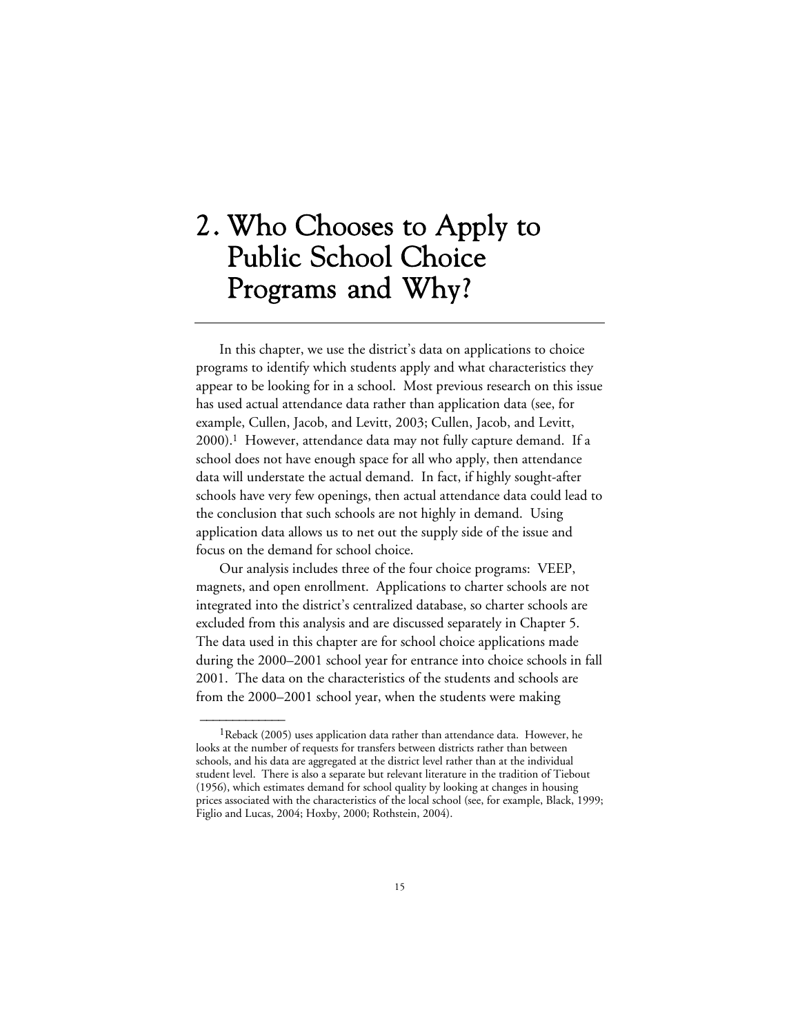# 2. Who Chooses to Apply to Public School Choice Programs and Why?

In this chapter, we use the district's data on applications to choice programs to identify which students apply and what characteristics they appear to be looking for in a school. Most previous research on this issue has used actual attendance data rather than application data (see, for example, Cullen, Jacob, and Levitt, 2003; Cullen, Jacob, and Levitt, 2000).[1] However, attendance data may not fully capture demand. If a school does not have enough space for all who apply, then attendance data will understate the actual demand. In fact, if highly sought-after schools have very few openings, then actual attendance data could lead to the conclusion that such schools are not highly in demand. Using application data allows us to net out the supply side of the issue and focus on the demand for school choice.

Our analysis includes three of the four choice programs: VEEP, magnets, and open enrollment. Applications to charter schools are not integrated into the district's centralized database, so charter schools are excluded from this analysis and are discussed separately in Chapter 5. The data used in this chapter are for school choice applications made during the 2000–2001 school year for entrance into choice schools in fall 2001. The data on the characteristics of the students and schools are from the 2000–2001 school year, when the students were making

---

[1] Reback (2005) uses application data rather than attendance data. However, he looks at the number of requests for transfers between districts rather than between schools, and his data are aggregated at the district level rather than at the individual student level. There is also a separate but relevant literature in the tradition of Tiebout (1956), which estimates demand for school quality by looking at changes in housing prices associated with the characteristics of the local school (see, for example, Black, 1999; Figlio and Lucas, 2004; Hoxby, 2000; Rothstein, 2004).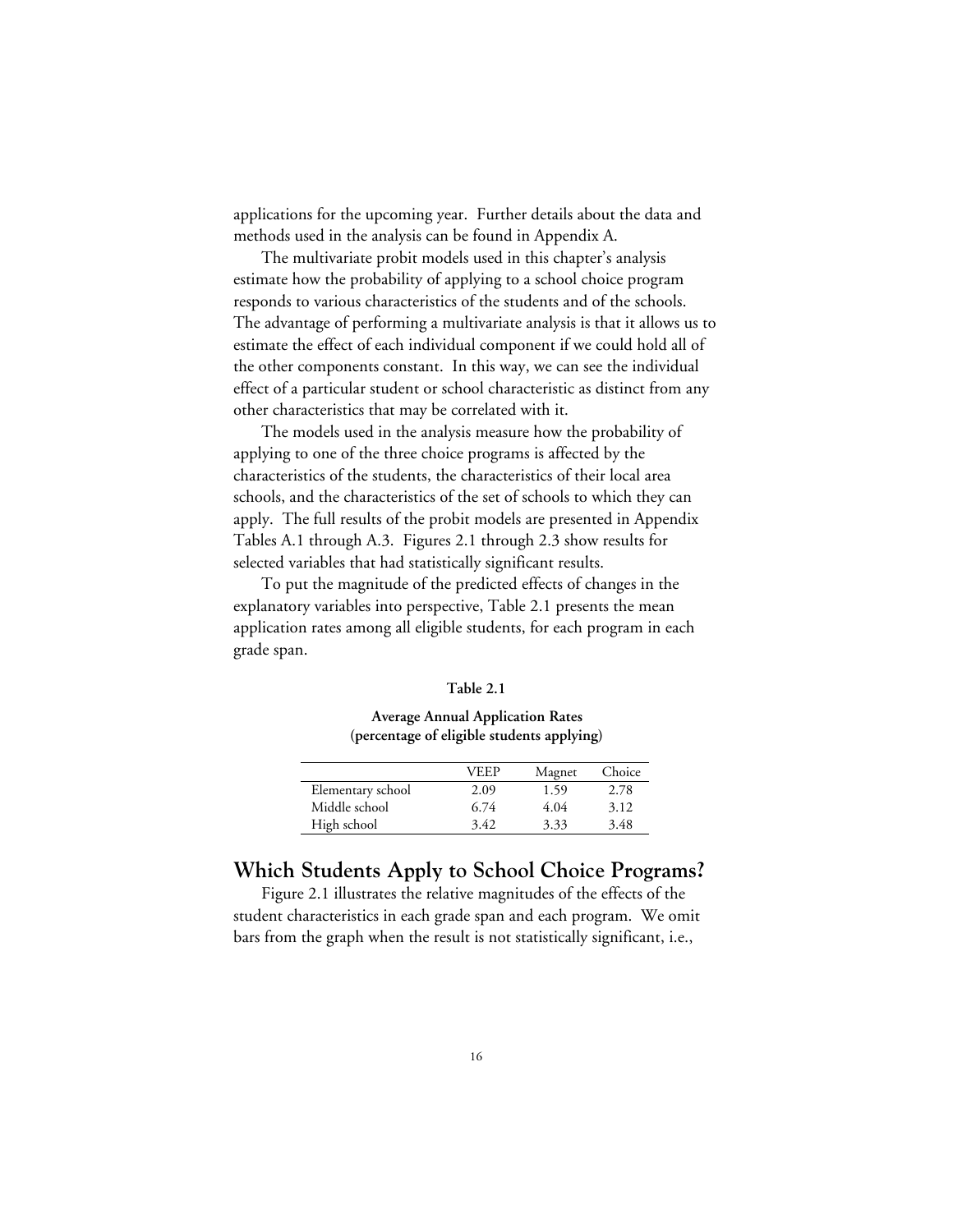applications for the upcoming year. Further details about the data and methods used in the analysis can be found in Appendix A.

The multivariate probit models used in this chapter's analysis estimate how the probability of applying to a school choice program responds to various characteristics of the students and of the schools. The advantage of performing a multivariate analysis is that it allows us to estimate the effect of each individual component if we could hold all of the other components constant. In this way, we can see the individual effect of a particular student or school characteristic as distinct from any other characteristics that may be correlated with it.

The models used in the analysis measure how the probability of applying to one of the three choice programs is affected by the characteristics of the students, the characteristics of their local area schools, and the characteristics of the set of schools to which they can apply. The full results of the probit models are presented in Appendix Tables A.1 through A.3. Figures 2.1 through 2.3 show results for selected variables that had statistically significant results.

To put the magnitude of the predicted effects of changes in the explanatory variables into perspective, Table 2.1 presents the mean application rates among all eligible students, for each program in each grade span.

**Table 2.1**

**Average Annual Application Rates (percentage of eligible students applying)**

| | VEEP | Magnet | Choice |
|---|---|---|---|
| Elementary school | 2.09 | 1.59 | 2.78 |
| Middle school | 6.74 | 4.04 | 3.12 |
| High school | 3.42 | 3.33 | 3.48 |

## Which Students Apply to School Choice Programs?

Figure 2.1 illustrates the relative magnitudes of the effects of the student characteristics in each grade span and each program. We omit bars from the graph when the result is not statistically significant, i.e.,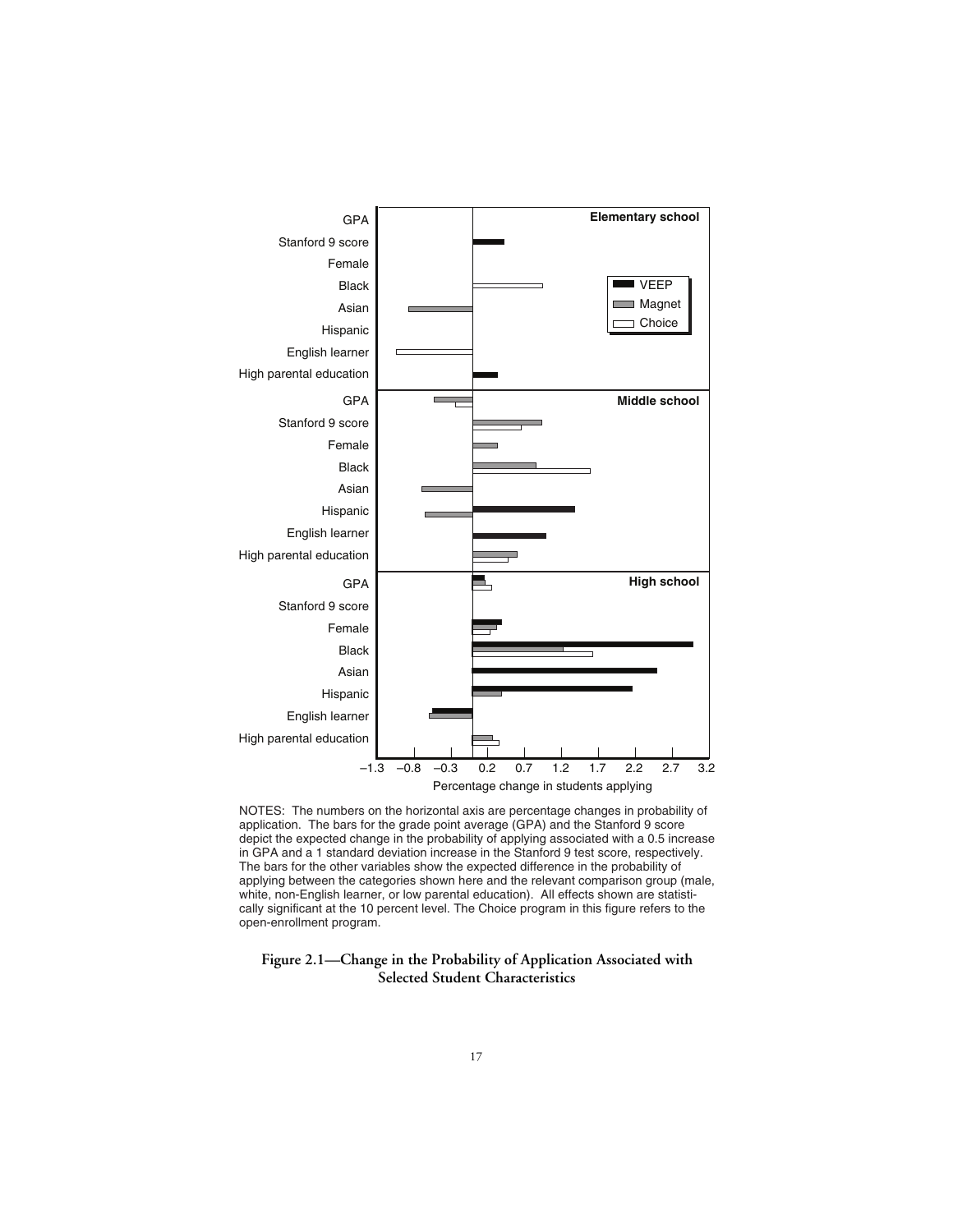Elementary school

| | VEEP | Magnet | Choice |
|---|---|---|---|
| GPA | | | |
| Stanford 9 score | | | |
| Female | | | |
| Black | | | |
| Asian | | | |
| Hispanic | | | |
| English learner | | | |
| High parental education | | | |

Middle school

High school

Percentage change in students applying

–1.3 –0.8 –0.3 0.2 0.7 1.2 1.7 2.2 2.7 3.2

NOTES: The numbers on the horizontal axis are percentage changes in probability of application. The bars for the grade point average (GPA) and the Stanford 9 score depict the expected change in the probability of applying associated with a 0.5 increase in GPA and a 1 standard deviation increase in the Stanford 9 test score, respectively. The bars for the other variables show the expected difference in the probability of applying between the categories shown here and the relevant comparison group (male, white, non-English learner, or low parental education). All effects shown are statistically significant at the 10 percent level. The Choice program in this figure refers to the open-enrollment program.

**Figure 2.1—Change in the Probability of Application Associated with Selected Student Characteristics**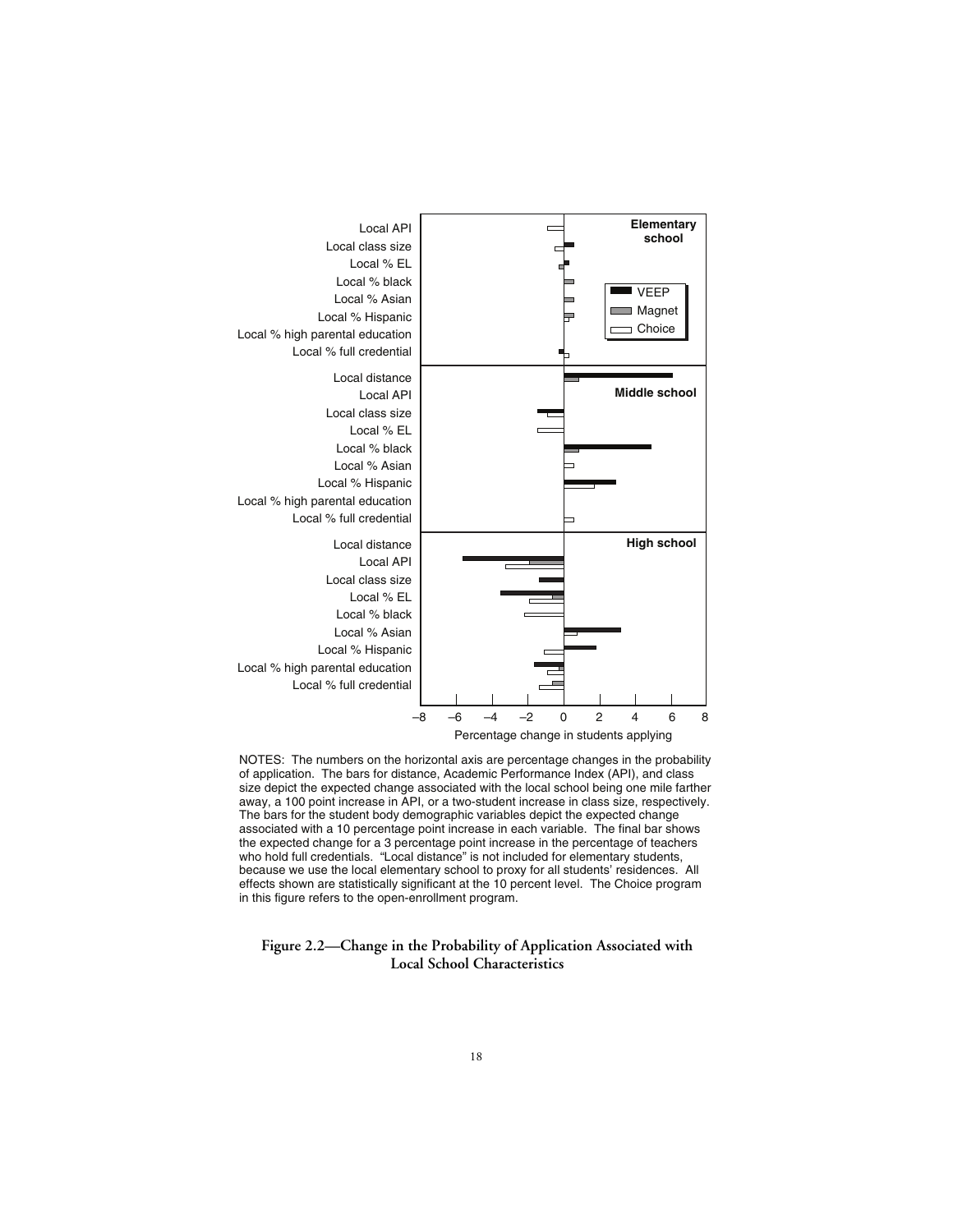| | Elementary school | | |
|---|---|---|---|
| | VEEP | Magnet | Choice |
| Local API | | | |
| Local class size | | | |
| Local % EL | | | |
| Local % black | | | |
| Local % Asian | | | |
| Local % Hispanic | | | |
| Local % high parental education | | | |
| Local % full credential | | | |

NOTES: The numbers on the horizontal axis are percentage changes in the probability of application. The bars for distance, Academic Performance Index (API), and class size depict the expected change associated with the local school being one mile farther away, a 100 point increase in API, or a two-student increase in class size, respectively. The bars for the student body demographic variables depict the expected change associated with a 10 percentage point increase in each variable. The final bar shows the expected change for a 3 percentage point increase in the percentage of teachers who hold full credentials. "Local distance" is not included for elementary students, because we use the local elementary school to proxy for all students' residences. All effects shown are statistically significant at the 10 percent level. The Choice program in this figure refers to the open-enrollment program.

**Figure 2.2—Change in the Probability of Application Associated with Local School Characteristics**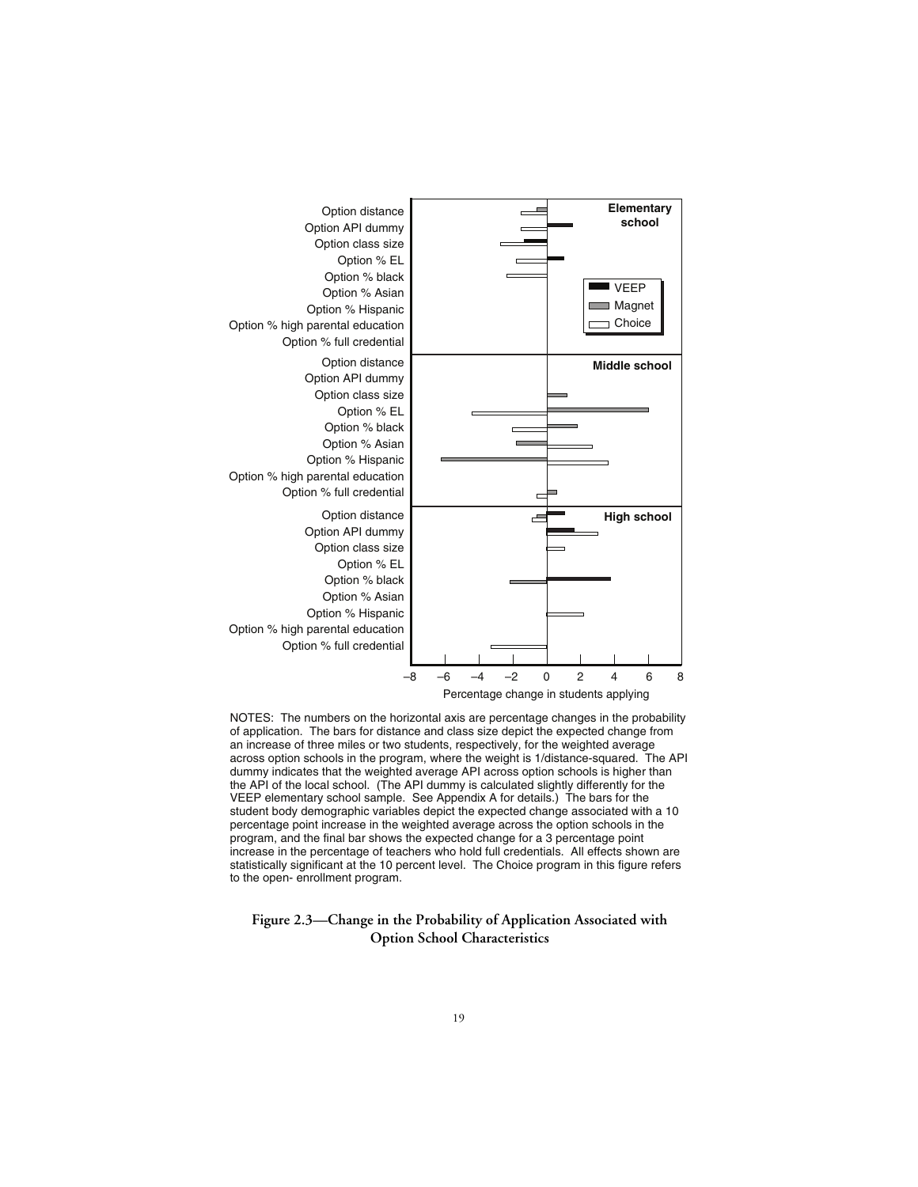NOTES: The numbers on the horizontal axis are percentage changes in the probability of application. The bars for distance and class size depict the expected change from an increase of three miles or two students, respectively, for the weighted average across option schools in the program, where the weight is 1/distance-squared. The API dummy indicates that the weighted average API across option schools is higher than the API of the local school. (The API dummy is calculated slightly differently for the VEEP elementary school sample. See Appendix A for details.) The bars for the student body demographic variables depict the expected change associated with a 10 percentage point increase in the weighted average across the option schools in the program, and the final bar shows the expected change for a 3 percentage point increase in the percentage of teachers who hold full credentials. All effects shown are statistically significant at the 10 percent level. The Choice program in this figure refers to the open- enrollment program.

**Figure 2.3—Change in the Probability of Application Associated with Option School Characteristics**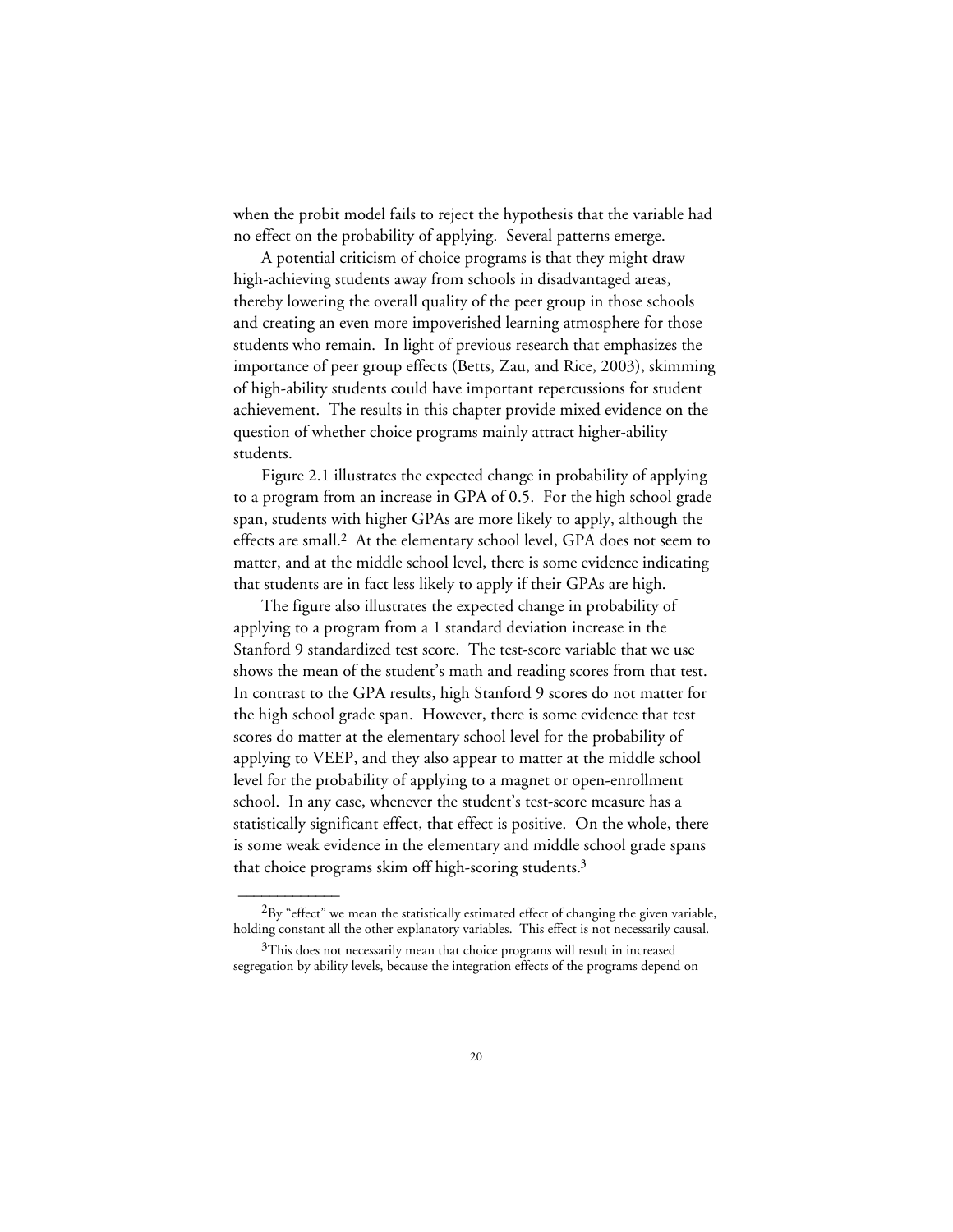when the probit model fails to reject the hypothesis that the variable had no effect on the probability of applying. Several patterns emerge.

A potential criticism of choice programs is that they might draw high-achieving students away from schools in disadvantaged areas, thereby lowering the overall quality of the peer group in those schools and creating an even more impoverished learning atmosphere for those students who remain. In light of previous research that emphasizes the importance of peer group effects (Betts, Zau, and Rice, 2003), skimming of high-ability students could have important repercussions for student achievement. The results in this chapter provide mixed evidence on the question of whether choice programs mainly attract higher-ability students.

Figure 2.1 illustrates the expected change in probability of applying to a program from an increase in GPA of 0.5. For the high school grade span, students with higher GPAs are more likely to apply, although the effects are small.[2] At the elementary school level, GPA does not seem to matter, and at the middle school level, there is some evidence indicating that students are in fact less likely to apply if their GPAs are high.

The figure also illustrates the expected change in probability of applying to a program from a 1 standard deviation increase in the Stanford 9 standardized test score. The test-score variable that we use shows the mean of the student's math and reading scores from that test. In contrast to the GPA results, high Stanford 9 scores do not matter for the high school grade span. However, there is some evidence that test scores do matter at the elementary school level for the probability of applying to VEEP, and they also appear to matter at the middle school level for the probability of applying to a magnet or open-enrollment school. In any case, whenever the student's test-score measure has a statistically significant effect, that effect is positive. On the whole, there is some weak evidence in the elementary and middle school grade spans that choice programs skim off high-scoring students.[3]

---

[2]By "effect" we mean the statistically estimated effect of changing the given variable, holding constant all the other explanatory variables. This effect is not necessarily causal.

[3]This does not necessarily mean that choice programs will result in increased segregation by ability levels, because the integration effects of the programs depend on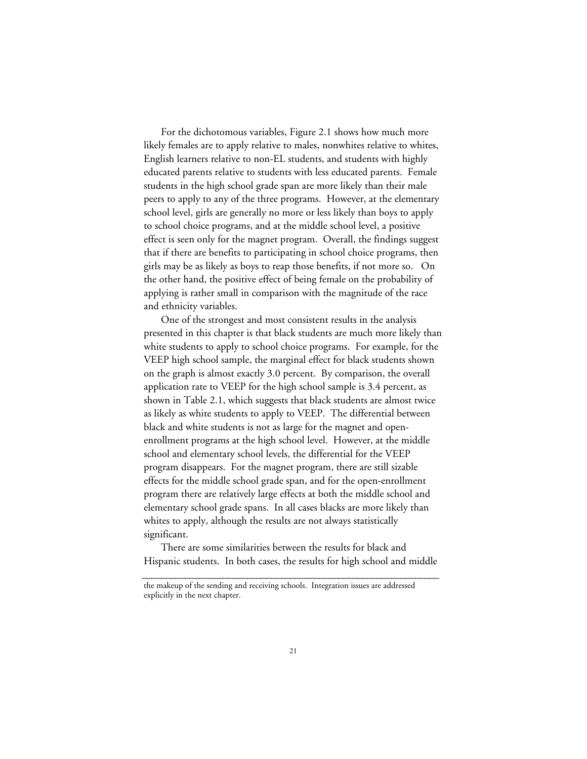For the dichotomous variables, Figure 2.1 shows how much more likely females are to apply relative to males, nonwhites relative to whites, English learners relative to non-EL students, and students with highly educated parents relative to students with less educated parents. Female students in the high school grade span are more likely than their male peers to apply to any of the three programs. However, at the elementary school level, girls are generally no more or less likely than boys to apply to school choice programs, and at the middle school level, a positive effect is seen only for the magnet program. Overall, the findings suggest that if there are benefits to participating in school choice programs, then girls may be as likely as boys to reap those benefits, if not more so. On the other hand, the positive effect of being female on the probability of applying is rather small in comparison with the magnitude of the race and ethnicity variables.

One of the strongest and most consistent results in the analysis presented in this chapter is that black students are much more likely than white students to apply to school choice programs. For example, for the VEEP high school sample, the marginal effect for black students shown on the graph is almost exactly 3.0 percent. By comparison, the overall application rate to VEEP for the high school sample is 3.4 percent, as shown in Table 2.1, which suggests that black students are almost twice as likely as white students to apply to VEEP. The differential between black and white students is not as large for the magnet and open-enrollment programs at the high school level. However, at the middle school and elementary school levels, the differential for the VEEP program disappears. For the magnet program, there are still sizable effects for the middle school grade span, and for the open-enrollment program there are relatively large effects at both the middle school and elementary school grade spans. In all cases blacks are more likely than whites to apply, although the results are not always statistically significant.

There are some similarities between the results for black and Hispanic students. In both cases, the results for high school and middle

---

the makeup of the sending and receiving schools. Integration issues are addressed explicitly in the next chapter.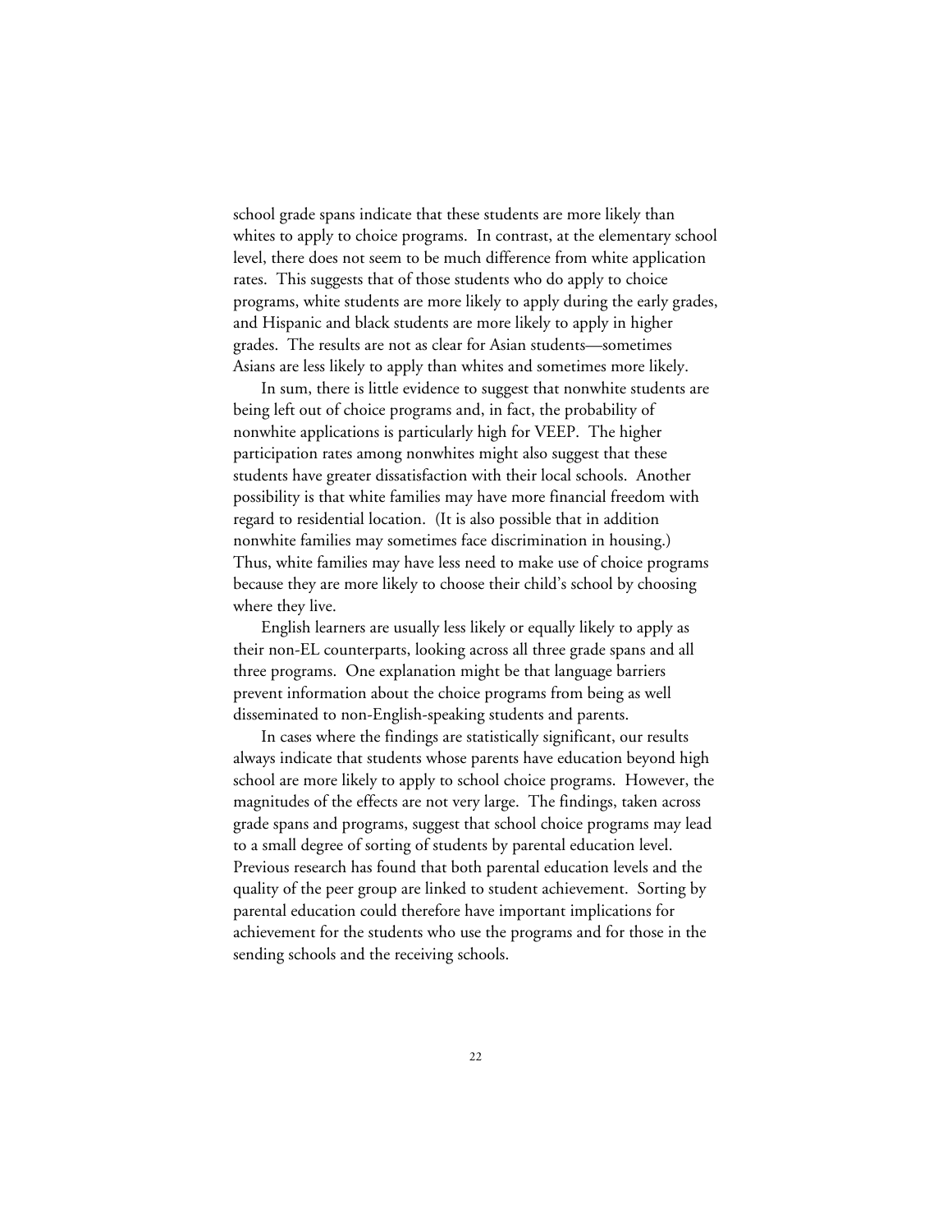school grade spans indicate that these students are more likely than whites to apply to choice programs. In contrast, at the elementary school level, there does not seem to be much difference from white application rates. This suggests that of those students who do apply to choice programs, white students are more likely to apply during the early grades, and Hispanic and black students are more likely to apply in higher grades. The results are not as clear for Asian students—sometimes Asians are less likely to apply than whites and sometimes more likely.

In sum, there is little evidence to suggest that nonwhite students are being left out of choice programs and, in fact, the probability of nonwhite applications is particularly high for VEEP. The higher participation rates among nonwhites might also suggest that these students have greater dissatisfaction with their local schools. Another possibility is that white families may have more financial freedom with regard to residential location. (It is also possible that in addition nonwhite families may sometimes face discrimination in housing.) Thus, white families may have less need to make use of choice programs because they are more likely to choose their child's school by choosing where they live.

English learners are usually less likely or equally likely to apply as their non-EL counterparts, looking across all three grade spans and all three programs. One explanation might be that language barriers prevent information about the choice programs from being as well disseminated to non-English-speaking students and parents.

In cases where the findings are statistically significant, our results always indicate that students whose parents have education beyond high school are more likely to apply to school choice programs. However, the magnitudes of the effects are not very large. The findings, taken across grade spans and programs, suggest that school choice programs may lead to a small degree of sorting of students by parental education level. Previous research has found that both parental education levels and the quality of the peer group are linked to student achievement. Sorting by parental education could therefore have important implications for achievement for the students who use the programs and for those in the sending schools and the receiving schools.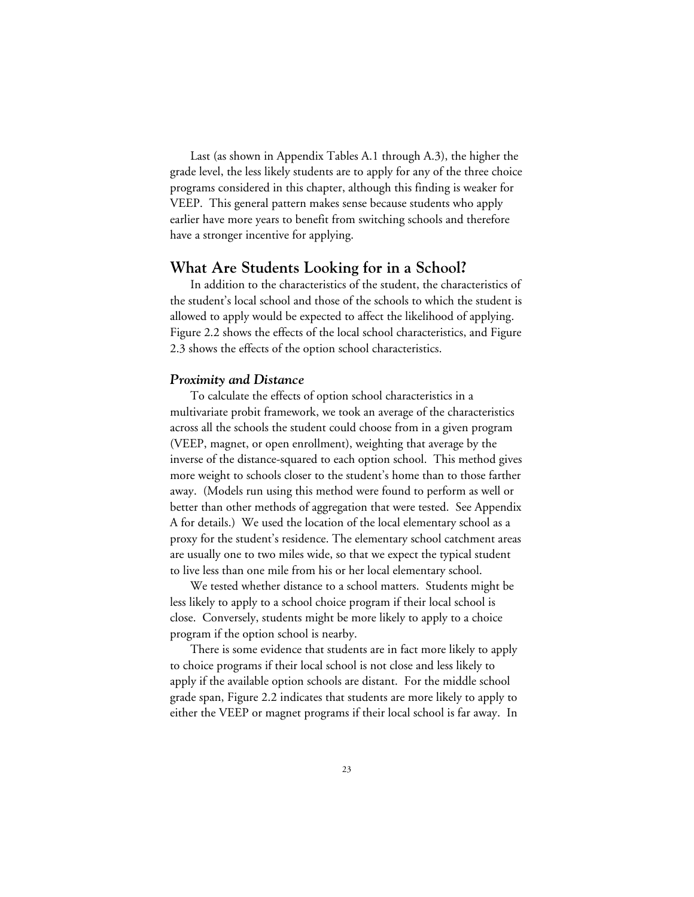Last (as shown in Appendix Tables A.1 through A.3), the higher the grade level, the less likely students are to apply for any of the three choice programs considered in this chapter, although this finding is weaker for VEEP. This general pattern makes sense because students who apply earlier have more years to benefit from switching schools and therefore have a stronger incentive for applying.

## What Are Students Looking for in a School?

In addition to the characteristics of the student, the characteristics of the student's local school and those of the schools to which the student is allowed to apply would be expected to affect the likelihood of applying. Figure 2.2 shows the effects of the local school characteristics, and Figure 2.3 shows the effects of the option school characteristics.

### *Proximity and Distance*

To calculate the effects of option school characteristics in a multivariate probit framework, we took an average of the characteristics across all the schools the student could choose from in a given program (VEEP, magnet, or open enrollment), weighting that average by the inverse of the distance-squared to each option school. This method gives more weight to schools closer to the student's home than to those farther away. (Models run using this method were found to perform as well or better than other methods of aggregation that were tested. See Appendix A for details.) We used the location of the local elementary school as a proxy for the student's residence. The elementary school catchment areas are usually one to two miles wide, so that we expect the typical student to live less than one mile from his or her local elementary school.

We tested whether distance to a school matters. Students might be less likely to apply to a school choice program if their local school is close. Conversely, students might be more likely to apply to a choice program if the option school is nearby.

There is some evidence that students are in fact more likely to apply to choice programs if their local school is not close and less likely to apply if the available option schools are distant. For the middle school grade span, Figure 2.2 indicates that students are more likely to apply to either the VEEP or magnet programs if their local school is far away. In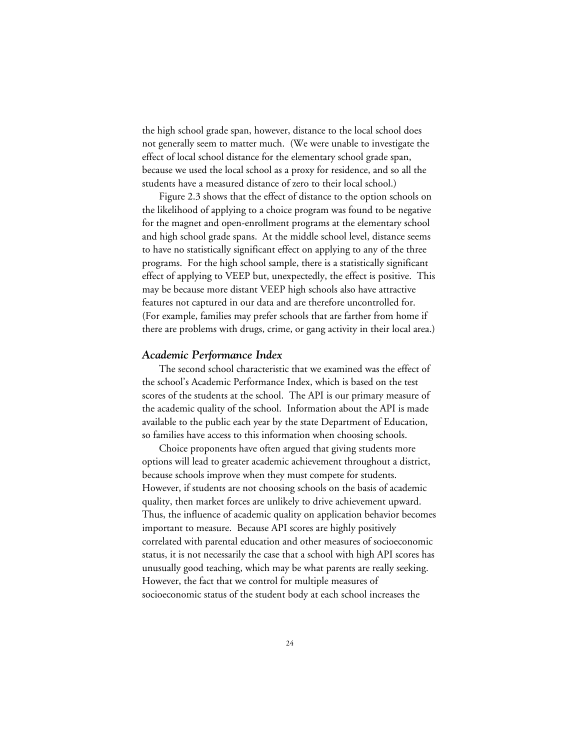the high school grade span, however, distance to the local school does not generally seem to matter much. (We were unable to investigate the effect of local school distance for the elementary school grade span, because we used the local school as a proxy for residence, and so all the students have a measured distance of zero to their local school.)

Figure 2.3 shows that the effect of distance to the option schools on the likelihood of applying to a choice program was found to be negative for the magnet and open-enrollment programs at the elementary school and high school grade spans. At the middle school level, distance seems to have no statistically significant effect on applying to any of the three programs. For the high school sample, there is a statistically significant effect of applying to VEEP but, unexpectedly, the effect is positive. This may be because more distant VEEP high schools also have attractive features not captured in our data and are therefore uncontrolled for. (For example, families may prefer schools that are farther from home if there are problems with drugs, crime, or gang activity in their local area.)

### *Academic Performance Index*

The second school characteristic that we examined was the effect of the school's Academic Performance Index, which is based on the test scores of the students at the school. The API is our primary measure of the academic quality of the school. Information about the API is made available to the public each year by the state Department of Education, so families have access to this information when choosing schools.

Choice proponents have often argued that giving students more options will lead to greater academic achievement throughout a district, because schools improve when they must compete for students. However, if students are not choosing schools on the basis of academic quality, then market forces are unlikely to drive achievement upward. Thus, the influence of academic quality on application behavior becomes important to measure. Because API scores are highly positively correlated with parental education and other measures of socioeconomic status, it is not necessarily the case that a school with high API scores has unusually good teaching, which may be what parents are really seeking. However, the fact that we control for multiple measures of socioeconomic status of the student body at each school increases the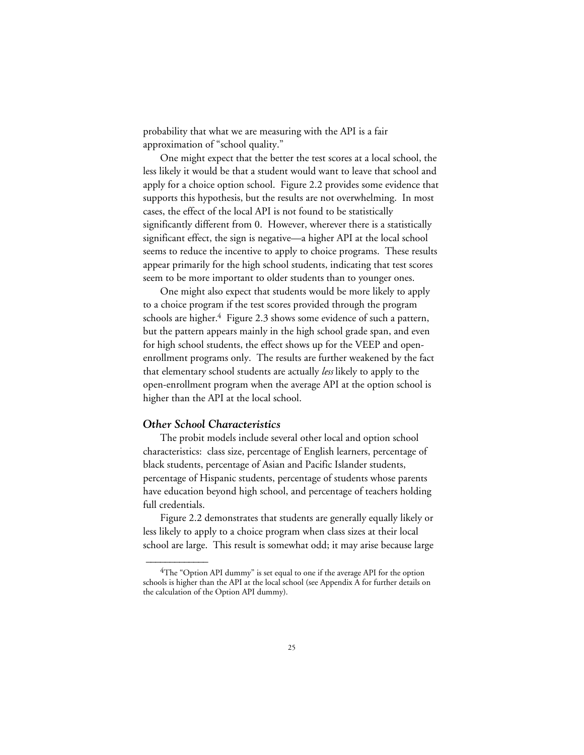probability that what we are measuring with the API is a fair approximation of "school quality."

One might expect that the better the test scores at a local school, the less likely it would be that a student would want to leave that school and apply for a choice option school. Figure 2.2 provides some evidence that supports this hypothesis, but the results are not overwhelming. In most cases, the effect of the local API is not found to be statistically significantly different from 0. However, wherever there is a statistically significant effect, the sign is negative—a higher API at the local school seems to reduce the incentive to apply to choice programs. These results appear primarily for the high school students, indicating that test scores seem to be more important to older students than to younger ones.

One might also expect that students would be more likely to apply to a choice program if the test scores provided through the program schools are higher.[4] Figure 2.3 shows some evidence of such a pattern, but the pattern appears mainly in the high school grade span, and even for high school students, the effect shows up for the VEEP and open-enrollment programs only. The results are further weakened by the fact that elementary school students are actually *less* likely to apply to the open-enrollment program when the average API at the option school is higher than the API at the local school.

### *Other School Characteristics*

The probit models include several other local and option school characteristics: class size, percentage of English learners, percentage of black students, percentage of Asian and Pacific Islander students, percentage of Hispanic students, percentage of students whose parents have education beyond high school, and percentage of teachers holding full credentials.

Figure 2.2 demonstrates that students are generally equally likely or less likely to apply to a choice program when class sizes at their local school are large. This result is somewhat odd; it may arise because large

---

[4]The "Option API dummy" is set equal to one if the average API for the option schools is higher than the API at the local school (see Appendix A for further details on the calculation of the Option API dummy).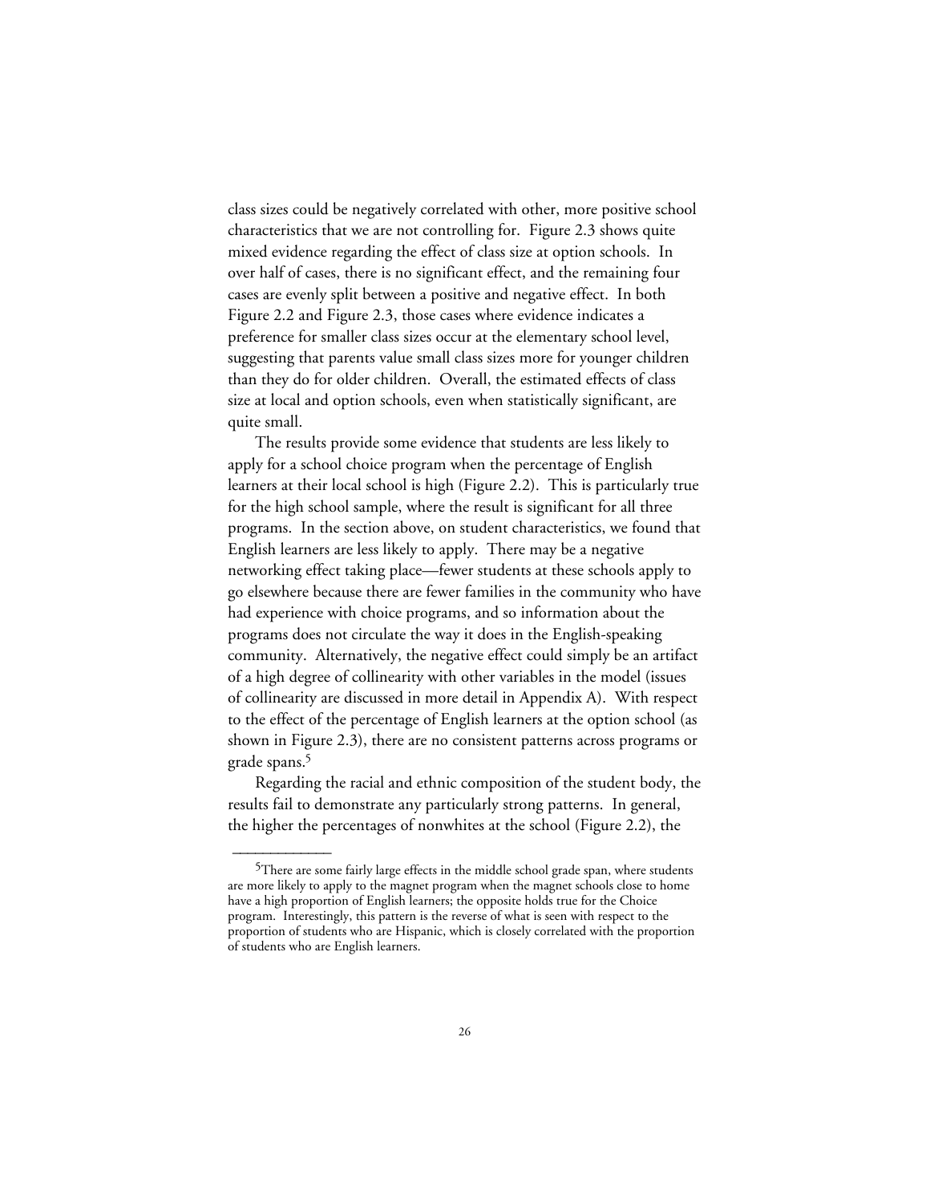class sizes could be negatively correlated with other, more positive school characteristics that we are not controlling for. Figure 2.3 shows quite mixed evidence regarding the effect of class size at option schools. In over half of cases, there is no significant effect, and the remaining four cases are evenly split between a positive and negative effect. In both Figure 2.2 and Figure 2.3, those cases where evidence indicates a preference for smaller class sizes occur at the elementary school level, suggesting that parents value small class sizes more for younger children than they do for older children. Overall, the estimated effects of class size at local and option schools, even when statistically significant, are quite small.

The results provide some evidence that students are less likely to apply for a school choice program when the percentage of English learners at their local school is high (Figure 2.2). This is particularly true for the high school sample, where the result is significant for all three programs. In the section above, on student characteristics, we found that English learners are less likely to apply. There may be a negative networking effect taking place—fewer students at these schools apply to go elsewhere because there are fewer families in the community who have had experience with choice programs, and so information about the programs does not circulate the way it does in the English-speaking community. Alternatively, the negative effect could simply be an artifact of a high degree of collinearity with other variables in the model (issues of collinearity are discussed in more detail in Appendix A). With respect to the effect of the percentage of English learners at the option school (as shown in Figure 2.3), there are no consistent patterns across programs or grade spans.[5]

Regarding the racial and ethnic composition of the student body, the results fail to demonstrate any particularly strong patterns. In general, the higher the percentages of nonwhites at the school (Figure 2.2), the

---

[5]There are some fairly large effects in the middle school grade span, where students are more likely to apply to the magnet program when the magnet schools close to home have a high proportion of English learners; the opposite holds true for the Choice program. Interestingly, this pattern is the reverse of what is seen with respect to the proportion of students who are Hispanic, which is closely correlated with the proportion of students who are English learners.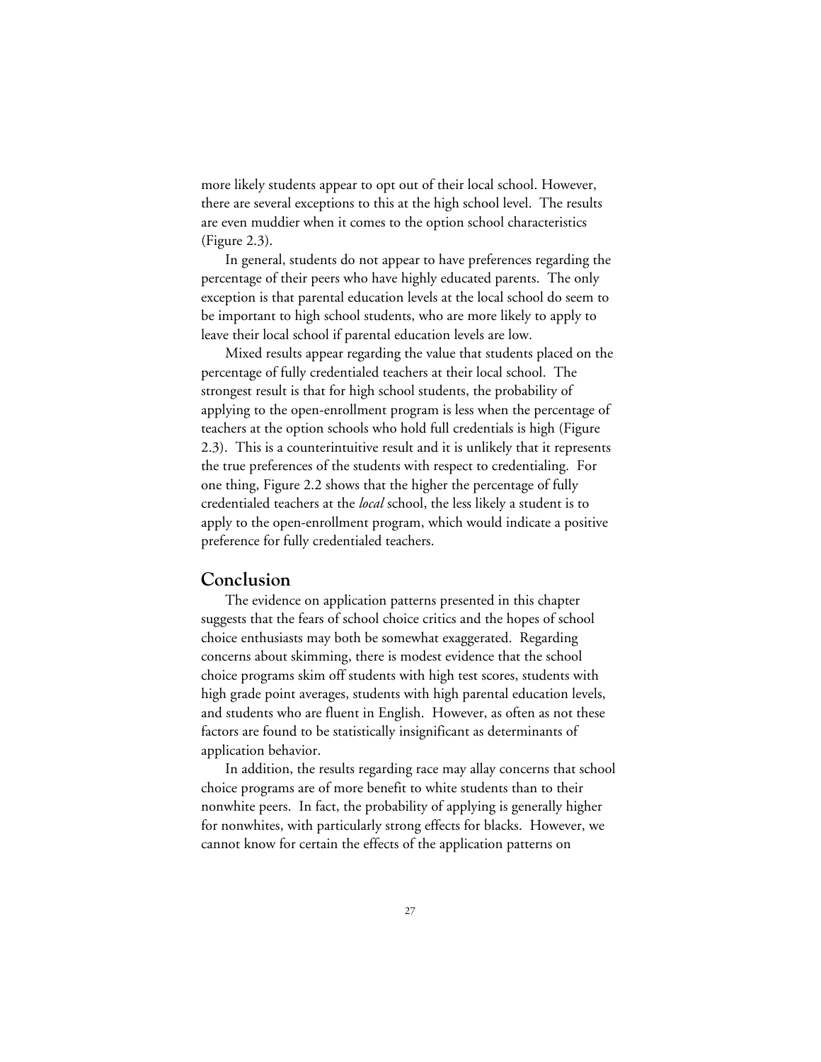more likely students appear to opt out of their local school. However, there are several exceptions to this at the high school level. The results are even muddier when it comes to the option school characteristics (Figure 2.3).

In general, students do not appear to have preferences regarding the percentage of their peers who have highly educated parents. The only exception is that parental education levels at the local school do seem to be important to high school students, who are more likely to apply to leave their local school if parental education levels are low.

Mixed results appear regarding the value that students placed on the percentage of fully credentialed teachers at their local school. The strongest result is that for high school students, the probability of applying to the open-enrollment program is less when the percentage of teachers at the option schools who hold full credentials is high (Figure 2.3). This is a counterintuitive result and it is unlikely that it represents the true preferences of the students with respect to credentialing. For one thing, Figure 2.2 shows that the higher the percentage of fully credentialed teachers at the *local* school, the less likely a student is to apply to the open-enrollment program, which would indicate a positive preference for fully credentialed teachers.

## Conclusion

The evidence on application patterns presented in this chapter suggests that the fears of school choice critics and the hopes of school choice enthusiasts may both be somewhat exaggerated. Regarding concerns about skimming, there is modest evidence that the school choice programs skim off students with high test scores, students with high grade point averages, students with high parental education levels, and students who are fluent in English. However, as often as not these factors are found to be statistically insignificant as determinants of application behavior.

In addition, the results regarding race may allay concerns that school choice programs are of more benefit to white students than to their nonwhite peers. In fact, the probability of applying is generally higher for nonwhites, with particularly strong effects for blacks. However, we cannot know for certain the effects of the application patterns on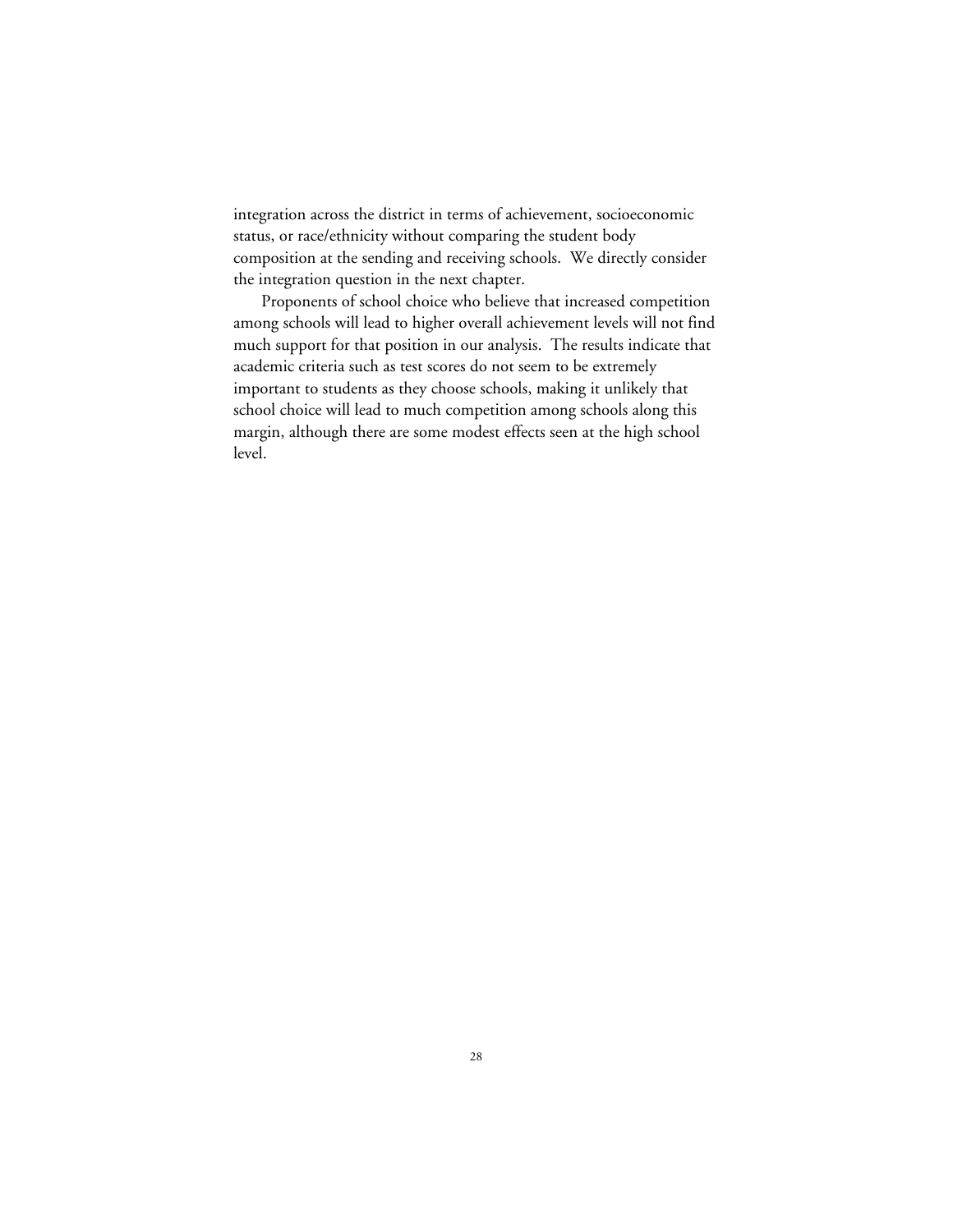integration across the district in terms of achievement, socioeconomic status, or race/ethnicity without comparing the student body composition at the sending and receiving schools. We directly consider the integration question in the next chapter.

Proponents of school choice who believe that increased competition among schools will lead to higher overall achievement levels will not find much support for that position in our analysis. The results indicate that academic criteria such as test scores do not seem to be extremely important to students as they choose schools, making it unlikely that school choice will lead to much competition among schools along this margin, although there are some modest effects seen at the high school level.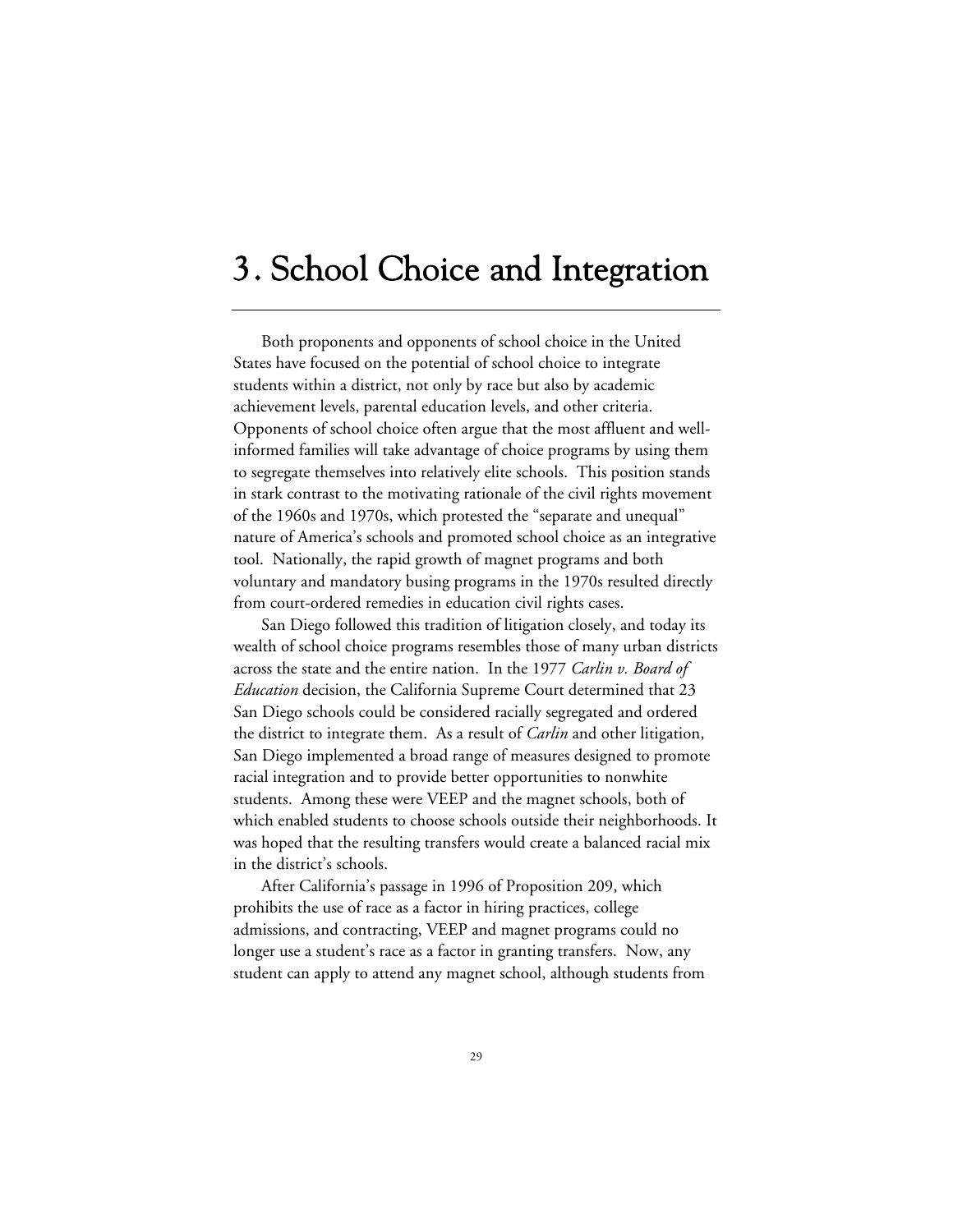# 3. School Choice and Integration

Both proponents and opponents of school choice in the United States have focused on the potential of school choice to integrate students within a district, not only by race but also by academic achievement levels, parental education levels, and other criteria. Opponents of school choice often argue that the most affluent and well-informed families will take advantage of choice programs by using them to segregate themselves into relatively elite schools. This position stands in stark contrast to the motivating rationale of the civil rights movement of the 1960s and 1970s, which protested the "separate and unequal" nature of America's schools and promoted school choice as an integrative tool. Nationally, the rapid growth of magnet programs and both voluntary and mandatory busing programs in the 1970s resulted directly from court-ordered remedies in education civil rights cases.

San Diego followed this tradition of litigation closely, and today its wealth of school choice programs resembles those of many urban districts across the state and the entire nation. In the 1977 *Carlin v. Board of Education* decision, the California Supreme Court determined that 23 San Diego schools could be considered racially segregated and ordered the district to integrate them. As a result of *Carlin* and other litigation, San Diego implemented a broad range of measures designed to promote racial integration and to provide better opportunities to nonwhite students. Among these were VEEP and the magnet schools, both of which enabled students to choose schools outside their neighborhoods. It was hoped that the resulting transfers would create a balanced racial mix in the district's schools.

After California's passage in 1996 of Proposition 209, which prohibits the use of race as a factor in hiring practices, college admissions, and contracting, VEEP and magnet programs could no longer use a student's race as a factor in granting transfers. Now, any student can apply to attend any magnet school, although students from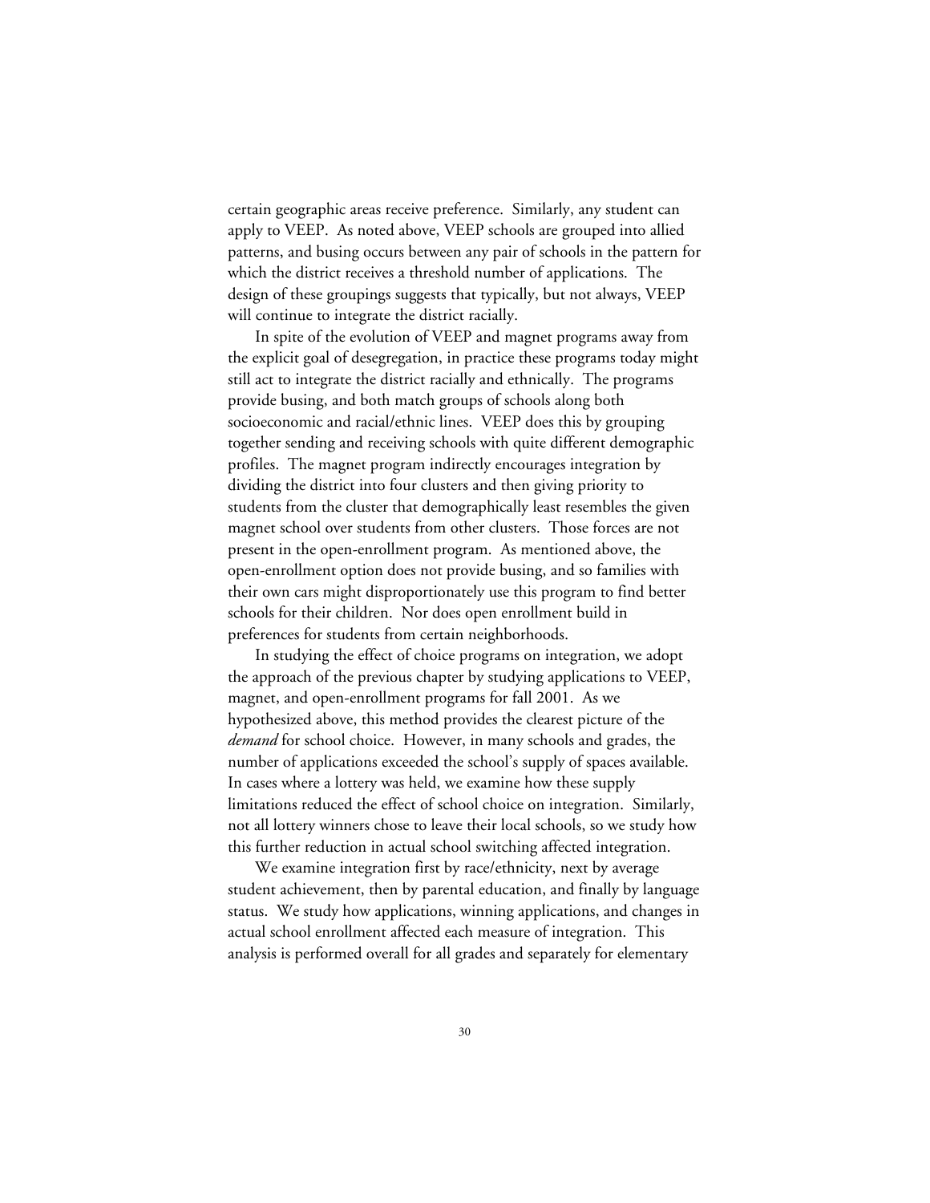certain geographic areas receive preference. Similarly, any student can apply to VEEP. As noted above, VEEP schools are grouped into allied patterns, and busing occurs between any pair of schools in the pattern for which the district receives a threshold number of applications. The design of these groupings suggests that typically, but not always, VEEP will continue to integrate the district racially.

In spite of the evolution of VEEP and magnet programs away from the explicit goal of desegregation, in practice these programs today might still act to integrate the district racially and ethnically. The programs provide busing, and both match groups of schools along both socioeconomic and racial/ethnic lines. VEEP does this by grouping together sending and receiving schools with quite different demographic profiles. The magnet program indirectly encourages integration by dividing the district into four clusters and then giving priority to students from the cluster that demographically least resembles the given magnet school over students from other clusters. Those forces are not present in the open-enrollment program. As mentioned above, the open-enrollment option does not provide busing, and so families with their own cars might disproportionately use this program to find better schools for their children. Nor does open enrollment build in preferences for students from certain neighborhoods.

In studying the effect of choice programs on integration, we adopt the approach of the previous chapter by studying applications to VEEP, magnet, and open-enrollment programs for fall 2001. As we hypothesized above, this method provides the clearest picture of the *demand* for school choice. However, in many schools and grades, the number of applications exceeded the school's supply of spaces available. In cases where a lottery was held, we examine how these supply limitations reduced the effect of school choice on integration. Similarly, not all lottery winners chose to leave their local schools, so we study how this further reduction in actual school switching affected integration.

We examine integration first by race/ethnicity, next by average student achievement, then by parental education, and finally by language status. We study how applications, winning applications, and changes in actual school enrollment affected each measure of integration. This analysis is performed overall for all grades and separately for elementary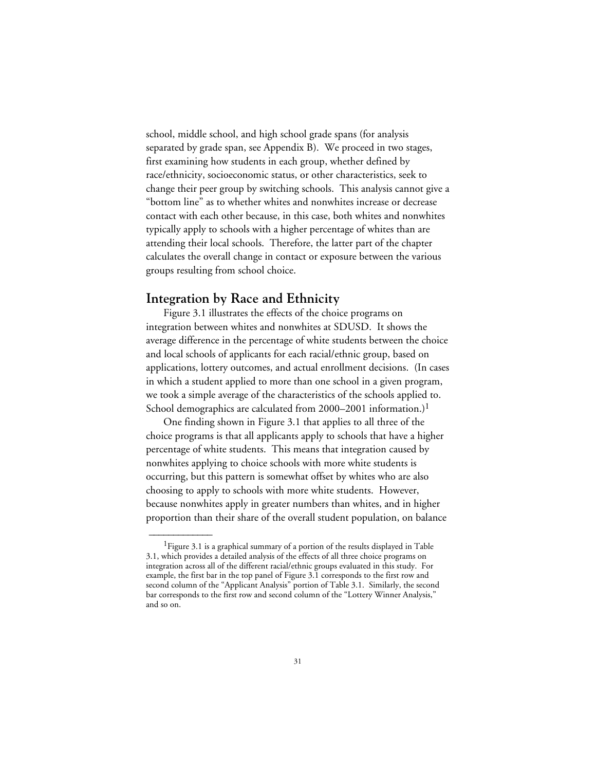school, middle school, and high school grade spans (for analysis separated by grade span, see Appendix B). We proceed in two stages, first examining how students in each group, whether defined by race/ethnicity, socioeconomic status, or other characteristics, seek to change their peer group by switching schools. This analysis cannot give a "bottom line" as to whether whites and nonwhites increase or decrease contact with each other because, in this case, both whites and nonwhites typically apply to schools with a higher percentage of whites than are attending their local schools. Therefore, the latter part of the chapter calculates the overall change in contact or exposure between the various groups resulting from school choice.

## Integration by Race and Ethnicity

Figure 3.1 illustrates the effects of the choice programs on integration between whites and nonwhites at SDUSD. It shows the average difference in the percentage of white students between the choice and local schools of applicants for each racial/ethnic group, based on applications, lottery outcomes, and actual enrollment decisions. (In cases in which a student applied to more than one school in a given program, we took a simple average of the characteristics of the schools applied to. School demographics are calculated from 2000–2001 information.)[1]

One finding shown in Figure 3.1 that applies to all three of the choice programs is that all applicants apply to schools that have a higher percentage of white students. This means that integration caused by nonwhites applying to choice schools with more white students is occurring, but this pattern is somewhat offset by whites who are also choosing to apply to schools with more white students. However, because nonwhites apply in greater numbers than whites, and in higher proportion than their share of the overall student population, on balance

---

[1]Figure 3.1 is a graphical summary of a portion of the results displayed in Table 3.1, which provides a detailed analysis of the effects of all three choice programs on integration across all of the different racial/ethnic groups evaluated in this study. For example, the first bar in the top panel of Figure 3.1 corresponds to the first row and second column of the "Applicant Analysis" portion of Table 3.1. Similarly, the second bar corresponds to the first row and second column of the "Lottery Winner Analysis," and so on.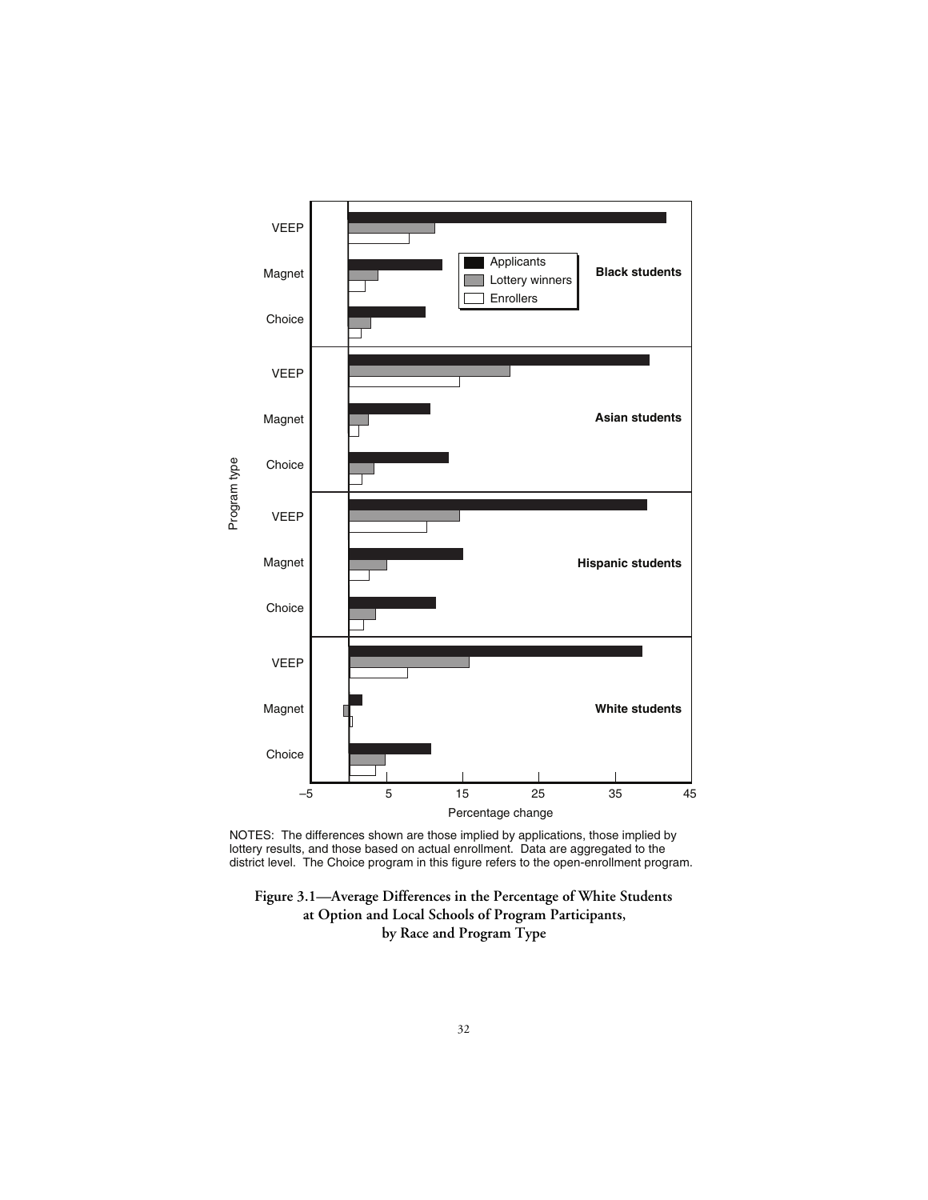NOTES: The differences shown are those implied by applications, those implied by lottery results, and those based on actual enrollment. Data are aggregated to the district level. The Choice program in this figure refers to the open-enrollment program.

**Figure 3.1—Average Differences in the Percentage of White Students at Option and Local Schools of Program Participants, by Race and Program Type**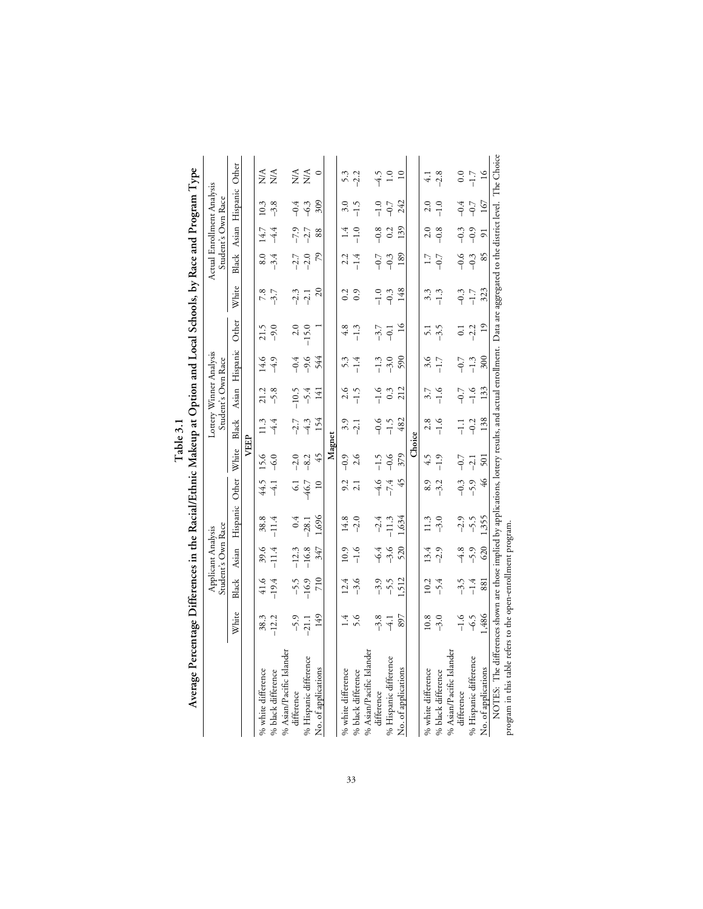# Table 3.1

## Average Percentage Differences in the Racial/Ethnic Makeup at Option and Local Schools, by Race and Program Type

| | Applicant Analysis Student's Own Race | | | | | Lottery Winner Analysis Student's Own Race | | | | | Actual Enrollment Analysis Student's Own Race | | | | |
|---|---|---|---|---|---|---|---|---|---|---|---|---|---|---|---|
| | White | Black | Asian | Hispanic | Other | White | Black | Asian | Hispanic | Other | White | Black | Asian | Hispanic | Other |
| **VEEP** | | | | | | | | | | | | | | | |
| % white difference | 38.3 | 41.6 | 39.6 | 38.8 | 44.5 | 15.6 | 11.3 | 21.2 | 14.6 | 21.5 | 7.8 | 8.0 | 14.7 | 10.3 | N/A |
| % black difference | −12.2 | −19.4 | −11.4 | −11.4 | −4.1 | −6.0 | −4.4 | −5.8 | −4.9 | −9.0 | −3.7 | −3.4 | −4.4 | −3.8 | N/A |
| % Asian/Pacific Islander difference | −5.9 | −5.5 | −12.3 | 0.4 | 6.1 | −2.0 | −2.7 | −10.5 | −0.4 | 2.0 | −2.3 | −2.7 | −7.9 | −0.4 | N/A |
| % Hispanic difference | −21.1 | −16.9 | −16.8 | −28.1 | −46.7 | −8.2 | −4.3 | −5.4 | −9.6 | −15.0 | −2.1 | −2.0 | −2.7 | −6.3 | N/A |
| No. of applications | 149 | 710 | 347 | 1,696 | 10 | 45 | 154 | 141 | 544 | 1 | 20 | 79 | 88 | 309 | 0 |
| **Magnet** | | | | | | | | | | | | | | | |
| % white difference | 1.4 | 12.4 | 10.9 | 14.8 | 9.2 | −0.9 | 3.9 | 2.6 | 5.3 | 4.8 | 0.2 | 2.2 | 1.4 | 3.0 | 5.3 |
| % black difference | 5.6 | −3.6 | −1.6 | −2.0 | 2.1 | 2.6 | −2.1 | −1.5 | −1.4 | −1.3 | 0.9 | −1.4 | −1.0 | −1.5 | −2.2 |
| % Asian/Pacific Islander difference | −3.8 | −3.9 | −6.4 | −2.4 | −4.6 | −1.5 | −0.6 | −1.6 | −1.3 | −3.7 | −1.0 | −0.7 | −0.8 | −1.0 | −4.5 |
| % Hispanic difference | −4.1 | −5.5 | −3.6 | −11.3 | −7.4 | −0.6 | −1.5 | 0.3 | −3.0 | −0.1 | −0.3 | −0.3 | 0.2 | −0.7 | 1.0 |
| No. of applications | 897 | 1,512 | 520 | 1,634 | 45 | 379 | 482 | 212 | 590 | 16 | 148 | 189 | 139 | 242 | 10 |
| **Choice** | | | | | | | | | | | | | | | |
| % white difference | 10.8 | 10.2 | 13.4 | 11.3 | 8.9 | 4.5 | 2.8 | 3.7 | 3.6 | 5.1 | 3.3 | 1.7 | 2.0 | 2.0 | 4.1 |
| % black difference | −3.0 | −5.4 | −2.9 | −3.0 | −3.2 | −1.9 | −1.6 | −1.6 | −1.7 | −3.5 | −1.3 | −0.7 | −0.8 | −1.0 | −2.8 |
| % Asian/Pacific Islander difference | −1.6 | −3.5 | −4.8 | −2.9 | −0.3 | −0.7 | −1.1 | −0.7 | −0.7 | 0.1 | −0.3 | −0.6 | −0.3 | −0.4 | 0.0 |
| % Hispanic difference | −6.5 | −1.4 | −5.9 | −5.5 | −5.9 | −2.1 | −0.2 | −1.6 | −1.3 | −2.2 | −1.7 | −0.3 | −0.9 | −0.7 | −1.7 |
| No. of applications | 1,486 | 881 | 620 | 1,355 | 46 | 501 | 138 | 133 | 300 | 19 | 323 | 85 | 91 | 167 | 16 |

NOTES: The differences shown are those implied by applications, lottery results, and actual enrollment. Data are aggregated to the district level. The Choice program in this table refers to the open-enrollment program.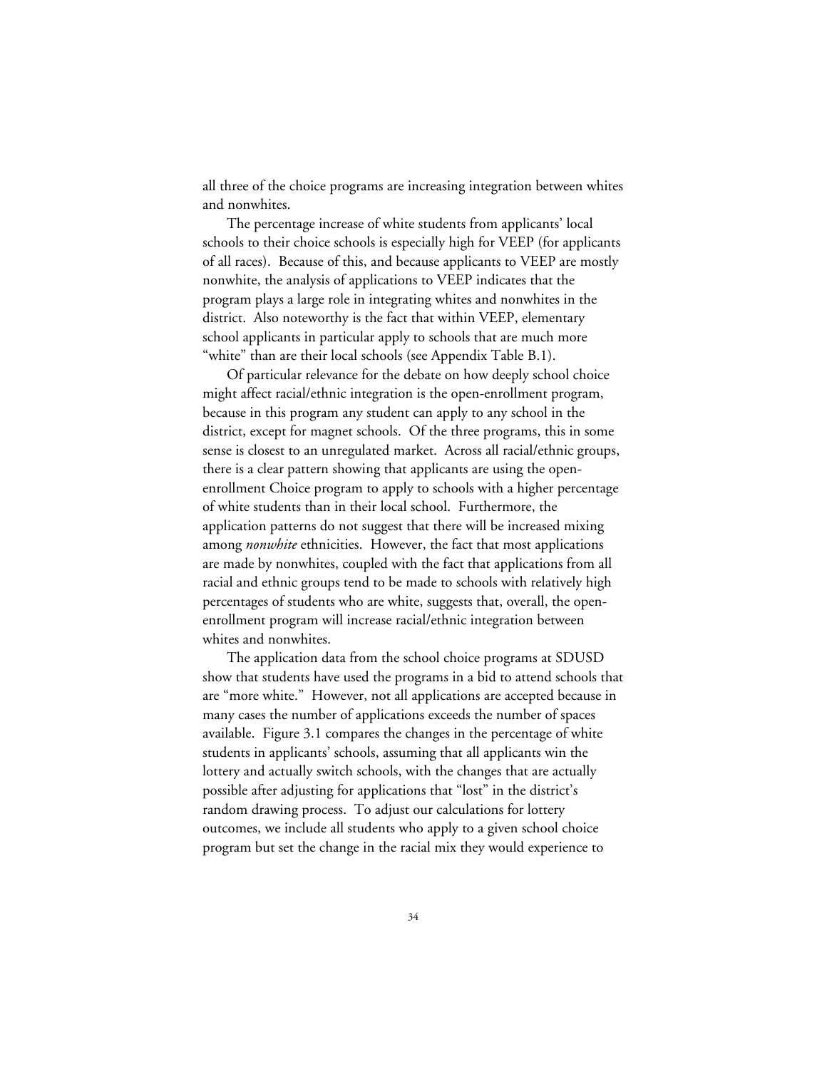all three of the choice programs are increasing integration between whites and nonwhites.

The percentage increase of white students from applicants' local schools to their choice schools is especially high for VEEP (for applicants of all races). Because of this, and because applicants to VEEP are mostly nonwhite, the analysis of applications to VEEP indicates that the program plays a large role in integrating whites and nonwhites in the district. Also noteworthy is the fact that within VEEP, elementary school applicants in particular apply to schools that are much more "white" than are their local schools (see Appendix Table B.1).

Of particular relevance for the debate on how deeply school choice might affect racial/ethnic integration is the open-enrollment program, because in this program any student can apply to any school in the district, except for magnet schools. Of the three programs, this in some sense is closest to an unregulated market. Across all racial/ethnic groups, there is a clear pattern showing that applicants are using the open-enrollment Choice program to apply to schools with a higher percentage of white students than in their local school. Furthermore, the application patterns do not suggest that there will be increased mixing among *nonwhite* ethnicities. However, the fact that most applications are made by nonwhites, coupled with the fact that applications from all racial and ethnic groups tend to be made to schools with relatively high percentages of students who are white, suggests that, overall, the open-enrollment program will increase racial/ethnic integration between whites and nonwhites.

The application data from the school choice programs at SDUSD show that students have used the programs in a bid to attend schools that are "more white." However, not all applications are accepted because in many cases the number of applications exceeds the number of spaces available. Figure 3.1 compares the changes in the percentage of white students in applicants' schools, assuming that all applicants win the lottery and actually switch schools, with the changes that are actually possible after adjusting for applications that "lost" in the district's random drawing process. To adjust our calculations for lottery outcomes, we include all students who apply to a given school choice program but set the change in the racial mix they would experience to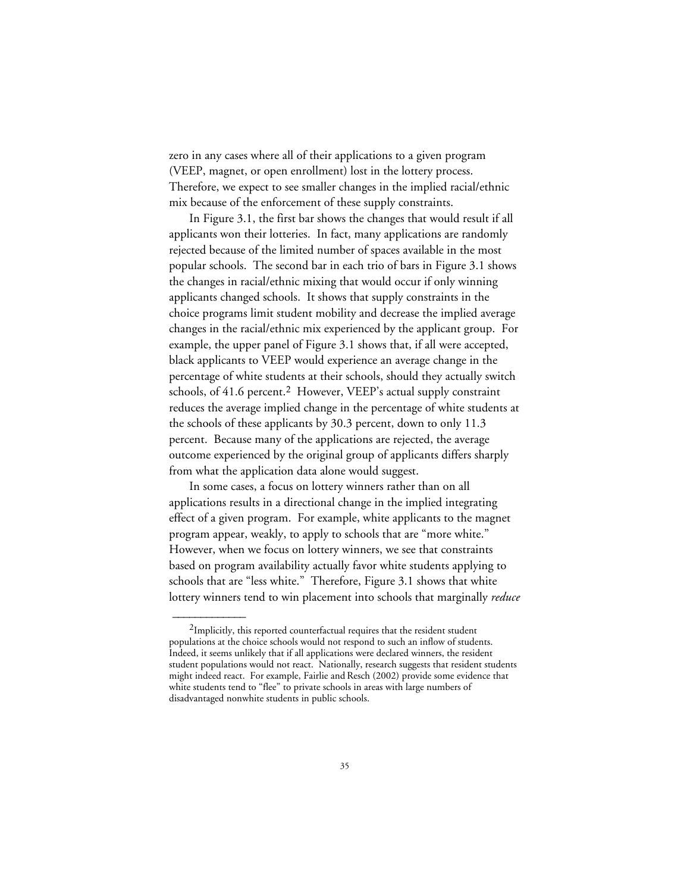zero in any cases where all of their applications to a given program (VEEP, magnet, or open enrollment) lost in the lottery process. Therefore, we expect to see smaller changes in the implied racial/ethnic mix because of the enforcement of these supply constraints.

In Figure 3.1, the first bar shows the changes that would result if all applicants won their lotteries. In fact, many applications are randomly rejected because of the limited number of spaces available in the most popular schools. The second bar in each trio of bars in Figure 3.1 shows the changes in racial/ethnic mixing that would occur if only winning applicants changed schools. It shows that supply constraints in the choice programs limit student mobility and decrease the implied average changes in the racial/ethnic mix experienced by the applicant group. For example, the upper panel of Figure 3.1 shows that, if all were accepted, black applicants to VEEP would experience an average change in the percentage of white students at their schools, should they actually switch schools, of 41.6 percent.[2] However, VEEP's actual supply constraint reduces the average implied change in the percentage of white students at the schools of these applicants by 30.3 percent, down to only 11.3 percent. Because many of the applications are rejected, the average outcome experienced by the original group of applicants differs sharply from what the application data alone would suggest.

In some cases, a focus on lottery winners rather than on all applications results in a directional change in the implied integrating effect of a given program. For example, white applicants to the magnet program appear, weakly, to apply to schools that are "more white." However, when we focus on lottery winners, we see that constraints based on program availability actually favor white students applying to schools that are "less white." Therefore, Figure 3.1 shows that white lottery winners tend to win placement into schools that marginally *reduce*

---

[2]Implicitly, this reported counterfactual requires that the resident student populations at the choice schools would not respond to such an inflow of students. Indeed, it seems unlikely that if all applications were declared winners, the resident student populations would not react. Nationally, research suggests that resident students might indeed react. For example, Fairlie and Resch (2002) provide some evidence that white students tend to "flee" to private schools in areas with large numbers of disadvantaged nonwhite students in public schools.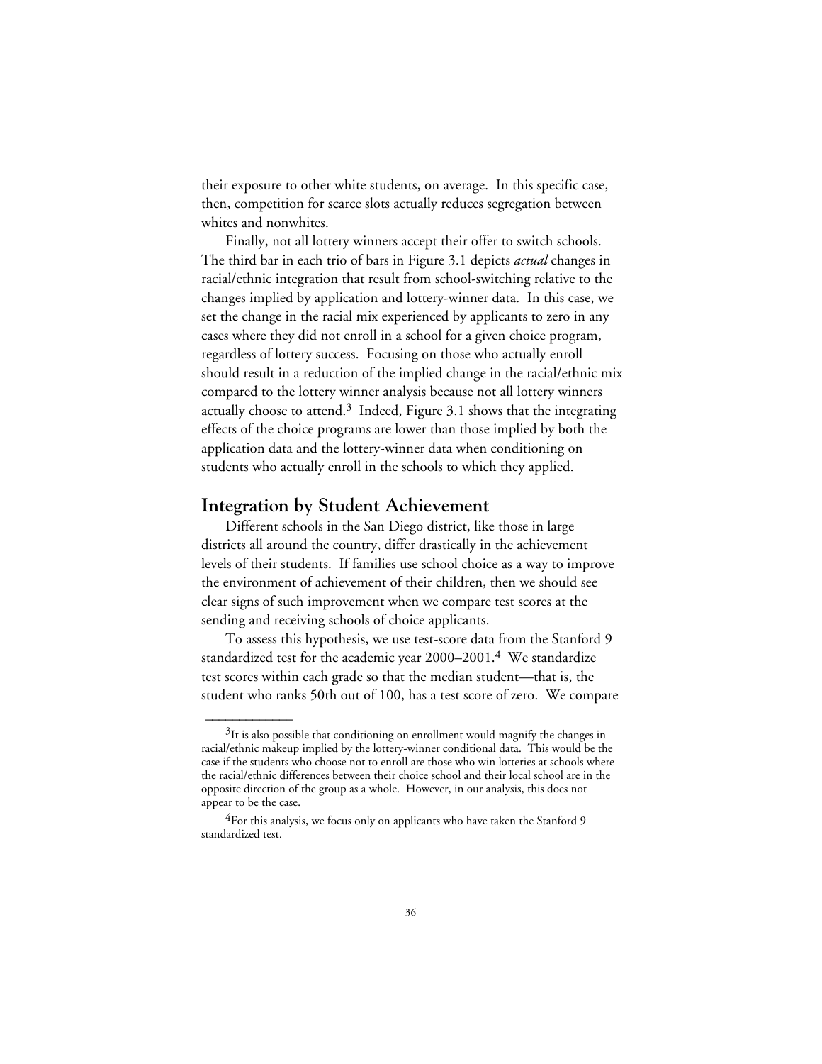their exposure to other white students, on average. In this specific case, then, competition for scarce slots actually reduces segregation between whites and nonwhites.

Finally, not all lottery winners accept their offer to switch schools. The third bar in each trio of bars in Figure 3.1 depicts *actual* changes in racial/ethnic integration that result from school-switching relative to the changes implied by application and lottery-winner data. In this case, we set the change in the racial mix experienced by applicants to zero in any cases where they did not enroll in a school for a given choice program, regardless of lottery success. Focusing on those who actually enroll should result in a reduction of the implied change in the racial/ethnic mix compared to the lottery winner analysis because not all lottery winners actually choose to attend.[3] Indeed, Figure 3.1 shows that the integrating effects of the choice programs are lower than those implied by both the application data and the lottery-winner data when conditioning on students who actually enroll in the schools to which they applied.

## Integration by Student Achievement

Different schools in the San Diego district, like those in large districts all around the country, differ drastically in the achievement levels of their students. If families use school choice as a way to improve the environment of achievement of their children, then we should see clear signs of such improvement when we compare test scores at the sending and receiving schools of choice applicants.

To assess this hypothesis, we use test-score data from the Stanford 9 standardized test for the academic year 2000–2001.[4] We standardize test scores within each grade so that the median student—that is, the student who ranks 50th out of 100, has a test score of zero. We compare

---

[3]It is also possible that conditioning on enrollment would magnify the changes in racial/ethnic makeup implied by the lottery-winner conditional data. This would be the case if the students who choose not to enroll are those who win lotteries at schools where the racial/ethnic differences between their choice school and their local school are in the opposite direction of the group as a whole. However, in our analysis, this does not appear to be the case.

[4]For this analysis, we focus only on applicants who have taken the Stanford 9 standardized test.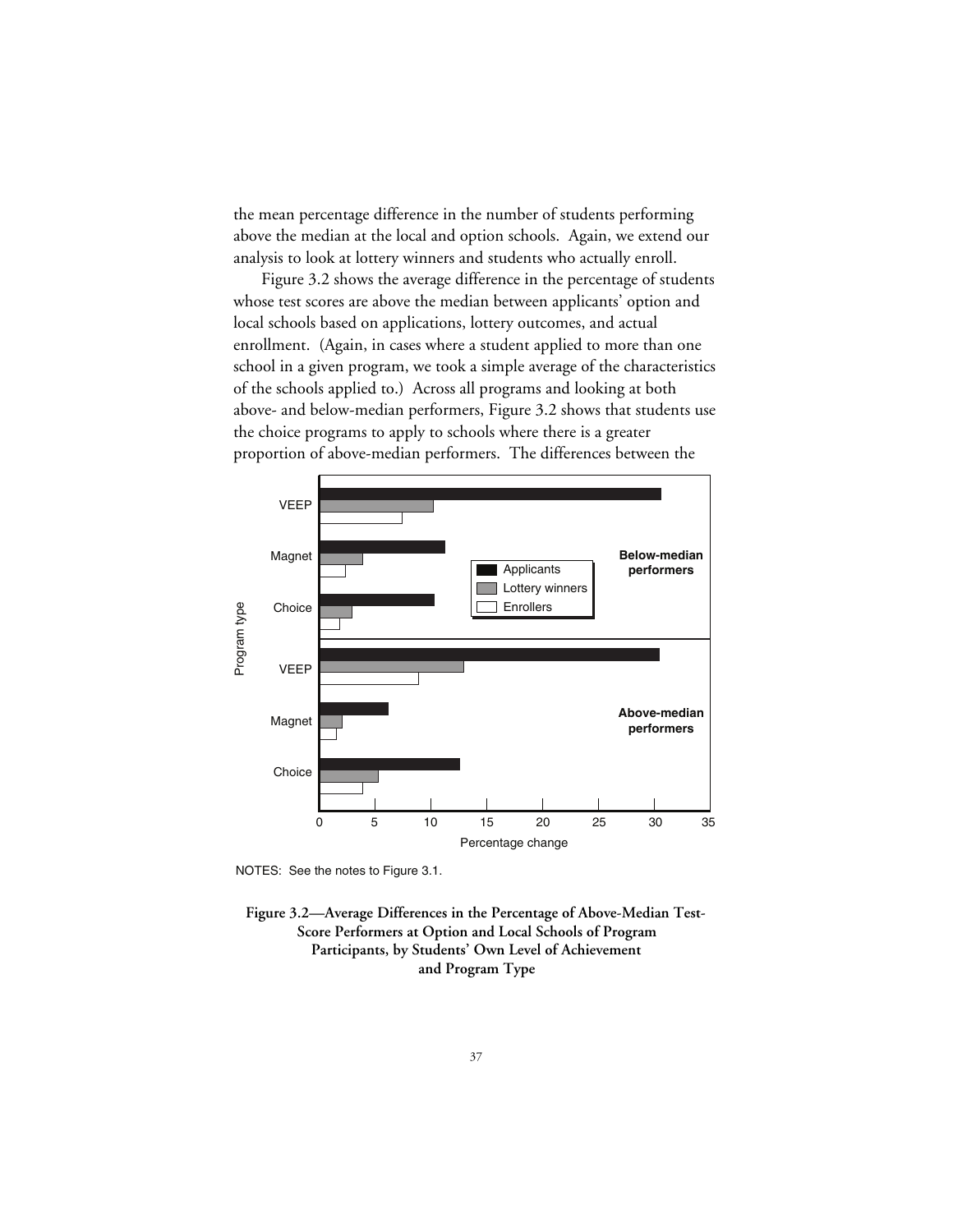the mean percentage difference in the number of students performing above the median at the local and option schools. Again, we extend our analysis to look at lottery winners and students who actually enroll.

Figure 3.2 shows the average difference in the percentage of students whose test scores are above the median between applicants' option and local schools based on applications, lottery outcomes, and actual enrollment. (Again, in cases where a student applied to more than one school in a given program, we took a simple average of the characteristics of the schools applied to.) Across all programs and looking at both above- and below-median performers, Figure 3.2 shows that students use the choice programs to apply to schools where there is a greater proportion of above-median performers. The differences between the

NOTES: See the notes to Figure 3.1.

**Figure 3.2—Average Differences in the Percentage of Above-Median Test-Score Performers at Option and Local Schools of Program Participants, by Students' Own Level of Achievement and Program Type**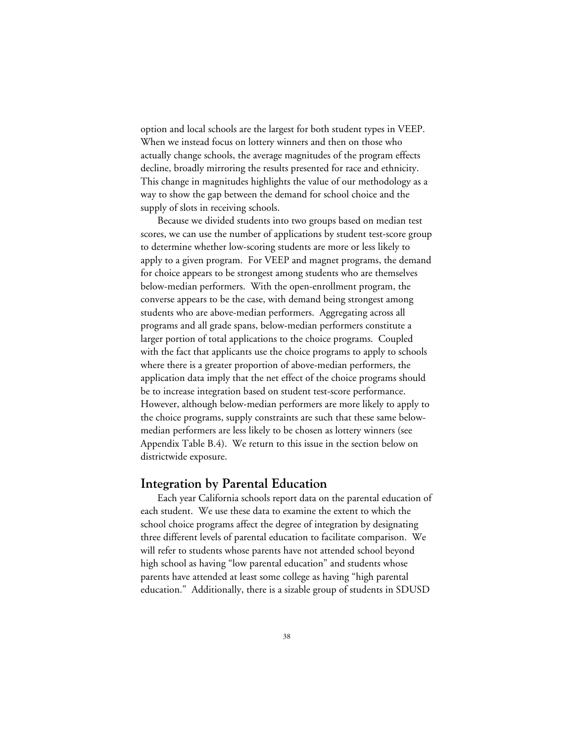option and local schools are the largest for both student types in VEEP. When we instead focus on lottery winners and then on those who actually change schools, the average magnitudes of the program effects decline, broadly mirroring the results presented for race and ethnicity. This change in magnitudes highlights the value of our methodology as a way to show the gap between the demand for school choice and the supply of slots in receiving schools.

Because we divided students into two groups based on median test scores, we can use the number of applications by student test-score group to determine whether low-scoring students are more or less likely to apply to a given program. For VEEP and magnet programs, the demand for choice appears to be strongest among students who are themselves below-median performers. With the open-enrollment program, the converse appears to be the case, with demand being strongest among students who are above-median performers. Aggregating across all programs and all grade spans, below-median performers constitute a larger portion of total applications to the choice programs. Coupled with the fact that applicants use the choice programs to apply to schools where there is a greater proportion of above-median performers, the application data imply that the net effect of the choice programs should be to increase integration based on student test-score performance. However, although below-median performers are more likely to apply to the choice programs, supply constraints are such that these same below-median performers are less likely to be chosen as lottery winners (see Appendix Table B.4). We return to this issue in the section below on districtwide exposure.

## Integration by Parental Education

Each year California schools report data on the parental education of each student. We use these data to examine the extent to which the school choice programs affect the degree of integration by designating three different levels of parental education to facilitate comparison. We will refer to students whose parents have not attended school beyond high school as having "low parental education" and students whose parents have attended at least some college as having "high parental education." Additionally, there is a sizable group of students in SDUSD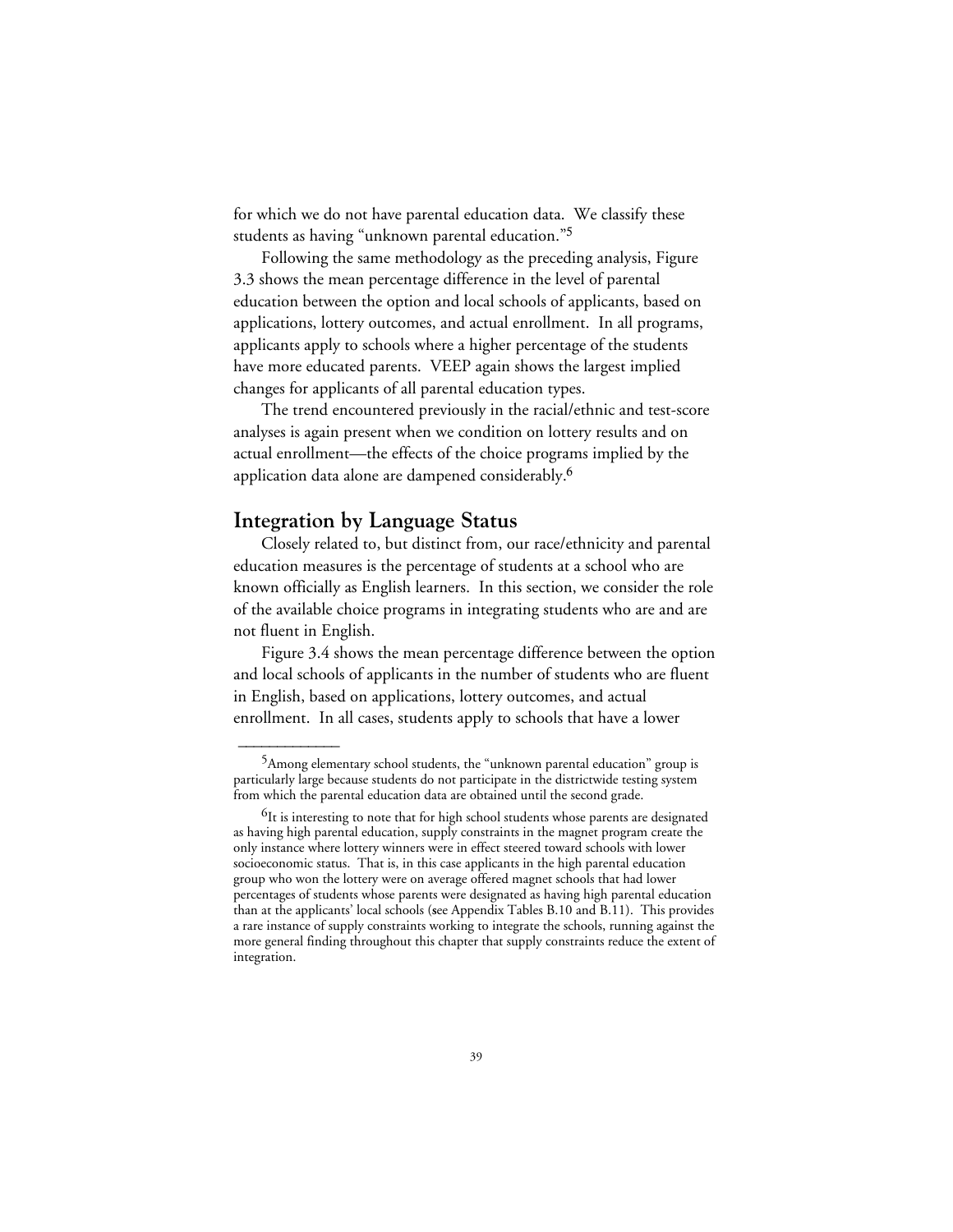for which we do not have parental education data. We classify these students as having "unknown parental education."[5]

Following the same methodology as the preceding analysis, Figure 3.3 shows the mean percentage difference in the level of parental education between the option and local schools of applicants, based on applications, lottery outcomes, and actual enrollment. In all programs, applicants apply to schools where a higher percentage of the students have more educated parents. VEEP again shows the largest implied changes for applicants of all parental education types.

The trend encountered previously in the racial/ethnic and test-score analyses is again present when we condition on lottery results and on actual enrollment—the effects of the choice programs implied by the application data alone are dampened considerably.[6]

## Integration by Language Status

Closely related to, but distinct from, our race/ethnicity and parental education measures is the percentage of students at a school who are known officially as English learners. In this section, we consider the role of the available choice programs in integrating students who are and are not fluent in English.

Figure 3.4 shows the mean percentage difference between the option and local schools of applicants in the number of students who are fluent in English, based on applications, lottery outcomes, and actual enrollment. In all cases, students apply to schools that have a lower

---

[5]Among elementary school students, the "unknown parental education" group is particularly large because students do not participate in the districtwide testing system from which the parental education data are obtained until the second grade.

[6]It is interesting to note that for high school students whose parents are designated as having high parental education, supply constraints in the magnet program create the only instance where lottery winners were in effect steered toward schools with lower socioeconomic status. That is, in this case applicants in the high parental education group who won the lottery were on average offered magnet schools that had lower percentages of students whose parents were designated as having high parental education than at the applicants' local schools (see Appendix Tables B.10 and B.11). This provides a rare instance of supply constraints working to integrate the schools, running against the more general finding throughout this chapter that supply constraints reduce the extent of integration.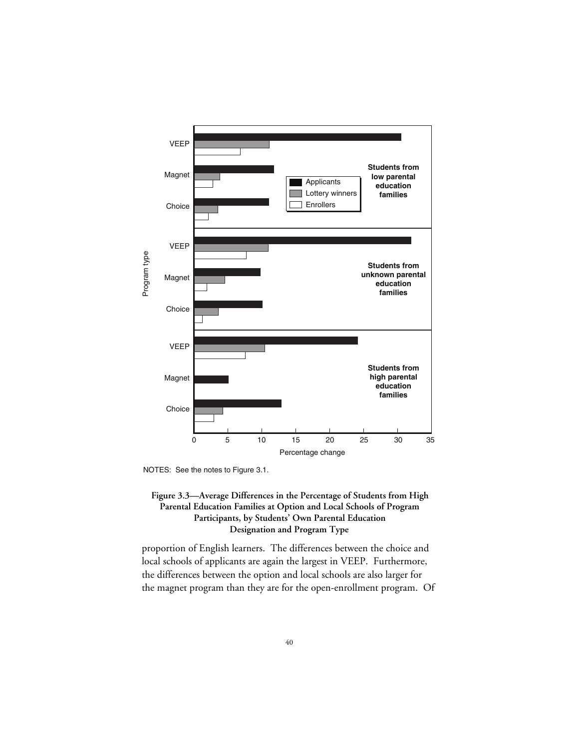NOTES: See the notes to Figure 3.1.

**Figure 3.3—Average Differences in the Percentage of Students from High Parental Education Families at Option and Local Schools of Program Participants, by Students' Own Parental Education Designation and Program Type**

proportion of English learners. The differences between the choice and local schools of applicants are again the largest in VEEP. Furthermore, the differences between the option and local schools are also larger for the magnet program than they are for the open-enrollment program. Of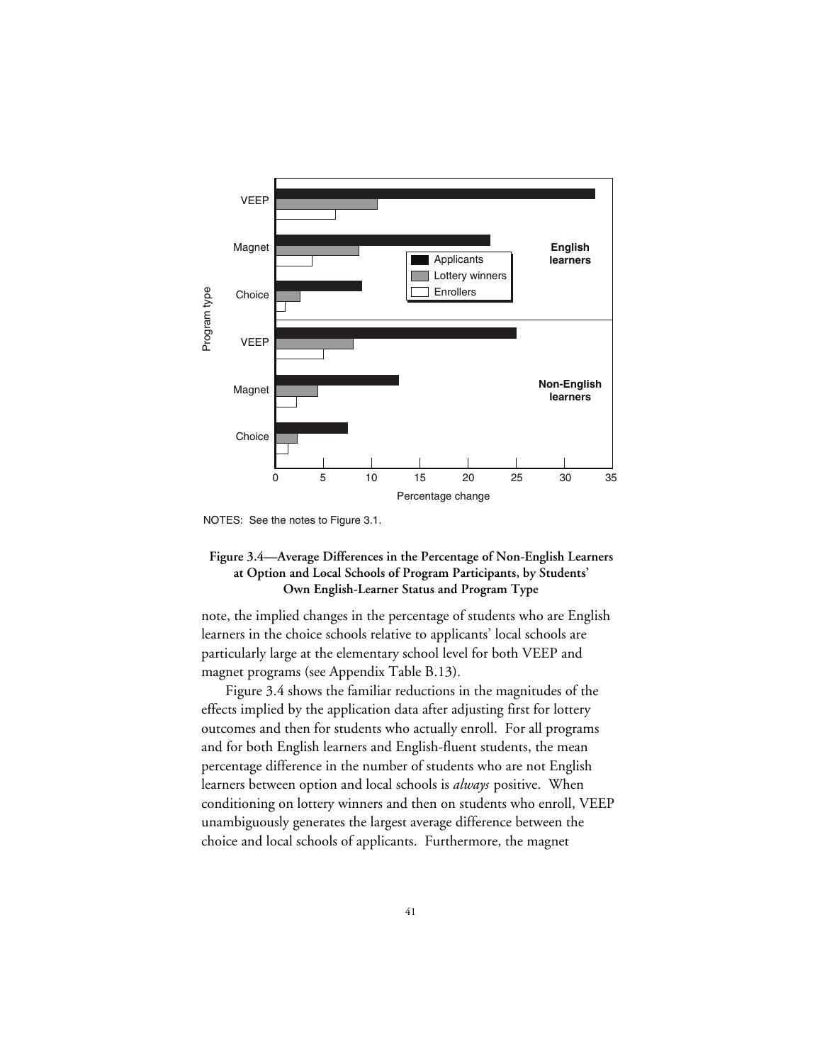NOTES: See the notes to Figure 3.1.

**Figure 3.4—Average Differences in the Percentage of Non-English Learners at Option and Local Schools of Program Participants, by Students' Own English-Learner Status and Program Type**

note, the implied changes in the percentage of students who are English learners in the choice schools relative to applicants' local schools are particularly large at the elementary school level for both VEEP and magnet programs (see Appendix Table B.13).

Figure 3.4 shows the familiar reductions in the magnitudes of the effects implied by the application data after adjusting first for lottery outcomes and then for students who actually enroll. For all programs and for both English learners and English-fluent students, the mean percentage difference in the number of students who are not English learners between option and local schools is *always* positive. When conditioning on lottery winners and then on students who enroll, VEEP unambiguously generates the largest average difference between the choice and local schools of applicants. Furthermore, the magnet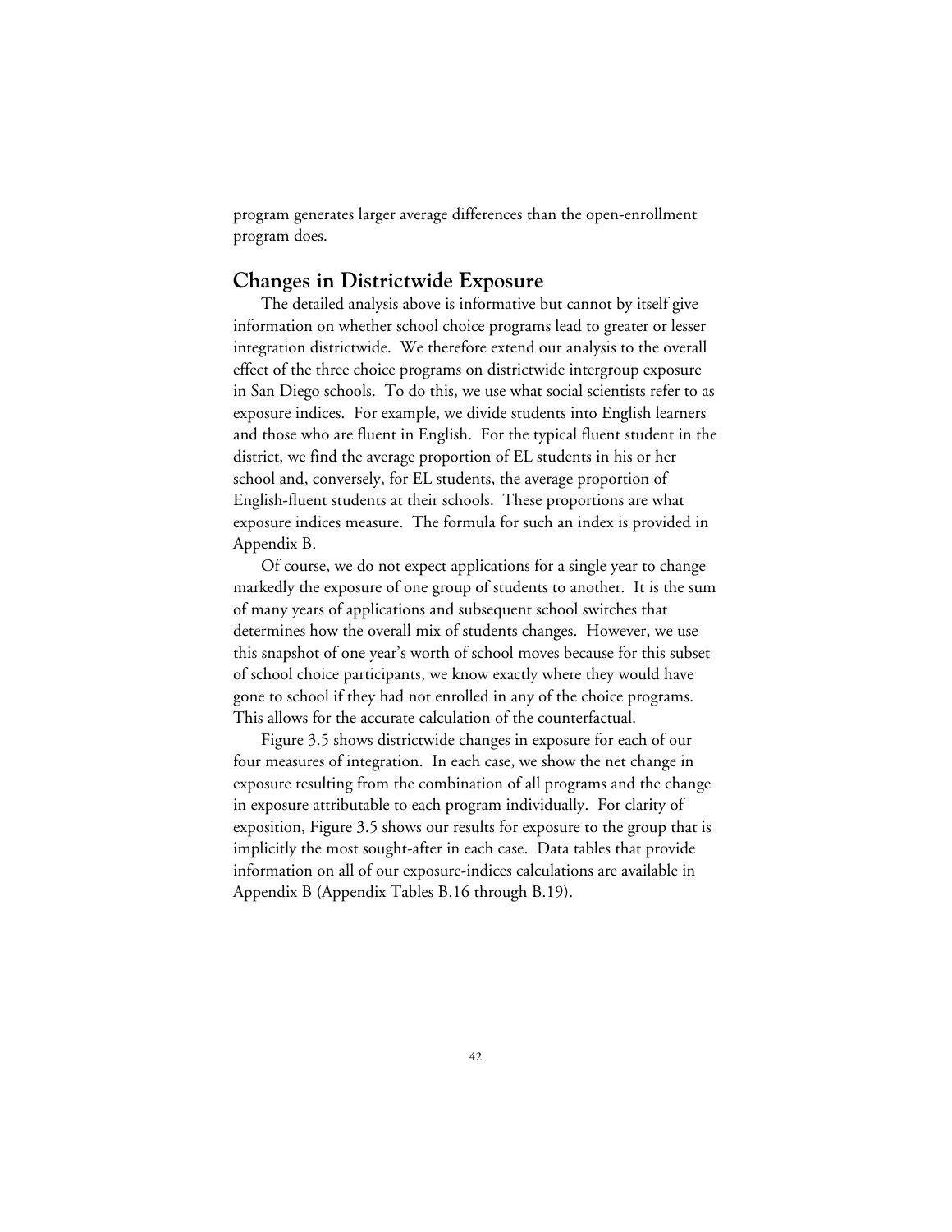program generates larger average differences than the open-enrollment program does.

## Changes in Districtwide Exposure

The detailed analysis above is informative but cannot by itself give information on whether school choice programs lead to greater or lesser integration districtwide. We therefore extend our analysis to the overall effect of the three choice programs on districtwide intergroup exposure in San Diego schools. To do this, we use what social scientists refer to as exposure indices. For example, we divide students into English learners and those who are fluent in English. For the typical fluent student in the district, we find the average proportion of EL students in his or her school and, conversely, for EL students, the average proportion of English-fluent students at their schools. These proportions are what exposure indices measure. The formula for such an index is provided in Appendix B.

Of course, we do not expect applications for a single year to change markedly the exposure of one group of students to another. It is the sum of many years of applications and subsequent school switches that determines how the overall mix of students changes. However, we use this snapshot of one year's worth of school moves because for this subset of school choice participants, we know exactly where they would have gone to school if they had not enrolled in any of the choice programs. This allows for the accurate calculation of the counterfactual.

Figure 3.5 shows districtwide changes in exposure for each of our four measures of integration. In each case, we show the net change in exposure resulting from the combination of all programs and the change in exposure attributable to each program individually. For clarity of exposition, Figure 3.5 shows our results for exposure to the group that is implicitly the most sought-after in each case. Data tables that provide information on all of our exposure-indices calculations are available in Appendix B (Appendix Tables B.16 through B.19).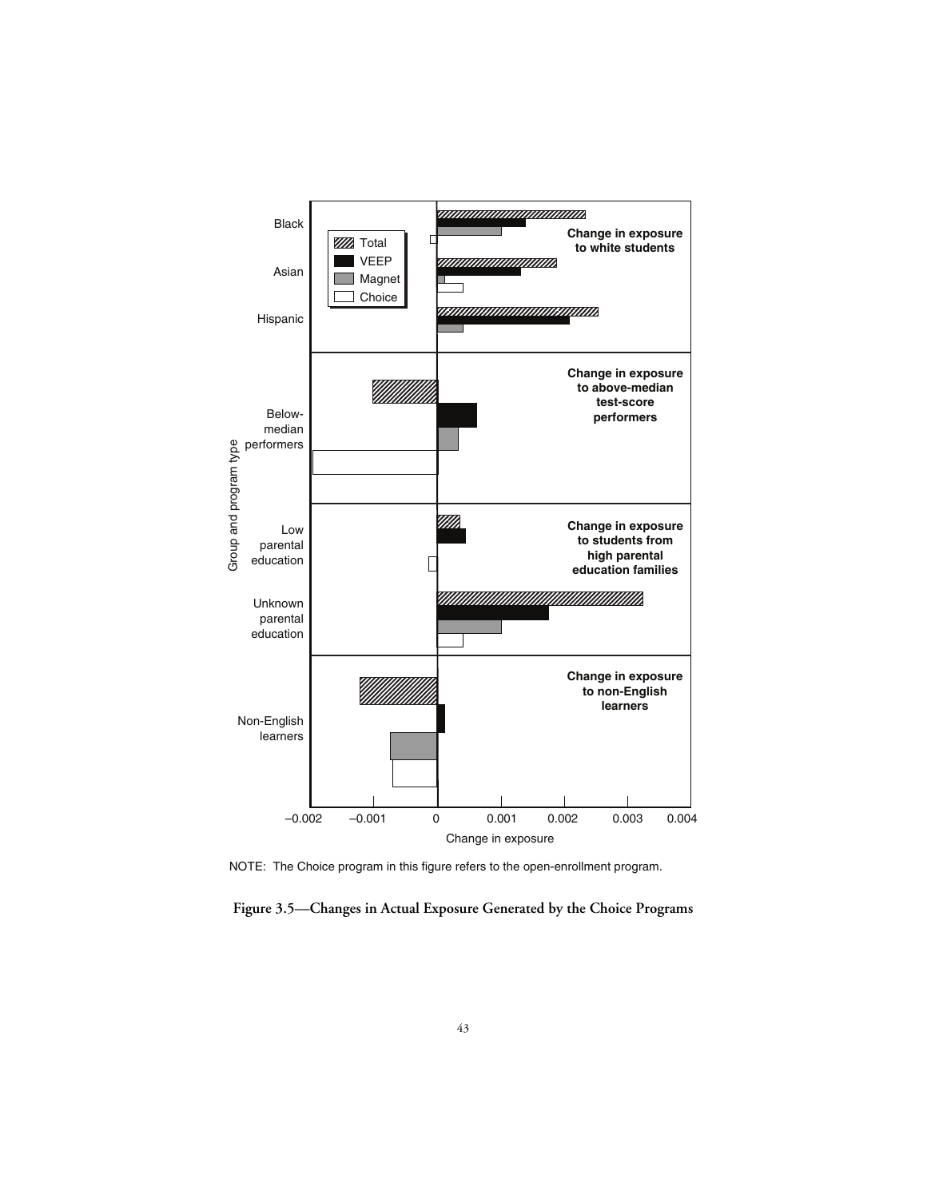NOTE: The Choice program in this figure refers to the open-enrollment program.

**Figure 3.5—Changes in Actual Exposure Generated by the Choice Programs**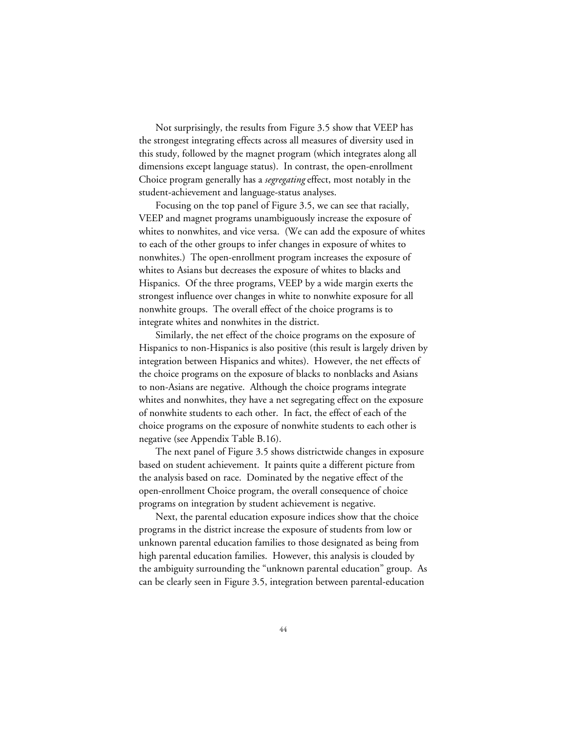Not surprisingly, the results from Figure 3.5 show that VEEP has the strongest integrating effects across all measures of diversity used in this study, followed by the magnet program (which integrates along all dimensions except language status). In contrast, the open-enrollment Choice program generally has a *segregating* effect, most notably in the student-achievement and language-status analyses.

Focusing on the top panel of Figure 3.5, we can see that racially, VEEP and magnet programs unambiguously increase the exposure of whites to nonwhites, and vice versa. (We can add the exposure of whites to each of the other groups to infer changes in exposure of whites to nonwhites.) The open-enrollment program increases the exposure of whites to Asians but decreases the exposure of whites to blacks and Hispanics. Of the three programs, VEEP by a wide margin exerts the strongest influence over changes in white to nonwhite exposure for all nonwhite groups. The overall effect of the choice programs is to integrate whites and nonwhites in the district.

Similarly, the net effect of the choice programs on the exposure of Hispanics to non-Hispanics is also positive (this result is largely driven by integration between Hispanics and whites). However, the net effects of the choice programs on the exposure of blacks to nonblacks and Asians to non-Asians are negative. Although the choice programs integrate whites and nonwhites, they have a net segregating effect on the exposure of nonwhite students to each other. In fact, the effect of each of the choice programs on the exposure of nonwhite students to each other is negative (see Appendix Table B.16).

The next panel of Figure 3.5 shows districtwide changes in exposure based on student achievement. It paints quite a different picture from the analysis based on race. Dominated by the negative effect of the open-enrollment Choice program, the overall consequence of choice programs on integration by student achievement is negative.

Next, the parental education exposure indices show that the choice programs in the district increase the exposure of students from low or unknown parental education families to those designated as being from high parental education families. However, this analysis is clouded by the ambiguity surrounding the "unknown parental education" group. As can be clearly seen in Figure 3.5, integration between parental-education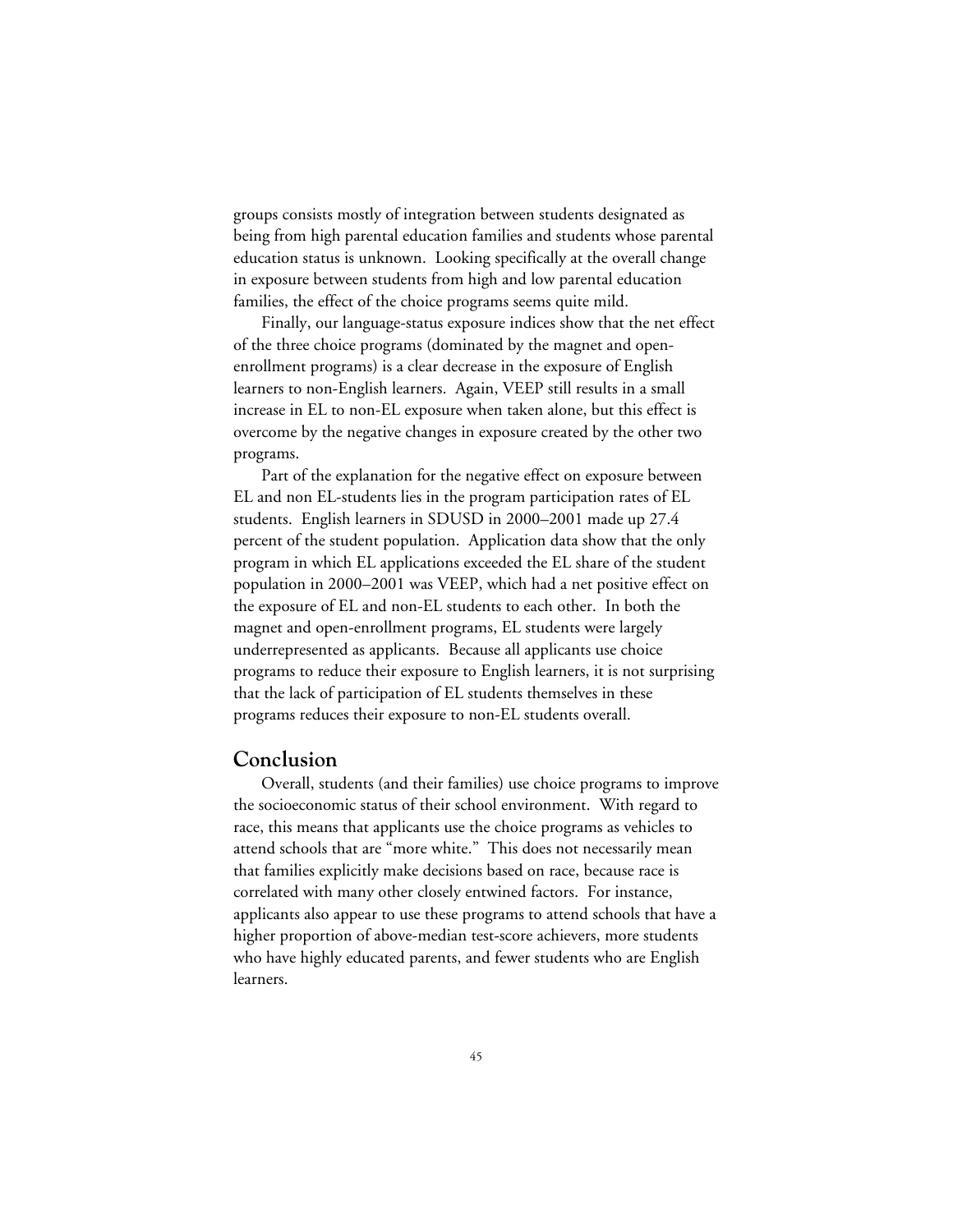groups consists mostly of integration between students designated as being from high parental education families and students whose parental education status is unknown. Looking specifically at the overall change in exposure between students from high and low parental education families, the effect of the choice programs seems quite mild.

Finally, our language-status exposure indices show that the net effect of the three choice programs (dominated by the magnet and open-enrollment programs) is a clear decrease in the exposure of English learners to non-English learners. Again, VEEP still results in a small increase in EL to non-EL exposure when taken alone, but this effect is overcome by the negative changes in exposure created by the other two programs.

Part of the explanation for the negative effect on exposure between EL and non EL-students lies in the program participation rates of EL students. English learners in SDUSD in 2000–2001 made up 27.4 percent of the student population. Application data show that the only program in which EL applications exceeded the EL share of the student population in 2000–2001 was VEEP, which had a net positive effect on the exposure of EL and non-EL students to each other. In both the magnet and open-enrollment programs, EL students were largely underrepresented as applicants. Because all applicants use choice programs to reduce their exposure to English learners, it is not surprising that the lack of participation of EL students themselves in these programs reduces their exposure to non-EL students overall.

## Conclusion

Overall, students (and their families) use choice programs to improve the socioeconomic status of their school environment. With regard to race, this means that applicants use the choice programs as vehicles to attend schools that are "more white." This does not necessarily mean that families explicitly make decisions based on race, because race is correlated with many other closely entwined factors. For instance, applicants also appear to use these programs to attend schools that have a higher proportion of above-median test-score achievers, more students who have highly educated parents, and fewer students who are English learners.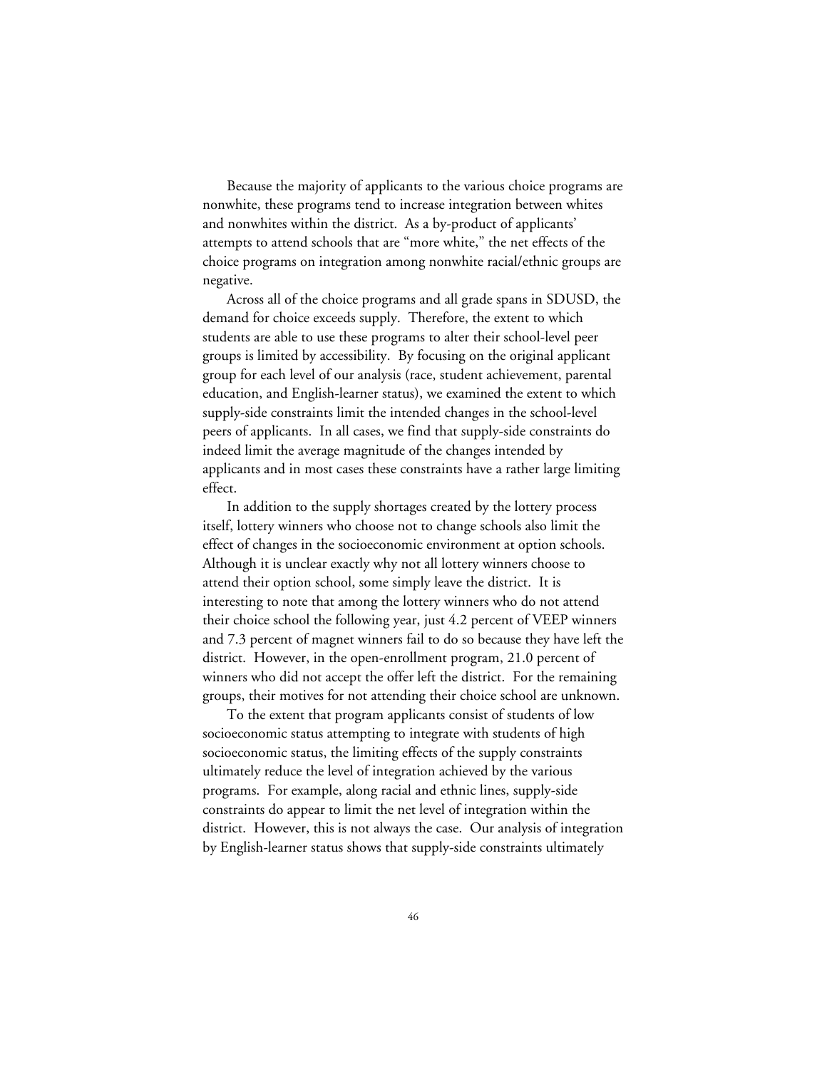Because the majority of applicants to the various choice programs are nonwhite, these programs tend to increase integration between whites and nonwhites within the district. As a by-product of applicants' attempts to attend schools that are "more white," the net effects of the choice programs on integration among nonwhite racial/ethnic groups are negative.

Across all of the choice programs and all grade spans in SDUSD, the demand for choice exceeds supply. Therefore, the extent to which students are able to use these programs to alter their school-level peer groups is limited by accessibility. By focusing on the original applicant group for each level of our analysis (race, student achievement, parental education, and English-learner status), we examined the extent to which supply-side constraints limit the intended changes in the school-level peers of applicants. In all cases, we find that supply-side constraints do indeed limit the average magnitude of the changes intended by applicants and in most cases these constraints have a rather large limiting effect.

In addition to the supply shortages created by the lottery process itself, lottery winners who choose not to change schools also limit the effect of changes in the socioeconomic environment at option schools. Although it is unclear exactly why not all lottery winners choose to attend their option school, some simply leave the district. It is interesting to note that among the lottery winners who do not attend their choice school the following year, just 4.2 percent of VEEP winners and 7.3 percent of magnet winners fail to do so because they have left the district. However, in the open-enrollment program, 21.0 percent of winners who did not accept the offer left the district. For the remaining groups, their motives for not attending their choice school are unknown.

To the extent that program applicants consist of students of low socioeconomic status attempting to integrate with students of high socioeconomic status, the limiting effects of the supply constraints ultimately reduce the level of integration achieved by the various programs. For example, along racial and ethnic lines, supply-side constraints do appear to limit the net level of integration within the district. However, this is not always the case. Our analysis of integration by English-learner status shows that supply-side constraints ultimately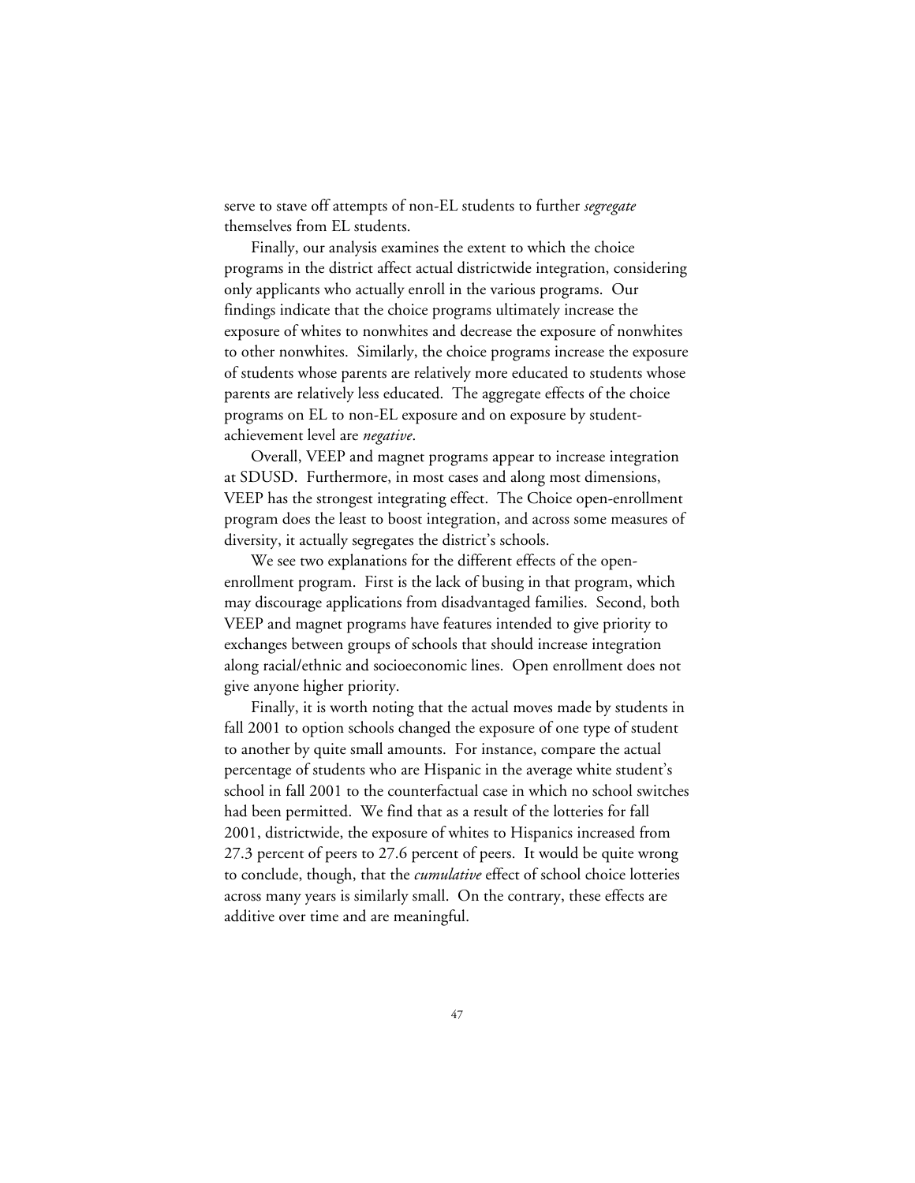serve to stave off attempts of non-EL students to further *segregate* themselves from EL students.

Finally, our analysis examines the extent to which the choice programs in the district affect actual districtwide integration, considering only applicants who actually enroll in the various programs. Our findings indicate that the choice programs ultimately increase the exposure of whites to nonwhites and decrease the exposure of nonwhites to other nonwhites. Similarly, the choice programs increase the exposure of students whose parents are relatively more educated to students whose parents are relatively less educated. The aggregate effects of the choice programs on EL to non-EL exposure and on exposure by student-achievement level are *negative*.

Overall, VEEP and magnet programs appear to increase integration at SDUSD. Furthermore, in most cases and along most dimensions, VEEP has the strongest integrating effect. The Choice open-enrollment program does the least to boost integration, and across some measures of diversity, it actually segregates the district's schools.

We see two explanations for the different effects of the open-enrollment program. First is the lack of busing in that program, which may discourage applications from disadvantaged families. Second, both VEEP and magnet programs have features intended to give priority to exchanges between groups of schools that should increase integration along racial/ethnic and socioeconomic lines. Open enrollment does not give anyone higher priority.

Finally, it is worth noting that the actual moves made by students in fall 2001 to option schools changed the exposure of one type of student to another by quite small amounts. For instance, compare the actual percentage of students who are Hispanic in the average white student's school in fall 2001 to the counterfactual case in which no school switches had been permitted. We find that as a result of the lotteries for fall 2001, districtwide, the exposure of whites to Hispanics increased from 27.3 percent of peers to 27.6 percent of peers. It would be quite wrong to conclude, though, that the *cumulative* effect of school choice lotteries across many years is similarly small. On the contrary, these effects are additive over time and are meaningful.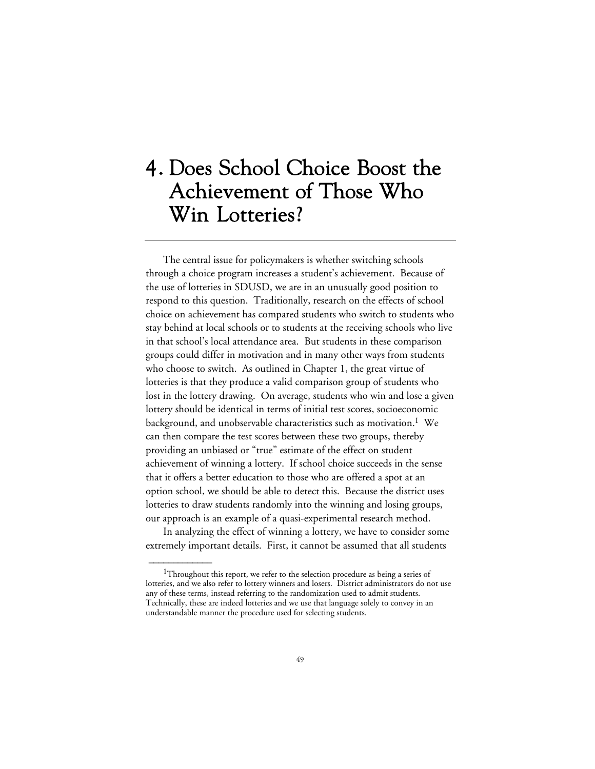# 4. Does School Choice Boost the Achievement of Those Who Win Lotteries?

The central issue for policymakers is whether switching schools through a choice program increases a student's achievement. Because of the use of lotteries in SDUSD, we are in an unusually good position to respond to this question. Traditionally, research on the effects of school choice on achievement has compared students who switch to students who stay behind at local schools or to students at the receiving schools who live in that school's local attendance area. But students in these comparison groups could differ in motivation and in many other ways from students who choose to switch. As outlined in Chapter 1, the great virtue of lotteries is that they produce a valid comparison group of students who lost in the lottery drawing. On average, students who win and lose a given lottery should be identical in terms of initial test scores, socioeconomic background, and unobservable characteristics such as motivation.[1] We can then compare the test scores between these two groups, thereby providing an unbiased or "true" estimate of the effect on student achievement of winning a lottery. If school choice succeeds in the sense that it offers a better education to those who are offered a spot at an option school, we should be able to detect this. Because the district uses lotteries to draw students randomly into the winning and losing groups, our approach is an example of a quasi-experimental research method.

In analyzing the effect of winning a lottery, we have to consider some extremely important details. First, it cannot be assumed that all students

---

[1]Throughout this report, we refer to the selection procedure as being a series of lotteries, and we also refer to lottery winners and losers. District administrators do not use any of these terms, instead referring to the randomization used to admit students. Technically, these are indeed lotteries and we use that language solely to convey in an understandable manner the procedure used for selecting students.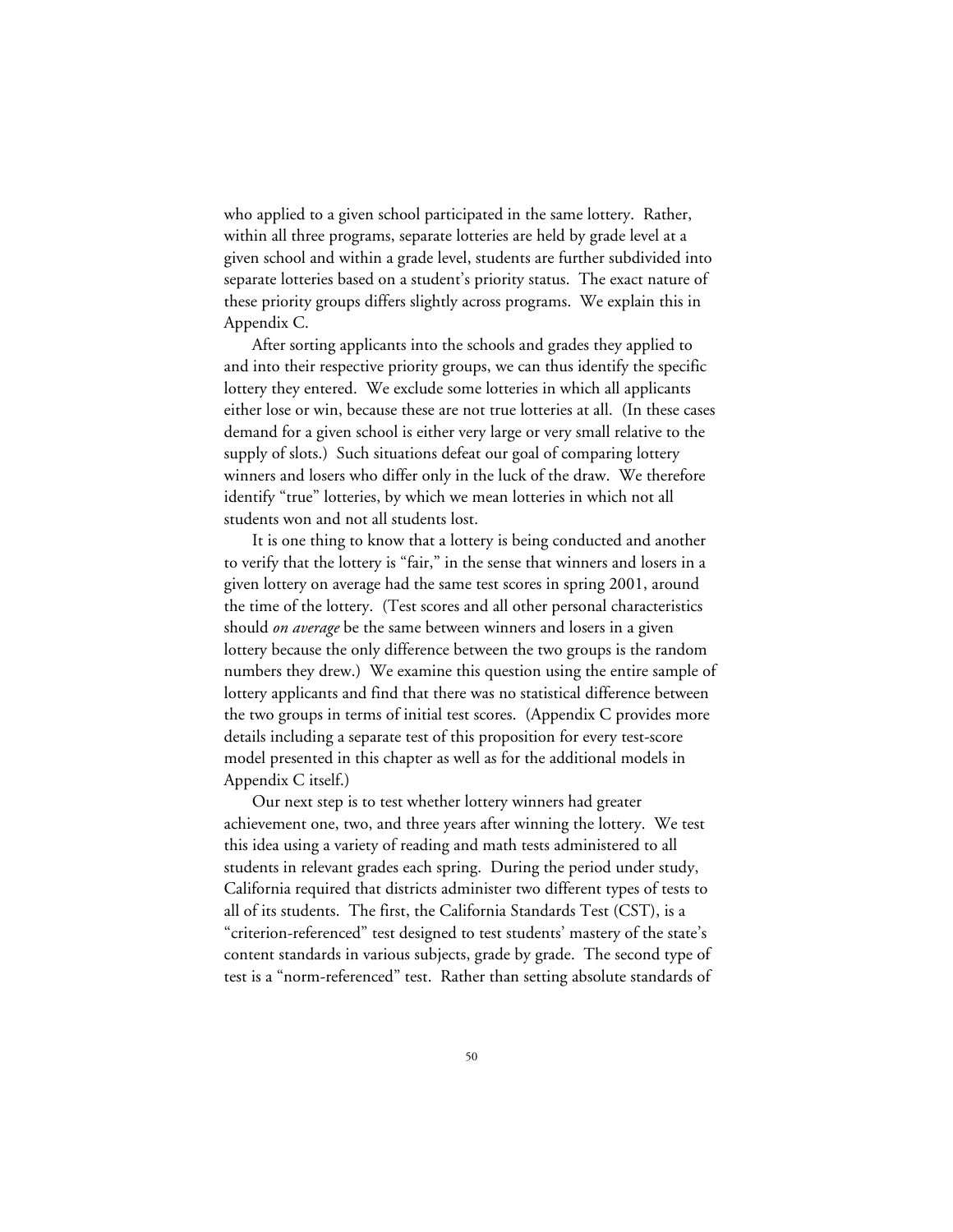who applied to a given school participated in the same lottery. Rather, within all three programs, separate lotteries are held by grade level at a given school and within a grade level, students are further subdivided into separate lotteries based on a student's priority status. The exact nature of these priority groups differs slightly across programs. We explain this in Appendix C.

After sorting applicants into the schools and grades they applied to and into their respective priority groups, we can thus identify the specific lottery they entered. We exclude some lotteries in which all applicants either lose or win, because these are not true lotteries at all. (In these cases demand for a given school is either very large or very small relative to the supply of slots.) Such situations defeat our goal of comparing lottery winners and losers who differ only in the luck of the draw. We therefore identify "true" lotteries, by which we mean lotteries in which not all students won and not all students lost.

It is one thing to know that a lottery is being conducted and another to verify that the lottery is "fair," in the sense that winners and losers in a given lottery on average had the same test scores in spring 2001, around the time of the lottery. (Test scores and all other personal characteristics should *on average* be the same between winners and losers in a given lottery because the only difference between the two groups is the random numbers they drew.) We examine this question using the entire sample of lottery applicants and find that there was no statistical difference between the two groups in terms of initial test scores. (Appendix C provides more details including a separate test of this proposition for every test-score model presented in this chapter as well as for the additional models in Appendix C itself.)

Our next step is to test whether lottery winners had greater achievement one, two, and three years after winning the lottery. We test this idea using a variety of reading and math tests administered to all students in relevant grades each spring. During the period under study, California required that districts administer two different types of tests to all of its students. The first, the California Standards Test (CST), is a "criterion-referenced" test designed to test students' mastery of the state's content standards in various subjects, grade by grade. The second type of test is a "norm-referenced" test. Rather than setting absolute standards of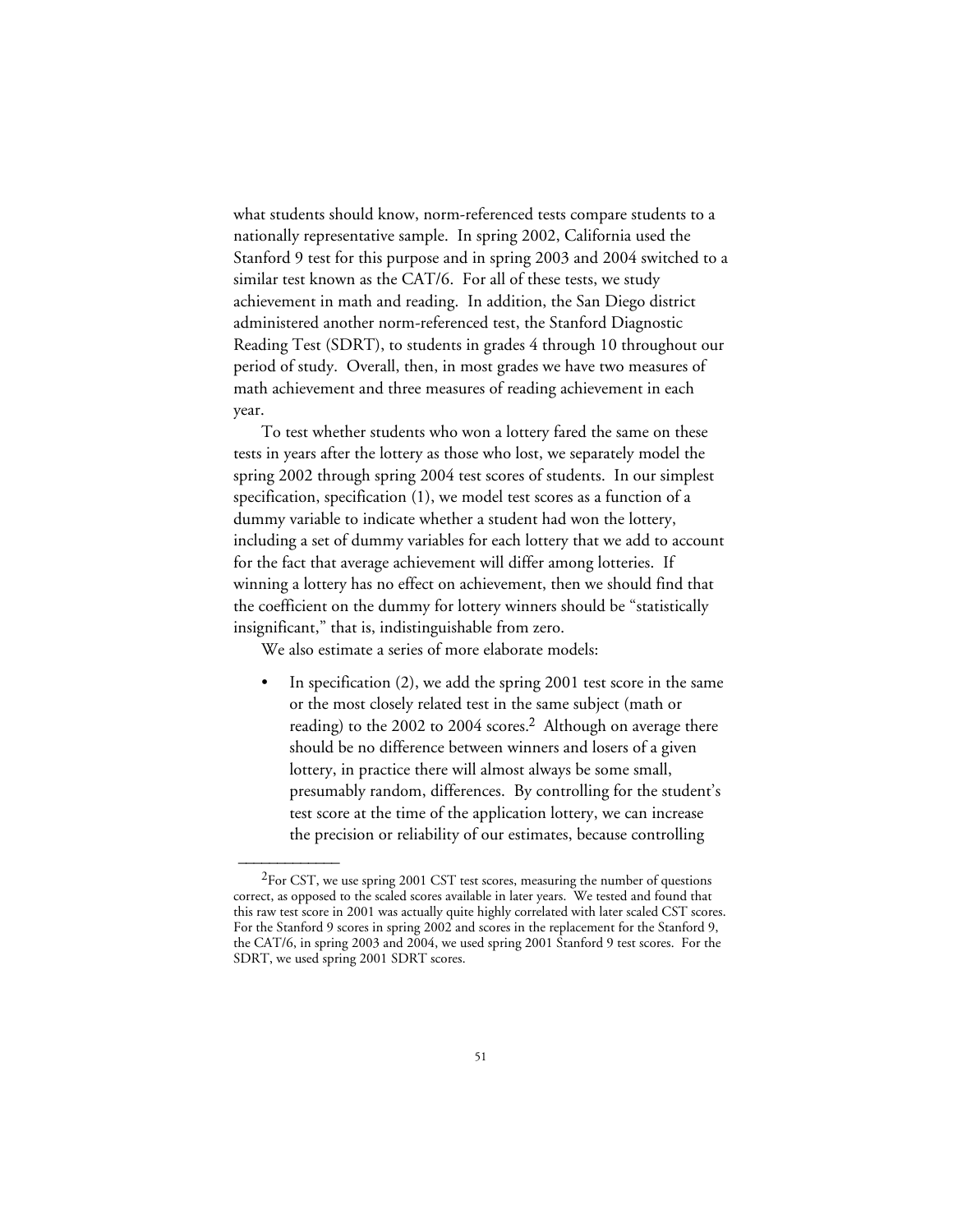what students should know, norm-referenced tests compare students to a nationally representative sample. In spring 2002, California used the Stanford 9 test for this purpose and in spring 2003 and 2004 switched to a similar test known as the CAT/6. For all of these tests, we study achievement in math and reading. In addition, the San Diego district administered another norm-referenced test, the Stanford Diagnostic Reading Test (SDRT), to students in grades 4 through 10 throughout our period of study. Overall, then, in most grades we have two measures of math achievement and three measures of reading achievement in each year.

To test whether students who won a lottery fared the same on these tests in years after the lottery as those who lost, we separately model the spring 2002 through spring 2004 test scores of students. In our simplest specification, specification (1), we model test scores as a function of a dummy variable to indicate whether a student had won the lottery, including a set of dummy variables for each lottery that we add to account for the fact that average achievement will differ among lotteries. If winning a lottery has no effect on achievement, then we should find that the coefficient on the dummy for lottery winners should be "statistically insignificant," that is, indistinguishable from zero.

We also estimate a series of more elaborate models:

- In specification (2), we add the spring 2001 test score in the same or the most closely related test in the same subject (math or reading) to the 2002 to 2004 scores.[2] Although on average there should be no difference between winners and losers of a given lottery, in practice there will almost always be some small, presumably random, differences. By controlling for the student's test score at the time of the application lottery, we can increase the precision or reliability of our estimates, because controlling

---

[2]For CST, we use spring 2001 CST test scores, measuring the number of questions correct, as opposed to the scaled scores available in later years. We tested and found that this raw test score in 2001 was actually quite highly correlated with later scaled CST scores. For the Stanford 9 scores in spring 2002 and scores in the replacement for the Stanford 9, the CAT/6, in spring 2003 and 2004, we used spring 2001 Stanford 9 test scores. For the SDRT, we used spring 2001 SDRT scores.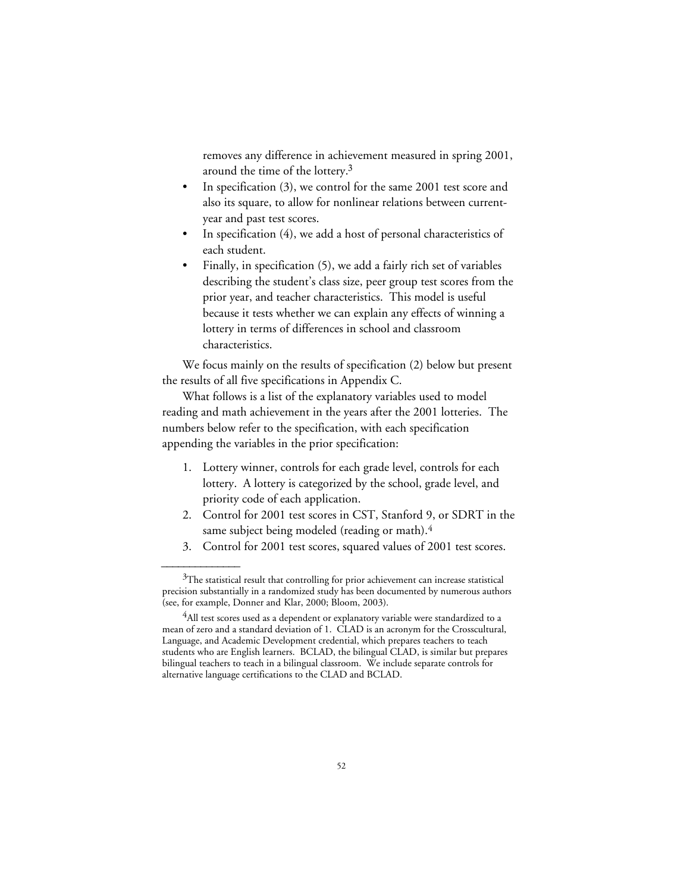removes any difference in achievement measured in spring 2001, around the time of the lottery.[3]

- In specification (3), we control for the same 2001 test score and also its square, to allow for nonlinear relations between current-year and past test scores.
- In specification (4), we add a host of personal characteristics of each student.
- Finally, in specification (5), we add a fairly rich set of variables describing the student's class size, peer group test scores from the prior year, and teacher characteristics. This model is useful because it tests whether we can explain any effects of winning a lottery in terms of differences in school and classroom characteristics.

We focus mainly on the results of specification (2) below but present the results of all five specifications in Appendix C.

What follows is a list of the explanatory variables used to model reading and math achievement in the years after the 2001 lotteries. The numbers below refer to the specification, with each specification appending the variables in the prior specification:

1. Lottery winner, controls for each grade level, controls for each lottery. A lottery is categorized by the school, grade level, and priority code of each application.
2. Control for 2001 test scores in CST, Stanford 9, or SDRT in the same subject being modeled (reading or math).[4]
3. Control for 2001 test scores, squared values of 2001 test scores.

---

[3]The statistical result that controlling for prior achievement can increase statistical precision substantially in a randomized study has been documented by numerous authors (see, for example, Donner and Klar, 2000; Bloom, 2003).

[4]All test scores used as a dependent or explanatory variable were standardized to a mean of zero and a standard deviation of 1. CLAD is an acronym for the Crosscultural, Language, and Academic Development credential, which prepares teachers to teach students who are English learners. BCLAD, the bilingual CLAD, is similar but prepares bilingual teachers to teach in a bilingual classroom. We include separate controls for alternative language certifications to the CLAD and BCLAD.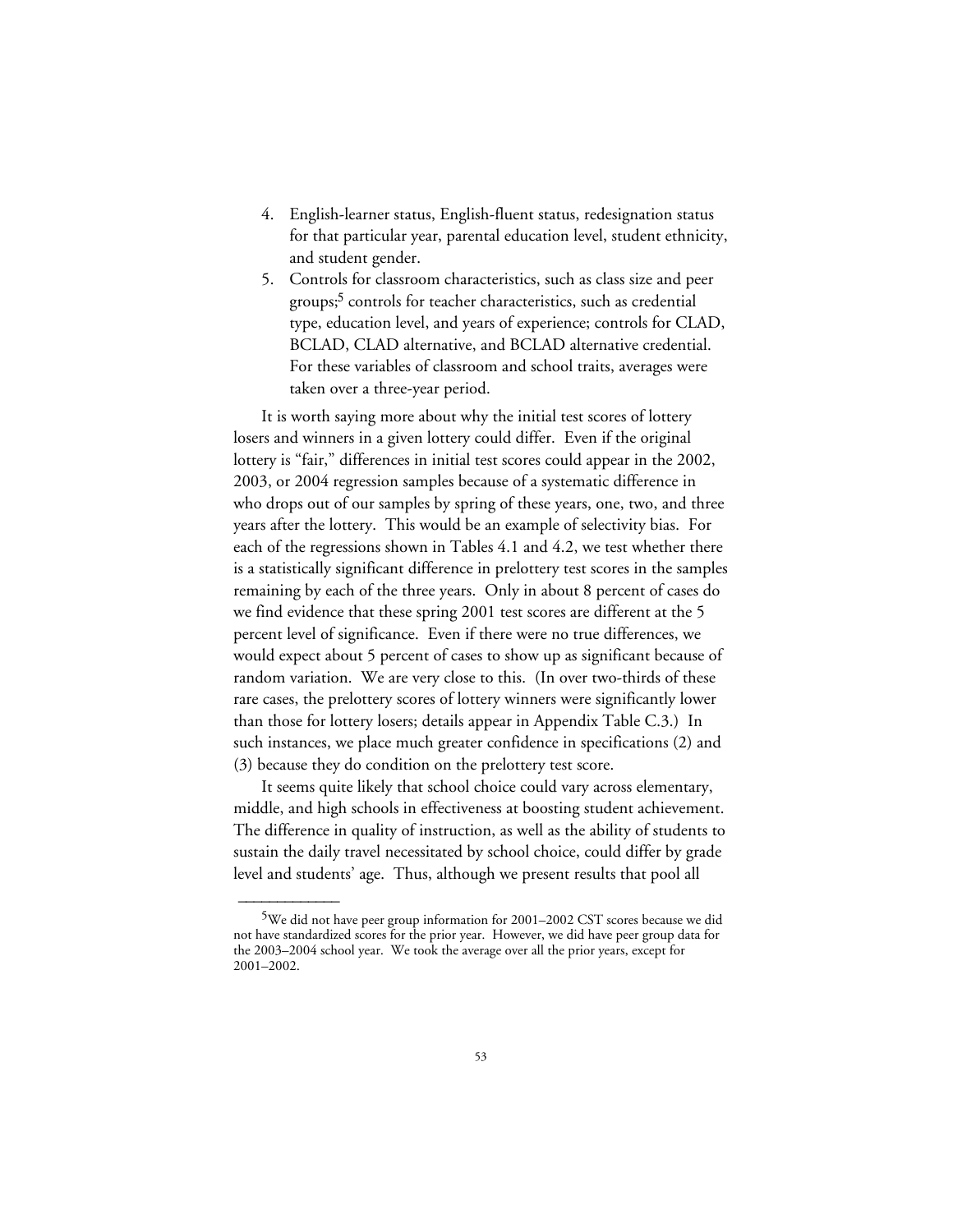4. English-learner status, English-fluent status, redesignation status for that particular year, parental education level, student ethnicity, and student gender.
5. Controls for classroom characteristics, such as class size and peer groups;[5] controls for teacher characteristics, such as credential type, education level, and years of experience; controls for CLAD, BCLAD, CLAD alternative, and BCLAD alternative credential. For these variables of classroom and school traits, averages were taken over a three-year period.

It is worth saying more about why the initial test scores of lottery losers and winners in a given lottery could differ. Even if the original lottery is "fair," differences in initial test scores could appear in the 2002, 2003, or 2004 regression samples because of a systematic difference in who drops out of our samples by spring of these years, one, two, and three years after the lottery. This would be an example of selectivity bias. For each of the regressions shown in Tables 4.1 and 4.2, we test whether there is a statistically significant difference in prelottery test scores in the samples remaining by each of the three years. Only in about 8 percent of cases do we find evidence that these spring 2001 test scores are different at the 5 percent level of significance. Even if there were no true differences, we would expect about 5 percent of cases to show up as significant because of random variation. We are very close to this. (In over two-thirds of these rare cases, the prelottery scores of lottery winners were significantly lower than those for lottery losers; details appear in Appendix Table C.3.) In such instances, we place much greater confidence in specifications (2) and (3) because they do condition on the prelottery test score.

It seems quite likely that school choice could vary across elementary, middle, and high schools in effectiveness at boosting student achievement. The difference in quality of instruction, as well as the ability of students to sustain the daily travel necessitated by school choice, could differ by grade level and students' age. Thus, although we present results that pool all

---

[5]We did not have peer group information for 2001–2002 CST scores because we did not have standardized scores for the prior year. However, we did have peer group data for the 2003–2004 school year. We took the average over all the prior years, except for 2001–2002.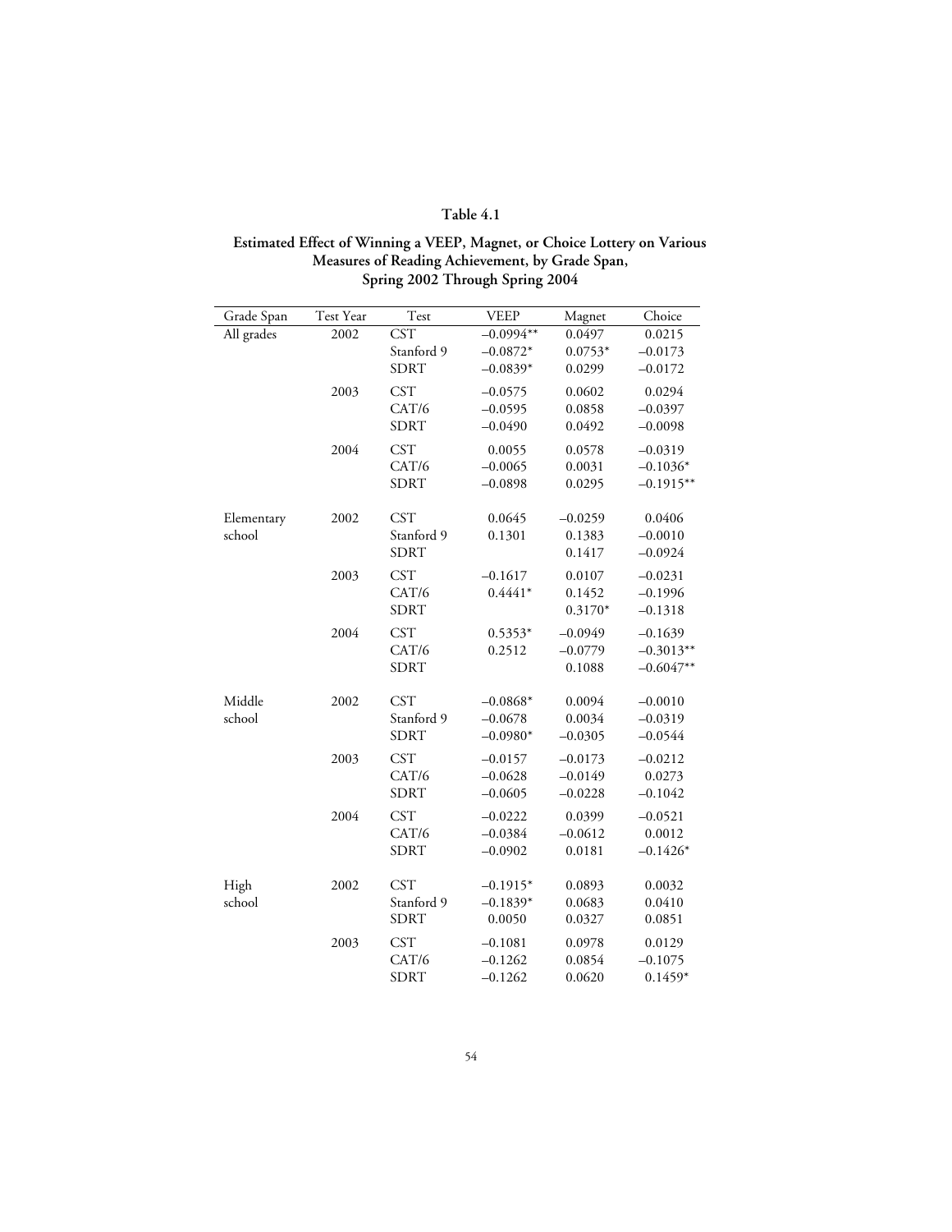**Table 4.1**

**Estimated Effect of Winning a VEEP, Magnet, or Choice Lottery on Various Measures of Reading Achievement, by Grade Span, Spring 2002 Through Spring 2004**

| Grade Span | Test Year | Test | VEEP | Magnet | Choice |
|---|---|---|---|---|---|
| All grades | 2002 | CST | –0.0994** | 0.0497 | 0.0215 |
| | | Stanford 9 | –0.0872* | 0.0753* | –0.0173 |
| | | SDRT | –0.0839* | 0.0299 | –0.0172 |
| | 2003 | CST | –0.0575 | 0.0602 | 0.0294 |
| | | CAT/6 | –0.0595 | 0.0858 | –0.0397 |
| | | SDRT | –0.0490 | 0.0492 | –0.0098 |
| | 2004 | CST | 0.0055 | 0.0578 | –0.0319 |
| | | CAT/6 | –0.0065 | 0.0031 | –0.1036* |
| | | SDRT | –0.0898 | 0.0295 | –0.1915** |
| Elementary school | 2002 | CST | 0.0645 | –0.0259 | 0.0406 |
| | | Stanford 9 | 0.1301 | 0.1383 | –0.0010 |
| | | SDRT | | 0.1417 | –0.0924 |
| | 2003 | CST | –0.1617 | 0.0107 | –0.0231 |
| | | CAT/6 | 0.4441* | 0.1452 | –0.1996 |
| | | SDRT | | 0.3170* | –0.1318 |
| | 2004 | CST | 0.5353* | –0.0949 | –0.1639 |
| | | CAT/6 | 0.2512 | –0.0779 | –0.3013** |
| | | SDRT | | 0.1088 | –0.6047** |
| Middle school | 2002 | CST | –0.0868* | 0.0094 | –0.0010 |
| | | Stanford 9 | –0.0678 | 0.0034 | –0.0319 |
| | | SDRT | –0.0980* | –0.0305 | –0.0544 |
| | 2003 | CST | –0.0157 | –0.0173 | –0.0212 |
| | | CAT/6 | –0.0628 | –0.0149 | 0.0273 |
| | | SDRT | –0.0605 | –0.0228 | –0.1042 |
| | 2004 | CST | –0.0222 | 0.0399 | –0.0521 |
| | | CAT/6 | –0.0384 | –0.0612 | 0.0012 |
| | | SDRT | –0.0902 | 0.0181 | –0.1426* |
| High school | 2002 | CST | –0.1915* | 0.0893 | 0.0032 |
| | | Stanford 9 | –0.1839* | 0.0683 | 0.0410 |
| | | SDRT | 0.0050 | 0.0327 | 0.0851 |
| | 2003 | CST | –0.1081 | 0.0978 | 0.0129 |
| | | CAT/6 | –0.1262 | 0.0854 | –0.1075 |
| | | SDRT | –0.1262 | 0.0620 | 0.1459* |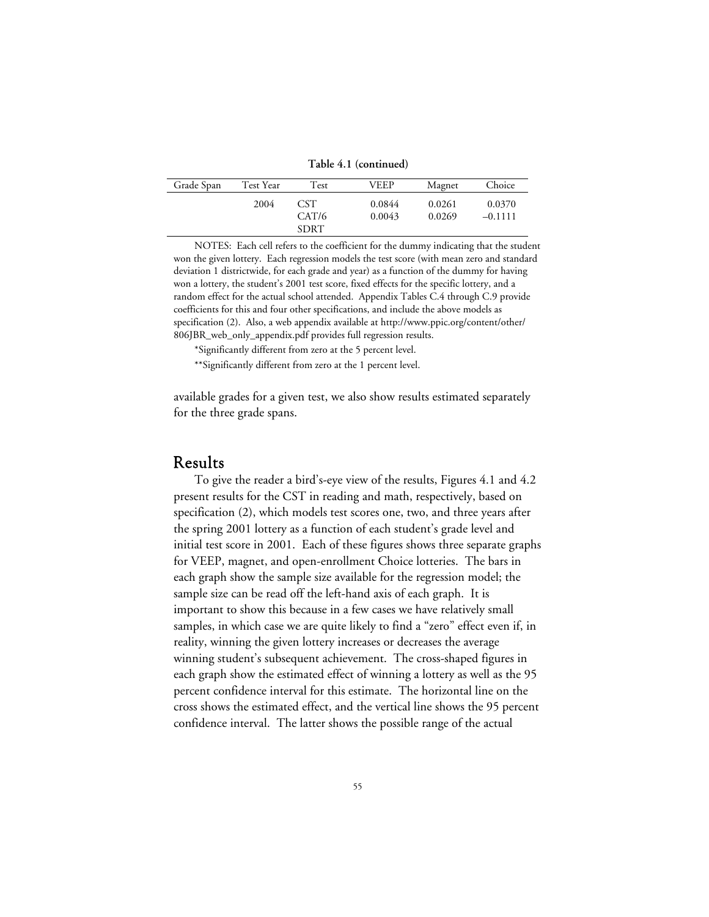**Table 4.1 (continued)**

| Grade Span | Test Year | Test | VEEP | Magnet | Choice |
|---|---|---|---|---|---|
| | 2004 | CST | 0.0844 | 0.0261 | 0.0370 |
| | | CAT/6 | 0.0043 | 0.0269 | –0.1111 |
| | | SDRT | | | |

NOTES: Each cell refers to the coefficient for the dummy indicating that the student won the given lottery. Each regression models the test score (with mean zero and standard deviation 1 districtwide, for each grade and year) as a function of the dummy for having won a lottery, the student's 2001 test score, fixed effects for the specific lottery, and a random effect for the actual school attended. Appendix Tables C.4 through C.9 provide coefficients for this and four other specifications, and include the above models as specification (2). Also, a web appendix available at http://www.ppic.org/content/other/806JBR_web_only_appendix.pdf provides full regression results.

*Significantly different from zero at the 5 percent level.

**Significantly different from zero at the 1 percent level.

available grades for a given test, we also show results estimated separately for the three grade spans.

## Results

To give the reader a bird's-eye view of the results, Figures 4.1 and 4.2 present results for the CST in reading and math, respectively, based on specification (2), which models test scores one, two, and three years after the spring 2001 lottery as a function of each student's grade level and initial test score in 2001. Each of these figures shows three separate graphs for VEEP, magnet, and open-enrollment Choice lotteries. The bars in each graph show the sample size available for the regression model; the sample size can be read off the left-hand axis of each graph. It is important to show this because in a few cases we have relatively small samples, in which case we are quite likely to find a "zero" effect even if, in reality, winning the given lottery increases or decreases the average winning student's subsequent achievement. The cross-shaped figures in each graph show the estimated effect of winning a lottery as well as the 95 percent confidence interval for this estimate. The horizontal line on the cross shows the estimated effect, and the vertical line shows the 95 percent confidence interval. The latter shows the possible range of the actual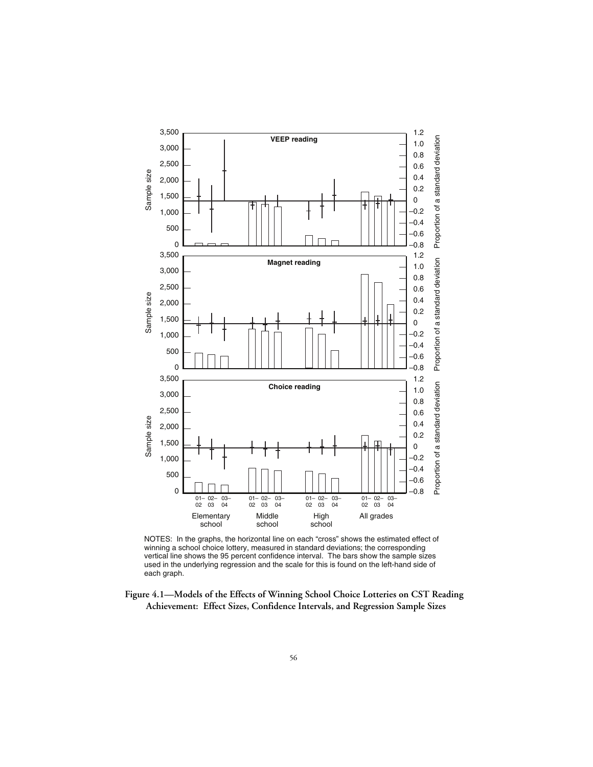NOTES: In the graphs, the horizontal line on each "cross" shows the estimated effect of winning a school choice lottery, measured in standard deviations; the corresponding vertical line shows the 95 percent confidence interval. The bars show the sample sizes used in the underlying regression and the scale for this is found on the left-hand side of each graph.

**Figure 4.1—Models of the Effects of Winning School Choice Lotteries on CST Reading Achievement: Effect Sizes, Confidence Intervals, and Regression Sample Sizes**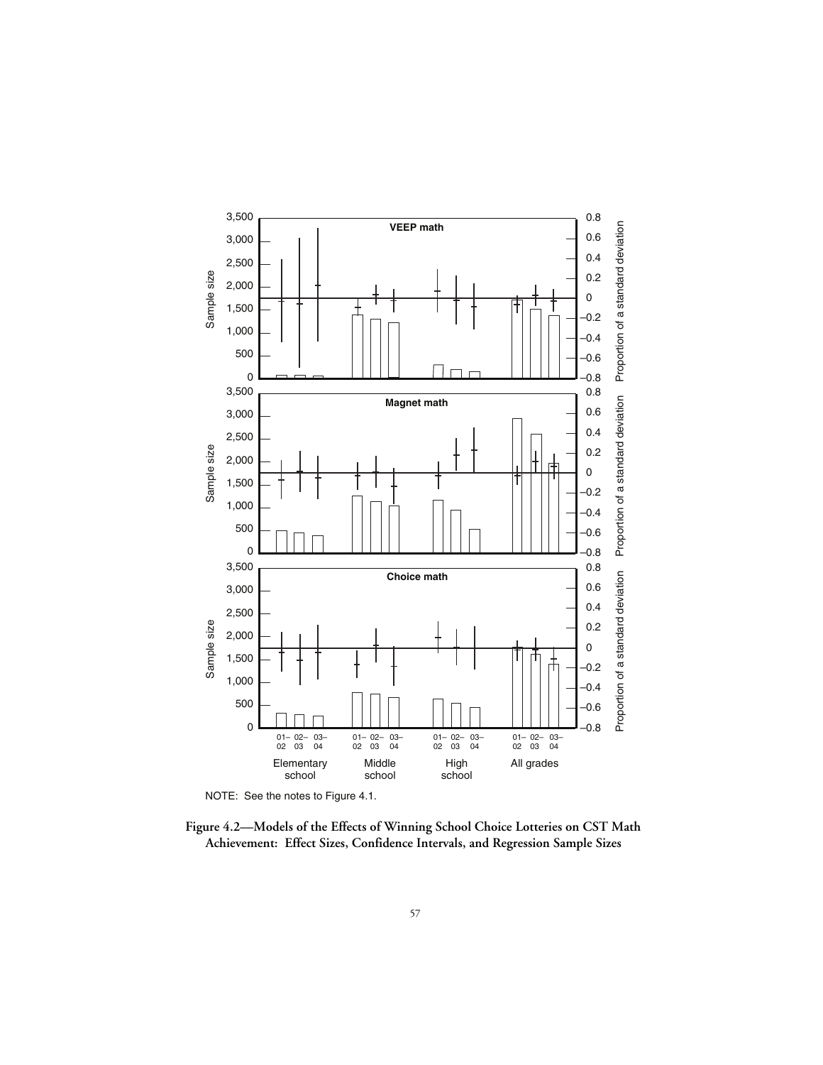NOTE: See the notes to Figure 4.1.

**Figure 4.2—Models of the Effects of Winning School Choice Lotteries on CST Math Achievement: Effect Sizes, Confidence Intervals, and Regression Sample Sizes**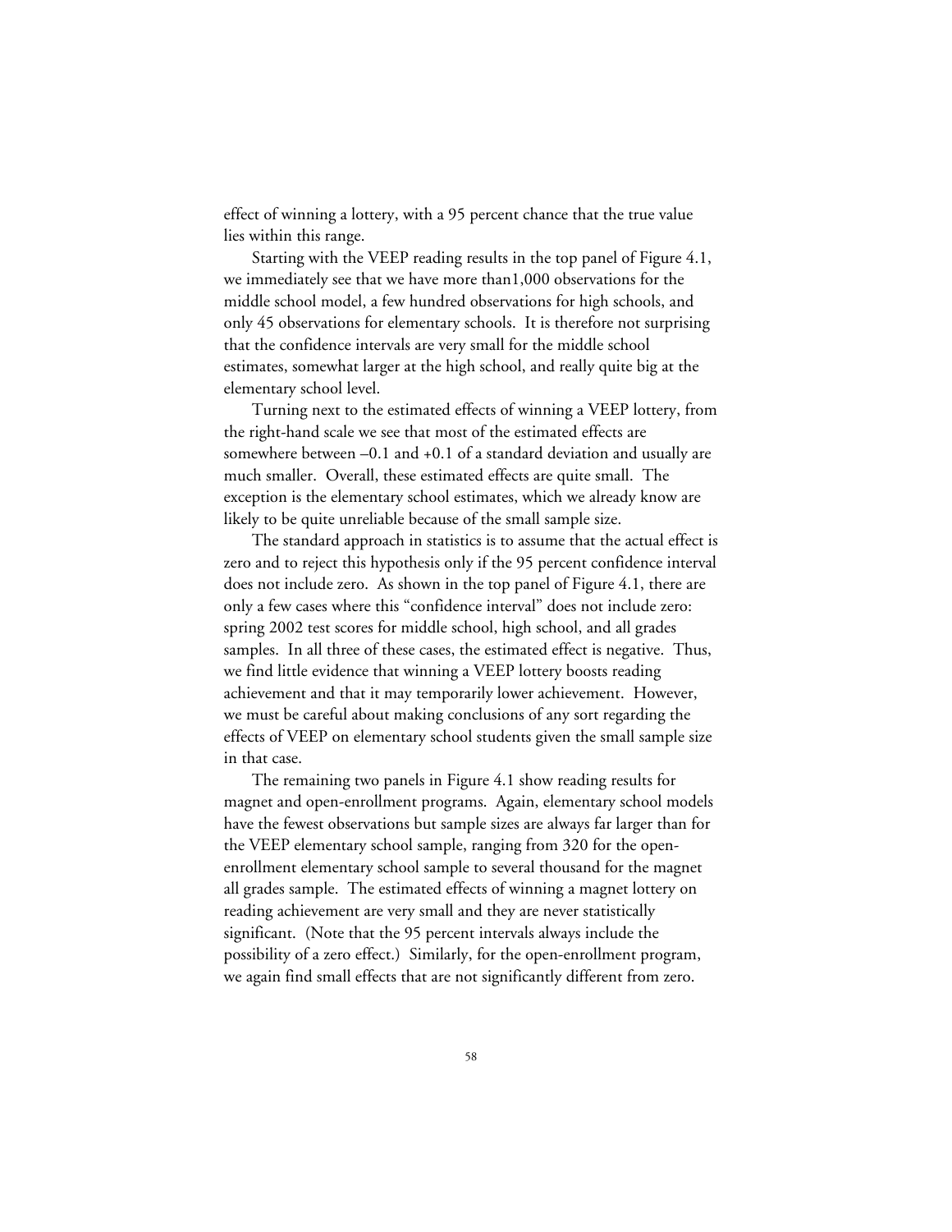effect of winning a lottery, with a 95 percent chance that the true value lies within this range.

Starting with the VEEP reading results in the top panel of Figure 4.1, we immediately see that we have more than1,000 observations for the middle school model, a few hundred observations for high schools, and only 45 observations for elementary schools. It is therefore not surprising that the confidence intervals are very small for the middle school estimates, somewhat larger at the high school, and really quite big at the elementary school level.

Turning next to the estimated effects of winning a VEEP lottery, from the right-hand scale we see that most of the estimated effects are somewhere between –0.1 and +0.1 of a standard deviation and usually are much smaller. Overall, these estimated effects are quite small. The exception is the elementary school estimates, which we already know are likely to be quite unreliable because of the small sample size.

The standard approach in statistics is to assume that the actual effect is zero and to reject this hypothesis only if the 95 percent confidence interval does not include zero. As shown in the top panel of Figure 4.1, there are only a few cases where this "confidence interval" does not include zero: spring 2002 test scores for middle school, high school, and all grades samples. In all three of these cases, the estimated effect is negative. Thus, we find little evidence that winning a VEEP lottery boosts reading achievement and that it may temporarily lower achievement. However, we must be careful about making conclusions of any sort regarding the effects of VEEP on elementary school students given the small sample size in that case.

The remaining two panels in Figure 4.1 show reading results for magnet and open-enrollment programs. Again, elementary school models have the fewest observations but sample sizes are always far larger than for the VEEP elementary school sample, ranging from 320 for the open-enrollment elementary school sample to several thousand for the magnet all grades sample. The estimated effects of winning a magnet lottery on reading achievement are very small and they are never statistically significant. (Note that the 95 percent intervals always include the possibility of a zero effect.) Similarly, for the open-enrollment program, we again find small effects that are not significantly different from zero.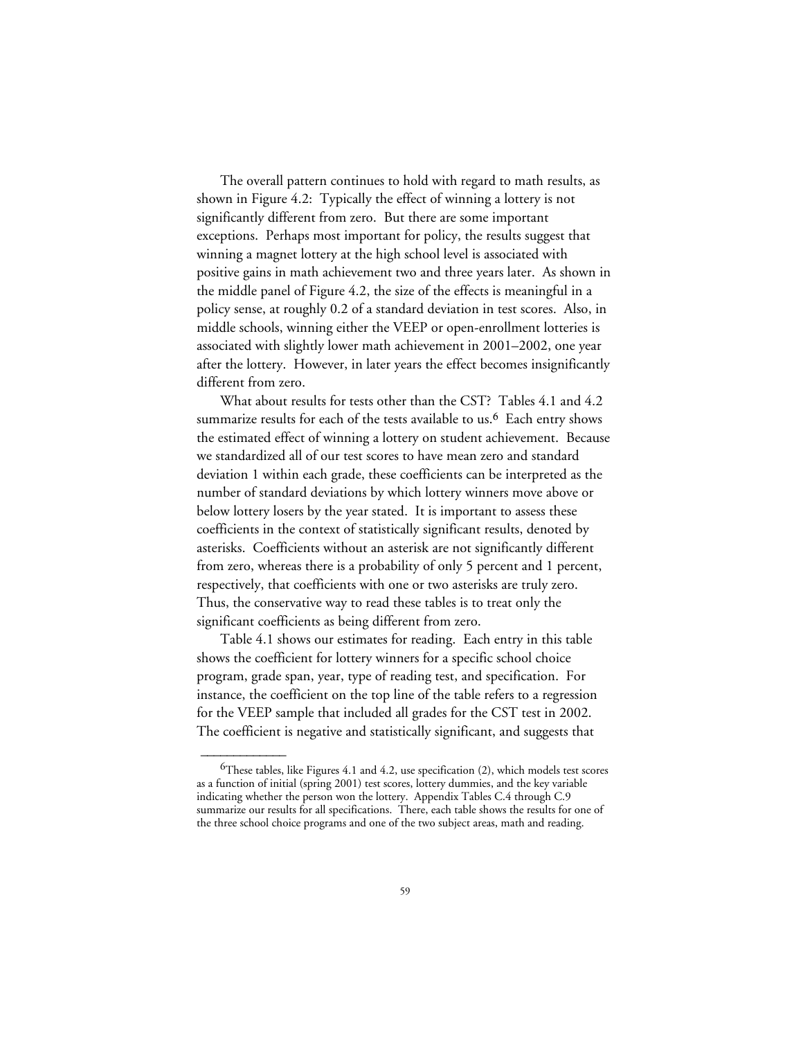The overall pattern continues to hold with regard to math results, as shown in Figure 4.2: Typically the effect of winning a lottery is not significantly different from zero. But there are some important exceptions. Perhaps most important for policy, the results suggest that winning a magnet lottery at the high school level is associated with positive gains in math achievement two and three years later. As shown in the middle panel of Figure 4.2, the size of the effects is meaningful in a policy sense, at roughly 0.2 of a standard deviation in test scores. Also, in middle schools, winning either the VEEP or open-enrollment lotteries is associated with slightly lower math achievement in 2001–2002, one year after the lottery. However, in later years the effect becomes insignificantly different from zero.

What about results for tests other than the CST? Tables 4.1 and 4.2 summarize results for each of the tests available to us.[6] Each entry shows the estimated effect of winning a lottery on student achievement. Because we standardized all of our test scores to have mean zero and standard deviation 1 within each grade, these coefficients can be interpreted as the number of standard deviations by which lottery winners move above or below lottery losers by the year stated. It is important to assess these coefficients in the context of statistically significant results, denoted by asterisks. Coefficients without an asterisk are not significantly different from zero, whereas there is a probability of only 5 percent and 1 percent, respectively, that coefficients with one or two asterisks are truly zero. Thus, the conservative way to read these tables is to treat only the significant coefficients as being different from zero.

Table 4.1 shows our estimates for reading. Each entry in this table shows the coefficient for lottery winners for a specific school choice program, grade span, year, type of reading test, and specification. For instance, the coefficient on the top line of the table refers to a regression for the VEEP sample that included all grades for the CST test in 2002. The coefficient is negative and statistically significant, and suggests that

---

[6]These tables, like Figures 4.1 and 4.2, use specification (2), which models test scores as a function of initial (spring 2001) test scores, lottery dummies, and the key variable indicating whether the person won the lottery. Appendix Tables C.4 through C.9 summarize our results for all specifications. There, each table shows the results for one of the three school choice programs and one of the two subject areas, math and reading.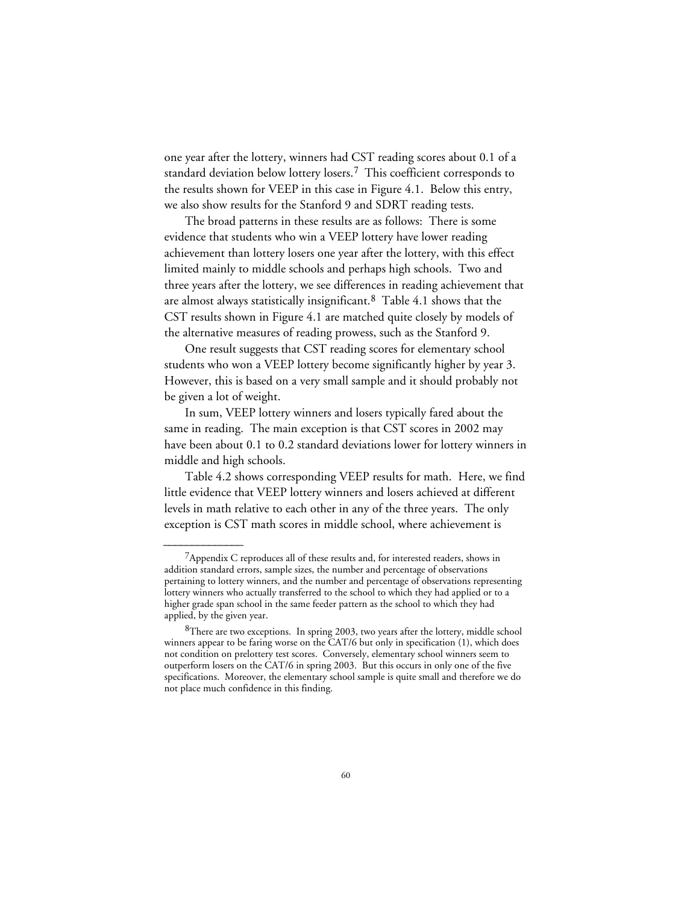one year after the lottery, winners had CST reading scores about 0.1 of a standard deviation below lottery losers.[7] This coefficient corresponds to the results shown for VEEP in this case in Figure 4.1. Below this entry, we also show results for the Stanford 9 and SDRT reading tests.

The broad patterns in these results are as follows: There is some evidence that students who win a VEEP lottery have lower reading achievement than lottery losers one year after the lottery, with this effect limited mainly to middle schools and perhaps high schools. Two and three years after the lottery, we see differences in reading achievement that are almost always statistically insignificant.[8] Table 4.1 shows that the CST results shown in Figure 4.1 are matched quite closely by models of the alternative measures of reading prowess, such as the Stanford 9.

One result suggests that CST reading scores for elementary school students who won a VEEP lottery become significantly higher by year 3. However, this is based on a very small sample and it should probably not be given a lot of weight.

In sum, VEEP lottery winners and losers typically fared about the same in reading. The main exception is that CST scores in 2002 may have been about 0.1 to 0.2 standard deviations lower for lottery winners in middle and high schools.

Table 4.2 shows corresponding VEEP results for math. Here, we find little evidence that VEEP lottery winners and losers achieved at different levels in math relative to each other in any of the three years. The only exception is CST math scores in middle school, where achievement is

---

[7] Appendix C reproduces all of these results and, for interested readers, shows in addition standard errors, sample sizes, the number and percentage of observations pertaining to lottery winners, and the number and percentage of observations representing lottery winners who actually transferred to the school to which they had applied or to a higher grade span school in the same feeder pattern as the school to which they had applied, by the given year.

[8] There are two exceptions. In spring 2003, two years after the lottery, middle school winners appear to be faring worse on the CAT/6 but only in specification (1), which does not condition on prelottery test scores. Conversely, elementary school winners seem to outperform losers on the CAT/6 in spring 2003. But this occurs in only one of the five specifications. Moreover, the elementary school sample is quite small and therefore we do not place much confidence in this finding.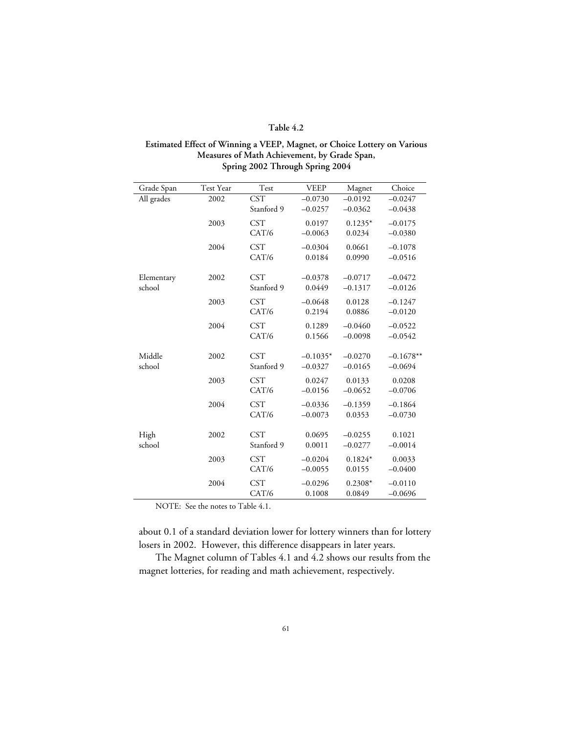**Table 4.2**

**Estimated Effect of Winning a VEEP, Magnet, or Choice Lottery on Various Measures of Math Achievement, by Grade Span, Spring 2002 Through Spring 2004**

| Grade Span | Test Year | Test | VEEP | Magnet | Choice |
|---|---|---|---|---|---|
| All grades | 2002 | CST | –0.0730 | –0.0192 | –0.0247 |
| | | Stanford 9 | –0.0257 | –0.0362 | –0.0438 |
| | 2003 | CST | 0.0197 | 0.1235* | –0.0175 |
| | | CAT/6 | –0.0063 | 0.0234 | –0.0380 |
| | 2004 | CST | –0.0304 | 0.0661 | –0.1078 |
| | | CAT/6 | 0.0184 | 0.0990 | –0.0516 |
| Elementary school | 2002 | CST | –0.0378 | –0.0717 | –0.0472 |
| | | Stanford 9 | 0.0449 | –0.1317 | –0.0126 |
| | 2003 | CST | –0.0648 | 0.0128 | –0.1247 |
| | | CAT/6 | 0.2194 | 0.0886 | –0.0120 |
| | 2004 | CST | 0.1289 | –0.0460 | –0.0522 |
| | | CAT/6 | 0.1566 | –0.0098 | –0.0542 |
| Middle school | 2002 | CST | –0.1035* | –0.0270 | –0.1678** |
| | | Stanford 9 | –0.0327 | –0.0165 | –0.0694 |
| | 2003 | CST | 0.0247 | 0.0133 | 0.0208 |
| | | CAT/6 | –0.0156 | –0.0652 | –0.0706 |
| | 2004 | CST | –0.0336 | –0.1359 | –0.1864 |
| | | CAT/6 | –0.0073 | 0.0353 | –0.0730 |
| High school | 2002 | CST | 0.0695 | –0.0255 | 0.1021 |
| | | Stanford 9 | 0.0011 | –0.0277 | –0.0014 |
| | 2003 | CST | –0.0204 | 0.1824* | 0.0033 |
| | | CAT/6 | –0.0055 | 0.0155 | –0.0400 |
| | 2004 | CST | –0.0296 | 0.2308* | –0.0110 |
| | | CAT/6 | 0.1008 | 0.0849 | –0.0696 |

NOTE: See the notes to Table 4.1.

about 0.1 of a standard deviation lower for lottery winners than for lottery losers in 2002. However, this difference disappears in later years.

The Magnet column of Tables 4.1 and 4.2 shows our results from the magnet lotteries, for reading and math achievement, respectively.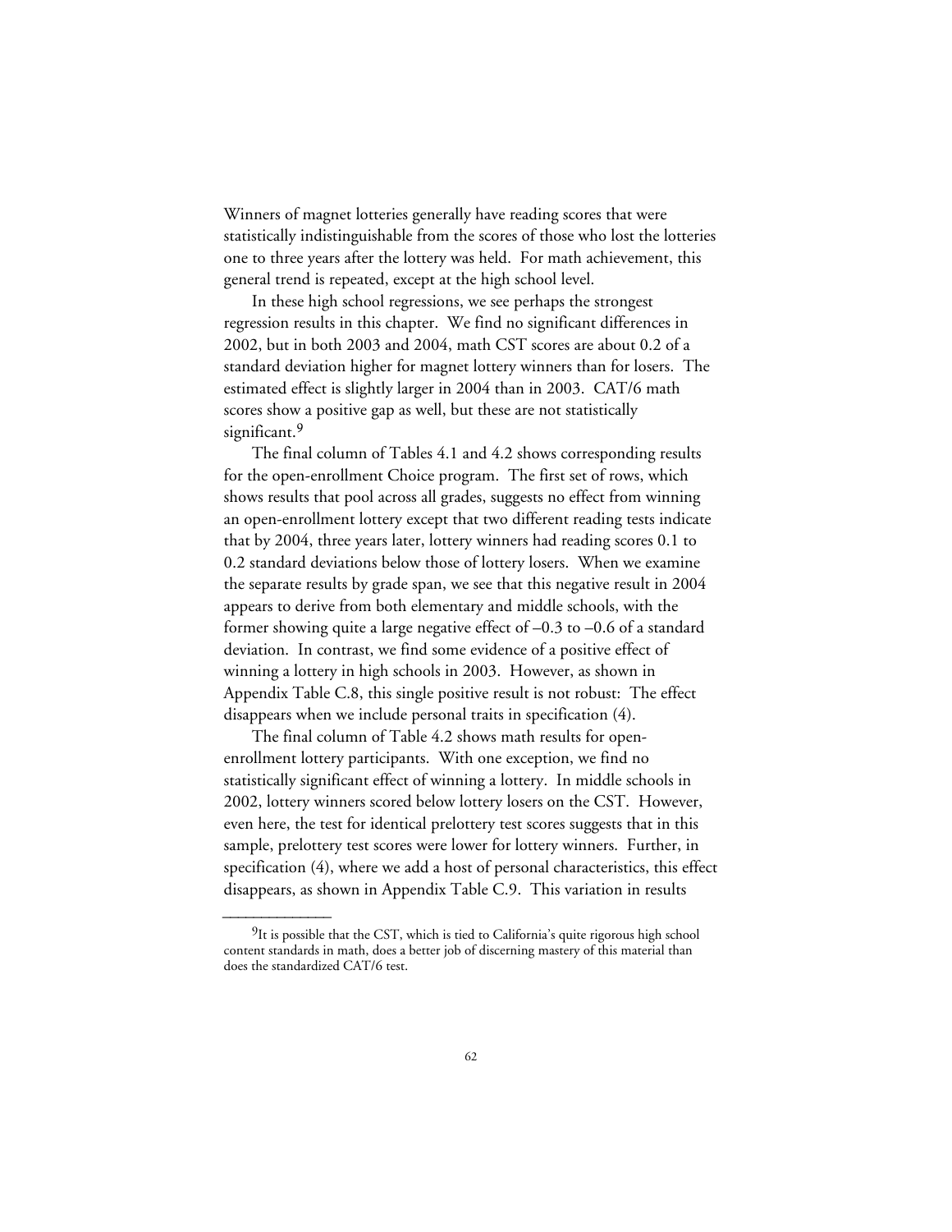Winners of magnet lotteries generally have reading scores that were statistically indistinguishable from the scores of those who lost the lotteries one to three years after the lottery was held. For math achievement, this general trend is repeated, except at the high school level.

In these high school regressions, we see perhaps the strongest regression results in this chapter. We find no significant differences in 2002, but in both 2003 and 2004, math CST scores are about 0.2 of a standard deviation higher for magnet lottery winners than for losers. The estimated effect is slightly larger in 2004 than in 2003. CAT/6 math scores show a positive gap as well, but these are not statistically significant.[9]

The final column of Tables 4.1 and 4.2 shows corresponding results for the open-enrollment Choice program. The first set of rows, which shows results that pool across all grades, suggests no effect from winning an open-enrollment lottery except that two different reading tests indicate that by 2004, three years later, lottery winners had reading scores 0.1 to 0.2 standard deviations below those of lottery losers. When we examine the separate results by grade span, we see that this negative result in 2004 appears to derive from both elementary and middle schools, with the former showing quite a large negative effect of –0.3 to –0.6 of a standard deviation. In contrast, we find some evidence of a positive effect of winning a lottery in high schools in 2003. However, as shown in Appendix Table C.8, this single positive result is not robust: The effect disappears when we include personal traits in specification (4).

The final column of Table 4.2 shows math results for open-enrollment lottery participants. With one exception, we find no statistically significant effect of winning a lottery. In middle schools in 2002, lottery winners scored below lottery losers on the CST. However, even here, the test for identical prelottery test scores suggests that in this sample, prelottery test scores were lower for lottery winners. Further, in specification (4), where we add a host of personal characteristics, this effect disappears, as shown in Appendix Table C.9. This variation in results

---

[9]It is possible that the CST, which is tied to California's quite rigorous high school content standards in math, does a better job of discerning mastery of this material than does the standardized CAT/6 test.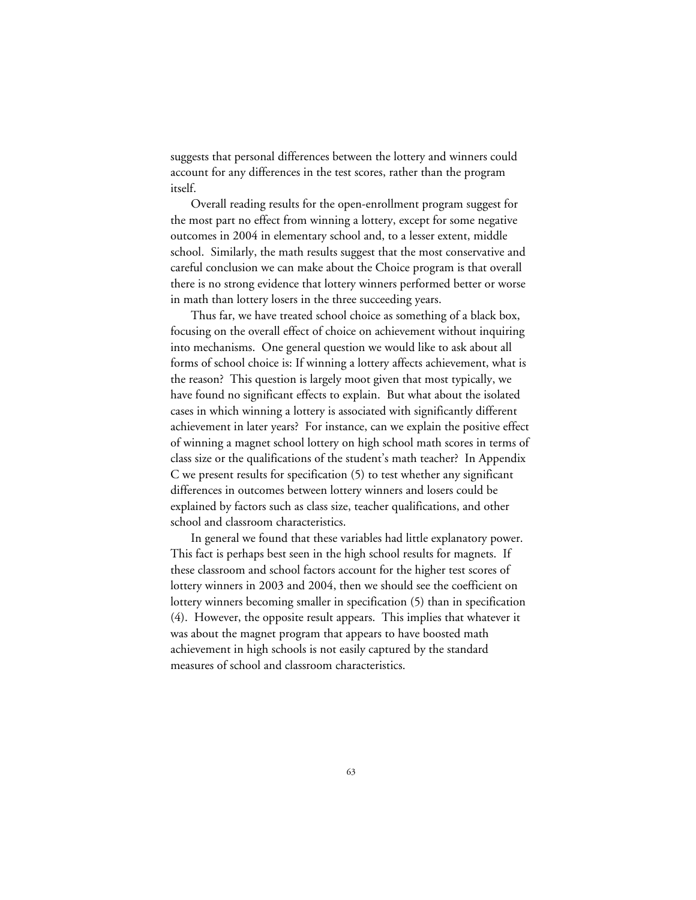suggests that personal differences between the lottery and winners could account for any differences in the test scores, rather than the program itself.

Overall reading results for the open-enrollment program suggest for the most part no effect from winning a lottery, except for some negative outcomes in 2004 in elementary school and, to a lesser extent, middle school. Similarly, the math results suggest that the most conservative and careful conclusion we can make about the Choice program is that overall there is no strong evidence that lottery winners performed better or worse in math than lottery losers in the three succeeding years.

Thus far, we have treated school choice as something of a black box, focusing on the overall effect of choice on achievement without inquiring into mechanisms. One general question we would like to ask about all forms of school choice is: If winning a lottery affects achievement, what is the reason? This question is largely moot given that most typically, we have found no significant effects to explain. But what about the isolated cases in which winning a lottery is associated with significantly different achievement in later years? For instance, can we explain the positive effect of winning a magnet school lottery on high school math scores in terms of class size or the qualifications of the student's math teacher? In Appendix C we present results for specification (5) to test whether any significant differences in outcomes between lottery winners and losers could be explained by factors such as class size, teacher qualifications, and other school and classroom characteristics.

In general we found that these variables had little explanatory power. This fact is perhaps best seen in the high school results for magnets. If these classroom and school factors account for the higher test scores of lottery winners in 2003 and 2004, then we should see the coefficient on lottery winners becoming smaller in specification (5) than in specification (4). However, the opposite result appears. This implies that whatever it was about the magnet program that appears to have boosted math achievement in high schools is not easily captured by the standard measures of school and classroom characteristics.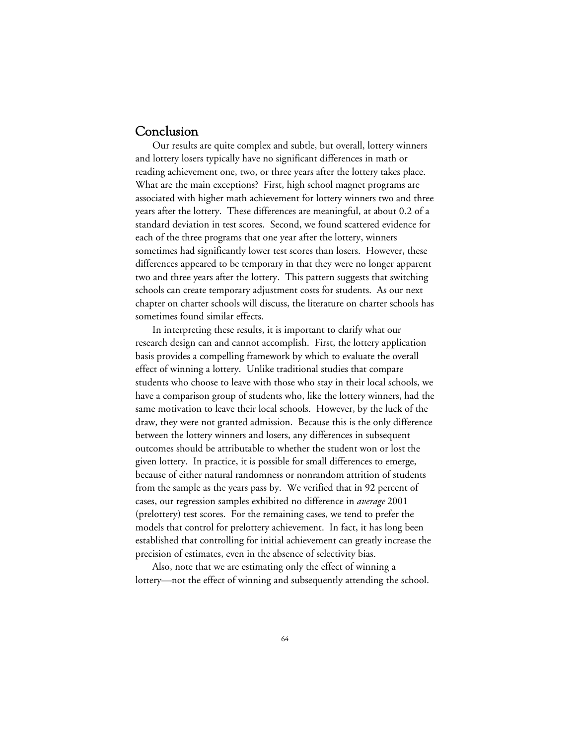## Conclusion

Our results are quite complex and subtle, but overall, lottery winners and lottery losers typically have no significant differences in math or reading achievement one, two, or three years after the lottery takes place. What are the main exceptions? First, high school magnet programs are associated with higher math achievement for lottery winners two and three years after the lottery. These differences are meaningful, at about 0.2 of a standard deviation in test scores. Second, we found scattered evidence for each of the three programs that one year after the lottery, winners sometimes had significantly lower test scores than losers. However, these differences appeared to be temporary in that they were no longer apparent two and three years after the lottery. This pattern suggests that switching schools can create temporary adjustment costs for students. As our next chapter on charter schools will discuss, the literature on charter schools has sometimes found similar effects.

In interpreting these results, it is important to clarify what our research design can and cannot accomplish. First, the lottery application basis provides a compelling framework by which to evaluate the overall effect of winning a lottery. Unlike traditional studies that compare students who choose to leave with those who stay in their local schools, we have a comparison group of students who, like the lottery winners, had the same motivation to leave their local schools. However, by the luck of the draw, they were not granted admission. Because this is the only difference between the lottery winners and losers, any differences in subsequent outcomes should be attributable to whether the student won or lost the given lottery. In practice, it is possible for small differences to emerge, because of either natural randomness or nonrandom attrition of students from the sample as the years pass by. We verified that in 92 percent of cases, our regression samples exhibited no difference in *average* 2001 (prelottery) test scores. For the remaining cases, we tend to prefer the models that control for prelottery achievement. In fact, it has long been established that controlling for initial achievement can greatly increase the precision of estimates, even in the absence of selectivity bias.

Also, note that we are estimating only the effect of winning a lottery—not the effect of winning and subsequently attending the school.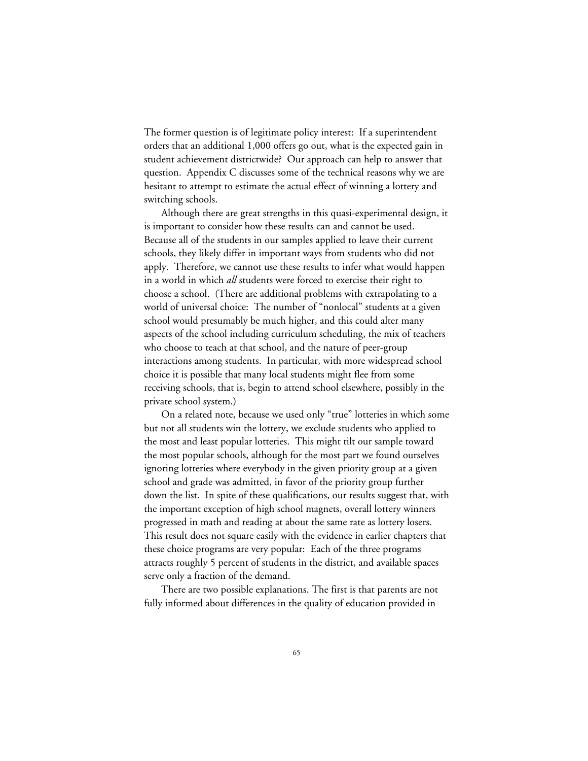The former question is of legitimate policy interest: If a superintendent orders that an additional 1,000 offers go out, what is the expected gain in student achievement districtwide? Our approach can help to answer that question. Appendix C discusses some of the technical reasons why we are hesitant to attempt to estimate the actual effect of winning a lottery and switching schools.

Although there are great strengths in this quasi-experimental design, it is important to consider how these results can and cannot be used. Because all of the students in our samples applied to leave their current schools, they likely differ in important ways from students who did not apply. Therefore, we cannot use these results to infer what would happen in a world in which *all* students were forced to exercise their right to choose a school. (There are additional problems with extrapolating to a world of universal choice: The number of "nonlocal" students at a given school would presumably be much higher, and this could alter many aspects of the school including curriculum scheduling, the mix of teachers who choose to teach at that school, and the nature of peer-group interactions among students. In particular, with more widespread school choice it is possible that many local students might flee from some receiving schools, that is, begin to attend school elsewhere, possibly in the private school system.)

On a related note, because we used only "true" lotteries in which some but not all students win the lottery, we exclude students who applied to the most and least popular lotteries. This might tilt our sample toward the most popular schools, although for the most part we found ourselves ignoring lotteries where everybody in the given priority group at a given school and grade was admitted, in favor of the priority group further down the list. In spite of these qualifications, our results suggest that, with the important exception of high school magnets, overall lottery winners progressed in math and reading at about the same rate as lottery losers. This result does not square easily with the evidence in earlier chapters that these choice programs are very popular: Each of the three programs attracts roughly 5 percent of students in the district, and available spaces serve only a fraction of the demand.

There are two possible explanations. The first is that parents are not fully informed about differences in the quality of education provided in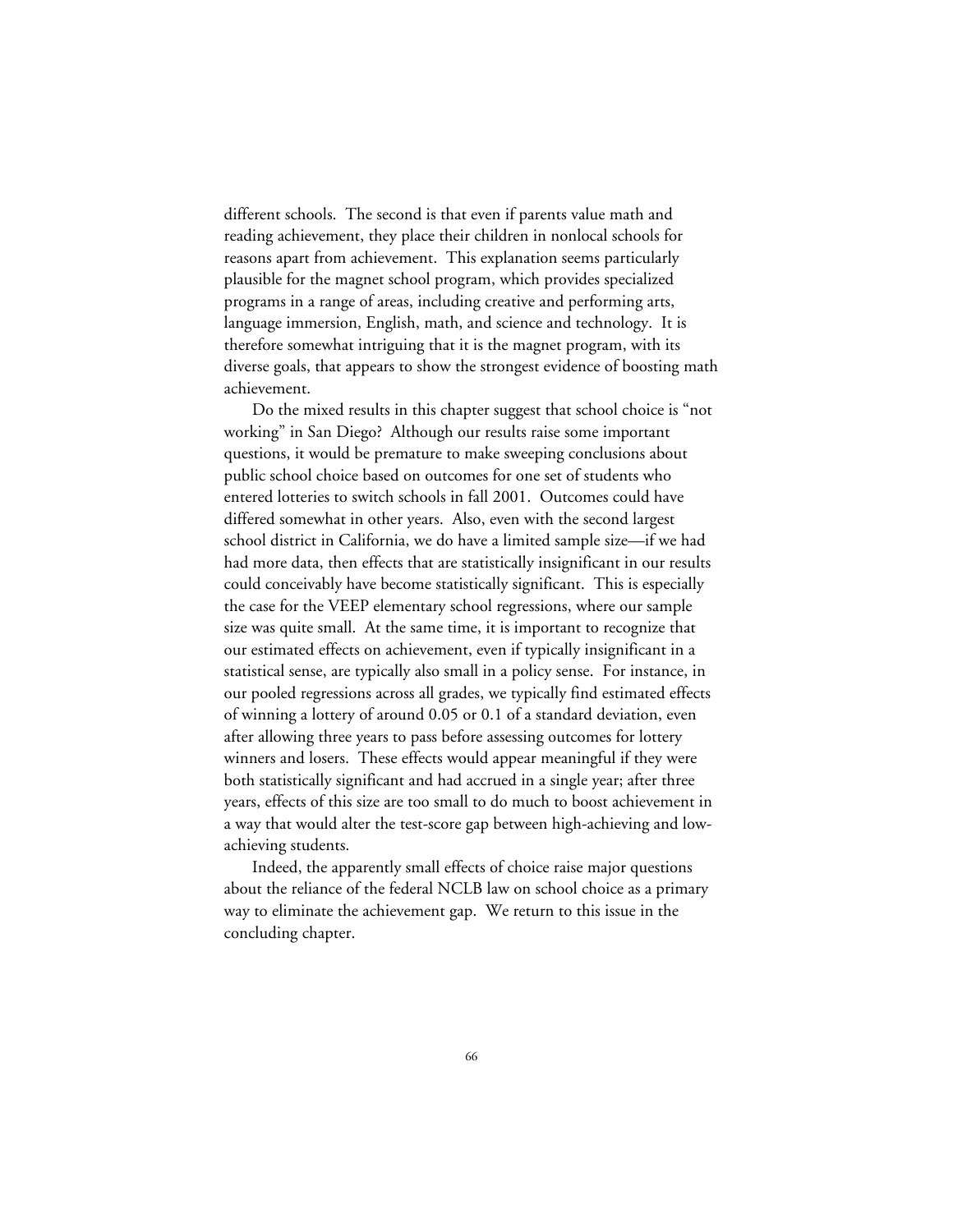different schools. The second is that even if parents value math and reading achievement, they place their children in nonlocal schools for reasons apart from achievement. This explanation seems particularly plausible for the magnet school program, which provides specialized programs in a range of areas, including creative and performing arts, language immersion, English, math, and science and technology. It is therefore somewhat intriguing that it is the magnet program, with its diverse goals, that appears to show the strongest evidence of boosting math achievement.

Do the mixed results in this chapter suggest that school choice is "not working" in San Diego? Although our results raise some important questions, it would be premature to make sweeping conclusions about public school choice based on outcomes for one set of students who entered lotteries to switch schools in fall 2001. Outcomes could have differed somewhat in other years. Also, even with the second largest school district in California, we do have a limited sample size—if we had had more data, then effects that are statistically insignificant in our results could conceivably have become statistically significant. This is especially the case for the VEEP elementary school regressions, where our sample size was quite small. At the same time, it is important to recognize that our estimated effects on achievement, even if typically insignificant in a statistical sense, are typically also small in a policy sense. For instance, in our pooled regressions across all grades, we typically find estimated effects of winning a lottery of around 0.05 or 0.1 of a standard deviation, even after allowing three years to pass before assessing outcomes for lottery winners and losers. These effects would appear meaningful if they were both statistically significant and had accrued in a single year; after three years, effects of this size are too small to do much to boost achievement in a way that would alter the test-score gap between high-achieving and low-achieving students.

Indeed, the apparently small effects of choice raise major questions about the reliance of the federal NCLB law on school choice as a primary way to eliminate the achievement gap. We return to this issue in the concluding chapter.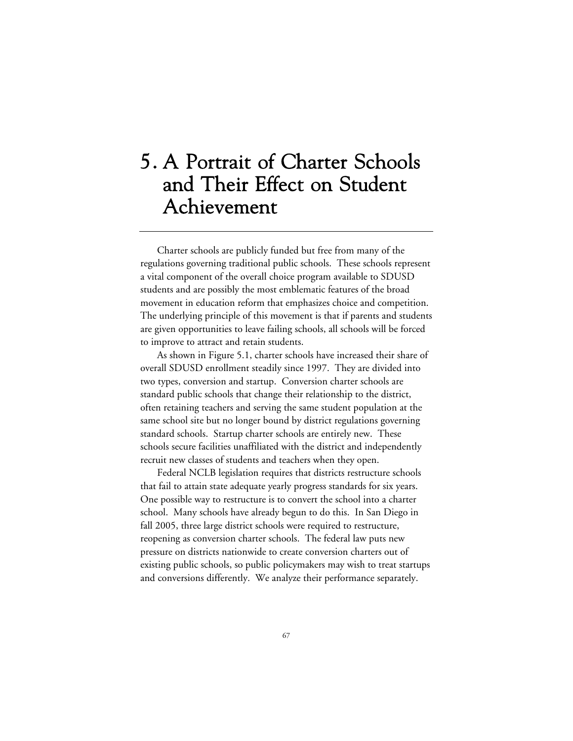# 5. A Portrait of Charter Schools and Their Effect on Student Achievement

Charter schools are publicly funded but free from many of the regulations governing traditional public schools. These schools represent a vital component of the overall choice program available to SDUSD students and are possibly the most emblematic features of the broad movement in education reform that emphasizes choice and competition. The underlying principle of this movement is that if parents and students are given opportunities to leave failing schools, all schools will be forced to improve to attract and retain students.

As shown in Figure 5.1, charter schools have increased their share of overall SDUSD enrollment steadily since 1997. They are divided into two types, conversion and startup. Conversion charter schools are standard public schools that change their relationship to the district, often retaining teachers and serving the same student population at the same school site but no longer bound by district regulations governing standard schools. Startup charter schools are entirely new. These schools secure facilities unaffiliated with the district and independently recruit new classes of students and teachers when they open.

Federal NCLB legislation requires that districts restructure schools that fail to attain state adequate yearly progress standards for six years. One possible way to restructure is to convert the school into a charter school. Many schools have already begun to do this. In San Diego in fall 2005, three large district schools were required to restructure, reopening as conversion charter schools. The federal law puts new pressure on districts nationwide to create conversion charters out of existing public schools, so public policymakers may wish to treat startups and conversions differently. We analyze their performance separately.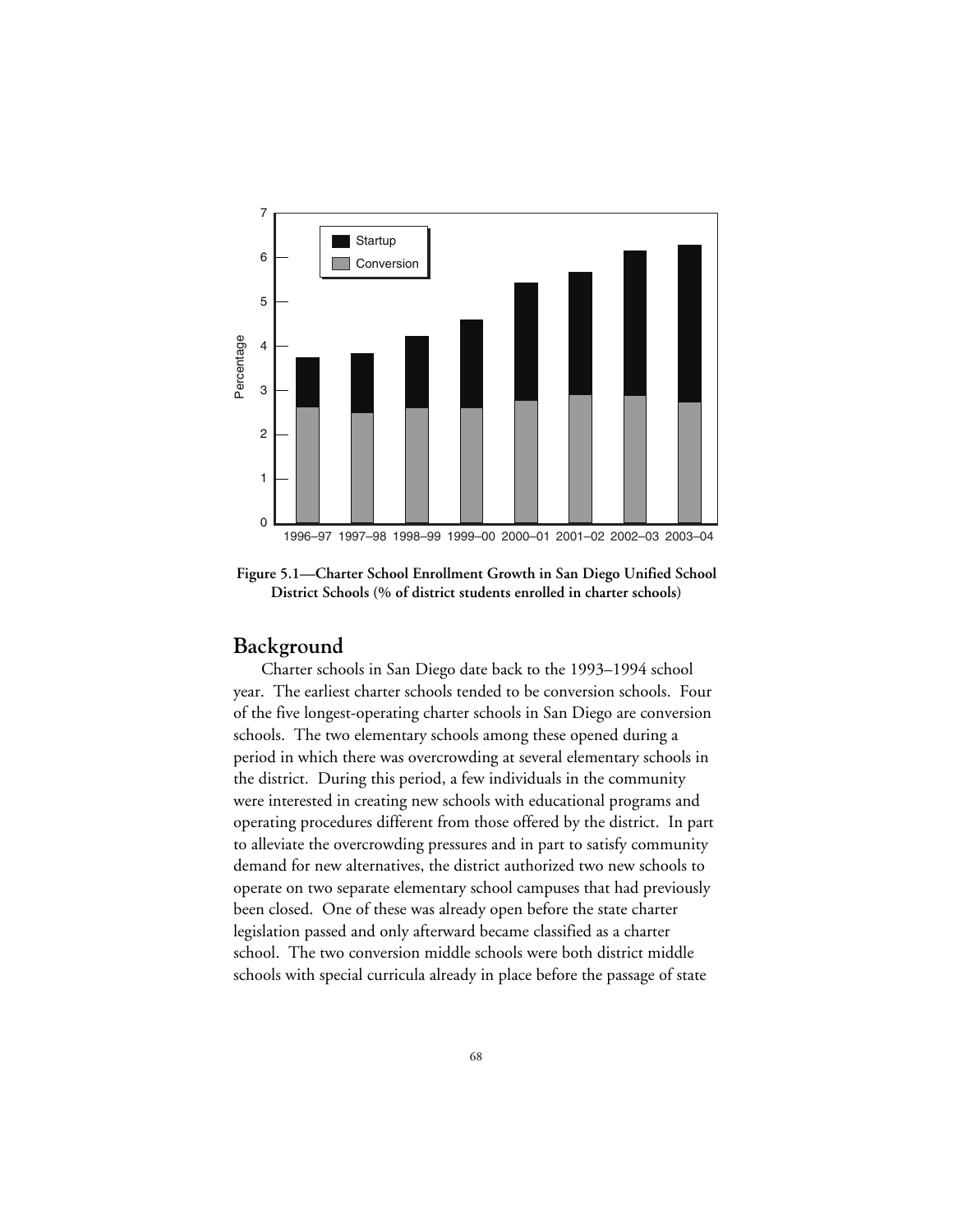Figure 5.1—Charter School Enrollment Growth in San Diego Unified School District Schools (% of district students enrolled in charter schools)

## Background

Charter schools in San Diego date back to the 1993–1994 school year. The earliest charter schools tended to be conversion schools. Four of the five longest-operating charter schools in San Diego are conversion schools. The two elementary schools among these opened during a period in which there was overcrowding at several elementary schools in the district. During this period, a few individuals in the community were interested in creating new schools with educational programs and operating procedures different from those offered by the district. In part to alleviate the overcrowding pressures and in part to satisfy community demand for new alternatives, the district authorized two new schools to operate on two separate elementary school campuses that had previously been closed. One of these was already open before the state charter legislation passed and only afterward became classified as a charter school. The two conversion middle schools were both district middle schools with special curricula already in place before the passage of state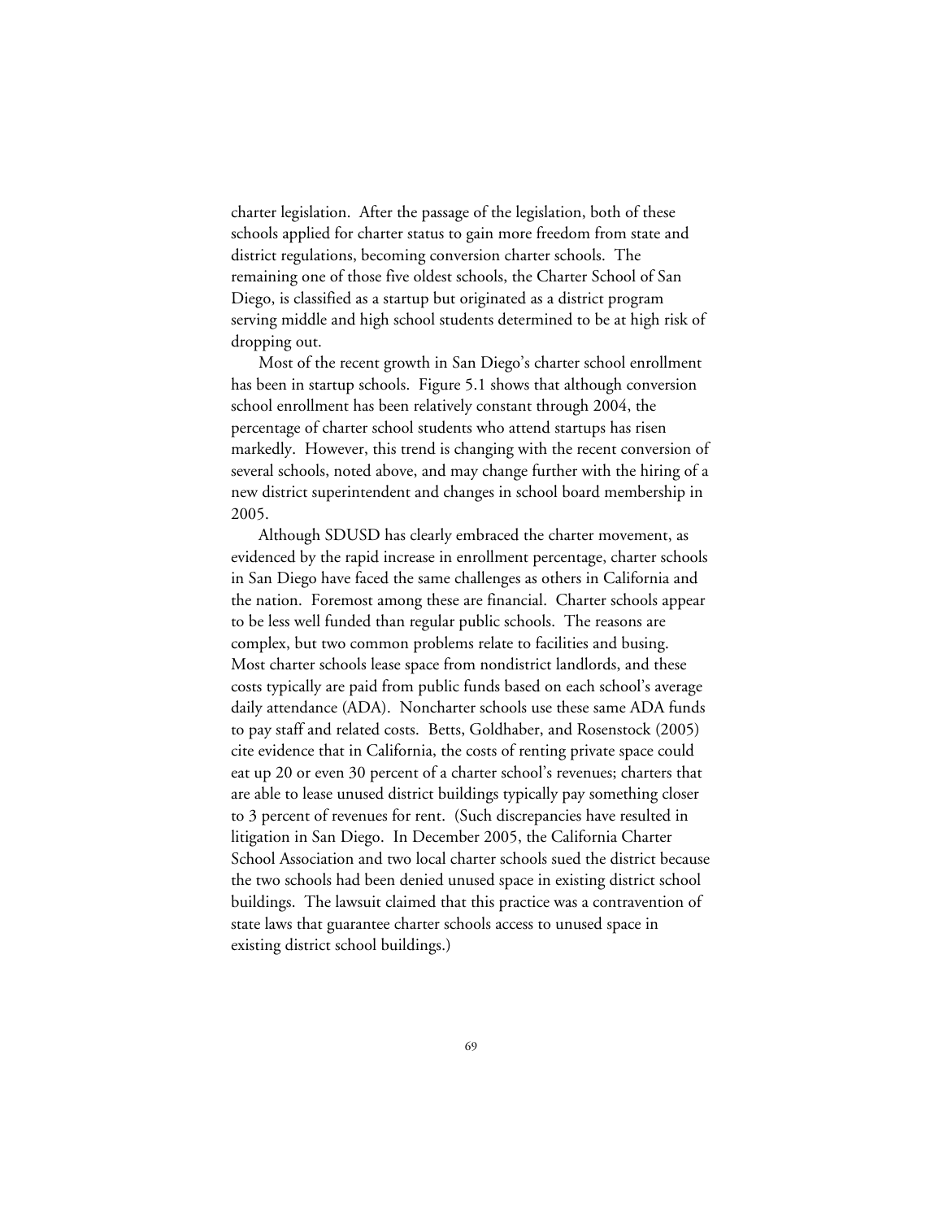charter legislation. After the passage of the legislation, both of these schools applied for charter status to gain more freedom from state and district regulations, becoming conversion charter schools. The remaining one of those five oldest schools, the Charter School of San Diego, is classified as a startup but originated as a district program serving middle and high school students determined to be at high risk of dropping out.

Most of the recent growth in San Diego's charter school enrollment has been in startup schools. Figure 5.1 shows that although conversion school enrollment has been relatively constant through 2004, the percentage of charter school students who attend startups has risen markedly. However, this trend is changing with the recent conversion of several schools, noted above, and may change further with the hiring of a new district superintendent and changes in school board membership in 2005.

Although SDUSD has clearly embraced the charter movement, as evidenced by the rapid increase in enrollment percentage, charter schools in San Diego have faced the same challenges as others in California and the nation. Foremost among these are financial. Charter schools appear to be less well funded than regular public schools. The reasons are complex, but two common problems relate to facilities and busing. Most charter schools lease space from nondistrict landlords, and these costs typically are paid from public funds based on each school's average daily attendance (ADA). Noncharter schools use these same ADA funds to pay staff and related costs. Betts, Goldhaber, and Rosenstock (2005) cite evidence that in California, the costs of renting private space could eat up 20 or even 30 percent of a charter school's revenues; charters that are able to lease unused district buildings typically pay something closer to 3 percent of revenues for rent. (Such discrepancies have resulted in litigation in San Diego. In December 2005, the California Charter School Association and two local charter schools sued the district because the two schools had been denied unused space in existing district school buildings. The lawsuit claimed that this practice was a contravention of state laws that guarantee charter schools access to unused space in existing district school buildings.)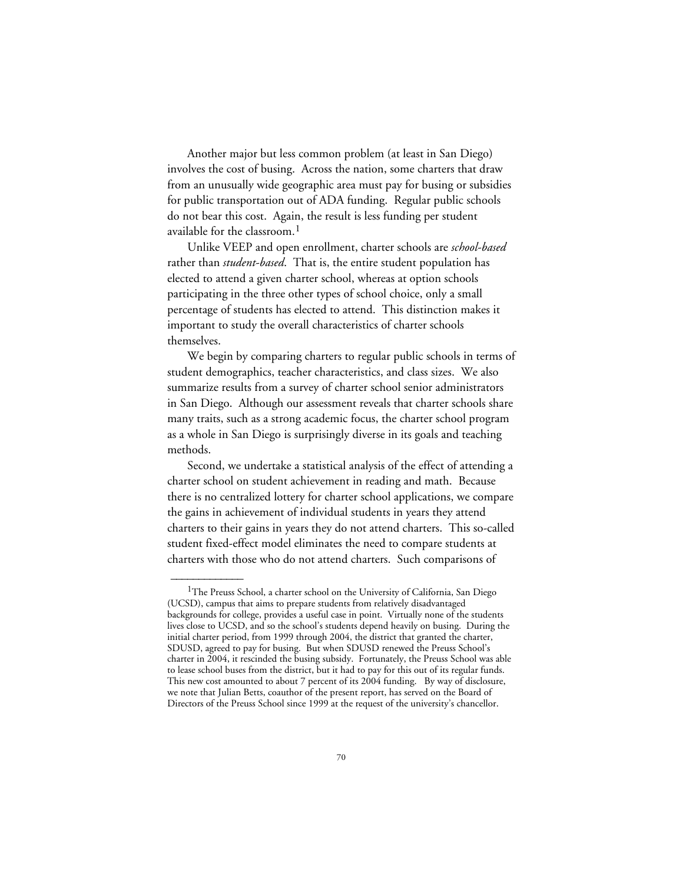Another major but less common problem (at least in San Diego) involves the cost of busing. Across the nation, some charters that draw from an unusually wide geographic area must pay for busing or subsidies for public transportation out of ADA funding. Regular public schools do not bear this cost. Again, the result is less funding per student available for the classroom.[1]

Unlike VEEP and open enrollment, charter schools are *school-based* rather than *student-based*. That is, the entire student population has elected to attend a given charter school, whereas at option schools participating in the three other types of school choice, only a small percentage of students has elected to attend. This distinction makes it important to study the overall characteristics of charter schools themselves.

We begin by comparing charters to regular public schools in terms of student demographics, teacher characteristics, and class sizes. We also summarize results from a survey of charter school senior administrators in San Diego. Although our assessment reveals that charter schools share many traits, such as a strong academic focus, the charter school program as a whole in San Diego is surprisingly diverse in its goals and teaching methods.

Second, we undertake a statistical analysis of the effect of attending a charter school on student achievement in reading and math. Because there is no centralized lottery for charter school applications, we compare the gains in achievement of individual students in years they attend charters to their gains in years they do not attend charters. This so-called student fixed-effect model eliminates the need to compare students at charters with those who do not attend charters. Such comparisons of

---

[1]The Preuss School, a charter school on the University of California, San Diego (UCSD), campus that aims to prepare students from relatively disadvantaged backgrounds for college, provides a useful case in point. Virtually none of the students lives close to UCSD, and so the school's students depend heavily on busing. During the initial charter period, from 1999 through 2004, the district that granted the charter, SDUSD, agreed to pay for busing. But when SDUSD renewed the Preuss School's charter in 2004, it rescinded the busing subsidy. Fortunately, the Preuss School was able to lease school buses from the district, but it had to pay for this out of its regular funds. This new cost amounted to about 7 percent of its 2004 funding. By way of disclosure, we note that Julian Betts, coauthor of the present report, has served on the Board of Directors of the Preuss School since 1999 at the request of the university's chancellor.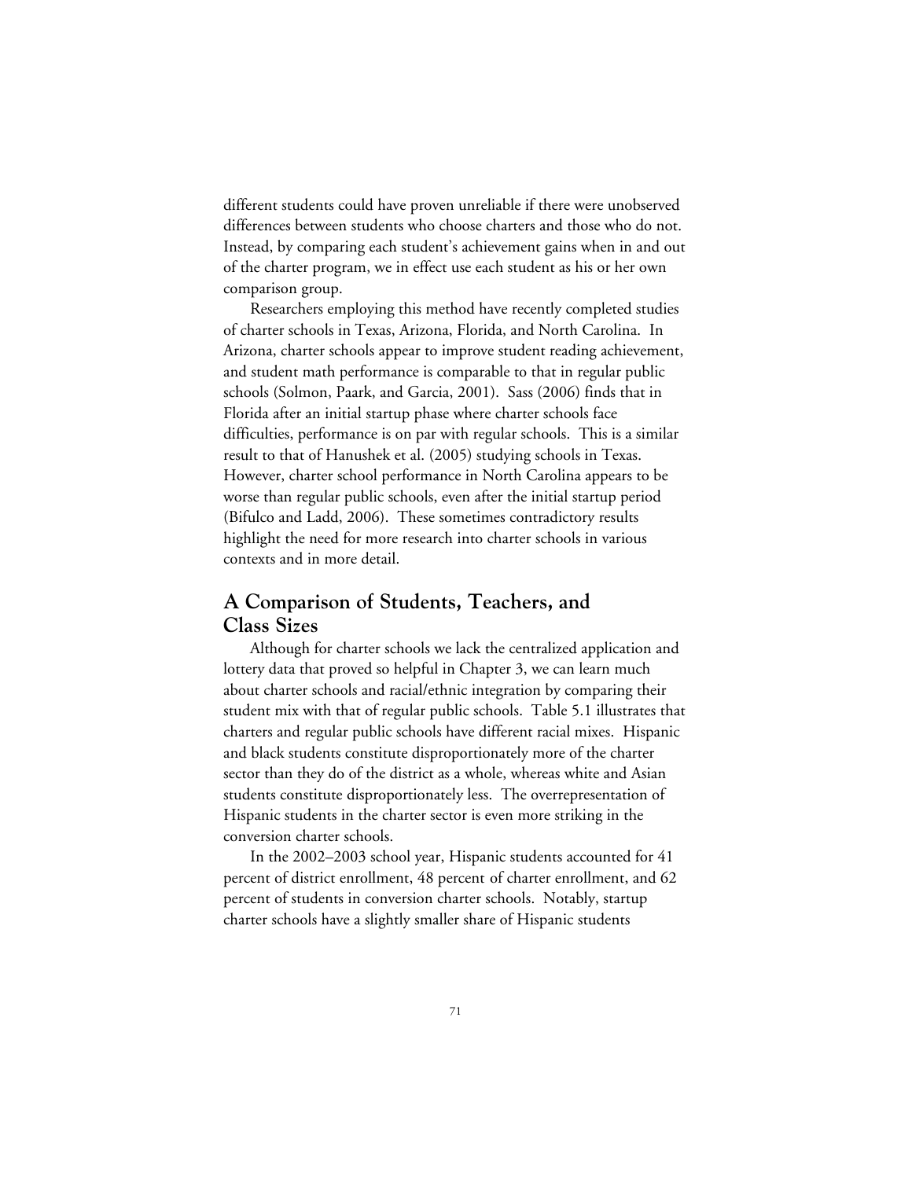different students could have proven unreliable if there were unobserved differences between students who choose charters and those who do not. Instead, by comparing each student's achievement gains when in and out of the charter program, we in effect use each student as his or her own comparison group.

Researchers employing this method have recently completed studies of charter schools in Texas, Arizona, Florida, and North Carolina. In Arizona, charter schools appear to improve student reading achievement, and student math performance is comparable to that in regular public schools (Solmon, Paark, and Garcia, 2001). Sass (2006) finds that in Florida after an initial startup phase where charter schools face difficulties, performance is on par with regular schools. This is a similar result to that of Hanushek et al. (2005) studying schools in Texas. However, charter school performance in North Carolina appears to be worse than regular public schools, even after the initial startup period (Bifulco and Ladd, 2006). These sometimes contradictory results highlight the need for more research into charter schools in various contexts and in more detail.

## A Comparison of Students, Teachers, and Class Sizes

Although for charter schools we lack the centralized application and lottery data that proved so helpful in Chapter 3, we can learn much about charter schools and racial/ethnic integration by comparing their student mix with that of regular public schools. Table 5.1 illustrates that charters and regular public schools have different racial mixes. Hispanic and black students constitute disproportionately more of the charter sector than they do of the district as a whole, whereas white and Asian students constitute disproportionately less. The overrepresentation of Hispanic students in the charter sector is even more striking in the conversion charter schools.

In the 2002–2003 school year, Hispanic students accounted for 41 percent of district enrollment, 48 percent of charter enrollment, and 62 percent of students in conversion charter schools. Notably, startup charter schools have a slightly smaller share of Hispanic students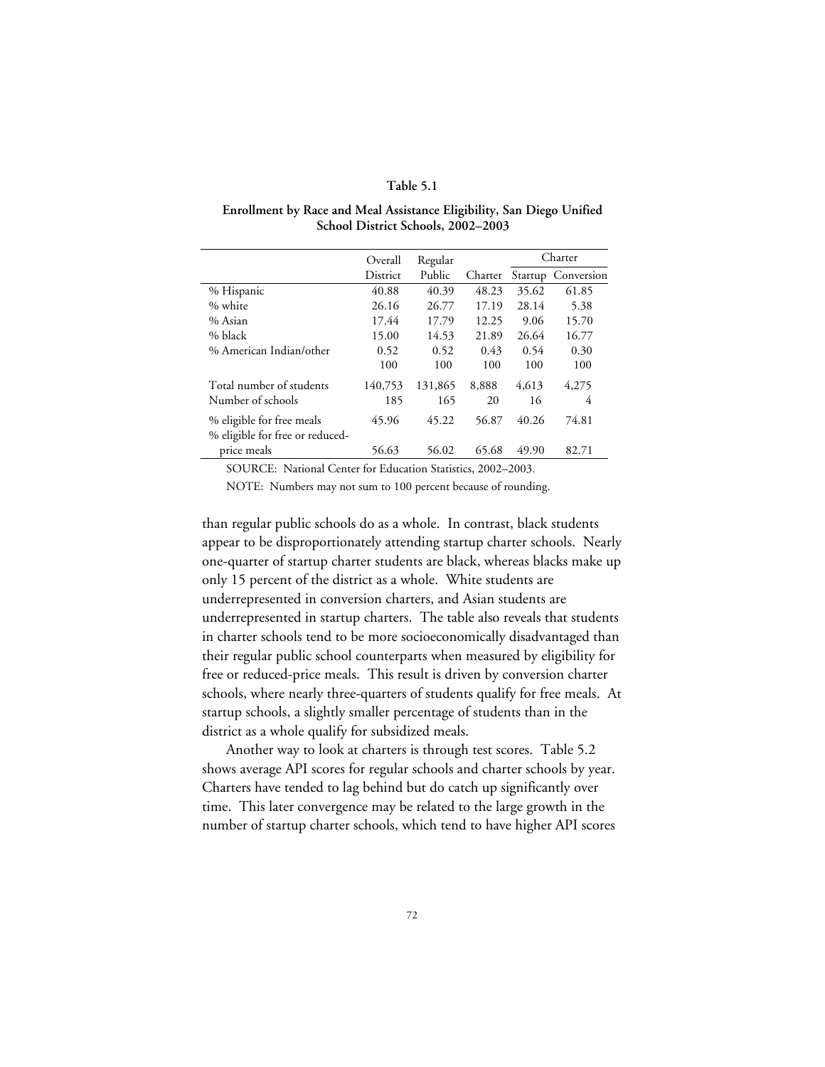**Table 5.1**

**Enrollment by Race and Meal Assistance Eligibility, San Diego Unified School District Schools, 2002–2003**

| | Overall District | Regular Public | Charter | Charter: Startup | Charter: Conversion |
|---|---|---|---|---|---|
| % Hispanic | 40.88 | 40.39 | 48.23 | 35.62 | 61.85 |
| % white | 26.16 | 26.77 | 17.19 | 28.14 | 5.38 |
| % Asian | 17.44 | 17.79 | 12.25 | 9.06 | 15.70 |
| % black | 15.00 | 14.53 | 21.89 | 26.64 | 16.77 |
| % American Indian/other | 0.52 | 0.52 | 0.43 | 0.54 | 0.30 |
| | 100 | 100 | 100 | 100 | 100 |
| Total number of students | 140,753 | 131,865 | 8,888 | 4,613 | 4,275 |
| Number of schools | 185 | 165 | 20 | 16 | 4 |
| % eligible for free meals | 45.96 | 45.22 | 56.87 | 40.26 | 74.81 |
| % eligible for free or reduced-price meals | 56.63 | 56.02 | 65.68 | 49.90 | 82.71 |

SOURCE: National Center for Education Statistics, 2002–2003.

NOTE: Numbers may not sum to 100 percent because of rounding.

than regular public schools do as a whole. In contrast, black students appear to be disproportionately attending startup charter schools. Nearly one-quarter of startup charter students are black, whereas blacks make up only 15 percent of the district as a whole. White students are underrepresented in conversion charters, and Asian students are underrepresented in startup charters. The table also reveals that students in charter schools tend to be more socioeconomically disadvantaged than their regular public school counterparts when measured by eligibility for free or reduced-price meals. This result is driven by conversion charter schools, where nearly three-quarters of students qualify for free meals. At startup schools, a slightly smaller percentage of students than in the district as a whole qualify for subsidized meals.

Another way to look at charters is through test scores. Table 5.2 shows average API scores for regular schools and charter schools by year. Charters have tended to lag behind but do catch up significantly over time. This later convergence may be related to the large growth in the number of startup charter schools, which tend to have higher API scores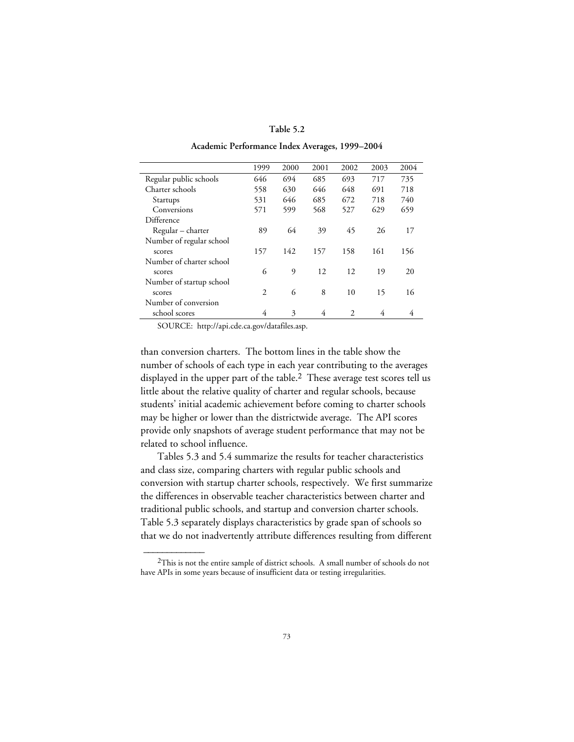**Table 5.2**

**Academic Performance Index Averages, 1999–2004**

| | 1999 | 2000 | 2001 | 2002 | 2003 | 2004 |
|---|---|---|---|---|---|---|
| Regular public schools | 646 | 694 | 685 | 693 | 717 | 735 |
| Charter schools | 558 | 630 | 646 | 648 | 691 | 718 |
| Startups | 531 | 646 | 685 | 672 | 718 | 740 |
| Conversions | 571 | 599 | 568 | 527 | 629 | 659 |
| Difference | | | | | | |
| Regular – charter | 89 | 64 | 39 | 45 | 26 | 17 |
| Number of regular school scores | 157 | 142 | 157 | 158 | 161 | 156 |
| Number of charter school scores | 6 | 9 | 12 | 12 | 19 | 20 |
| Number of startup school scores | 2 | 6 | 8 | 10 | 15 | 16 |
| Number of conversion school scores | 4 | 3 | 4 | 2 | 4 | 4 |

SOURCE: http://api.cde.ca.gov/datafiles.asp.

than conversion charters. The bottom lines in the table show the number of schools of each type in each year contributing to the averages displayed in the upper part of the table.[2] These average test scores tell us little about the relative quality of charter and regular schools, because students' initial academic achievement before coming to charter schools may be higher or lower than the districtwide average. The API scores provide only snapshots of average student performance that may not be related to school influence.

Tables 5.3 and 5.4 summarize the results for teacher characteristics and class size, comparing charters with regular public schools and conversion with startup charter schools, respectively. We first summarize the differences in observable teacher characteristics between charter and traditional public schools, and startup and conversion charter schools. Table 5.3 separately displays characteristics by grade span of schools so that we do not inadvertently attribute differences resulting from different

---

[2]This is not the entire sample of district schools. A small number of schools do not have APIs in some years because of insufficient data or testing irregularities.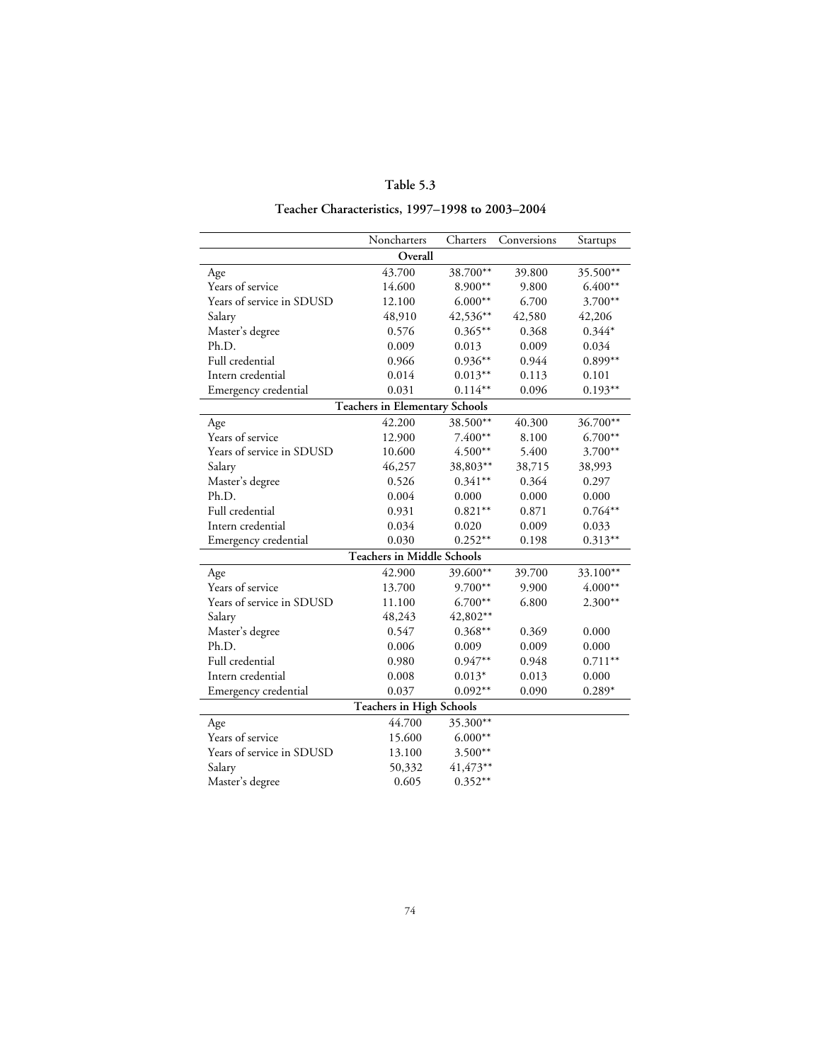**Table 5.3**

**Teacher Characteristics, 1997–1998 to 2003–2004**

| | Noncharters | Charters | Conversions | Startups |
|---|---|---|---|---|
| **Overall** | | | | |
| Age | 43.700 | 38.700** | 39.800 | 35.500** |
| Years of service | 14.600 | 8.900** | 9.800 | 6.400** |
| Years of service in SDUSD | 12.100 | 6.000** | 6.700 | 3.700** |
| Salary | 48,910 | 42,536** | 42,580 | 42,206 |
| Master's degree | 0.576 | 0.365** | 0.368 | 0.344* |
| Ph.D. | 0.009 | 0.013 | 0.009 | 0.034 |
| Full credential | 0.966 | 0.936** | 0.944 | 0.899** |
| Intern credential | 0.014 | 0.013** | 0.113 | 0.101 |
| Emergency credential | 0.031 | 0.114** | 0.096 | 0.193** |
| **Teachers in Elementary Schools** | | | | |
| Age | 42.200 | 38.500** | 40.300 | 36.700** |
| Years of service | 12.900 | 7.400** | 8.100 | 6.700** |
| Years of service in SDUSD | 10.600 | 4.500** | 5.400 | 3.700** |
| Salary | 46,257 | 38,803** | 38,715 | 38,993 |
| Master's degree | 0.526 | 0.341** | 0.364 | 0.297 |
| Ph.D. | 0.004 | 0.000 | 0.000 | 0.000 |
| Full credential | 0.931 | 0.821** | 0.871 | 0.764** |
| Intern credential | 0.034 | 0.020 | 0.009 | 0.033 |
| Emergency credential | 0.030 | 0.252** | 0.198 | 0.313** |
| **Teachers in Middle Schools** | | | | |
| Age | 42.900 | 39.600** | 39.700 | 33.100** |
| Years of service | 13.700 | 9.700** | 9.900 | 4.000** |
| Years of service in SDUSD | 11.100 | 6.700** | 6.800 | 2.300** |
| Salary | 48,243 | 42,802** | | |
| Master's degree | 0.547 | 0.368** | 0.369 | 0.000 |
| Ph.D. | 0.006 | 0.009 | 0.009 | 0.000 |
| Full credential | 0.980 | 0.947** | 0.948 | 0.711** |
| Intern credential | 0.008 | 0.013* | 0.013 | 0.000 |
| Emergency credential | 0.037 | 0.092** | 0.090 | 0.289* |
| **Teachers in High Schools** | | | | |
| Age | 44.700 | 35.300** | | |
| Years of service | 15.600 | 6.000** | | |
| Years of service in SDUSD | 13.100 | 3.500** | | |
| Salary | 50,332 | 41,473** | | |
| Master's degree | 0.605 | 0.352** | | |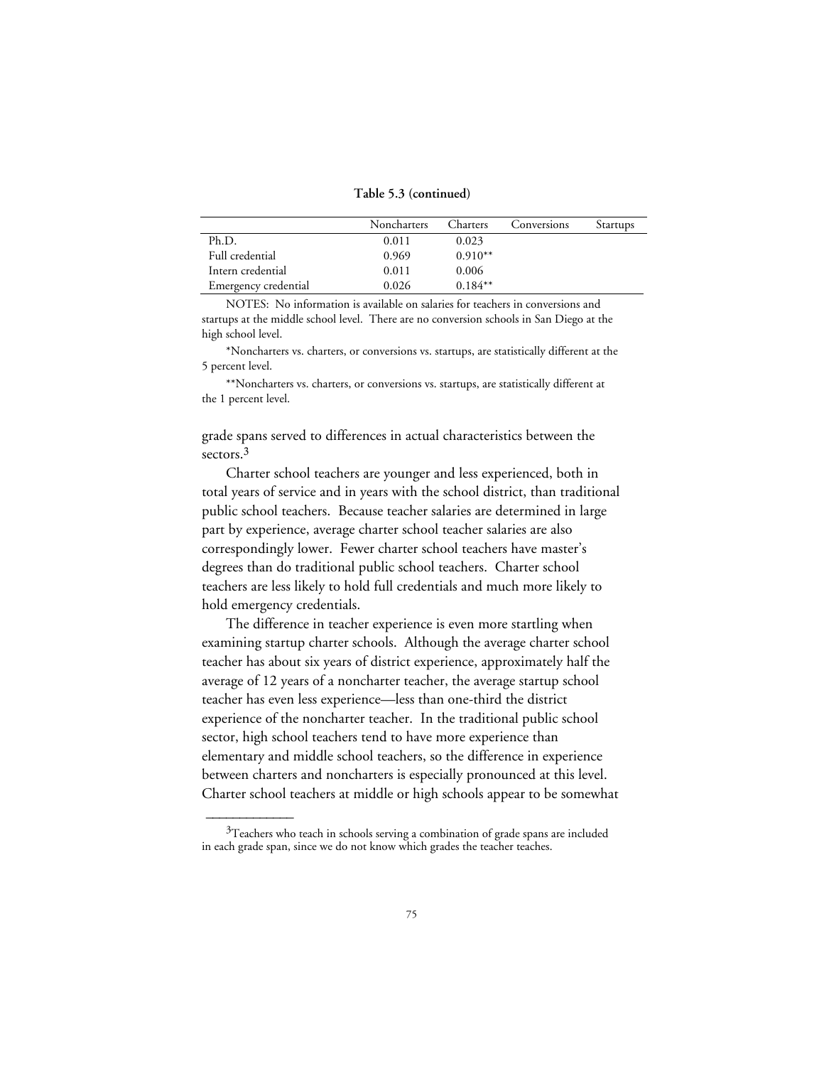**Table 5.3 (continued)**

| | Noncharters | Charters | Conversions | Startups |
|---|---|---|---|---|
| Ph.D. | 0.011 | 0.023 | | |
| Full credential | 0.969 | 0.910** | | |
| Intern credential | 0.011 | 0.006 | | |
| Emergency credential | 0.026 | 0.184** | | |

NOTES: No information is available on salaries for teachers in conversions and startups at the middle school level. There are no conversion schools in San Diego at the high school level.

*Noncharters vs. charters, or conversions vs. startups, are statistically different at the 5 percent level.

**Noncharters vs. charters, or conversions vs. startups, are statistically different at the 1 percent level.

grade spans served to differences in actual characteristics between the sectors.[3]

Charter school teachers are younger and less experienced, both in total years of service and in years with the school district, than traditional public school teachers. Because teacher salaries are determined in large part by experience, average charter school teacher salaries are also correspondingly lower. Fewer charter school teachers have master's degrees than do traditional public school teachers. Charter school teachers are less likely to hold full credentials and much more likely to hold emergency credentials.

The difference in teacher experience is even more startling when examining startup charter schools. Although the average charter school teacher has about six years of district experience, approximately half the average of 12 years of a noncharter teacher, the average startup school teacher has even less experience—less than one-third the district experience of the noncharter teacher. In the traditional public school sector, high school teachers tend to have more experience than elementary and middle school teachers, so the difference in experience between charters and noncharters is especially pronounced at this level. Charter school teachers at middle or high schools appear to be somewhat

[3]Teachers who teach in schools serving a combination of grade spans are included in each grade span, since we do not know which grades the teacher teaches.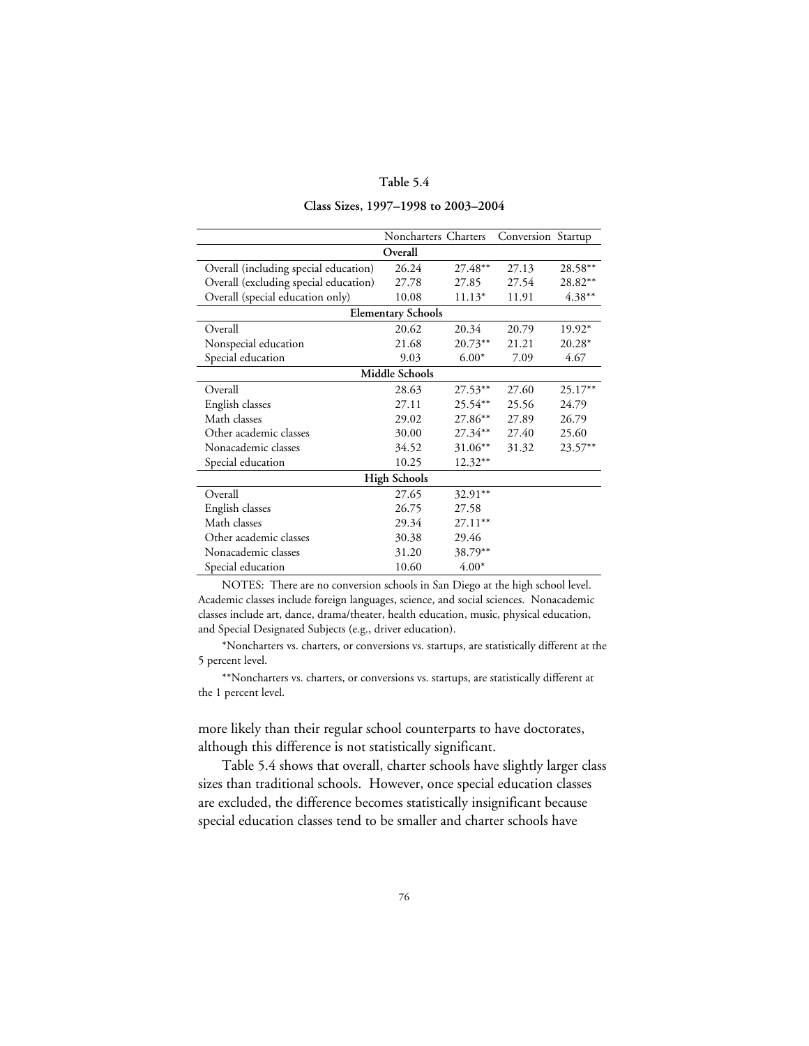**Table 5.4**

**Class Sizes, 1997–1998 to 2003–2004**

| | Noncharters | Charters | Conversion | Startup |
|---|---|---|---|---|
| **Overall** | | | | |
| Overall (including special education) | 26.24 | 27.48** | 27.13 | 28.58** |
| Overall (excluding special education) | 27.78 | 27.85 | 27.54 | 28.82** |
| Overall (special education only) | 10.08 | 11.13* | 11.91 | 4.38** |
| **Elementary Schools** | | | | |
| Overall | 20.62 | 20.34 | 20.79 | 19.92* |
| Nonspecial education | 21.68 | 20.73** | 21.21 | 20.28* |
| Special education | 9.03 | 6.00* | 7.09 | 4.67 |
| **Middle Schools** | | | | |
| Overall | 28.63 | 27.53** | 27.60 | 25.17** |
| English classes | 27.11 | 25.54** | 25.56 | 24.79 |
| Math classes | 29.02 | 27.86** | 27.89 | 26.79 |
| Other academic classes | 30.00 | 27.34** | 27.40 | 25.60 |
| Nonacademic classes | 34.52 | 31.06** | 31.32 | 23.57** |
| Special education | 10.25 | 12.32** | | |
| **High Schools** | | | | |
| Overall | 27.65 | 32.91** | | |
| English classes | 26.75 | 27.58 | | |
| Math classes | 29.34 | 27.11** | | |
| Other academic classes | 30.38 | 29.46 | | |
| Nonacademic classes | 31.20 | 38.79** | | |
| Special education | 10.60 | 4.00* | | |

NOTES: There are no conversion schools in San Diego at the high school level. Academic classes include foreign languages, science, and social sciences. Nonacademic classes include art, dance, drama/theater, health education, music, physical education, and Special Designated Subjects (e.g., driver education).

*Noncharters vs. charters, or conversions vs. startups, are statistically different at the 5 percent level.

**Noncharters vs. charters, or conversions vs. startups, are statistically different at the 1 percent level.

more likely than their regular school counterparts to have doctorates, although this difference is not statistically significant.

Table 5.4 shows that overall, charter schools have slightly larger class sizes than traditional schools. However, once special education classes are excluded, the difference becomes statistically insignificant because special education classes tend to be smaller and charter schools have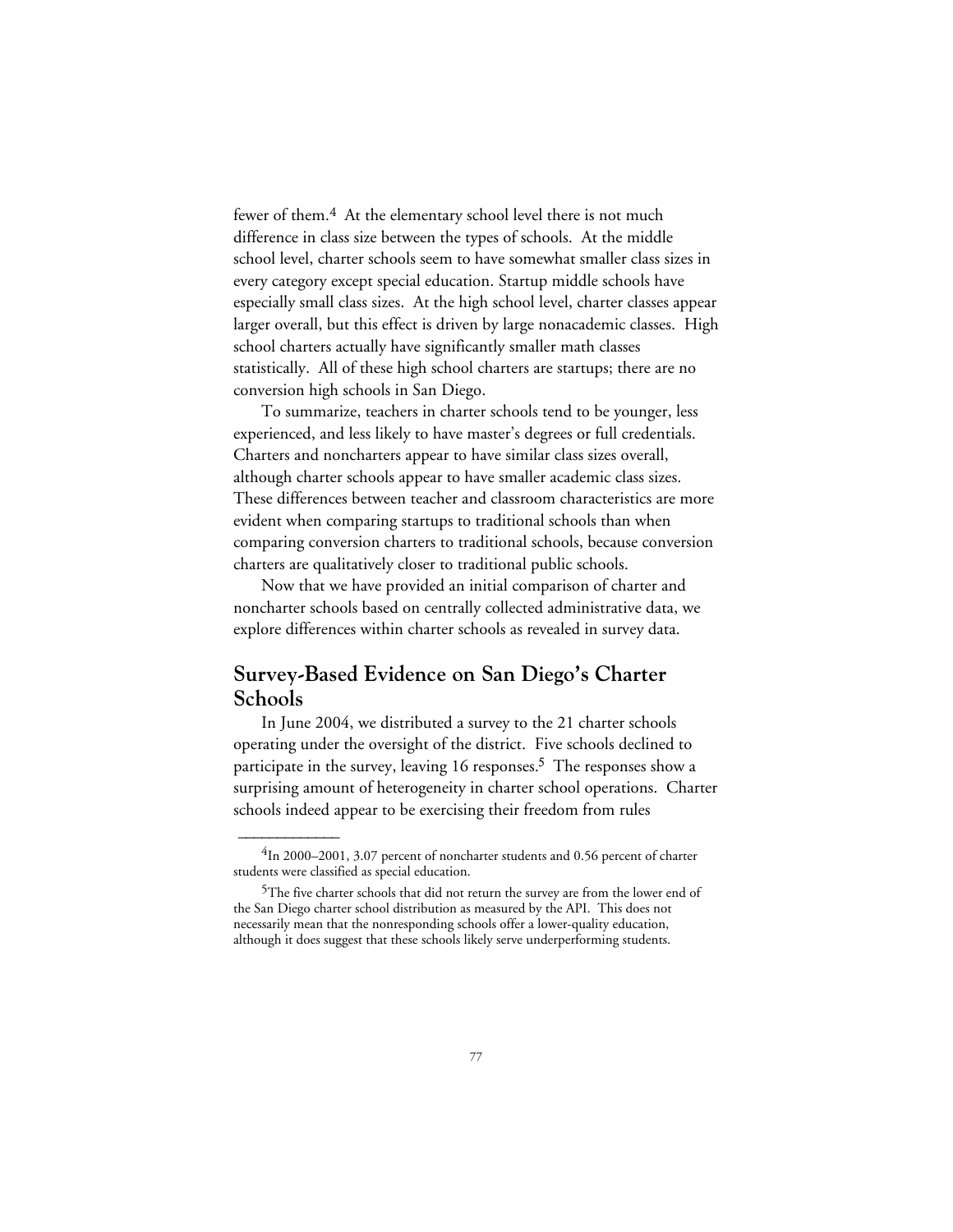fewer of them.[4] At the elementary school level there is not much difference in class size between the types of schools. At the middle school level, charter schools seem to have somewhat smaller class sizes in every category except special education. Startup middle schools have especially small class sizes. At the high school level, charter classes appear larger overall, but this effect is driven by large nonacademic classes. High school charters actually have significantly smaller math classes statistically. All of these high school charters are startups; there are no conversion high schools in San Diego.

To summarize, teachers in charter schools tend to be younger, less experienced, and less likely to have master's degrees or full credentials. Charters and noncharters appear to have similar class sizes overall, although charter schools appear to have smaller academic class sizes. These differences between teacher and classroom characteristics are more evident when comparing startups to traditional schools than when comparing conversion charters to traditional schools, because conversion charters are qualitatively closer to traditional public schools.

Now that we have provided an initial comparison of charter and noncharter schools based on centrally collected administrative data, we explore differences within charter schools as revealed in survey data.

## Survey-Based Evidence on San Diego's Charter Schools

In June 2004, we distributed a survey to the 21 charter schools operating under the oversight of the district. Five schools declined to participate in the survey, leaving 16 responses.[5] The responses show a surprising amount of heterogeneity in charter school operations. Charter schools indeed appear to be exercising their freedom from rules

---

[4]In 2000–2001, 3.07 percent of noncharter students and 0.56 percent of charter students were classified as special education.

[5]The five charter schools that did not return the survey are from the lower end of the San Diego charter school distribution as measured by the API. This does not necessarily mean that the nonresponding schools offer a lower-quality education, although it does suggest that these schools likely serve underperforming students.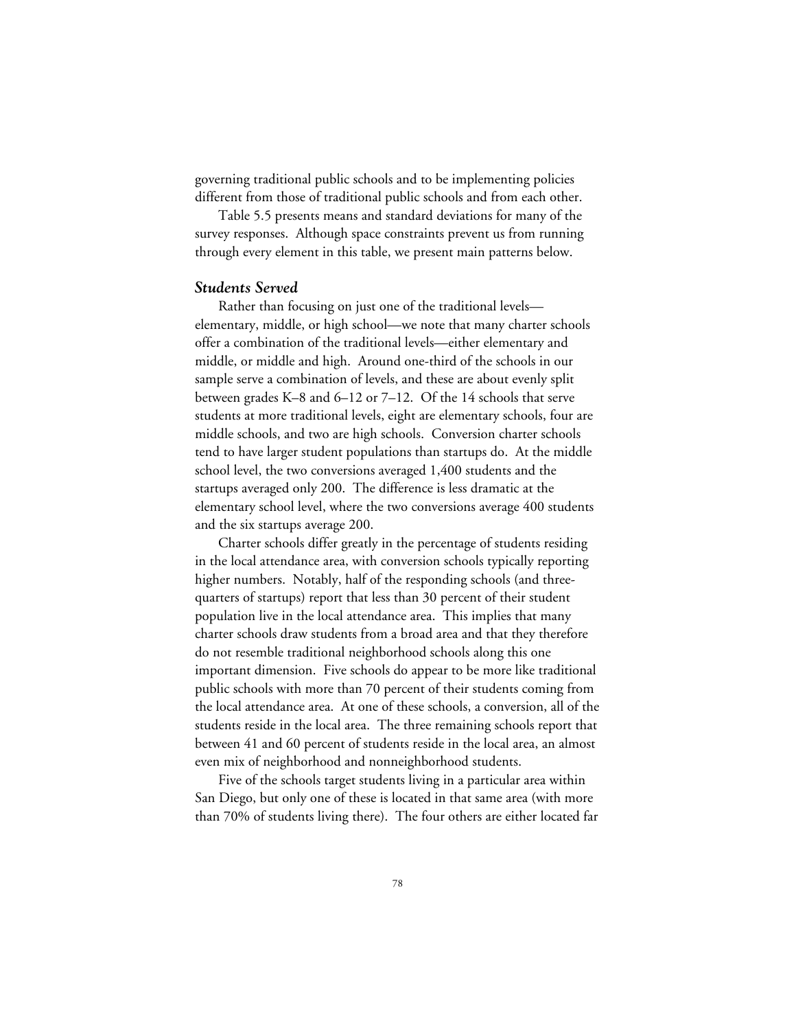governing traditional public schools and to be implementing policies different from those of traditional public schools and from each other.

Table 5.5 presents means and standard deviations for many of the survey responses. Although space constraints prevent us from running through every element in this table, we present main patterns below.

### *Students Served*

Rather than focusing on just one of the traditional levels—elementary, middle, or high school—we note that many charter schools offer a combination of the traditional levels—either elementary and middle, or middle and high. Around one-third of the schools in our sample serve a combination of levels, and these are about evenly split between grades K–8 and 6–12 or 7–12. Of the 14 schools that serve students at more traditional levels, eight are elementary schools, four are middle schools, and two are high schools. Conversion charter schools tend to have larger student populations than startups do. At the middle school level, the two conversions averaged 1,400 students and the startups averaged only 200. The difference is less dramatic at the elementary school level, where the two conversions average 400 students and the six startups average 200.

Charter schools differ greatly in the percentage of students residing in the local attendance area, with conversion schools typically reporting higher numbers. Notably, half of the responding schools (and three-quarters of startups) report that less than 30 percent of their student population live in the local attendance area. This implies that many charter schools draw students from a broad area and that they therefore do not resemble traditional neighborhood schools along this one important dimension. Five schools do appear to be more like traditional public schools with more than 70 percent of their students coming from the local attendance area. At one of these schools, a conversion, all of the students reside in the local area. The three remaining schools report that between 41 and 60 percent of students reside in the local area, an almost even mix of neighborhood and nonneighborhood students.

Five of the schools target students living in a particular area within San Diego, but only one of these is located in that same area (with more than 70% of students living there). The four others are either located far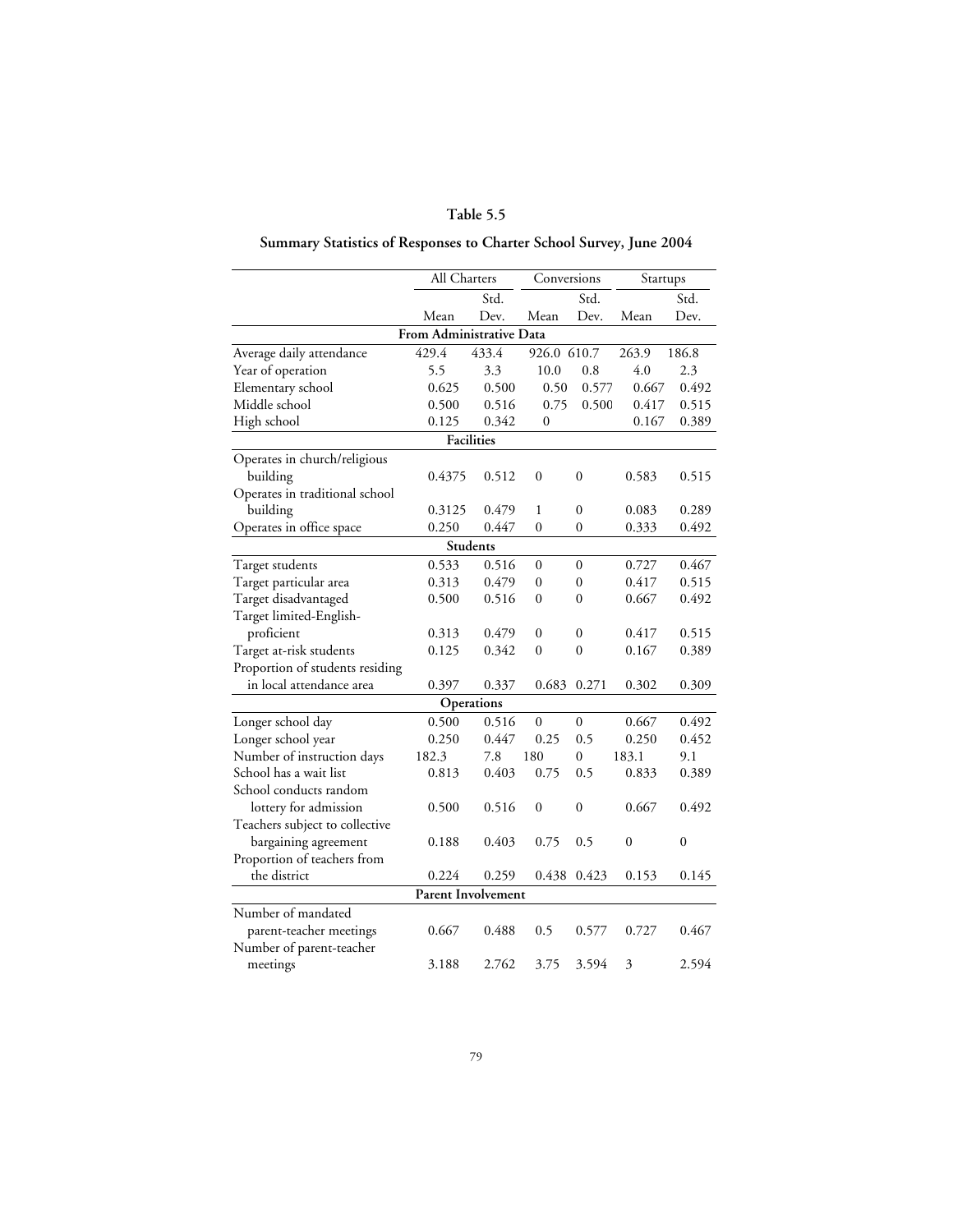## Table 5.5

### Summary Statistics of Responses to Charter School Survey, June 2004

| | All Charters | | Conversions | | Startups | |
|---|---|---|---|---|---|---|
| | Mean | Std. Dev. | Mean | Std. Dev. | Mean | Std. Dev. |
| **From Administrative Data** | | | | | | |
| Average daily attendance | 429.4 | 433.4 | 926.0 | 610.7 | 263.9 | 186.8 |
| Year of operation | 5.5 | 3.3 | 10.0 | 0.8 | 4.0 | 2.3 |
| Elementary school | 0.625 | 0.500 | 0.50 | 0.577 | 0.667 | 0.492 |
| Middle school | 0.500 | 0.516 | 0.75 | 0.500 | 0.417 | 0.515 |
| High school | 0.125 | 0.342 | 0 | | 0.167 | 0.389 |
| **Facilities** | | | | | | |
| Operates in church/religious building | 0.4375 | 0.512 | 0 | 0 | 0.583 | 0.515 |
| Operates in traditional school building | 0.3125 | 0.479 | 1 | 0 | 0.083 | 0.289 |
| Operates in office space | 0.250 | 0.447 | 0 | 0 | 0.333 | 0.492 |
| **Students** | | | | | | |
| Target students | 0.533 | 0.516 | 0 | 0 | 0.727 | 0.467 |
| Target particular area | 0.313 | 0.479 | 0 | 0 | 0.417 | 0.515 |
| Target disadvantaged | 0.500 | 0.516 | 0 | 0 | 0.667 | 0.492 |
| Target limited-English-proficient | 0.313 | 0.479 | 0 | 0 | 0.417 | 0.515 |
| Target at-risk students | 0.125 | 0.342 | 0 | 0 | 0.167 | 0.389 |
| Proportion of students residing in local attendance area | 0.397 | 0.337 | 0.683 | 0.271 | 0.302 | 0.309 |
| **Operations** | | | | | | |
| Longer school day | 0.500 | 0.516 | 0 | 0 | 0.667 | 0.492 |
| Longer school year | 0.250 | 0.447 | 0.25 | 0.5 | 0.250 | 0.452 |
| Number of instruction days | 182.3 | 7.8 | 180 | 0 | 183.1 | 9.1 |
| School has a wait list | 0.813 | 0.403 | 0.75 | 0.5 | 0.833 | 0.389 |
| School conducts random lottery for admission | 0.500 | 0.516 | 0 | 0 | 0.667 | 0.492 |
| Teachers subject to collective bargaining agreement | 0.188 | 0.403 | 0.75 | 0.5 | 0 | 0 |
| Proportion of teachers from the district | 0.224 | 0.259 | 0.438 | 0.423 | 0.153 | 0.145 |
| **Parent Involvement** | | | | | | |
| Number of mandated parent-teacher meetings | 0.667 | 0.488 | 0.5 | 0.577 | 0.727 | 0.467 |
| Number of parent-teacher meetings | 3.188 | 2.762 | 3.75 | 3.594 | 3 | 2.594 |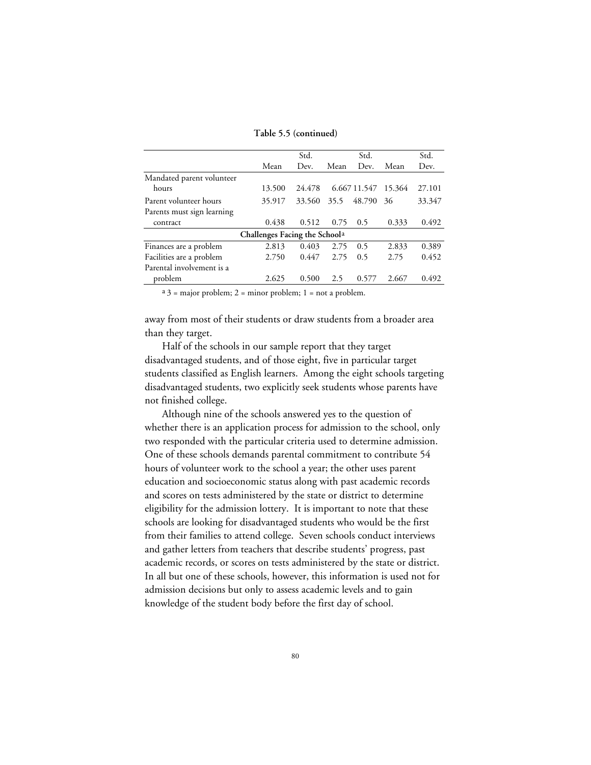**Table 5.5 (continued)**

| | Mean | Std. Dev. | Mean | Std. Dev. | Mean | Std. Dev. |
|---|---|---|---|---|---|---|
| Mandated parent volunteer hours | 13.500 | 24.478 | 6.667 | 11.547 | 15.364 | 27.101 |
| Parent volunteer hours | 35.917 | 33.560 | 35.5 | 48.790 | 36 | 33.347 |
| Parents must sign learning contract | 0.438 | 0.512 | 0.75 | 0.5 | 0.333 | 0.492 |
| **Challenges Facing the School**[a] | | | | | | |
| Finances are a problem | 2.813 | 0.403 | 2.75 | 0.5 | 2.833 | 0.389 |
| Facilities are a problem | 2.750 | 0.447 | 2.75 | 0.5 | 2.75 | 0.452 |
| Parental involvement is a problem | 2.625 | 0.500 | 2.5 | 0.577 | 2.667 | 0.492 |

[a] 3 = major problem; 2 = minor problem; 1 = not a problem.

away from most of their students or draw students from a broader area than they target.

Half of the schools in our sample report that they target disadvantaged students, and of those eight, five in particular target students classified as English learners. Among the eight schools targeting disadvantaged students, two explicitly seek students whose parents have not finished college.

Although nine of the schools answered yes to the question of whether there is an application process for admission to the school, only two responded with the particular criteria used to determine admission. One of these schools demands parental commitment to contribute 54 hours of volunteer work to the school a year; the other uses parent education and socioeconomic status along with past academic records and scores on tests administered by the state or district to determine eligibility for the admission lottery. It is important to note that these schools are looking for disadvantaged students who would be the first from their families to attend college. Seven schools conduct interviews and gather letters from teachers that describe students' progress, past academic records, or scores on tests administered by the state or district. In all but one of these schools, however, this information is used not for admission decisions but only to assess academic levels and to gain knowledge of the student body before the first day of school.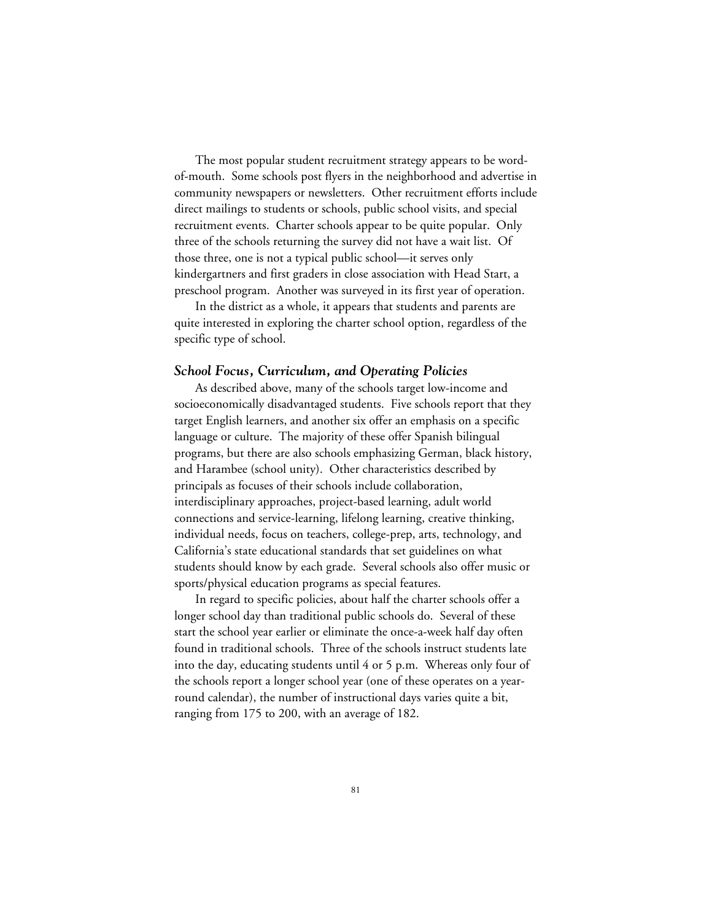The most popular student recruitment strategy appears to be word-of-mouth. Some schools post flyers in the neighborhood and advertise in community newspapers or newsletters. Other recruitment efforts include direct mailings to students or schools, public school visits, and special recruitment events. Charter schools appear to be quite popular. Only three of the schools returning the survey did not have a wait list. Of those three, one is not a typical public school—it serves only kindergartners and first graders in close association with Head Start, a preschool program. Another was surveyed in its first year of operation.

In the district as a whole, it appears that students and parents are quite interested in exploring the charter school option, regardless of the specific type of school.

### *School Focus, Curriculum, and Operating Policies*

As described above, many of the schools target low-income and socioeconomically disadvantaged students. Five schools report that they target English learners, and another six offer an emphasis on a specific language or culture. The majority of these offer Spanish bilingual programs, but there are also schools emphasizing German, black history, and Harambee (school unity). Other characteristics described by principals as focuses of their schools include collaboration, interdisciplinary approaches, project-based learning, adult world connections and service-learning, lifelong learning, creative thinking, individual needs, focus on teachers, college-prep, arts, technology, and California's state educational standards that set guidelines on what students should know by each grade. Several schools also offer music or sports/physical education programs as special features.

In regard to specific policies, about half the charter schools offer a longer school day than traditional public schools do. Several of these start the school year earlier or eliminate the once-a-week half day often found in traditional schools. Three of the schools instruct students late into the day, educating students until 4 or 5 p.m. Whereas only four of the schools report a longer school year (one of these operates on a year-round calendar), the number of instructional days varies quite a bit, ranging from 175 to 200, with an average of 182.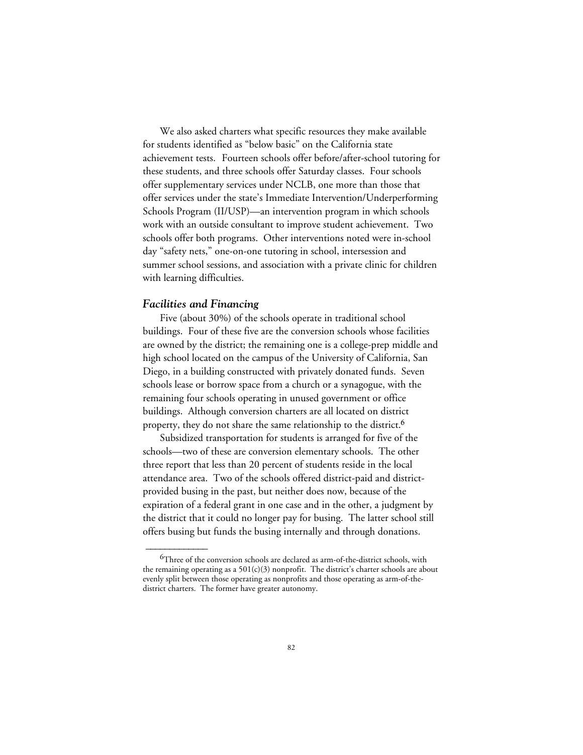We also asked charters what specific resources they make available for students identified as "below basic" on the California state achievement tests. Fourteen schools offer before/after-school tutoring for these students, and three schools offer Saturday classes. Four schools offer supplementary services under NCLB, one more than those that offer services under the state's Immediate Intervention/Underperforming Schools Program (II/USP)—an intervention program in which schools work with an outside consultant to improve student achievement. Two schools offer both programs. Other interventions noted were in-school day "safety nets," one-on-one tutoring in school, intersession and summer school sessions, and association with a private clinic for children with learning difficulties.

### *Facilities and Financing*

Five (about 30%) of the schools operate in traditional school buildings. Four of these five are the conversion schools whose facilities are owned by the district; the remaining one is a college-prep middle and high school located on the campus of the University of California, San Diego, in a building constructed with privately donated funds. Seven schools lease or borrow space from a church or a synagogue, with the remaining four schools operating in unused government or office buildings. Although conversion charters are all located on district property, they do not share the same relationship to the district.[6]

Subsidized transportation for students is arranged for five of the schools—two of these are conversion elementary schools. The other three report that less than 20 percent of students reside in the local attendance area. Two of the schools offered district-paid and district-provided busing in the past, but neither does now, because of the expiration of a federal grant in one case and in the other, a judgment by the district that it could no longer pay for busing. The latter school still offers busing but funds the busing internally and through donations.

---

[6]Three of the conversion schools are declared as arm-of-the-district schools, with the remaining operating as a 501(c)(3) nonprofit. The district's charter schools are about evenly split between those operating as nonprofits and those operating as arm-of-the-district charters. The former have greater autonomy.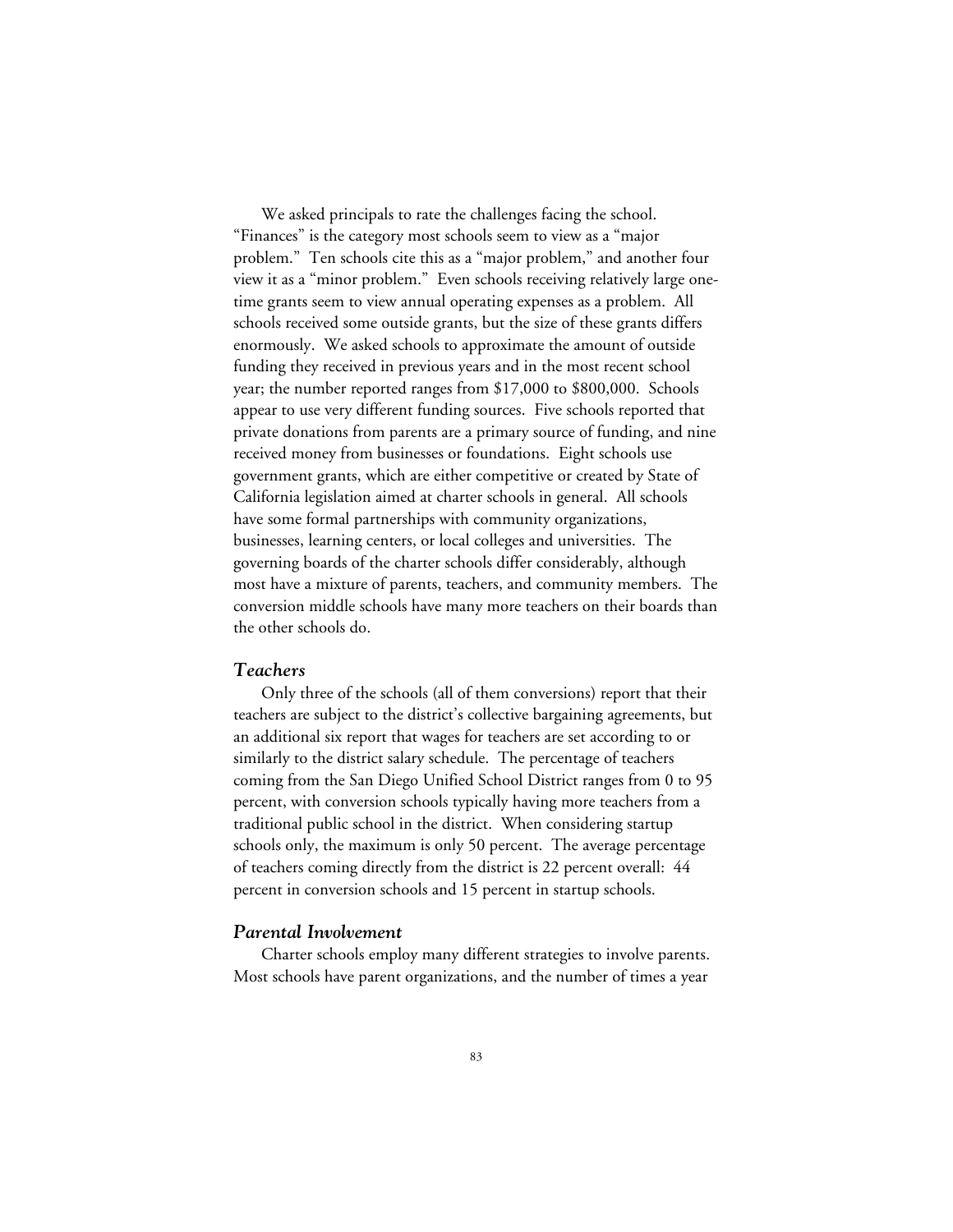We asked principals to rate the challenges facing the school. "Finances" is the category most schools seem to view as a "major problem." Ten schools cite this as a "major problem," and another four view it as a "minor problem." Even schools receiving relatively large one-time grants seem to view annual operating expenses as a problem. All schools received some outside grants, but the size of these grants differs enormously. We asked schools to approximate the amount of outside funding they received in previous years and in the most recent school year; the number reported ranges from $17,000 to $800,000. Schools appear to use very different funding sources. Five schools reported that private donations from parents are a primary source of funding, and nine received money from businesses or foundations. Eight schools use government grants, which are either competitive or created by State of California legislation aimed at charter schools in general. All schools have some formal partnerships with community organizations, businesses, learning centers, or local colleges and universities. The governing boards of the charter schools differ considerably, although most have a mixture of parents, teachers, and community members. The conversion middle schools have many more teachers on their boards than the other schools do.

### *Teachers*

Only three of the schools (all of them conversions) report that their teachers are subject to the district's collective bargaining agreements, but an additional six report that wages for teachers are set according to or similarly to the district salary schedule. The percentage of teachers coming from the San Diego Unified School District ranges from 0 to 95 percent, with conversion schools typically having more teachers from a traditional public school in the district. When considering startup schools only, the maximum is only 50 percent. The average percentage of teachers coming directly from the district is 22 percent overall: 44 percent in conversion schools and 15 percent in startup schools.

### *Parental Involvement*

Charter schools employ many different strategies to involve parents. Most schools have parent organizations, and the number of times a year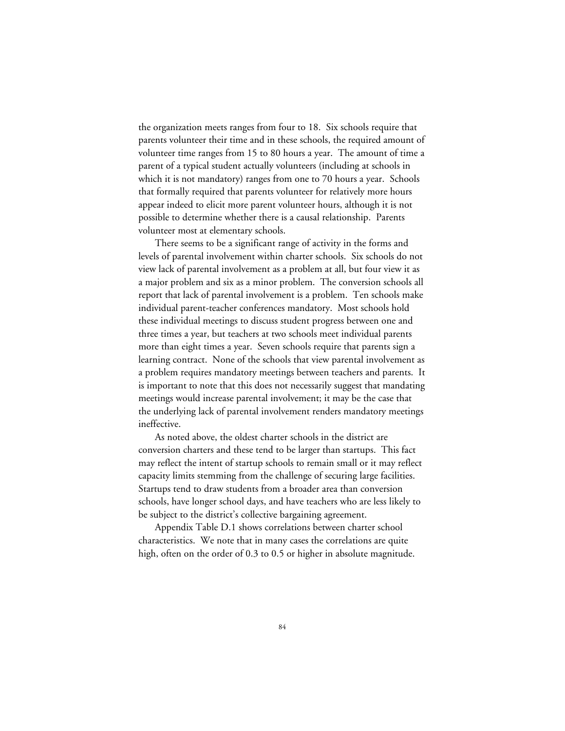the organization meets ranges from four to 18. Six schools require that parents volunteer their time and in these schools, the required amount of volunteer time ranges from 15 to 80 hours a year. The amount of time a parent of a typical student actually volunteers (including at schools in which it is not mandatory) ranges from one to 70 hours a year. Schools that formally required that parents volunteer for relatively more hours appear indeed to elicit more parent volunteer hours, although it is not possible to determine whether there is a causal relationship. Parents volunteer most at elementary schools.

There seems to be a significant range of activity in the forms and levels of parental involvement within charter schools. Six schools do not view lack of parental involvement as a problem at all, but four view it as a major problem and six as a minor problem. The conversion schools all report that lack of parental involvement is a problem. Ten schools make individual parent-teacher conferences mandatory. Most schools hold these individual meetings to discuss student progress between one and three times a year, but teachers at two schools meet individual parents more than eight times a year. Seven schools require that parents sign a learning contract. None of the schools that view parental involvement as a problem requires mandatory meetings between teachers and parents. It is important to note that this does not necessarily suggest that mandating meetings would increase parental involvement; it may be the case that the underlying lack of parental involvement renders mandatory meetings ineffective.

As noted above, the oldest charter schools in the district are conversion charters and these tend to be larger than startups. This fact may reflect the intent of startup schools to remain small or it may reflect capacity limits stemming from the challenge of securing large facilities. Startups tend to draw students from a broader area than conversion schools, have longer school days, and have teachers who are less likely to be subject to the district's collective bargaining agreement.

Appendix Table D.1 shows correlations between charter school characteristics. We note that in many cases the correlations are quite high, often on the order of 0.3 to 0.5 or higher in absolute magnitude.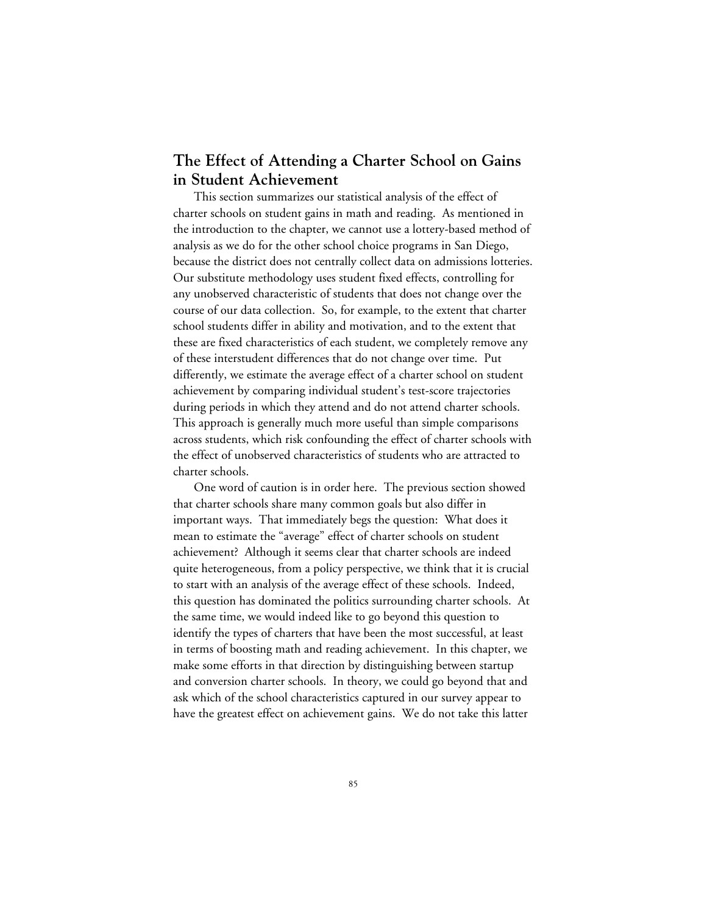## The Effect of Attending a Charter School on Gains in Student Achievement

This section summarizes our statistical analysis of the effect of charter schools on student gains in math and reading. As mentioned in the introduction to the chapter, we cannot use a lottery-based method of analysis as we do for the other school choice programs in San Diego, because the district does not centrally collect data on admissions lotteries. Our substitute methodology uses student fixed effects, controlling for any unobserved characteristic of students that does not change over the course of our data collection. So, for example, to the extent that charter school students differ in ability and motivation, and to the extent that these are fixed characteristics of each student, we completely remove any of these interstudent differences that do not change over time. Put differently, we estimate the average effect of a charter school on student achievement by comparing individual student's test-score trajectories during periods in which they attend and do not attend charter schools. This approach is generally much more useful than simple comparisons across students, which risk confounding the effect of charter schools with the effect of unobserved characteristics of students who are attracted to charter schools.

One word of caution is in order here. The previous section showed that charter schools share many common goals but also differ in important ways. That immediately begs the question: What does it mean to estimate the "average" effect of charter schools on student achievement? Although it seems clear that charter schools are indeed quite heterogeneous, from a policy perspective, we think that it is crucial to start with an analysis of the average effect of these schools. Indeed, this question has dominated the politics surrounding charter schools. At the same time, we would indeed like to go beyond this question to identify the types of charters that have been the most successful, at least in terms of boosting math and reading achievement. In this chapter, we make some efforts in that direction by distinguishing between startup and conversion charter schools. In theory, we could go beyond that and ask which of the school characteristics captured in our survey appear to have the greatest effect on achievement gains. We do not take this latter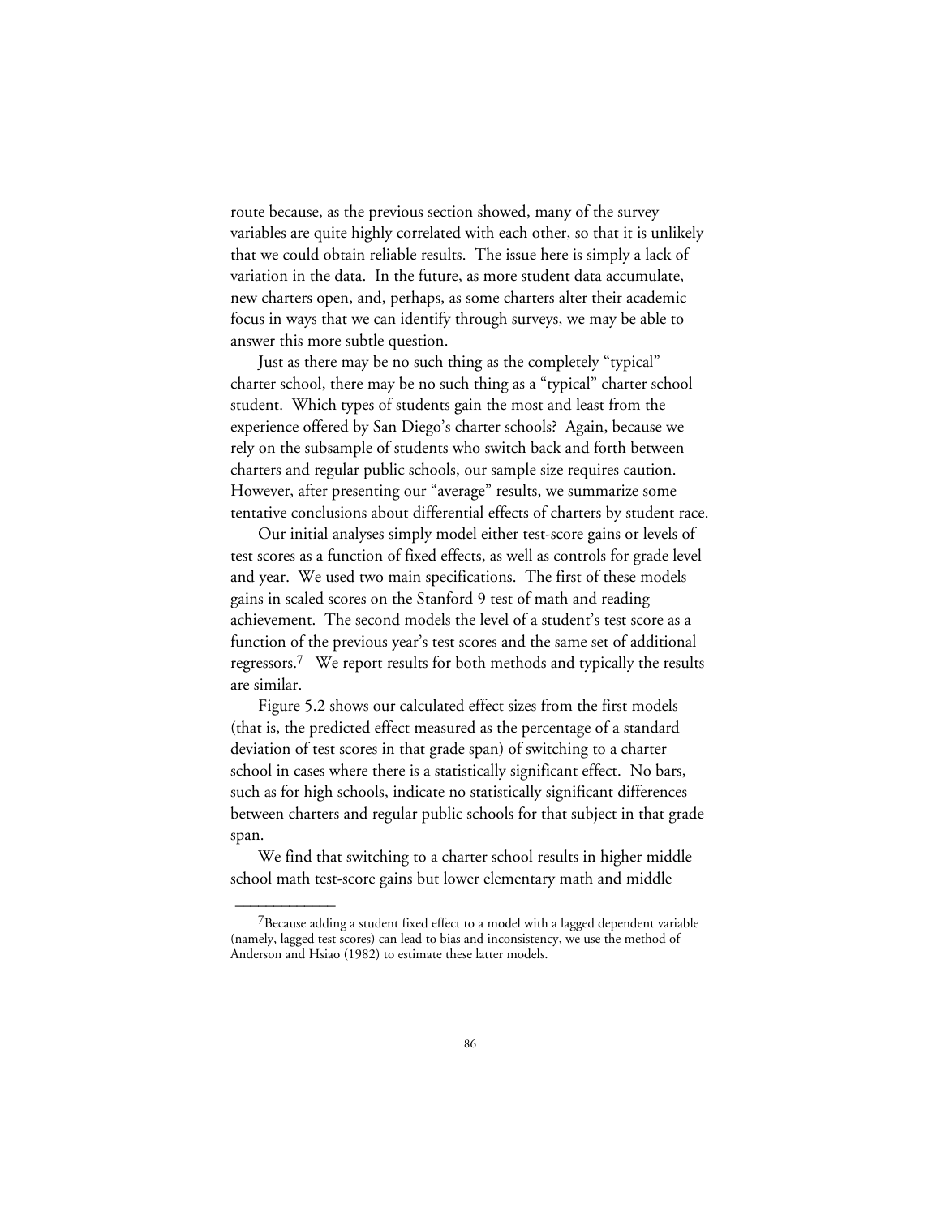route because, as the previous section showed, many of the survey variables are quite highly correlated with each other, so that it is unlikely that we could obtain reliable results. The issue here is simply a lack of variation in the data. In the future, as more student data accumulate, new charters open, and, perhaps, as some charters alter their academic focus in ways that we can identify through surveys, we may be able to answer this more subtle question.

Just as there may be no such thing as the completely "typical" charter school, there may be no such thing as a "typical" charter school student. Which types of students gain the most and least from the experience offered by San Diego's charter schools? Again, because we rely on the subsample of students who switch back and forth between charters and regular public schools, our sample size requires caution. However, after presenting our "average" results, we summarize some tentative conclusions about differential effects of charters by student race.

Our initial analyses simply model either test-score gains or levels of test scores as a function of fixed effects, as well as controls for grade level and year. We used two main specifications. The first of these models gains in scaled scores on the Stanford 9 test of math and reading achievement. The second models the level of a student's test score as a function of the previous year's test scores and the same set of additional regressors.[7] We report results for both methods and typically the results are similar.

Figure 5.2 shows our calculated effect sizes from the first models (that is, the predicted effect measured as the percentage of a standard deviation of test scores in that grade span) of switching to a charter school in cases where there is a statistically significant effect. No bars, such as for high schools, indicate no statistically significant differences between charters and regular public schools for that subject in that grade span.

We find that switching to a charter school results in higher middle school math test-score gains but lower elementary math and middle

---

[7]Because adding a student fixed effect to a model with a lagged dependent variable (namely, lagged test scores) can lead to bias and inconsistency, we use the method of Anderson and Hsiao (1982) to estimate these latter models.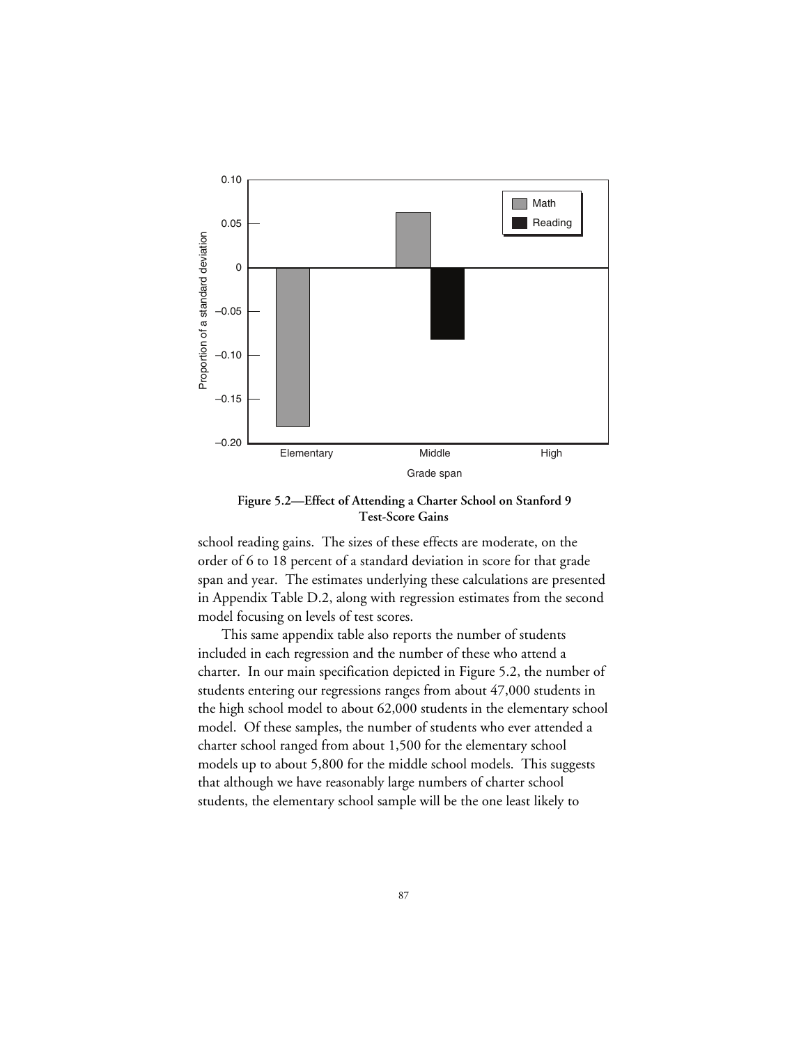**Figure 5.2—Effect of Attending a Charter School on Stanford 9 Test-Score Gains**

school reading gains. The sizes of these effects are moderate, on the order of 6 to 18 percent of a standard deviation in score for that grade span and year. The estimates underlying these calculations are presented in Appendix Table D.2, along with regression estimates from the second model focusing on levels of test scores.

This same appendix table also reports the number of students included in each regression and the number of these who attend a charter. In our main specification depicted in Figure 5.2, the number of students entering our regressions ranges from about 47,000 students in the high school model to about 62,000 students in the elementary school model. Of these samples, the number of students who ever attended a charter school ranged from about 1,500 for the elementary school models up to about 5,800 for the middle school models. This suggests that although we have reasonably large numbers of charter school students, the elementary school sample will be the one least likely to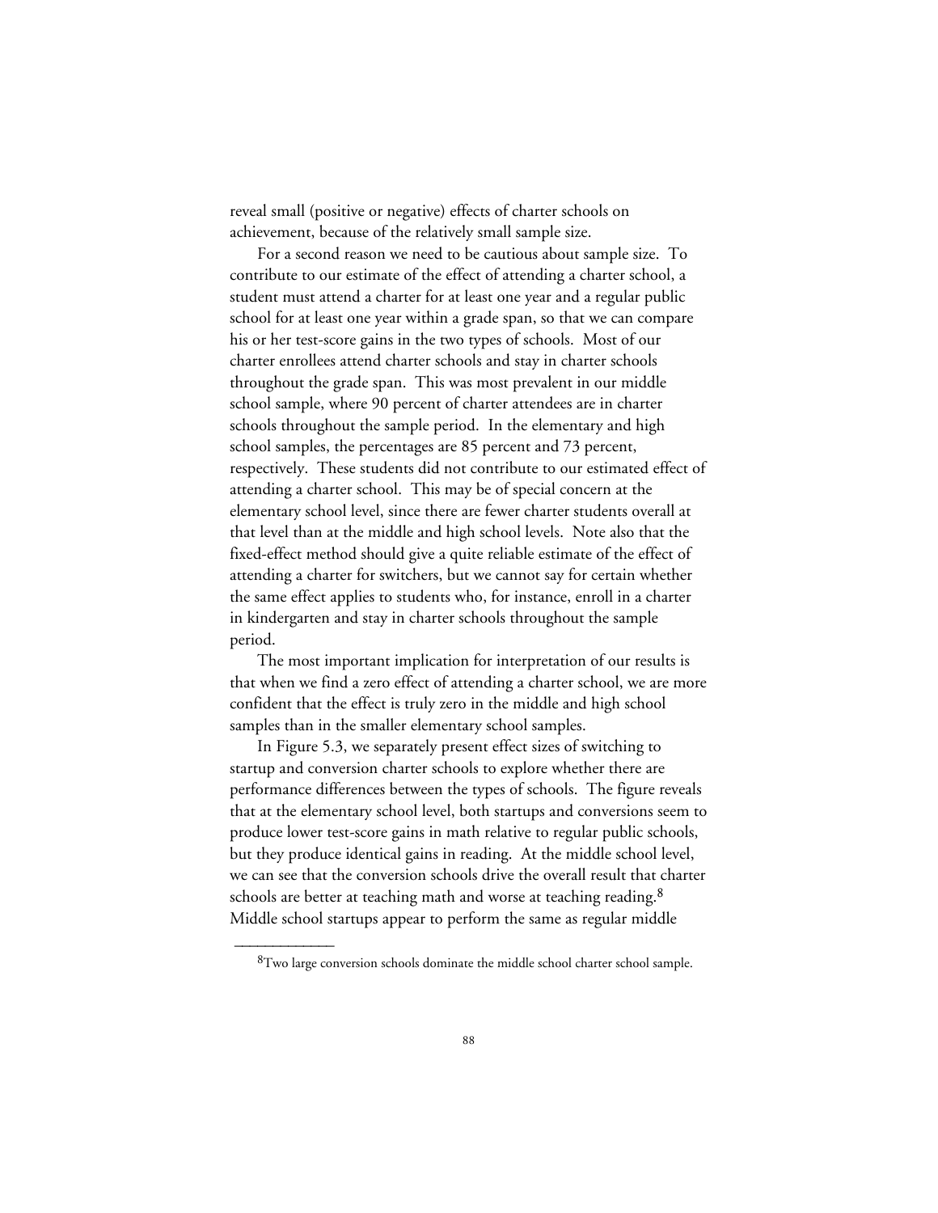reveal small (positive or negative) effects of charter schools on achievement, because of the relatively small sample size.

For a second reason we need to be cautious about sample size. To contribute to our estimate of the effect of attending a charter school, a student must attend a charter for at least one year and a regular public school for at least one year within a grade span, so that we can compare his or her test-score gains in the two types of schools. Most of our charter enrollees attend charter schools and stay in charter schools throughout the grade span. This was most prevalent in our middle school sample, where 90 percent of charter attendees are in charter schools throughout the sample period. In the elementary and high school samples, the percentages are 85 percent and 73 percent, respectively. These students did not contribute to our estimated effect of attending a charter school. This may be of special concern at the elementary school level, since there are fewer charter students overall at that level than at the middle and high school levels. Note also that the fixed-effect method should give a quite reliable estimate of the effect of attending a charter for switchers, but we cannot say for certain whether the same effect applies to students who, for instance, enroll in a charter in kindergarten and stay in charter schools throughout the sample period.

The most important implication for interpretation of our results is that when we find a zero effect of attending a charter school, we are more confident that the effect is truly zero in the middle and high school samples than in the smaller elementary school samples.

In Figure 5.3, we separately present effect sizes of switching to startup and conversion charter schools to explore whether there are performance differences between the types of schools. The figure reveals that at the elementary school level, both startups and conversions seem to produce lower test-score gains in math relative to regular public schools, but they produce identical gains in reading. At the middle school level, we can see that the conversion schools drive the overall result that charter schools are better at teaching math and worse at teaching reading.[8] Middle school startups appear to perform the same as regular middle

---

[8]Two large conversion schools dominate the middle school charter school sample.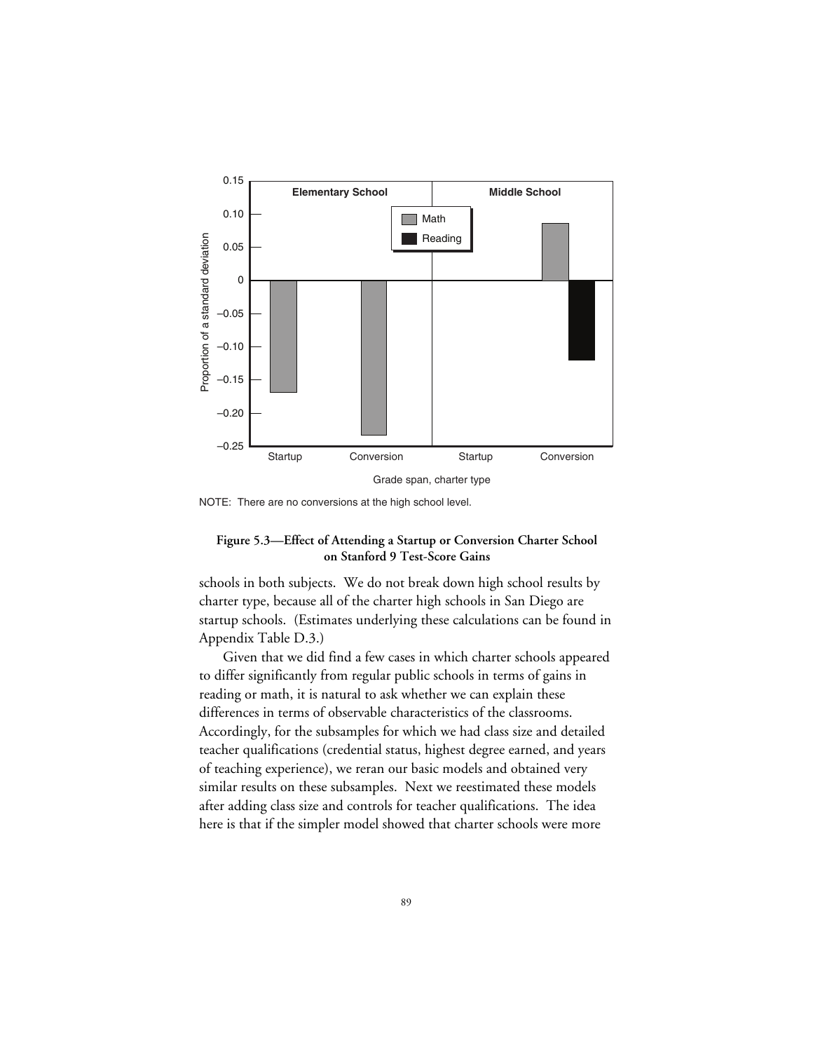NOTE: There are no conversions at the high school level.

**Figure 5.3—Effect of Attending a Startup or Conversion Charter School on Stanford 9 Test-Score Gains**

schools in both subjects. We do not break down high school results by charter type, because all of the charter high schools in San Diego are startup schools. (Estimates underlying these calculations can be found in Appendix Table D.3.)

Given that we did find a few cases in which charter schools appeared to differ significantly from regular public schools in terms of gains in reading or math, it is natural to ask whether we can explain these differences in terms of observable characteristics of the classrooms. Accordingly, for the subsamples for which we had class size and detailed teacher qualifications (credential status, highest degree earned, and years of teaching experience), we reran our basic models and obtained very similar results on these subsamples. Next we reestimated these models after adding class size and controls for teacher qualifications. The idea here is that if the simpler model showed that charter schools were more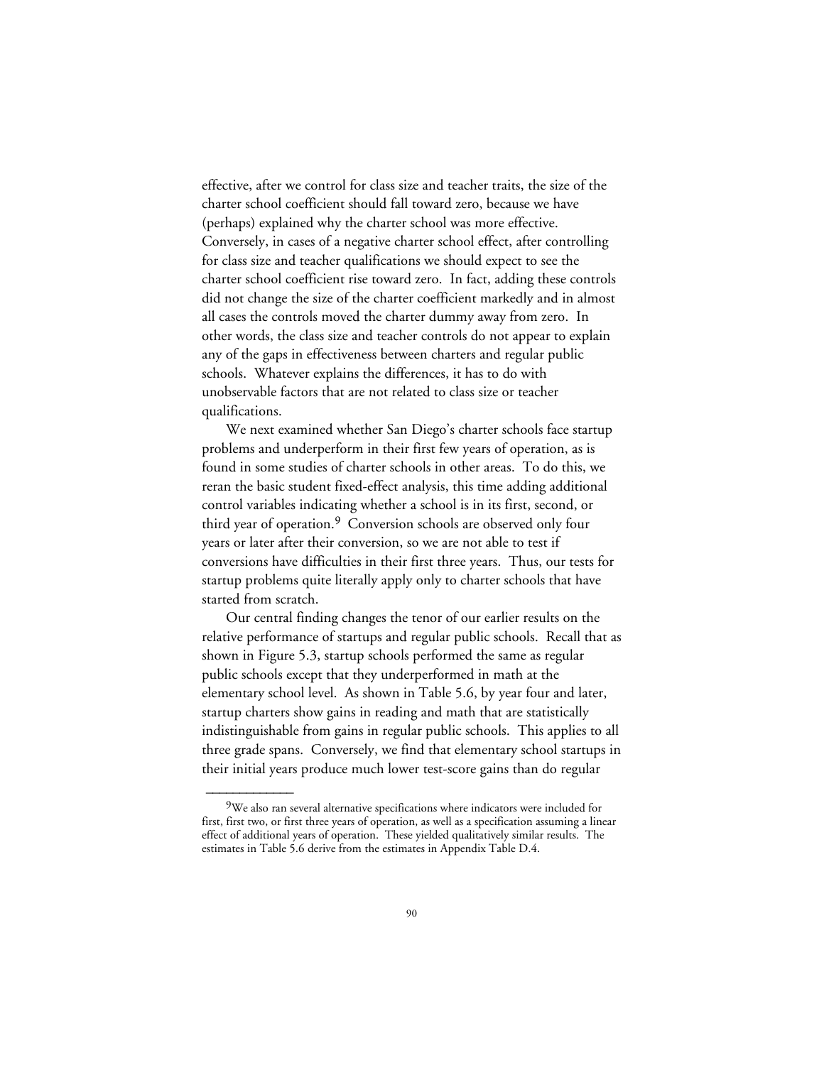effective, after we control for class size and teacher traits, the size of the charter school coefficient should fall toward zero, because we have (perhaps) explained why the charter school was more effective. Conversely, in cases of a negative charter school effect, after controlling for class size and teacher qualifications we should expect to see the charter school coefficient rise toward zero. In fact, adding these controls did not change the size of the charter coefficient markedly and in almost all cases the controls moved the charter dummy away from zero. In other words, the class size and teacher controls do not appear to explain any of the gaps in effectiveness between charters and regular public schools. Whatever explains the differences, it has to do with unobservable factors that are not related to class size or teacher qualifications.

We next examined whether San Diego's charter schools face startup problems and underperform in their first few years of operation, as is found in some studies of charter schools in other areas. To do this, we reran the basic student fixed-effect analysis, this time adding additional control variables indicating whether a school is in its first, second, or third year of operation.[9] Conversion schools are observed only four years or later after their conversion, so we are not able to test if conversions have difficulties in their first three years. Thus, our tests for startup problems quite literally apply only to charter schools that have started from scratch.

Our central finding changes the tenor of our earlier results on the relative performance of startups and regular public schools. Recall that as shown in Figure 5.3, startup schools performed the same as regular public schools except that they underperformed in math at the elementary school level. As shown in Table 5.6, by year four and later, startup charters show gains in reading and math that are statistically indistinguishable from gains in regular public schools. This applies to all three grade spans. Conversely, we find that elementary school startups in their initial years produce much lower test-score gains than do regular

---

[9]We also ran several alternative specifications where indicators were included for first, first two, or first three years of operation, as well as a specification assuming a linear effect of additional years of operation. These yielded qualitatively similar results. The estimates in Table 5.6 derive from the estimates in Appendix Table D.4.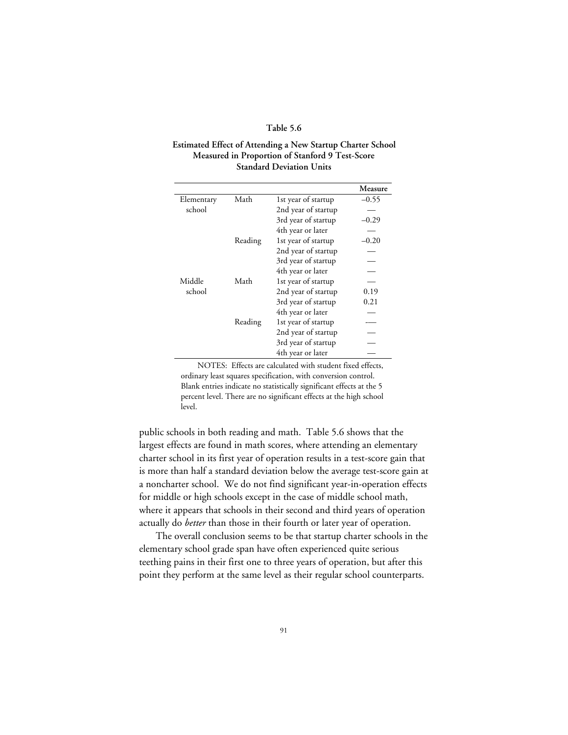**Table 5.6**

**Estimated Effect of Attending a New Startup Charter School Measured in Proportion of Stanford 9 Test-Score Standard Deviation Units**

| | | | Measure |
|---|---|---|---|
| Elementary school | Math | 1st year of startup | –0.55 |
| | | 2nd year of startup | — |
| | | 3rd year of startup | –0.29 |
| | | 4th year or later | — |
| | Reading | 1st year of startup | –0.20 |
| | | 2nd year of startup | — |
| | | 3rd year of startup | — |
| | | 4th year or later | — |
| Middle school | Math | 1st year of startup | — |
| | | 2nd year of startup | 0.19 |
| | | 3rd year of startup | 0.21 |
| | | 4th year or later | — |
| | Reading | 1st year of startup | — |
| | | 2nd year of startup | — |
| | | 3rd year of startup | — |
| | | 4th year or later | — |

NOTES: Effects are calculated with student fixed effects, ordinary least squares specification, with conversion control. Blank entries indicate no statistically significant effects at the 5 percent level. There are no significant effects at the high school level.

public schools in both reading and math. Table 5.6 shows that the largest effects are found in math scores, where attending an elementary charter school in its first year of operation results in a test-score gain that is more than half a standard deviation below the average test-score gain at a noncharter school. We do not find significant year-in-operation effects for middle or high schools except in the case of middle school math, where it appears that schools in their second and third years of operation actually do *better* than those in their fourth or later year of operation.

The overall conclusion seems to be that startup charter schools in the elementary school grade span have often experienced quite serious teething pains in their first one to three years of operation, but after this point they perform at the same level as their regular school counterparts.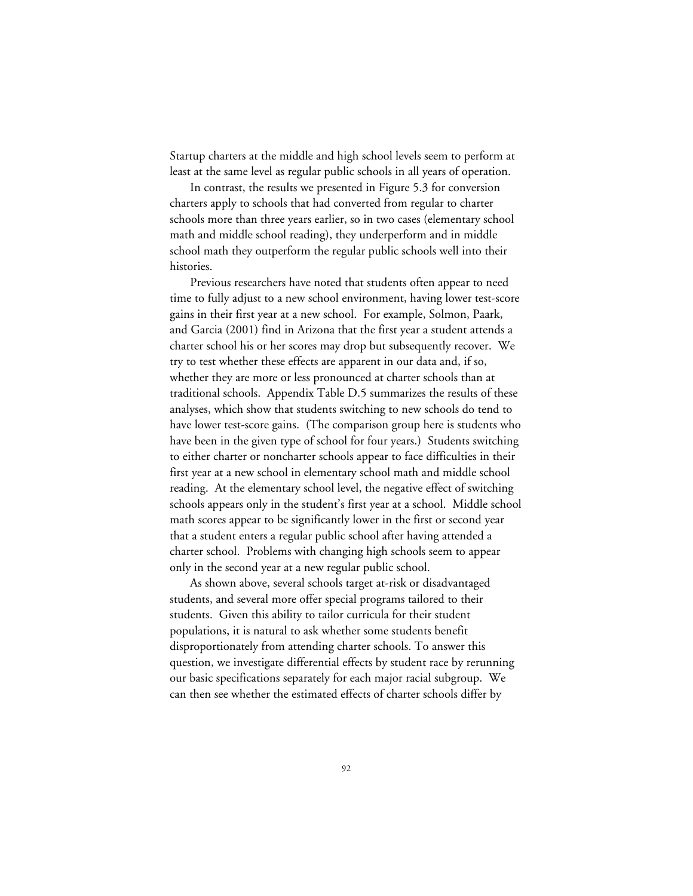Startup charters at the middle and high school levels seem to perform at least at the same level as regular public schools in all years of operation.

In contrast, the results we presented in Figure 5.3 for conversion charters apply to schools that had converted from regular to charter schools more than three years earlier, so in two cases (elementary school math and middle school reading), they underperform and in middle school math they outperform the regular public schools well into their histories.

Previous researchers have noted that students often appear to need time to fully adjust to a new school environment, having lower test-score gains in their first year at a new school. For example, Solmon, Paark, and Garcia (2001) find in Arizona that the first year a student attends a charter school his or her scores may drop but subsequently recover. We try to test whether these effects are apparent in our data and, if so, whether they are more or less pronounced at charter schools than at traditional schools. Appendix Table D.5 summarizes the results of these analyses, which show that students switching to new schools do tend to have lower test-score gains. (The comparison group here is students who have been in the given type of school for four years.) Students switching to either charter or noncharter schools appear to face difficulties in their first year at a new school in elementary school math and middle school reading. At the elementary school level, the negative effect of switching schools appears only in the student's first year at a school. Middle school math scores appear to be significantly lower in the first or second year that a student enters a regular public school after having attended a charter school. Problems with changing high schools seem to appear only in the second year at a new regular public school.

As shown above, several schools target at-risk or disadvantaged students, and several more offer special programs tailored to their students. Given this ability to tailor curricula for their student populations, it is natural to ask whether some students benefit disproportionately from attending charter schools. To answer this question, we investigate differential effects by student race by rerunning our basic specifications separately for each major racial subgroup. We can then see whether the estimated effects of charter schools differ by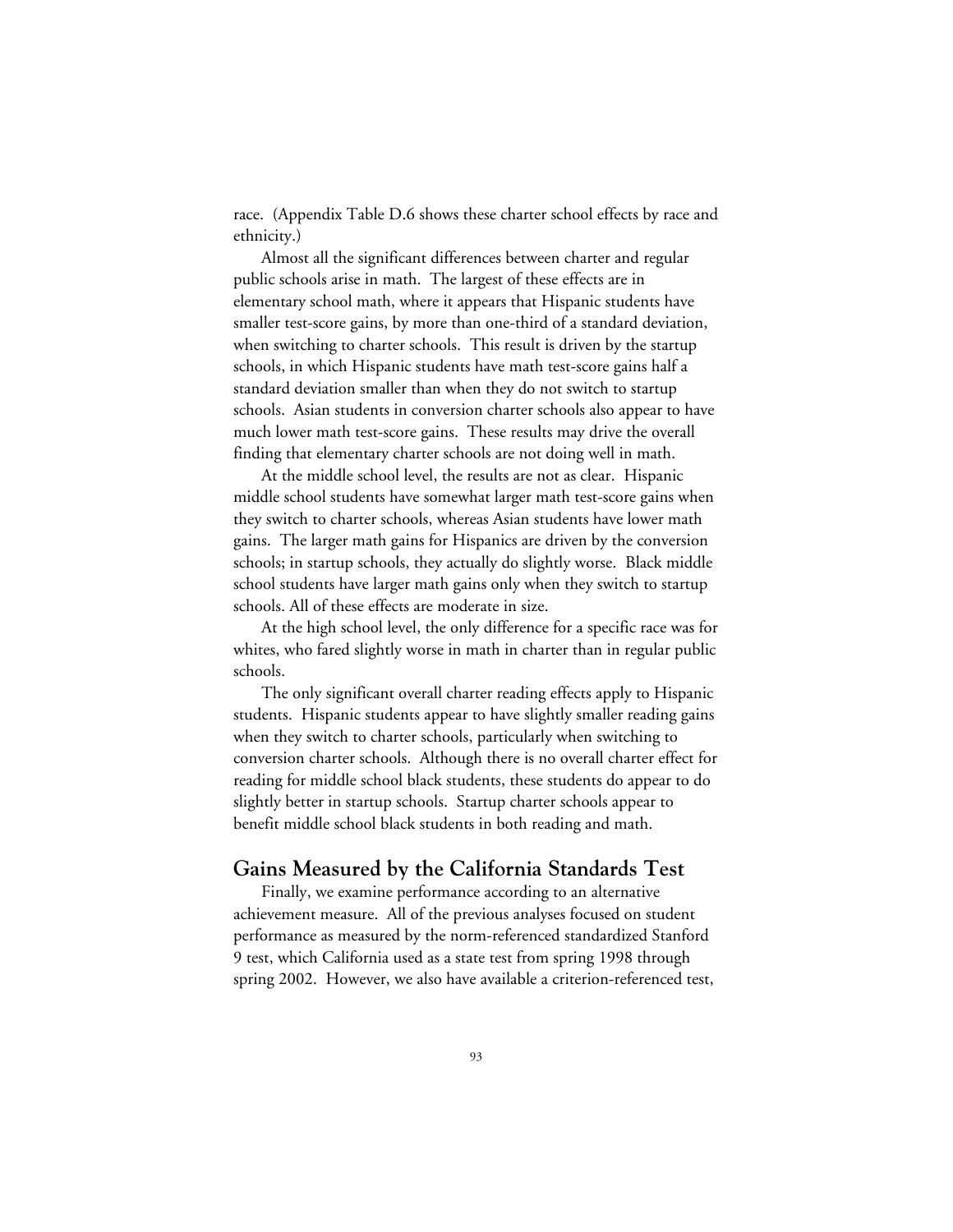race. (Appendix Table D.6 shows these charter school effects by race and ethnicity.)

Almost all the significant differences between charter and regular public schools arise in math. The largest of these effects are in elementary school math, where it appears that Hispanic students have smaller test-score gains, by more than one-third of a standard deviation, when switching to charter schools. This result is driven by the startup schools, in which Hispanic students have math test-score gains half a standard deviation smaller than when they do not switch to startup schools. Asian students in conversion charter schools also appear to have much lower math test-score gains. These results may drive the overall finding that elementary charter schools are not doing well in math.

At the middle school level, the results are not as clear. Hispanic middle school students have somewhat larger math test-score gains when they switch to charter schools, whereas Asian students have lower math gains. The larger math gains for Hispanics are driven by the conversion schools; in startup schools, they actually do slightly worse. Black middle school students have larger math gains only when they switch to startup schools. All of these effects are moderate in size.

At the high school level, the only difference for a specific race was for whites, who fared slightly worse in math in charter than in regular public schools.

The only significant overall charter reading effects apply to Hispanic students. Hispanic students appear to have slightly smaller reading gains when they switch to charter schools, particularly when switching to conversion charter schools. Although there is no overall charter effect for reading for middle school black students, these students do appear to do slightly better in startup schools. Startup charter schools appear to benefit middle school black students in both reading and math.

## Gains Measured by the California Standards Test

Finally, we examine performance according to an alternative achievement measure. All of the previous analyses focused on student performance as measured by the norm-referenced standardized Stanford 9 test, which California used as a state test from spring 1998 through spring 2002. However, we also have available a criterion-referenced test,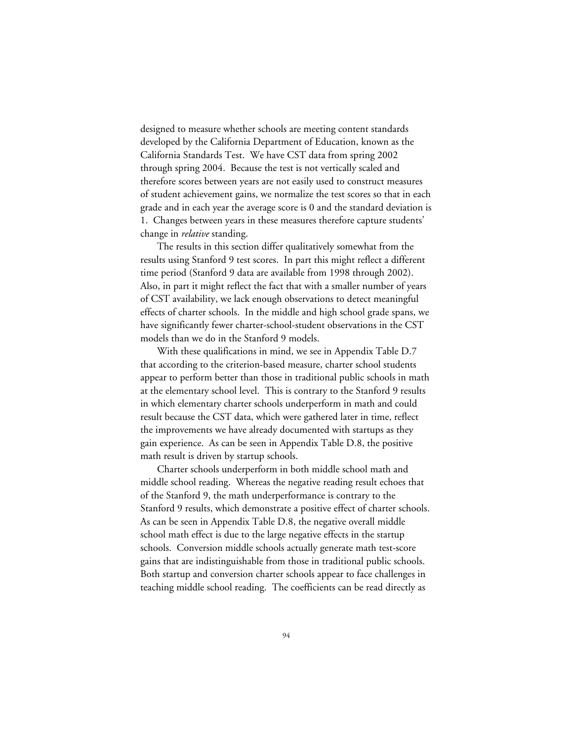designed to measure whether schools are meeting content standards developed by the California Department of Education, known as the California Standards Test. We have CST data from spring 2002 through spring 2004. Because the test is not vertically scaled and therefore scores between years are not easily used to construct measures of student achievement gains, we normalize the test scores so that in each grade and in each year the average score is 0 and the standard deviation is 1. Changes between years in these measures therefore capture students' change in *relative* standing.

The results in this section differ qualitatively somewhat from the results using Stanford 9 test scores. In part this might reflect a different time period (Stanford 9 data are available from 1998 through 2002). Also, in part it might reflect the fact that with a smaller number of years of CST availability, we lack enough observations to detect meaningful effects of charter schools. In the middle and high school grade spans, we have significantly fewer charter-school-student observations in the CST models than we do in the Stanford 9 models.

With these qualifications in mind, we see in Appendix Table D.7 that according to the criterion-based measure, charter school students appear to perform better than those in traditional public schools in math at the elementary school level. This is contrary to the Stanford 9 results in which elementary charter schools underperform in math and could result because the CST data, which were gathered later in time, reflect the improvements we have already documented with startups as they gain experience. As can be seen in Appendix Table D.8, the positive math result is driven by startup schools.

Charter schools underperform in both middle school math and middle school reading. Whereas the negative reading result echoes that of the Stanford 9, the math underperformance is contrary to the Stanford 9 results, which demonstrate a positive effect of charter schools. As can be seen in Appendix Table D.8, the negative overall middle school math effect is due to the large negative effects in the startup schools. Conversion middle schools actually generate math test-score gains that are indistinguishable from those in traditional public schools. Both startup and conversion charter schools appear to face challenges in teaching middle school reading. The coefficients can be read directly as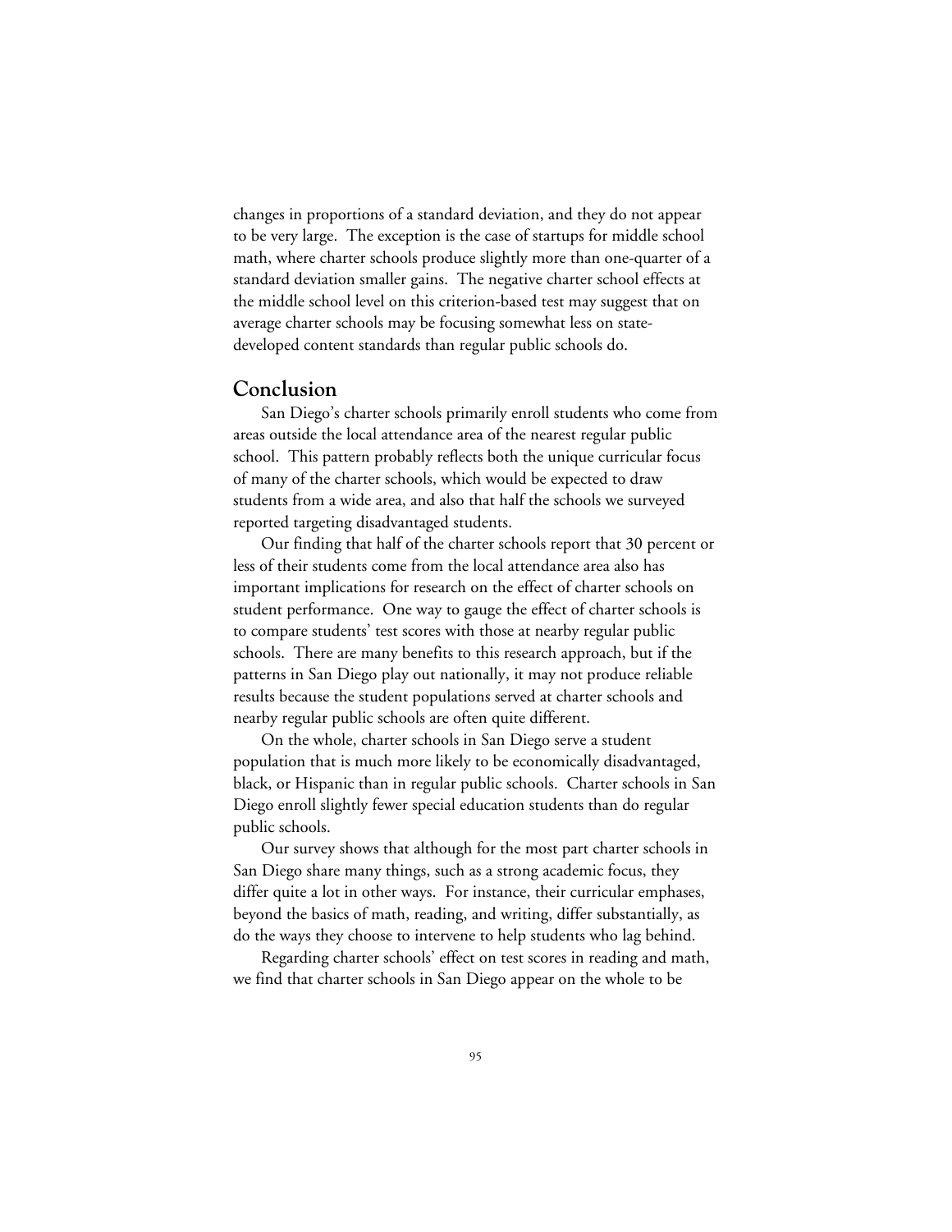changes in proportions of a standard deviation, and they do not appear to be very large. The exception is the case of startups for middle school math, where charter schools produce slightly more than one-quarter of a standard deviation smaller gains. The negative charter school effects at the middle school level on this criterion-based test may suggest that on average charter schools may be focusing somewhat less on state-developed content standards than regular public schools do.

## Conclusion

San Diego's charter schools primarily enroll students who come from areas outside the local attendance area of the nearest regular public school. This pattern probably reflects both the unique curricular focus of many of the charter schools, which would be expected to draw students from a wide area, and also that half the schools we surveyed reported targeting disadvantaged students.

Our finding that half of the charter schools report that 30 percent or less of their students come from the local attendance area also has important implications for research on the effect of charter schools on student performance. One way to gauge the effect of charter schools is to compare students' test scores with those at nearby regular public schools. There are many benefits to this research approach, but if the patterns in San Diego play out nationally, it may not produce reliable results because the student populations served at charter schools and nearby regular public schools are often quite different.

On the whole, charter schools in San Diego serve a student population that is much more likely to be economically disadvantaged, black, or Hispanic than in regular public schools. Charter schools in San Diego enroll slightly fewer special education students than do regular public schools.

Our survey shows that although for the most part charter schools in San Diego share many things, such as a strong academic focus, they differ quite a lot in other ways. For instance, their curricular emphases, beyond the basics of math, reading, and writing, differ substantially, as do the ways they choose to intervene to help students who lag behind.

Regarding charter schools' effect on test scores in reading and math, we find that charter schools in San Diego appear on the whole to be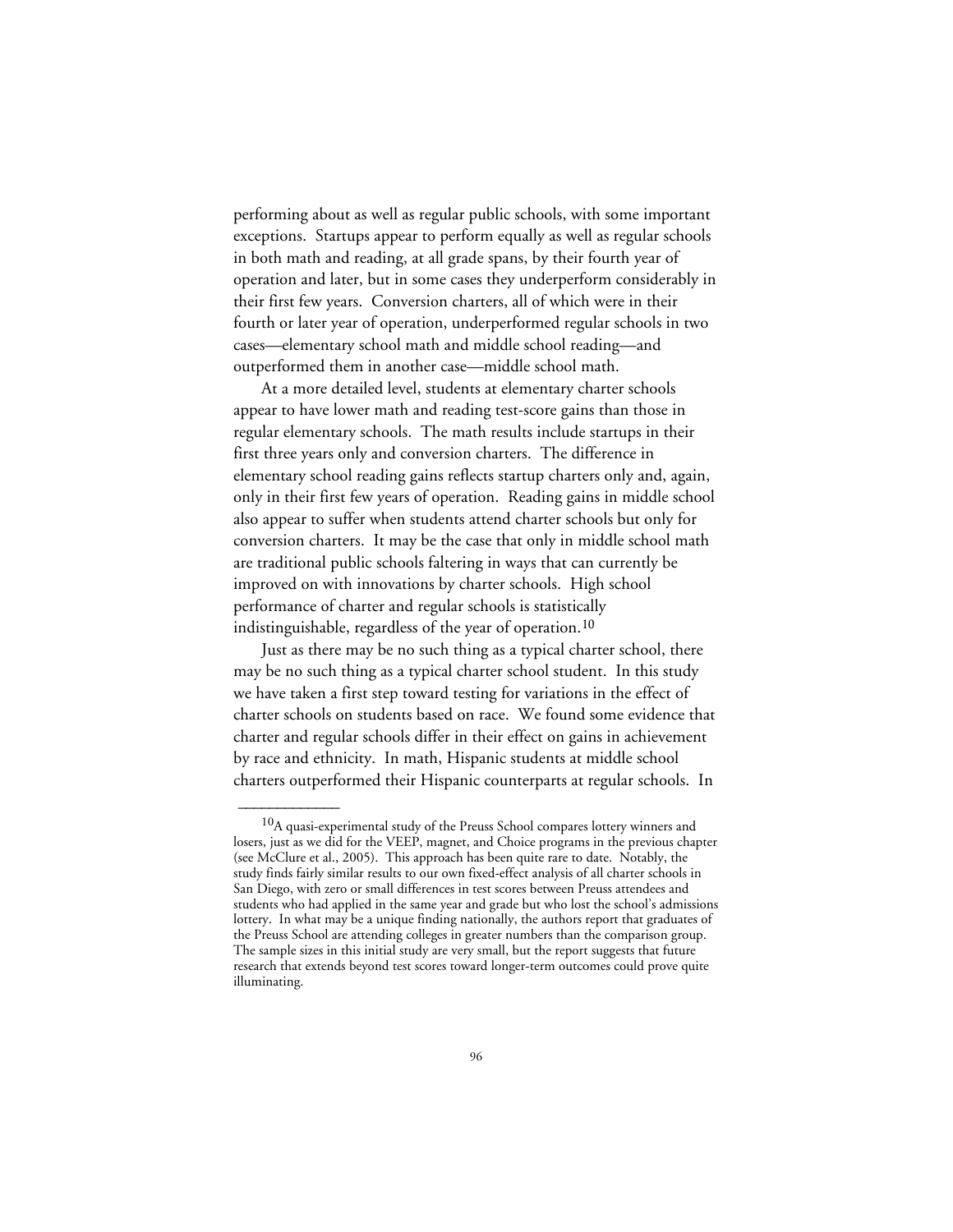performing about as well as regular public schools, with some important exceptions. Startups appear to perform equally as well as regular schools in both math and reading, at all grade spans, by their fourth year of operation and later, but in some cases they underperform considerably in their first few years. Conversion charters, all of which were in their fourth or later year of operation, underperformed regular schools in two cases—elementary school math and middle school reading—and outperformed them in another case—middle school math.

At a more detailed level, students at elementary charter schools appear to have lower math and reading test-score gains than those in regular elementary schools. The math results include startups in their first three years only and conversion charters. The difference in elementary school reading gains reflects startup charters only and, again, only in their first few years of operation. Reading gains in middle school also appear to suffer when students attend charter schools but only for conversion charters. It may be the case that only in middle school math are traditional public schools faltering in ways that can currently be improved on with innovations by charter schools. High school performance of charter and regular schools is statistically indistinguishable, regardless of the year of operation.[10]

Just as there may be no such thing as a typical charter school, there may be no such thing as a typical charter school student. In this study we have taken a first step toward testing for variations in the effect of charter schools on students based on race. We found some evidence that charter and regular schools differ in their effect on gains in achievement by race and ethnicity. In math, Hispanic students at middle school charters outperformed their Hispanic counterparts at regular schools. In

---

[10]A quasi-experimental study of the Preuss School compares lottery winners and losers, just as we did for the VEEP, magnet, and Choice programs in the previous chapter (see McClure et al., 2005). This approach has been quite rare to date. Notably, the study finds fairly similar results to our own fixed-effect analysis of all charter schools in San Diego, with zero or small differences in test scores between Preuss attendees and students who had applied in the same year and grade but who lost the school's admissions lottery. In what may be a unique finding nationally, the authors report that graduates of the Preuss School are attending colleges in greater numbers than the comparison group. The sample sizes in this initial study are very small, but the report suggests that future research that extends beyond test scores toward longer-term outcomes could prove quite illuminating.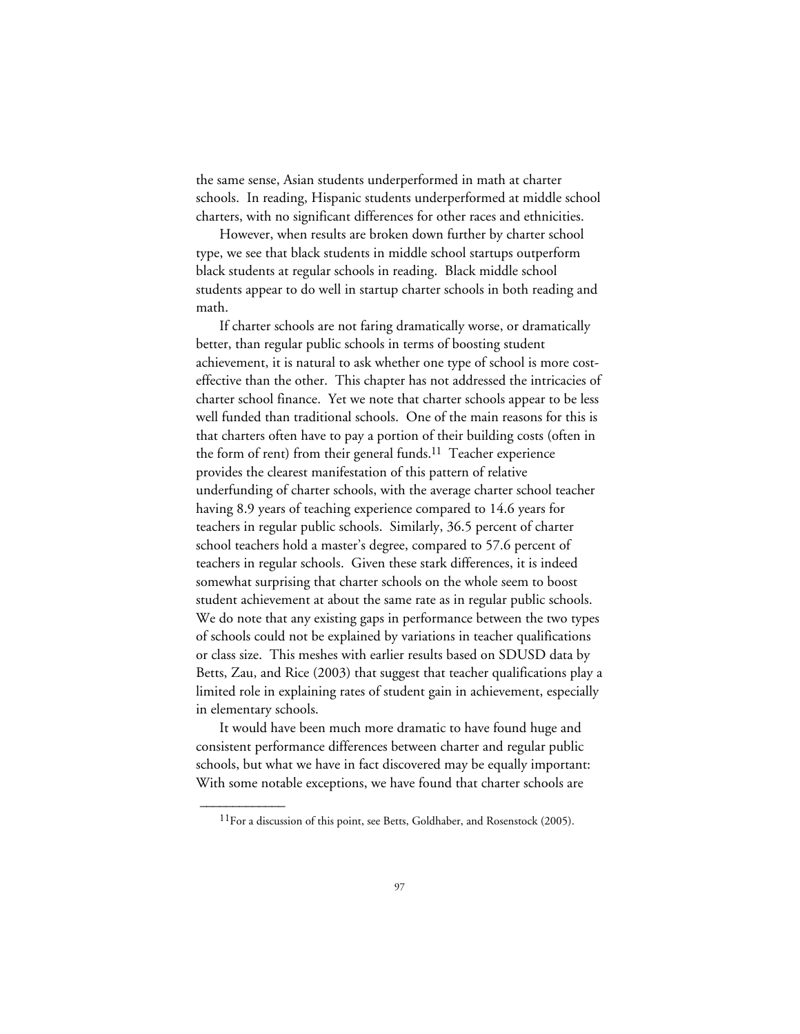the same sense, Asian students underperformed in math at charter schools. In reading, Hispanic students underperformed at middle school charters, with no significant differences for other races and ethnicities.

However, when results are broken down further by charter school type, we see that black students in middle school startups outperform black students at regular schools in reading. Black middle school students appear to do well in startup charter schools in both reading and math.

If charter schools are not faring dramatically worse, or dramatically better, than regular public schools in terms of boosting student achievement, it is natural to ask whether one type of school is more cost-effective than the other. This chapter has not addressed the intricacies of charter school finance. Yet we note that charter schools appear to be less well funded than traditional schools. One of the main reasons for this is that charters often have to pay a portion of their building costs (often in the form of rent) from their general funds.[11] Teacher experience provides the clearest manifestation of this pattern of relative underfunding of charter schools, with the average charter school teacher having 8.9 years of teaching experience compared to 14.6 years for teachers in regular public schools. Similarly, 36.5 percent of charter school teachers hold a master's degree, compared to 57.6 percent of teachers in regular schools. Given these stark differences, it is indeed somewhat surprising that charter schools on the whole seem to boost student achievement at about the same rate as in regular public schools. We do note that any existing gaps in performance between the two types of schools could not be explained by variations in teacher qualifications or class size. This meshes with earlier results based on SDUSD data by Betts, Zau, and Rice (2003) that suggest that teacher qualifications play a limited role in explaining rates of student gain in achievement, especially in elementary schools.

It would have been much more dramatic to have found huge and consistent performance differences between charter and regular public schools, but what we have in fact discovered may be equally important: With some notable exceptions, we have found that charter schools are

---

[11]For a discussion of this point, see Betts, Goldhaber, and Rosenstock (2005).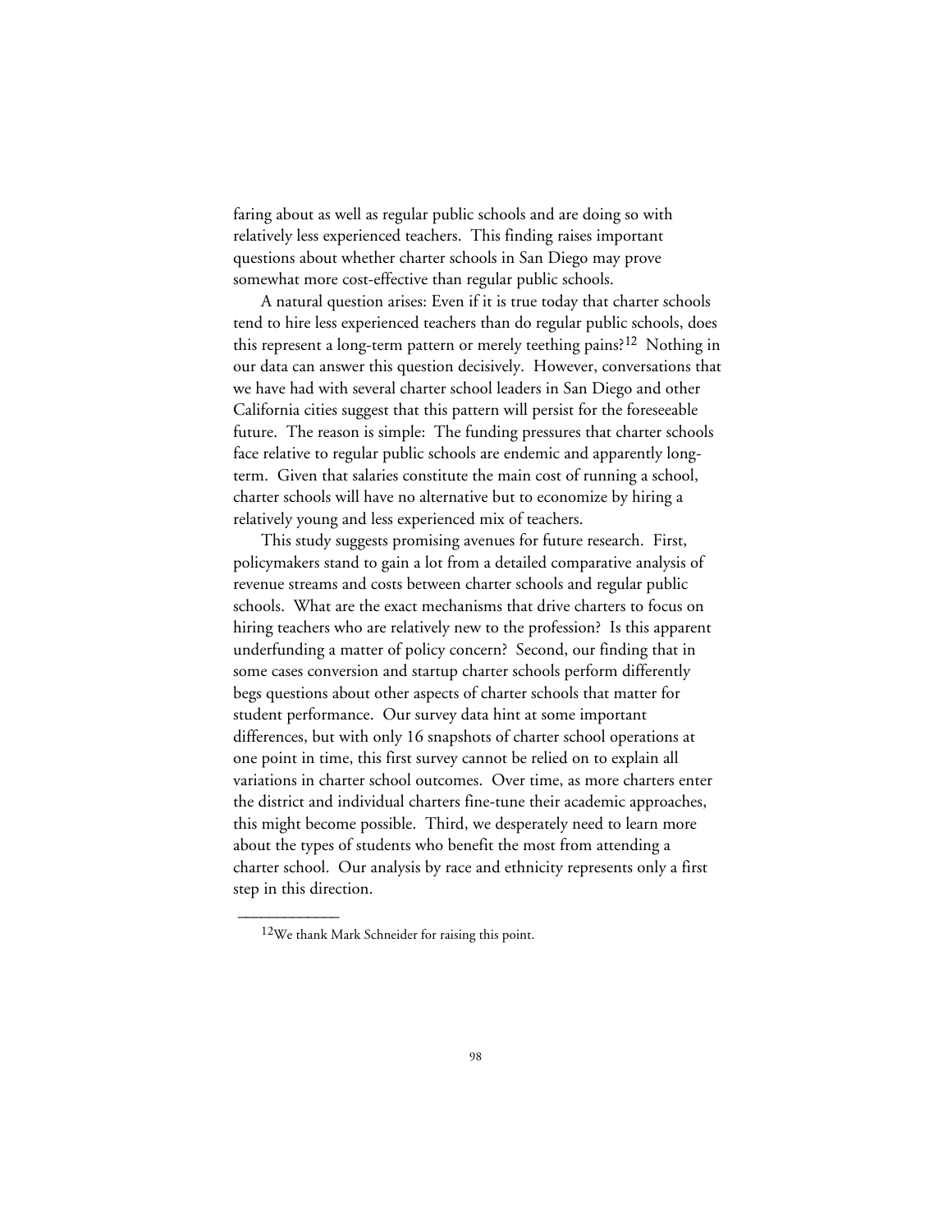faring about as well as regular public schools and are doing so with relatively less experienced teachers. This finding raises important questions about whether charter schools in San Diego may prove somewhat more cost-effective than regular public schools.

A natural question arises: Even if it is true today that charter schools tend to hire less experienced teachers than do regular public schools, does this represent a long-term pattern or merely teething pains?[12] Nothing in our data can answer this question decisively. However, conversations that we have had with several charter school leaders in San Diego and other California cities suggest that this pattern will persist for the foreseeable future. The reason is simple: The funding pressures that charter schools face relative to regular public schools are endemic and apparently long-term. Given that salaries constitute the main cost of running a school, charter schools will have no alternative but to economize by hiring a relatively young and less experienced mix of teachers.

This study suggests promising avenues for future research. First, policymakers stand to gain a lot from a detailed comparative analysis of revenue streams and costs between charter schools and regular public schools. What are the exact mechanisms that drive charters to focus on hiring teachers who are relatively new to the profession? Is this apparent underfunding a matter of policy concern? Second, our finding that in some cases conversion and startup charter schools perform differently begs questions about other aspects of charter schools that matter for student performance. Our survey data hint at some important differences, but with only 16 snapshots of charter school operations at one point in time, this first survey cannot be relied on to explain all variations in charter school outcomes. Over time, as more charters enter the district and individual charters fine-tune their academic approaches, this might become possible. Third, we desperately need to learn more about the types of students who benefit the most from attending a charter school. Our analysis by race and ethnicity represents only a first step in this direction.

---

[12] We thank Mark Schneider for raising this point.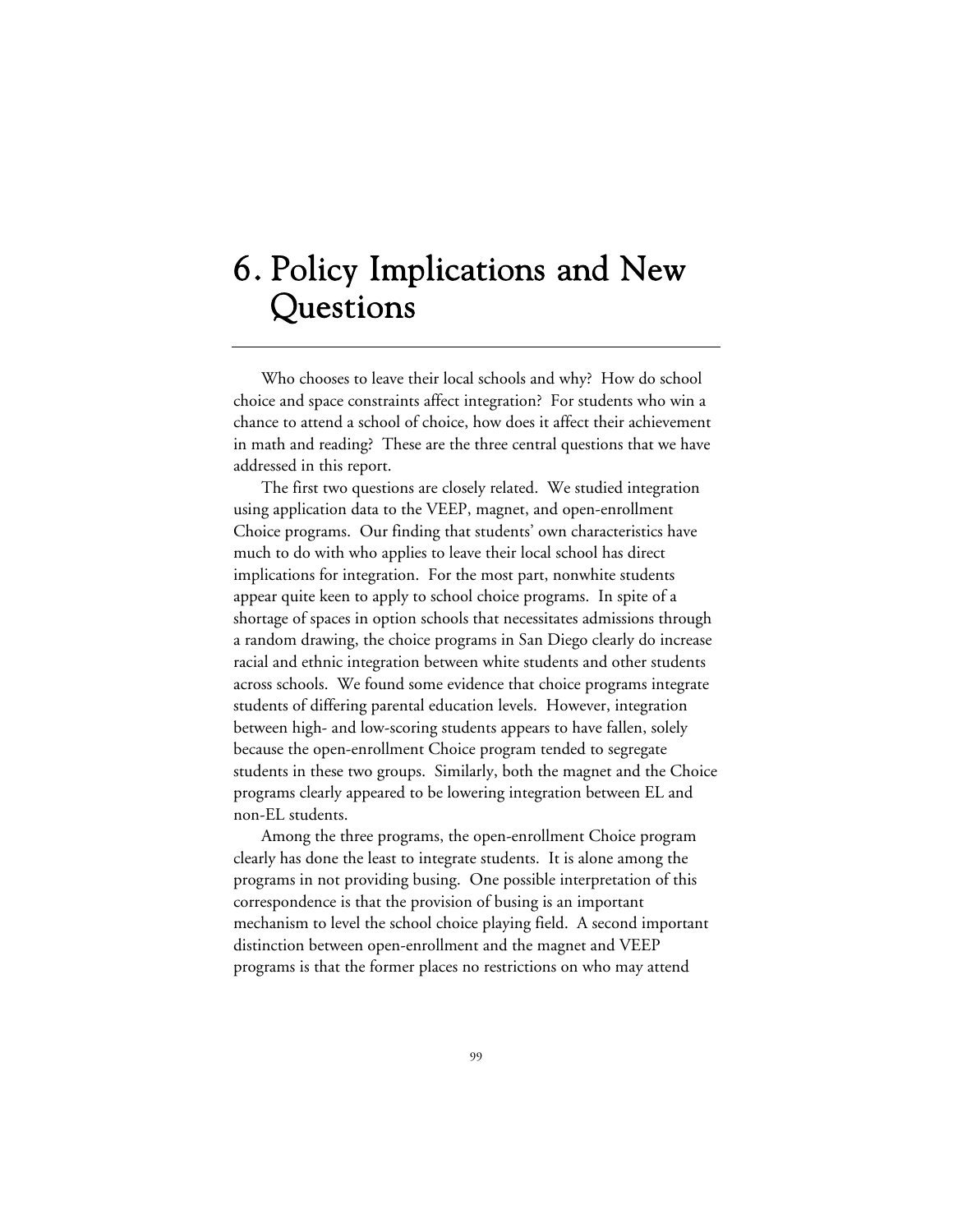# 6. Policy Implications and New Questions

Who chooses to leave their local schools and why? How do school choice and space constraints affect integration? For students who win a chance to attend a school of choice, how does it affect their achievement in math and reading? These are the three central questions that we have addressed in this report.

The first two questions are closely related. We studied integration using application data to the VEEP, magnet, and open-enrollment Choice programs. Our finding that students' own characteristics have much to do with who applies to leave their local school has direct implications for integration. For the most part, nonwhite students appear quite keen to apply to school choice programs. In spite of a shortage of spaces in option schools that necessitates admissions through a random drawing, the choice programs in San Diego clearly do increase racial and ethnic integration between white students and other students across schools. We found some evidence that choice programs integrate students of differing parental education levels. However, integration between high- and low-scoring students appears to have fallen, solely because the open-enrollment Choice program tended to segregate students in these two groups. Similarly, both the magnet and the Choice programs clearly appeared to be lowering integration between EL and non-EL students.

Among the three programs, the open-enrollment Choice program clearly has done the least to integrate students. It is alone among the programs in not providing busing. One possible interpretation of this correspondence is that the provision of busing is an important mechanism to level the school choice playing field. A second important distinction between open-enrollment and the magnet and VEEP programs is that the former places no restrictions on who may attend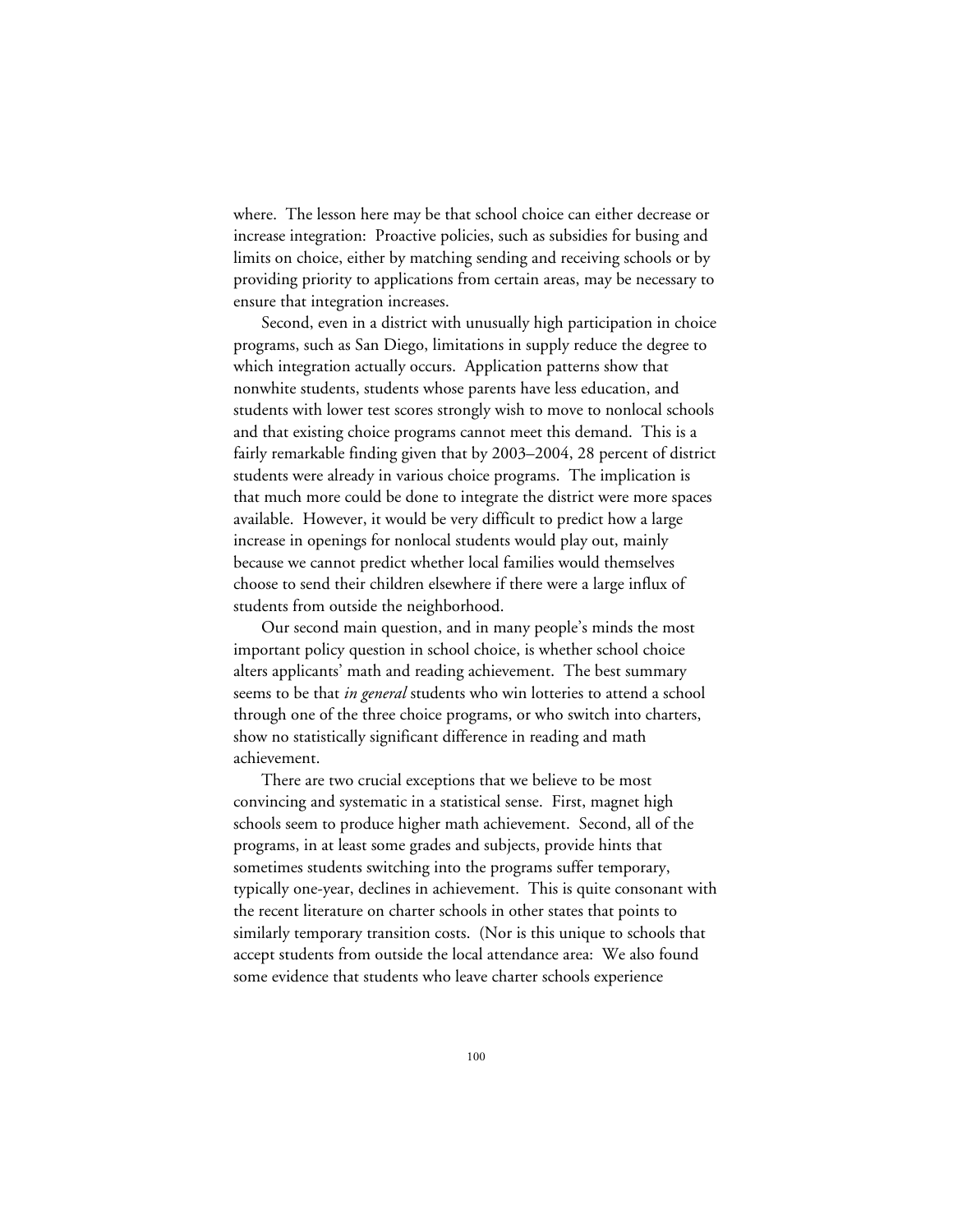where. The lesson here may be that school choice can either decrease or increase integration: Proactive policies, such as subsidies for busing and limits on choice, either by matching sending and receiving schools or by providing priority to applications from certain areas, may be necessary to ensure that integration increases.

Second, even in a district with unusually high participation in choice programs, such as San Diego, limitations in supply reduce the degree to which integration actually occurs. Application patterns show that nonwhite students, students whose parents have less education, and students with lower test scores strongly wish to move to nonlocal schools and that existing choice programs cannot meet this demand. This is a fairly remarkable finding given that by 2003–2004, 28 percent of district students were already in various choice programs. The implication is that much more could be done to integrate the district were more spaces available. However, it would be very difficult to predict how a large increase in openings for nonlocal students would play out, mainly because we cannot predict whether local families would themselves choose to send their children elsewhere if there were a large influx of students from outside the neighborhood.

Our second main question, and in many people's minds the most important policy question in school choice, is whether school choice alters applicants' math and reading achievement. The best summary seems to be that *in general* students who win lotteries to attend a school through one of the three choice programs, or who switch into charters, show no statistically significant difference in reading and math achievement.

There are two crucial exceptions that we believe to be most convincing and systematic in a statistical sense. First, magnet high schools seem to produce higher math achievement. Second, all of the programs, in at least some grades and subjects, provide hints that sometimes students switching into the programs suffer temporary, typically one-year, declines in achievement. This is quite consonant with the recent literature on charter schools in other states that points to similarly temporary transition costs. (Nor is this unique to schools that accept students from outside the local attendance area: We also found some evidence that students who leave charter schools experience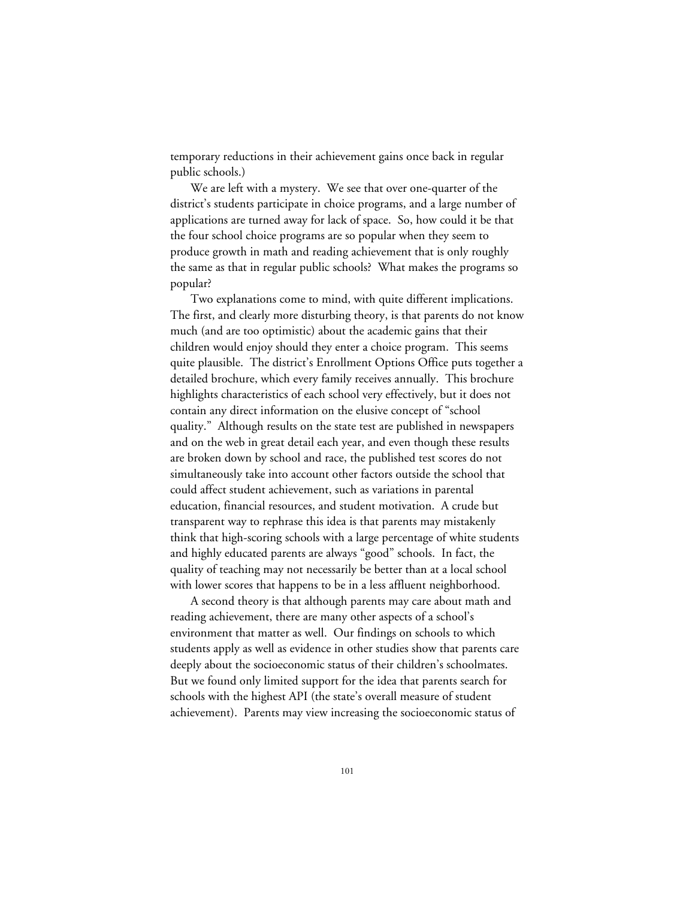temporary reductions in their achievement gains once back in regular public schools.)

We are left with a mystery. We see that over one-quarter of the district's students participate in choice programs, and a large number of applications are turned away for lack of space. So, how could it be that the four school choice programs are so popular when they seem to produce growth in math and reading achievement that is only roughly the same as that in regular public schools? What makes the programs so popular?

Two explanations come to mind, with quite different implications. The first, and clearly more disturbing theory, is that parents do not know much (and are too optimistic) about the academic gains that their children would enjoy should they enter a choice program. This seems quite plausible. The district's Enrollment Options Office puts together a detailed brochure, which every family receives annually. This brochure highlights characteristics of each school very effectively, but it does not contain any direct information on the elusive concept of "school quality." Although results on the state test are published in newspapers and on the web in great detail each year, and even though these results are broken down by school and race, the published test scores do not simultaneously take into account other factors outside the school that could affect student achievement, such as variations in parental education, financial resources, and student motivation. A crude but transparent way to rephrase this idea is that parents may mistakenly think that high-scoring schools with a large percentage of white students and highly educated parents are always "good" schools. In fact, the quality of teaching may not necessarily be better than at a local school with lower scores that happens to be in a less affluent neighborhood.

A second theory is that although parents may care about math and reading achievement, there are many other aspects of a school's environment that matter as well. Our findings on schools to which students apply as well as evidence in other studies show that parents care deeply about the socioeconomic status of their children's schoolmates. But we found only limited support for the idea that parents search for schools with the highest API (the state's overall measure of student achievement). Parents may view increasing the socioeconomic status of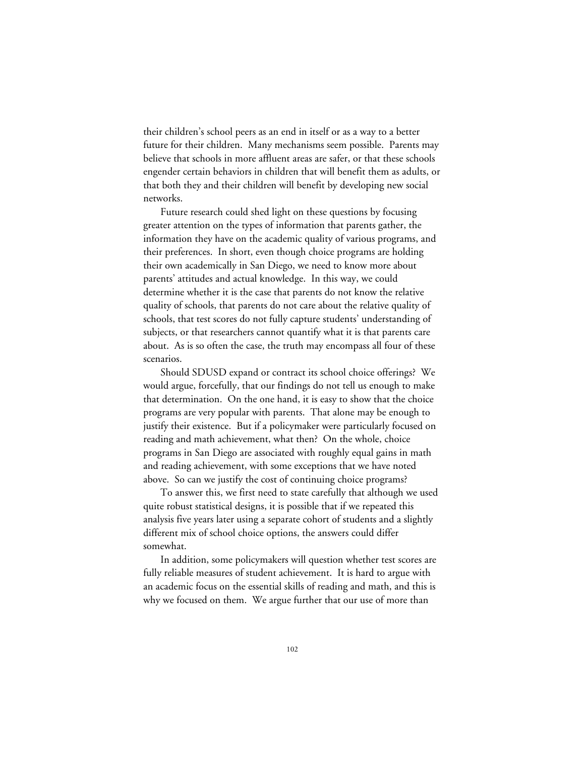their children's school peers as an end in itself or as a way to a better future for their children. Many mechanisms seem possible. Parents may believe that schools in more affluent areas are safer, or that these schools engender certain behaviors in children that will benefit them as adults, or that both they and their children will benefit by developing new social networks.

Future research could shed light on these questions by focusing greater attention on the types of information that parents gather, the information they have on the academic quality of various programs, and their preferences. In short, even though choice programs are holding their own academically in San Diego, we need to know more about parents' attitudes and actual knowledge. In this way, we could determine whether it is the case that parents do not know the relative quality of schools, that parents do not care about the relative quality of schools, that test scores do not fully capture students' understanding of subjects, or that researchers cannot quantify what it is that parents care about. As is so often the case, the truth may encompass all four of these scenarios.

Should SDUSD expand or contract its school choice offerings? We would argue, forcefully, that our findings do not tell us enough to make that determination. On the one hand, it is easy to show that the choice programs are very popular with parents. That alone may be enough to justify their existence. But if a policymaker were particularly focused on reading and math achievement, what then? On the whole, choice programs in San Diego are associated with roughly equal gains in math and reading achievement, with some exceptions that we have noted above. So can we justify the cost of continuing choice programs?

To answer this, we first need to state carefully that although we used quite robust statistical designs, it is possible that if we repeated this analysis five years later using a separate cohort of students and a slightly different mix of school choice options, the answers could differ somewhat.

In addition, some policymakers will question whether test scores are fully reliable measures of student achievement. It is hard to argue with an academic focus on the essential skills of reading and math, and this is why we focused on them. We argue further that our use of more than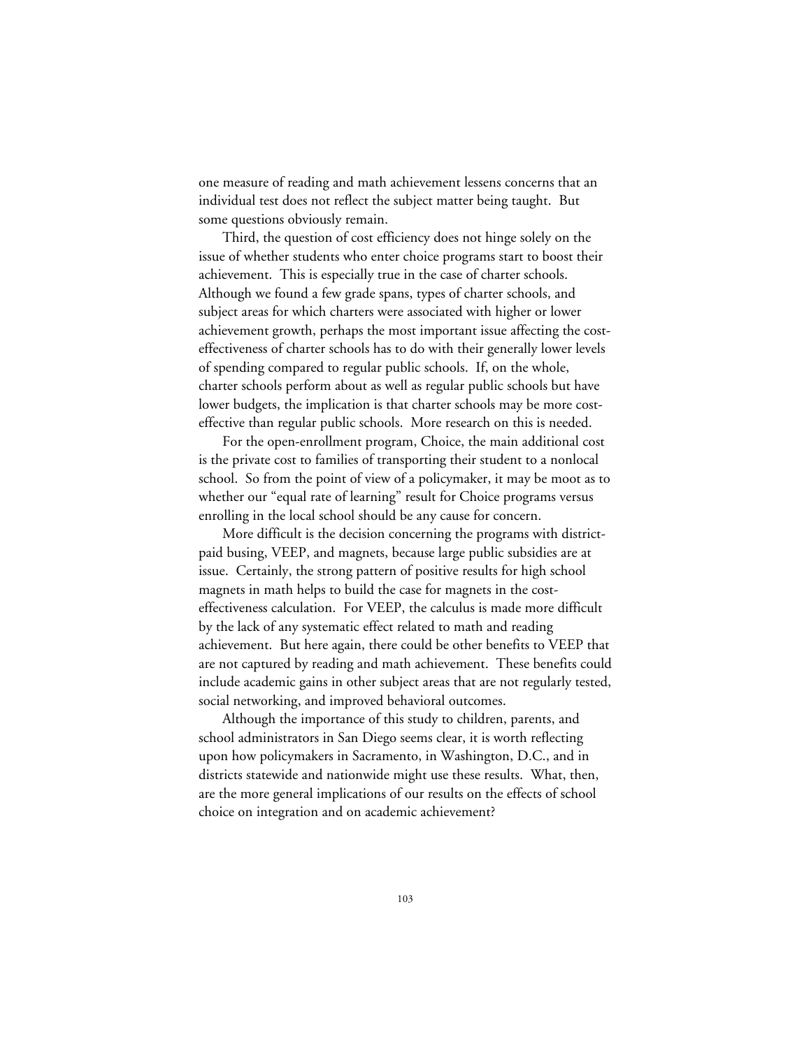one measure of reading and math achievement lessens concerns that an individual test does not reflect the subject matter being taught. But some questions obviously remain.

Third, the question of cost efficiency does not hinge solely on the issue of whether students who enter choice programs start to boost their achievement. This is especially true in the case of charter schools. Although we found a few grade spans, types of charter schools, and subject areas for which charters were associated with higher or lower achievement growth, perhaps the most important issue affecting the cost-effectiveness of charter schools has to do with their generally lower levels of spending compared to regular public schools. If, on the whole, charter schools perform about as well as regular public schools but have lower budgets, the implication is that charter schools may be more cost-effective than regular public schools. More research on this is needed.

For the open-enrollment program, Choice, the main additional cost is the private cost to families of transporting their student to a nonlocal school. So from the point of view of a policymaker, it may be moot as to whether our "equal rate of learning" result for Choice programs versus enrolling in the local school should be any cause for concern.

More difficult is the decision concerning the programs with district-paid busing, VEEP, and magnets, because large public subsidies are at issue. Certainly, the strong pattern of positive results for high school magnets in math helps to build the case for magnets in the cost-effectiveness calculation. For VEEP, the calculus is made more difficult by the lack of any systematic effect related to math and reading achievement. But here again, there could be other benefits to VEEP that are not captured by reading and math achievement. These benefits could include academic gains in other subject areas that are not regularly tested, social networking, and improved behavioral outcomes.

Although the importance of this study to children, parents, and school administrators in San Diego seems clear, it is worth reflecting upon how policymakers in Sacramento, in Washington, D.C., and in districts statewide and nationwide might use these results. What, then, are the more general implications of our results on the effects of school choice on integration and on academic achievement?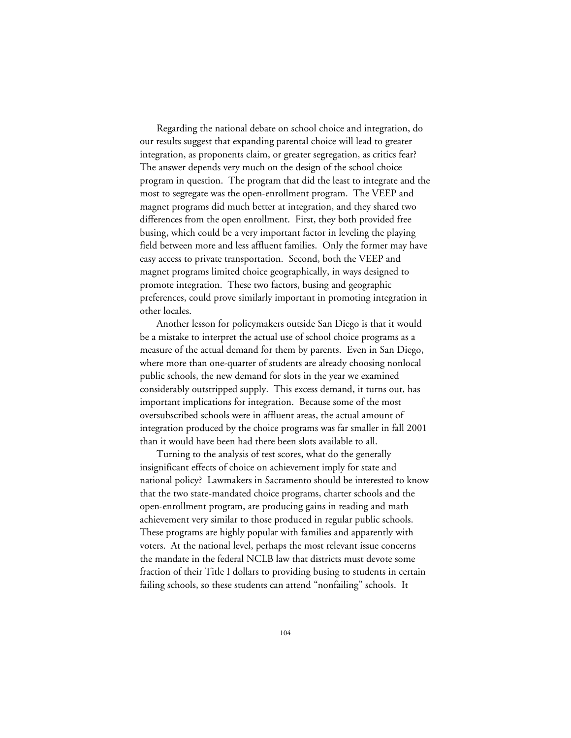Regarding the national debate on school choice and integration, do our results suggest that expanding parental choice will lead to greater integration, as proponents claim, or greater segregation, as critics fear? The answer depends very much on the design of the school choice program in question. The program that did the least to integrate and the most to segregate was the open-enrollment program. The VEEP and magnet programs did much better at integration, and they shared two differences from the open enrollment. First, they both provided free busing, which could be a very important factor in leveling the playing field between more and less affluent families. Only the former may have easy access to private transportation. Second, both the VEEP and magnet programs limited choice geographically, in ways designed to promote integration. These two factors, busing and geographic preferences, could prove similarly important in promoting integration in other locales.

Another lesson for policymakers outside San Diego is that it would be a mistake to interpret the actual use of school choice programs as a measure of the actual demand for them by parents. Even in San Diego, where more than one-quarter of students are already choosing nonlocal public schools, the new demand for slots in the year we examined considerably outstripped supply. This excess demand, it turns out, has important implications for integration. Because some of the most oversubscribed schools were in affluent areas, the actual amount of integration produced by the choice programs was far smaller in fall 2001 than it would have been had there been slots available to all.

Turning to the analysis of test scores, what do the generally insignificant effects of choice on achievement imply for state and national policy? Lawmakers in Sacramento should be interested to know that the two state-mandated choice programs, charter schools and the open-enrollment program, are producing gains in reading and math achievement very similar to those produced in regular public schools. These programs are highly popular with families and apparently with voters. At the national level, perhaps the most relevant issue concerns the mandate in the federal NCLB law that districts must devote some fraction of their Title I dollars to providing busing to students in certain failing schools, so these students can attend "nonfailing" schools. It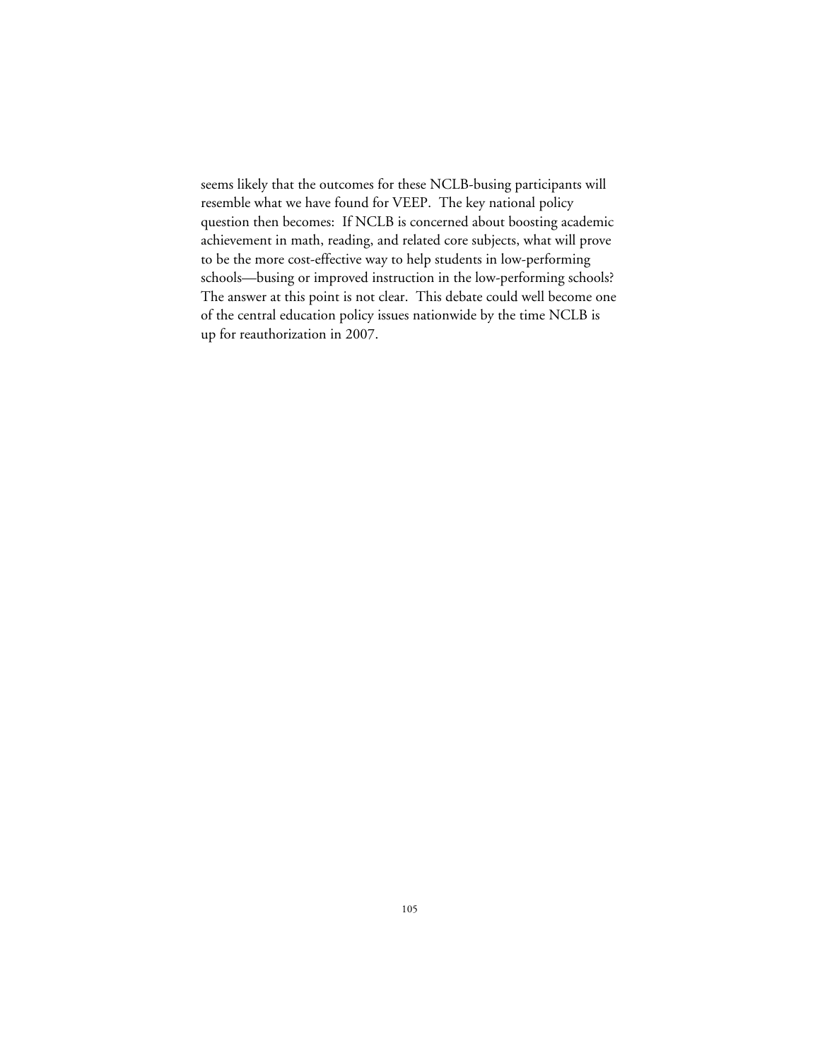seems likely that the outcomes for these NCLB-busing participants will resemble what we have found for VEEP. The key national policy question then becomes: If NCLB is concerned about boosting academic achievement in math, reading, and related core subjects, what will prove to be the more cost-effective way to help students in low-performing schools—busing or improved instruction in the low-performing schools? The answer at this point is not clear. This debate could well become one of the central education policy issues nationwide by the time NCLB is up for reauthorization in 2007.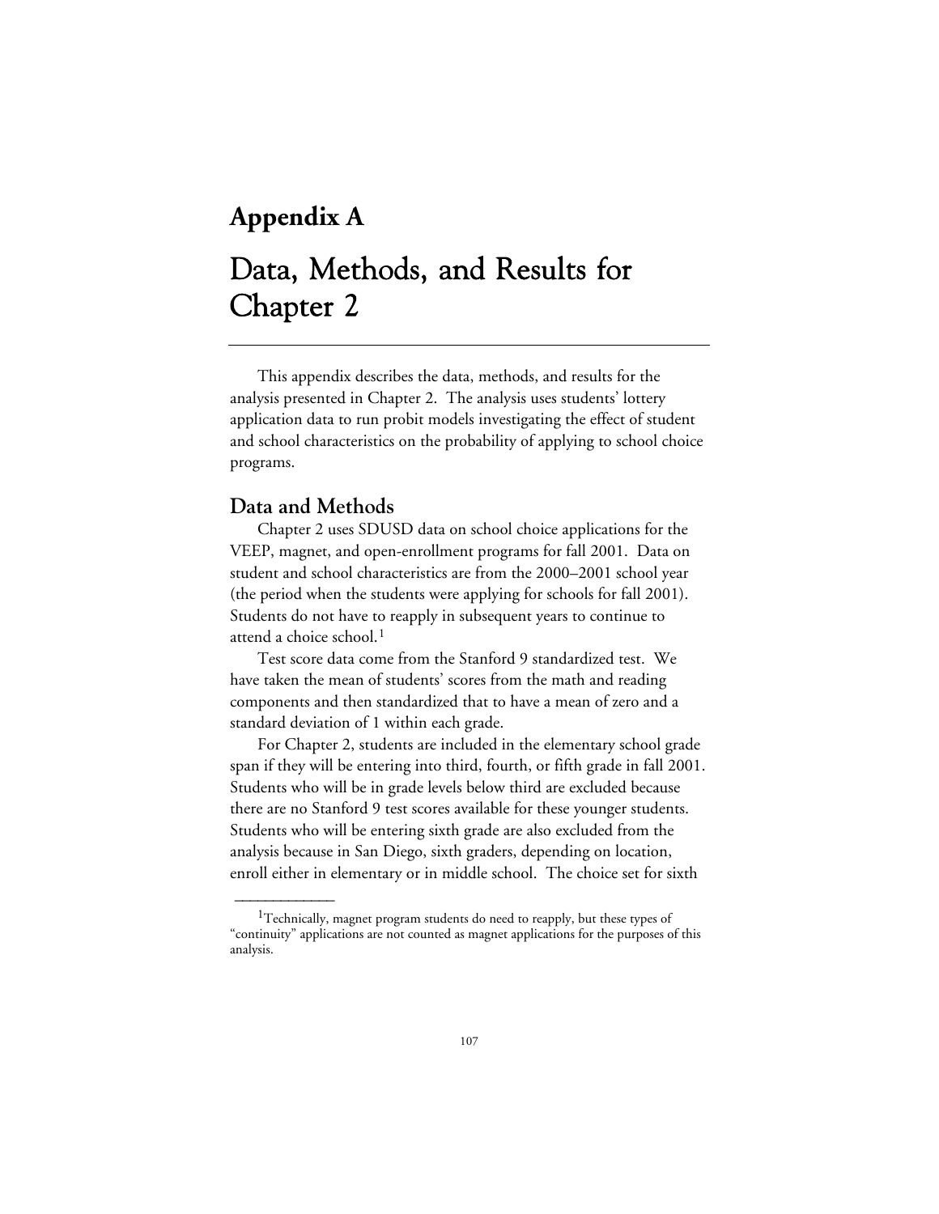# Appendix A

# Data, Methods, and Results for Chapter 2

This appendix describes the data, methods, and results for the analysis presented in Chapter 2. The analysis uses students' lottery application data to run probit models investigating the effect of student and school characteristics on the probability of applying to school choice programs.

## Data and Methods

Chapter 2 uses SDUSD data on school choice applications for the VEEP, magnet, and open-enrollment programs for fall 2001. Data on student and school characteristics are from the 2000–2001 school year (the period when the students were applying for schools for fall 2001). Students do not have to reapply in subsequent years to continue to attend a choice school.[1]

Test score data come from the Stanford 9 standardized test. We have taken the mean of students' scores from the math and reading components and then standardized that to have a mean of zero and a standard deviation of 1 within each grade.

For Chapter 2, students are included in the elementary school grade span if they will be entering into third, fourth, or fifth grade in fall 2001. Students who will be in grade levels below third are excluded because there are no Stanford 9 test scores available for these younger students. Students who will be entering sixth grade are also excluded from the analysis because in San Diego, sixth graders, depending on location, enroll either in elementary or in middle school. The choice set for sixth

---

[1] Technically, magnet program students do need to reapply, but these types of "continuity" applications are not counted as magnet applications for the purposes of this analysis.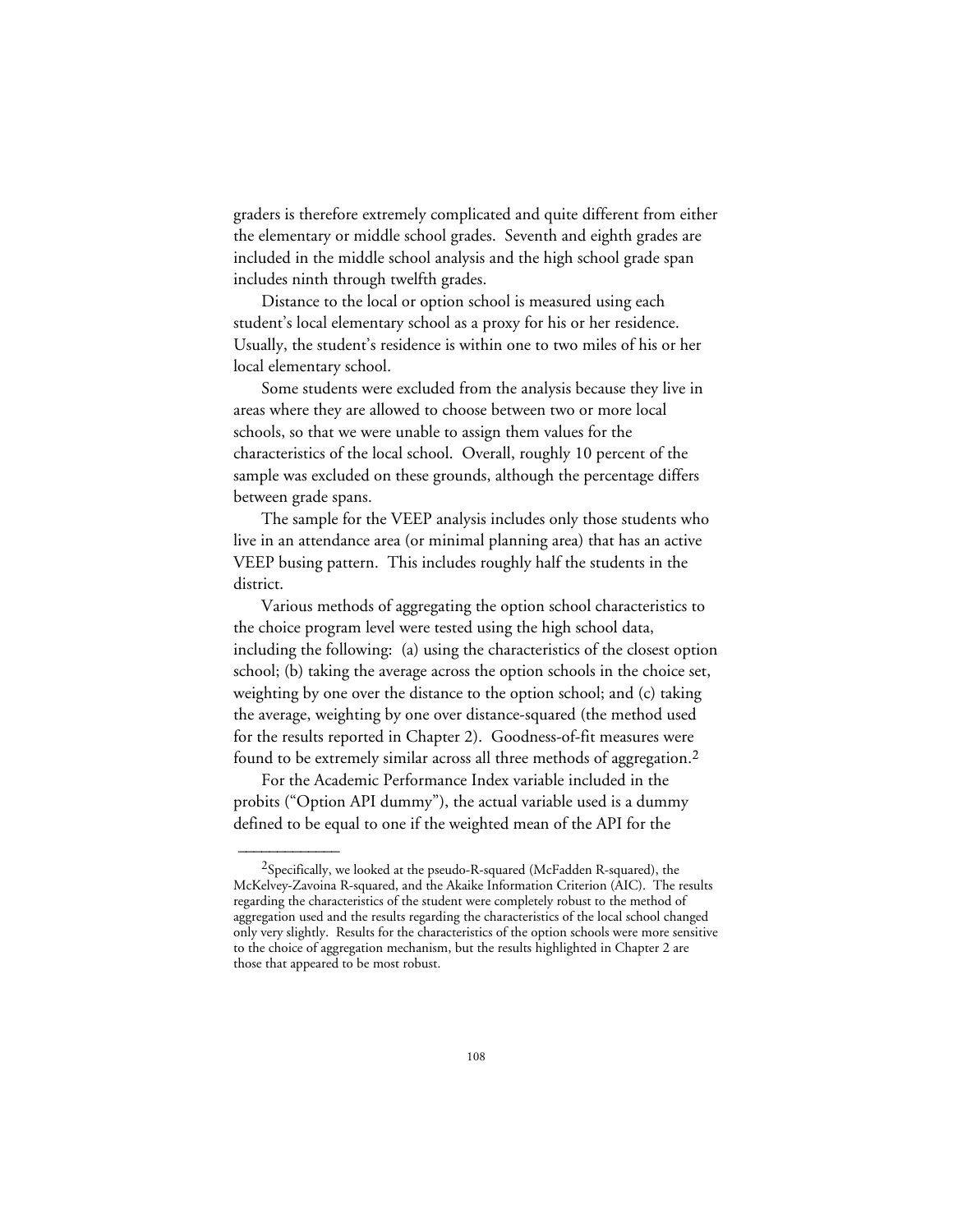graders is therefore extremely complicated and quite different from either the elementary or middle school grades. Seventh and eighth grades are included in the middle school analysis and the high school grade span includes ninth through twelfth grades.

Distance to the local or option school is measured using each student's local elementary school as a proxy for his or her residence. Usually, the student's residence is within one to two miles of his or her local elementary school.

Some students were excluded from the analysis because they live in areas where they are allowed to choose between two or more local schools, so that we were unable to assign them values for the characteristics of the local school. Overall, roughly 10 percent of the sample was excluded on these grounds, although the percentage differs between grade spans.

The sample for the VEEP analysis includes only those students who live in an attendance area (or minimal planning area) that has an active VEEP busing pattern. This includes roughly half the students in the district.

Various methods of aggregating the option school characteristics to the choice program level were tested using the high school data, including the following: (a) using the characteristics of the closest option school; (b) taking the average across the option schools in the choice set, weighting by one over the distance to the option school; and (c) taking the average, weighting by one over distance-squared (the method used for the results reported in Chapter 2). Goodness-of-fit measures were found to be extremely similar across all three methods of aggregation.[2]

For the Academic Performance Index variable included in the probits ("Option API dummy"), the actual variable used is a dummy defined to be equal to one if the weighted mean of the API for the

---

[2]Specifically, we looked at the pseudo-R-squared (McFadden R-squared), the McKelvey-Zavoina R-squared, and the Akaike Information Criterion (AIC). The results regarding the characteristics of the student were completely robust to the method of aggregation used and the results regarding the characteristics of the local school changed only very slightly. Results for the characteristics of the option schools were more sensitive to the choice of aggregation mechanism, but the results highlighted in Chapter 2 are those that appeared to be most robust.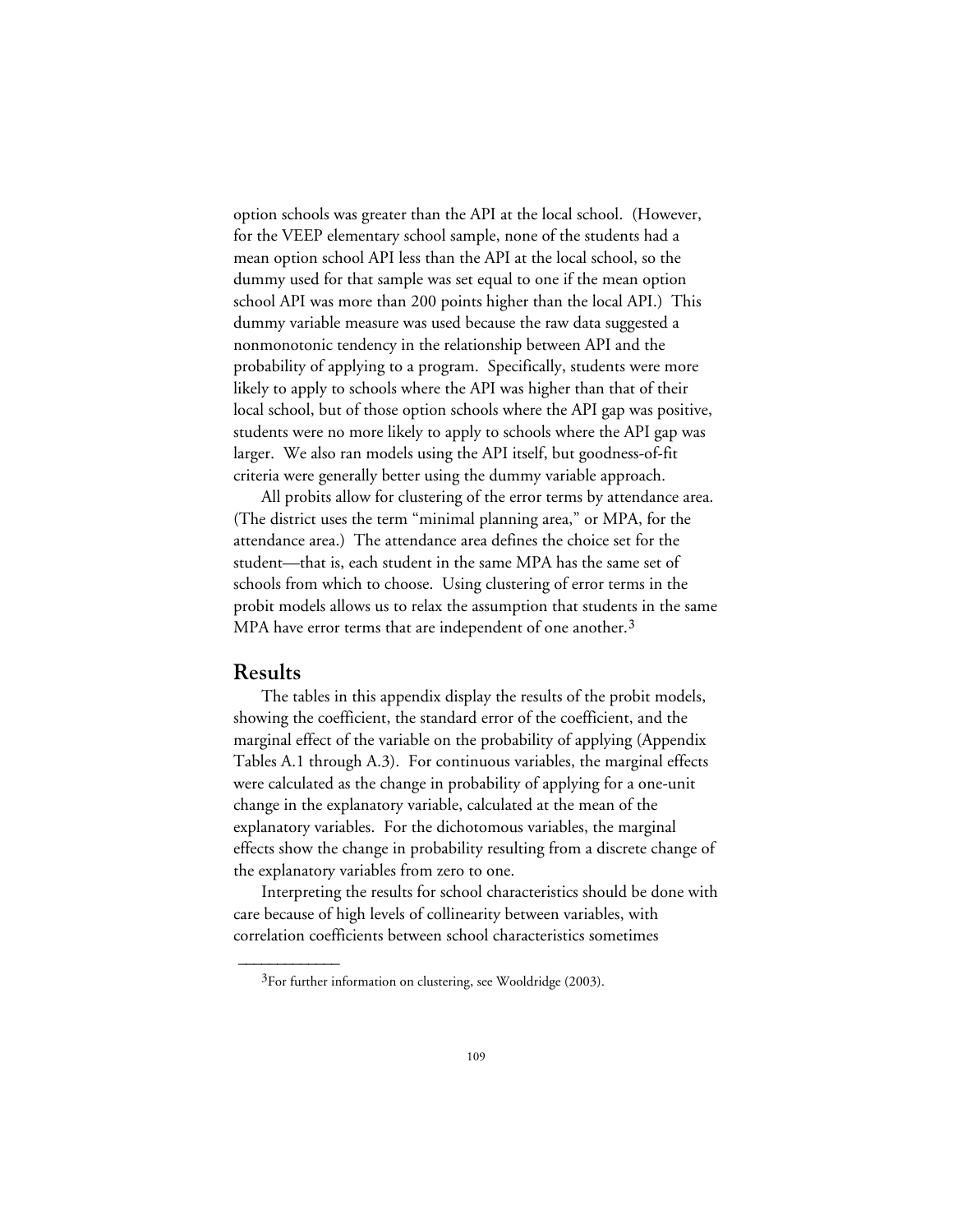option schools was greater than the API at the local school. (However, for the VEEP elementary school sample, none of the students had a mean option school API less than the API at the local school, so the dummy used for that sample was set equal to one if the mean option school API was more than 200 points higher than the local API.) This dummy variable measure was used because the raw data suggested a nonmonotonic tendency in the relationship between API and the probability of applying to a program. Specifically, students were more likely to apply to schools where the API was higher than that of their local school, but of those option schools where the API gap was positive, students were no more likely to apply to schools where the API gap was larger. We also ran models using the API itself, but goodness-of-fit criteria were generally better using the dummy variable approach.

All probits allow for clustering of the error terms by attendance area. (The district uses the term "minimal planning area," or MPA, for the attendance area.) The attendance area defines the choice set for the student—that is, each student in the same MPA has the same set of schools from which to choose. Using clustering of error terms in the probit models allows us to relax the assumption that students in the same MPA have error terms that are independent of one another.[3]

## Results

The tables in this appendix display the results of the probit models, showing the coefficient, the standard error of the coefficient, and the marginal effect of the variable on the probability of applying (Appendix Tables A.1 through A.3). For continuous variables, the marginal effects were calculated as the change in probability of applying for a one-unit change in the explanatory variable, calculated at the mean of the explanatory variables. For the dichotomous variables, the marginal effects show the change in probability resulting from a discrete change of the explanatory variables from zero to one.

Interpreting the results for school characteristics should be done with care because of high levels of collinearity between variables, with correlation coefficients between school characteristics sometimes

---

[3]For further information on clustering, see Wooldridge (2003).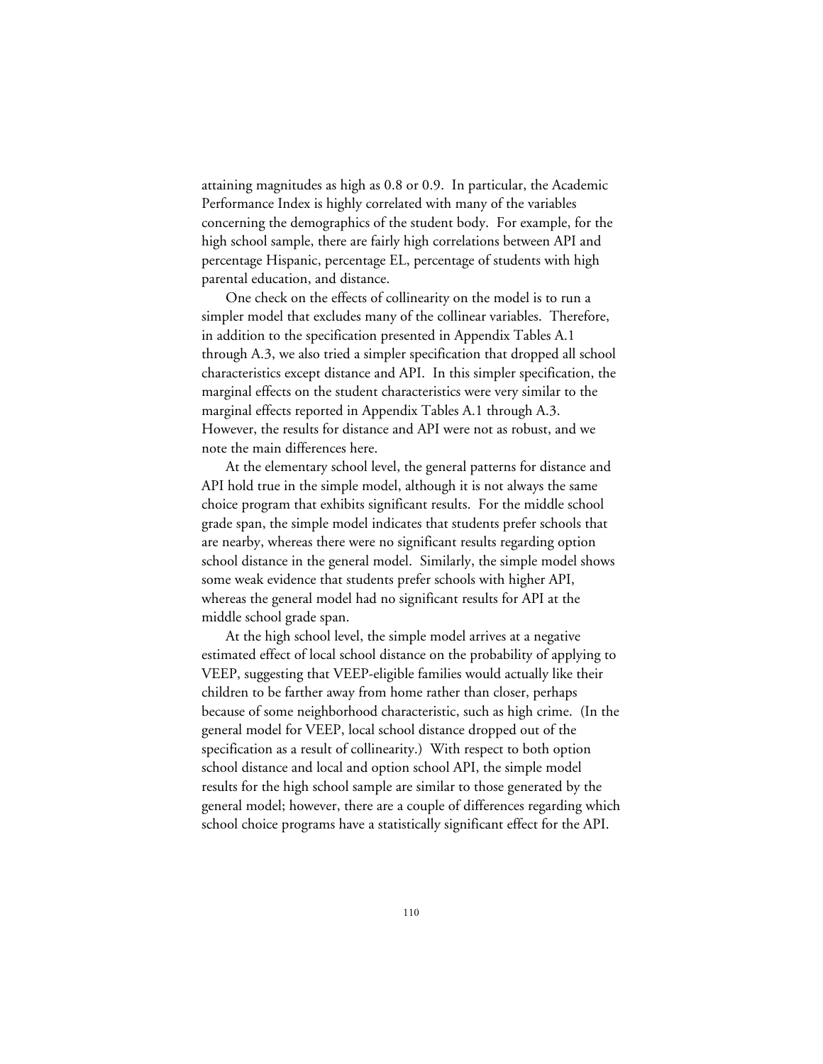attaining magnitudes as high as 0.8 or 0.9. In particular, the Academic Performance Index is highly correlated with many of the variables concerning the demographics of the student body. For example, for the high school sample, there are fairly high correlations between API and percentage Hispanic, percentage EL, percentage of students with high parental education, and distance.

One check on the effects of collinearity on the model is to run a simpler model that excludes many of the collinear variables. Therefore, in addition to the specification presented in Appendix Tables A.1 through A.3, we also tried a simpler specification that dropped all school characteristics except distance and API. In this simpler specification, the marginal effects on the student characteristics were very similar to the marginal effects reported in Appendix Tables A.1 through A.3. However, the results for distance and API were not as robust, and we note the main differences here.

At the elementary school level, the general patterns for distance and API hold true in the simple model, although it is not always the same choice program that exhibits significant results. For the middle school grade span, the simple model indicates that students prefer schools that are nearby, whereas there were no significant results regarding option school distance in the general model. Similarly, the simple model shows some weak evidence that students prefer schools with higher API, whereas the general model had no significant results for API at the middle school grade span.

At the high school level, the simple model arrives at a negative estimated effect of local school distance on the probability of applying to VEEP, suggesting that VEEP-eligible families would actually like their children to be farther away from home rather than closer, perhaps because of some neighborhood characteristic, such as high crime. (In the general model for VEEP, local school distance dropped out of the specification as a result of collinearity.) With respect to both option school distance and local and option school API, the simple model results for the high school sample are similar to those generated by the general model; however, there are a couple of differences regarding which school choice programs have a statistically significant effect for the API.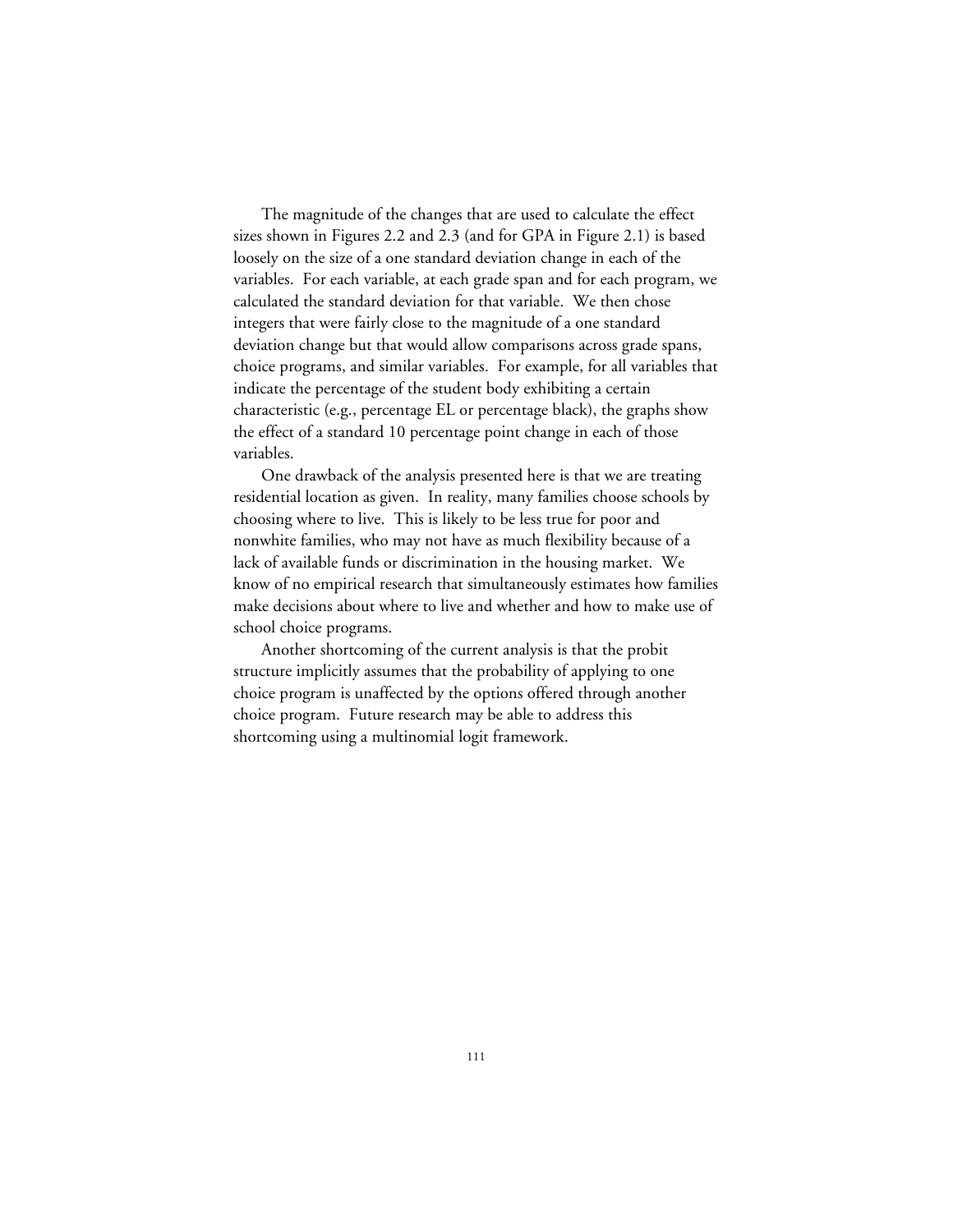The magnitude of the changes that are used to calculate the effect sizes shown in Figures 2.2 and 2.3 (and for GPA in Figure 2.1) is based loosely on the size of a one standard deviation change in each of the variables. For each variable, at each grade span and for each program, we calculated the standard deviation for that variable. We then chose integers that were fairly close to the magnitude of a one standard deviation change but that would allow comparisons across grade spans, choice programs, and similar variables. For example, for all variables that indicate the percentage of the student body exhibiting a certain characteristic (e.g., percentage EL or percentage black), the graphs show the effect of a standard 10 percentage point change in each of those variables.

One drawback of the analysis presented here is that we are treating residential location as given. In reality, many families choose schools by choosing where to live. This is likely to be less true for poor and nonwhite families, who may not have as much flexibility because of a lack of available funds or discrimination in the housing market. We know of no empirical research that simultaneously estimates how families make decisions about where to live and whether and how to make use of school choice programs.

Another shortcoming of the current analysis is that the probit structure implicitly assumes that the probability of applying to one choice program is unaffected by the options offered through another choice program. Future research may be able to address this shortcoming using a multinomial logit framework.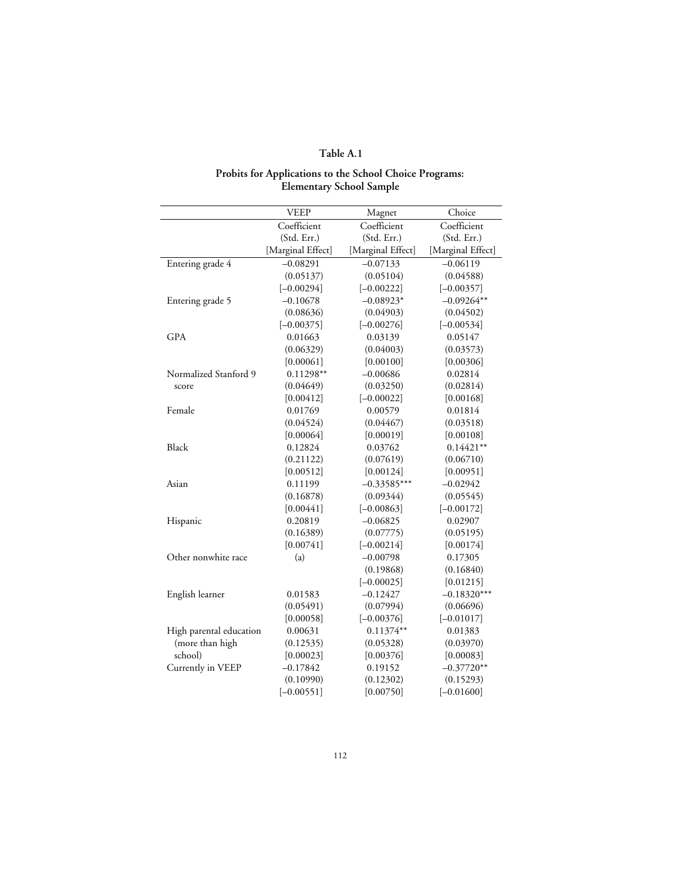**Table A.1**

**Probits for Applications to the School Choice Programs: Elementary School Sample**

| | VEEP | Magnet | Choice |
|---|---|---|---|
| | Coefficient (Std. Err.) [Marginal Effect] | Coefficient (Std. Err.) [Marginal Effect] | Coefficient (Std. Err.) [Marginal Effect] |
| Entering grade 4 | –0.08291 | –0.07133 | –0.06119 |
| | (0.05137) | (0.05104) | (0.04588) |
| | [–0.00294] | [–0.00222] | [–0.00357] |
| Entering grade 5 | –0.10678 | –0.08923* | –0.09264** |
| | (0.08636) | (0.04903) | (0.04502) |
| | [–0.00375] | [–0.00276] | [–0.00534] |
| GPA | 0.01663 | 0.03139 | 0.05147 |
| | (0.06329) | (0.04003) | (0.03573) |
| | [0.00061] | [0.00100] | [0.00306] |
| Normalized Stanford 9 score | 0.11298** | –0.00686 | 0.02814 |
| | (0.04649) | (0.03250) | (0.02814) |
| | [0.00412] | [–0.00022] | [0.00168] |
| Female | 0.01769 | 0.00579 | 0.01814 |
| | (0.04524) | (0.04467) | (0.03518) |
| | [0.00064] | [0.00019] | [0.00108] |
| Black | 0.12824 | 0.03762 | 0.14421** |
| | (0.21122) | (0.07619) | (0.06710) |
| | [0.00512] | [0.00124] | [0.00951] |
| Asian | 0.11199 | –0.33585*** | –0.02942 |
| | (0.16878) | (0.09344) | (0.05545) |
| | [0.00441] | [–0.00863] | [–0.00172] |
| Hispanic | 0.20819 | –0.06825 | 0.02907 |
| | (0.16389) | (0.07775) | (0.05195) |
| | [0.00741] | [–0.00214] | [0.00174] |
| Other nonwhite race | (a) | –0.00798 | 0.17305 |
| | | (0.19868) | (0.16840) |
| | | [–0.00025] | [0.01215] |
| English learner | 0.01583 | –0.12427 | –0.18320*** |
| | (0.05491) | (0.07994) | (0.06696) |
| | [0.00058] | [–0.00376] | [–0.01017] |
| High parental education (more than high school) | 0.00631 | 0.11374** | 0.01383 |
| | (0.12535) | (0.05328) | (0.03970) |
| | [0.00023] | [0.00376] | [0.00083] |
| Currently in VEEP | –0.17842 | 0.19152 | –0.37720** |
| | (0.10990) | (0.12302) | (0.15293) |
| | [–0.00551] | [0.00750] | [–0.01600] |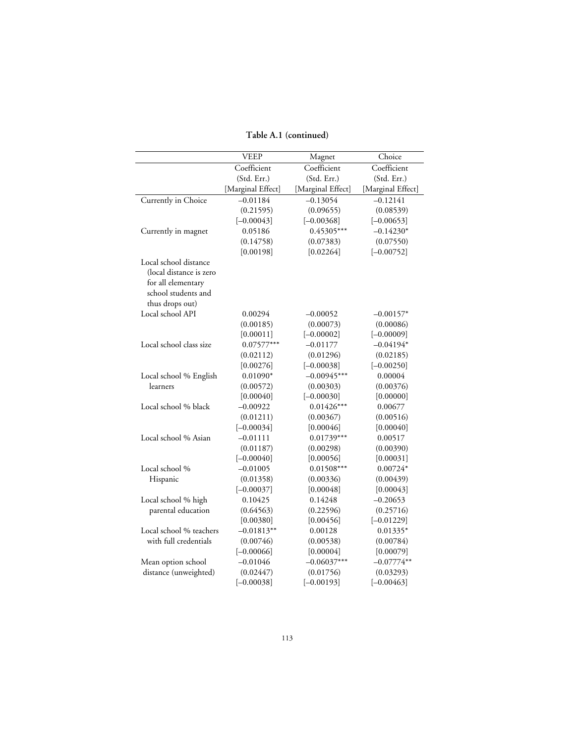**Table A.1 (continued)**

| | VEEP | Magnet | Choice |
|---|---|---|---|
| | Coefficient (Std. Err.) [Marginal Effect] | Coefficient (Std. Err.) [Marginal Effect] | Coefficient (Std. Err.) [Marginal Effect] |
| Currently in Choice | –0.01184 (0.21595) [–0.00043] | –0.13054 (0.09655) [–0.00368] | –0.12141 (0.08539) [–0.00653] |
| Currently in magnet | 0.05186 (0.14758) [0.00198] | 0.45305*** (0.07383) [0.02264] | –0.14230* (0.07550) [–0.00752] |
| Local school distance (local distance is zero for all elementary school students and thus drops out) | | | |
| Local school API | 0.00294 (0.00185) [0.00011] | –0.00052 (0.00073) [–0.00002] | –0.00157* (0.00086) [–0.00009] |
| Local school class size | 0.07577*** (0.02112) [0.00276] | –0.01177 (0.01296) [–0.00038] | –0.04194* (0.02185) [–0.00250] |
| Local school % English learners | 0.01090* (0.00572) [0.00040] | –0.00945*** (0.00303) [–0.00030] | 0.00004 (0.00376) [0.00000] |
| Local school % black | –0.00922 (0.01211) [–0.00034] | 0.01426*** (0.00367) [0.00046] | 0.00677 (0.00516) [0.00040] |
| Local school % Asian | –0.01111 (0.01187) [–0.00040] | 0.01739*** (0.00298) [0.00056] | 0.00517 (0.00390) [0.00031] |
| Local school % Hispanic | –0.01005 (0.01358) [–0.00037] | 0.01508*** (0.00336) [0.00048] | 0.00724* (0.00439) [0.00043] |
| Local school % high parental education | 0.10425 (0.64563) [0.00380] | 0.14248 (0.22596) [0.00456] | –0.20653 (0.25716) [–0.01229] |
| Local school % teachers with full credentials | –0.01813** (0.00746) [–0.00066] | 0.00128 (0.00538) [0.00004] | 0.01335* (0.00784) [0.00079] |
| Mean option school distance (unweighted) | –0.01046 (0.02447) [–0.00038] | –0.06037*** (0.01756) [–0.00193] | –0.07774** (0.03293) [–0.00463] |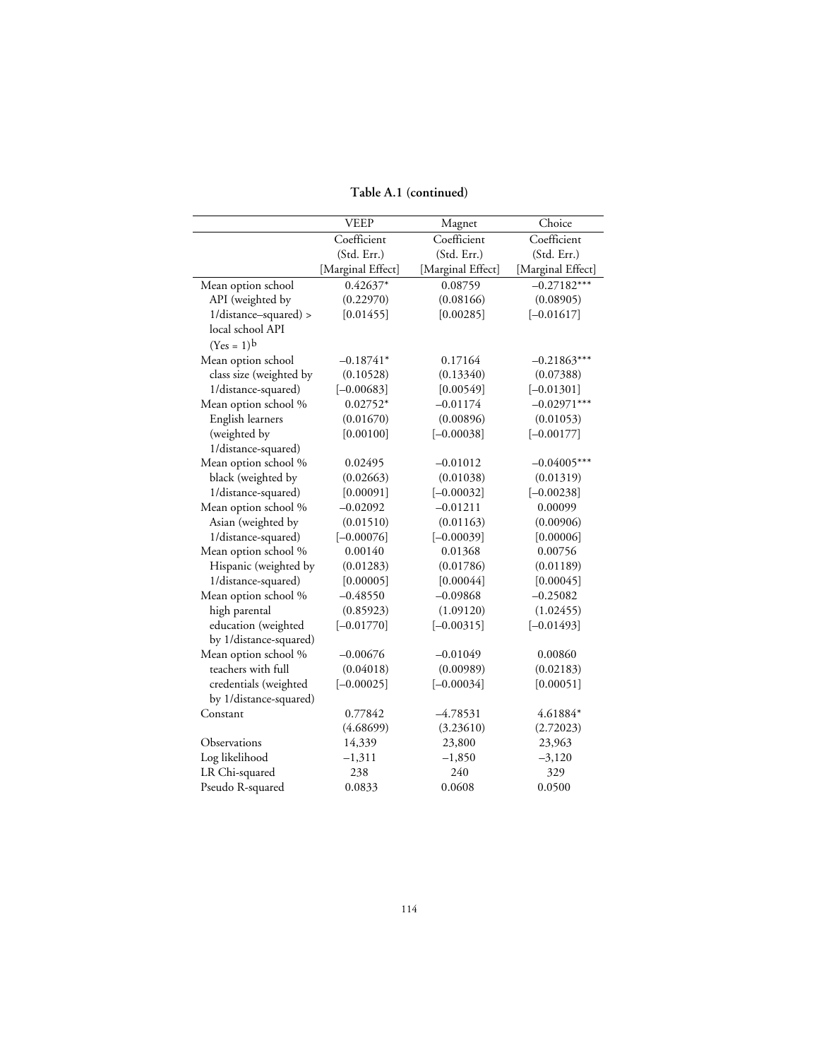**Table A.1 (continued)**

| | VEEP | Magnet | Choice |
|---|---|---|---|
| | Coefficient<br>(Std. Err.)<br>[Marginal Effect] | Coefficient<br>(Std. Err.)<br>[Marginal Effect] | Coefficient<br>(Std. Err.)<br>[Marginal Effect] |
| Mean option school API (weighted by 1/distance–squared) > local school API (Yes = 1)[b] | 0.42637*<br>(0.22970)<br>[0.01455] | 0.08759<br>(0.08166)<br>[0.00285] | –0.27182***<br>(0.08905)<br>[–0.01617] |
| Mean option school class size (weighted by 1/distance-squared) | –0.18741*<br>(0.10528)<br>[–0.00683] | 0.17164<br>(0.13340)<br>[0.00549] | –0.21863***<br>(0.07388)<br>[–0.01301] |
| Mean option school % English learners (weighted by 1/distance-squared) | 0.02752*<br>(0.01670)<br>[0.00100] | –0.01174<br>(0.00896)<br>[–0.00038] | –0.02971***<br>(0.01053)<br>[–0.00177] |
| Mean option school % black (weighted by 1/distance-squared) | 0.02495<br>(0.02663)<br>[0.00091] | –0.01012<br>(0.01038)<br>[–0.00032] | –0.04005***<br>(0.01319)<br>[–0.00238] |
| Mean option school % Asian (weighted by 1/distance-squared) | –0.02092<br>(0.01510)<br>[–0.00076] | –0.01211<br>(0.01163)<br>[–0.00039] | 0.00099<br>(0.00906)<br>[0.00006] |
| Mean option school % Hispanic (weighted by 1/distance-squared) | 0.00140<br>(0.01283)<br>[0.00005] | 0.01368<br>(0.01786)<br>[0.00044] | 0.00756<br>(0.01189)<br>[0.00045] |
| Mean option school % high parental education (weighted by 1/distance-squared) | –0.48550<br>(0.85923)<br>[–0.01770] | –0.09868<br>(1.09120)<br>[–0.00315] | –0.25082<br>(1.02455)<br>[–0.01493] |
| Mean option school % teachers with full credentials (weighted by 1/distance-squared) | –0.00676<br>(0.04018)<br>[–0.00025] | –0.01049<br>(0.00989)<br>[–0.00034] | 0.00860<br>(0.02183)<br>[0.00051] |
| Constant | 0.77842<br>(4.68699) | –4.78531<br>(3.23610) | 4.61884*<br>(2.72023) |
| Observations | 14,339 | 23,800 | 23,963 |
| Log likelihood | –1,311 | –1,850 | –3,120 |
| LR Chi-squared | 238 | 240 | 329 |
| Pseudo R-squared | 0.0833 | 0.0608 | 0.0500 |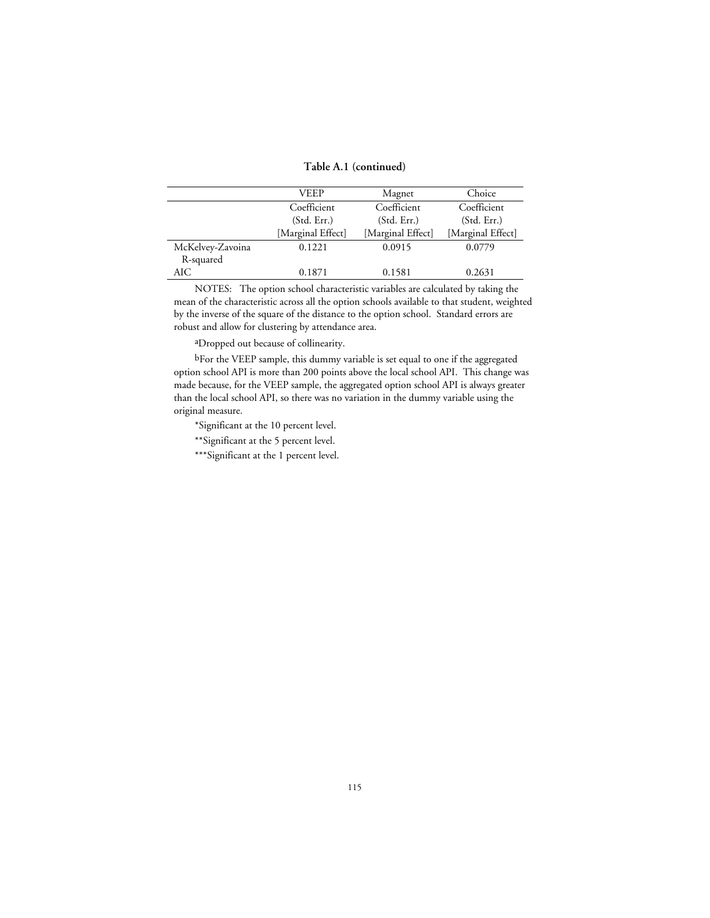**Table A.1 (continued)**

| | VEEP | Magnet | Choice |
|---|---|---|---|
| | Coefficient | Coefficient | Coefficient |
| | (Std. Err.) | (Std. Err.) | (Std. Err.) |
| | [Marginal Effect] | [Marginal Effect] | [Marginal Effect] |
| McKelvey-Zavoina R-squared | 0.1221 | 0.0915 | 0.0779 |
| AIC | 0.1871 | 0.1581 | 0.2631 |

NOTES: The option school characteristic variables are calculated by taking the mean of the characteristic across all the option schools available to that student, weighted by the inverse of the square of the distance to the option school. Standard errors are robust and allow for clustering by attendance area.

[a]Dropped out because of collinearity.

[b]For the VEEP sample, this dummy variable is set equal to one if the aggregated option school API is more than 200 points above the local school API. This change was made because, for the VEEP sample, the aggregated option school API is always greater than the local school API, so there was no variation in the dummy variable using the original measure.

*Significant at the 10 percent level.

**Significant at the 5 percent level.

***Significant at the 1 percent level.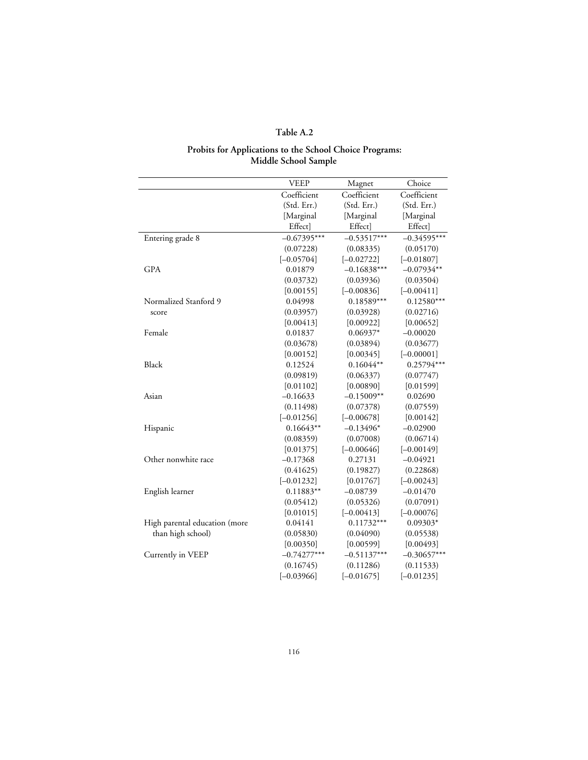**Table A.2**

**Probits for Applications to the School Choice Programs: Middle School Sample**

| | VEEP | Magnet | Choice |
|---|---|---|---|
| | Coefficient (Std. Err.) [Marginal Effect] | Coefficient (Std. Err.) [Marginal Effect] | Coefficient (Std. Err.) [Marginal Effect] |
| Entering grade 8 | –0.67395*** | –0.53517*** | –0.34595*** |
| | (0.07228) | (0.08335) | (0.05170) |
| | [–0.05704] | [–0.02722] | [–0.01807] |
| GPA | 0.01879 | –0.16838*** | –0.07934** |
| | (0.03732) | (0.03936) | (0.03504) |
| | [0.00155] | [–0.00836] | [–0.00411] |
| Normalized Stanford 9 score | 0.04998 | 0.18589*** | 0.12580*** |
| | (0.03957) | (0.03928) | (0.02716) |
| | [0.00413] | [0.00922] | [0.00652] |
| Female | 0.01837 | 0.06937* | –0.00020 |
| | (0.03678) | (0.03894) | (0.03677) |
| | [0.00152] | [0.00345] | [–0.00001] |
| Black | 0.12524 | 0.16044** | 0.25794*** |
| | (0.09819) | (0.06337) | (0.07747) |
| | [0.01102] | [0.00890] | [0.01599] |
| Asian | –0.16633 | –0.15009** | 0.02690 |
| | (0.11498) | (0.07378) | (0.07559) |
| | [–0.01256] | [–0.00678] | [0.00142] |
| Hispanic | 0.16643** | –0.13496* | –0.02900 |
| | (0.08359) | (0.07008) | (0.06714) |
| | [0.01375] | [–0.00646] | [–0.00149] |
| Other nonwhite race | –0.17368 | 0.27131 | –0.04921 |
| | (0.41625) | (0.19827) | (0.22868) |
| | [–0.01232] | [0.01767] | [–0.00243] |
| English learner | 0.11883** | –0.08739 | –0.01470 |
| | (0.05412) | (0.05326) | (0.07091) |
| | [0.01015] | [–0.00413] | [–0.00076] |
| High parental education (more than high school) | 0.04141 | 0.11732*** | 0.09303* |
| | (0.05830) | (0.04090) | (0.05538) |
| | [0.00350] | [0.00599] | [0.00493] |
| Currently in VEEP | –0.74277*** | –0.51137*** | –0.30657*** |
| | (0.16745) | (0.11286) | (0.11533) |
| | [–0.03966] | [–0.01675] | [–0.01235] |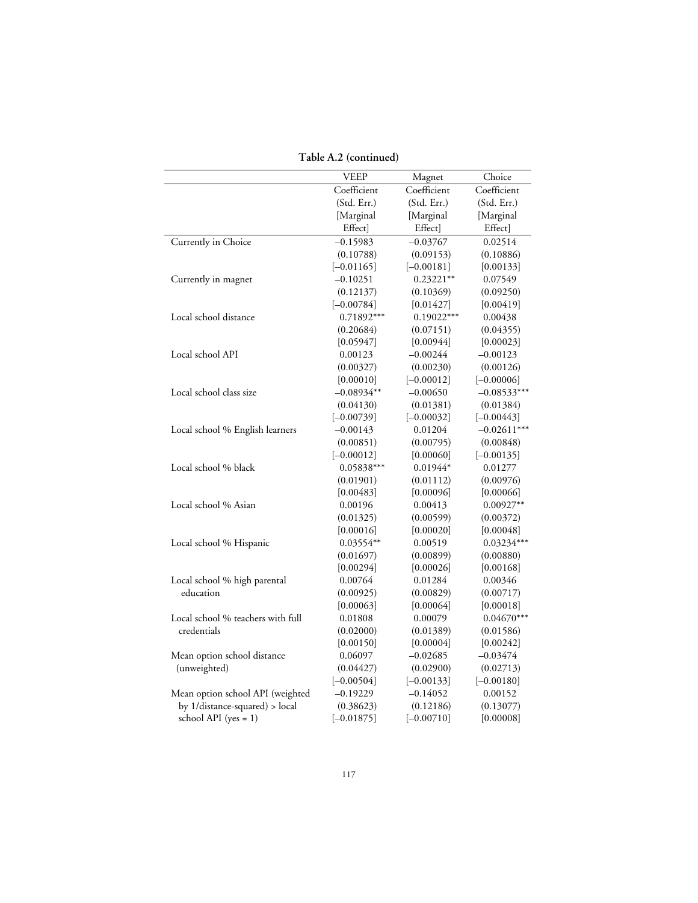**Table A.2 (continued)**

| | VEEP | Magnet | Choice |
|---|---|---|---|
| | Coefficient (Std. Err.) [Marginal Effect] | Coefficient (Std. Err.) [Marginal Effect] | Coefficient (Std. Err.) [Marginal Effect] |
| Currently in Choice | –0.15983 | –0.03767 | 0.02514 |
| | (0.10788) | (0.09153) | (0.10886) |
| | [–0.01165] | [–0.00181] | [0.00133] |
| Currently in magnet | –0.10251 | 0.23221** | 0.07549 |
| | (0.12137) | (0.10369) | (0.09250) |
| | [–0.00784] | [0.01427] | [0.00419] |
| Local school distance | 0.71892*** | 0.19022*** | 0.00438 |
| | (0.20684) | (0.07151) | (0.04355) |
| | [0.05947] | [0.00944] | [0.00023] |
| Local school API | 0.00123 | –0.00244 | –0.00123 |
| | (0.00327) | (0.00230) | (0.00126) |
| | [0.00010] | [–0.00012] | [–0.00006] |
| Local school class size | –0.08934** | –0.00650 | –0.08533*** |
| | (0.04130) | (0.01381) | (0.01384) |
| | [–0.00739] | [–0.00032] | [–0.00443] |
| Local school % English learners | –0.00143 | 0.01204 | –0.02611*** |
| | (0.00851) | (0.00795) | (0.00848) |
| | [–0.00012] | [0.00060] | [–0.00135] |
| Local school % black | 0.05838*** | 0.01944* | 0.01277 |
| | (0.01901) | (0.01112) | (0.00976) |
| | [0.00483] | [0.00096] | [0.00066] |
| Local school % Asian | 0.00196 | 0.00413 | 0.00927** |
| | (0.01325) | (0.00599) | (0.00372) |
| | [0.00016] | [0.00020] | [0.00048] |
| Local school % Hispanic | 0.03554** | 0.00519 | 0.03234*** |
| | (0.01697) | (0.00899) | (0.00880) |
| | [0.00294] | [0.00026] | [0.00168] |
| Local school % high parental education | 0.00764 | 0.01284 | 0.00346 |
| | (0.00925) | (0.00829) | (0.00717) |
| | [0.00063] | [0.00064] | [0.00018] |
| Local school % teachers with full credentials | 0.01808 | 0.00079 | 0.04670*** |
| | (0.02000) | (0.01389) | (0.01586) |
| | [0.00150] | [0.00004] | [0.00242] |
| Mean option school distance (unweighted) | 0.06097 | –0.02685 | –0.03474 |
| | (0.04427) | (0.02900) | (0.02713) |
| | [–0.00504] | [–0.00133] | [–0.00180] |
| Mean option school API (weighted by 1/distance-squared) > local school API (yes = 1) | –0.19229 | –0.14052 | 0.00152 |
| | (0.38623) | (0.12186) | (0.13077) |
| | [–0.01875] | [–0.00710] | [0.00008] |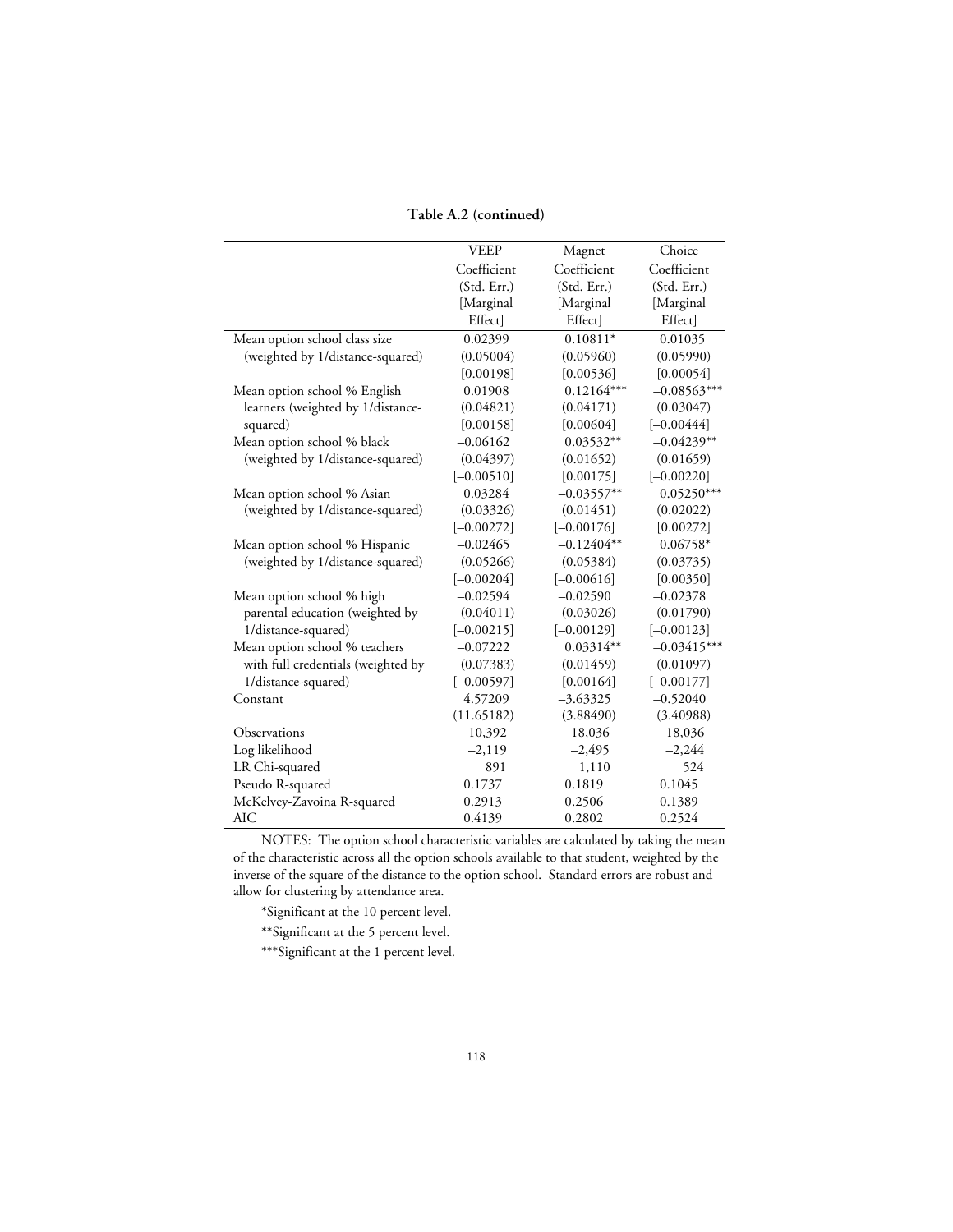**Table A.2 (continued)**

| | VEEP | Magnet | Choice |
|---|---|---|---|
| | Coefficient (Std. Err.) [Marginal Effect] | Coefficient (Std. Err.) [Marginal Effect] | Coefficient (Std. Err.) [Marginal Effect] |
| Mean option school class size (weighted by 1/distance-squared) | 0.02399 | 0.10811* | 0.01035 |
| | (0.05004) | (0.05960) | (0.05990) |
| | [0.00198] | [0.00536] | [0.00054] |
| Mean option school % English learners (weighted by 1/distance-squared) | 0.01908 | 0.12164*** | −0.08563*** |
| | (0.04821) | (0.04171) | (0.03047) |
| | [0.00158] | [0.00604] | [−0.00444] |
| Mean option school % black (weighted by 1/distance-squared) | −0.06162 | 0.03532** | −0.04239** |
| | (0.04397) | (0.01652) | (0.01659) |
| | [−0.00510] | [0.00175] | [−0.00220] |
| Mean option school % Asian (weighted by 1/distance-squared) | 0.03284 | −0.03557** | 0.05250*** |
| | (0.03326) | (0.01451) | (0.02022) |
| | [−0.00272] | [−0.00176] | [0.00272] |
| Mean option school % Hispanic (weighted by 1/distance-squared) | −0.02465 | −0.12404** | 0.06758* |
| | (0.05266) | (0.05384) | (0.03735) |
| | [−0.00204] | [−0.00616] | [0.00350] |
| Mean option school % high parental education (weighted by 1/distance-squared) | −0.02594 | −0.02590 | −0.02378 |
| | (0.04011) | (0.03026) | (0.01790) |
| | [−0.00215] | [−0.00129] | [−0.00123] |
| Mean option school % teachers with full credentials (weighted by 1/distance-squared) | −0.07222 | 0.03314** | −0.03415*** |
| | (0.07383) | (0.01459) | (0.01097) |
| | [−0.00597] | [0.00164] | [−0.00177] |
| Constant | 4.57209 | −3.63325 | −0.52040 |
| | (11.65182) | (3.88490) | (3.40988) |
| Observations | 10,392 | 18,036 | 18,036 |
| Log likelihood | −2,119 | −2,495 | −2,244 |
| LR Chi-squared | 891 | 1,110 | 524 |
| Pseudo R-squared | 0.1737 | 0.1819 | 0.1045 |
| McKelvey-Zavoina R-squared | 0.2913 | 0.2506 | 0.1389 |
| AIC | 0.4139 | 0.2802 | 0.2524 |

NOTES: The option school characteristic variables are calculated by taking the mean of the characteristic across all the option schools available to that student, weighted by the inverse of the square of the distance to the option school. Standard errors are robust and allow for clustering by attendance area.

*Significant at the 10 percent level.

**Significant at the 5 percent level.

***Significant at the 1 percent level.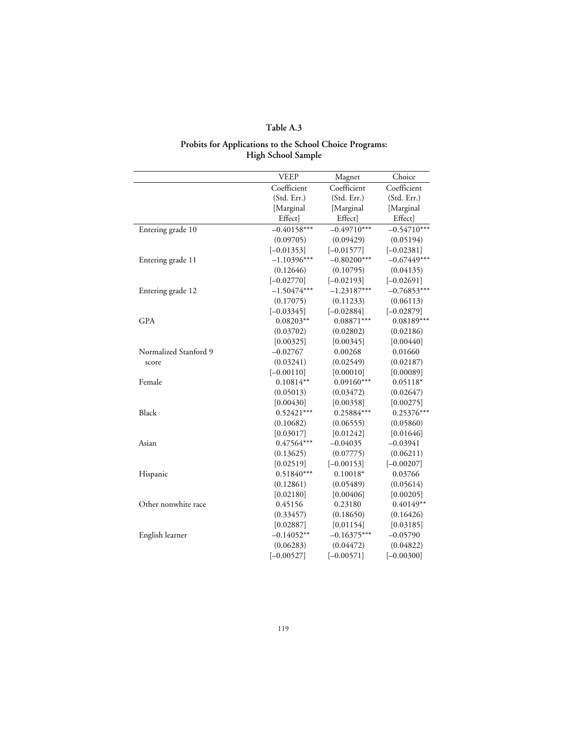# Table A.3

## Probits for Applications to the School Choice Programs: High School Sample

| | VEEP | Magnet | Choice |
|---|---|---|---|
| | Coefficient (Std. Err.) [Marginal Effect] | Coefficient (Std. Err.) [Marginal Effect] | Coefficient (Std. Err.) [Marginal Effect] |
| Entering grade 10 | –0.40158*** | –0.49710*** | –0.54710*** |
| | (0.09705) | (0.09429) | (0.05194) |
| | [–0.01353] | [–0.01577] | [–0.02381] |
| Entering grade 11 | –1.10396*** | –0.80200*** | –0.67449*** |
| | (0.12646) | (0.10795) | (0.04135) |
| | [–0.02770] | [–0.02193] | [–0.02691] |
| Entering grade 12 | –1.50474*** | –1.23187*** | –0.76853*** |
| | (0.17075) | (0.11233) | (0.06113) |
| | [–0.03345] | [–0.02884] | [–0.02879] |
| GPA | 0.08203** | 0.08871*** | 0.08189*** |
| | (0.03702) | (0.02802) | (0.02186) |
| | [0.00325] | [0.00345] | [0.00440] |
| Normalized Stanford 9 score | –0.02767 | 0.00268 | 0.01660 |
| | (0.03241) | (0.02549) | (0.02187) |
| | [–0.00110] | [0.00010] | [0.00089] |
| Female | 0.10814** | 0.09160*** | 0.05118* |
| | (0.05013) | (0.03472) | (0.02647) |
| | [0.00430] | [0.00358] | [0.00275] |
| Black | 0.52421*** | 0.25884*** | 0.25376*** |
| | (0.10682) | (0.06555) | (0.05860) |
| | [0.03017] | [0.01242] | [0.01646] |
| Asian | 0.47564*** | –0.04035 | –0.03941 |
| | (0.13625) | (0.07775) | (0.06211) |
| | [0.02519] | [–0.00153] | [–0.00207] |
| Hispanic | 0.51840*** | 0.10018* | 0.03766 |
| | (0.12861) | (0.05489) | (0.05614) |
| | [0.02180] | [0.00406] | [0.00205] |
| Other nonwhite race | 0.45156 | 0.23180 | 0.40149** |
| | (0.33457) | (0.18650) | (0.16426) |
| | [0.02887] | [0.01154] | [0.03185] |
| English learner | –0.14052** | –0.16375*** | –0.05790 |
| | (0.06283) | (0.04472) | (0.04822) |
| | [–0.00527] | [–0.00571] | [–0.00300] |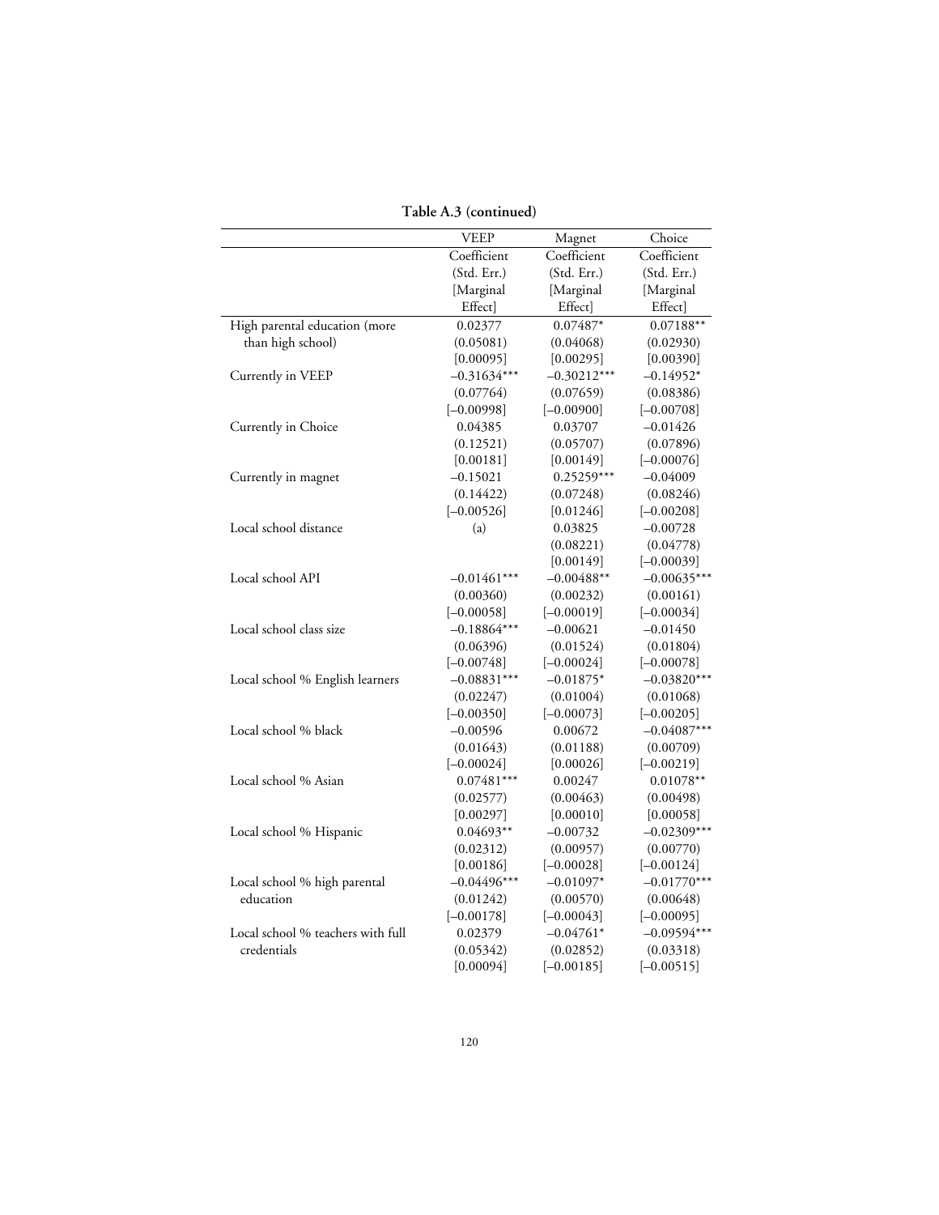**Table A.3 (continued)**

| | VEEP | Magnet | Choice |
|---|---|---|---|
| | Coefficient (Std. Err.) [Marginal Effect] | Coefficient (Std. Err.) [Marginal Effect] | Coefficient (Std. Err.) [Marginal Effect] |
| High parental education (more than high school) | 0.02377 | 0.07487* | 0.07188** |
| | (0.05081) | (0.04068) | (0.02930) |
| | [0.00095] | [0.00295] | [0.00390] |
| Currently in VEEP | −0.31634*** | −0.30212*** | −0.14952* |
| | (0.07764) | (0.07659) | (0.08386) |
| | [−0.00998] | [−0.00900] | [−0.00708] |
| Currently in Choice | 0.04385 | 0.03707 | −0.01426 |
| | (0.12521) | (0.05707) | (0.07896) |
| | [0.00181] | [0.00149] | [−0.00076] |
| Currently in magnet | −0.15021 | 0.25259*** | −0.04009 |
| | (0.14422) | (0.07248) | (0.08246) |
| | [−0.00526] | [0.01246] | [−0.00208] |
| Local school distance | (a) | 0.03825 | −0.00728 |
| | | (0.08221) | (0.04778) |
| | | [0.00149] | [−0.00039] |
| Local school API | −0.01461*** | −0.00488** | −0.00635*** |
| | (0.00360) | (0.00232) | (0.00161) |
| | [−0.00058] | [−0.00019] | [−0.00034] |
| Local school class size | −0.18864*** | −0.00621 | −0.01450 |
| | (0.06396) | (0.01524) | (0.01804) |
| | [−0.00748] | [−0.00024] | [−0.00078] |
| Local school % English learners | −0.08831*** | −0.01875* | −0.03820*** |
| | (0.02247) | (0.01004) | (0.01068) |
| | [−0.00350] | [−0.00073] | [−0.00205] |
| Local school % black | −0.00596 | 0.00672 | −0.04087*** |
| | (0.01643) | (0.01188) | (0.00709) |
| | [−0.00024] | [0.00026] | [−0.00219] |
| Local school % Asian | 0.07481*** | 0.00247 | 0.01078** |
| | (0.02577) | (0.00463) | (0.00498) |
| | [0.00297] | [0.00010] | [0.00058] |
| Local school % Hispanic | 0.04693** | −0.00732 | −0.02309*** |
| | (0.02312) | (0.00957) | (0.00770) |
| | [0.00186] | [−0.00028] | [−0.00124] |
| Local school % high parental education | −0.04496*** | −0.01097* | −0.01770*** |
| | (0.01242) | (0.00570) | (0.00648) |
| | [−0.00178] | [−0.00043] | [−0.00095] |
| Local school % teachers with full credentials | 0.02379 | −0.04761* | −0.09594*** |
| | (0.05342) | (0.02852) | (0.03318) |
| | [0.00094] | [−0.00185] | [−0.00515] |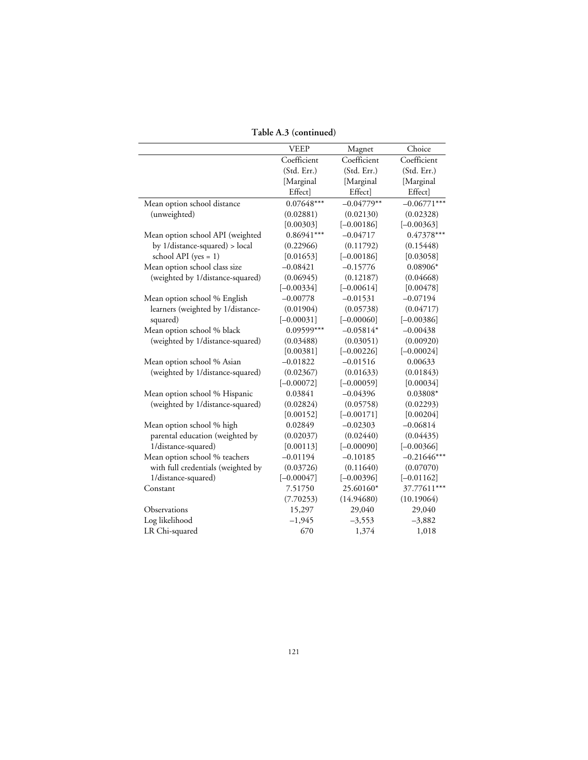**Table A.3 (continued)**

| | VEEP | Magnet | Choice |
|---|---|---|---|
| | Coefficient (Std. Err.) [Marginal Effect] | Coefficient (Std. Err.) [Marginal Effect] | Coefficient (Std. Err.) [Marginal Effect] |
| Mean option school distance (unweighted) | 0.07648*** | –0.04779** | –0.06771*** |
| | (0.02881) | (0.02130) | (0.02328) |
| | [0.00303] | [–0.00186] | [–0.00363] |
| Mean option school API (weighted by 1/distance-squared) > local school API (yes = 1) | 0.86941*** | –0.04717 | 0.47378*** |
| | (0.22966) | (0.11792) | (0.15448) |
| | [0.01653] | [–0.00186] | [0.03058] |
| Mean option school class size (weighted by 1/distance-squared) | –0.08421 | –0.15776 | 0.08906* |
| | (0.06945) | (0.12187) | (0.04668) |
| | [–0.00334] | [–0.00614] | [0.00478] |
| Mean option school % English learners (weighted by 1/distance-squared) | –0.00778 | –0.01531 | –0.07194 |
| | (0.01904) | (0.05738) | (0.04717) |
| | [–0.00031] | [–0.00060] | [–0.00386] |
| Mean option school % black (weighted by 1/distance-squared) | 0.09599*** | –0.05814* | –0.00438 |
| | (0.03488) | (0.03051) | (0.00920) |
| | [0.00381] | [–0.00226] | [–0.00024] |
| Mean option school % Asian (weighted by 1/distance-squared) | –0.01822 | –0.01516 | 0.00633 |
| | (0.02367) | (0.01633) | (0.01843) |
| | [–0.00072] | [–0.00059] | [0.00034] |
| Mean option school % Hispanic (weighted by 1/distance-squared) | 0.03841 | –0.04396 | 0.03808* |
| | (0.02824) | (0.05758) | (0.02293) |
| | [0.00152] | [–0.00171] | [0.00204] |
| Mean option school % high parental education (weighted by 1/distance-squared) | 0.02849 | –0.02303 | –0.06814 |
| | (0.02037) | (0.02440) | (0.04435) |
| | [0.00113] | [–0.00090] | [–0.00366] |
| Mean option school % teachers with full credentials (weighted by 1/distance-squared) | –0.01194 | –0.10185 | –0.21646*** |
| | (0.03726) | (0.11640) | (0.07070) |
| | [–0.00047] | [–0.00396] | [–0.01162] |
| Constant | 7.51750 | 25.60160* | 37.77611*** |
| | (7.70253) | (14.94680) | (10.19064) |
| Observations | 15,297 | 29,040 | 29,040 |
| Log likelihood | –1,945 | –3,553 | –3,882 |
| LR Chi-squared | 670 | 1,374 | 1,018 |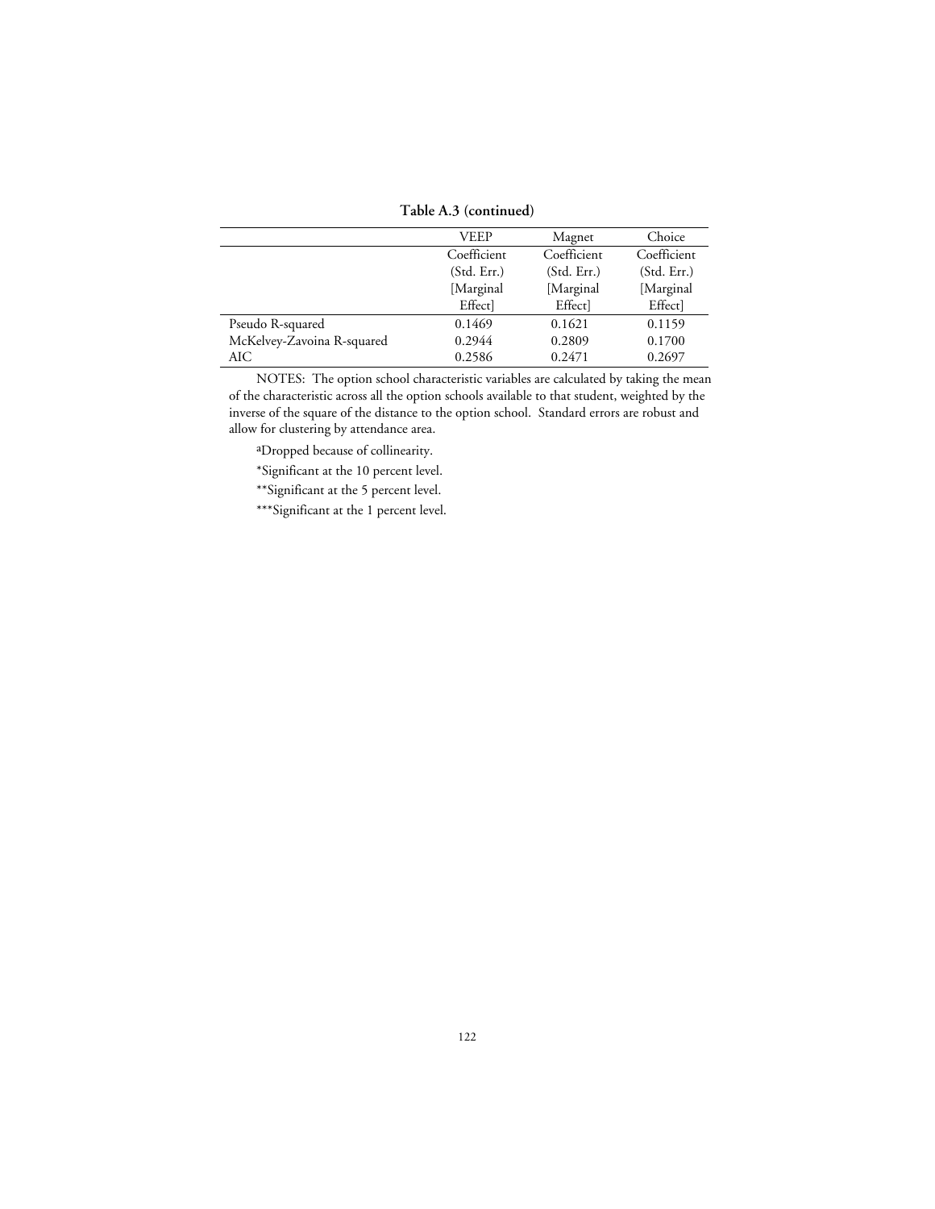**Table A.3 (continued)**

| | VEEP | Magnet | Choice |
|---|---|---|---|
| | Coefficient (Std. Err.) [Marginal Effect] | Coefficient (Std. Err.) [Marginal Effect] | Coefficient (Std. Err.) [Marginal Effect] |
| Pseudo R-squared | 0.1469 | 0.1621 | 0.1159 |
| McKelvey-Zavoina R-squared | 0.2944 | 0.2809 | 0.1700 |
| AIC | 0.2586 | 0.2471 | 0.2697 |

NOTES: The option school characteristic variables are calculated by taking the mean of the characteristic across all the option schools available to that student, weighted by the inverse of the square of the distance to the option school. Standard errors are robust and allow for clustering by attendance area.

[a]Dropped because of collinearity.

*Significant at the 10 percent level.

**Significant at the 5 percent level.

***Significant at the 1 percent level.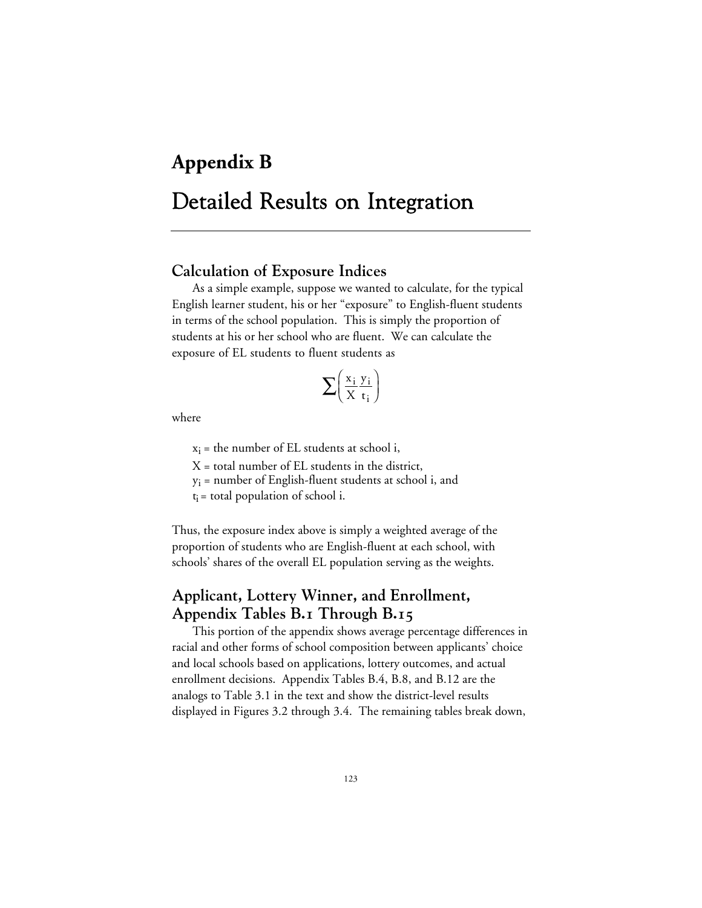# Appendix B

# Detailed Results on Integration

## Calculation of Exposure Indices

As a simple example, suppose we wanted to calculate, for the typical English learner student, his or her "exposure" to English-fluent students in terms of the school population. This is simply the proportion of students at his or her school who are fluent. We can calculate the exposure of EL students to fluent students as

$$\sum\left(\frac{x_i}{X}\frac{y_i}{t_i}\right)$$

where

$x_i$ = the number of EL students at school i,
$X$ = total number of EL students in the district,
$y_i$ = number of English-fluent students at school i, and
$t_i$ = total population of school i.

Thus, the exposure index above is simply a weighted average of the proportion of students who are English-fluent at each school, with schools' shares of the overall EL population serving as the weights.

## Applicant, Lottery Winner, and Enrollment, Appendix Tables B.1 Through B.15

This portion of the appendix shows average percentage differences in racial and other forms of school composition between applicants' choice and local schools based on applications, lottery outcomes, and actual enrollment decisions. Appendix Tables B.4, B.8, and B.12 are the analogs to Table 3.1 in the text and show the district-level results displayed in Figures 3.2 through 3.4. The remaining tables break down,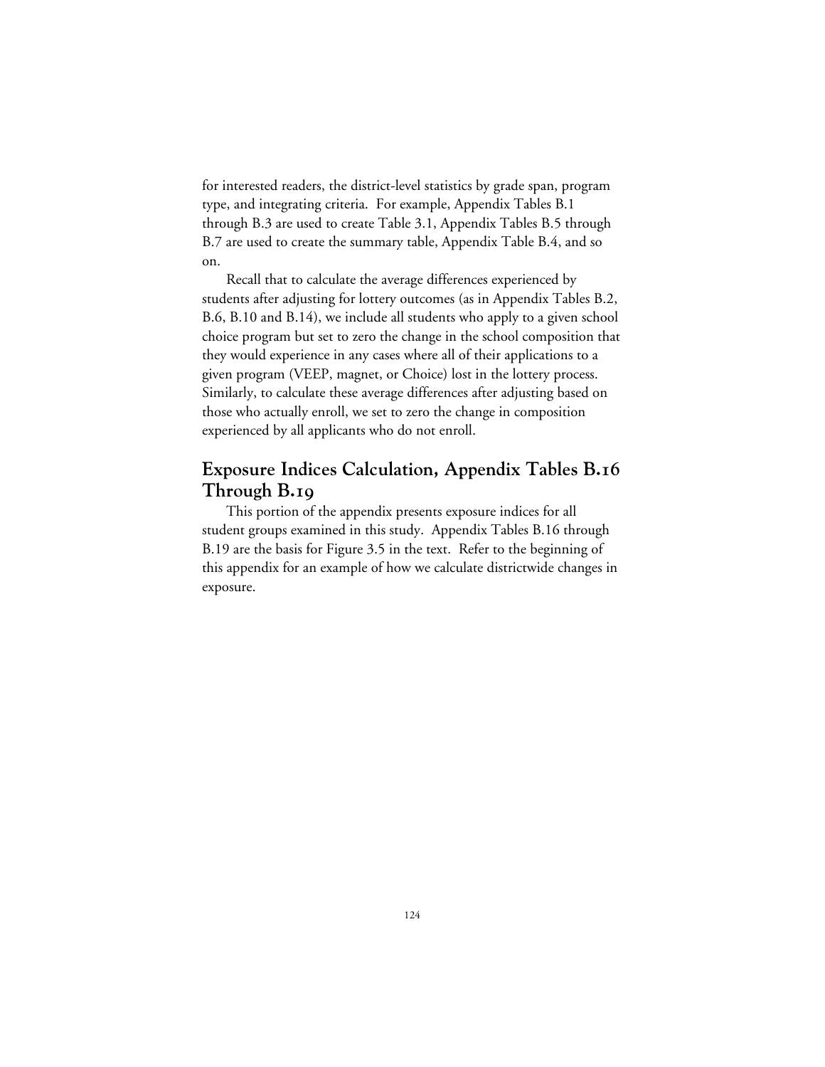for interested readers, the district-level statistics by grade span, program type, and integrating criteria. For example, Appendix Tables B.1 through B.3 are used to create Table 3.1, Appendix Tables B.5 through B.7 are used to create the summary table, Appendix Table B.4, and so on.

Recall that to calculate the average differences experienced by students after adjusting for lottery outcomes (as in Appendix Tables B.2, B.6, B.10 and B.14), we include all students who apply to a given school choice program but set to zero the change in the school composition that they would experience in any cases where all of their applications to a given program (VEEP, magnet, or Choice) lost in the lottery process. Similarly, to calculate these average differences after adjusting based on those who actually enroll, we set to zero the change in composition experienced by all applicants who do not enroll.

## Exposure Indices Calculation, Appendix Tables B.16 Through B.19

This portion of the appendix presents exposure indices for all student groups examined in this study. Appendix Tables B.16 through B.19 are the basis for Figure 3.5 in the text. Refer to the beginning of this appendix for an example of how we calculate districtwide changes in exposure.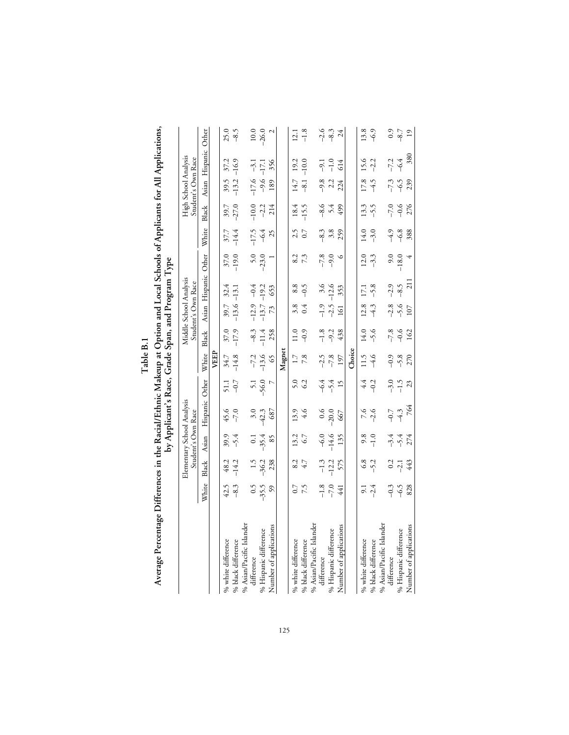# Table B.1

## Average Percentage Differences in the Racial/Ethnic Makeup at Option and Local Schools of Applicants for All Applications, by Applicant's Race, Grade Span, and Program Type

| | Elementary School Analysis Student's Own Race | | | | | Middle School Analysis Student's Own Race | | | | | High School Analysis Student's Own Race | | | | |
|---|---|---|---|---|---|---|---|---|---|---|---|---|---|---|---|
| | White | Black | Asian | Hispanic | Other | White | Black | Asian | Hispanic | Other | White | Black | Asian | Hispanic | Other |
| **VEEP** | | | | | | | | | | | | | | | |
| % white difference | 42.5 | 48.2 | 39.9 | 45.6 | 51.1 | 34.7 | 37.0 | 39.7 | 32.4 | 37.0 | 37.7 | 39.7 | 39.5 | 37.2 | 25.0 |
| % black difference | –8.3 | –14.2 | –5.4 | –7.0 | –0.7 | –14.8 | –17.9 | –13.6 | –13.1 | –19.0 | –14.4 | –27.0 | –13.2 | –16.9 | –8.5 |
| % Asian/Pacific Islander difference | 0.5 | 1.5 | 0.1 | 3.0 | 5.1 | –7.2 | –8.3 | –12.9 | –0.4 | 5.0 | –17.5 | –10.0 | –17.6 | –3.1 | 10.0 |
| % Hispanic difference | –35.5 | –36.2 | –35.4 | –42.3 | –56.0 | –13.6 | –11.4 | –13.7 | –19.2 | –23.0 | –6.4 | –2.2 | –9.6 | –17.1 | –26.0 |
| Number of applications | 59 | 238 | 85 | 687 | 7 | 65 | 258 | 73 | 653 | 1 | 25 | 214 | 189 | 356 | 2 |
| **Magnet** | | | | | | | | | | | | | | | |
| % white difference | 0.7 | 8.2 | 13.2 | 13.9 | 5.0 | 1.7 | 11.0 | 3.8 | 8.8 | 8.2 | 2.5 | 18.4 | 14.7 | 19.2 | 12.1 |
| % black difference | 7.5 | 4.7 | 6.7 | 4.6 | 6.2 | 7.8 | –0.9 | 0.4 | –0.5 | 7.3 | 0.7 | –15.5 | –8.1 | –10.0 | –1.8 |
| % Asian/Pacific Islander difference | –1.8 | –1.3 | –6.0 | 0.6 | –6.4 | –2.5 | –1.8 | –1.9 | 3.6 | –7.8 | –8.3 | –8.6 | –9.8 | –9.1 | –2.6 |
| % Hispanic difference | –7.0 | –12.2 | –14.6 | –20.0 | –5.4 | –7.8 | –9.2 | –2.5 | –12.6 | –9.0 | 3.8 | 5.4 | 2.2 | –1.0 | –8.3 |
| Number of applications | 441 | 575 | 135 | 667 | 15 | 197 | 438 | 161 | 353 | 6 | 259 | 499 | 224 | 614 | 24 |
| **Choice** | | | | | | | | | | | | | | | |
| % white difference | 9.1 | 6.8 | 9.8 | 7.6 | 4.4 | 11.5 | 14.0 | 12.8 | 17.1 | 12.0 | 14.0 | 13.3 | 17.8 | 15.6 | 13.8 |
| % black difference | –2.4 | –5.2 | –1.0 | –2.6 | –0.2 | –4.6 | –5.6 | –4.3 | –5.8 | –3.3 | –3.0 | –5.5 | –4.5 | –2.2 | –6.9 |
| % Asian/Pacific Islander difference | –0.3 | 0.2 | –3.4 | –0.7 | –3.0 | –0.9 | –7.8 | –2.8 | –2.9 | 9.0 | –4.9 | –7.0 | –7.3 | –7.2 | 0.9 |
| % Hispanic difference | –6.5 | –2.1 | –5.4 | –4.3 | –1.5 | –5.8 | –0.6 | –5.6 | –8.5 | –18.0 | –6.8 | –0.6 | –6.5 | –6.4 | –8.7 |
| Number of applications | 828 | 443 | 274 | 764 | 23 | 270 | 162 | 107 | 211 | 4 | 388 | 276 | 239 | 380 | 19 |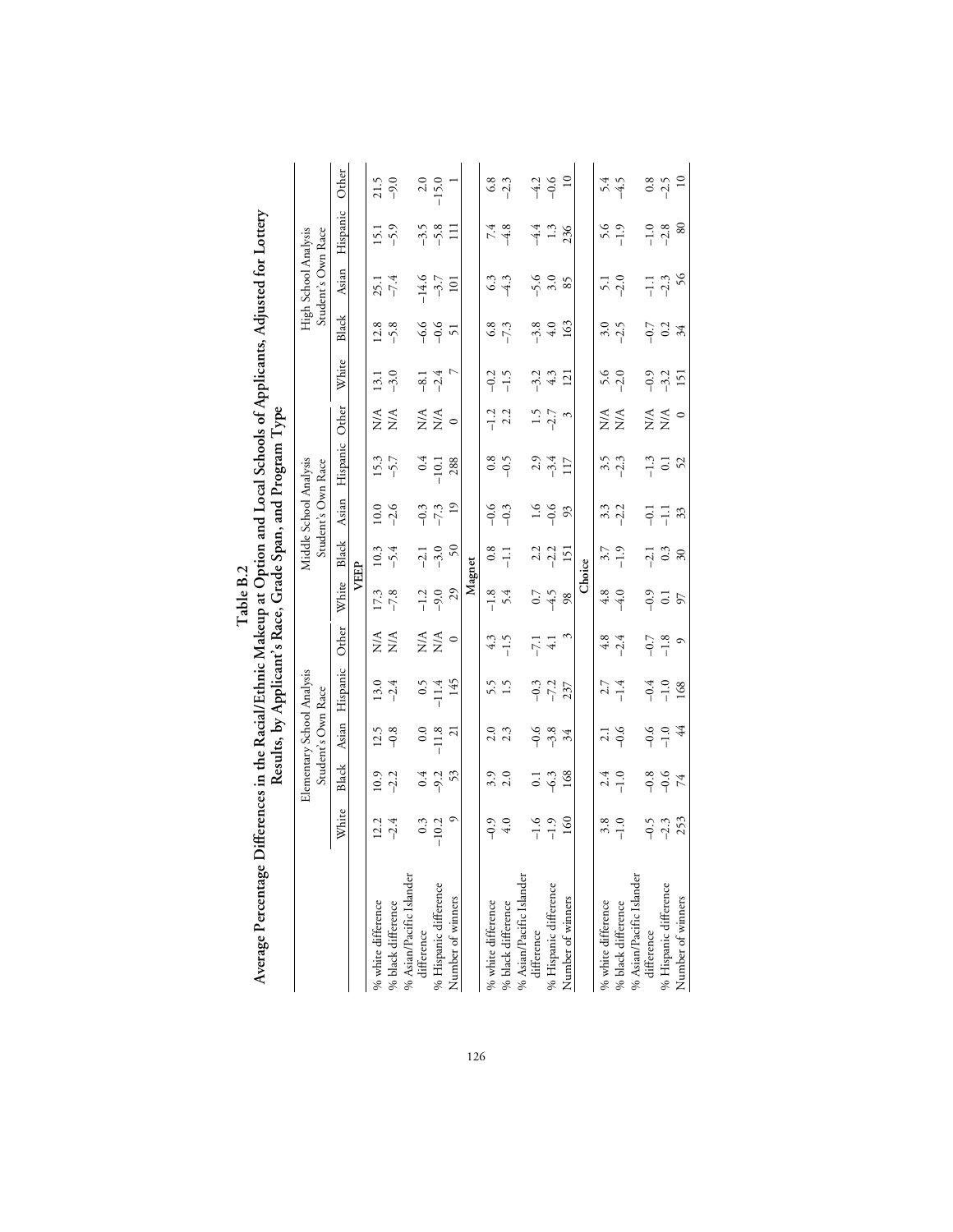# Table B.2
## Average Percentage Differences in the Racial/Ethnic Makeup at Option and Local Schools of Applicants, Adjusted for Lottery Results, by Applicant's Race, Grade Span, and Program Type

| | Elementary School Analysis Student's Own Race | | | | | Middle School Analysis Student's Own Race | | | | | High School Analysis Student's Own Race | | | | |
|---|---|---|---|---|---|---|---|---|---|---|---|---|---|---|---|
| | White | Black | Asian | Hispanic | Other | White | Black | Asian | Hispanic | Other | White | Black | Asian | Hispanic | Other |
| **VEEP** | | | | | | | | | | | | | | | |
| % white difference | 12.2 | 10.9 | 12.5 | 13.0 | N/A | 17.3 | 10.3 | 10.0 | 15.3 | N/A | 13.1 | 12.8 | 25.1 | 15.1 | 21.5 |
| % black difference | –2.4 | –2.2 | –0.8 | –2.4 | N/A | –7.8 | –5.4 | –2.6 | –5.7 | N/A | –3.0 | –5.8 | –7.4 | –5.9 | –9.0 |
| % Asian/Pacific Islander difference | 0.3 | 0.4 | 0.0 | 0.5 | N/A | –1.2 | –2.1 | –0.3 | 0.4 | N/A | –8.1 | –6.6 | –14.6 | –3.5 | 2.0 |
| % Hispanic difference | –10.2 | –9.2 | –11.8 | –11.4 | N/A | –9.0 | –3.0 | –7.3 | –10.1 | N/A | –2.4 | –0.6 | –3.7 | –5.8 | –15.0 |
| Number of winners | 9 | 53 | 21 | 145 | 0 | 29 | 50 | 19 | 288 | 0 | 7 | 51 | 101 | 111 | 1 |
| **Magnet** | | | | | | | | | | | | | | | |
| % white difference | –0.9 | 3.9 | 2.0 | 5.5 | 4.3 | –1.8 | 0.8 | –0.6 | 0.8 | –1.2 | –0.2 | 6.8 | 6.3 | 7.4 | 6.8 |
| % black difference | 4.0 | 2.0 | 2.3 | 1.5 | –1.5 | 5.4 | –1.1 | –0.3 | –0.5 | 2.2 | –1.5 | –7.3 | –4.3 | –4.8 | –2.3 |
| % Asian/Pacific Islander difference | –1.6 | 0.1 | –0.6 | –0.3 | –7.1 | 0.7 | 2.2 | 1.6 | 2.9 | 1.5 | –3.2 | –3.8 | –5.6 | –4.4 | –4.2 |
| % Hispanic difference | –1.9 | –6.3 | –3.8 | –7.2 | 4.1 | –4.5 | –2.2 | –0.6 | –3.4 | –2.7 | 4.3 | 4.0 | 3.0 | 1.3 | –0.6 |
| Number of winners | 160 | 168 | 34 | 237 | 3 | 98 | 151 | 93 | 117 | 3 | 121 | 163 | 85 | 236 | 10 |
| **Choice** | | | | | | | | | | | | | | | |
| % white difference | 3.8 | 2.4 | 2.1 | 2.7 | 4.8 | 4.8 | 3.7 | 3.3 | 3.5 | N/A | 5.6 | 3.0 | 5.1 | 5.6 | 5.4 |
| % black difference | –1.0 | –1.0 | –0.6 | –1.4 | –2.4 | –4.0 | –1.9 | –2.2 | –2.3 | N/A | –2.0 | –2.5 | –2.0 | –1.9 | –4.5 |
| % Asian/Pacific Islander difference | –0.5 | –0.8 | –0.6 | –0.4 | –0.7 | –0.9 | –2.1 | –0.1 | –1.3 | N/A | –0.9 | –0.7 | –1.1 | –1.0 | 0.8 |
| % Hispanic difference | –2.3 | –0.6 | –1.0 | –1.0 | –1.8 | 0.1 | 0.3 | –1.1 | 0.1 | N/A | –3.2 | 0.2 | –2.3 | –2.8 | –2.5 |
| Number of winners | 253 | 74 | 44 | 168 | 9 | 97 | 30 | 33 | 52 | 0 | 151 | 34 | 56 | 80 | 10 |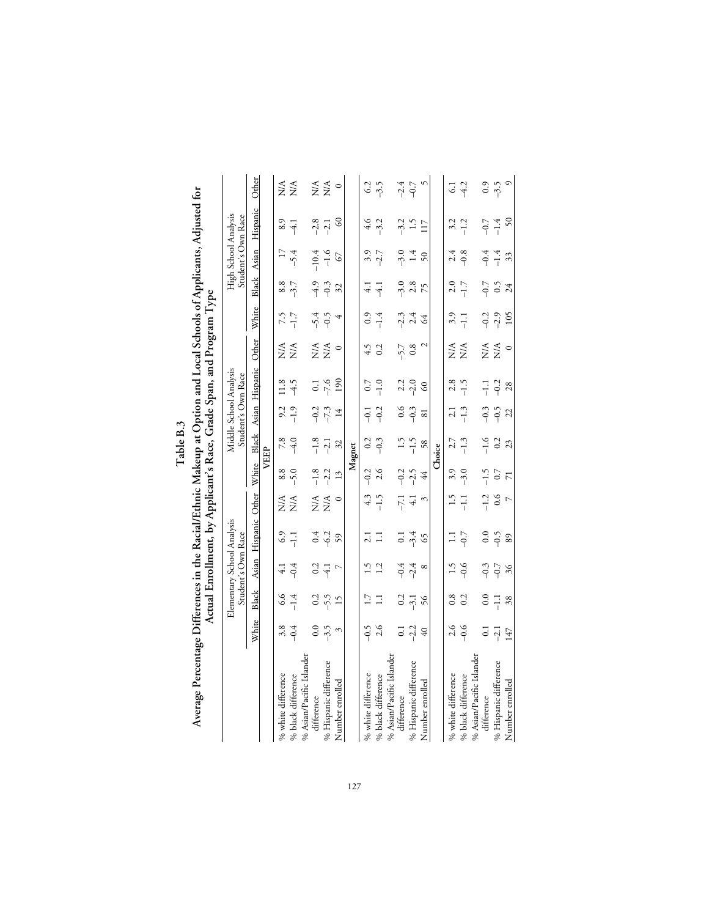# Table B.3

## Average Percentage Differences in the Racial/Ethnic Makeup at Option and Local Schools of Applicants, Adjusted for Actual Enrollment, by Applicant's Race, Grade Span, and Program Type

| | Elementary School Analysis Student's Own Race | | | | | Middle School Analysis Student's Own Race | | | | | High School Analysis Student's Own Race | | | | |
|---|---|---|---|---|---|---|---|---|---|---|---|---|---|---|---|
| | White | Black | Asian | Hispanic | Other | White | Black | Asian | Hispanic | Other | White | Black | Asian | Hispanic | Other |
| **VEEP** | | | | | | | | | | | | | | | |
| % white difference | 3.8 | 6.6 | 4.1 | 6.9 | N/A | 8.8 | 7.8 | 9.2 | 11.8 | N/A | 7.5 | 8.8 | 17 | 8.9 | N/A |
| % black difference | –0.4 | –1.4 | –0.4 | –1.1 | N/A | –5.0 | –4.0 | –1.9 | –4.5 | N/A | –1.7 | –3.7 | –5.4 | –4.1 | N/A |
| % Asian/Pacific Islander difference | 0.0 | 0.2 | 0.2 | 0.4 | N/A | –1.8 | –1.8 | –0.2 | 0.1 | N/A | –5.4 | –4.9 | –10.4 | –2.8 | N/A |
| % Hispanic difference | –3.5 | –5.5 | –4.1 | –6.2 | N/A | –2.2 | –2.1 | –7.3 | –7.6 | N/A | –0.5 | –0.3 | –1.6 | –2.1 | N/A |
| Number enrolled | 3 | 15 | 7 | 59 | 0 | 13 | 32 | 14 | 190 | 0 | 4 | 32 | 67 | 60 | 0 |
| **Magnet** | | | | | | | | | | | | | | | |
| % white difference | –0.5 | 1.7 | 1.5 | 2.1 | 4.3 | –0.2 | 0.2 | –0.1 | 0.7 | 4.5 | 0.9 | 4.1 | 3.9 | 4.6 | 6.2 |
| % black difference | 2.6 | 1.1 | 1.2 | 1.1 | –1.5 | 2.6 | –0.3 | –0.2 | –1.0 | 0.2 | –1.4 | –4.1 | –2.7 | –3.2 | –3.5 |
| % Asian/Pacific Islander difference | 0.1 | 0.2 | –0.4 | 0.1 | –7.1 | –0.2 | 1.5 | 0.6 | 2.2 | –5.7 | –2.3 | –3.0 | –3.0 | –3.2 | –2.4 |
| % Hispanic difference | –2.2 | –3.1 | –2.4 | –3.4 | 4.1 | –2.5 | –1.5 | –0.3 | –2.0 | 0.8 | 2.4 | 2.8 | 1.4 | 1.5 | –0.7 |
| Number enrolled | 40 | 56 | 8 | 65 | 3 | 44 | 58 | 81 | 60 | 2 | 64 | 75 | 50 | 117 | 5 |
| **Choice** | | | | | | | | | | | | | | | |
| % white difference | 2.6 | 0.8 | 1.5 | 1.1 | 1.5 | 3.9 | 2.7 | 2.1 | 2.8 | N/A | 3.9 | 2.0 | 2.4 | 3.2 | 6.1 |
| % black difference | –0.6 | 0.2 | –0.6 | –0.7 | –1.1 | –3.0 | –1.3 | –1.3 | –1.5 | N/A | –1.1 | –1.7 | –0.8 | –1.2 | –4.2 |
| % Asian/Pacific Islander difference | 0.1 | 0.0 | –0.3 | 0.0 | –1.2 | –1.5 | –1.6 | –0.3 | –1.1 | N/A | –0.2 | –0.7 | –0.4 | –0.7 | 0.9 |
| % Hispanic difference | –2.1 | –1.1 | –0.7 | –0.5 | 0.6 | 0.7 | 0.2 | –0.5 | –0.2 | N/A | –2.9 | 0.5 | –1.4 | –1.4 | –3.5 |
| Number enrolled | 147 | 38 | 36 | 89 | 7 | 71 | 23 | 22 | 28 | 0 | 105 | 24 | 33 | 50 | 9 |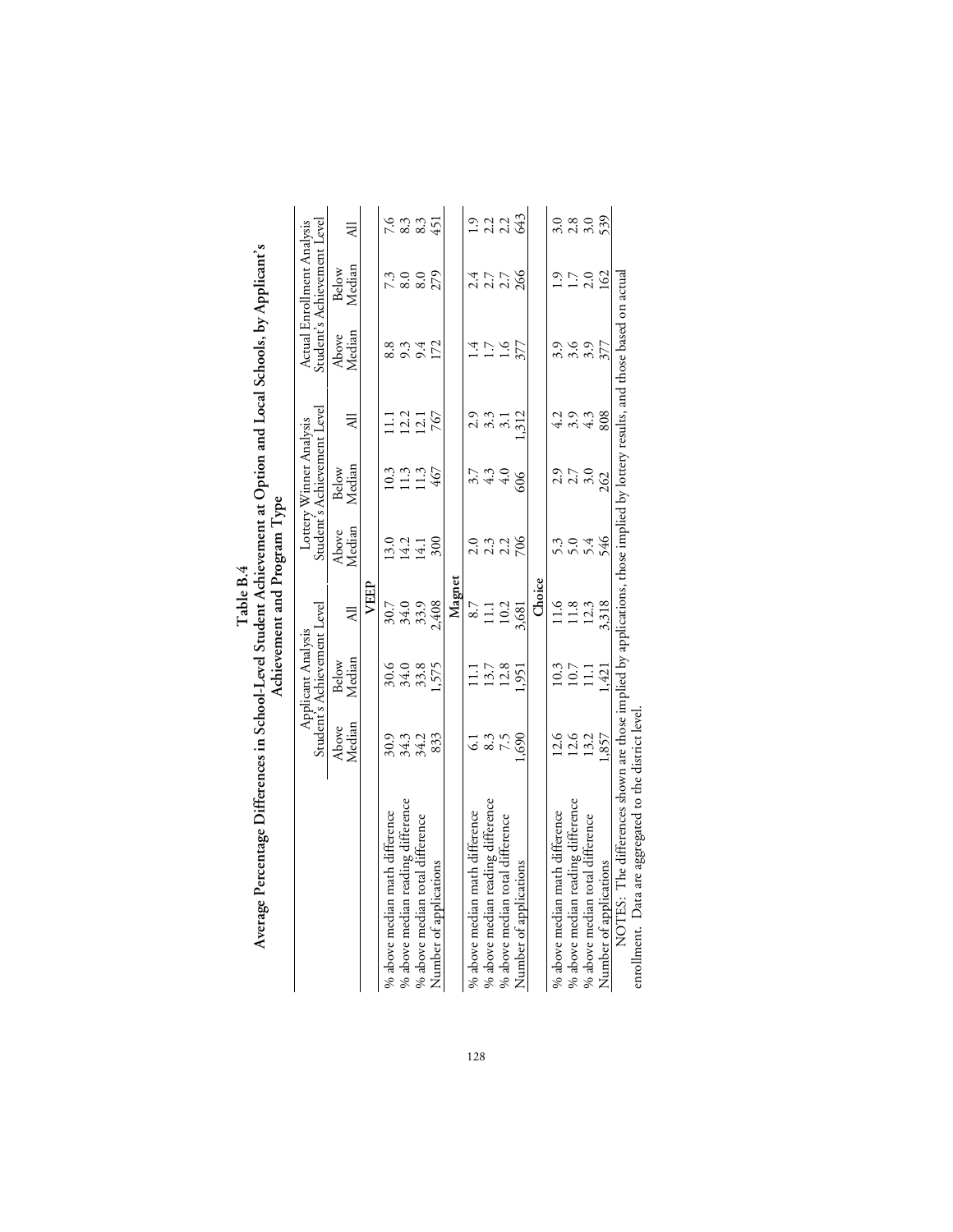**Table B.4**

**Average Percentage Differences in School-Level Student Achievement at Option and Local Schools, by Applicant's Achievement and Program Type**

| | Applicant Analysis Student's Achievement Level | | | Lottery Winner Analysis Student's Achievement Level | | | Actual Enrollment Analysis Student's Achievement Level | | |
|---|---|---|---|---|---|---|---|---|---|
| | Above Median | Below Median | All | Above Median | Below Median | All | Above Median | Below Median | All |
| **VEEP** | | | | | | | | | |
| % above median math difference | 30.9 | 30.6 | 30.7 | 13.0 | 10.3 | 11.1 | 8.8 | 7.3 | 7.6 |
| % above median reading difference | 34.3 | 34.0 | 34.0 | 14.2 | 11.3 | 12.2 | 9.3 | 8.0 | 8.3 |
| % above median total difference | 34.2 | 33.8 | 33.9 | 14.1 | 11.3 | 12.1 | 9.4 | 8.0 | 8.3 |
| Number of applications | 833 | 1,575 | 2,408 | 300 | 467 | 767 | 172 | 279 | 451 |
| **Magnet** | | | | | | | | | |
| % above median math difference | 6.1 | 11.1 | 8.7 | 2.0 | 3.7 | 2.9 | 1.4 | 2.4 | 1.9 |
| % above median reading difference | 8.3 | 13.7 | 11.1 | 2.3 | 4.3 | 3.3 | 1.7 | 2.7 | 2.2 |
| % above median total difference | 7.5 | 12.8 | 10.2 | 2.2 | 4.0 | 3.1 | 1.6 | 2.7 | 2.2 |
| Number of applications | 1,690 | 1,951 | 3,681 | 706 | 606 | 1,312 | 377 | 266 | 643 |
| **Choice** | | | | | | | | | |
| % above median math difference | 12.6 | 10.3 | 11.6 | 5.3 | 2.9 | 4.2 | 3.9 | 1.9 | 3.0 |
| % above median reading difference | 12.6 | 10.7 | 11.8 | 5.0 | 2.7 | 3.9 | 3.6 | 1.7 | 2.8 |
| % above median total difference | 13.2 | 11.1 | 12.3 | 5.4 | 3.0 | 4.3 | 3.9 | 2.0 | 3.0 |
| Number of applications | 1,857 | 1,421 | 3,318 | 546 | 262 | 808 | 377 | 162 | 539 |

NOTES: The differences shown are those implied by applications, those implied by lottery results, and those based on actual enrollment. Data are aggregated to the district level.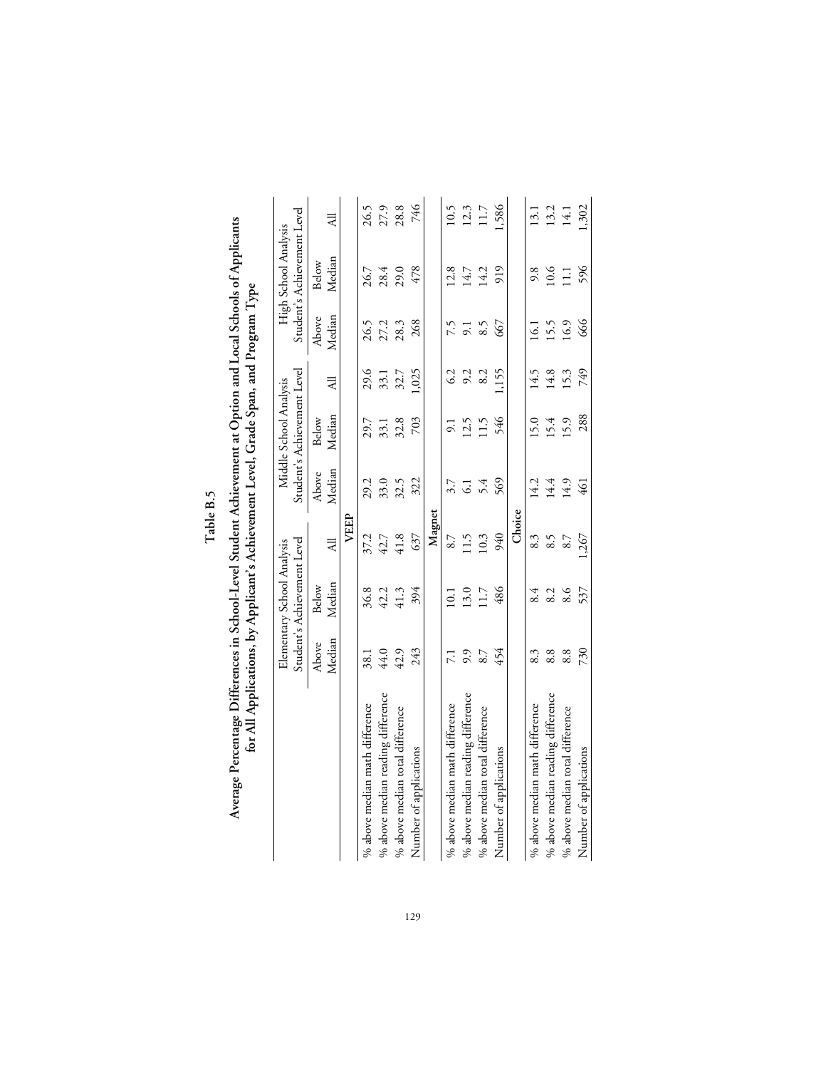# Table B.5

## Average Percentage Differences in School-Level Student Achievement at Option and Local Schools of Applicants for All Applications, by Applicant's Achievement Level, Grade Span, and Program Type

| | Elementary School Analysis Student's Achievement Level | | | Middle School Analysis Student's Achievement Level | | | High School Analysis Student's Achievement Level | | |
|---|---|---|---|---|---|---|---|---|---|
| | Above Median | Below Median | All | Above Median | Below Median | All | Above Median | Below Median | All |
| **VEEP** | | | | | | | | | |
| % above median math difference | 38.1 | 36.8 | 37.2 | 29.2 | 29.7 | 29.6 | 26.5 | 26.7 | 26.5 |
| % above median reading difference | 44.0 | 42.2 | 42.7 | 33.0 | 33.1 | 33.1 | 27.2 | 28.4 | 27.9 |
| % above median total difference | 42.9 | 41.3 | 41.8 | 32.5 | 32.8 | 32.7 | 28.3 | 29.0 | 28.8 |
| Number of applications | 243 | 394 | 637 | 322 | 703 | 1,025 | 268 | 478 | 746 |
| **Magnet** | | | | | | | | | |
| % above median math difference | 7.1 | 10.1 | 8.7 | 3.7 | 9.1 | 6.2 | 7.5 | 12.8 | 10.5 |
| % above median reading difference | 9.9 | 13.0 | 11.5 | 6.1 | 12.5 | 9.2 | 9.1 | 14.7 | 12.3 |
| % above median total difference | 8.7 | 11.7 | 10.3 | 5.4 | 11.5 | 8.2 | 8.5 | 14.2 | 11.7 |
| Number of applications | 454 | 486 | 940 | 569 | 546 | 1,155 | 667 | 919 | 1,586 |
| **Choice** | | | | | | | | | |
| % above median math difference | 8.3 | 8.4 | 8.3 | 14.2 | 15.0 | 14.5 | 16.1 | 9.8 | 13.1 |
| % above median reading difference | 8.8 | 8.2 | 8.5 | 14.4 | 15.4 | 14.8 | 15.5 | 10.6 | 13.2 |
| % above median total difference | 8.8 | 8.6 | 8.7 | 14.9 | 15.9 | 15.3 | 16.9 | 11.1 | 14.1 |
| Number of applications | 730 | 537 | 1,267 | 461 | 288 | 749 | 666 | 596 | 1,302 |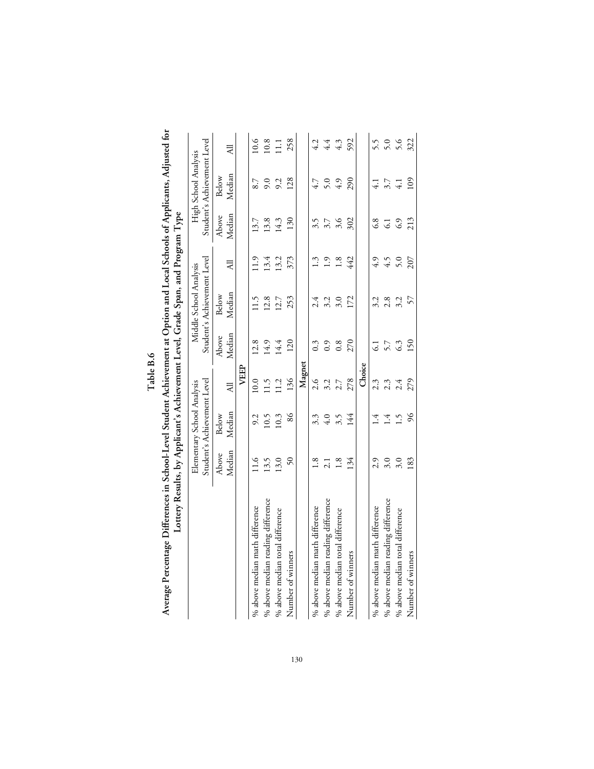**Table B.6**

**Average Percentage Differences in School-Level Student Achievement at Option and Local Schools of Applicants, Adjusted for Lottery Results, by Applicant's Achievement Level, Grade Span, and Program Type**

| | Elementary School Analysis Student's Achievement Level | | | Middle School Analysis Student's Achievement Level | | | High School Analysis Student's Achievement Level | | |
|---|---|---|---|---|---|---|---|---|---|
| | Above Median | Below Median | All | Above Median | Below Median | All | Above Median | Below Median | All |
| | | | **VEEP** | | | | | | |
| % above median math difference | 11.6 | 9.2 | 10.0 | 12.8 | 11.5 | 11.9 | 13.7 | 8.7 | 10.6 |
| % above median reading difference | 13.5 | 10.5 | 11.5 | 14.9 | 12.8 | 13.4 | 13.8 | 9.0 | 10.8 |
| % above median total difference | 13.0 | 10.3 | 11.2 | 14.4 | 12.7 | 13.2 | 14.3 | 9.2 | 11.1 |
| Number of winners | 50 | 86 | 136 | 120 | 253 | 373 | 130 | 128 | 258 |
| | | | **Magnet** | | | | | | |
| % above median math difference | 1.8 | 3.3 | 2.6 | 0.3 | 2.4 | 1.3 | 3.5 | 4.7 | 4.2 |
| % above median reading difference | 2.1 | 4.0 | 3.2 | 0.9 | 3.2 | 1.9 | 3.7 | 5.0 | 4.4 |
| % above median total difference | 1.8 | 3.5 | 2.7 | 0.8 | 3.0 | 1.8 | 3.6 | 4.9 | 4.3 |
| Number of winners | 134 | 144 | 278 | 270 | 172 | 442 | 302 | 290 | 592 |
| | | | **Choice** | | | | | | |
| % above median math difference | 2.9 | 1.4 | 2.3 | 6.1 | 3.2 | 4.9 | 6.8 | 4.1 | 5.5 |
| % above median reading difference | 3.0 | 1.4 | 2.3 | 5.7 | 2.8 | 4.5 | 6.1 | 3.7 | 5.0 |
| % above median total difference | 3.0 | 1.5 | 2.4 | 6.3 | 3.2 | 5.0 | 6.9 | 4.1 | 5.6 |
| Number of winners | 183 | 96 | 279 | 150 | 57 | 207 | 213 | 109 | 322 |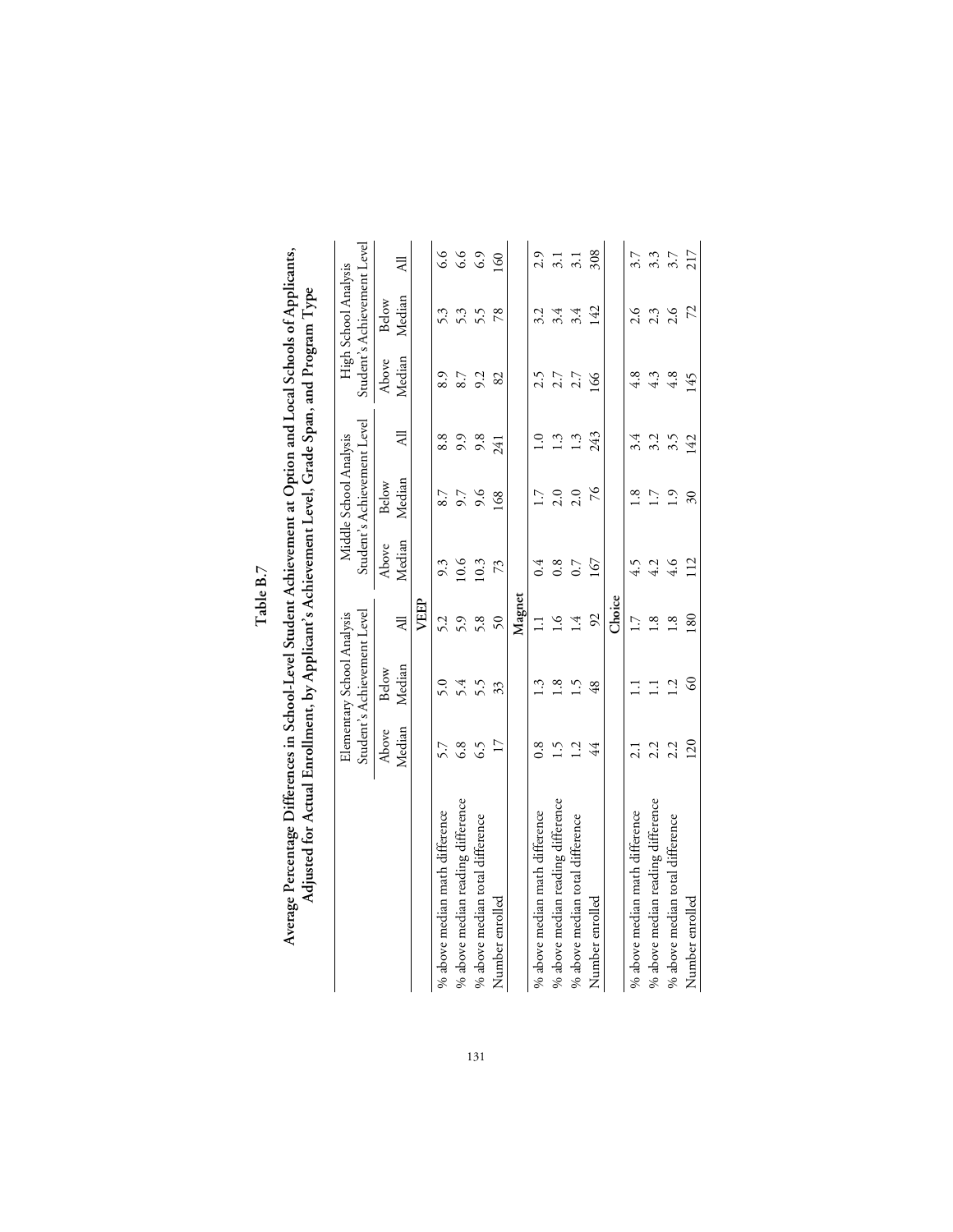# Table B.7

## Average Percentage Differences in School-Level Student Achievement at Option and Local Schools of Applicants, Adjusted for Actual Enrollment, by Applicant's Achievement Level, Grade Span, and Program Type

| | Elementary School Analysis Student's Achievement Level | | | Middle School Analysis Student's Achievement Level | | | High School Analysis Student's Achievement Level | | |
|---|---|---|---|---|---|---|---|---|---|
| | Above Median | Below Median | All | Above Median | Below Median | All | Above Median | Below Median | All |
| **VEEP** | | | | | | | | | |
| % above median math difference | 5.7 | 5.0 | 5.2 | 9.3 | 8.7 | 8.8 | 8.9 | 5.3 | 6.6 |
| % above median reading difference | 6.8 | 5.4 | 5.9 | 10.6 | 9.7 | 9.9 | 8.7 | 5.3 | 6.6 |
| % above median total difference | 6.5 | 5.5 | 5.8 | 10.3 | 9.6 | 9.8 | 9.2 | 5.5 | 6.9 |
| Number enrolled | 17 | 33 | 50 | 73 | 168 | 241 | 82 | 78 | 160 |
| **Magnet** | | | | | | | | | |
| % above median math difference | 0.8 | 1.3 | 1.1 | 0.4 | 1.7 | 1.0 | 2.5 | 3.2 | 2.9 |
| % above median reading difference | 1.5 | 1.8 | 1.6 | 0.8 | 2.0 | 1.3 | 2.7 | 3.4 | 3.1 |
| % above median total difference | 1.2 | 1.5 | 1.4 | 0.7 | 2.0 | 1.3 | 2.7 | 3.4 | 3.1 |
| Number enrolled | 44 | 48 | 92 | 167 | 76 | 243 | 166 | 142 | 308 |
| **Choice** | | | | | | | | | |
| % above median math difference | 2.1 | 1.1 | 1.7 | 4.5 | 1.8 | 3.4 | 4.8 | 2.6 | 3.7 |
| % above median reading difference | 2.2 | 1.1 | 1.8 | 4.2 | 1.7 | 3.2 | 4.3 | 2.3 | 3.3 |
| % above median total difference | 2.2 | 1.2 | 1.8 | 4.6 | 1.9 | 3.5 | 4.8 | 2.6 | 3.7 |
| Number enrolled | 120 | 60 | 180 | 112 | 30 | 142 | 145 | 72 | 217 |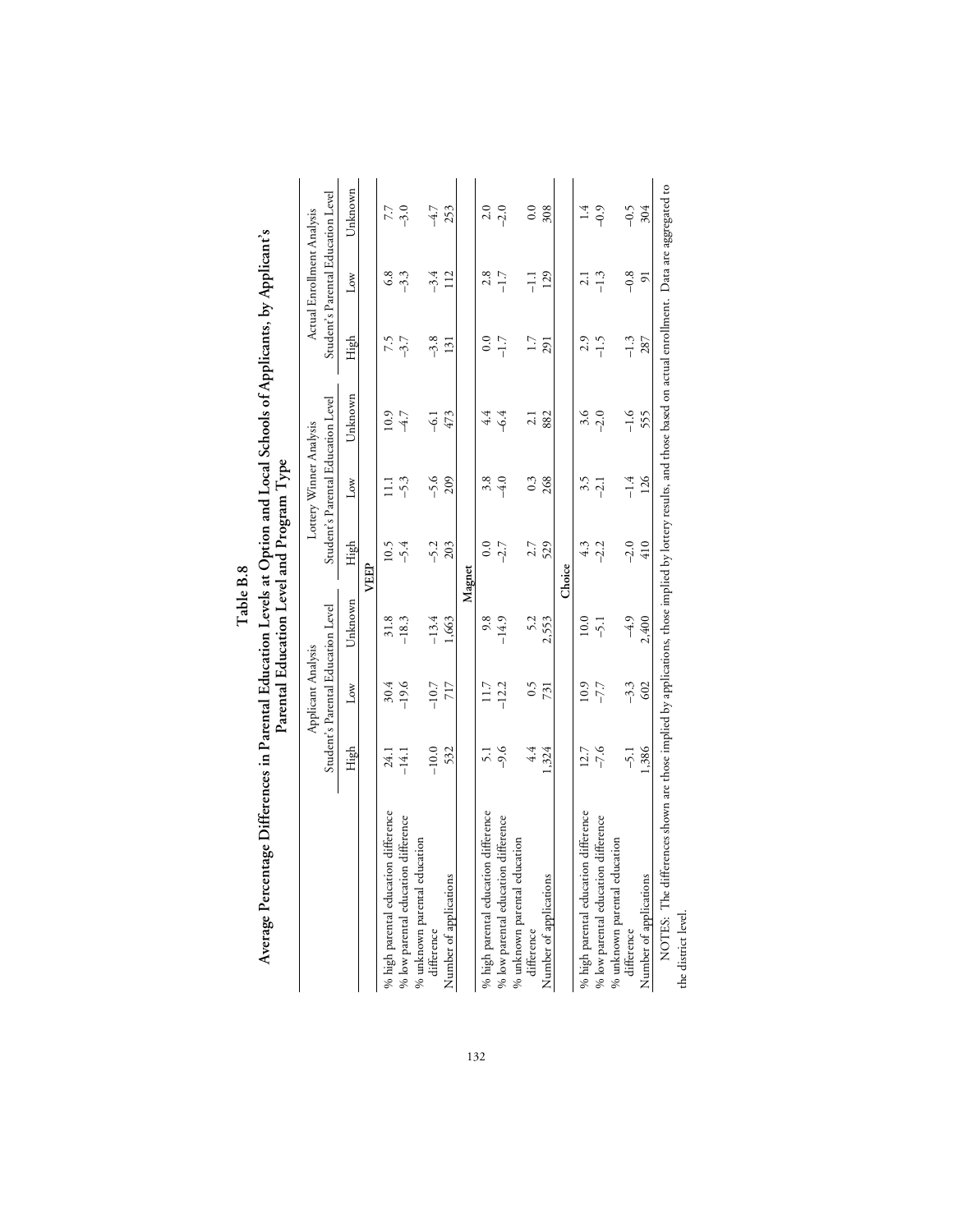# Table B.8

## Average Percentage Differences in Parental Education Levels at Option and Local Schools of Applicants, by Applicant's Parental Education Level and Program Type

| | Applicant Analysis<br>Student's Parental Education Level | | | Lottery Winner Analysis<br>Student's Parental Education Level | | | Actual Enrollment Analysis<br>Student's Parental Education Level | | |
|---|---|---|---|---|---|---|---|---|---|
| | High | Low | Unknown | High | Low | Unknown | High | Low | Unknown |
| **VEEP** | | | | | | | | | |
| % high parental education difference | 24.1 | 30.4 | 31.8 | 10.5 | 11.1 | 10.9 | 7.5 | 6.8 | 7.7 |
| % low parental education difference | −14.1 | −19.6 | −18.3 | −5.4 | −5.3 | −4.7 | −3.7 | −3.3 | −3.0 |
| % unknown parental education difference | −10.0 | −10.7 | −13.4 | −5.2 | −5.6 | −6.1 | −3.8 | −3.4 | −4.7 |
| Number of applications | 532 | 717 | 1,663 | 203 | 209 | 473 | 131 | 112 | 253 |
| **Magnet** | | | | | | | | | |
| % high parental education difference | 5.1 | 11.7 | 9.8 | 0.0 | 3.8 | 4.4 | 0.0 | 2.8 | 2.0 |
| % low parental education difference | −9.6 | −12.2 | −14.9 | −2.7 | −4.0 | −6.4 | −1.7 | −1.7 | −2.0 |
| % unknown parental education difference | 4.4 | 0.5 | 5.2 | 2.7 | 0.3 | 2.1 | 1.7 | −1.1 | 0.0 |
| Number of applications | 1,324 | 731 | 2,553 | 529 | 268 | 882 | 291 | 129 | 308 |
| **Choice** | | | | | | | | | |
| % high parental education difference | 12.7 | 10.9 | 10.0 | 4.3 | 3.5 | 3.6 | 2.9 | 2.1 | 1.4 |
| % low parental education difference | −7.6 | −7.7 | −5.1 | −2.2 | −2.1 | −2.0 | −1.5 | −1.3 | −0.9 |
| % unknown parental education difference | −5.1 | −3.3 | −4.9 | −2.0 | −1.4 | −1.6 | −1.3 | −0.8 | −0.5 |
| Number of applications | 1,386 | 602 | 2,400 | 410 | 126 | 555 | 287 | 91 | 304 |

NOTES: The differences shown are those implied by applications, those implied by lottery results, and those based on actual enrollment. Data are aggregated to the district level.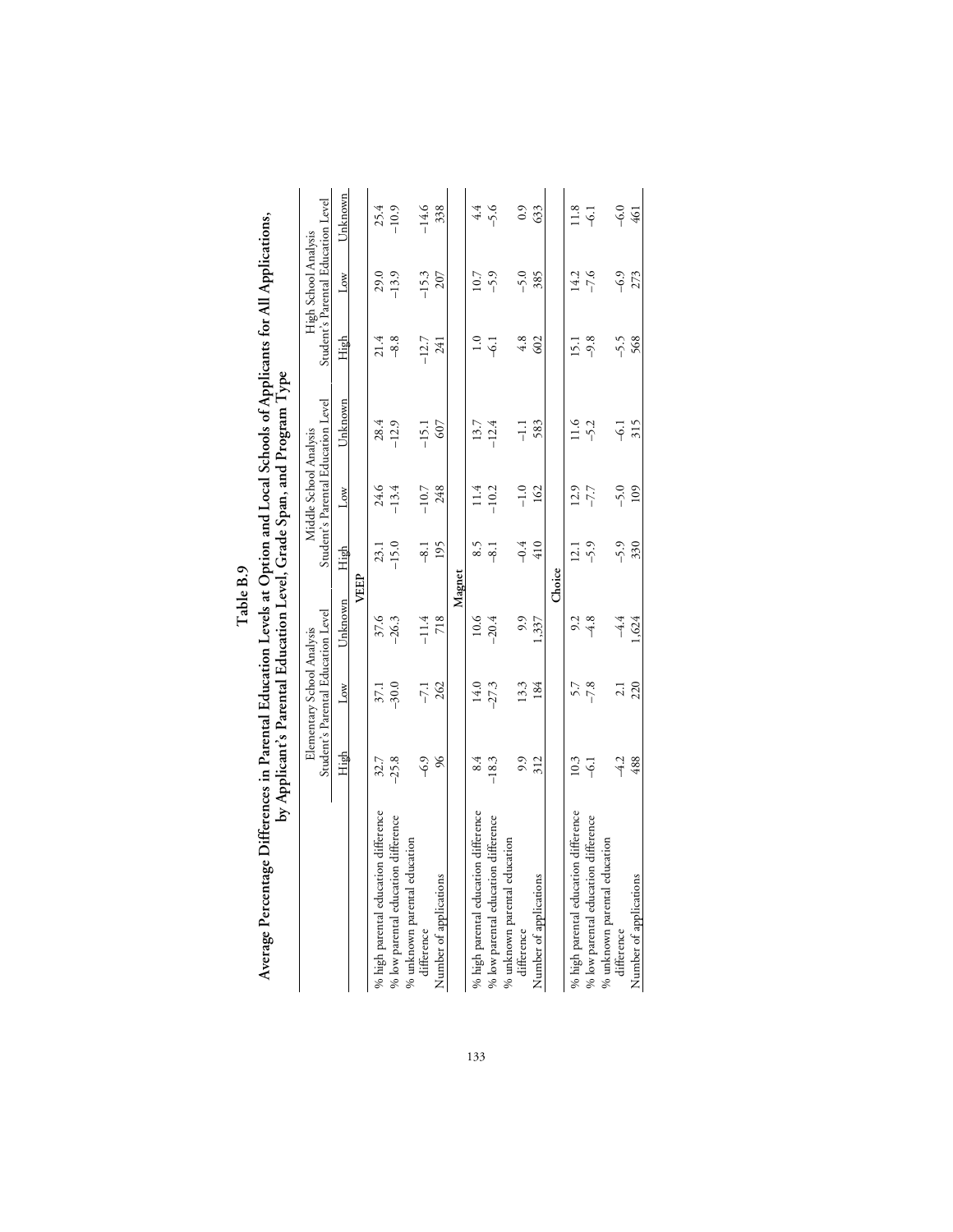# Table B.9

## Average Percentage Differences in Parental Education Levels at Option and Local Schools of Applicants for All Applications, by Applicant's Parental Education Level, Grade Span, and Program Type

| | Elementary School Analysis Student's Parental Education Level | | | Middle School Analysis Student's Parental Education Level | | | High School Analysis Student's Parental Education Level | | |
|---|---|---|---|---|---|---|---|---|---|
| | High | Low | Unknown | High | Low | Unknown | High | Low | Unknown |
| **VEEP** | | | | | | | | | |
| % high parental education difference | 32.7 | 37.1 | 37.6 | 23.1 | 24.6 | 28.4 | 21.4 | 29.0 | 25.4 |
| % low parental education difference | −25.8 | −30.0 | −26.3 | −15.0 | −13.4 | −12.9 | −8.8 | −13.9 | −10.9 |
| % unknown parental education difference | −6.9 | −7.1 | −11.4 | −8.1 | −10.7 | −15.1 | −12.7 | −15.3 | −14.6 |
| Number of applications | 96 | 262 | 718 | 195 | 248 | 607 | 241 | 207 | 338 |
| **Magnet** | | | | | | | | | |
| % high parental education difference | 8.4 | 14.0 | 10.6 | 8.5 | 11.4 | 13.7 | 1.0 | 10.7 | 4.4 |
| % low parental education difference | −18.3 | −27.3 | −20.4 | −8.1 | −10.2 | −12.4 | −6.1 | −5.9 | −5.6 |
| % unknown parental education difference | 9.9 | 13.3 | 9.9 | −0.4 | −1.0 | −1.1 | 4.8 | −5.0 | 0.9 |
| Number of applications | 312 | 184 | 1,337 | 410 | 162 | 583 | 602 | 385 | 633 |
| **Choice** | | | | | | | | | |
| % high parental education difference | 10.3 | 5.7 | 9.2 | 12.1 | 12.9 | 11.6 | 15.1 | 14.2 | 11.8 |
| % low parental education difference | −6.1 | −7.8 | −4.8 | −5.9 | −7.7 | −5.2 | −9.8 | −7.6 | −6.1 |
| % unknown parental education difference | −4.2 | 2.1 | −4.4 | −5.9 | −5.0 | −6.1 | −5.5 | −6.9 | −6.0 |
| Number of applications | 488 | 220 | 1,624 | 330 | 109 | 315 | 568 | 273 | 461 |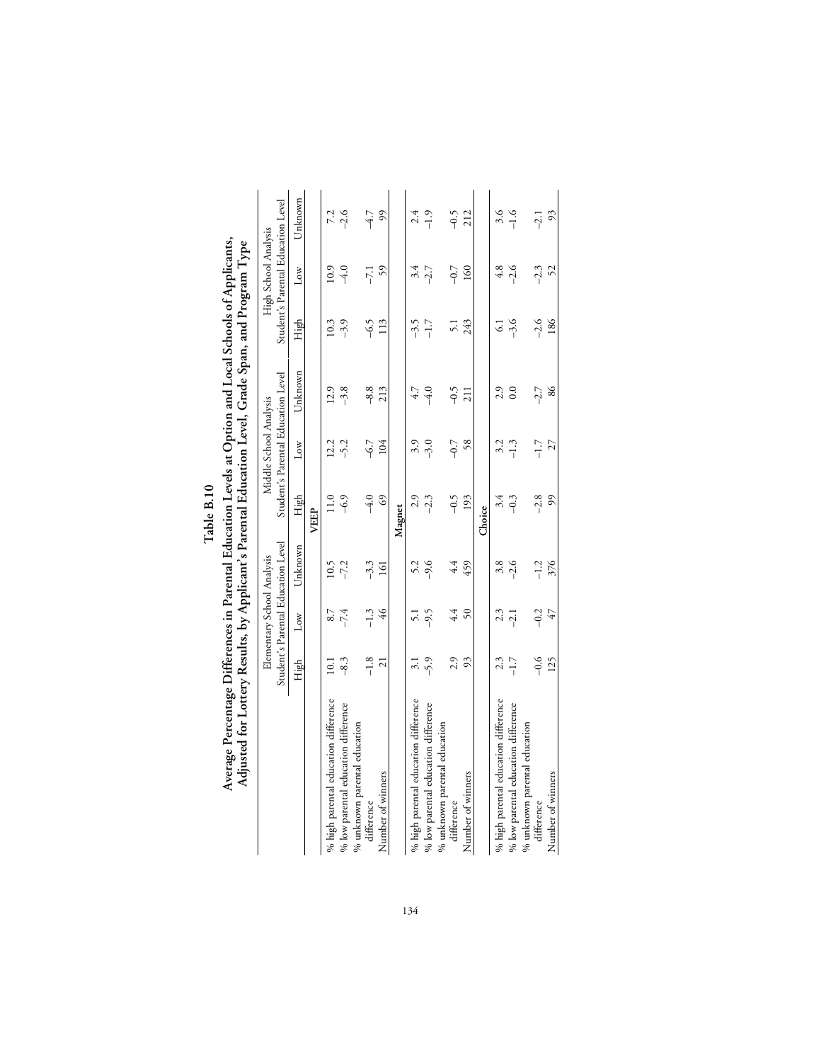**Table B.10**

**Average Percentage Differences in Parental Education Levels at Option and Local Schools of Applicants, Adjusted for Lottery Results, by Applicant's Parental Education Level, Grade Span, and Program Type**

| | Elementary School Analysis Student's Parental Education Level | | | Middle School Analysis Student's Parental Education Level | | | High School Analysis Student's Parental Education Level | | |
|---|---|---|---|---|---|---|---|---|---|
| | High | Low | Unknown | High | Low | Unknown | High | Low | Unknown |
| **VEEP** | | | | | | | | | |
| % high parental education difference | 10.1 | 8.7 | 10.5 | 11.0 | 12.2 | 12.9 | 10.3 | 10.9 | 7.2 |
| % low parental education difference | –8.3 | –7.4 | –7.2 | –6.9 | –5.2 | –3.8 | –3.9 | –4.0 | –2.6 |
| % unknown parental education difference | –1.8 | –1.3 | –3.3 | –4.0 | –6.7 | –8.8 | –6.5 | –7.1 | –4.7 |
| Number of winners | 21 | 46 | 161 | 69 | 104 | 213 | 113 | 59 | 99 |
| **Magnet** | | | | | | | | | |
| % high parental education difference | 3.1 | 5.1 | 5.2 | 2.9 | 3.9 | 4.7 | –3.5 | 3.4 | 2.4 |
| % low parental education difference | –5.9 | –9.5 | –9.6 | –2.3 | –3.0 | –4.0 | –1.7 | –2.7 | –1.9 |
| % unknown parental education difference | 2.9 | 4.4 | 4.4 | –0.5 | –0.7 | –0.5 | 5.1 | –0.7 | –0.5 |
| Number of winners | 93 | 50 | 459 | 193 | 58 | 211 | 243 | 160 | 212 |
| **Choice** | | | | | | | | | |
| % high parental education difference | 2.3 | 2.3 | 3.8 | 3.4 | 3.2 | 2.9 | 6.1 | 4.8 | 3.6 |
| % low parental education difference | –1.7 | –2.1 | –2.6 | –0.3 | –1.3 | 0.0 | –3.6 | –2.6 | –1.6 |
| % unknown parental education difference | –0.6 | –0.2 | –1.2 | –2.8 | –1.7 | –2.7 | –2.6 | –2.3 | –2.1 |
| Number of winners | 125 | 47 | 376 | 99 | 27 | 86 | 186 | 52 | 93 |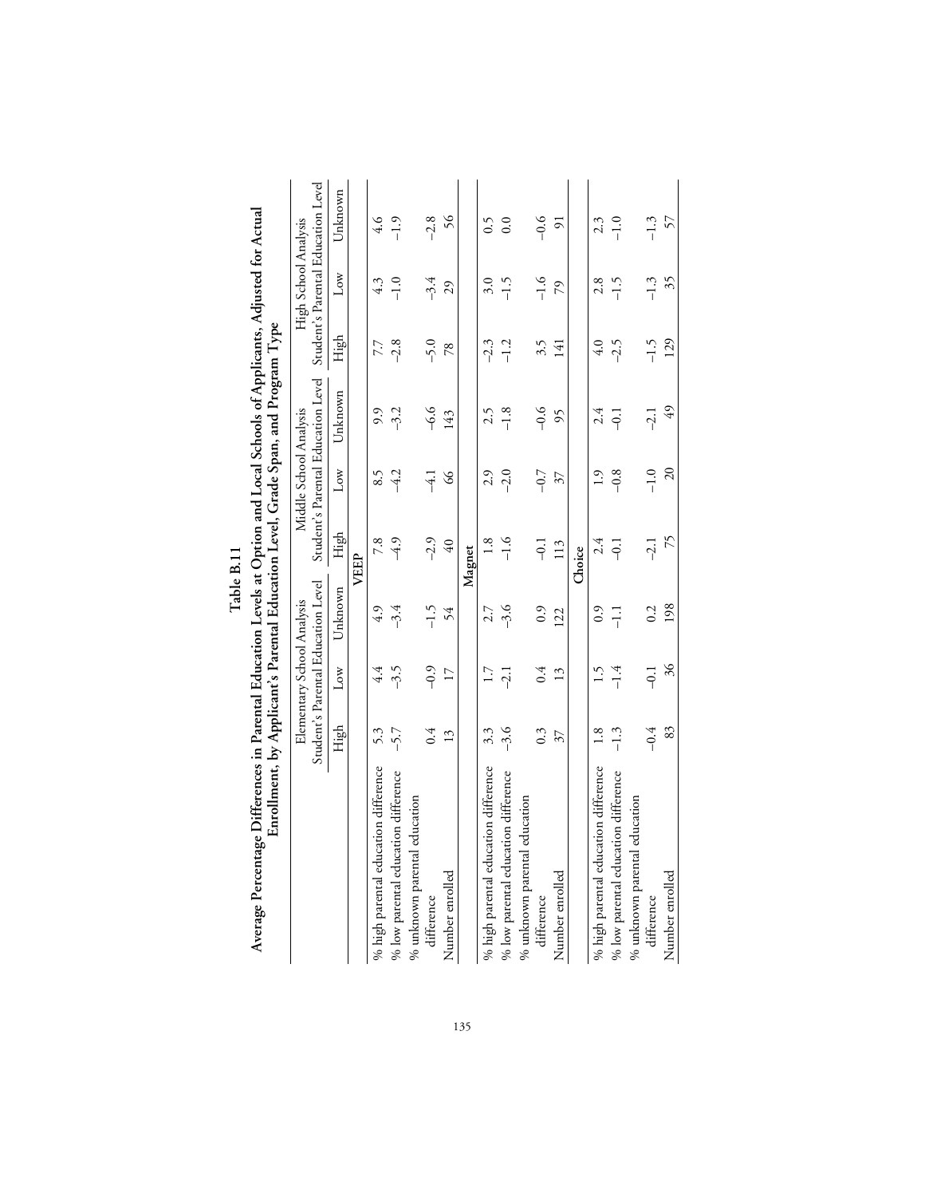# Table B.11

## Average Percentage Differences in Parental Education Levels at Option and Local Schools of Applicants, Adjusted for Actual Enrollment, by Applicant's Parental Education Level, Grade Span, and Program Type

| | Elementary School Analysis Student's Parental Education Level | | | Middle School Analysis Student's Parental Education Level | | | High School Analysis Student's Parental Education Level | | |
|---|---|---|---|---|---|---|---|---|---|
| | High | Low | Unknown | High | Low | Unknown | High | Low | Unknown |
| **VEEP** | | | | | | | | | |
| % high parental education difference | 5.3 | 4.4 | 4.9 | 7.8 | 8.5 | 9.9 | 7.7 | 4.3 | 4.6 |
| % low parental education difference | –5.7 | –3.5 | –3.4 | –4.9 | –4.2 | –3.2 | –2.8 | –1.0 | –1.9 |
| % unknown parental education difference | 0.4 | –0.9 | –1.5 | –2.9 | –4.1 | –6.6 | –5.0 | –3.4 | –2.8 |
| Number enrolled | 13 | 17 | 54 | 40 | 66 | 143 | 78 | 29 | 56 |
| **Magnet** | | | | | | | | | |
| % high parental education difference | 3.3 | 1.7 | 2.7 | 1.8 | 2.9 | 2.5 | –2.3 | 3.0 | 0.5 |
| % low parental education difference | –3.6 | –2.1 | –3.6 | –1.6 | –2.0 | –1.8 | –1.2 | –1.5 | 0.0 |
| % unknown parental education difference | 0.3 | 0.4 | 0.9 | –0.1 | –0.7 | –0.6 | 3.5 | –1.6 | –0.6 |
| Number enrolled | 37 | 13 | 122 | 113 | 37 | 95 | 141 | 79 | 91 |
| **Choice** | | | | | | | | | |
| % high parental education difference | 1.8 | 1.5 | 0.9 | 2.4 | 1.9 | 2.4 | 4.0 | 2.8 | 2.3 |
| % low parental education difference | –1.3 | –1.4 | –1.1 | –0.1 | –0.8 | –0.1 | –2.5 | –1.5 | –1.0 |
| % unknown parental education difference | –0.4 | –0.1 | 0.2 | –2.1 | –1.0 | –2.1 | –1.5 | –1.3 | –1.3 |
| Number enrolled | 83 | 36 | 198 | 75 | 20 | 49 | 129 | 35 | 57 |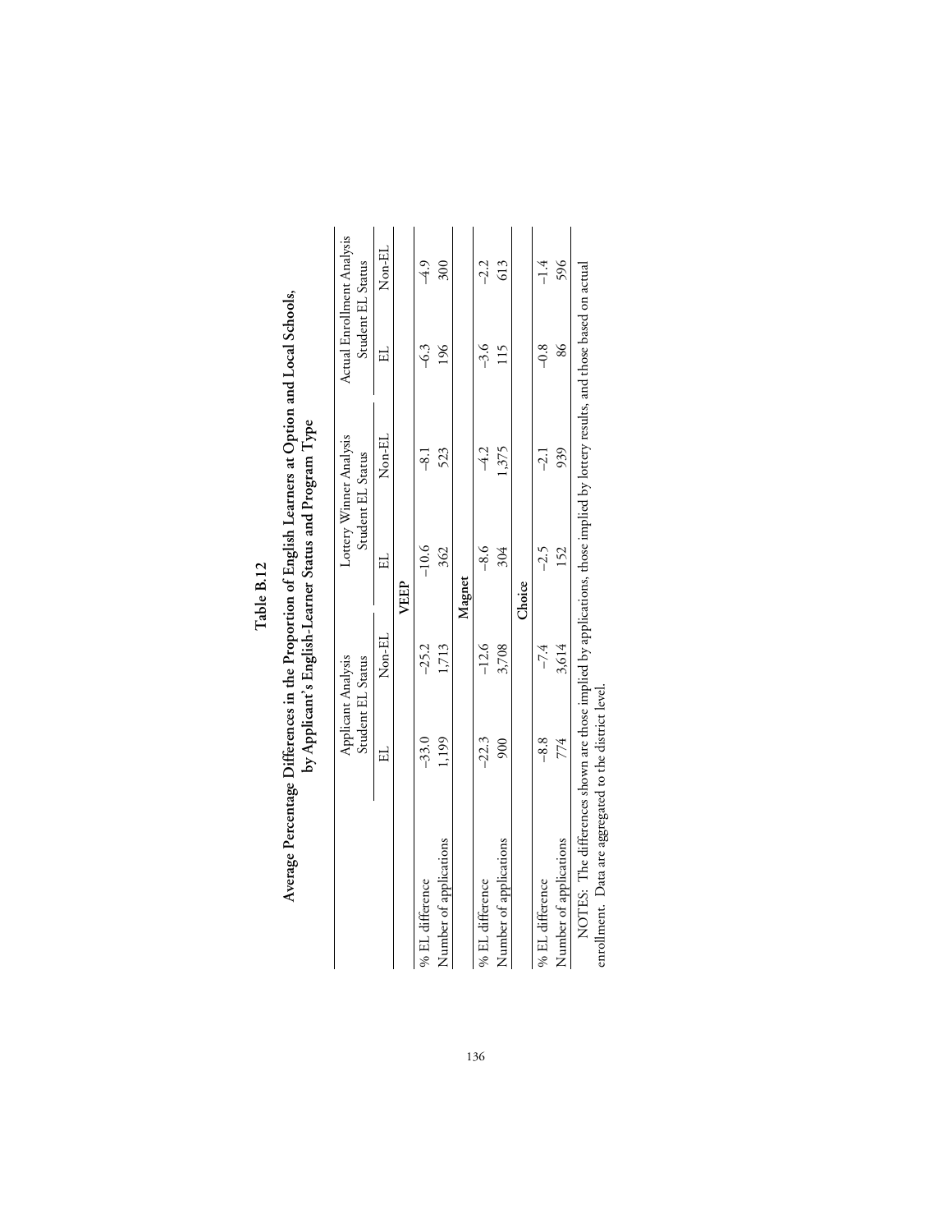**Table B.12**

**Average Percentage Differences in the Proportion of English Learners at Option and Local Schools, by Applicant's English-Learner Status and Program Type**

| | Applicant Analysis Student EL Status | | Lottery Winner Analysis Student EL Status | | Actual Enrollment Analysis Student EL Status | |
|---|---|---|---|---|---|---|
| | EL | Non-EL | EL | Non-EL | EL | Non-EL |
| **VEEP** | | | | | | |
| % EL difference | –33.0 | –25.2 | –10.6 | –8.1 | –6.3 | –4.9 |
| Number of applications | 1,199 | 1,713 | 362 | 523 | 196 | 300 |
| **Magnet** | | | | | | |
| % EL difference | –22.3 | –12.6 | –8.6 | –4.2 | –3.6 | –2.2 |
| Number of applications | 900 | 3,708 | 304 | 1,375 | 115 | 613 |
| **Choice** | | | | | | |
| % EL difference | –8.8 | –7.4 | –2.5 | –2.1 | –0.8 | –1.4 |
| Number of applications | 774 | 3,614 | 152 | 939 | 86 | 596 |

NOTES: The differences shown are those implied by applications, those implied by lottery results, and those based on actual enrollment. Data are aggregated to the district level.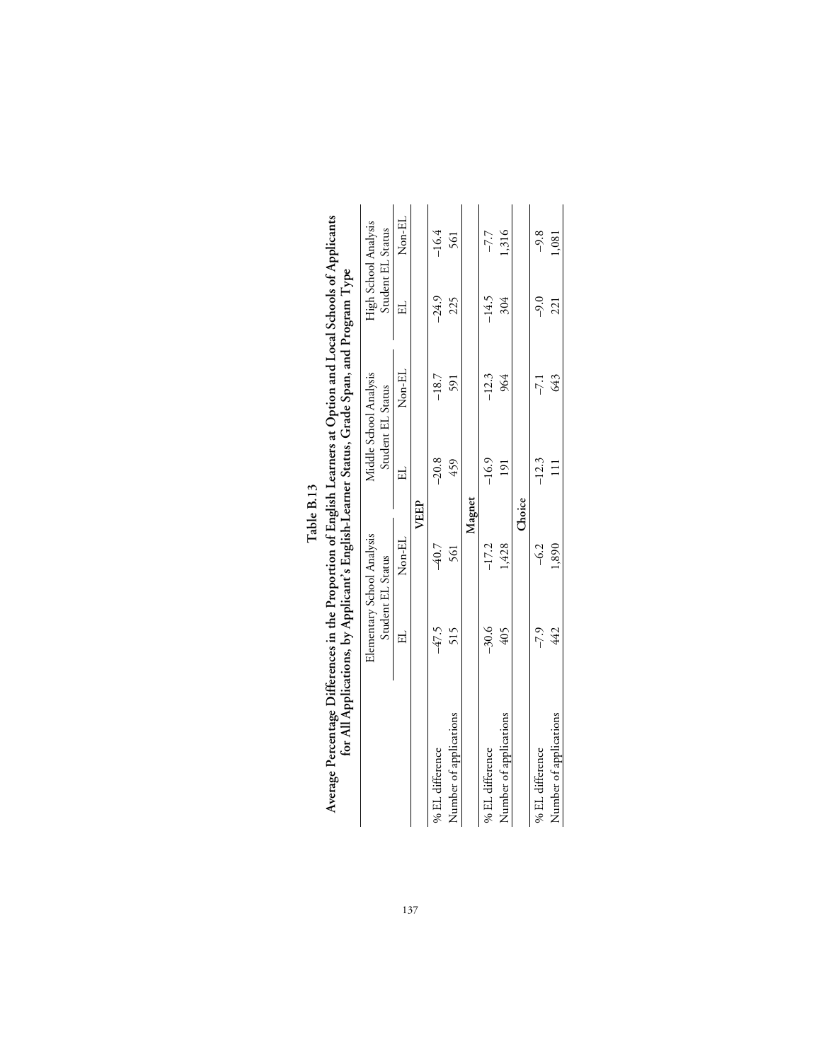**Table B.13**

**Average Percentage Differences in the Proportion of English Learners at Option and Local Schools of Applicants for All Applications, by Applicant's English-Learner Status, Grade Span, and Program Type**

| | Elementary School Analysis Student EL Status | | Middle School Analysis Student EL Status | | High School Analysis Student EL Status | |
|---|---|---|---|---|---|---|
| | EL | Non-EL | EL | Non-EL | EL | Non-EL |
| **VEEP** | | | | | | |
| % EL difference | –47.5 | –40.7 | –20.8 | –18.7 | –24.9 | –16.4 |
| Number of applications | 515 | 561 | 459 | 591 | 225 | 561 |
| **Magnet** | | | | | | |
| % EL difference | –30.6 | –17.2 | –16.9 | –12.3 | –14.5 | –7.7 |
| Number of applications | 405 | 1,428 | 191 | 964 | 304 | 1,316 |
| **Choice** | | | | | | |
| % EL difference | –7.9 | –6.2 | –12.3 | –7.1 | –9.0 | –9.8 |
| Number of applications | 442 | 1,890 | 111 | 643 | 221 | 1,081 |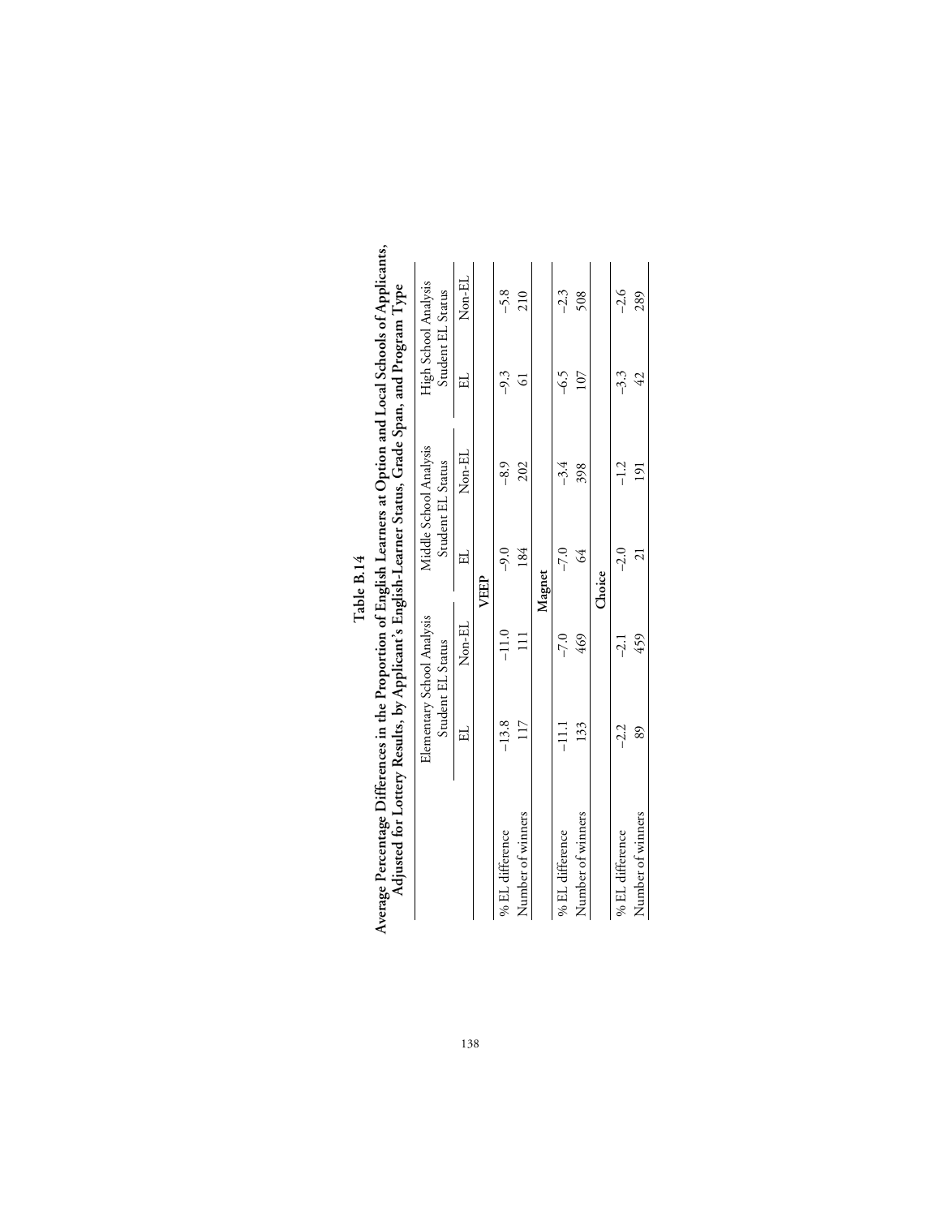**Table B.14**

**Average Percentage Differences in the Proportion of English Learners at Option and Local Schools of Applicants, Adjusted for Lottery Results, by Applicant's English-Learner Status, Grade Span, and Program Type**

| | Elementary School Analysis Student EL Status | | Middle School Analysis Student EL Status | | High School Analysis Student EL Status | |
|---|---|---|---|---|---|---|
| | EL | Non-EL | EL | Non-EL | EL | Non-EL |
| **VEEP** | | | | | | |
| % EL difference | –13.8 | –11.0 | –9.0 | –8.9 | –9.3 | –5.8 |
| Number of winners | 117 | 111 | 184 | 202 | 61 | 210 |
| **Magnet** | | | | | | |
| % EL difference | –11.1 | –7.0 | –7.0 | –3.4 | –6.5 | –2.3 |
| Number of winners | 133 | 469 | 64 | 398 | 107 | 508 |
| **Choice** | | | | | | |
| % EL difference | –2.2 | –2.1 | –2.0 | –1.2 | –3.3 | –2.6 |
| Number of winners | 89 | 459 | 21 | 191 | 42 | 289 |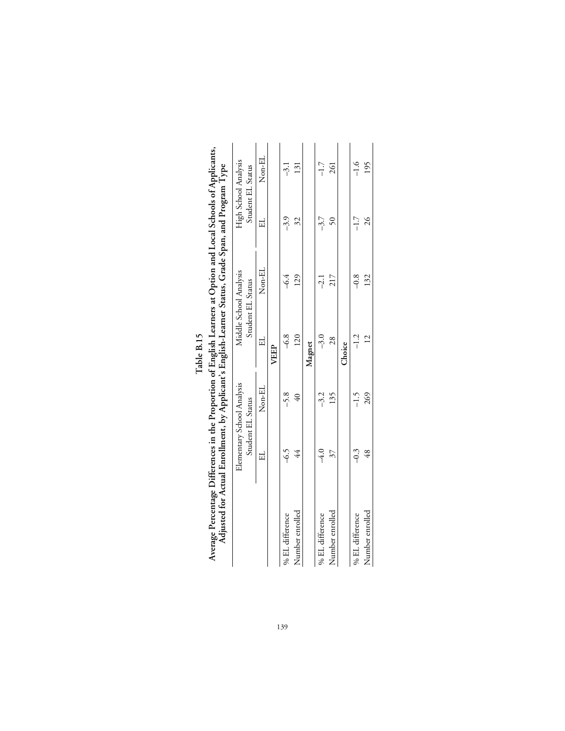**Table B.15**

**Average Percentage Differences in the Proportion of English Learners at Option and Local Schools of Applicants, Adjusted for Actual Enrollment, by Applicant's English-Learner Status, Grade Span, and Program Type**

| | Elementary School Analysis Student EL Status | | Middle School Analysis Student EL Status | | High School Analysis Student EL Status | |
|---|---|---|---|---|---|---|
| | EL | Non-EL | EL | Non-EL | EL | Non-EL |
| **VEEP** | | | | | | |
| % EL difference | –6.5 | –5.8 | –6.8 | –6.4 | –3.9 | –3.1 |
| Number enrolled | 44 | 40 | 120 | 129 | 32 | 131 |
| **Magnet** | | | | | | |
| % EL difference | –4.0 | –3.2 | –3.0 | –2.1 | –3.7 | –1.7 |
| Number enrolled | 37 | 135 | 28 | 217 | 50 | 261 |
| **Choice** | | | | | | |
| % EL difference | –0.3 | –1.5 | –1.2 | –0.8 | –1.7 | –1.6 |
| Number enrolled | 48 | 269 | 12 | 132 | 26 | 195 |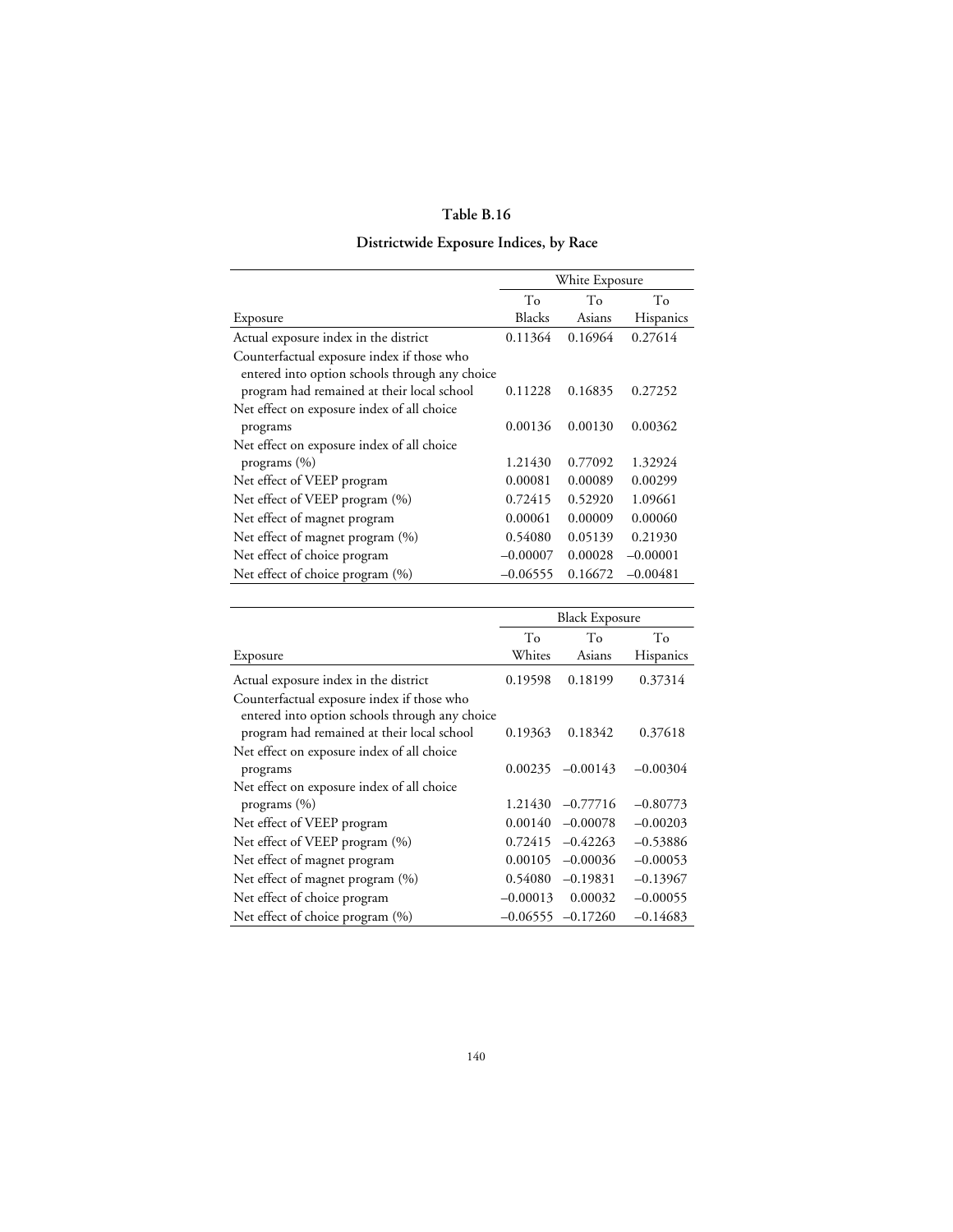**Table B.16**

**Districtwide Exposure Indices, by Race**

| | White Exposure | | |
|---|---|---|---|
| Exposure | To Blacks | To Asians | To Hispanics |
| Actual exposure index in the district | 0.11364 | 0.16964 | 0.27614 |
| Counterfactual exposure index if those who entered into option schools through any choice program had remained at their local school | 0.11228 | 0.16835 | 0.27252 |
| Net effect on exposure index of all choice programs | 0.00136 | 0.00130 | 0.00362 |
| Net effect on exposure index of all choice programs (%) | 1.21430 | 0.77092 | 1.32924 |
| Net effect of VEEP program | 0.00081 | 0.00089 | 0.00299 |
| Net effect of VEEP program (%) | 0.72415 | 0.52920 | 1.09661 |
| Net effect of magnet program | 0.00061 | 0.00009 | 0.00060 |
| Net effect of magnet program (%) | 0.54080 | 0.05139 | 0.21930 |
| Net effect of choice program | –0.00007 | 0.00028 | –0.00001 |
| Net effect of choice program (%) | –0.06555 | 0.16672 | –0.00481 |

| | Black Exposure | | |
|---|---|---|---|
| Exposure | To Whites | To Asians | To Hispanics |
| Actual exposure index in the district | 0.19598 | 0.18199 | 0.37314 |
| Counterfactual exposure index if those who entered into option schools through any choice program had remained at their local school | 0.19363 | 0.18342 | 0.37618 |
| Net effect on exposure index of all choice programs | 0.00235 | –0.00143 | –0.00304 |
| Net effect on exposure index of all choice programs (%) | 1.21430 | –0.77716 | –0.80773 |
| Net effect of VEEP program | 0.00140 | –0.00078 | –0.00203 |
| Net effect of VEEP program (%) | 0.72415 | –0.42263 | –0.53886 |
| Net effect of magnet program | 0.00105 | –0.00036 | –0.00053 |
| Net effect of magnet program (%) | 0.54080 | –0.19831 | –0.13967 |
| Net effect of choice program | –0.00013 | 0.00032 | –0.00055 |
| Net effect of choice program (%) | –0.06555 | –0.17260 | –0.14683 |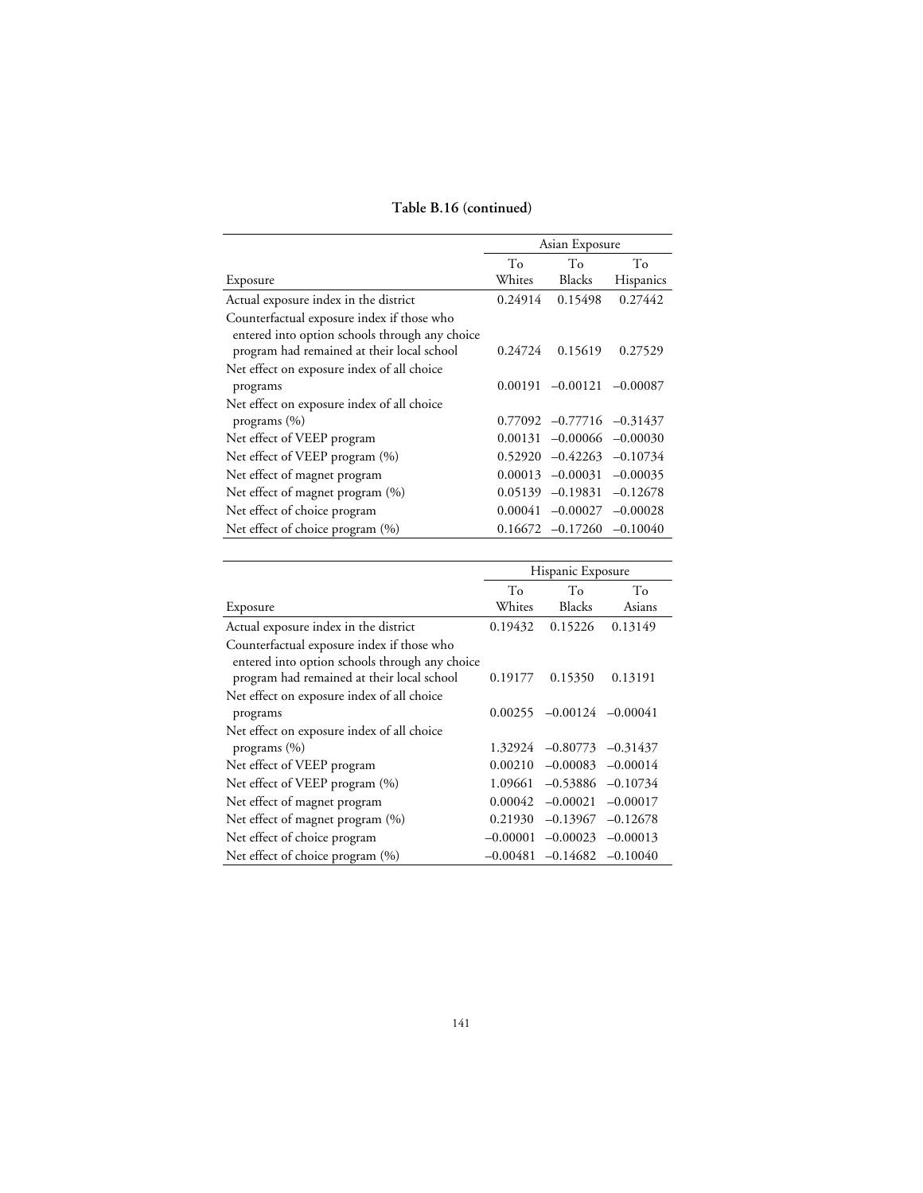**Table B.16 (continued)**

| | Asian Exposure | | |
|---|---|---|---|
| Exposure | To Whites | To Blacks | To Hispanics |
| Actual exposure index in the district | 0.24914 | 0.15498 | 0.27442 |
| Counterfactual exposure index if those who entered into option schools through any choice program had remained at their local school | 0.24724 | 0.15619 | 0.27529 |
| Net effect on exposure index of all choice programs | 0.00191 | –0.00121 | –0.00087 |
| Net effect on exposure index of all choice programs (%) | 0.77092 | –0.77716 | –0.31437 |
| Net effect of VEEP program | 0.00131 | –0.00066 | –0.00030 |
| Net effect of VEEP program (%) | 0.52920 | –0.42263 | –0.10734 |
| Net effect of magnet program | 0.00013 | –0.00031 | –0.00035 |
| Net effect of magnet program (%) | 0.05139 | –0.19831 | –0.12678 |
| Net effect of choice program | 0.00041 | –0.00027 | –0.00028 |
| Net effect of choice program (%) | 0.16672 | –0.17260 | –0.10040 |

| | Hispanic Exposure | | |
|---|---|---|---|
| Exposure | To Whites | To Blacks | To Asians |
| Actual exposure index in the district | 0.19432 | 0.15226 | 0.13149 |
| Counterfactual exposure index if those who entered into option schools through any choice program had remained at their local school | 0.19177 | 0.15350 | 0.13191 |
| Net effect on exposure index of all choice programs | 0.00255 | –0.00124 | –0.00041 |
| Net effect on exposure index of all choice programs (%) | 1.32924 | –0.80773 | –0.31437 |
| Net effect of VEEP program | 0.00210 | –0.00083 | –0.00014 |
| Net effect of VEEP program (%) | 1.09661 | –0.53886 | –0.10734 |
| Net effect of magnet program | 0.00042 | –0.00021 | –0.00017 |
| Net effect of magnet program (%) | 0.21930 | –0.13967 | –0.12678 |
| Net effect of choice program | –0.00001 | –0.00023 | –0.00013 |
| Net effect of choice program (%) | –0.00481 | –0.14682 | –0.10040 |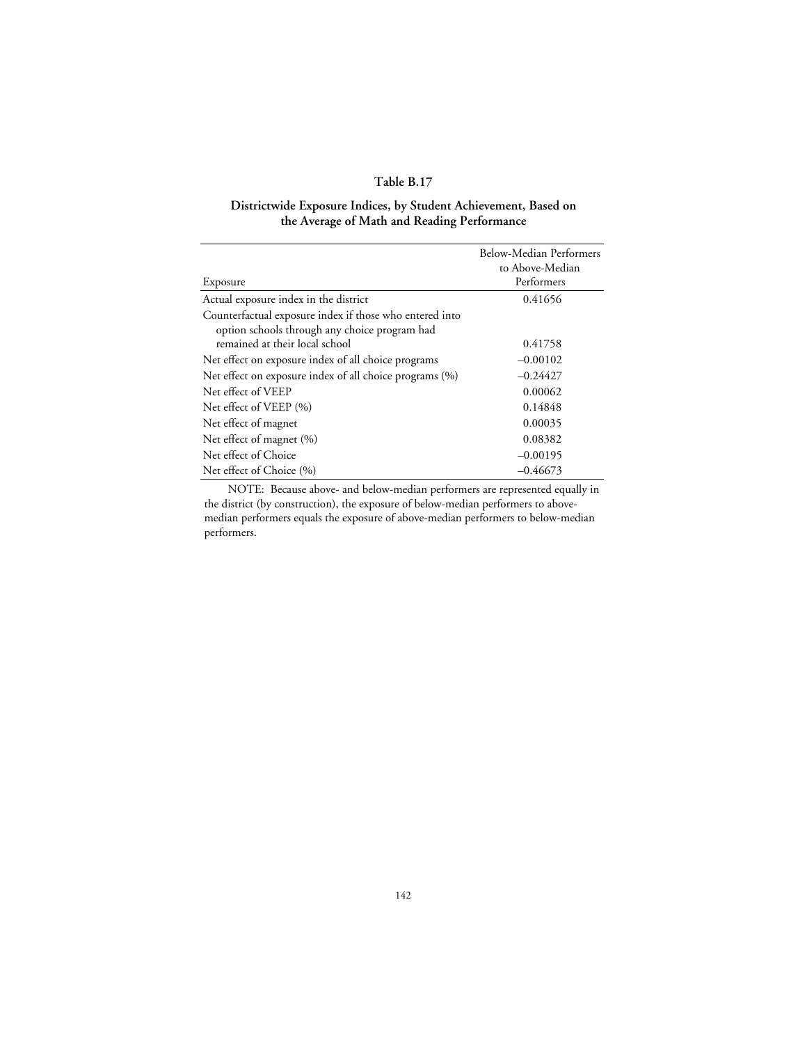**Table B.17**

**Districtwide Exposure Indices, by Student Achievement, Based on the Average of Math and Reading Performance**

| Exposure | Below-Median Performers to Above-Median Performers |
|---|---|
| Actual exposure index in the district | 0.41656 |
| Counterfactual exposure index if those who entered into option schools through any choice program had remained at their local school | 0.41758 |
| Net effect on exposure index of all choice programs | –0.00102 |
| Net effect on exposure index of all choice programs (%) | –0.24427 |
| Net effect of VEEP | 0.00062 |
| Net effect of VEEP (%) | 0.14848 |
| Net effect of magnet | 0.00035 |
| Net effect of magnet (%) | 0.08382 |
| Net effect of Choice | –0.00195 |
| Net effect of Choice (%) | –0.46673 |

NOTE: Because above- and below-median performers are represented equally in the district (by construction), the exposure of below-median performers to above-median performers equals the exposure of above-median performers to below-median performers.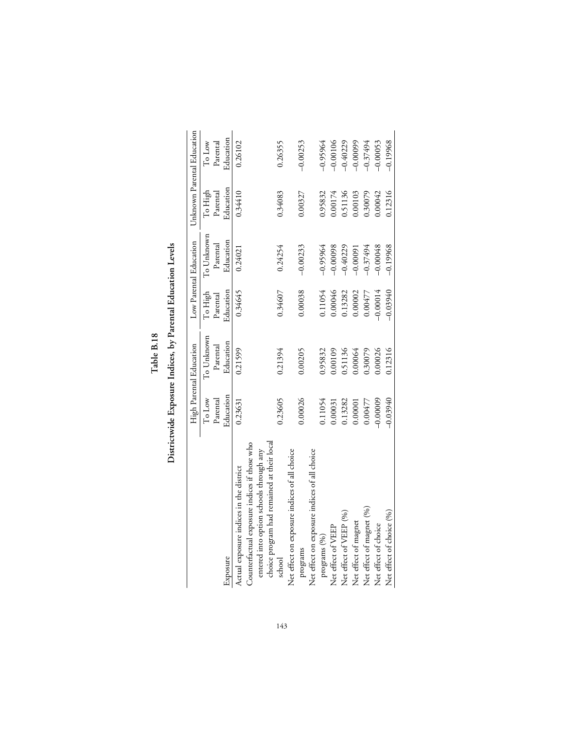**Table B.18**

**Districtwide Exposure Indices, by Parental Education Levels**

| Exposure | High Parental Education | | Low Parental Education | | Unknown Parental Education | |
|---|---|---|---|---|---|---|
| | To Low Parental Education | To Unknown Parental Education | To High Parental Education | To Unknown Parental Education | To High Parental Education | To Low Parental Education |
| Actual exposure indices in the district | 0.23631 | 0.21599 | 0.34645 | 0.24021 | 0.34410 | 0.26102 |
| Counterfactual exposure indices if those who entered into option schools through any choice program had remained at their local school | 0.23605 | 0.21394 | 0.34607 | 0.24254 | 0.34083 | 0.26355 |
| Net effect on exposure indices of all choice programs | 0.00026 | 0.00205 | 0.00038 | −0.00233 | 0.00327 | −0.00253 |
| Net effect on exposure indices of all choice programs (%) | 0.11054 | 0.95832 | 0.11054 | −0.95964 | 0.95832 | −0.95964 |
| Net effect of VEEP | 0.00031 | 0.00109 | 0.00046 | −0.00098 | 0.00174 | −0.00106 |
| Net effect of VEEP (%) | 0.13282 | 0.51136 | 0.13282 | −0.40229 | 0.51136 | −0.40229 |
| Net effect of magnet | 0.00001 | 0.00064 | 0.00002 | −0.00091 | 0.00103 | −0.00099 |
| Net effect of magnet (%) | 0.00477 | 0.30079 | 0.00477 | −0.37494 | 0.30079 | −0.37494 |
| Net effect of choice | −0.00009 | 0.00026 | −0.00014 | −0.00048 | 0.00042 | −0.00053 |
| Net effect of choice (%) | −0.03940 | 0.12316 | −0.03940 | −0.19968 | 0.12316 | −0.19968 |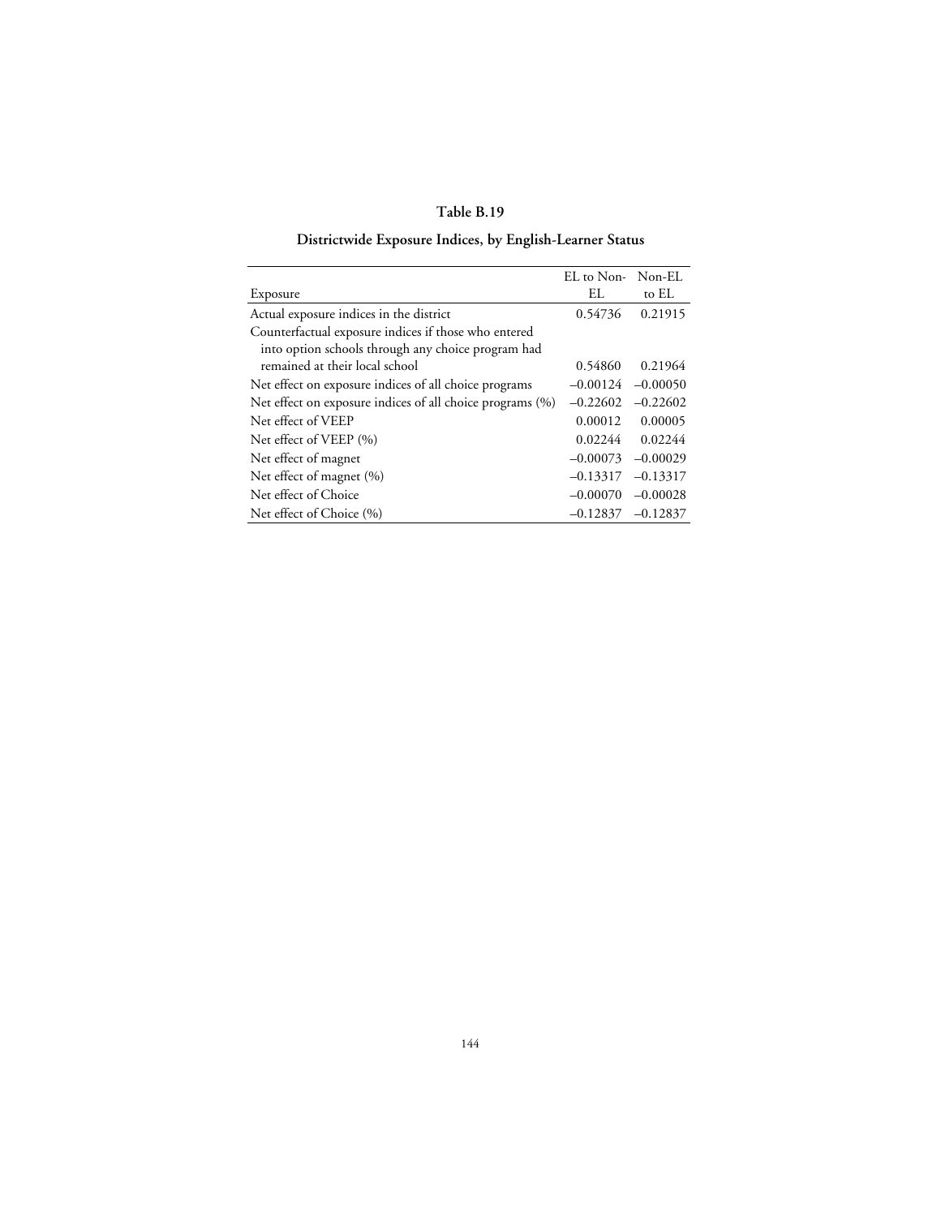**Table B.19**

**Districtwide Exposure Indices, by English-Learner Status**

| Exposure | EL to Non-EL | Non-EL to EL |
|---|---|---|
| Actual exposure indices in the district | 0.54736 | 0.21915 |
| Counterfactual exposure indices if those who entered into option schools through any choice program had remained at their local school | 0.54860 | 0.21964 |
| Net effect on exposure indices of all choice programs | –0.00124 | –0.00050 |
| Net effect on exposure indices of all choice programs (%) | –0.22602 | –0.22602 |
| Net effect of VEEP | 0.00012 | 0.00005 |
| Net effect of VEEP (%) | 0.02244 | 0.02244 |
| Net effect of magnet | –0.00073 | –0.00029 |
| Net effect of magnet (%) | –0.13317 | –0.13317 |
| Net effect of Choice | –0.00070 | –0.00028 |
| Net effect of Choice (%) | –0.12837 | –0.12837 |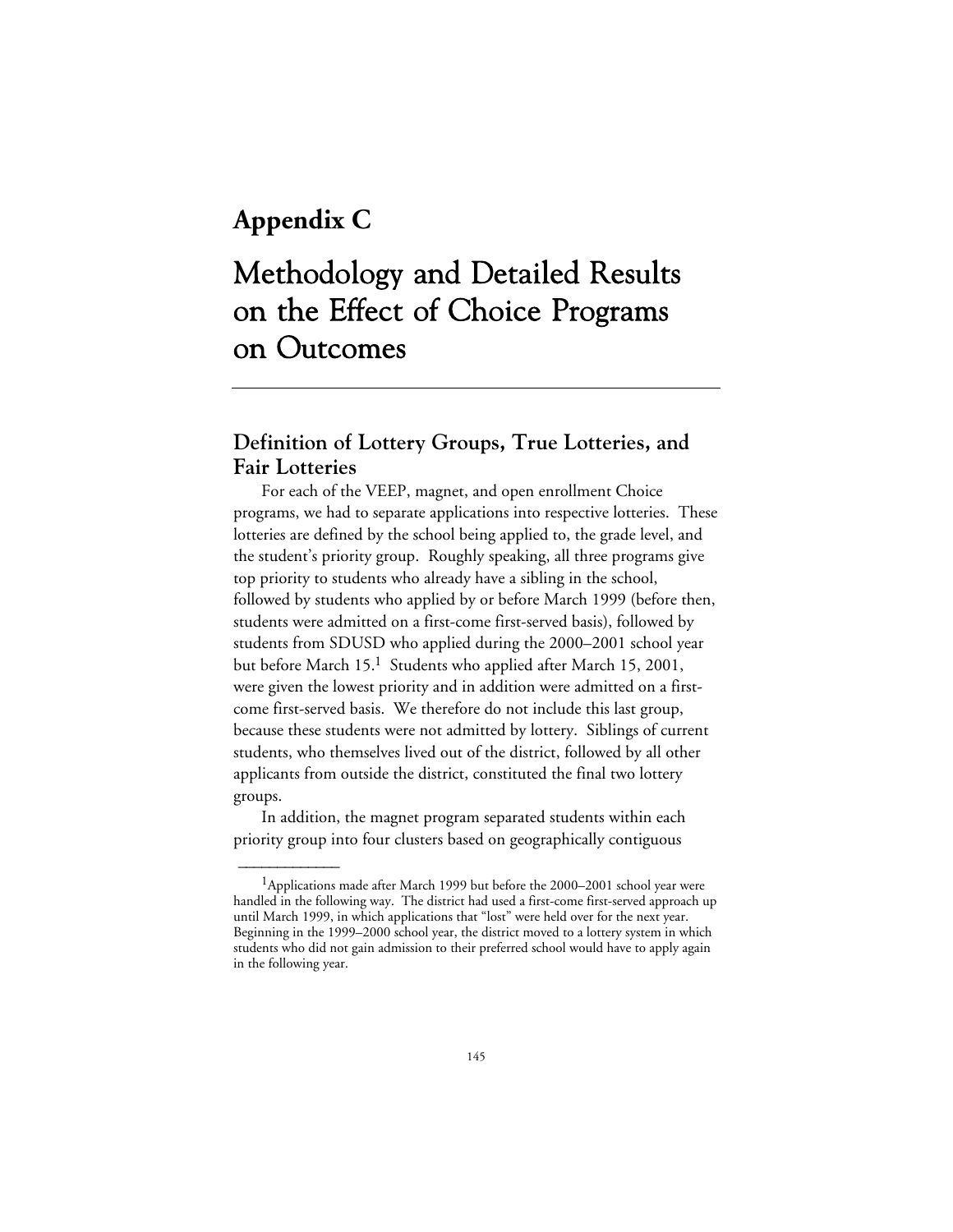# Appendix C

# Methodology and Detailed Results on the Effect of Choice Programs on Outcomes

## Definition of Lottery Groups, True Lotteries, and Fair Lotteries

For each of the VEEP, magnet, and open enrollment Choice programs, we had to separate applications into respective lotteries. These lotteries are defined by the school being applied to, the grade level, and the student's priority group. Roughly speaking, all three programs give top priority to students who already have a sibling in the school, followed by students who applied by or before March 1999 (before then, students were admitted on a first-come first-served basis), followed by students from SDUSD who applied during the 2000–2001 school year but before March 15.[1] Students who applied after March 15, 2001, were given the lowest priority and in addition were admitted on a first-come first-served basis. We therefore do not include this last group, because these students were not admitted by lottery. Siblings of current students, who themselves lived out of the district, followed by all other applicants from outside the district, constituted the final two lottery groups.

In addition, the magnet program separated students within each priority group into four clusters based on geographically contiguous

---

[1] Applications made after March 1999 but before the 2000–2001 school year were handled in the following way. The district had used a first-come first-served approach up until March 1999, in which applications that "lost" were held over for the next year. Beginning in the 1999–2000 school year, the district moved to a lottery system in which students who did not gain admission to their preferred school would have to apply again in the following year.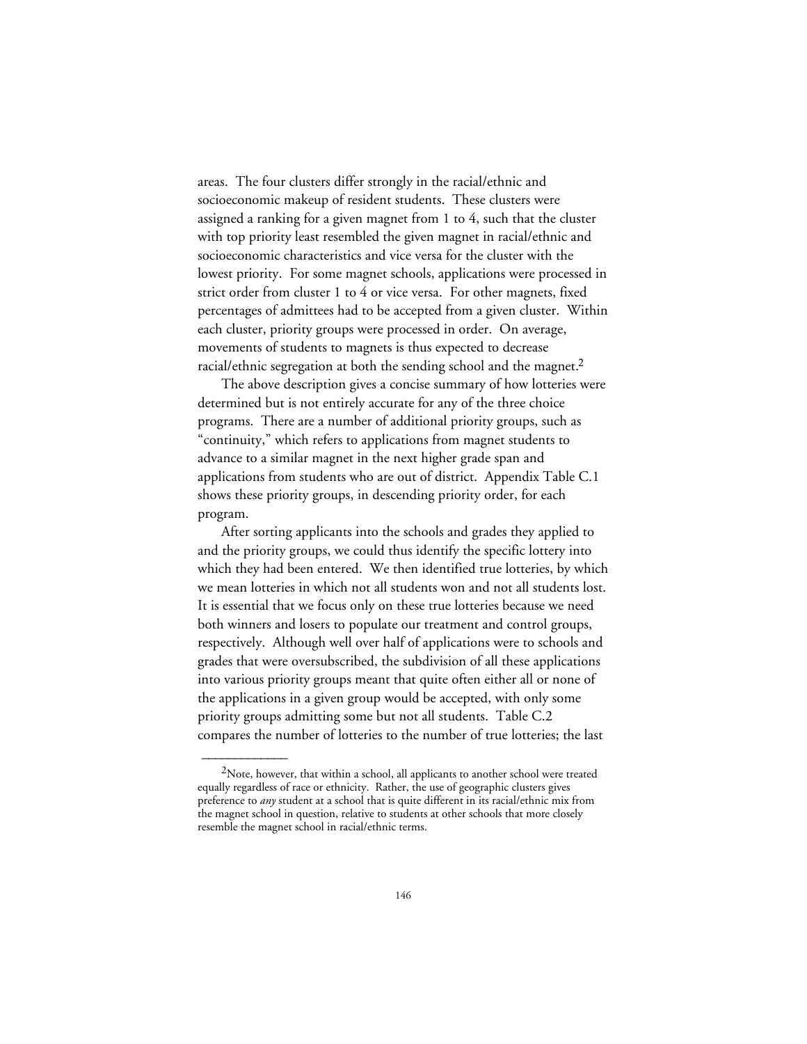areas. The four clusters differ strongly in the racial/ethnic and socioeconomic makeup of resident students. These clusters were assigned a ranking for a given magnet from 1 to 4, such that the cluster with top priority least resembled the given magnet in racial/ethnic and socioeconomic characteristics and vice versa for the cluster with the lowest priority. For some magnet schools, applications were processed in strict order from cluster 1 to 4 or vice versa. For other magnets, fixed percentages of admittees had to be accepted from a given cluster. Within each cluster, priority groups were processed in order. On average, movements of students to magnets is thus expected to decrease racial/ethnic segregation at both the sending school and the magnet.[2]

The above description gives a concise summary of how lotteries were determined but is not entirely accurate for any of the three choice programs. There are a number of additional priority groups, such as "continuity," which refers to applications from magnet students to advance to a similar magnet in the next higher grade span and applications from students who are out of district. Appendix Table C.1 shows these priority groups, in descending priority order, for each program.

After sorting applicants into the schools and grades they applied to and the priority groups, we could thus identify the specific lottery into which they had been entered. We then identified true lotteries, by which we mean lotteries in which not all students won and not all students lost. It is essential that we focus only on these true lotteries because we need both winners and losers to populate our treatment and control groups, respectively. Although well over half of applications were to schools and grades that were oversubscribed, the subdivision of all these applications into various priority groups meant that quite often either all or none of the applications in a given group would be accepted, with only some priority groups admitting some but not all students. Table C.2 compares the number of lotteries to the number of true lotteries; the last

---

[2]Note, however, that within a school, all applicants to another school were treated equally regardless of race or ethnicity. Rather, the use of geographic clusters gives preference to *any* student at a school that is quite different in its racial/ethnic mix from the magnet school in question, relative to students at other schools that more closely resemble the magnet school in racial/ethnic terms.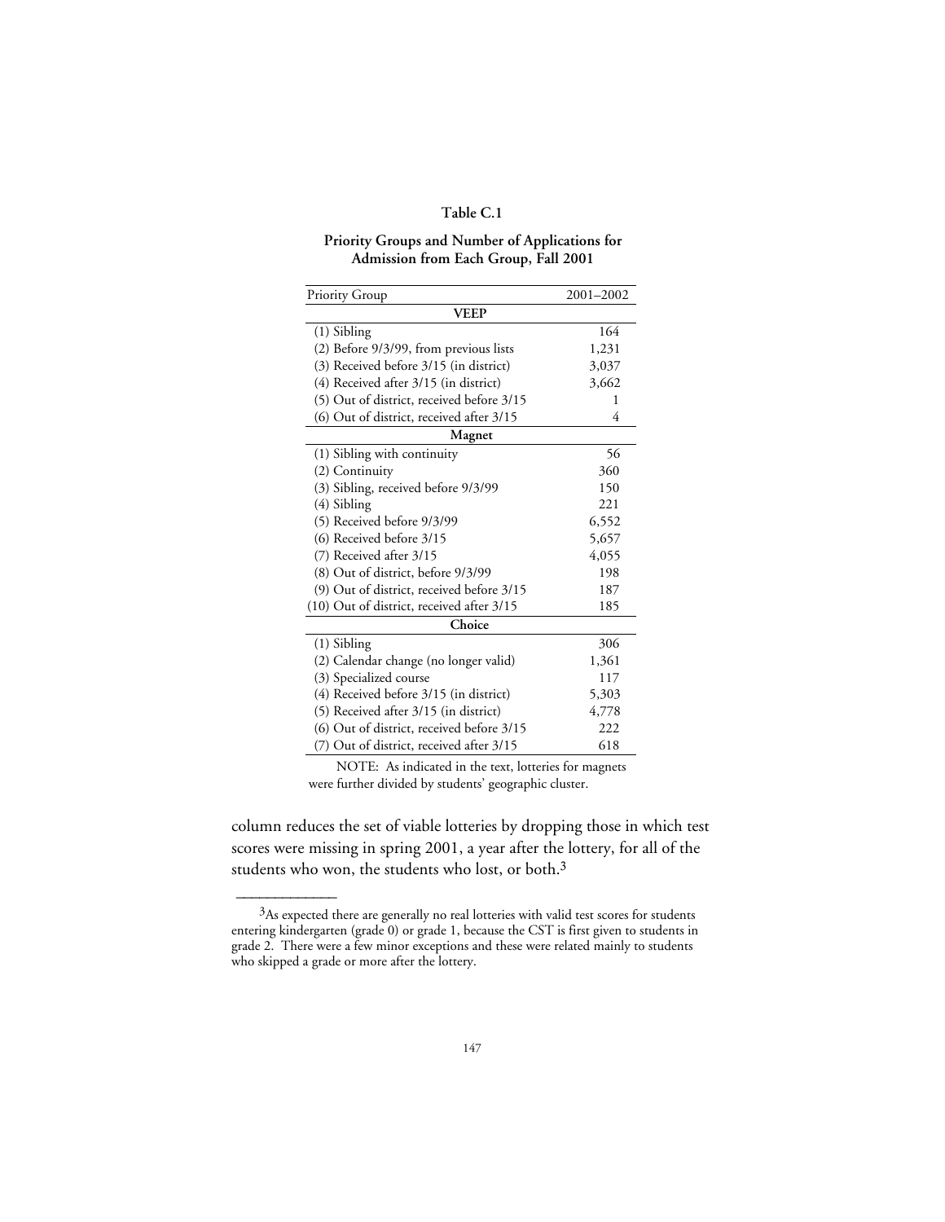**Table C.1**

**Priority Groups and Number of Applications for Admission from Each Group, Fall 2001**

| Priority Group | 2001–2002 |
|---|---|
| **VEEP** | |
| (1) Sibling | 164 |
| (2) Before 9/3/99, from previous lists | 1,231 |
| (3) Received before 3/15 (in district) | 3,037 |
| (4) Received after 3/15 (in district) | 3,662 |
| (5) Out of district, received before 3/15 | 1 |
| (6) Out of district, received after 3/15 | 4 |
| **Magnet** | |
| (1) Sibling with continuity | 56 |
| (2) Continuity | 360 |
| (3) Sibling, received before 9/3/99 | 150 |
| (4) Sibling | 221 |
| (5) Received before 9/3/99 | 6,552 |
| (6) Received before 3/15 | 5,657 |
| (7) Received after 3/15 | 4,055 |
| (8) Out of district, before 9/3/99 | 198 |
| (9) Out of district, received before 3/15 | 187 |
| (10) Out of district, received after 3/15 | 185 |
| **Choice** | |
| (1) Sibling | 306 |
| (2) Calendar change (no longer valid) | 1,361 |
| (3) Specialized course | 117 |
| (4) Received before 3/15 (in district) | 5,303 |
| (5) Received after 3/15 (in district) | 4,778 |
| (6) Out of district, received before 3/15 | 222 |
| (7) Out of district, received after 3/15 | 618 |

NOTE: As indicated in the text, lotteries for magnets were further divided by students' geographic cluster.

column reduces the set of viable lotteries by dropping those in which test scores were missing in spring 2001, a year after the lottery, for all of the students who won, the students who lost, or both.[3]

---

[3]As expected there are generally no real lotteries with valid test scores for students entering kindergarten (grade 0) or grade 1, because the CST is first given to students in grade 2. There were a few minor exceptions and these were related mainly to students who skipped a grade or more after the lottery.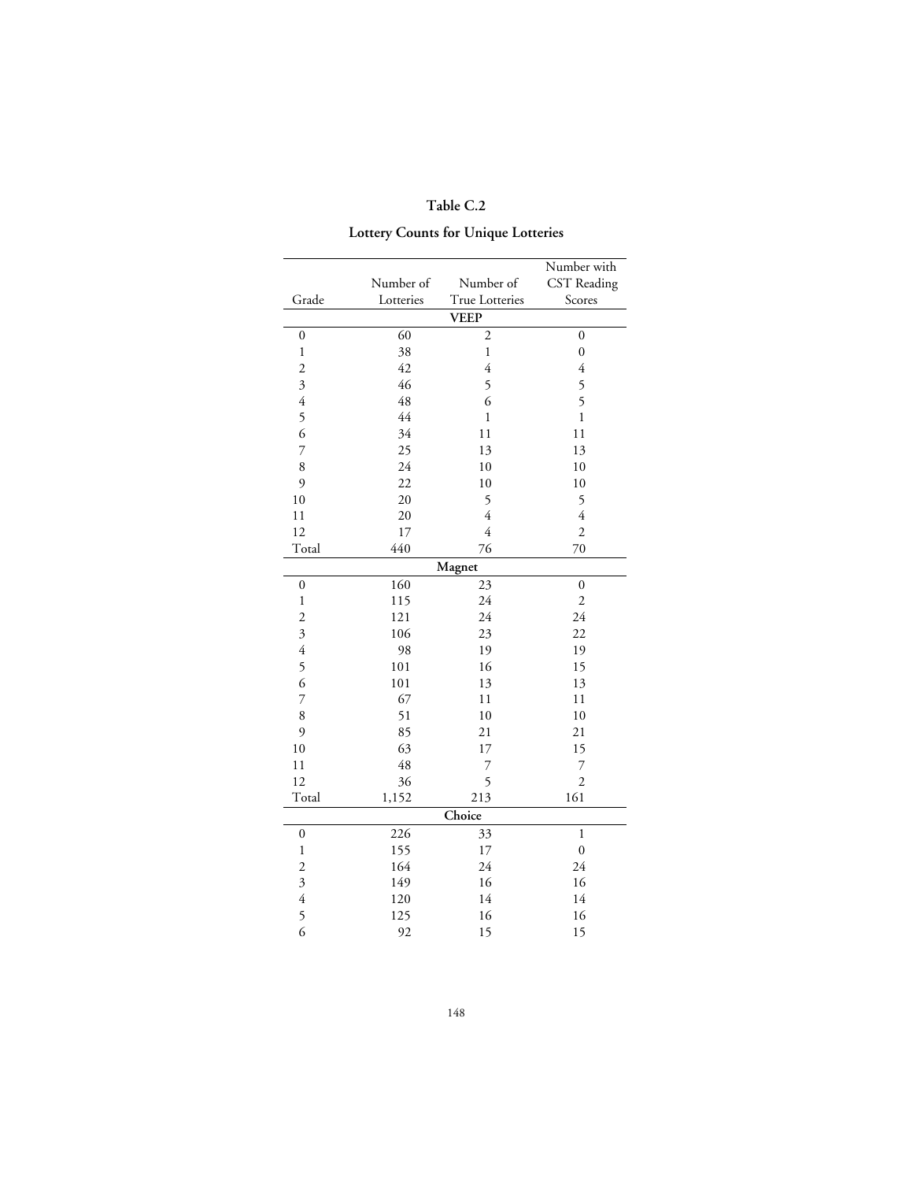**Table C.2**

**Lottery Counts for Unique Lotteries**

| Grade | Number of Lotteries | Number of True Lotteries | Number with CST Reading Scores |
|---|---|---|---|
| | **VEEP** | | |
| 0 | 60 | 2 | 0 |
| 1 | 38 | 1 | 0 |
| 2 | 42 | 4 | 4 |
| 3 | 46 | 5 | 5 |
| 4 | 48 | 6 | 5 |
| 5 | 44 | 1 | 1 |
| 6 | 34 | 11 | 11 |
| 7 | 25 | 13 | 13 |
| 8 | 24 | 10 | 10 |
| 9 | 22 | 10 | 10 |
| 10 | 20 | 5 | 5 |
| 11 | 20 | 4 | 4 |
| 12 | 17 | 4 | 2 |
| Total | 440 | 76 | 70 |
| | **Magnet** | | |
| 0 | 160 | 23 | 0 |
| 1 | 115 | 24 | 2 |
| 2 | 121 | 24 | 24 |
| 3 | 106 | 23 | 22 |
| 4 | 98 | 19 | 19 |
| 5 | 101 | 16 | 15 |
| 6 | 101 | 13 | 13 |
| 7 | 67 | 11 | 11 |
| 8 | 51 | 10 | 10 |
| 9 | 85 | 21 | 21 |
| 10 | 63 | 17 | 15 |
| 11 | 48 | 7 | 7 |
| 12 | 36 | 5 | 2 |
| Total | 1,152 | 213 | 161 |
| | **Choice** | | |
| 0 | 226 | 33 | 1 |
| 1 | 155 | 17 | 0 |
| 2 | 164 | 24 | 24 |
| 3 | 149 | 16 | 16 |
| 4 | 120 | 14 | 14 |
| 5 | 125 | 16 | 16 |
| 6 | 92 | 15 | 15 |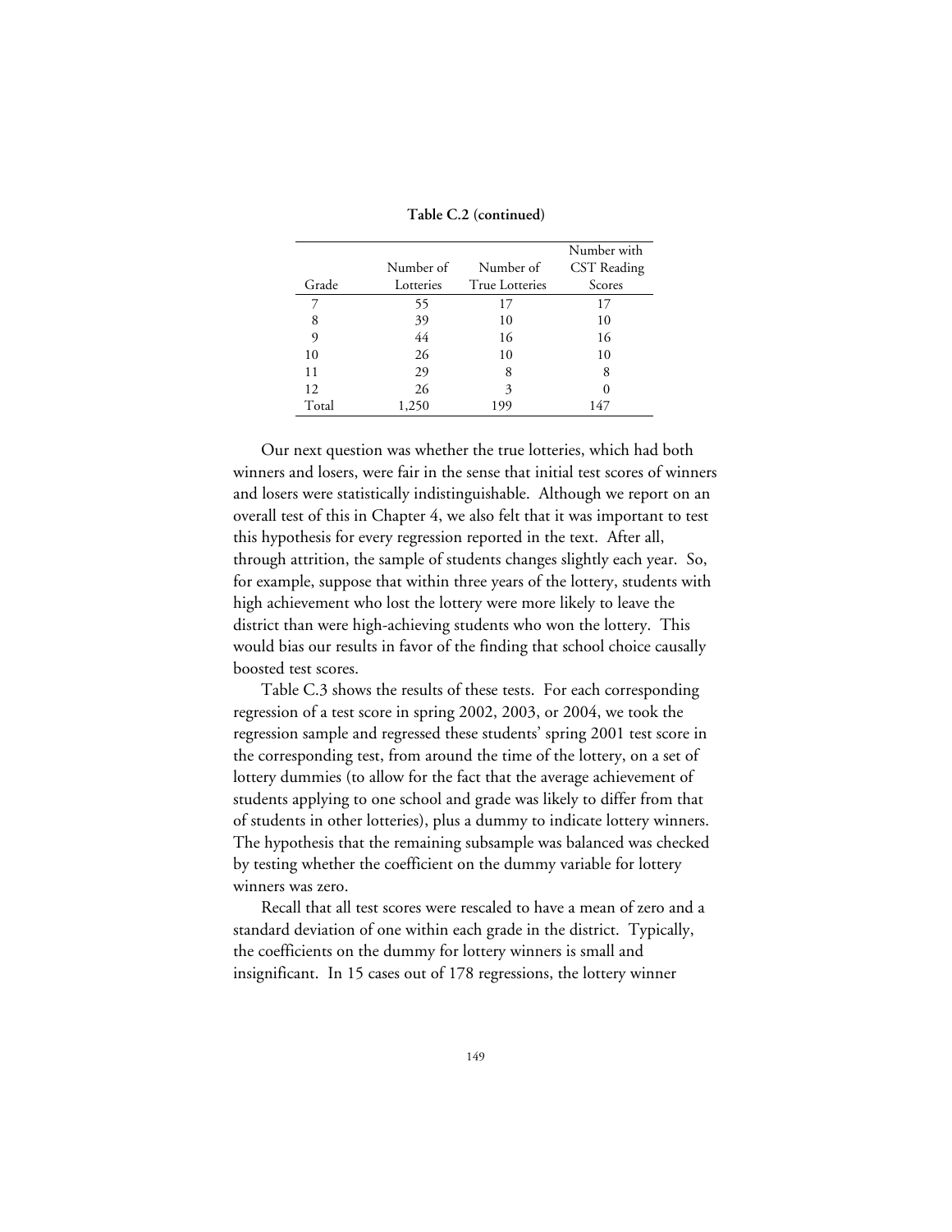**Table C.2 (continued)**

| Grade | Number of Lotteries | Number of True Lotteries | Number with CST Reading Scores |
|---|---|---|---|
| 7 | 55 | 17 | 17 |
| 8 | 39 | 10 | 10 |
| 9 | 44 | 16 | 16 |
| 10 | 26 | 10 | 10 |
| 11 | 29 | 8 | 8 |
| 12 | 26 | 3 | 0 |
| Total | 1,250 | 199 | 147 |

Our next question was whether the true lotteries, which had both winners and losers, were fair in the sense that initial test scores of winners and losers were statistically indistinguishable. Although we report on an overall test of this in Chapter 4, we also felt that it was important to test this hypothesis for every regression reported in the text. After all, through attrition, the sample of students changes slightly each year. So, for example, suppose that within three years of the lottery, students with high achievement who lost the lottery were more likely to leave the district than were high-achieving students who won the lottery. This would bias our results in favor of the finding that school choice causally boosted test scores.

Table C.3 shows the results of these tests. For each corresponding regression of a test score in spring 2002, 2003, or 2004, we took the regression sample and regressed these students' spring 2001 test score in the corresponding test, from around the time of the lottery, on a set of lottery dummies (to allow for the fact that the average achievement of students applying to one school and grade was likely to differ from that of students in other lotteries), plus a dummy to indicate lottery winners. The hypothesis that the remaining subsample was balanced was checked by testing whether the coefficient on the dummy variable for lottery winners was zero.

Recall that all test scores were rescaled to have a mean of zero and a standard deviation of one within each grade in the district. Typically, the coefficients on the dummy for lottery winners is small and insignificant. In 15 cases out of 178 regressions, the lottery winner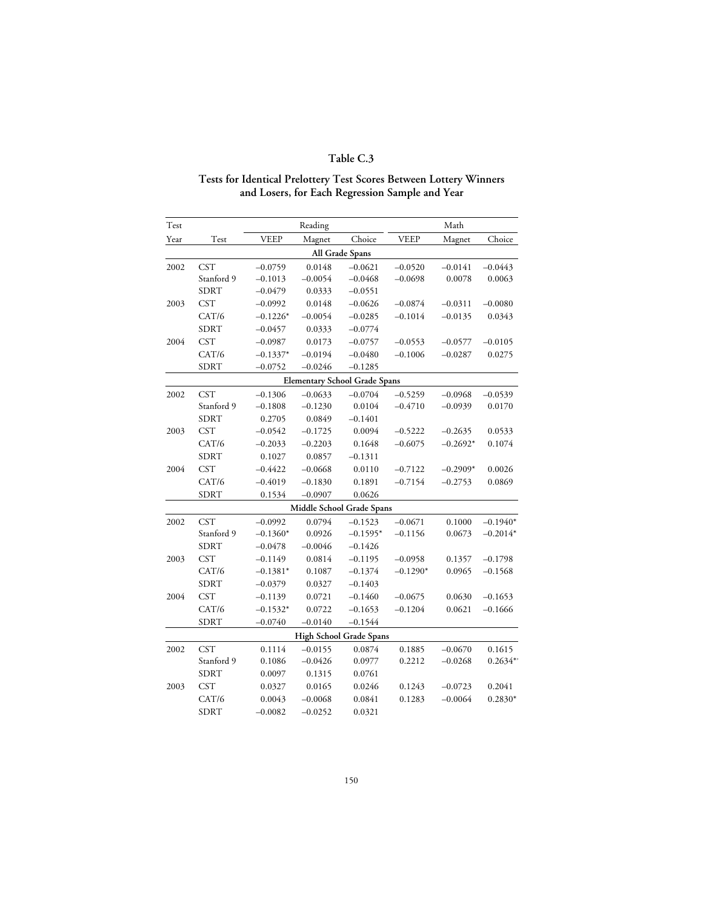# Table C.3

## Tests for Identical Prelottery Test Scores Between Lottery Winners and Losers, for Each Regression Sample and Year

| Test Year | Test | Reading VEEP | Reading Magnet | Reading Choice | Math VEEP | Math Magnet | Math Choice |
|---|---|---|---|---|---|---|---|
| **All Grade Spans** | | | | | | | |
| 2002 | CST | –0.0759 | 0.0148 | –0.0621 | –0.0520 | –0.0141 | –0.0443 |
| | Stanford 9 | –0.1013 | –0.0054 | –0.0468 | –0.0698 | 0.0078 | 0.0063 |
| | SDRT | –0.0479 | 0.0333 | –0.0551 | | | |
| 2003 | CST | –0.0992 | 0.0148 | –0.0626 | –0.0874 | –0.0311 | –0.0080 |
| | CAT/6 | –0.1226* | –0.0054 | –0.0285 | –0.1014 | –0.0135 | 0.0343 |
| | SDRT | –0.0457 | 0.0333 | –0.0774 | | | |
| 2004 | CST | –0.0987 | 0.0173 | –0.0757 | –0.0553 | –0.0577 | –0.0105 |
| | CAT/6 | –0.1337* | –0.0194 | –0.0480 | –0.1006 | –0.0287 | 0.0275 |
| | SDRT | –0.0752 | –0.0246 | –0.1285 | | | |
| **Elementary School Grade Spans** | | | | | | | |
| 2002 | CST | –0.1306 | –0.0633 | –0.0704 | –0.5259 | –0.0968 | –0.0539 |
| | Stanford 9 | –0.1808 | –0.1230 | 0.0104 | –0.4710 | –0.0939 | 0.0170 |
| | SDRT | 0.2705 | 0.0849 | –0.1401 | | | |
| 2003 | CST | –0.0542 | –0.1725 | 0.0094 | –0.5222 | –0.2635 | 0.0533 |
| | CAT/6 | –0.2033 | –0.2203 | 0.1648 | –0.6075 | –0.2692* | 0.1074 |
| | SDRT | 0.1027 | 0.0857 | –0.1311 | | | |
| 2004 | CST | –0.4422 | –0.0668 | 0.0110 | –0.7122 | –0.2909* | 0.0026 |
| | CAT/6 | –0.4019 | –0.1830 | 0.1891 | –0.7154 | –0.2753 | 0.0869 |
| | SDRT | 0.1534 | –0.0907 | 0.0626 | | | |
| **Middle School Grade Spans** | | | | | | | |
| 2002 | CST | –0.0992 | 0.0794 | –0.1523 | –0.0671 | 0.1000 | –0.1940* |
| | Stanford 9 | –0.1360* | 0.0926 | –0.1595* | –0.1156 | 0.0673 | –0.2014* |
| | SDRT | –0.0478 | –0.0046 | –0.1426 | | | |
| 2003 | CST | –0.1149 | 0.0814 | –0.1195 | –0.0958 | 0.1357 | –0.1798 |
| | CAT/6 | –0.1381* | 0.1087 | –0.1374 | –0.1290* | 0.0965 | –0.1568 |
| | SDRT | –0.0379 | 0.0327 | –0.1403 | | | |
| 2004 | CST | –0.1139 | 0.0721 | –0.1460 | –0.0675 | 0.0630 | –0.1653 |
| | CAT/6 | –0.1532* | 0.0722 | –0.1653 | –0.1204 | 0.0621 | –0.1666 |
| | SDRT | –0.0740 | –0.0140 | –0.1544 | | | |
| **High School Grade Spans** | | | | | | | |
| 2002 | CST | 0.1114 | –0.0155 | 0.0874 | 0.1885 | –0.0670 | 0.1615 |
| | Stanford 9 | 0.1086 | –0.0426 | 0.0977 | 0.2212 | –0.0268 | 0.2634* |
| | SDRT | 0.0097 | 0.1315 | 0.0761 | | | |
| 2003 | CST | 0.0327 | 0.0165 | 0.0246 | 0.1243 | –0.0723 | 0.2041 |
| | CAT/6 | 0.0043 | –0.0068 | 0.0841 | 0.1283 | –0.0064 | 0.2830* |
| | SDRT | –0.0082 | –0.0252 | 0.0321 | | | |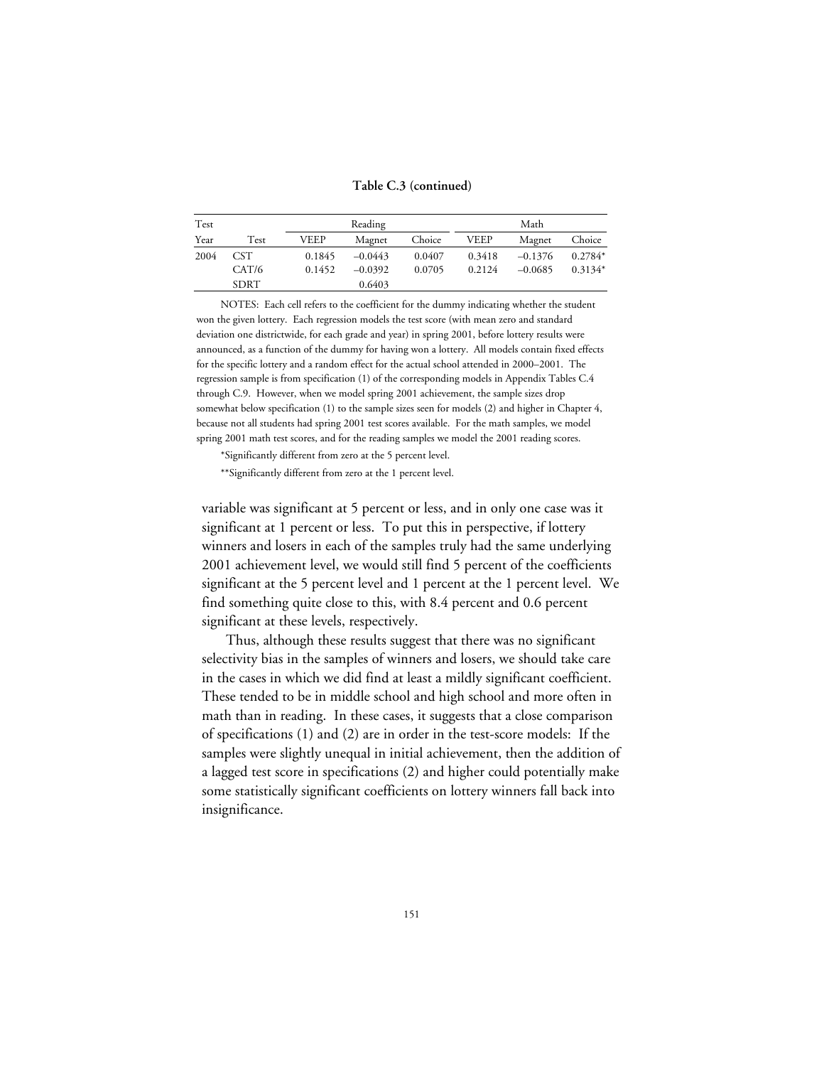**Table C.3 (continued)**

| Test | | Reading | | | Math | | |
|---|---|---|---|---|---|---|---|
| Year | Test | VEEP | Magnet | Choice | VEEP | Magnet | Choice |
| 2004 | CST | 0.1845 | –0.0443 | 0.0407 | 0.3418 | –0.1376 | 0.2784* |
| | CAT/6 | 0.1452 | –0.0392 | 0.0705 | 0.2124 | –0.0685 | 0.3134* |
| | SDRT | | 0.6403 | | | | |

NOTES: Each cell refers to the coefficient for the dummy indicating whether the student won the given lottery. Each regression models the test score (with mean zero and standard deviation one districtwide, for each grade and year) in spring 2001, before lottery results were announced, as a function of the dummy for having won a lottery. All models contain fixed effects for the specific lottery and a random effect for the actual school attended in 2000–2001. The regression sample is from specification (1) of the corresponding models in Appendix Tables C.4 through C.9. However, when we model spring 2001 achievement, the sample sizes drop somewhat below specification (1) to the sample sizes seen for models (2) and higher in Chapter 4, because not all students had spring 2001 test scores available. For the math samples, we model spring 2001 math test scores, and for the reading samples we model the 2001 reading scores.

*Significantly different from zero at the 5 percent level.

**Significantly different from zero at the 1 percent level.

variable was significant at 5 percent or less, and in only one case was it significant at 1 percent or less. To put this in perspective, if lottery winners and losers in each of the samples truly had the same underlying 2001 achievement level, we would still find 5 percent of the coefficients significant at the 5 percent level and 1 percent at the 1 percent level. We find something quite close to this, with 8.4 percent and 0.6 percent significant at these levels, respectively.

Thus, although these results suggest that there was no significant selectivity bias in the samples of winners and losers, we should take care in the cases in which we did find at least a mildly significant coefficient. These tended to be in middle school and high school and more often in math than in reading. In these cases, it suggests that a close comparison of specifications (1) and (2) are in order in the test-score models: If the samples were slightly unequal in initial achievement, then the addition of a lagged test score in specifications (2) and higher could potentially make some statistically significant coefficients on lottery winners fall back into insignificance.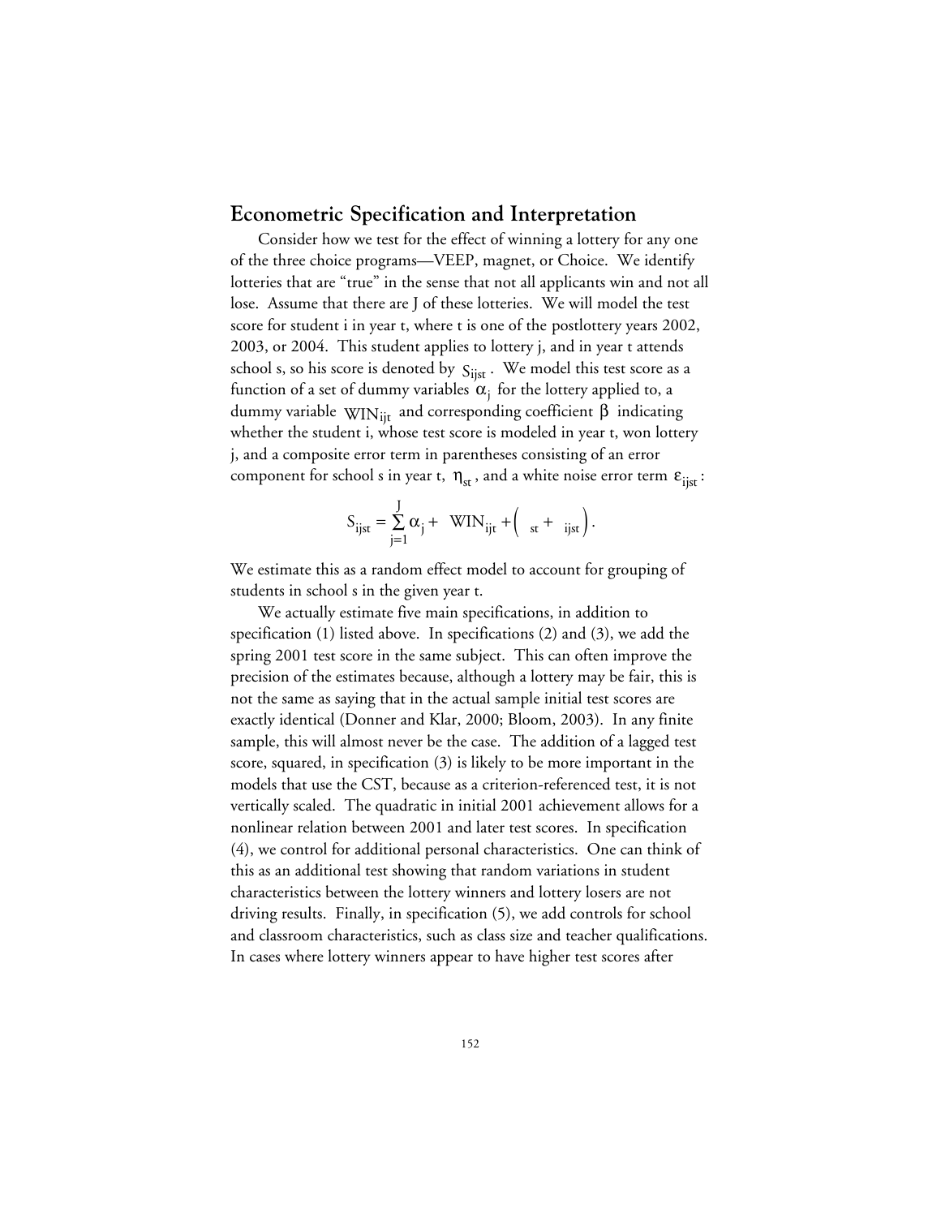## Econometric Specification and Interpretation

Consider how we test for the effect of winning a lottery for any one of the three choice programs—VEEP, magnet, or Choice. We identify lotteries that are "true" in the sense that not all applicants win and not all lose. Assume that there are J of these lotteries. We will model the test score for student i in year t, where t is one of the postlottery years 2002, 2003, or 2004. This student applies to lottery j, and in year t attends school s, so his score is denoted by $S_{ijst}$. We model this test score as a function of a set of dummy variables $\alpha_j$ for the lottery applied to, a dummy variable $WIN_{ijt}$ and corresponding coefficient $\beta$ indicating whether the student i, whose test score is modeled in year t, won lottery j, and a composite error term in parentheses consisting of an error component for school s in year t, $\eta_{st}$, and a white noise error term $\varepsilon_{ijst}$:

$$S_{ijst} = \sum_{j=1}^{J} \alpha_j + \quad WIN_{ijt} + \left( \quad_{st} + \quad_{ijst} \right).$$

We estimate this as a random effect model to account for grouping of students in school s in the given year t.

We actually estimate five main specifications, in addition to specification (1) listed above. In specifications (2) and (3), we add the spring 2001 test score in the same subject. This can often improve the precision of the estimates because, although a lottery may be fair, this is not the same as saying that in the actual sample initial test scores are exactly identical (Donner and Klar, 2000; Bloom, 2003). In any finite sample, this will almost never be the case. The addition of a lagged test score, squared, in specification (3) is likely to be more important in the models that use the CST, because as a criterion-referenced test, it is not vertically scaled. The quadratic in initial 2001 achievement allows for a nonlinear relation between 2001 and later test scores. In specification (4), we control for additional personal characteristics. One can think of this as an additional test showing that random variations in student characteristics between the lottery winners and lottery losers are not driving results. Finally, in specification (5), we add controls for school and classroom characteristics, such as class size and teacher qualifications. In cases where lottery winners appear to have higher test scores after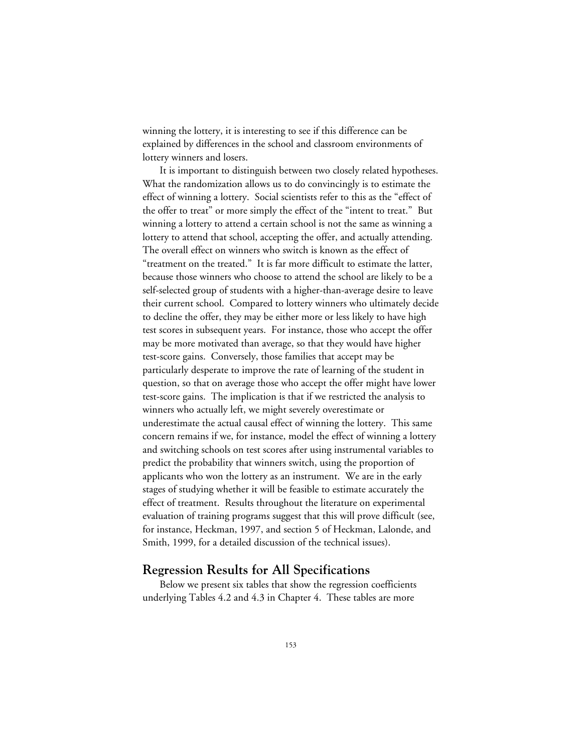winning the lottery, it is interesting to see if this difference can be explained by differences in the school and classroom environments of lottery winners and losers.

It is important to distinguish between two closely related hypotheses. What the randomization allows us to do convincingly is to estimate the effect of winning a lottery. Social scientists refer to this as the "effect of the offer to treat" or more simply the effect of the "intent to treat." But winning a lottery to attend a certain school is not the same as winning a lottery to attend that school, accepting the offer, and actually attending. The overall effect on winners who switch is known as the effect of "treatment on the treated." It is far more difficult to estimate the latter, because those winners who choose to attend the school are likely to be a self-selected group of students with a higher-than-average desire to leave their current school. Compared to lottery winners who ultimately decide to decline the offer, they may be either more or less likely to have high test scores in subsequent years. For instance, those who accept the offer may be more motivated than average, so that they would have higher test-score gains. Conversely, those families that accept may be particularly desperate to improve the rate of learning of the student in question, so that on average those who accept the offer might have lower test-score gains. The implication is that if we restricted the analysis to winners who actually left, we might severely overestimate or underestimate the actual causal effect of winning the lottery. This same concern remains if we, for instance, model the effect of winning a lottery and switching schools on test scores after using instrumental variables to predict the probability that winners switch, using the proportion of applicants who won the lottery as an instrument. We are in the early stages of studying whether it will be feasible to estimate accurately the effect of treatment. Results throughout the literature on experimental evaluation of training programs suggest that this will prove difficult (see, for instance, Heckman, 1997, and section 5 of Heckman, Lalonde, and Smith, 1999, for a detailed discussion of the technical issues).

## Regression Results for All Specifications

Below we present six tables that show the regression coefficients underlying Tables 4.2 and 4.3 in Chapter 4. These tables are more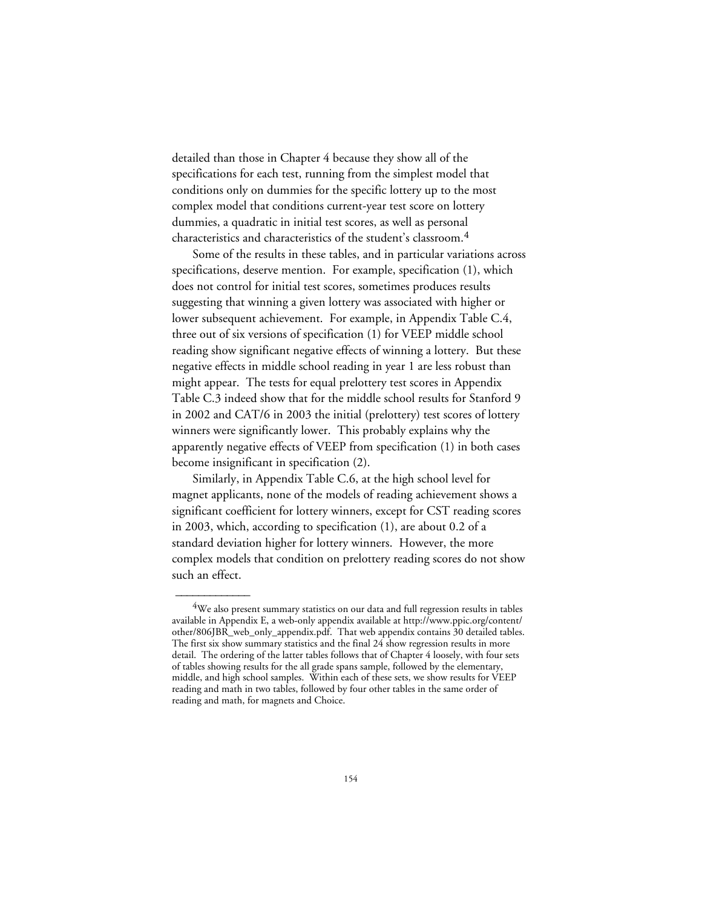detailed than those in Chapter 4 because they show all of the specifications for each test, running from the simplest model that conditions only on dummies for the specific lottery up to the most complex model that conditions current-year test score on lottery dummies, a quadratic in initial test scores, as well as personal characteristics and characteristics of the student's classroom.[4]

Some of the results in these tables, and in particular variations across specifications, deserve mention. For example, specification (1), which does not control for initial test scores, sometimes produces results suggesting that winning a given lottery was associated with higher or lower subsequent achievement. For example, in Appendix Table C.4, three out of six versions of specification (1) for VEEP middle school reading show significant negative effects of winning a lottery. But these negative effects in middle school reading in year 1 are less robust than might appear. The tests for equal prelottery test scores in Appendix Table C.3 indeed show that for the middle school results for Stanford 9 in 2002 and CAT/6 in 2003 the initial (prelottery) test scores of lottery winners were significantly lower. This probably explains why the apparently negative effects of VEEP from specification (1) in both cases become insignificant in specification (2).

Similarly, in Appendix Table C.6, at the high school level for magnet applicants, none of the models of reading achievement shows a significant coefficient for lottery winners, except for CST reading scores in 2003, which, according to specification (1), are about 0.2 of a standard deviation higher for lottery winners. However, the more complex models that condition on prelottery reading scores do not show such an effect.

---

[4]We also present summary statistics on our data and full regression results in tables available in Appendix E, a web-only appendix available at http://www.ppic.org/content/other/806JBR_web_only_appendix.pdf. That web appendix contains 30 detailed tables. The first six show summary statistics and the final 24 show regression results in more detail. The ordering of the latter tables follows that of Chapter 4 loosely, with four sets of tables showing results for the all grade spans sample, followed by the elementary, middle, and high school samples. Within each of these sets, we show results for VEEP reading and math in two tables, followed by four other tables in the same order of reading and math, for magnets and Choice.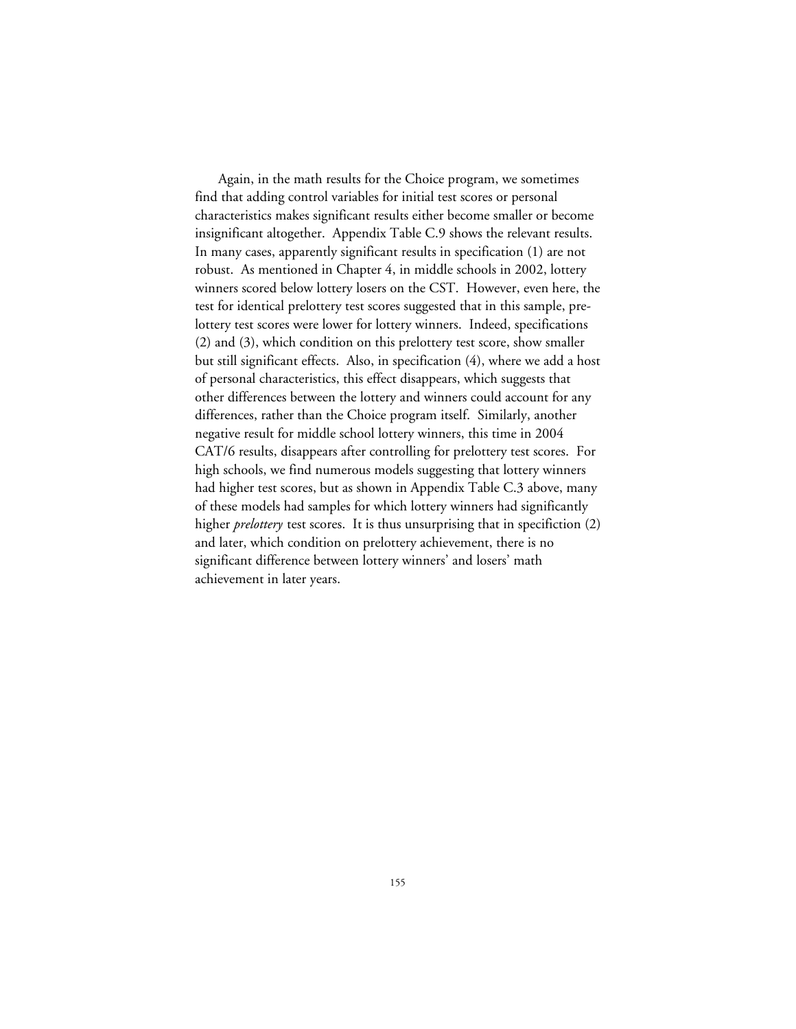Again, in the math results for the Choice program, we sometimes find that adding control variables for initial test scores or personal characteristics makes significant results either become smaller or become insignificant altogether. Appendix Table C.9 shows the relevant results. In many cases, apparently significant results in specification (1) are not robust. As mentioned in Chapter 4, in middle schools in 2002, lottery winners scored below lottery losers on the CST. However, even here, the test for identical prelottery test scores suggested that in this sample, prelottery test scores were lower for lottery winners. Indeed, specifications (2) and (3), which condition on this prelottery test score, show smaller but still significant effects. Also, in specification (4), where we add a host of personal characteristics, this effect disappears, which suggests that other differences between the lottery and winners could account for any differences, rather than the Choice program itself. Similarly, another negative result for middle school lottery winners, this time in 2004 CAT/6 results, disappears after controlling for prelottery test scores. For high schools, we find numerous models suggesting that lottery winners had higher test scores, but as shown in Appendix Table C.3 above, many of these models had samples for which lottery winners had significantly higher *prelottery* test scores. It is thus unsurprising that in specifiction (2) and later, which condition on prelottery achievement, there is no significant difference between lottery winners' and losers' math achievement in later years.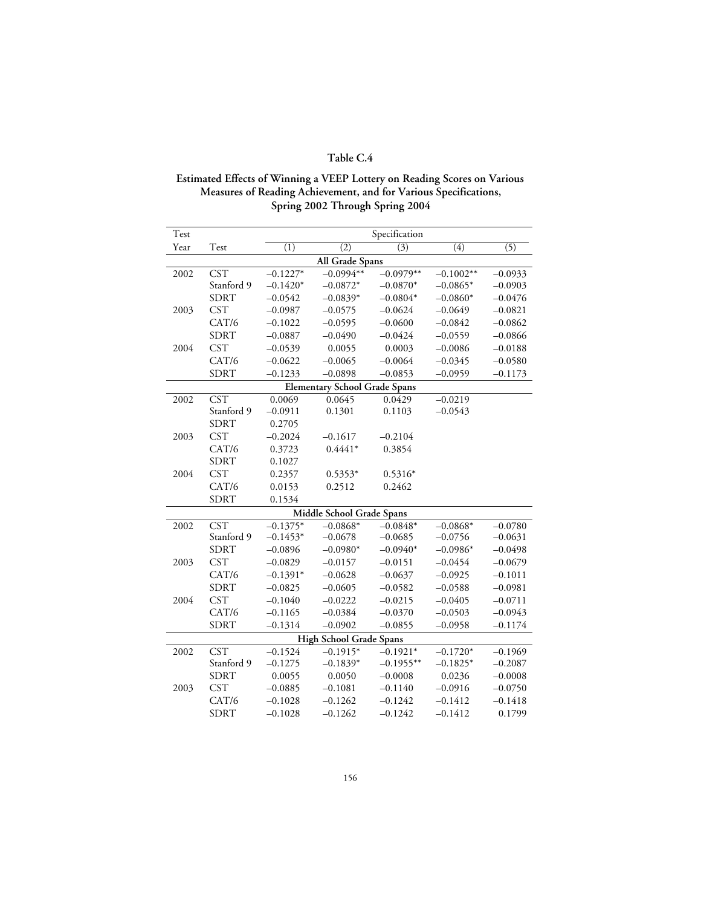# Table C.4

## Estimated Effects of Winning a VEEP Lottery on Reading Scores on Various Measures of Reading Achievement, and for Various Specifications, Spring 2002 Through Spring 2004

| Test Year | Test | Specification (1) | (2) | (3) | (4) | (5) |
|---|---|---|---|---|---|---|
| **All Grade Spans** | | | | | | |
| 2002 | CST | –0.1227* | –0.0994** | –0.0979** | –0.1002** | –0.0933 |
| | Stanford 9 | –0.1420* | –0.0872* | –0.0870* | –0.0865* | –0.0903 |
| | SDRT | –0.0542 | –0.0839* | –0.0804* | –0.0860* | –0.0476 |
| 2003 | CST | –0.0987 | –0.0575 | –0.0624 | –0.0649 | –0.0821 |
| | CAT/6 | –0.1022 | –0.0595 | –0.0600 | –0.0842 | –0.0862 |
| | SDRT | –0.0887 | –0.0490 | –0.0424 | –0.0559 | –0.0866 |
| 2004 | CST | –0.0539 | 0.0055 | 0.0003 | –0.0086 | –0.0188 |
| | CAT/6 | –0.0622 | –0.0065 | –0.0064 | –0.0345 | –0.0580 |
| | SDRT | –0.1233 | –0.0898 | –0.0853 | –0.0959 | –0.1173 |
| **Elementary School Grade Spans** | | | | | | |
| 2002 | CST | 0.0069 | 0.0645 | 0.0429 | –0.0219 | |
| | Stanford 9 | –0.0911 | 0.1301 | 0.1103 | –0.0543 | |
| | SDRT | 0.2705 | | | | |
| 2003 | CST | –0.2024 | –0.1617 | –0.2104 | | |
| | CAT/6 | 0.3723 | 0.4441* | 0.3854 | | |
| | SDRT | 0.1027 | | | | |
| 2004 | CST | 0.2357 | 0.5353* | 0.5316* | | |
| | CAT/6 | 0.0153 | 0.2512 | 0.2462 | | |
| | SDRT | 0.1534 | | | | |
| **Middle School Grade Spans** | | | | | | |
| 2002 | CST | –0.1375* | –0.0868* | –0.0848* | –0.0868* | –0.0780 |
| | Stanford 9 | –0.1453* | –0.0678 | –0.0685 | –0.0756 | –0.0631 |
| | SDRT | –0.0896 | –0.0980* | –0.0940* | –0.0986* | –0.0498 |
| 2003 | CST | –0.0829 | –0.0157 | –0.0151 | –0.0454 | –0.0679 |
| | CAT/6 | –0.1391* | –0.0628 | –0.0637 | –0.0925 | –0.1011 |
| | SDRT | –0.0825 | –0.0605 | –0.0582 | –0.0588 | –0.0981 |
| 2004 | CST | –0.1040 | –0.0222 | –0.0215 | –0.0405 | –0.0711 |
| | CAT/6 | –0.1165 | –0.0384 | –0.0370 | –0.0503 | –0.0943 |
| | SDRT | –0.1314 | –0.0902 | –0.0855 | –0.0958 | –0.1174 |
| **High School Grade Spans** | | | | | | |
| 2002 | CST | –0.1524 | –0.1915* | –0.1921* | –0.1720* | –0.1969 |
| | Stanford 9 | –0.1275 | –0.1839* | –0.1955** | –0.1825* | –0.2087 |
| | SDRT | 0.0055 | 0.0050 | –0.0008 | 0.0236 | –0.0008 |
| 2003 | CST | –0.0885 | –0.1081 | –0.1140 | –0.0916 | –0.0750 |
| | CAT/6 | –0.1028 | –0.1262 | –0.1242 | –0.1412 | –0.1418 |
| | SDRT | –0.1028 | –0.1262 | –0.1242 | –0.1412 | 0.1799 |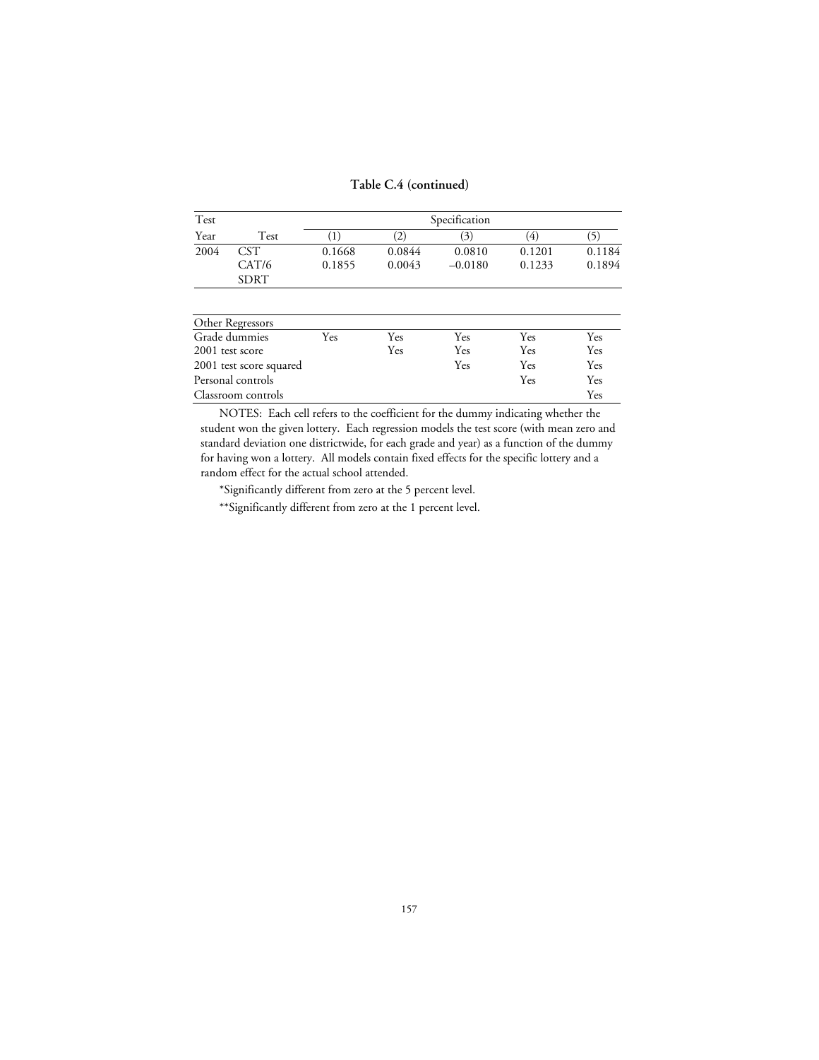**Table C.4 (continued)**

| Test Year | Test | Specification (1) | (2) | (3) | (4) | (5) |
|---|---|---|---|---|---|---|
| 2004 | CST | 0.1668 | 0.0844 | 0.0810 | 0.1201 | 0.1184 |
| | CAT/6 | 0.1855 | 0.0043 | –0.0180 | 0.1233 | 0.1894 |
| | SDRT | | | | | |

| Other Regressors | (1) | (2) | (3) | (4) | (5) |
|---|---|---|---|---|---|
| Grade dummies | Yes | Yes | Yes | Yes | Yes |
| 2001 test score | | Yes | Yes | Yes | Yes |
| 2001 test score squared | | | Yes | Yes | Yes |
| Personal controls | | | | Yes | Yes |
| Classroom controls | | | | | Yes |

NOTES: Each cell refers to the coefficient for the dummy indicating whether the student won the given lottery. Each regression models the test score (with mean zero and standard deviation one districtwide, for each grade and year) as a function of the dummy for having won a lottery. All models contain fixed effects for the specific lottery and a random effect for the actual school attended.

*Significantly different from zero at the 5 percent level.

**Significantly different from zero at the 1 percent level.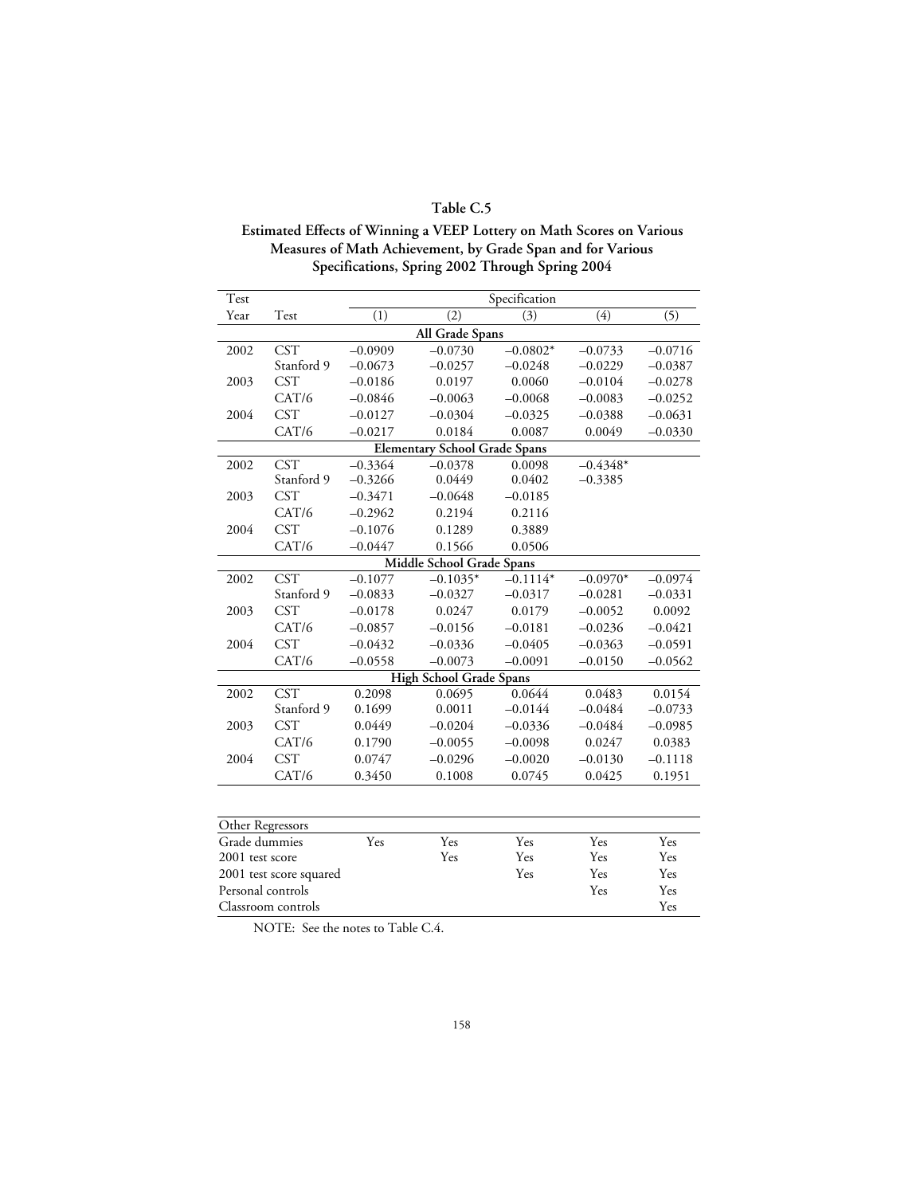**Table C.5**

**Estimated Effects of Winning a VEEP Lottery on Math Scores on Various Measures of Math Achievement, by Grade Span and for Various Specifications, Spring 2002 Through Spring 2004**

| Test Year | Test | Specification (1) | (2) | (3) | (4) | (5) |
|---|---|---|---|---|---|---|
| | | **All Grade Spans** | | | | |
| 2002 | CST | –0.0909 | –0.0730 | –0.0802* | –0.0733 | –0.0716 |
| | Stanford 9 | –0.0673 | –0.0257 | –0.0248 | –0.0229 | –0.0387 |
| 2003 | CST | –0.0186 | 0.0197 | 0.0060 | –0.0104 | –0.0278 |
| | CAT/6 | –0.0846 | –0.0063 | –0.0068 | –0.0083 | –0.0252 |
| 2004 | CST | –0.0127 | –0.0304 | –0.0325 | –0.0388 | –0.0631 |
| | CAT/6 | –0.0217 | 0.0184 | 0.0087 | 0.0049 | –0.0330 |
| | | **Elementary School Grade Spans** | | | | |
| 2002 | CST | –0.3364 | –0.0378 | 0.0098 | –0.4348* | |
| | Stanford 9 | –0.3266 | 0.0449 | 0.0402 | –0.3385 | |
| 2003 | CST | –0.3471 | –0.0648 | –0.0185 | | |
| | CAT/6 | –0.2962 | 0.2194 | 0.2116 | | |
| 2004 | CST | –0.1076 | 0.1289 | 0.3889 | | |
| | CAT/6 | –0.0447 | 0.1566 | 0.0506 | | |
| | | **Middle School Grade Spans** | | | | |
| 2002 | CST | –0.1077 | –0.1035* | –0.1114* | –0.0970* | –0.0974 |
| | Stanford 9 | –0.0833 | –0.0327 | –0.0317 | –0.0281 | –0.0331 |
| 2003 | CST | –0.0178 | 0.0247 | 0.0179 | –0.0052 | 0.0092 |
| | CAT/6 | –0.0857 | –0.0156 | –0.0181 | –0.0236 | –0.0421 |
| 2004 | CST | –0.0432 | –0.0336 | –0.0405 | –0.0363 | –0.0591 |
| | CAT/6 | –0.0558 | –0.0073 | –0.0091 | –0.0150 | –0.0562 |
| | | **High School Grade Spans** | | | | |
| 2002 | CST | 0.2098 | 0.0695 | 0.0644 | 0.0483 | 0.0154 |
| | Stanford 9 | 0.1699 | 0.0011 | –0.0144 | –0.0484 | –0.0733 |
| 2003 | CST | 0.0449 | –0.0204 | –0.0336 | –0.0484 | –0.0985 |
| | CAT/6 | 0.1790 | –0.0055 | –0.0098 | 0.0247 | 0.0383 |
| 2004 | CST | 0.0747 | –0.0296 | –0.0020 | –0.0130 | –0.1118 |
| | CAT/6 | 0.3450 | 0.1008 | 0.0745 | 0.0425 | 0.1951 |

| Other Regressors | (1) | (2) | (3) | (4) | (5) |
|---|---|---|---|---|---|
| Grade dummies | Yes | Yes | Yes | Yes | Yes |
| 2001 test score | | Yes | Yes | Yes | Yes |
| 2001 test score squared | | | Yes | Yes | Yes |
| Personal controls | | | | Yes | Yes |
| Classroom controls | | | | | Yes |

NOTE: See the notes to Table C.4.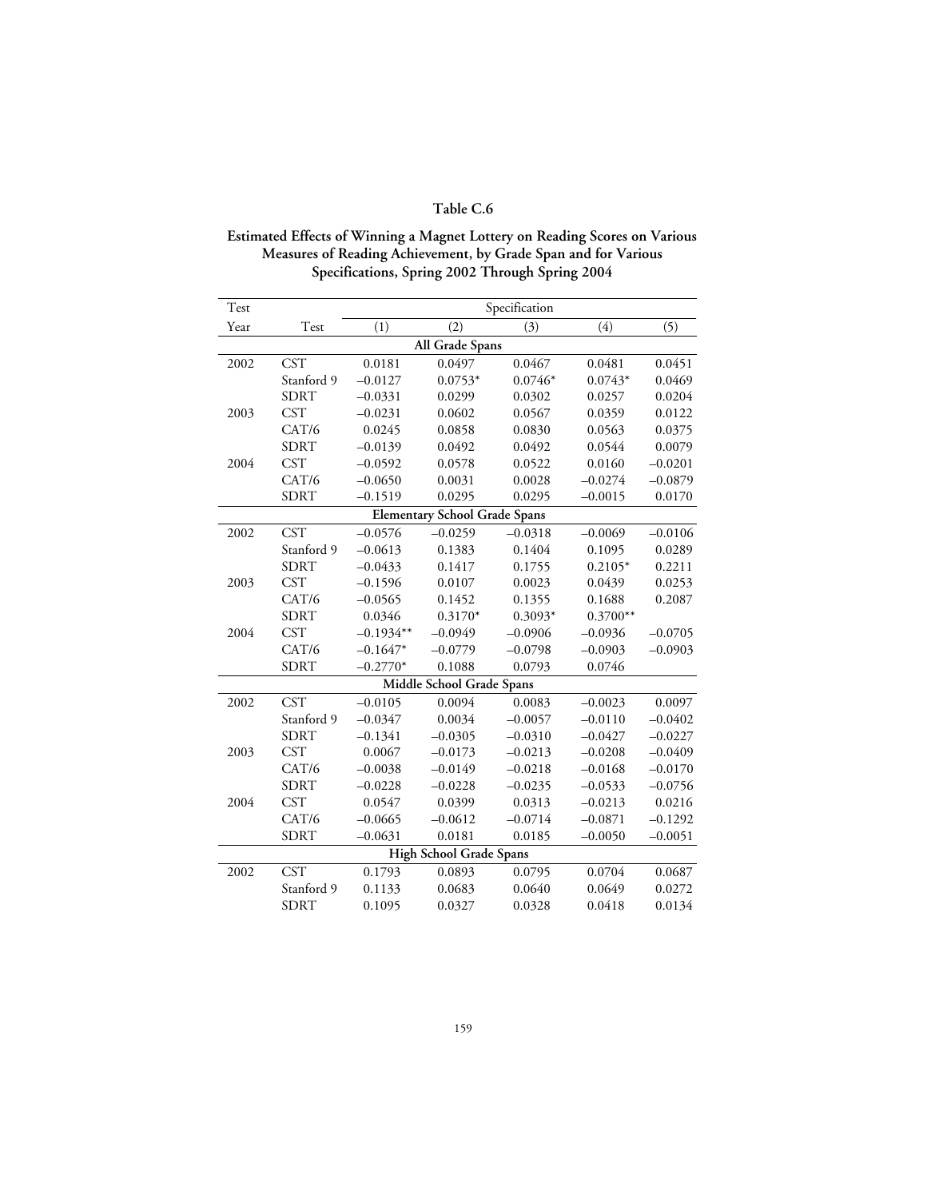## Table C.6

**Estimated Effects of Winning a Magnet Lottery on Reading Scores on Various Measures of Reading Achievement, by Grade Span and for Various Specifications, Spring 2002 Through Spring 2004**

| Test Year | Test | Specification (1) | (2) | (3) | (4) | (5) |
|---|---|---|---|---|---|---|
| **All Grade Spans** | | | | | | |
| 2002 | CST | 0.0181 | 0.0497 | 0.0467 | 0.0481 | 0.0451 |
| | Stanford 9 | –0.0127 | 0.0753* | 0.0746* | 0.0743* | 0.0469 |
| | SDRT | –0.0331 | 0.0299 | 0.0302 | 0.0257 | 0.0204 |
| 2003 | CST | –0.0231 | 0.0602 | 0.0567 | 0.0359 | 0.0122 |
| | CAT/6 | 0.0245 | 0.0858 | 0.0830 | 0.0563 | 0.0375 |
| | SDRT | –0.0139 | 0.0492 | 0.0492 | 0.0544 | 0.0079 |
| 2004 | CST | –0.0592 | 0.0578 | 0.0522 | 0.0160 | –0.0201 |
| | CAT/6 | –0.0650 | 0.0031 | 0.0028 | –0.0274 | –0.0879 |
| | SDRT | –0.1519 | 0.0295 | 0.0295 | –0.0015 | 0.0170 |
| **Elementary School Grade Spans** | | | | | | |
| 2002 | CST | –0.0576 | –0.0259 | –0.0318 | –0.0069 | –0.0106 |
| | Stanford 9 | –0.0613 | 0.1383 | 0.1404 | 0.1095 | 0.0289 |
| | SDRT | –0.0433 | 0.1417 | 0.1755 | 0.2105* | 0.2211 |
| 2003 | CST | –0.1596 | 0.0107 | 0.0023 | 0.0439 | 0.0253 |
| | CAT/6 | –0.0565 | 0.1452 | 0.1355 | 0.1688 | 0.2087 |
| | SDRT | 0.0346 | 0.3170* | 0.3093* | 0.3700** | |
| 2004 | CST | –0.1934** | –0.0949 | –0.0906 | –0.0936 | –0.0705 |
| | CAT/6 | –0.1647* | –0.0779 | –0.0798 | –0.0903 | –0.0903 |
| | SDRT | –0.2770* | 0.1088 | 0.0793 | 0.0746 | |
| **Middle School Grade Spans** | | | | | | |
| 2002 | CST | –0.0105 | 0.0094 | 0.0083 | –0.0023 | 0.0097 |
| | Stanford 9 | –0.0347 | 0.0034 | –0.0057 | –0.0110 | –0.0402 |
| | SDRT | –0.1341 | –0.0305 | –0.0310 | –0.0427 | –0.0227 |
| 2003 | CST | 0.0067 | –0.0173 | –0.0213 | –0.0208 | –0.0409 |
| | CAT/6 | –0.0038 | –0.0149 | –0.0218 | –0.0168 | –0.0170 |
| | SDRT | –0.0228 | –0.0228 | –0.0235 | –0.0533 | –0.0756 |
| 2004 | CST | 0.0547 | 0.0399 | 0.0313 | –0.0213 | 0.0216 |
| | CAT/6 | –0.0665 | –0.0612 | –0.0714 | –0.0871 | –0.1292 |
| | SDRT | –0.0631 | 0.0181 | 0.0185 | –0.0050 | –0.0051 |
| **High School Grade Spans** | | | | | | |
| 2002 | CST | 0.1793 | 0.0893 | 0.0795 | 0.0704 | 0.0687 |
| | Stanford 9 | 0.1133 | 0.0683 | 0.0640 | 0.0649 | 0.0272 |
| | SDRT | 0.1095 | 0.0327 | 0.0328 | 0.0418 | 0.0134 |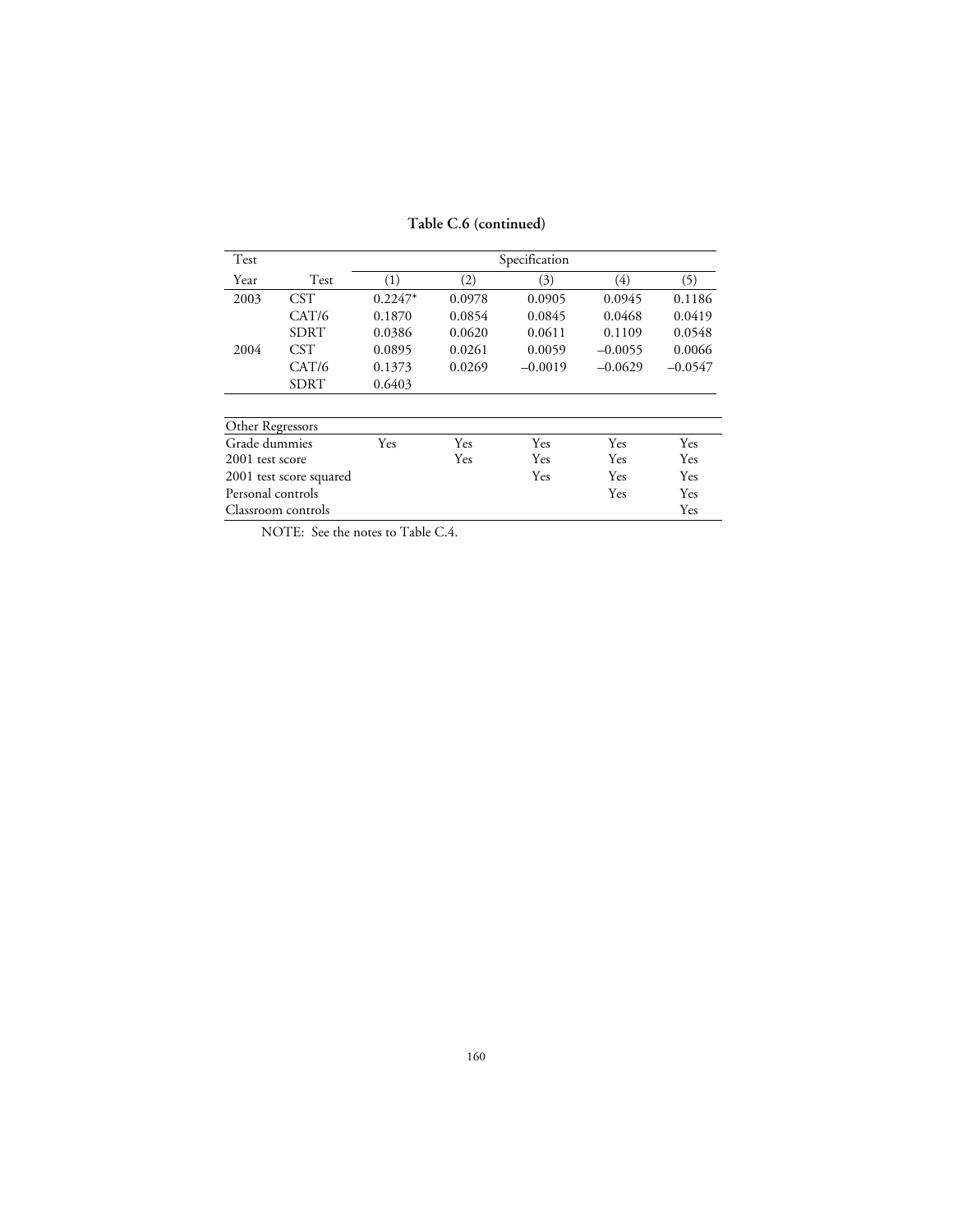**Table C.6 (continued)**

| Test Year | Test | (1) | (2) | (3) | (4) | (5) |
|---|---|---|---|---|---|---|
| | | Specification | | | | |
| 2003 | CST | 0.2247* | 0.0978 | 0.0905 | 0.0945 | 0.1186 |
| | CAT/6 | 0.1870 | 0.0854 | 0.0845 | 0.0468 | 0.0419 |
| | SDRT | 0.0386 | 0.0620 | 0.0611 | 0.1109 | 0.0548 |
| 2004 | CST | 0.0895 | 0.0261 | 0.0059 | –0.0055 | 0.0066 |
| | CAT/6 | 0.1373 | 0.0269 | –0.0019 | –0.0629 | –0.0547 |
| | SDRT | 0.6403 | | | | |

| Other Regressors | (1) | (2) | (3) | (4) | (5) |
|---|---|---|---|---|---|
| Grade dummies | Yes | Yes | Yes | Yes | Yes |
| 2001 test score | | Yes | Yes | Yes | Yes |
| 2001 test score squared | | | Yes | Yes | Yes |
| Personal controls | | | | Yes | Yes |
| Classroom controls | | | | | Yes |

NOTE: See the notes to Table C.4.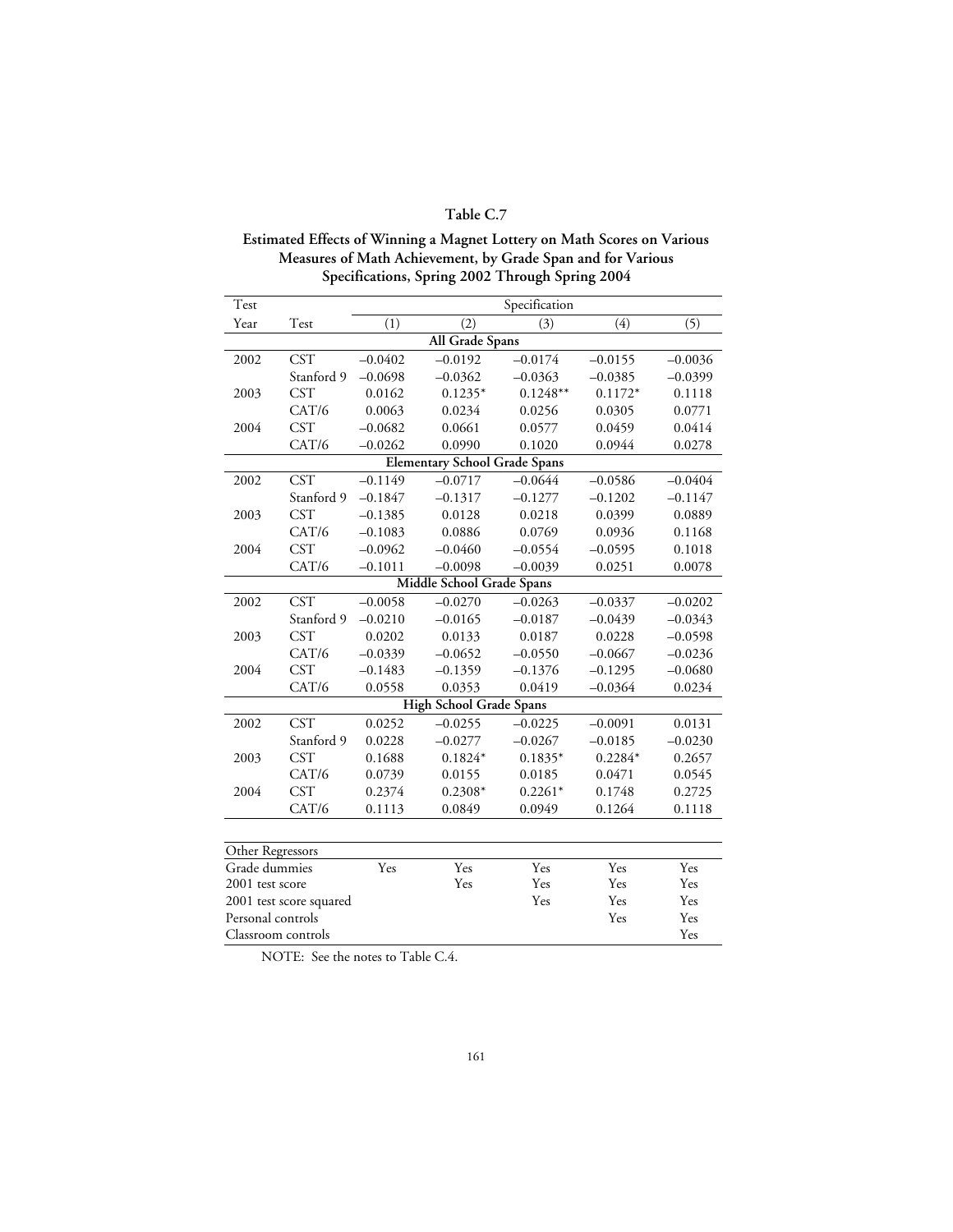## Table C.7

**Estimated Effects of Winning a Magnet Lottery on Math Scores on Various Measures of Math Achievement, by Grade Span and for Various Specifications, Spring 2002 Through Spring 2004**

| Test Year | Test | (1) | (2) | (3) | (4) | (5) |
|---|---|---|---|---|---|---|
| | | **All Grade Spans** | | | | |
| 2002 | CST | −0.0402 | −0.0192 | −0.0174 | −0.0155 | −0.0036 |
| | Stanford 9 | −0.0698 | −0.0362 | −0.0363 | −0.0385 | −0.0399 |
| 2003 | CST | 0.0162 | 0.1235* | 0.1248** | 0.1172* | 0.1118 |
| | CAT/6 | 0.0063 | 0.0234 | 0.0256 | 0.0305 | 0.0771 |
| 2004 | CST | −0.0682 | 0.0661 | 0.0577 | 0.0459 | 0.0414 |
| | CAT/6 | −0.0262 | 0.0990 | 0.1020 | 0.0944 | 0.0278 |
| | | **Elementary School Grade Spans** | | | | |
| 2002 | CST | −0.1149 | −0.0717 | −0.0644 | −0.0586 | −0.0404 |
| | Stanford 9 | −0.1847 | −0.1317 | −0.1277 | −0.1202 | −0.1147 |
| 2003 | CST | −0.1385 | 0.0128 | 0.0218 | 0.0399 | 0.0889 |
| | CAT/6 | −0.1083 | 0.0886 | 0.0769 | 0.0936 | 0.1168 |
| 2004 | CST | −0.0962 | −0.0460 | −0.0554 | −0.0595 | 0.1018 |
| | CAT/6 | −0.1011 | −0.0098 | −0.0039 | 0.0251 | 0.0078 |
| | | **Middle School Grade Spans** | | | | |
| 2002 | CST | −0.0058 | −0.0270 | −0.0263 | −0.0337 | −0.0202 |
| | Stanford 9 | −0.0210 | −0.0165 | −0.0187 | −0.0439 | −0.0343 |
| 2003 | CST | 0.0202 | 0.0133 | 0.0187 | 0.0228 | −0.0598 |
| | CAT/6 | −0.0339 | −0.0652 | −0.0550 | −0.0667 | −0.0236 |
| 2004 | CST | −0.1483 | −0.1359 | −0.1376 | −0.1295 | −0.0680 |
| | CAT/6 | 0.0558 | 0.0353 | 0.0419 | −0.0364 | 0.0234 |
| | | **High School Grade Spans** | | | | |
| 2002 | CST | 0.0252 | −0.0255 | −0.0225 | −0.0091 | 0.0131 |
| | Stanford 9 | 0.0228 | −0.0277 | −0.0267 | −0.0185 | −0.0230 |
| 2003 | CST | 0.1688 | 0.1824* | 0.1835* | 0.2284* | 0.2657 |
| | CAT/6 | 0.0739 | 0.0155 | 0.0185 | 0.0471 | 0.0545 |
| 2004 | CST | 0.2374 | 0.2308* | 0.2261* | 0.1748 | 0.2725 |
| | CAT/6 | 0.1113 | 0.0849 | 0.0949 | 0.1264 | 0.1118 |

| Other Regressors | (1) | (2) | (3) | (4) | (5) |
|---|---|---|---|---|---|
| Grade dummies | Yes | Yes | Yes | Yes | Yes |
| 2001 test score | | Yes | Yes | Yes | Yes |
| 2001 test score squared | | | Yes | Yes | Yes |
| Personal controls | | | | Yes | Yes |
| Classroom controls | | | | | Yes |

NOTE: See the notes to Table C.4.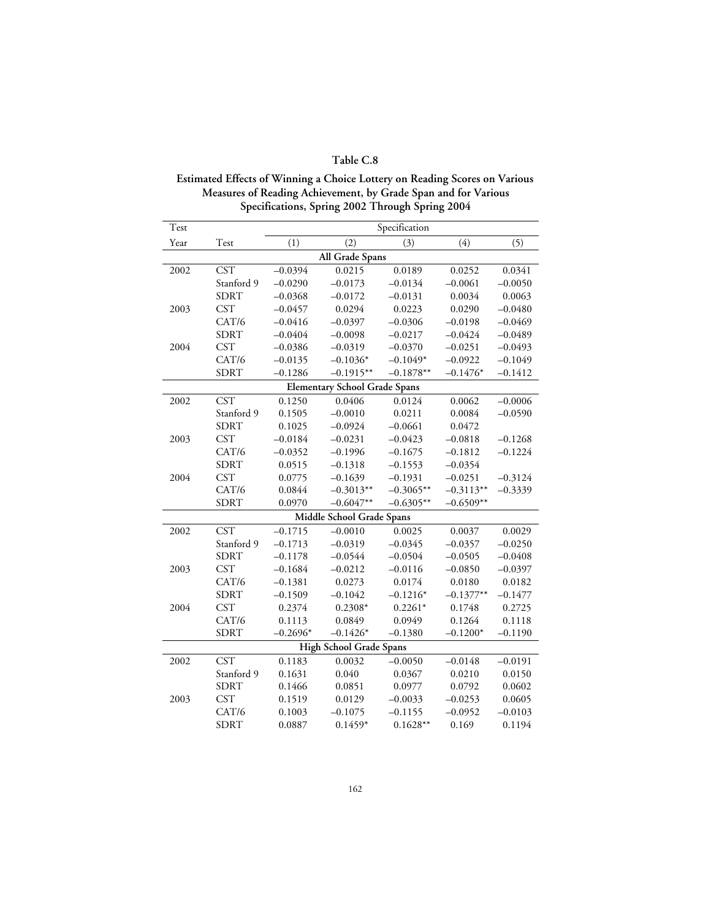**Table C.8**

**Estimated Effects of Winning a Choice Lottery on Reading Scores on Various Measures of Reading Achievement, by Grade Span and for Various Specifications, Spring 2002 Through Spring 2004**

| Test Year | Test | (1) | (2) | (3) | (4) | (5) |
|---|---|---|---|---|---|---|
| | | **All Grade Spans** | | | | |
| 2002 | CST | –0.0394 | 0.0215 | 0.0189 | 0.0252 | 0.0341 |
| | Stanford 9 | –0.0290 | –0.0173 | –0.0134 | –0.0061 | –0.0050 |
| | SDRT | –0.0368 | –0.0172 | –0.0131 | 0.0034 | 0.0063 |
| 2003 | CST | –0.0457 | 0.0294 | 0.0223 | 0.0290 | –0.0480 |
| | CAT/6 | –0.0416 | –0.0397 | –0.0306 | –0.0198 | –0.0469 |
| | SDRT | –0.0404 | –0.0098 | –0.0217 | –0.0424 | –0.0489 |
| 2004 | CST | –0.0386 | –0.0319 | –0.0370 | –0.0251 | –0.0493 |
| | CAT/6 | –0.0135 | –0.1036* | –0.1049* | –0.0922 | –0.1049 |
| | SDRT | –0.1286 | –0.1915** | –0.1878** | –0.1476* | –0.1412 |
| | | **Elementary School Grade Spans** | | | | |
| 2002 | CST | 0.1250 | 0.0406 | 0.0124 | 0.0062 | –0.0006 |
| | Stanford 9 | 0.1505 | –0.0010 | 0.0211 | 0.0084 | –0.0590 |
| | SDRT | 0.1025 | –0.0924 | –0.0661 | 0.0472 | |
| 2003 | CST | –0.0184 | –0.0231 | –0.0423 | –0.0818 | –0.1268 |
| | CAT/6 | –0.0352 | –0.1996 | –0.1675 | –0.1812 | –0.1224 |
| | SDRT | 0.0515 | –0.1318 | –0.1553 | –0.0354 | |
| 2004 | CST | 0.0775 | –0.1639 | –0.1931 | –0.0251 | –0.3124 |
| | CAT/6 | 0.0844 | –0.3013** | –0.3065** | –0.3113** | –0.3339 |
| | SDRT | 0.0970 | –0.6047** | –0.6305** | –0.6509** | |
| | | **Middle School Grade Spans** | | | | |
| 2002 | CST | –0.1715 | –0.0010 | 0.0025 | 0.0037 | 0.0029 |
| | Stanford 9 | –0.1713 | –0.0319 | –0.0345 | –0.0357 | –0.0250 |
| | SDRT | –0.1178 | –0.0544 | –0.0504 | –0.0505 | –0.0408 |
| 2003 | CST | –0.1684 | –0.0212 | –0.0116 | –0.0850 | –0.0397 |
| | CAT/6 | –0.1381 | 0.0273 | 0.0174 | 0.0180 | 0.0182 |
| | SDRT | –0.1509 | –0.1042 | –0.1216* | –0.1377** | –0.1477 |
| 2004 | CST | 0.2374 | 0.2308* | 0.2261* | 0.1748 | 0.2725 |
| | CAT/6 | 0.1113 | 0.0849 | 0.0949 | 0.1264 | 0.1118 |
| | SDRT | –0.2696* | –0.1426* | –0.1380 | –0.1200* | –0.1190 |
| | | **High School Grade Spans** | | | | |
| 2002 | CST | 0.1183 | 0.0032 | –0.0050 | –0.0148 | –0.0191 |
| | Stanford 9 | 0.1631 | 0.040 | 0.0367 | 0.0210 | 0.0150 |
| | SDRT | 0.1466 | 0.0851 | 0.0977 | 0.0792 | 0.0602 |
| 2003 | CST | 0.1519 | 0.0129 | –0.0033 | –0.0253 | 0.0605 |
| | CAT/6 | 0.1003 | –0.1075 | –0.1155 | –0.0952 | –0.0103 |
| | SDRT | 0.0887 | 0.1459* | 0.1628** | 0.169 | 0.1194 |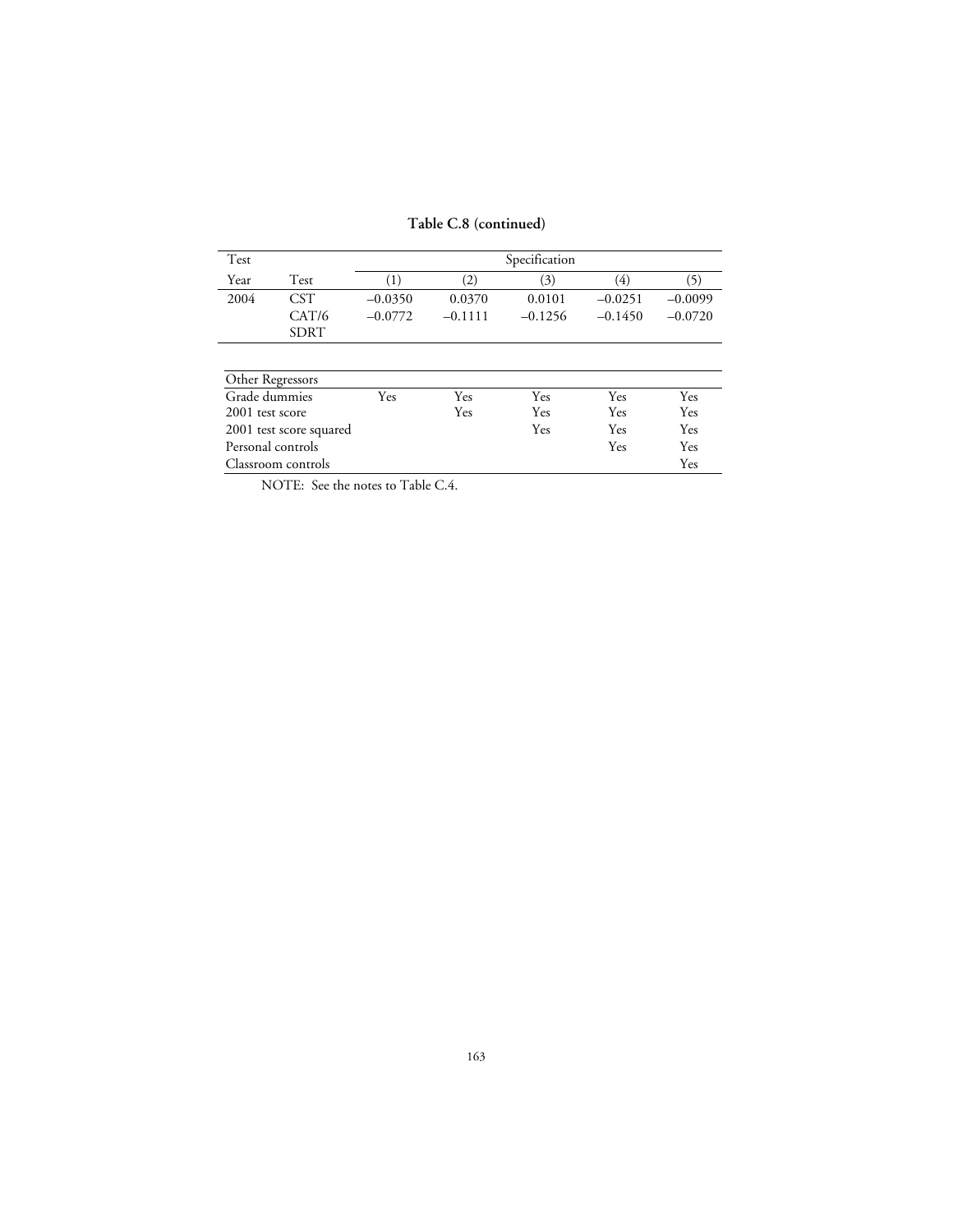**Table C.8 (continued)**

| Test | | Specification | | | | |
|---|---|---|---|---|---|---|
| Year | Test | (1) | (2) | (3) | (4) | (5) |
| 2004 | CST | −0.0350 | 0.0370 | 0.0101 | −0.0251 | −0.0099 |
| | CAT/6 | −0.0772 | −0.1111 | −0.1256 | −0.1450 | −0.0720 |
| | SDRT | | | | | |

| Other Regressors | (1) | (2) | (3) | (4) | (5) |
|---|---|---|---|---|---|
| Grade dummies | Yes | Yes | Yes | Yes | Yes |
| 2001 test score | | Yes | Yes | Yes | Yes |
| 2001 test score squared | | | Yes | Yes | Yes |
| Personal controls | | | | Yes | Yes |
| Classroom controls | | | | | Yes |

NOTE: See the notes to Table C.4.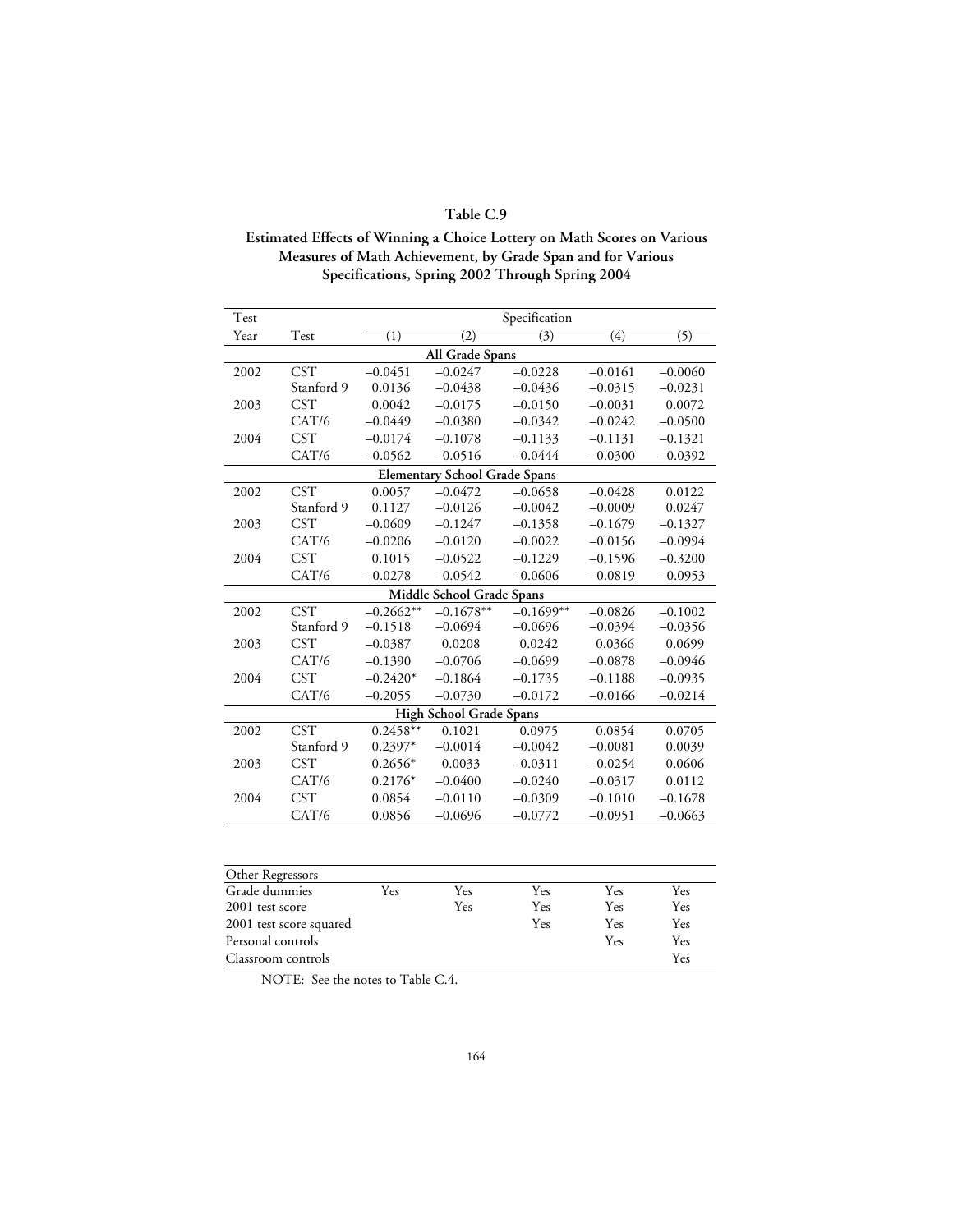**Table C.9**

**Estimated Effects of Winning a Choice Lottery on Math Scores on Various Measures of Math Achievement, by Grade Span and for Various Specifications, Spring 2002 Through Spring 2004**

| Test Year | Test | Specification (1) | (2) | (3) | (4) | (5) |
|---|---|---|---|---|---|---|
| | | **All Grade Spans** | | | | |
| 2002 | CST | –0.0451 | –0.0247 | –0.0228 | –0.0161 | –0.0060 |
| | Stanford 9 | 0.0136 | –0.0438 | –0.0436 | –0.0315 | –0.0231 |
| 2003 | CST | 0.0042 | –0.0175 | –0.0150 | –0.0031 | 0.0072 |
| | CAT/6 | –0.0449 | –0.0380 | –0.0342 | –0.0242 | –0.0500 |
| 2004 | CST | –0.0174 | –0.1078 | –0.1133 | –0.1131 | –0.1321 |
| | CAT/6 | –0.0562 | –0.0516 | –0.0444 | –0.0300 | –0.0392 |
| | | **Elementary School Grade Spans** | | | | |
| 2002 | CST | 0.0057 | –0.0472 | –0.0658 | –0.0428 | 0.0122 |
| | Stanford 9 | 0.1127 | –0.0126 | –0.0042 | –0.0009 | 0.0247 |
| 2003 | CST | –0.0609 | –0.1247 | –0.1358 | –0.1679 | –0.1327 |
| | CAT/6 | –0.0206 | –0.0120 | –0.0022 | –0.0156 | –0.0994 |
| 2004 | CST | 0.1015 | –0.0522 | –0.1229 | –0.1596 | –0.3200 |
| | CAT/6 | –0.0278 | –0.0542 | –0.0606 | –0.0819 | –0.0953 |
| | | **Middle School Grade Spans** | | | | |
| 2002 | CST | –0.2662** | –0.1678** | –0.1699** | –0.0826 | –0.1002 |
| | Stanford 9 | –0.1518 | –0.0694 | –0.0696 | –0.0394 | –0.0356 |
| 2003 | CST | –0.0387 | 0.0208 | 0.0242 | 0.0366 | 0.0699 |
| | CAT/6 | –0.1390 | –0.0706 | –0.0699 | –0.0878 | –0.0946 |
| 2004 | CST | –0.2420* | –0.1864 | –0.1735 | –0.1188 | –0.0935 |
| | CAT/6 | –0.2055 | –0.0730 | –0.0172 | –0.0166 | –0.0214 |
| | | **High School Grade Spans** | | | | |
| 2002 | CST | 0.2458** | 0.1021 | 0.0975 | 0.0854 | 0.0705 |
| | Stanford 9 | 0.2397* | –0.0014 | –0.0042 | –0.0081 | 0.0039 |
| 2003 | CST | 0.2656* | 0.0033 | –0.0311 | –0.0254 | 0.0606 |
| | CAT/6 | 0.2176* | –0.0400 | –0.0240 | –0.0317 | 0.0112 |
| 2004 | CST | 0.0854 | –0.0110 | –0.0309 | –0.1010 | –0.1678 |
| | CAT/6 | 0.0856 | –0.0696 | –0.0772 | –0.0951 | –0.0663 |

| Other Regressors | (1) | (2) | (3) | (4) | (5) |
|---|---|---|---|---|---|
| Grade dummies | Yes | Yes | Yes | Yes | Yes |
| 2001 test score | | Yes | Yes | Yes | Yes |
| 2001 test score squared | | | Yes | Yes | Yes |
| Personal controls | | | | Yes | Yes |
| Classroom controls | | | | | Yes |

NOTE: See the notes to Table C.4.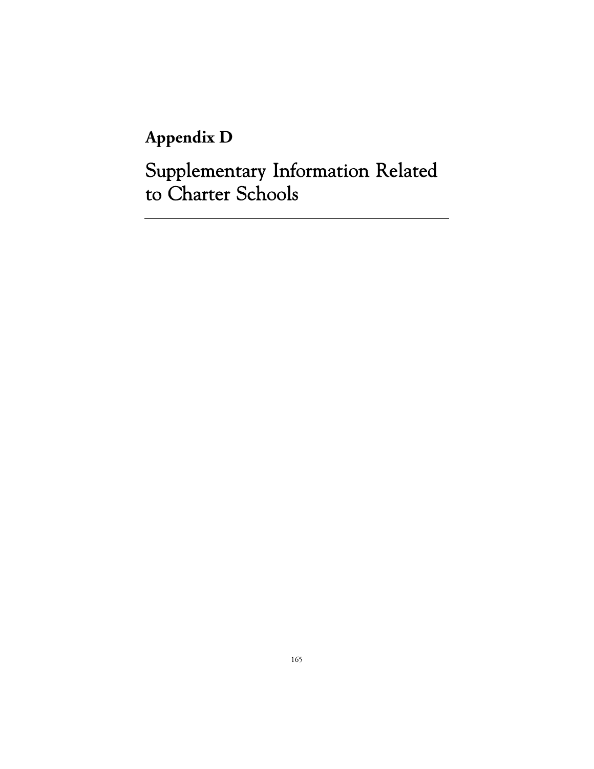# Appendix D

# Supplementary Information Related to Charter Schools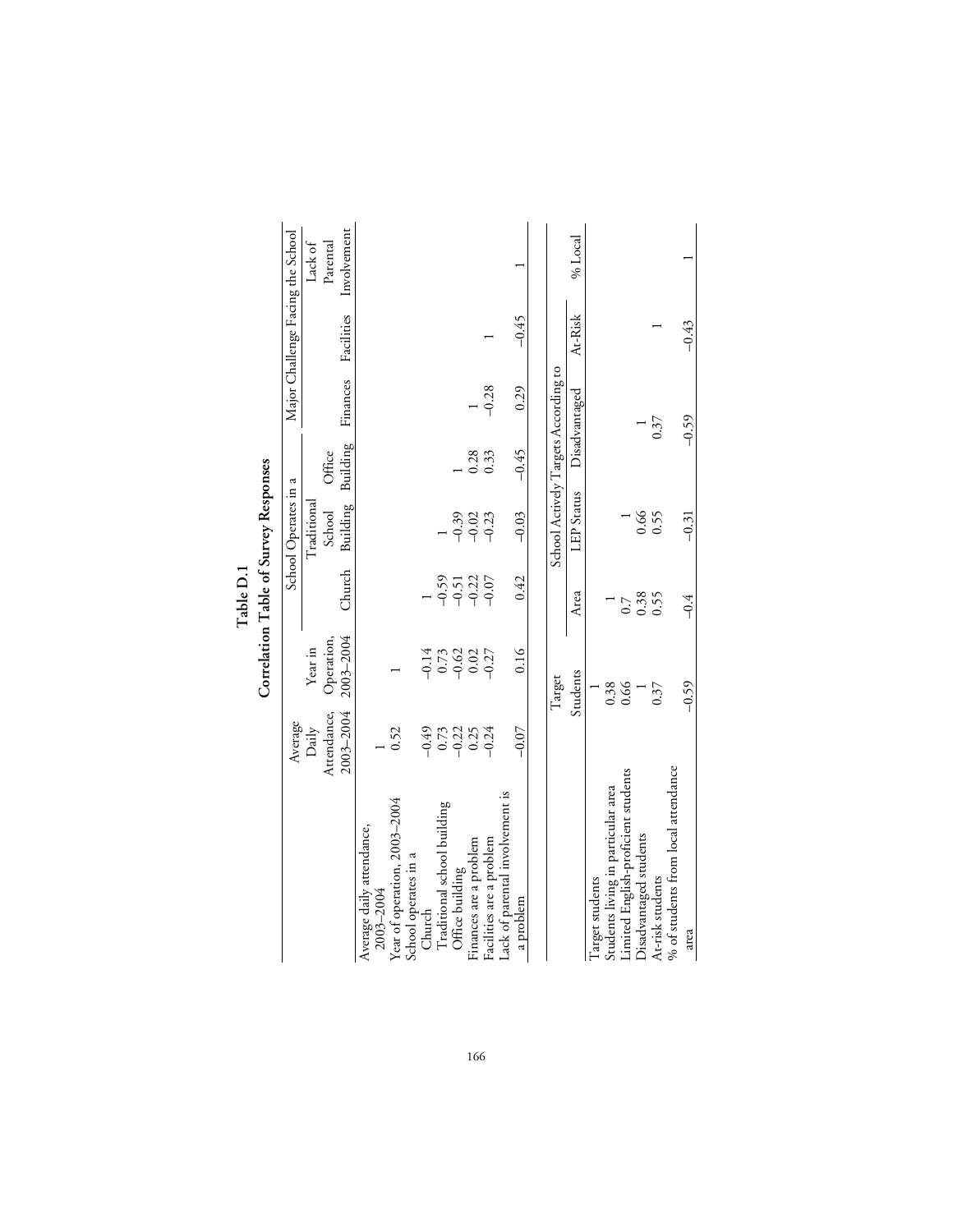# Table D.1

## Correlation Table of Survey Responses

| | Average Daily Attendance, 2003–2004 | Year in Operation, 2003–2004 | School Operates in a: Church | School Operates in a: Traditional School Building | School Operates in a: Office Building | Major Challenge Facing the School: Finances | Major Challenge Facing the School: Facilities | Major Challenge Facing the School: Lack of Parental Involvement |
|---|---|---|---|---|---|---|---|---|
| Average daily attendance, 2003–2004 | 1 | | | | | | | |
| Year of operation, 2003–2004 | 0.52 | 1 | | | | | | |
| School operates in a | | | | | | | | |
| Church | –0.49 | –0.14 | 1 | | | | | |
| Traditional school building | 0.73 | 0.73 | –0.59 | 1 | | | | |
| Office building | –0.22 | –0.62 | –0.51 | –0.39 | 1 | | | |
| Finances are a problem | 0.25 | 0.02 | –0.22 | –0.02 | 0.28 | 1 | | |
| Facilities are a problem | –0.24 | –0.27 | –0.07 | –0.23 | 0.33 | –0.28 | 1 | |
| Lack of parental involvement is a problem | –0.07 | 0.16 | 0.42 | –0.03 | –0.45 | 0.29 | –0.45 | 1 |

| | Target Students | School Actively Targets According to: Area | School Actively Targets According to: LEP Status | School Actively Targets According to: Disadvantaged | School Actively Targets According to: At-Risk | % Local |
|---|---|---|---|---|---|---|
| Target students | 1 | | | | | |
| Students living in particular area | 0.38 | 1 | | | | |
| Limited English-proficient students | 0.66 | 0.7 | 1 | | | |
| Disadvantaged students | 1 | 0.38 | 0.66 | 1 | | |
| At-risk students | 0.37 | 0.55 | 0.55 | 0.37 | 1 | |
| % of students from local attendance area | –0.59 | –0.4 | –0.31 | –0.59 | –0.43 | 1 |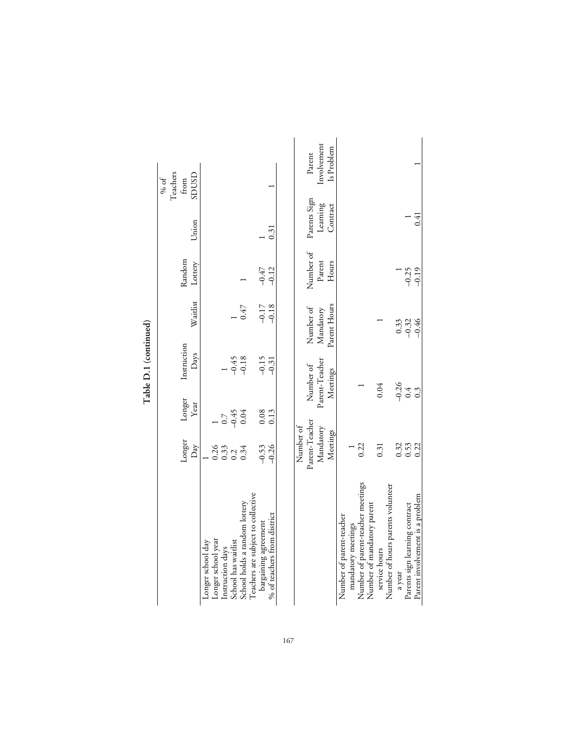**Table D.1 (continued)**

| | Longer Day | Longer Year | Instruction Days | Waitlist | Random Lottery | Union | % of Teachers from SDUSD |
|---|---|---|---|---|---|---|---|
| Longer school day | 1 | | | | | | |
| Longer school year | 0.26 | 1 | | | | | |
| Instruction days | 0.33 | 0.7 | 1 | | | | |
| School has waitlist | 0.2 | −0.45 | −0.45 | 1 | | | |
| School holds a random lottery | 0.34 | 0.04 | −0.18 | 0.47 | 1 | | |
| Teachers are subject to collective bargaining agreement | −0.53 | 0.08 | −0.15 | −0.17 | −0.47 | 1 | |
| % of teachers from district | −0.26 | 0.13 | −0.31 | −0.18 | −0.12 | 0.31 | 1 |

| | Number of Parent-Teacher Mandatory Meetings | Number of Parent-Teacher Meetings | Number of Mandatory Parent Hours | Number of Parent Hours | Parents Sign Learning Contract | Parent Involvement Is Problem |
|---|---|---|---|---|---|---|
| Number of parent-teacher mandatory meetings | 1 | | | | | |
| Number of parent-teacher meetings | 0.22 | 1 | | | | |
| Number of mandatory parent service hours | 0.31 | 0.04 | 1 | | | |
| Number of hours parents volunteer a year | 0.32 | −0.26 | 0.33 | 1 | | |
| Parents sign learning contract | 0.53 | 0.4 | −0.32 | −0.25 | 1 | |
| Parent involvement is a problem | 0.22 | 0.3 | −0.46 | −0.19 | 0.41 | 1 |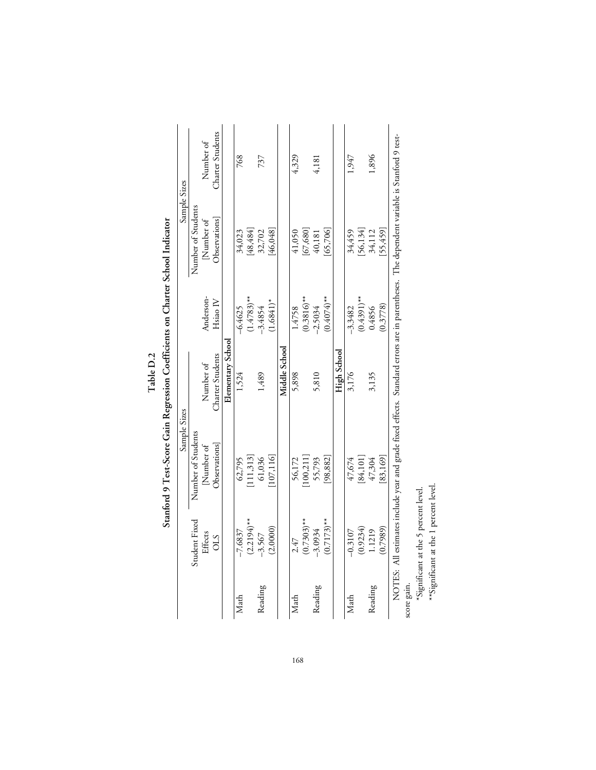**Table D.2**

**Stanford 9 Test-Score Gain Regression Coefficients on Charter School Indicator**

| | Student Fixed Effects OLS | Sample Sizes | | Anderson-Hsiao IV | Sample Sizes | |
|---|---|---|---|---|---|---|
| | | Number of Students [Number of Observations] | Number of Charter Students | | Number of Students [Number of Observations] | Number of Charter Students |
| **Elementary School** | | | | | | |
| Math | −7.6837 | 62,795 | 1,524 | −6.4625 | 34,023 | 768 |
| | (2.2194)** | [111,313] | | (1.4783)** | [48,484] | |
| Reading | −3.567 | 61,036 | 1,489 | −3.4854 | 32,702 | 737 |
| | (2.0000) | [107,116] | | (1.6841)* | [46,048] | |
| **Middle School** | | | | | | |
| Math | 2.47 | 56,172 | 5,898 | 1.4758 | 41,050 | 4,329 |
| | (0.7303)** | [100,211] | | (0.3816)** | [67,680] | |
| Reading | −3.0934 | 55,793 | 5,810 | −2.5034 | 40,181 | 4,181 |
| | (0.7173)** | [98,882] | | (0.4074)** | [65,706] | |
| **High School** | | | | | | |
| Math | −0.3107 | 47,674 | 3,176 | −3.3482 | 34,459 | 1,947 |
| | (0.9234) | [84,101] | | (0.4391)** | [56,134] | |
| Reading | 1.1219 | 47,304 | 3,135 | 0.4856 | 34,112 | 1,896 |
| | (0.7989) | [83,169] | | (0.3778) | [55,459] | |

NOTES: All estimates include year and grade fixed effects. Standard errors are in parentheses. The dependent variable is Stanford 9 test-score gain.

*Significant at the 5 percent level.

**Significant at the 1 percent level.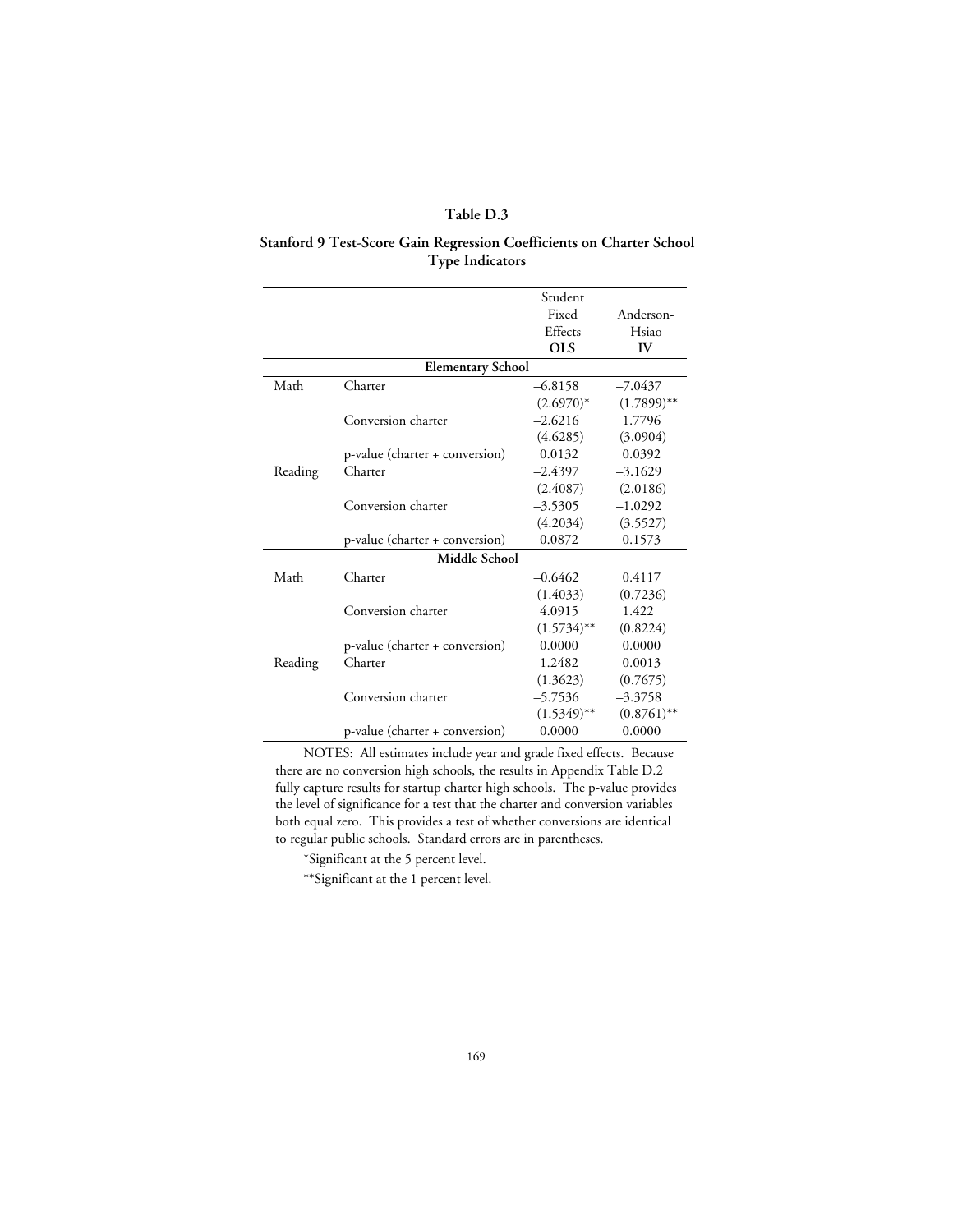## Table D.3

### Stanford 9 Test-Score Gain Regression Coefficients on Charter School Type Indicators

| | | Student Fixed Effects **OLS** | Anderson-Hsiao **IV** |
|---|---|---|---|
| | **Elementary School** | | |
| Math | Charter | –6.8158 | –7.0437 |
| | | (2.6970)* | (1.7899)** |
| | Conversion charter | –2.6216 | 1.7796 |
| | | (4.6285) | (3.0904) |
| | p-value (charter + conversion) | 0.0132 | 0.0392 |
| Reading | Charter | –2.4397 | –3.1629 |
| | | (2.4087) | (2.0186) |
| | Conversion charter | –3.5305 | –1.0292 |
| | | (4.2034) | (3.5527) |
| | p-value (charter + conversion) | 0.0872 | 0.1573 |
| | **Middle School** | | |
| Math | Charter | –0.6462 | 0.4117 |
| | | (1.4033) | (0.7236) |
| | Conversion charter | 4.0915 | 1.422 |
| | | (1.5734)** | (0.8224) |
| | p-value (charter + conversion) | 0.0000 | 0.0000 |
| Reading | Charter | 1.2482 | 0.0013 |
| | | (1.3623) | (0.7675) |
| | Conversion charter | –5.7536 | –3.3758 |
| | | (1.5349)** | (0.8761)** |
| | p-value (charter + conversion) | 0.0000 | 0.0000 |

NOTES: All estimates include year and grade fixed effects. Because there are no conversion high schools, the results in Appendix Table D.2 fully capture results for startup charter high schools. The p-value provides the level of significance for a test that the charter and conversion variables both equal zero. This provides a test of whether conversions are identical to regular public schools. Standard errors are in parentheses.

*Significant at the 5 percent level.

**Significant at the 1 percent level.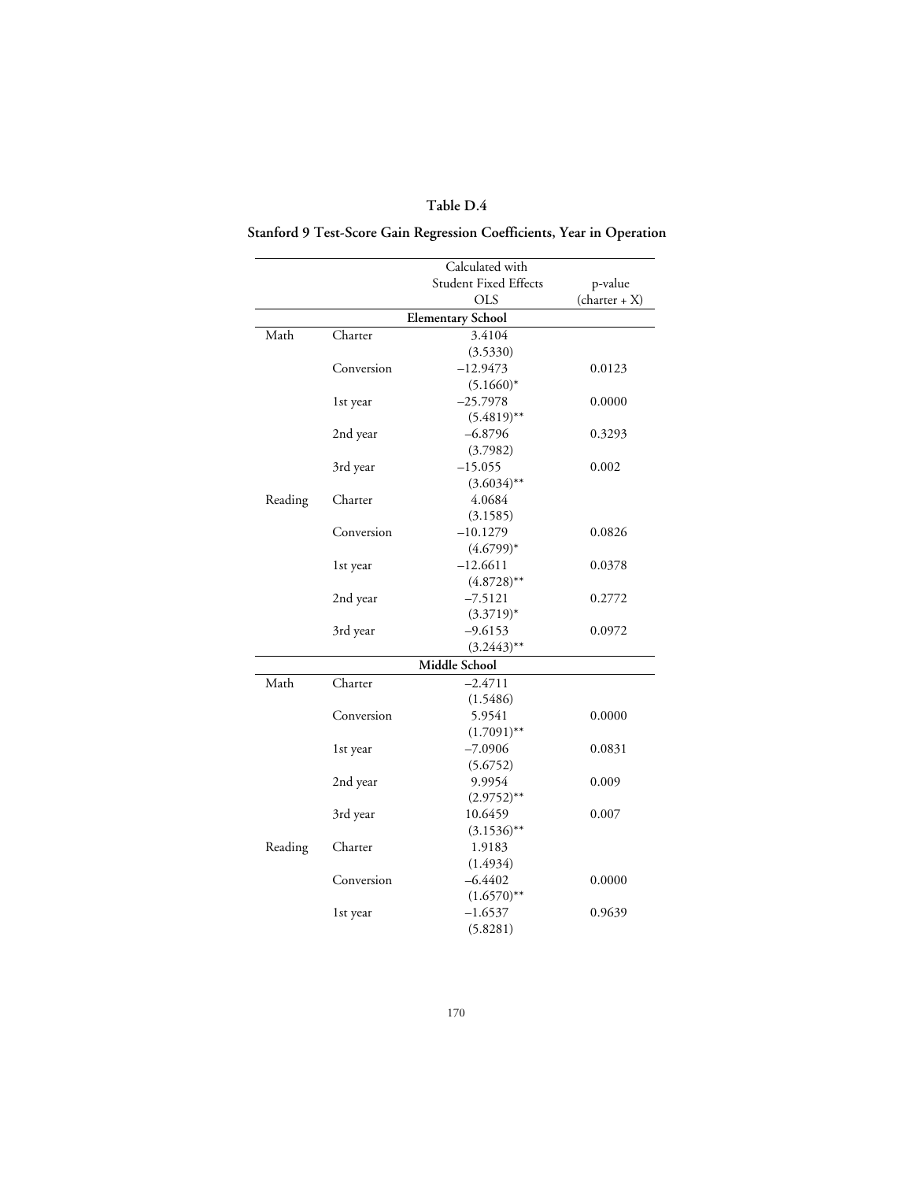**Table D.4**

**Stanford 9 Test-Score Gain Regression Coefficients, Year in Operation**

| | | Calculated with Student Fixed Effects OLS | p-value (charter + X) |
|---|---|---|---|
| | | **Elementary School** | |
| Math | Charter | 3.4104 | |
| | | (3.5330) | |
| | Conversion | –12.9473 | 0.0123 |
| | | (5.1660)* | |
| | 1st year | –25.7978 | 0.0000 |
| | | (5.4819)** | |
| | 2nd year | –6.8796 | 0.3293 |
| | | (3.7982) | |
| | 3rd year | –15.055 | 0.002 |
| | | (3.6034)** | |
| Reading | Charter | 4.0684 | |
| | | (3.1585) | |
| | Conversion | –10.1279 | 0.0826 |
| | | (4.6799)* | |
| | 1st year | –12.6611 | 0.0378 |
| | | (4.8728)** | |
| | 2nd year | –7.5121 | 0.2772 |
| | | (3.3719)* | |
| | 3rd year | –9.6153 | 0.0972 |
| | | (3.2443)** | |
| | | **Middle School** | |
| Math | Charter | –2.4711 | |
| | | (1.5486) | |
| | Conversion | 5.9541 | 0.0000 |
| | | (1.7091)** | |
| | 1st year | –7.0906 | 0.0831 |
| | | (5.6752) | |
| | 2nd year | 9.9954 | 0.009 |
| | | (2.9752)** | |
| | 3rd year | 10.6459 | 0.007 |
| | | (3.1536)** | |
| Reading | Charter | 1.9183 | |
| | | (1.4934) | |
| | Conversion | –6.4402 | 0.0000 |
| | | (1.6570)** | |
| | 1st year | –1.6537 | 0.9639 |
| | | (5.8281) | |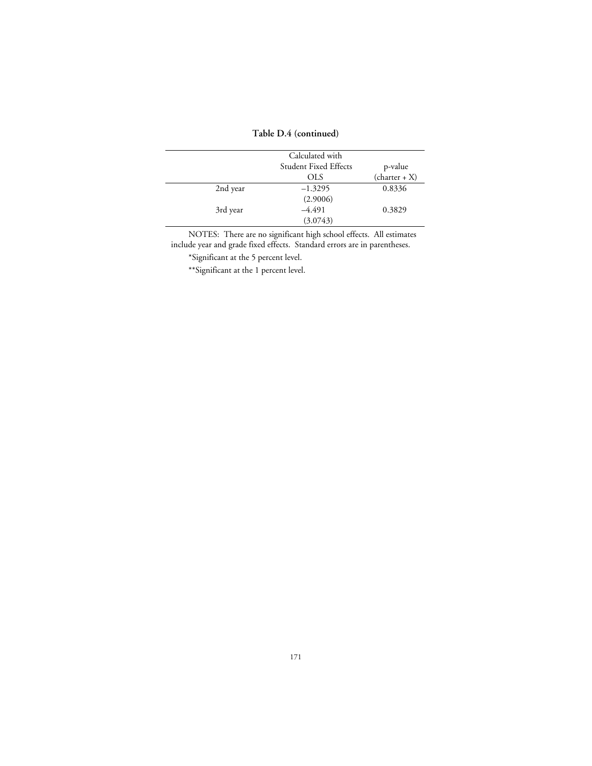**Table D.4 (continued)**

| | Calculated with Student Fixed Effects OLS | p-value (charter + X) |
|---|---|---|
| 2nd year | –1.3295 | 0.8336 |
| | (2.9006) | |
| 3rd year | –4.491 | 0.3829 |
| | (3.0743) | |

NOTES: There are no significant high school effects. All estimates include year and grade fixed effects. Standard errors are in parentheses.

*Significant at the 5 percent level.

**Significant at the 1 percent level.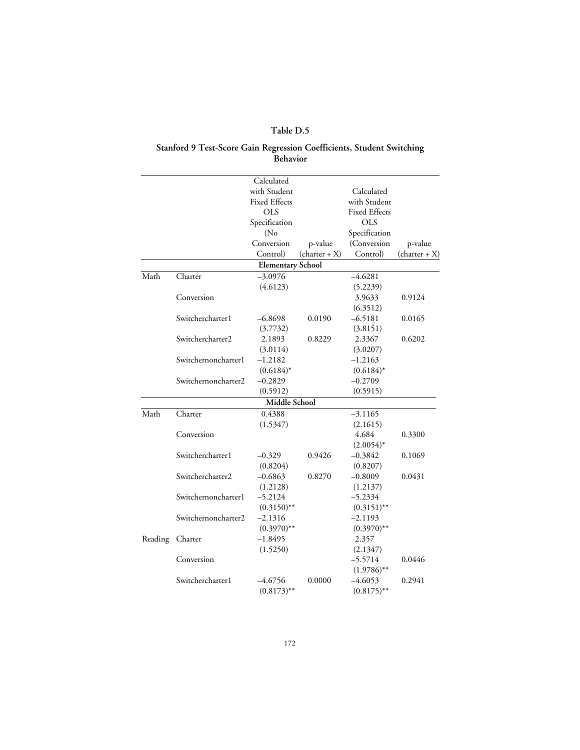# Table D.5

## Stanford 9 Test-Score Gain Regression Coefficients, Student Switching Behavior

| | | Calculated with Student Fixed Effects OLS Specification (No Conversion Control) | p-value (charter + X) | Calculated with Student Fixed Effects OLS Specification (Conversion Control) | p-value (charter + X) |
|---|---|---|---|---|---|
| | | **Elementary School** | | | |
| Math | Charter | –3.0976 | | –4.6281 | |
| | | (4.6123) | | (5.2239) | |
| | Conversion | | | 3.9633 | 0.9124 |
| | | | | (6.3512) | |
| | Switchercharter1 | –6.8698 | 0.0190 | –6.5181 | 0.0165 |
| | | (3.7732) | | (3.8151) | |
| | Switchercharter2 | 2.1893 | 0.8229 | 2.3367 | 0.6202 |
| | | (3.0114) | | (3.0207) | |
| | Switchernoncharter1 | –1.2182 | | –1.2163 | |
| | | (0.6184)* | | (0.6184)* | |
| | Switchernoncharter2 | –0.2829 | | –0.2709 | |
| | | (0.5912) | | (0.5915) | |
| | | **Middle School** | | | |
| Math | Charter | 0.4388 | | –3.1165 | |
| | | (1.5347) | | (2.1615) | |
| | Conversion | | | 4.684 | 0.3300 |
| | | | | (2.0054)* | |
| | Switchercharter1 | –0.329 | 0.9426 | –0.3842 | 0.1069 |
| | | (0.8204) | | (0.8207) | |
| | Switchercharter2 | –0.6863 | 0.8270 | –0.8009 | 0.0431 |
| | | (1.2128) | | (1.2137) | |
| | Switchernoncharter1 | –5.2124 | | –5.2334 | |
| | | (0.3150)** | | (0.3151)** | |
| | Switchernoncharter2 | –2.1316 | | –2.1193 | |
| | | (0.3970)** | | (0.3970)** | |
| Reading | Charter | –1.8495 | | 2.357 | |
| | | (1.5250) | | (2.1347) | |
| | Conversion | | | –5.5714 | 0.0446 |
| | | | | (1.9786)** | |
| | Switchercharter1 | –4.6756 | 0.0000 | –4.6053 | 0.2941 |
| | | (0.8173)** | | (0.8175)** | |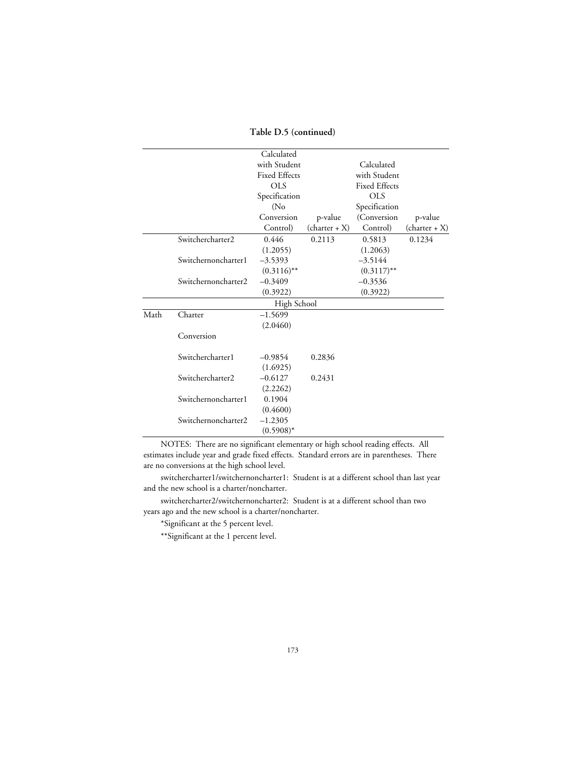**Table D.5 (continued)**

| | | Calculated with Student Fixed Effects OLS Specification (No Conversion Control) | p-value (charter + X) | Calculated with Student Fixed Effects OLS Specification (Conversion Control) | p-value (charter + X) |
|---|---|---|---|---|---|
| | Switchercharter2 | 0.446 | 0.2113 | 0.5813 | 0.1234 |
| | | (1.2055) | | (1.2063) | |
| | Switchernoncharter1 | –3.5393 | | –3.5144 | |
| | | (0.3116)** | | (0.3117)** | |
| | Switchernoncharter2 | –0.3409 | | –0.3536 | |
| | | (0.3922) | | (0.3922) | |
| | | High School | | | |
| Math | Charter | –1.5699 | | | |
| | | (2.0460) | | | |
| | Conversion | | | | |
| | Switchercharter1 | –0.9854 | 0.2836 | | |
| | | (1.6925) | | | |
| | Switchercharter2 | –0.6127 | 0.2431 | | |
| | | (2.2262) | | | |
| | Switchernoncharter1 | 0.1904 | | | |
| | | (0.4600) | | | |
| | Switchernoncharter2 | –1.2305 | | | |
| | | (0.5908)* | | | |

NOTES: There are no significant elementary or high school reading effects. All estimates include year and grade fixed effects. Standard errors are in parentheses. There are no conversions at the high school level.

switchercharter1/switchernoncharter1: Student is at a different school than last year and the new school is a charter/noncharter.

switchercharter2/switchernoncharter2: Student is at a different school than two years ago and the new school is a charter/noncharter.

*Significant at the 5 percent level.

**Significant at the 1 percent level.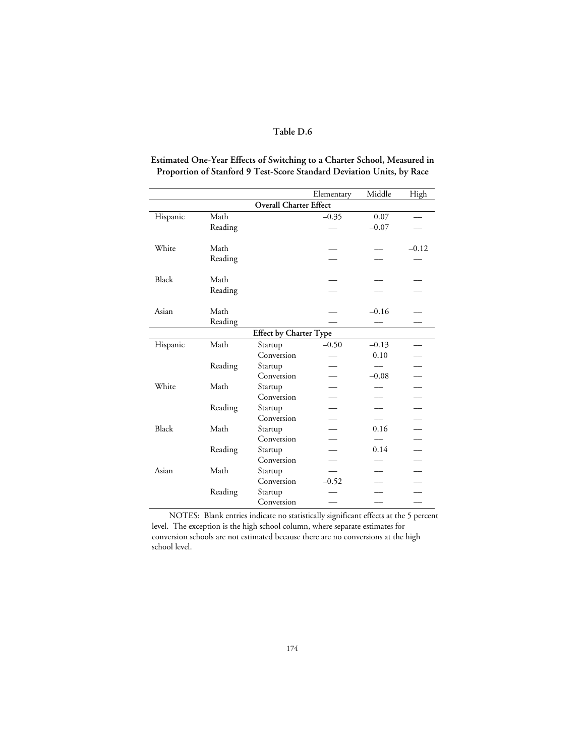**Table D.6**

**Estimated One-Year Effects of Switching to a Charter School, Measured in Proportion of Stanford 9 Test-Score Standard Deviation Units, by Race**

| | | | Elementary | Middle | High |
|---|---|---|---|---|---|
| | | **Overall Charter Effect** | | | |
| Hispanic | Math | | –0.35 | 0.07 | — |
| | Reading | | — | –0.07 | — |
| White | Math | | — | — | –0.12 |
| | Reading | | — | — | — |
| Black | Math | | — | — | — |
| | Reading | | — | — | — |
| Asian | Math | | — | –0.16 | — |
| | Reading | | — | — | — |
| | | **Effect by Charter Type** | | | |
| Hispanic | Math | Startup | –0.50 | –0.13 | — |
| | | Conversion | — | 0.10 | — |
| | Reading | Startup | — | — | — |
| | | Conversion | — | –0.08 | — |
| White | Math | Startup | — | — | — |
| | | Conversion | — | — | — |
| | Reading | Startup | — | — | — |
| | | Conversion | — | — | — |
| Black | Math | Startup | — | 0.16 | — |
| | | Conversion | — | — | — |
| | Reading | Startup | — | 0.14 | — |
| | | Conversion | — | — | — |
| Asian | Math | Startup | — | — | — |
| | | Conversion | –0.52 | — | — |
| | Reading | Startup | — | — | — |
| | | Conversion | — | — | — |

NOTES: Blank entries indicate no statistically significant effects at the 5 percent level. The exception is the high school column, where separate estimates for conversion schools are not estimated because there are no conversions at the high school level.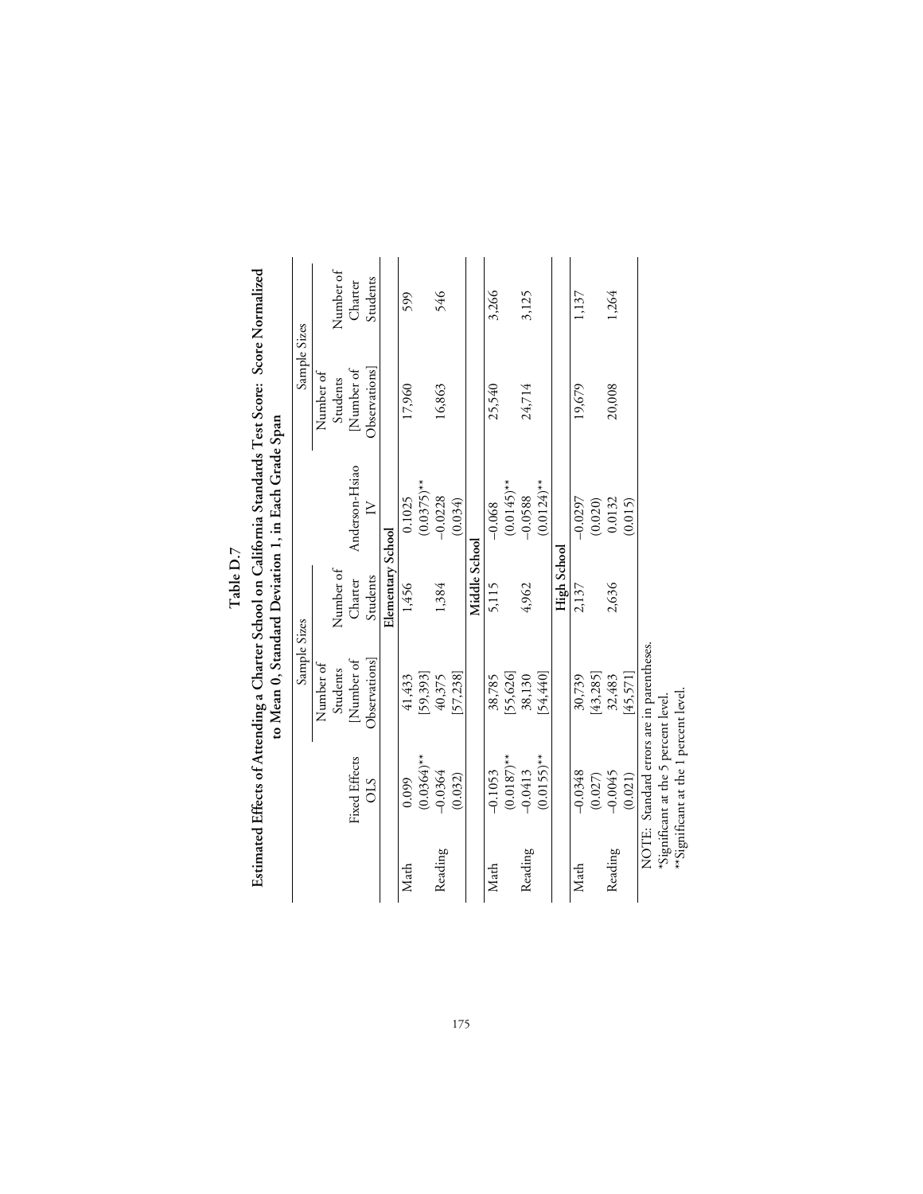# Table D.7

## Estimated Effects of Attending a Charter School on California Standards Test Score: Score Normalized to Mean 0, Standard Deviation 1, in Each Grade Span

| | Fixed Effects OLS | Sample Sizes: Number of Students [Number of Observations] | Sample Sizes: Number of Charter Students | Anderson-Hsiao IV | Sample Sizes: Number of Students [Number of Observations] | Sample Sizes: Number of Charter Students |
|---|---|---|---|---|---|---|
| **Elementary School** | | | | | | |
| Math | 0.099 | 41,433 | 1,456 | 0.1025 | 17,960 | 599 |
| | (0.0364)** | [59,393] | | (0.0375)** | | |
| Reading | –0.0364 | 40,375 | 1,384 | –0.0228 | 16,863 | 546 |
| | (0.032) | [57,238] | | (0.034) | | |
| **Middle School** | | | | | | |
| Math | –0.1053 | 38,785 | 5,115 | –0.068 | 25,540 | 3,266 |
| | (0.0187)** | [55,626] | | (0.0145)** | | |
| Reading | –0.0413 | 38,130 | 4,962 | –0.0588 | 24,714 | 3,125 |
| | (0.0155)** | [54,440] | | (0.0124)** | | |
| **High School** | | | | | | |
| Math | –0.0348 | 30,739 | 2,137 | –0.0297 | 19,679 | 1,137 |
| | (0.027) | [43,285] | | (0.020) | | |
| Reading | –0.0045 | 32,483 | 2,636 | 0.0132 | 20,008 | 1,264 |
| | (0.021) | [45,571] | | (0.015) | | |

NOTE: Standard errors are in parentheses.
*Significant at the 5 percent level.
**Significant at the 1 percent level.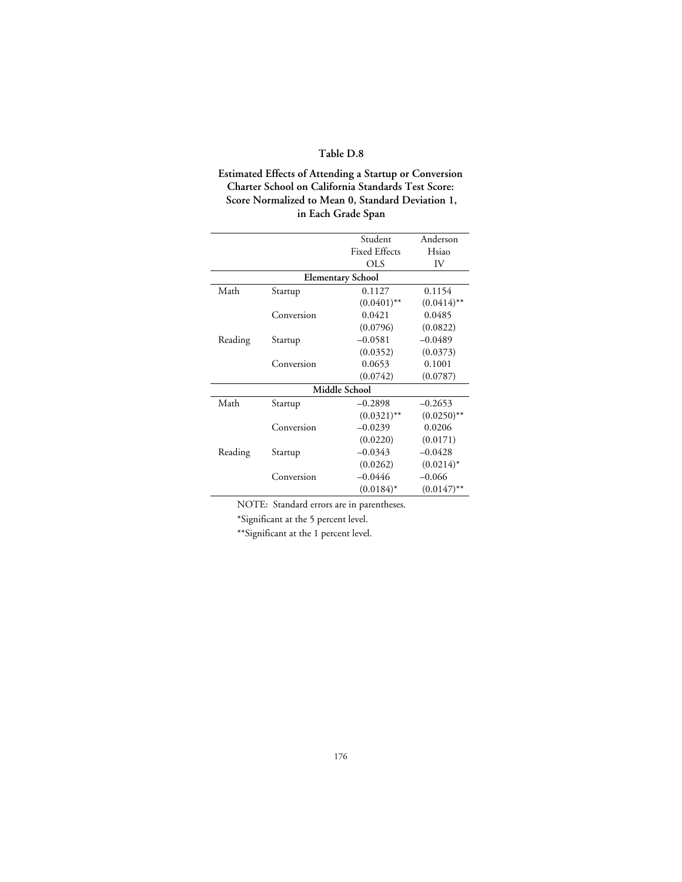## Table D.8

**Estimated Effects of Attending a Startup or Conversion Charter School on California Standards Test Score: Score Normalized to Mean 0, Standard Deviation 1, in Each Grade Span**

| | | Student Fixed Effects OLS | Anderson Hsiao IV |
|---|---|---|---|
| **Elementary School** | | | |
| Math | Startup | 0.1127 | 0.1154 |
| | | (0.0401)** | (0.0414)** |
| | Conversion | 0.0421 | 0.0485 |
| | | (0.0796) | (0.0822) |
| Reading | Startup | –0.0581 | –0.0489 |
| | | (0.0352) | (0.0373) |
| | Conversion | 0.0653 | 0.1001 |
| | | (0.0742) | (0.0787) |
| **Middle School** | | | |
| Math | Startup | –0.2898 | –0.2653 |
| | | (0.0321)** | (0.0250)** |
| | Conversion | –0.0239 | 0.0206 |
| | | (0.0220) | (0.0171) |
| Reading | Startup | –0.0343 | –0.0428 |
| | | (0.0262) | (0.0214)* |
| | Conversion | –0.0446 | –0.066 |
| | | (0.0184)* | (0.0147)** |

NOTE: Standard errors are in parentheses.

*Significant at the 5 percent level.

**Significant at the 1 percent level.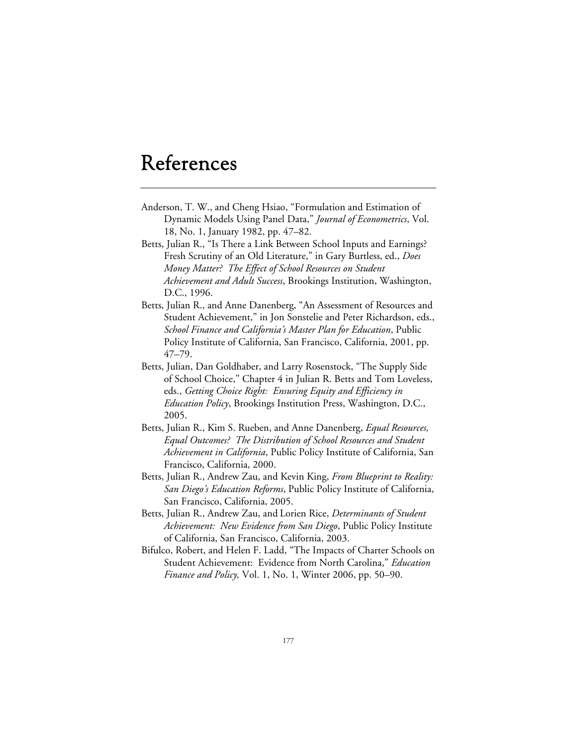# References

Anderson, T. W., and Cheng Hsiao, "Formulation and Estimation of Dynamic Models Using Panel Data," *Journal of Econometrics*, Vol. 18, No. 1, January 1982, pp. 47–82.

Betts, Julian R., "Is There a Link Between School Inputs and Earnings? Fresh Scrutiny of an Old Literature," in Gary Burtless, ed., *Does Money Matter? The Effect of School Resources on Student Achievement and Adult Success*, Brookings Institution, Washington, D.C., 1996.

Betts, Julian R., and Anne Danenberg, "An Assessment of Resources and Student Achievement," in Jon Sonstelie and Peter Richardson, eds., *School Finance and California's Master Plan for Education*, Public Policy Institute of California, San Francisco, California, 2001, pp. 47–79.

Betts, Julian, Dan Goldhaber, and Larry Rosenstock, "The Supply Side of School Choice," Chapter 4 in Julian R. Betts and Tom Loveless, eds., *Getting Choice Right: Ensuring Equity and Efficiency in Education Policy*, Brookings Institution Press, Washington, D.C., 2005.

Betts, Julian R., Kim S. Rueben, and Anne Danenberg, *Equal Resources, Equal Outcomes? The Distribution of School Resources and Student Achievement in California*, Public Policy Institute of California, San Francisco, California, 2000.

Betts, Julian R., Andrew Zau, and Kevin King, *From Blueprint to Reality: San Diego's Education Reforms*, Public Policy Institute of California, San Francisco, California, 2005.

Betts, Julian R., Andrew Zau, and Lorien Rice, *Determinants of Student Achievement: New Evidence from San Diego*, Public Policy Institute of California, San Francisco, California, 2003.

Bifulco, Robert, and Helen F. Ladd, "The Impacts of Charter Schools on Student Achievement: Evidence from North Carolina," *Education Finance and Policy,* Vol. 1, No. 1, Winter 2006, pp. 50–90.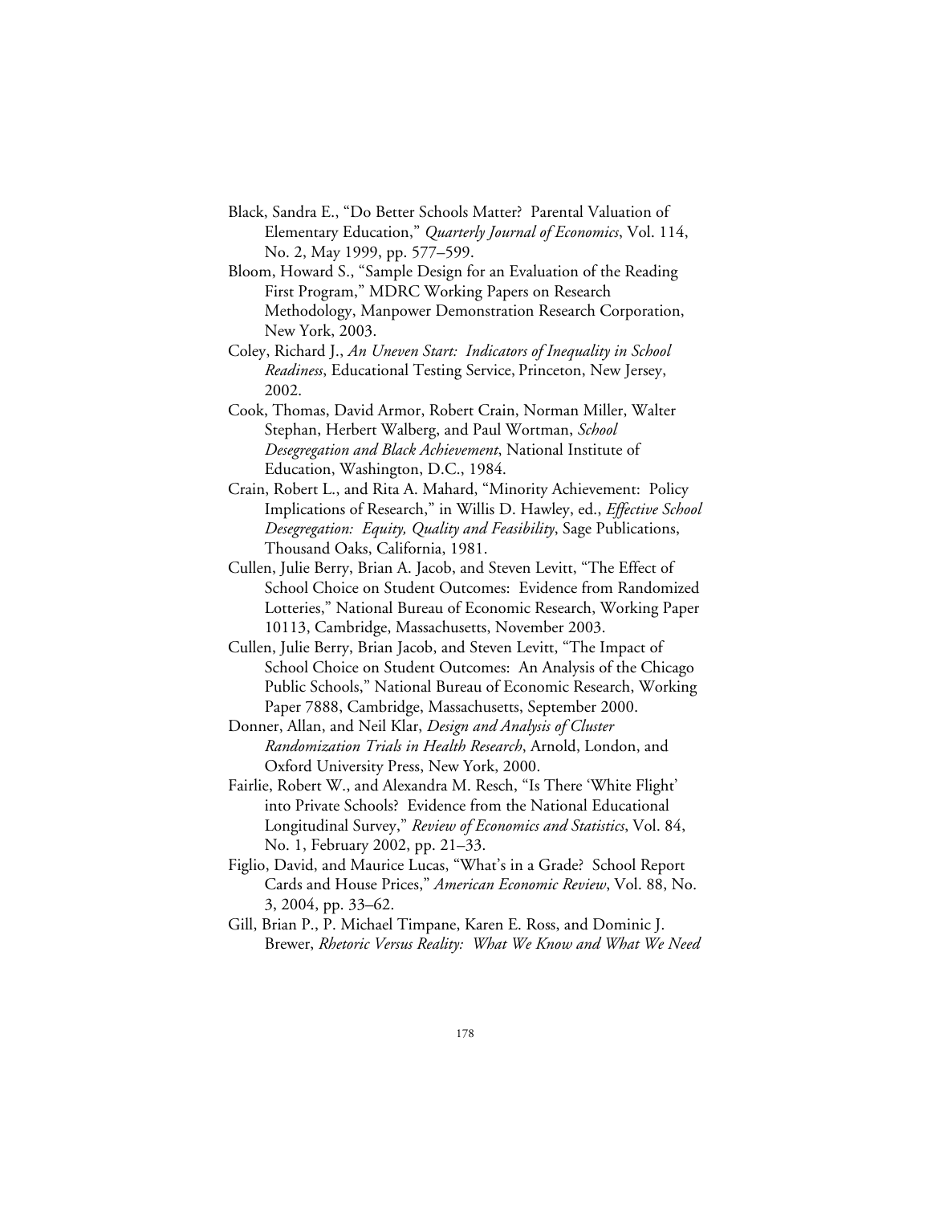Black, Sandra E., "Do Better Schools Matter? Parental Valuation of Elementary Education," *Quarterly Journal of Economics*, Vol. 114, No. 2, May 1999, pp. 577–599.

Bloom, Howard S., "Sample Design for an Evaluation of the Reading First Program," MDRC Working Papers on Research Methodology, Manpower Demonstration Research Corporation, New York, 2003.

Coley, Richard J., *An Uneven Start: Indicators of Inequality in School Readiness*, Educational Testing Service, Princeton, New Jersey, 2002.

Cook, Thomas, David Armor, Robert Crain, Norman Miller, Walter Stephan, Herbert Walberg, and Paul Wortman, *School Desegregation and Black Achievement*, National Institute of Education, Washington, D.C., 1984.

Crain, Robert L., and Rita A. Mahard, "Minority Achievement: Policy Implications of Research," in Willis D. Hawley, ed., *Effective School Desegregation: Equity, Quality and Feasibility*, Sage Publications, Thousand Oaks, California, 1981.

Cullen, Julie Berry, Brian A. Jacob, and Steven Levitt, "The Effect of School Choice on Student Outcomes: Evidence from Randomized Lotteries," National Bureau of Economic Research, Working Paper 10113, Cambridge, Massachusetts, November 2003.

Cullen, Julie Berry, Brian Jacob, and Steven Levitt, "The Impact of School Choice on Student Outcomes: An Analysis of the Chicago Public Schools," National Bureau of Economic Research, Working Paper 7888, Cambridge, Massachusetts, September 2000.

Donner, Allan, and Neil Klar, *Design and Analysis of Cluster Randomization Trials in Health Research*, Arnold, London, and Oxford University Press, New York, 2000.

Fairlie, Robert W., and Alexandra M. Resch, "Is There 'White Flight' into Private Schools? Evidence from the National Educational Longitudinal Survey," *Review of Economics and Statistics*, Vol. 84, No. 1, February 2002, pp. 21–33.

Figlio, David, and Maurice Lucas, "What's in a Grade? School Report Cards and House Prices," *American Economic Review*, Vol. 88, No. 3, 2004, pp. 33–62.

Gill, Brian P., P. Michael Timpane, Karen E. Ross, and Dominic J. Brewer, *Rhetoric Versus Reality: What We Know and What We Need*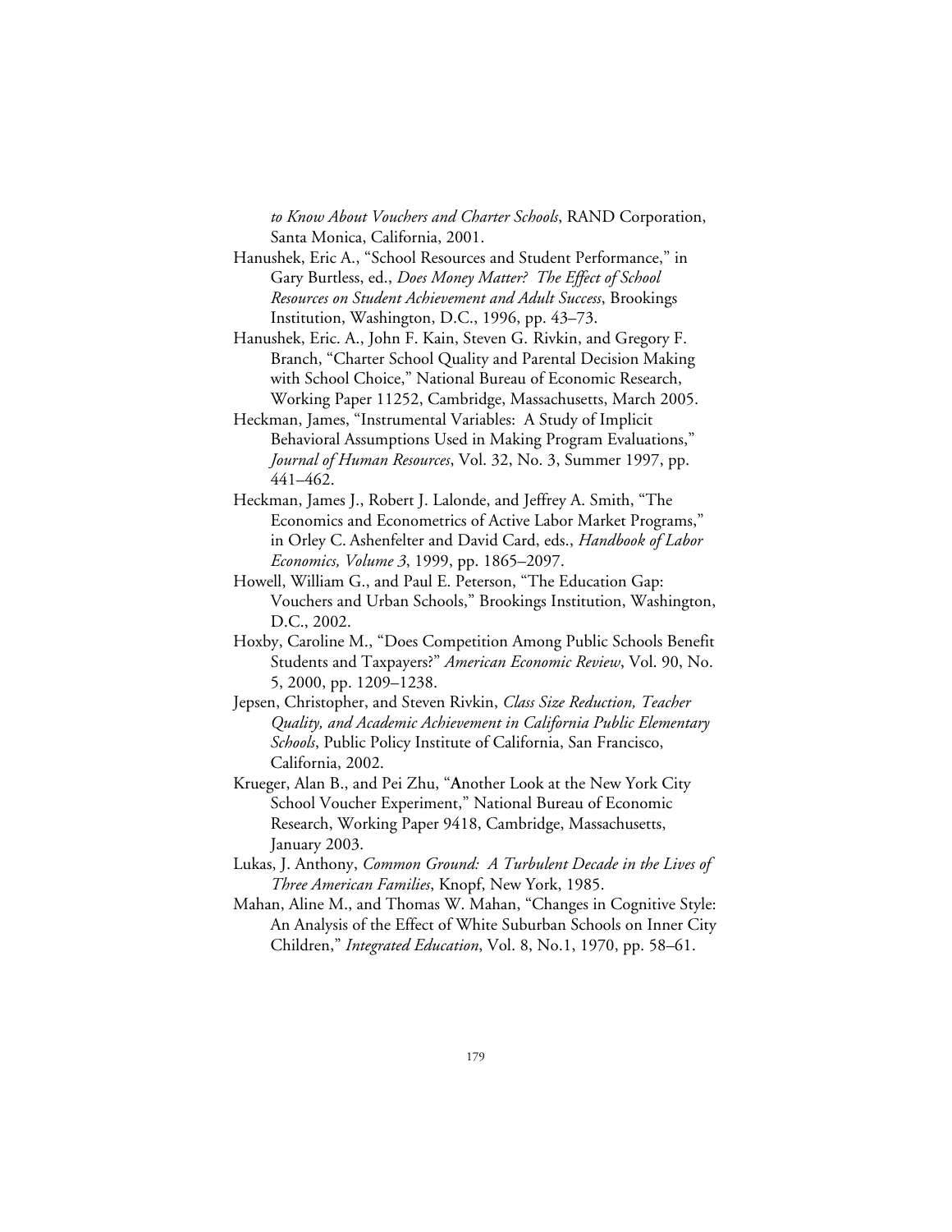*to Know About Vouchers and Charter Schools*, RAND Corporation, Santa Monica, California, 2001.

Hanushek, Eric A., "School Resources and Student Performance," in Gary Burtless, ed., *Does Money Matter? The Effect of School Resources on Student Achievement and Adult Success*, Brookings Institution, Washington, D.C., 1996, pp. 43–73.

Hanushek, Eric. A., John F. Kain, Steven G. Rivkin, and Gregory F. Branch, "Charter School Quality and Parental Decision Making with School Choice," National Bureau of Economic Research, Working Paper 11252, Cambridge, Massachusetts, March 2005.

Heckman, James, "Instrumental Variables: A Study of Implicit Behavioral Assumptions Used in Making Program Evaluations," *Journal of Human Resources*, Vol. 32, No. 3, Summer 1997, pp. 441–462.

Heckman, James J., Robert J. Lalonde, and Jeffrey A. Smith, "The Economics and Econometrics of Active Labor Market Programs," in Orley C. Ashenfelter and David Card, eds., *Handbook of Labor Economics, Volume 3*, 1999, pp. 1865–2097.

Howell, William G., and Paul E. Peterson, "The Education Gap: Vouchers and Urban Schools," Brookings Institution, Washington, D.C., 2002.

Hoxby, Caroline M., "Does Competition Among Public Schools Benefit Students and Taxpayers?" *American Economic Review*, Vol. 90, No. 5, 2000, pp. 1209–1238.

Jepsen, Christopher, and Steven Rivkin, *Class Size Reduction, Teacher Quality, and Academic Achievement in California Public Elementary Schools*, Public Policy Institute of California, San Francisco, California, 2002.

Krueger, Alan B., and Pei Zhu, "Another Look at the New York City School Voucher Experiment," National Bureau of Economic Research, Working Paper 9418, Cambridge, Massachusetts, January 2003.

Lukas, J. Anthony, *Common Ground: A Turbulent Decade in the Lives of Three American Families*, Knopf, New York, 1985.

Mahan, Aline M., and Thomas W. Mahan, "Changes in Cognitive Style: An Analysis of the Effect of White Suburban Schools on Inner City Children," *Integrated Education*, Vol. 8, No.1, 1970, pp. 58–61.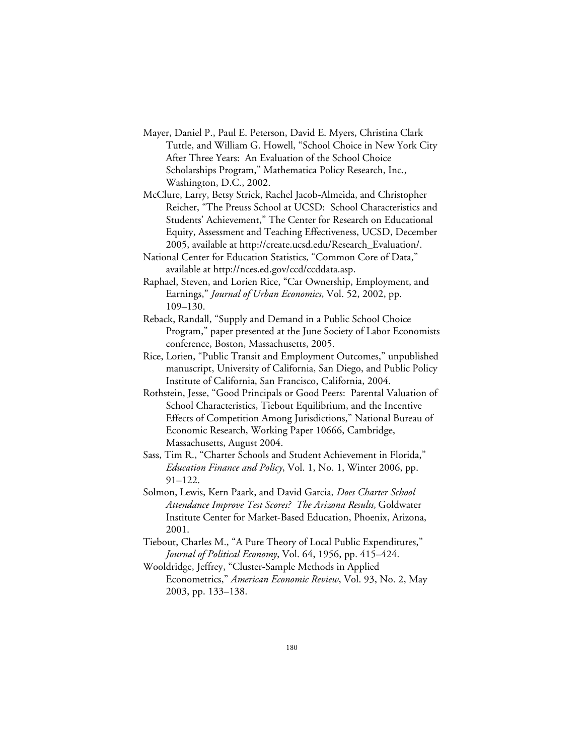Mayer, Daniel P., Paul E. Peterson, David E. Myers, Christina Clark Tuttle, and William G. Howell, "School Choice in New York City After Three Years: An Evaluation of the School Choice Scholarships Program," Mathematica Policy Research, Inc., Washington, D.C., 2002.

McClure, Larry, Betsy Strick, Rachel Jacob-Almeida, and Christopher Reicher, "The Preuss School at UCSD: School Characteristics and Students' Achievement," The Center for Research on Educational Equity, Assessment and Teaching Effectiveness, UCSD, December 2005, available at http://create.ucsd.edu/Research_Evaluation/.

National Center for Education Statistics, "Common Core of Data," available at http://nces.ed.gov/ccd/ccddata.asp.

Raphael, Steven, and Lorien Rice, "Car Ownership, Employment, and Earnings," *Journal of Urban Economics*, Vol. 52, 2002, pp. 109–130.

Reback, Randall, "Supply and Demand in a Public School Choice Program," paper presented at the June Society of Labor Economists conference, Boston, Massachusetts, 2005.

Rice, Lorien, "Public Transit and Employment Outcomes," unpublished manuscript, University of California, San Diego, and Public Policy Institute of California, San Francisco, California, 2004.

Rothstein, Jesse, "Good Principals or Good Peers: Parental Valuation of School Characteristics, Tiebout Equilibrium, and the Incentive Effects of Competition Among Jurisdictions," National Bureau of Economic Research, Working Paper 10666, Cambridge, Massachusetts, August 2004.

Sass, Tim R., "Charter Schools and Student Achievement in Florida," *Education Finance and Policy*, Vol. 1, No. 1, Winter 2006, pp. 91–122.

Solmon, Lewis, Kern Paark, and David Garcia*, Does Charter School Attendance Improve Test Scores? The Arizona Results,* Goldwater Institute Center for Market-Based Education, Phoenix, Arizona, 2001.

Tiebout, Charles M., "A Pure Theory of Local Public Expenditures," *Journal of Political Economy*, Vol. 64, 1956, pp. 415–424.

Wooldridge, Jeffrey, "Cluster-Sample Methods in Applied Econometrics," *American Economic Review*, Vol. 93, No. 2, May 2003, pp. 133–138.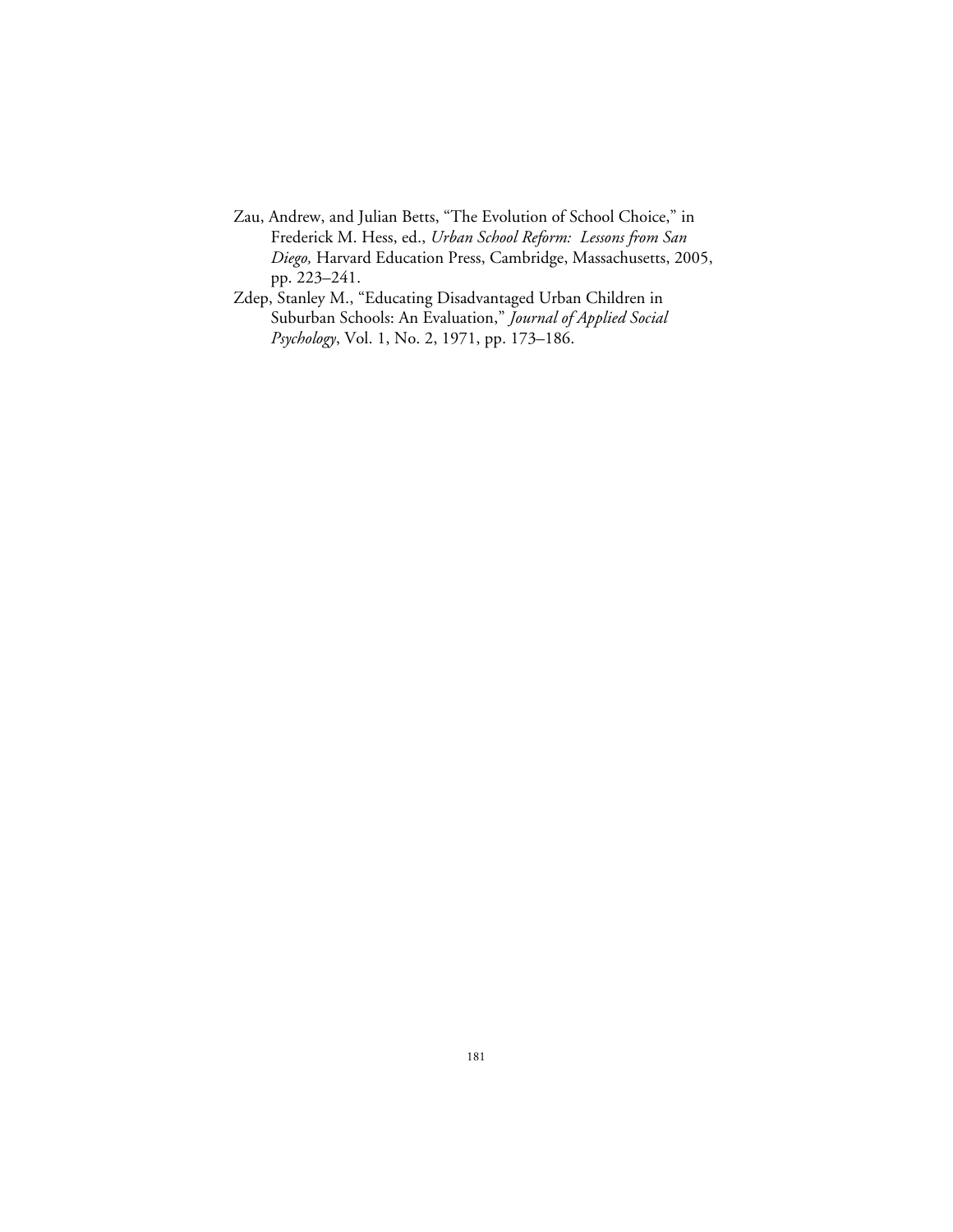Zau, Andrew, and Julian Betts, "The Evolution of School Choice," in Frederick M. Hess, ed., *Urban School Reform: Lessons from San Diego,* Harvard Education Press, Cambridge, Massachusetts, 2005, pp. 223–241.

Zdep, Stanley M., "Educating Disadvantaged Urban Children in Suburban Schools: An Evaluation," *Journal of Applied Social Psychology*, Vol. 1, No. 2, 1971, pp. 173–186.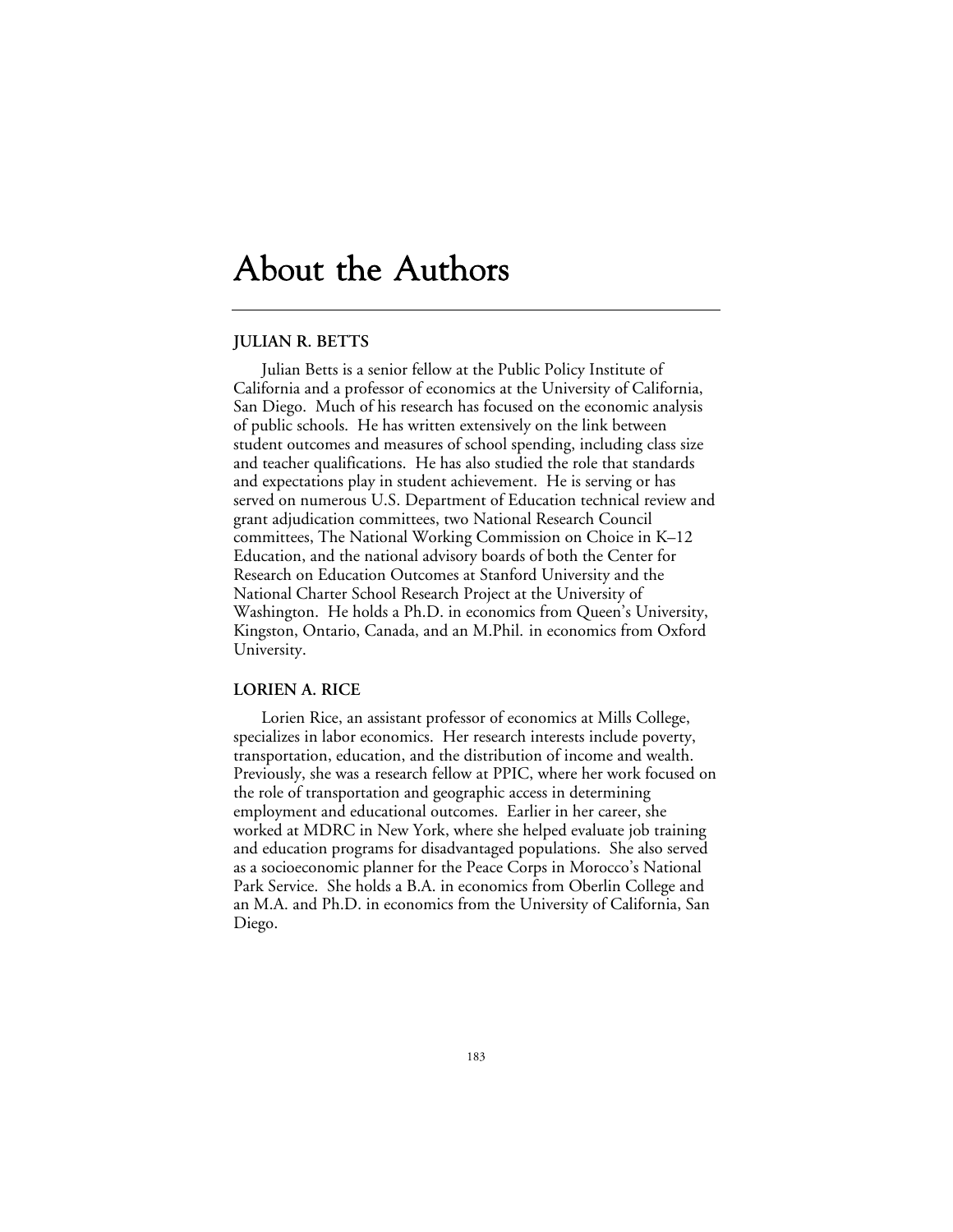# About the Authors

## JULIAN R. BETTS

Julian Betts is a senior fellow at the Public Policy Institute of California and a professor of economics at the University of California, San Diego. Much of his research has focused on the economic analysis of public schools. He has written extensively on the link between student outcomes and measures of school spending, including class size and teacher qualifications. He has also studied the role that standards and expectations play in student achievement. He is serving or has served on numerous U.S. Department of Education technical review and grant adjudication committees, two National Research Council committees, The National Working Commission on Choice in K–12 Education, and the national advisory boards of both the Center for Research on Education Outcomes at Stanford University and the National Charter School Research Project at the University of Washington. He holds a Ph.D. in economics from Queen's University, Kingston, Ontario, Canada, and an M.Phil. in economics from Oxford University.

## LORIEN A. RICE

Lorien Rice, an assistant professor of economics at Mills College, specializes in labor economics. Her research interests include poverty, transportation, education, and the distribution of income and wealth. Previously, she was a research fellow at PPIC, where her work focused on the role of transportation and geographic access in determining employment and educational outcomes. Earlier in her career, she worked at MDRC in New York, where she helped evaluate job training and education programs for disadvantaged populations. She also served as a socioeconomic planner for the Peace Corps in Morocco's National Park Service. She holds a B.A. in economics from Oberlin College and an M.A. and Ph.D. in economics from the University of California, San Diego.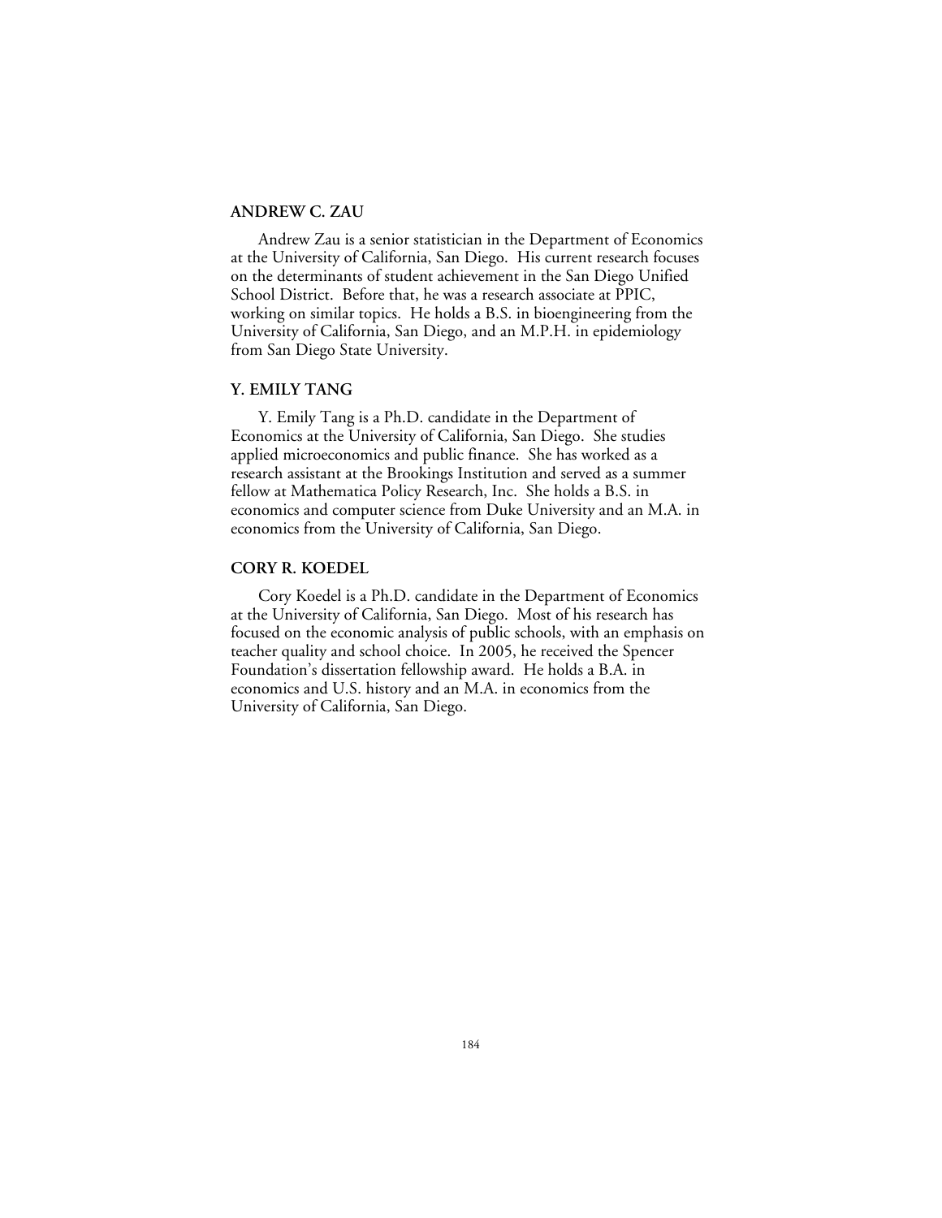### ANDREW C. ZAU

Andrew Zau is a senior statistician in the Department of Economics at the University of California, San Diego. His current research focuses on the determinants of student achievement in the San Diego Unified School District. Before that, he was a research associate at PPIC, working on similar topics. He holds a B.S. in bioengineering from the University of California, San Diego, and an M.P.H. in epidemiology from San Diego State University.

### Y. EMILY TANG

Y. Emily Tang is a Ph.D. candidate in the Department of Economics at the University of California, San Diego. She studies applied microeconomics and public finance. She has worked as a research assistant at the Brookings Institution and served as a summer fellow at Mathematica Policy Research, Inc. She holds a B.S. in economics and computer science from Duke University and an M.A. in economics from the University of California, San Diego.

### CORY R. KOEDEL

Cory Koedel is a Ph.D. candidate in the Department of Economics at the University of California, San Diego. Most of his research has focused on the economic analysis of public schools, with an emphasis on teacher quality and school choice. In 2005, he received the Spencer Foundation's dissertation fellowship award. He holds a B.A. in economics and U.S. history and an M.A. in economics from the University of California, San Diego.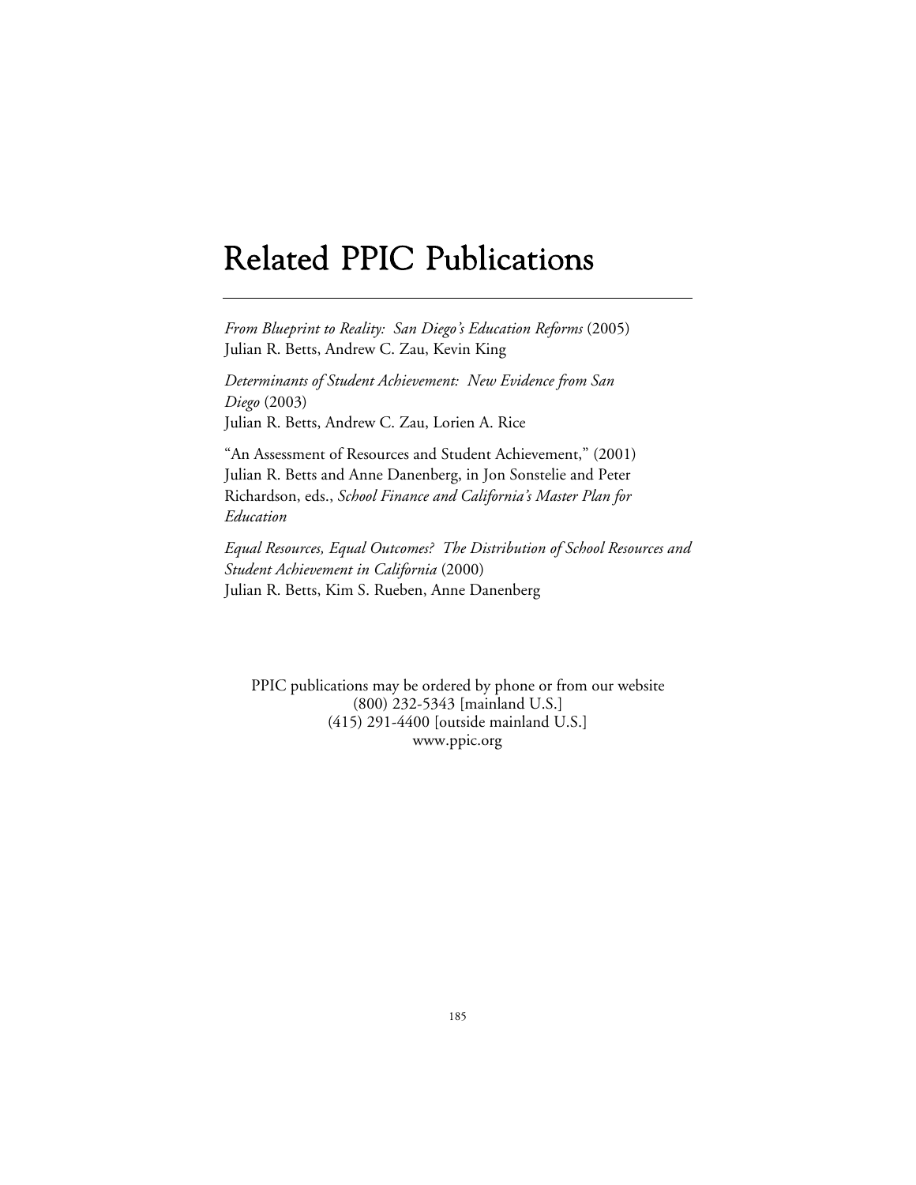# Related PPIC Publications

*From Blueprint to Reality: San Diego's Education Reforms* (2005)
Julian R. Betts, Andrew C. Zau, Kevin King

*Determinants of Student Achievement: New Evidence from San Diego* (2003)
Julian R. Betts, Andrew C. Zau, Lorien A. Rice

"An Assessment of Resources and Student Achievement," (2001)
Julian R. Betts and Anne Danenberg, in Jon Sonstelie and Peter Richardson, eds., *School Finance and California's Master Plan for Education*

*Equal Resources, Equal Outcomes? The Distribution of School Resources and Student Achievement in California* (2000)
Julian R. Betts, Kim S. Rueben, Anne Danenberg

PPIC publications may be ordered by phone or from our website
(800) 232-5343 [mainland U.S.]
(415) 291-4400 [outside mainland U.S.]
www.ppic.org